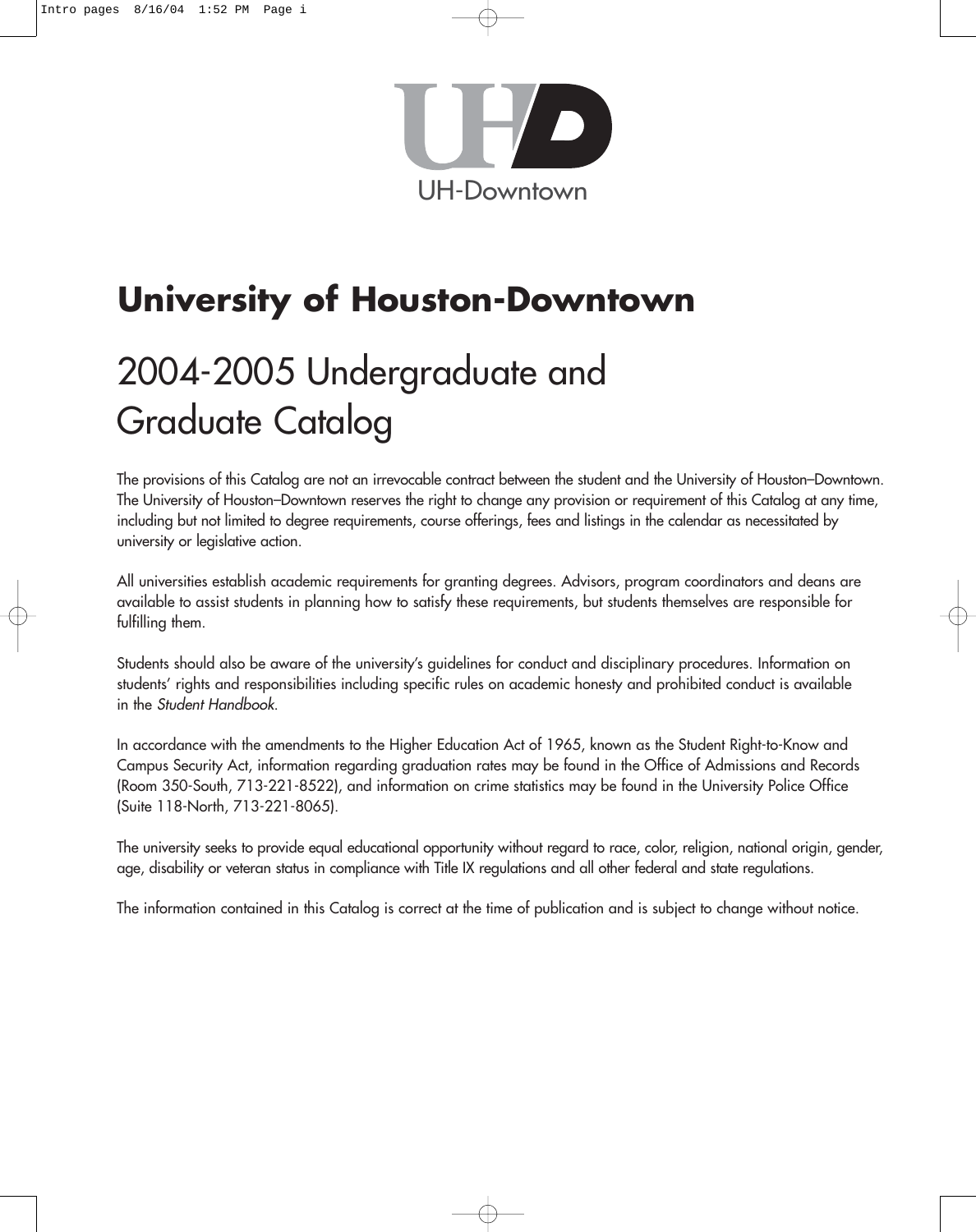UH-Downtown

# University of Houston-Downtown

## 2004-2005 Undergraduate and Graduate Catalog

The provisions of this Catalog are not an irrevocable contract between the student and the University of Houston–Downtown. The University of Houston–Downtown reserves the right to change any provision or requirement of this Catalog at any time, including but not limited to degree requirements, course offerings, fees and listings in the calendar as necessitated by university or legislative action.

All universities establish academic requirements for granting degrees. Advisors, program coordinators and deans are available to assist students in planning how to satisfy these requirements, but students themselves are responsible for fulfilling them.

Students should also be aware of the university's guidelines for conduct and disciplinary procedures. Information on students' rights and responsibilities including specific rules on academic honesty and prohibited conduct is available in the *Student Handbook*.

In accordance with the amendments to the Higher Education Act of 1965, known as the Student Right-to-Know and Campus Security Act, information regarding graduation rates may be found in the Office of Admissions and Records (Room 350-South, 713-221-8522), and information on crime statistics may be found in the University Police Office (Suite 118-North, 713-221-8065).

The university seeks to provide equal educational opportunity without regard to race, color, religion, national origin, gender, age, disability or veteran status in compliance with Title IX regulations and all other federal and state regulations.

The information contained in this Catalog is correct at the time of publication and is subject to change without notice.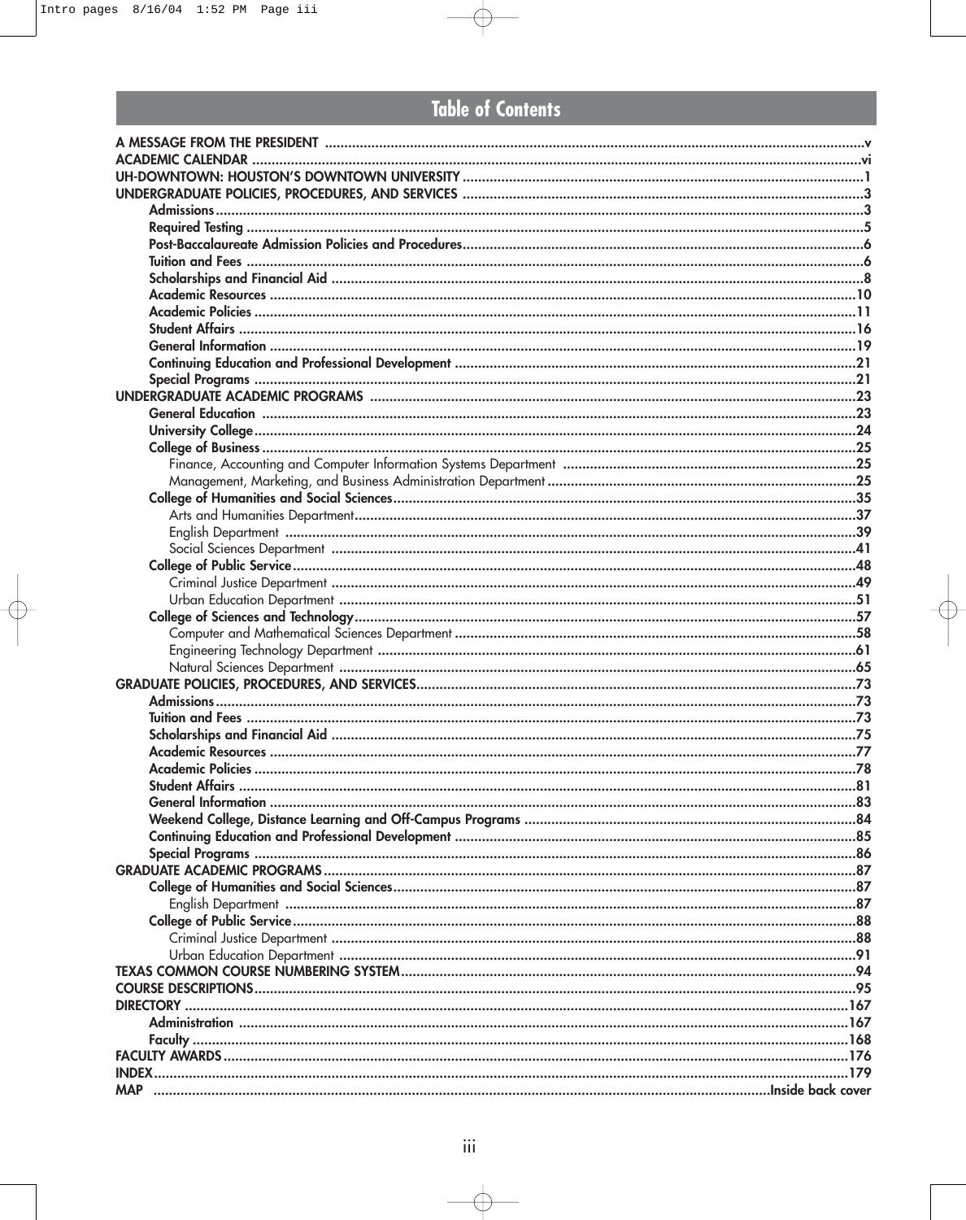# Table of Contents

A MESSAGE FROM THE PRESIDENT ..... v
ACADEMIC CALENDAR ..... vi
UH-DOWNTOWN: HOUSTON'S DOWNTOWN UNIVERSITY ..... 1
UNDERGRADUATE POLICIES, PROCEDURES, AND SERVICES ..... 3
- Admissions ..... 3
- Required Testing ..... 5
- Post-Baccalaureate Admission Policies and Procedures ..... 6
- Tuition and Fees ..... 6
- Scholarships and Financial Aid ..... 8
- Academic Resources ..... 10
- Academic Policies ..... 11
- Student Affairs ..... 16
- General Information ..... 19
- Continuing Education and Professional Development ..... 21
- Special Programs ..... 21

UNDERGRADUATE ACADEMIC PROGRAMS ..... 23
- General Education ..... 23
- University College ..... 24
- College of Business ..... 25
  - Finance, Accounting and Computer Information Systems Department ..... 25
  - Management, Marketing, and Business Administration Department ..... 25
- College of Humanities and Social Sciences ..... 35
  - Arts and Humanities Department ..... 37
  - English Department ..... 39
  - Social Sciences Department ..... 41
- College of Public Service ..... 48
  - Criminal Justice Department ..... 49
  - Urban Education Department ..... 51
- College of Sciences and Technology ..... 57
  - Computer and Mathematical Sciences Department ..... 58
  - Engineering Technology Department ..... 61
  - Natural Sciences Department ..... 65

GRADUATE POLICIES, PROCEDURES, AND SERVICES ..... 73
- Admissions ..... 73
- Tuition and Fees ..... 73
- Scholarships and Financial Aid ..... 75
- Academic Resources ..... 77
- Academic Policies ..... 78
- Student Affairs ..... 81
- General Information ..... 83
- Weekend College, Distance Learning and Off-Campus Programs ..... 84
- Continuing Education and Professional Development ..... 85
- Special Programs ..... 86

GRADUATE ACADEMIC PROGRAMS ..... 87
- College of Humanities and Social Sciences ..... 87
  - English Department ..... 87
- College of Public Service ..... 88
  - Criminal Justice Department ..... 88
  - Urban Education Department ..... 91

TEXAS COMMON COURSE NUMBERING SYSTEM ..... 94
COURSE DESCRIPTIONS ..... 95
DIRECTORY ..... 167
- Administration ..... 167
- Faculty ..... 168

FACULTY AWARDS ..... 176
INDEX ..... 179
MAP ..... Inside back cover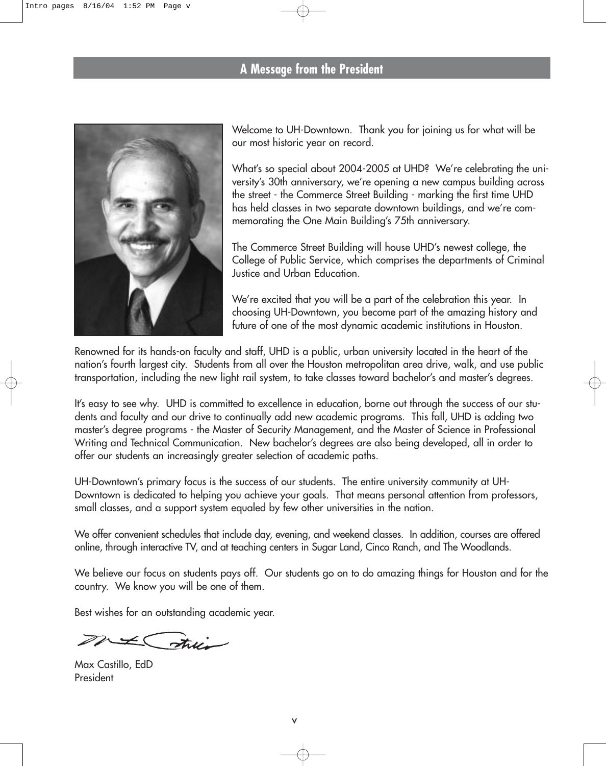## A Message from the President

Welcome to UH-Downtown. Thank you for joining us for what will be our most historic year on record.

What's so special about 2004-2005 at UHD? We're celebrating the university's 30th anniversary, we're opening a new campus building across the street - the Commerce Street Building - marking the first time UHD has held classes in two separate downtown buildings, and we're commemorating the One Main Building's 75th anniversary.

The Commerce Street Building will house UHD's newest college, the College of Public Service, which comprises the departments of Criminal Justice and Urban Education.

We're excited that you will be a part of the celebration this year. In choosing UH-Downtown, you become part of the amazing history and future of one of the most dynamic academic institutions in Houston.

Renowned for its hands-on faculty and staff, UHD is a public, urban university located in the heart of the nation's fourth largest city. Students from all over the Houston metropolitan area drive, walk, and use public transportation, including the new light rail system, to take classes toward bachelor's and master's degrees.

It's easy to see why. UHD is committed to excellence in education, borne out through the success of our students and faculty and our drive to continually add new academic programs. This fall, UHD is adding two master's degree programs - the Master of Security Management, and the Master of Science in Professional Writing and Technical Communication. New bachelor's degrees are also being developed, all in order to offer our students an increasingly greater selection of academic paths.

UH-Downtown's primary focus is the success of our students. The entire university community at UH-Downtown is dedicated to helping you achieve your goals. That means personal attention from professors, small classes, and a support system equaled by few other universities in the nation.

We offer convenient schedules that include day, evening, and weekend classes. In addition, courses are offered online, through interactive TV, and at teaching centers in Sugar Land, Cinco Ranch, and The Woodlands.

We believe our focus on students pays off. Our students go on to do amazing things for Houston and for the country. We know you will be one of them.

Best wishes for an outstanding academic year.

Max Castillo, EdD
President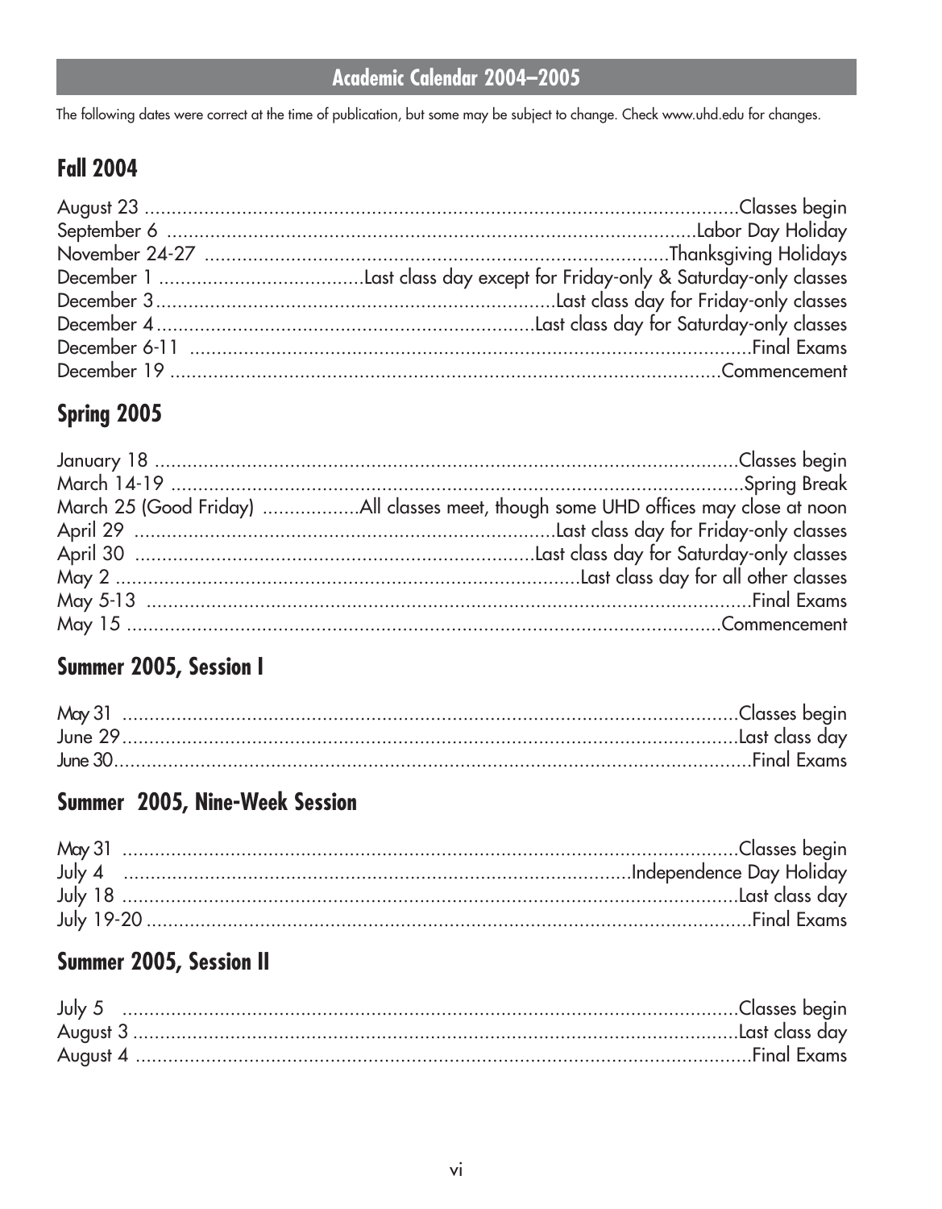# Academic Calendar 2004–2005

The following dates were correct at the time of publication, but some may be subject to change. Check www.uhd.edu for changes.

## Fall 2004

August 23 ........................................ Classes begin
September 6 ........................................ Labor Day Holiday
November 24-27 ........................................ Thanksgiving Holidays
December 1 ........................................ Last class day except for Friday-only & Saturday-only classes
December 3 ........................................ Last class day for Friday-only classes
December 4 ........................................ Last class day for Saturday-only classes
December 6-11 ........................................ Final Exams
December 19 ........................................ Commencement

## Spring 2005

January 18 ........................................ Classes begin
March 14-19 ........................................ Spring Break
March 25 (Good Friday) ........................................ All classes meet, though some UHD offices may close at noon
April 29 ........................................ Last class day for Friday-only classes
April 30 ........................................ Last class day for Saturday-only classes
May 2 ........................................ Last class day for all other classes
May 5-13 ........................................ Final Exams
May 15 ........................................ Commencement

## Summer 2005, Session I

May 31 ........................................ Classes begin
June 29 ........................................ Last class day
June 30 ........................................ Final Exams

## Summer 2005, Nine-Week Session

May 31 ........................................ Classes begin
July 4 ........................................ Independence Day Holiday
July 18 ........................................ Last class day
July 19-20 ........................................ Final Exams

## Summer 2005, Session II

July 5 ........................................ Classes begin
August 3 ........................................ Last class day
August 4 ........................................ Final Exams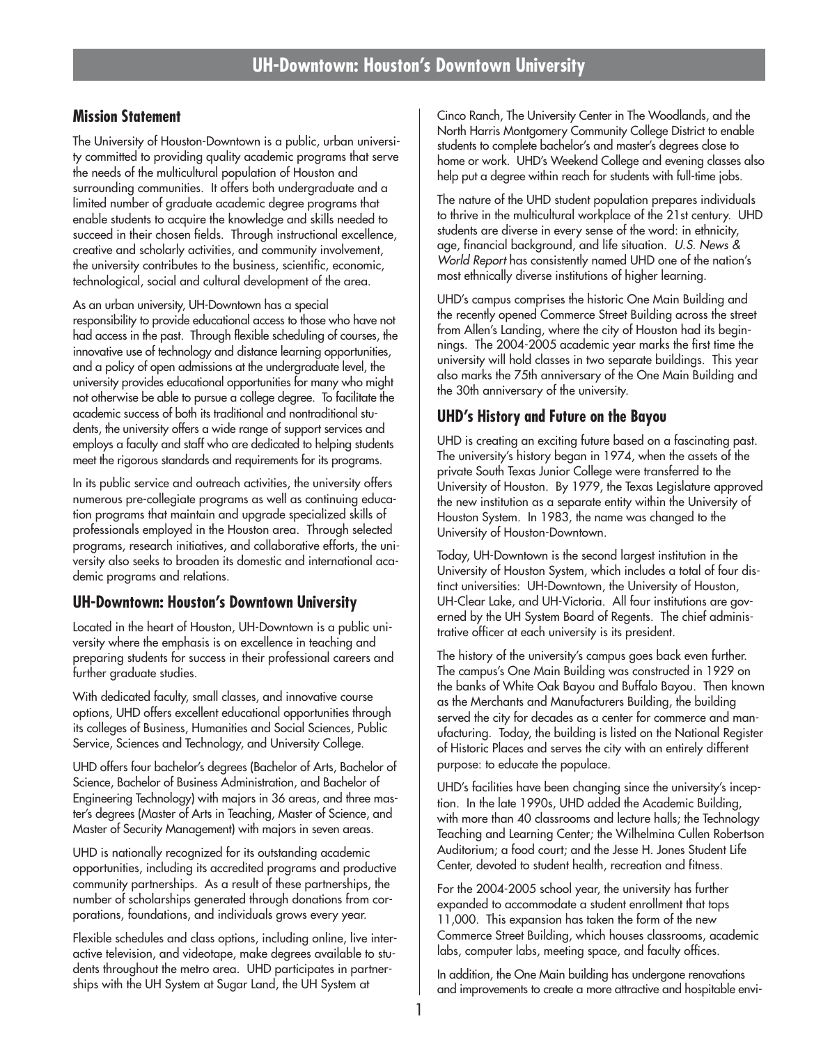# UH-Downtown: Houston's Downtown University

## Mission Statement

The University of Houston-Downtown is a public, urban university committed to providing quality academic programs that serve the needs of the multicultural population of Houston and surrounding communities. It offers both undergraduate and a limited number of graduate academic degree programs that enable students to acquire the knowledge and skills needed to succeed in their chosen fields. Through instructional excellence, creative and scholarly activities, and community involvement, the university contributes to the business, scientific, economic, technological, social and cultural development of the area.

As an urban university, UH-Downtown has a special responsibility to provide educational access to those who have not had access in the past. Through flexible scheduling of courses, the innovative use of technology and distance learning opportunities, and a policy of open admissions at the undergraduate level, the university provides educational opportunities for many who might not otherwise be able to pursue a college degree. To facilitate the academic success of both its traditional and nontraditional students, the university offers a wide range of support services and employs a faculty and staff who are dedicated to helping students meet the rigorous standards and requirements for its programs.

In its public service and outreach activities, the university offers numerous pre-collegiate programs as well as continuing education programs that maintain and upgrade specialized skills of professionals employed in the Houston area. Through selected programs, research initiatives, and collaborative efforts, the university also seeks to broaden its domestic and international academic programs and relations.

## UH-Downtown: Houston's Downtown University

Located in the heart of Houston, UH-Downtown is a public university where the emphasis is on excellence in teaching and preparing students for success in their professional careers and further graduate studies.

With dedicated faculty, small classes, and innovative course options, UHD offers excellent educational opportunities through its colleges of Business, Humanities and Social Sciences, Public Service, Sciences and Technology, and University College.

UHD offers four bachelor's degrees (Bachelor of Arts, Bachelor of Science, Bachelor of Business Administration, and Bachelor of Engineering Technology) with majors in 36 areas, and three master's degrees (Master of Arts in Teaching, Master of Science, and Master of Security Management) with majors in seven areas.

UHD is nationally recognized for its outstanding academic opportunities, including its accredited programs and productive community partnerships. As a result of these partnerships, the number of scholarships generated through donations from corporations, foundations, and individuals grows every year.

Flexible schedules and class options, including online, live interactive television, and videotape, make degrees available to students throughout the metro area. UHD participates in partnerships with the UH System at Sugar Land, the UH System at Cinco Ranch, The University Center in The Woodlands, and the North Harris Montgomery Community College District to enable students to complete bachelor's and master's degrees close to home or work. UHD's Weekend College and evening classes also help put a degree within reach for students with full-time jobs.

The nature of the UHD student population prepares individuals to thrive in the multicultural workplace of the 21st century. UHD students are diverse in every sense of the word: in ethnicity, age, financial background, and life situation. *U.S. News & World Report* has consistently named UHD one of the nation's most ethnically diverse institutions of higher learning.

UHD's campus comprises the historic One Main Building and the recently opened Commerce Street Building across the street from Allen's Landing, where the city of Houston had its beginnings. The 2004-2005 academic year marks the first time the university will hold classes in two separate buildings. This year also marks the 75th anniversary of the One Main Building and the 30th anniversary of the university.

## UHD's History and Future on the Bayou

UHD is creating an exciting future based on a fascinating past. The university's history began in 1974, when the assets of the private South Texas Junior College were transferred to the University of Houston. By 1979, the Texas Legislature approved the new institution as a separate entity within the University of Houston System. In 1983, the name was changed to the University of Houston-Downtown.

Today, UH-Downtown is the second largest institution in the University of Houston System, which includes a total of four distinct universities: UH-Downtown, the University of Houston, UH-Clear Lake, and UH-Victoria. All four institutions are governed by the UH System Board of Regents. The chief administrative officer at each university is its president.

The history of the university's campus goes back even further. The campus's One Main Building was constructed in 1929 on the banks of White Oak Bayou and Buffalo Bayou. Then known as the Merchants and Manufacturers Building, the building served the city for decades as a center for commerce and manufacturing. Today, the building is listed on the National Register of Historic Places and serves the city with an entirely different purpose: to educate the populace.

UHD's facilities have been changing since the university's inception. In the late 1990s, UHD added the Academic Building, with more than 40 classrooms and lecture halls; the Technology Teaching and Learning Center; the Wilhelmina Cullen Robertson Auditorium; a food court; and the Jesse H. Jones Student Life Center, devoted to student health, recreation and fitness.

For the 2004-2005 school year, the university has further expanded to accommodate a student enrollment that tops 11,000. This expansion has taken the form of the new Commerce Street Building, which houses classrooms, academic labs, computer labs, meeting space, and faculty offices.

In addition, the One Main building has undergone renovations and improvements to create a more attractive and hospitable envi-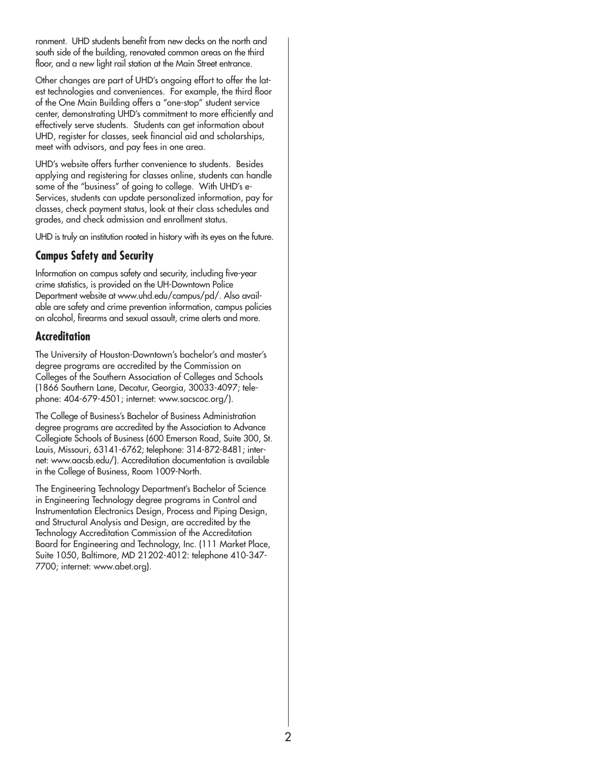ronment. UHD students benefit from new decks on the north and south side of the building, renovated common areas on the third floor, and a new light rail station at the Main Street entrance.

Other changes are part of UHD's ongoing effort to offer the latest technologies and conveniences. For example, the third floor of the One Main Building offers a "one-stop" student service center, demonstrating UHD's commitment to more efficiently and effectively serve students. Students can get information about UHD, register for classes, seek financial aid and scholarships, meet with advisors, and pay fees in one area.

UHD's website offers further convenience to students. Besides applying and registering for classes online, students can handle some of the "business" of going to college. With UHD's e-Services, students can update personalized information, pay for classes, check payment status, look at their class schedules and grades, and check admission and enrollment status.

UHD is truly an institution rooted in history with its eyes on the future.

## Campus Safety and Security

Information on campus safety and security, including five-year crime statistics, is provided on the UH-Downtown Police Department website at www.uhd.edu/campus/pd/. Also available are safety and crime prevention information, campus policies on alcohol, firearms and sexual assault, crime alerts and more.

## Accreditation

The University of Houston-Downtown's bachelor's and master's degree programs are accredited by the Commission on Colleges of the Southern Association of Colleges and Schools (1866 Southern Lane, Decatur, Georgia, 30033-4097; telephone: 404-679-4501; internet: www.sacscoc.org/).

The College of Business's Bachelor of Business Administration degree programs are accredited by the Association to Advance Collegiate Schools of Business (600 Emerson Road, Suite 300, St. Louis, Missouri, 63141-6762; telephone: 314-872-8481; internet: www.aacsb.edu/). Accreditation documentation is available in the College of Business, Room 1009-North.

The Engineering Technology Department's Bachelor of Science in Engineering Technology degree programs in Control and Instrumentation Electronics Design, Process and Piping Design, and Structural Analysis and Design, are accredited by the Technology Accreditation Commission of the Accreditation Board for Engineering and Technology, Inc. (111 Market Place, Suite 1050, Baltimore, MD 21202-4012: telephone 410-347-7700; internet: www.abet.org).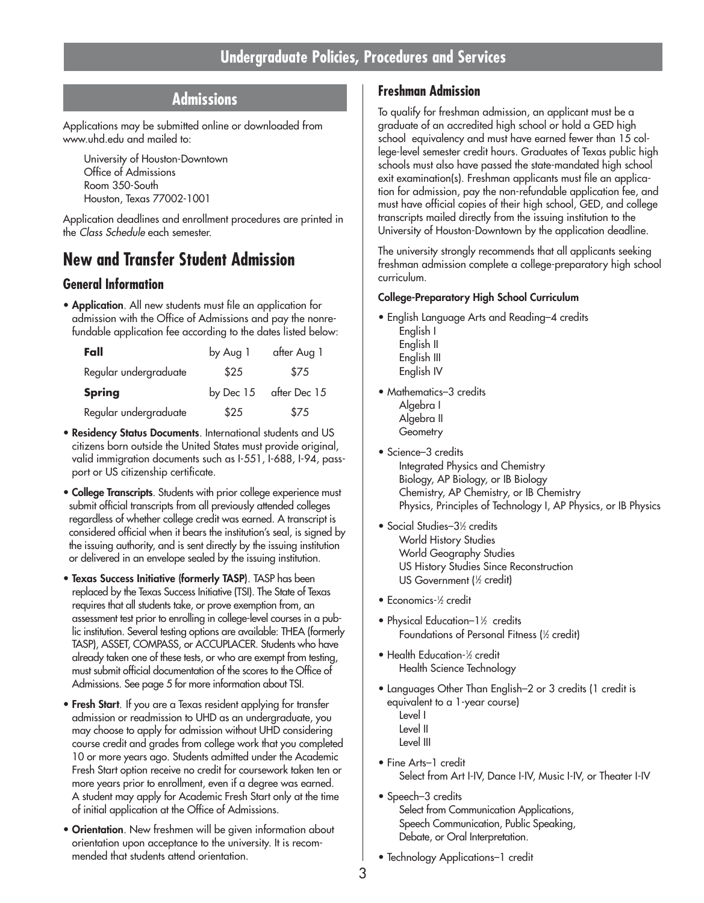# Undergraduate Policies, Procedures and Services

## Admissions

Applications may be submitted online or downloaded from www.uhd.edu and mailed to:

University of Houston-Downtown
Office of Admissions
Room 350-South
Houston, Texas 77002-1001

Application deadlines and enrollment procedures are printed in the *Class Schedule* each semester.

## New and Transfer Student Admission

### General Information

- **Application**. All new students must file an application for admission with the Office of Admissions and pay the nonrefundable application fee according to the dates listed below:

| **Fall** | by Aug 1 | after Aug 1 |
|---|---|---|
| Regular undergraduate | $25 | $75 |
| **Spring** | by Dec 15 | after Dec 15 |
| Regular undergraduate | $25 | $75 |

- **Residency Status Documents**. International students and US citizens born outside the United States must provide original, valid immigration documents such as I-551, I-688, I-94, passport or US citizenship certificate.
- **College Transcripts**. Students with prior college experience must submit official transcripts from all previously attended colleges regardless of whether college credit was earned. A transcript is considered official when it bears the institution's seal, is signed by the issuing authority, and is sent directly by the issuing institution or delivered in an envelope sealed by the issuing institution.
- **Texas Success Initiative (formerly TASP)**. TASP has been replaced by the Texas Success Initiative (TSI). The State of Texas requires that all students take, or prove exemption from, an assessment test prior to enrolling in college-level courses in a public institution. Several testing options are available: THEA (formerly TASP), ASSET, COMPASS, or ACCUPLACER. Students who have already taken one of these tests, or who are exempt from testing, must submit official documentation of the scores to the Office of Admissions. See page 5 for more information about TSI.
- **Fresh Start**. If you are a Texas resident applying for transfer admission or readmission to UHD as an undergraduate, you may choose to apply for admission without UHD considering course credit and grades from college work that you completed 10 or more years ago. Students admitted under the Academic Fresh Start option receive no credit for coursework taken ten or more years prior to enrollment, even if a degree was earned. A student may apply for Academic Fresh Start only at the time of initial application at the Office of Admissions.
- **Orientation**. New freshmen will be given information about orientation upon acceptance to the university. It is recommended that students attend orientation.

### Freshman Admission

To qualify for freshman admission, an applicant must be a graduate of an accredited high school or hold a GED high school equivalency and must have earned fewer than 15 college-level semester credit hours. Graduates of Texas public high schools must also have passed the state-mandated high school exit examination(s). Freshman applicants must file an application for admission, pay the non-refundable application fee, and must have official copies of their high school, GED, and college transcripts mailed directly from the issuing institution to the University of Houston-Downtown by the application deadline.

The university strongly recommends that all applicants seeking freshman admission complete a college-preparatory high school curriculum.

#### College-Preparatory High School Curriculum

- English Language Arts and Reading–4 credits
  - English I
  - English II
  - English III
  - English IV
- Mathematics–3 credits
  - Algebra I
  - Algebra II
  - Geometry
- Science–3 credits
  - Integrated Physics and Chemistry
  - Biology, AP Biology, or IB Biology
  - Chemistry, AP Chemistry, or IB Chemistry
  - Physics, Principles of Technology I, AP Physics, or IB Physics
- Social Studies–3½ credits
  - World History Studies
  - World Geography Studies
  - US History Studies Since Reconstruction
  - US Government (½ credit)
- Economics-½ credit
- Physical Education–1½ credits
  - Foundations of Personal Fitness (½ credit)
- Health Education-½ credit
  - Health Science Technology
- Languages Other Than English–2 or 3 credits (1 credit is equivalent to a 1-year course)
  - Level I
  - Level II
  - Level III
- Fine Arts–1 credit
  - Select from Art I-IV, Dance I-IV, Music I-IV, or Theater I-IV
- Speech–3 credits
  - Select from Communication Applications, Speech Communication, Public Speaking, Debate, or Oral Interpretation.
- Technology Applications–1 credit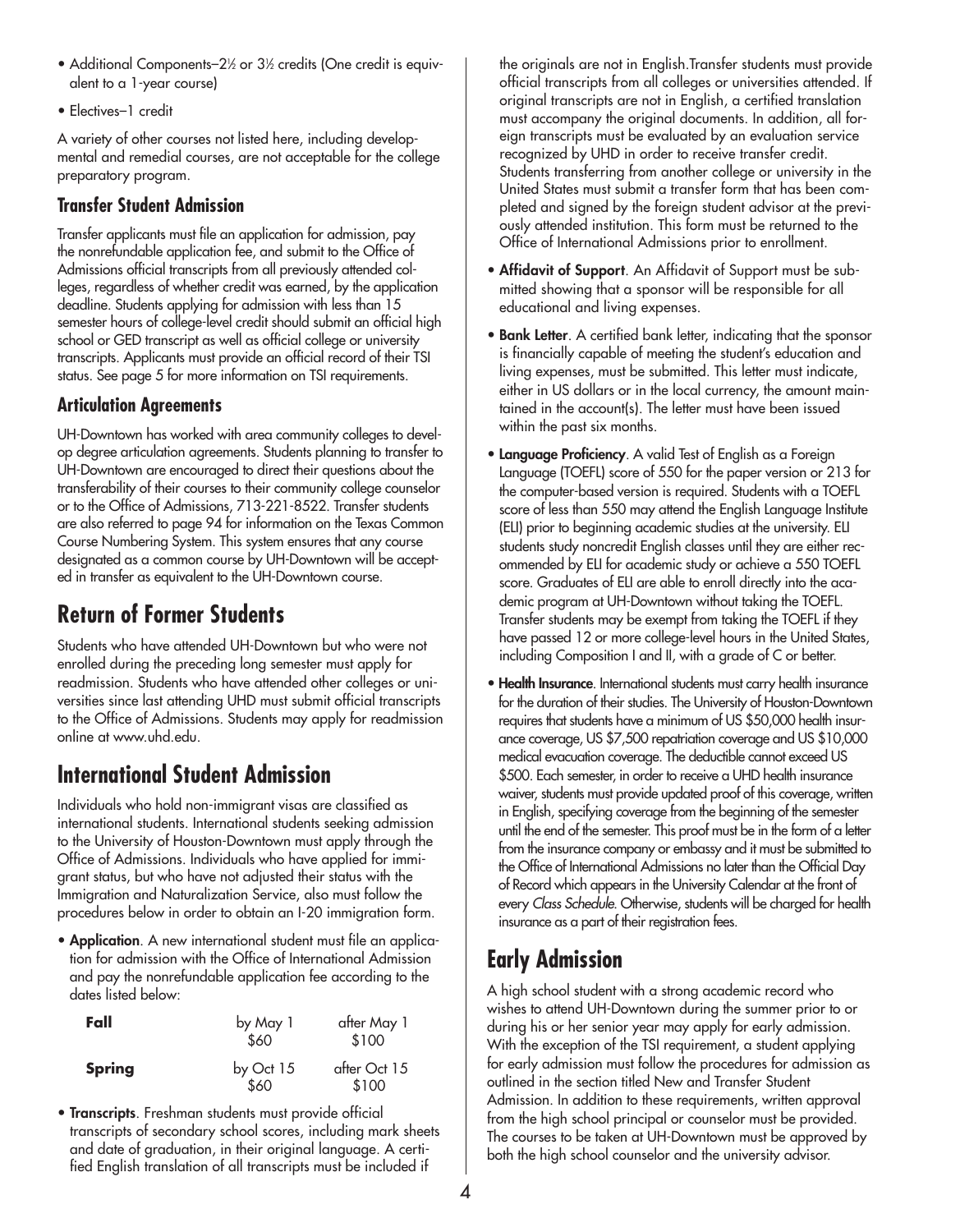- Additional Components–2½ or 3½ credits (One credit is equivalent to a 1-year course)
- Electives–1 credit

A variety of other courses not listed here, including developmental and remedial courses, are not acceptable for the college preparatory program.

### Transfer Student Admission

Transfer applicants must file an application for admission, pay the nonrefundable application fee, and submit to the Office of Admissions official transcripts from all previously attended colleges, regardless of whether credit was earned, by the application deadline. Students applying for admission with less than 15 semester hours of college-level credit should submit an official high school or GED transcript as well as official college or university transcripts. Applicants must provide an official record of their TSI status. See page 5 for more information on TSI requirements.

### Articulation Agreements

UH-Downtown has worked with area community colleges to develop degree articulation agreements. Students planning to transfer to UH-Downtown are encouraged to direct their questions about the transferability of their courses to their community college counselor or to the Office of Admissions, 713-221-8522. Transfer students are also referred to page 94 for information on the Texas Common Course Numbering System. This system ensures that any course designated as a common course by UH-Downtown will be accepted in transfer as equivalent to the UH-Downtown course.

## Return of Former Students

Students who have attended UH-Downtown but who were not enrolled during the preceding long semester must apply for readmission. Students who have attended other colleges or universities since last attending UHD must submit official transcripts to the Office of Admissions. Students may apply for readmission online at www.uhd.edu.

## International Student Admission

Individuals who hold non-immigrant visas are classified as international students. International students seeking admission to the University of Houston-Downtown must apply through the Office of Admissions. Individuals who have applied for immigrant status, but who have not adjusted their status with the Immigration and Naturalization Service, also must follow the procedures below in order to obtain an I-20 immigration form.

- **Application**. A new international student must file an application for admission with the Office of International Admission and pay the nonrefundable application fee according to the dates listed below:

| | | |
|---|---|---|
| **Fall** | by May 1<br>$60 | after May 1<br>$100 |
| **Spring** | by Oct 15<br>$60 | after Oct 15<br>$100 |

- **Transcripts**. Freshman students must provide official transcripts of secondary school scores, including mark sheets and date of graduation, in their original language. A certified English translation of all transcripts must be included if the originals are not in English.Transfer students must provide official transcripts from all colleges or universities attended. If original transcripts are not in English, a certified translation must accompany the original documents. In addition, all foreign transcripts must be evaluated by an evaluation service recognized by UHD in order to receive transfer credit. Students transferring from another college or university in the United States must submit a transfer form that has been completed and signed by the foreign student advisor at the previously attended institution. This form must be returned to the Office of International Admissions prior to enrollment.
- **Affidavit of Support**. An Affidavit of Support must be submitted showing that a sponsor will be responsible for all educational and living expenses.
- **Bank Letter**. A certified bank letter, indicating that the sponsor is financially capable of meeting the student's education and living expenses, must be submitted. This letter must indicate, either in US dollars or in the local currency, the amount maintained in the account(s). The letter must have been issued within the past six months.
- **Language Proficiency**. A valid Test of English as a Foreign Language (TOEFL) score of 550 for the paper version or 213 for the computer-based version is required. Students with a TOEFL score of less than 550 may attend the English Language Institute (ELI) prior to beginning academic studies at the university. ELI students study noncredit English classes until they are either recommended by ELI for academic study or achieve a 550 TOEFL score. Graduates of ELI are able to enroll directly into the academic program at UH-Downtown without taking the TOEFL. Transfer students may be exempt from taking the TOEFL if they have passed 12 or more college-level hours in the United States, including Composition I and II, with a grade of C or better.
- **Health Insurance**. International students must carry health insurance for the duration of their studies. The University of Houston-Downtown requires that students have a minimum of US $50,000 health insurance coverage, US $7,500 repatriation coverage and US $10,000 medical evacuation coverage. The deductible cannot exceed US $500. Each semester, in order to receive a UHD health insurance waiver, students must provide updated proof of this coverage, written in English, specifying coverage from the beginning of the semester until the end of the semester. This proof must be in the form of a letter from the insurance company or embassy and it must be submitted to the Office of International Admissions no later than the Official Day of Record which appears in the University Calendar at the front of every *Class Schedule*. Otherwise, students will be charged for health insurance as a part of their registration fees.

## Early Admission

A high school student with a strong academic record who wishes to attend UH-Downtown during the summer prior to or during his or her senior year may apply for early admission. With the exception of the TSI requirement, a student applying for early admission must follow the procedures for admission as outlined in the section titled New and Transfer Student Admission. In addition to these requirements, written approval from the high school principal or counselor must be provided. The courses to be taken at UH-Downtown must be approved by both the high school counselor and the university advisor.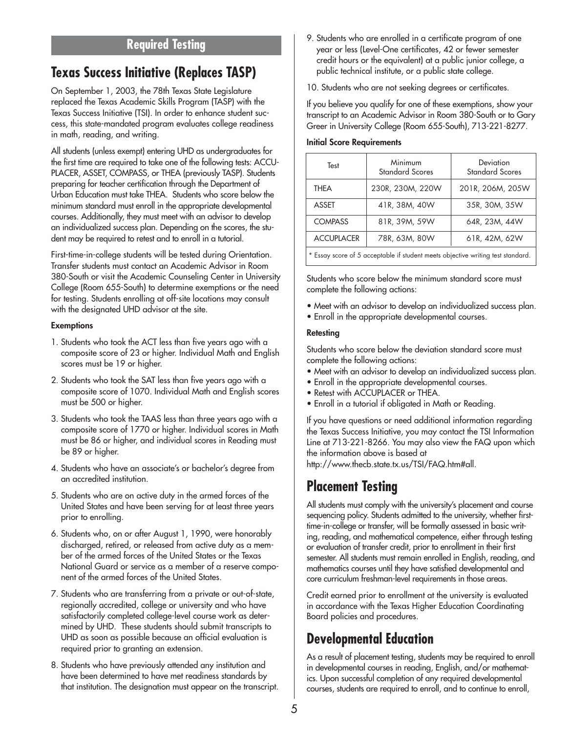## Required Testing

## Texas Success Initiative (Replaces TASP)

On September 1, 2003, the 78th Texas State Legislature replaced the Texas Academic Skills Program (TASP) with the Texas Success Initiative (TSI). In order to enhance student success, this state-mandated program evaluates college readiness in math, reading, and writing.

All students (unless exempt) entering UHD as undergraduates for the first time are required to take one of the following tests: ACCUPLACER, ASSET, COMPASS, or THEA (previously TASP). Students preparing for teacher certification through the Department of Urban Education must take THEA. Students who score below the minimum standard must enroll in the appropriate developmental courses. Additionally, they must meet with an advisor to develop an individualized success plan. Depending on the scores, the student may be required to retest and to enroll in a tutorial.

First-time-in-college students will be tested during Orientation. Transfer students must contact an Academic Advisor in Room 380-South or visit the Academic Counseling Center in University College (Room 655-South) to determine exemptions or the need for testing. Students enrolling at off-site locations may consult with the designated UHD advisor at the site.

**Exemptions**

1. Students who took the ACT less than five years ago with a composite score of 23 or higher. Individual Math and English scores must be 19 or higher.
2. Students who took the SAT less than five years ago with a composite score of 1070. Individual Math and English scores must be 500 or higher.
3. Students who took the TAAS less than three years ago with a composite score of 1770 or higher. Individual scores in Math must be 86 or higher, and individual scores in Reading must be 89 or higher.
4. Students who have an associate's or bachelor's degree from an accredited institution.
5. Students who are on active duty in the armed forces of the United States and have been serving for at least three years prior to enrolling.
6. Students who, on or after August 1, 1990, were honorably discharged, retired, or released from active duty as a member of the armed forces of the United States or the Texas National Guard or service as a member of a reserve component of the armed forces of the United States.
7. Students who are transferring from a private or out-of-state, regionally accredited, college or university and who have satisfactorily completed college-level course work as determined by UHD. These students should submit transcripts to UHD as soon as possible because an official evaluation is required prior to granting an extension.
8. Students who have previously attended any institution and have been determined to have met readiness standards by that institution. The designation must appear on the transcript.
9. Students who are enrolled in a certificate program of one year or less (Level-One certificates, 42 or fewer semester credit hours or the equivalent) at a public junior college, a public technical institute, or a public state college.
10. Students who are not seeking degrees or certificates.

If you believe you qualify for one of these exemptions, show your transcript to an Academic Advisor in Room 380-South or to Gary Greer in University College (Room 655-South), 713-221-8277.

**Initial Score Requirements**

| Test | Minimum Standard Scores | Deviation Standard Scores |
|---|---|---|
| THEA | 230R, 230M, 220W | 201R, 206M, 205W |
| ASSET | 41R, 38M, 40W | 35R, 30M, 35W |
| COMPASS | 81R, 39M, 59W | 64R, 23M, 44W |
| ACCUPLACER | 78R, 63M, 80W | 61R, 42M, 62W |

\* Essay score of 5 acceptable if student meets objective writing test standard.

Students who score below the minimum standard score must complete the following actions:

- Meet with an advisor to develop an individualized success plan.
- Enroll in the appropriate developmental courses.

**Retesting**

Students who score below the deviation standard score must complete the following actions:

- Meet with an advisor to develop an individualized success plan.
- Enroll in the appropriate developmental courses.
- Retest with ACCUPLACER or THEA.
- Enroll in a tutorial if obligated in Math or Reading.

If you have questions or need additional information regarding the Texas Success Initiative, you may contact the TSI Information Line at 713-221-8266. You may also view the FAQ upon which the information above is based at http://www.thecb.state.tx.us/TSI/FAQ.htm#all.

## Placement Testing

All students must comply with the university's placement and course sequencing policy. Students admitted to the university, whether first-time-in-college or transfer, will be formally assessed in basic writing, reading, and mathematical competence, either through testing or evaluation of transfer credit, prior to enrollment in their first semester. All students must remain enrolled in English, reading, and mathematics courses until they have satisfied developmental and core curriculum freshman-level requirements in those areas.

Credit earned prior to enrollment at the university is evaluated in accordance with the Texas Higher Education Coordinating Board policies and procedures.

## Developmental Education

As a result of placement testing, students may be required to enroll in developmental courses in reading, English, and/or mathematics. Upon successful completion of any required developmental courses, students are required to enroll, and to continue to enroll,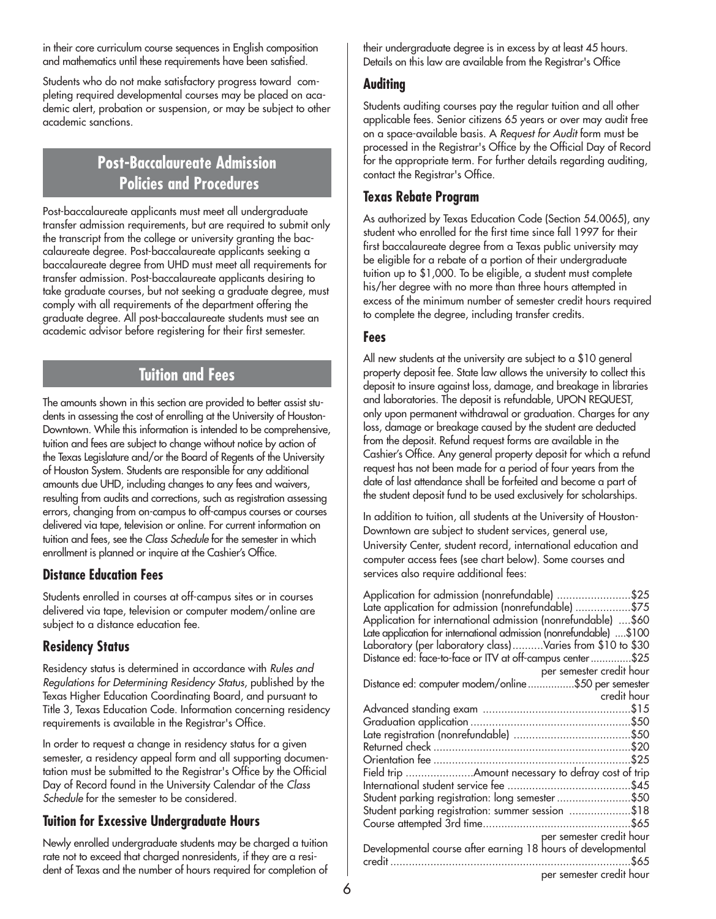in their core curriculum course sequences in English composition and mathematics until these requirements have been satisfied.

Students who do not make satisfactory progress toward completing required developmental courses may be placed on academic alert, probation or suspension, or may be subject to other academic sanctions.

## Post-Baccalaureate Admission Policies and Procedures

Post-baccalaureate applicants must meet all undergraduate transfer admission requirements, but are required to submit only the transcript from the college or university granting the baccalaureate degree. Post-baccalaureate applicants seeking a baccalaureate degree from UHD must meet all requirements for transfer admission. Post-baccalaureate applicants desiring to take graduate courses, but not seeking a graduate degree, must comply with all requirements of the department offering the graduate degree. All post-baccalaureate students must see an academic advisor before registering for their first semester.

## Tuition and Fees

The amounts shown in this section are provided to better assist students in assessing the cost of enrolling at the University of Houston-Downtown. While this information is intended to be comprehensive, tuition and fees are subject to change without notice by action of the Texas Legislature and/or the Board of Regents of the University of Houston System. Students are responsible for any additional amounts due UHD, including changes to any fees and waivers, resulting from audits and corrections, such as registration assessing errors, changing from on-campus to off-campus courses or courses delivered via tape, television or online. For current information on tuition and fees, see the *Class Schedule* for the semester in which enrollment is planned or inquire at the Cashier's Office.

### Distance Education Fees

Students enrolled in courses at off-campus sites or in courses delivered via tape, television or computer modem/online are subject to a distance education fee.

### Residency Status

Residency status is determined in accordance with *Rules and Regulations for Determining Residency Status*, published by the Texas Higher Education Coordinating Board, and pursuant to Title 3, Texas Education Code. Information concerning residency requirements is available in the Registrar's Office.

In order to request a change in residency status for a given semester, a residency appeal form and all supporting documentation must be submitted to the Registrar's Office by the Official Day of Record found in the University Calendar of the *Class Schedule* for the semester to be considered.

### Tuition for Excessive Undergraduate Hours

Newly enrolled undergraduate students may be charged a tuition rate not to exceed that charged nonresidents, if they are a resident of Texas and the number of hours required for completion of their undergraduate degree is in excess by at least 45 hours. Details on this law are available from the Registrar's Office

### Auditing

Students auditing courses pay the regular tuition and all other applicable fees. Senior citizens 65 years or over may audit free on a space-available basis. A *Request for Audit* form must be processed in the Registrar's Office by the Official Day of Record for the appropriate term. For further details regarding auditing, contact the Registrar's Office.

### Texas Rebate Program

As authorized by Texas Education Code (Section 54.0065), any student who enrolled for the first time since fall 1997 for their first baccalaureate degree from a Texas public university may be eligible for a rebate of a portion of their undergraduate tuition up to $1,000. To be eligible, a student must complete his/her degree with no more than three hours attempted in excess of the minimum number of semester credit hours required to complete the degree, including transfer credits.

### Fees

All new students at the university are subject to a $10 general property deposit fee. State law allows the university to collect this deposit to insure against loss, damage, and breakage in libraries and laboratories. The deposit is refundable, UPON REQUEST, only upon permanent withdrawal or graduation. Charges for any loss, damage or breakage caused by the student are deducted from the deposit. Refund request forms are available in the Cashier's Office. Any general property deposit for which a refund request has not been made for a period of four years from the date of last attendance shall be forfeited and become a part of the student deposit fund to be used exclusively for scholarships.

In addition to tuition, all students at the University of Houston-Downtown are subject to student services, general use, University Center, student record, international education and computer access fees (see chart below). Some courses and services also require additional fees:

| Fee | Amount |
|---|---|
| Application for admission (nonrefundable) | $25 |
| Late application for admission (nonrefundable) | $75 |
| Application for international admission (nonrefundable) | $60 |
| Late application for international admission (nonrefundable) | $100 |
| Laboratory (per laboratory class) | Varies from $10 to $30 |
| Distance ed: face-to-face or ITV at off-campus center | $25 per semester credit hour |
| Distance ed: computer modem/online | $50 per semester credit hour |
| Advanced standing exam | $15 |
| Graduation application | $50 |
| Late registration (nonrefundable) | $50 |
| Returned check | $20 |
| Orientation fee | $25 |
| Field trip | Amount necessary to defray cost of trip |
| International student service fee | $45 |
| Student parking registration: long semester | $50 |
| Student parking registration: summer session | $18 |
| Course attempted 3rd time | $65 per semester credit hour |
| Developmental course after earning 18 hours of developmental credit | $65 per semester credit hour |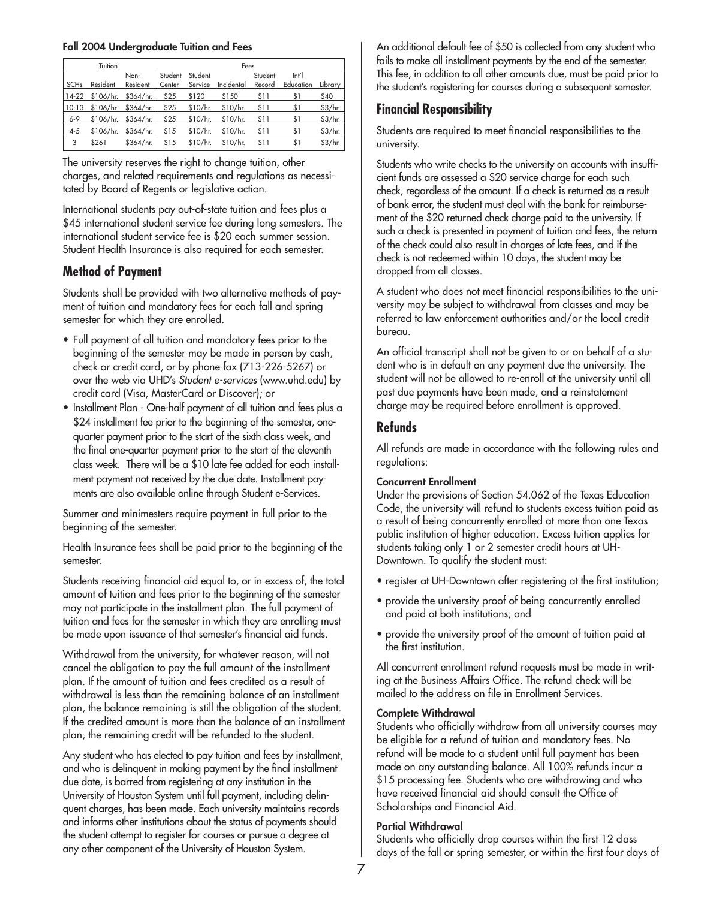**Fall 2004 Undergraduate Tuition and Fees**

| Tuition | | | Fees | | | | | | |
|---|---|---|---|---|---|---|---|---|---|
| SCHs | Resident | Non-Resident | Student Center | Student Service | Incidental | Student Record | Int'l Education | Library |
| 14-22 | $106/hr. | $364/hr. | $25 | $120 | $150 | $11 | $1 | $40 |
| 10-13 | $106/hr. | $364/hr. | $25 | $10/hr. | $10/hr. | $11 | $1 | $3/hr. |
| 6-9 | $106/hr. | $364/hr. | $25 | $10/hr. | $10/hr. | $11 | $1 | $3/hr. |
| 4-5 | $106/hr. | $364/hr. | $15 | $10/hr. | $10/hr. | $11 | $1 | $3/hr. |
| 3 | $261 | $364/hr. | $15 | $10/hr. | $10/hr. | $11 | $1 | $3/hr. |

The university reserves the right to change tuition, other charges, and related requirements and regulations as necessitated by Board of Regents or legislative action.

International students pay out-of-state tuition and fees plus a $45 international student service fee during long semesters. The international student service fee is $20 each summer session. Student Health Insurance is also required for each semester.

## Method of Payment

Students shall be provided with two alternative methods of payment of tuition and mandatory fees for each fall and spring semester for which they are enrolled.

- Full payment of all tuition and mandatory fees prior to the beginning of the semester may be made in person by cash, check or credit card, or by phone fax (713-226-5267) or over the web via UHD's *Student e-services* (www.uhd.edu) by credit card (Visa, MasterCard or Discover); or
- Installment Plan - One-half payment of all tuition and fees plus a $24 installment fee prior to the beginning of the semester, one-quarter payment prior to the start of the sixth class week, and the final one-quarter payment prior to the start of the eleventh class week. There will be a $10 late fee added for each installment payment not received by the due date. Installment payments are also available online through Student e-Services.

Summer and minimesters require payment in full prior to the beginning of the semester.

Health Insurance fees shall be paid prior to the beginning of the semester.

Students receiving financial aid equal to, or in excess of, the total amount of tuition and fees prior to the beginning of the semester may not participate in the installment plan. The full payment of tuition and fees for the semester in which they are enrolling must be made upon issuance of that semester's financial aid funds.

Withdrawal from the university, for whatever reason, will not cancel the obligation to pay the full amount of the installment plan. If the amount of tuition and fees credited as a result of withdrawal is less than the remaining balance of an installment plan, the balance remaining is still the obligation of the student. If the credited amount is more than the balance of an installment plan, the remaining credit will be refunded to the student.

Any student who has elected to pay tuition and fees by installment, and who is delinquent in making payment by the final installment due date, is barred from registering at any institution in the University of Houston System until full payment, including delinquent charges, has been made. Each university maintains records and informs other institutions about the status of payments should the student attempt to register for courses or pursue a degree at any other component of the University of Houston System.

An additional default fee of $50 is collected from any student who fails to make all installment payments by the end of the semester. This fee, in addition to all other amounts due, must be paid prior to the student's registering for courses during a subsequent semester.

## Financial Responsibility

Students are required to meet financial responsibilities to the university.

Students who write checks to the university on accounts with insufficient funds are assessed a $20 service charge for each such check, regardless of the amount. If a check is returned as a result of bank error, the student must deal with the bank for reimbursement of the $20 returned check charge paid to the university. If such a check is presented in payment of tuition and fees, the return of the check could also result in charges of late fees, and if the check is not redeemed within 10 days, the student may be dropped from all classes.

A student who does not meet financial responsibilities to the university may be subject to withdrawal from classes and may be referred to law enforcement authorities and/or the local credit bureau.

An official transcript shall not be given to or on behalf of a student who is in default on any payment due the university. The student will not be allowed to re-enroll at the university until all past due payments have been made, and a reinstatement charge may be required before enrollment is approved.

## Refunds

All refunds are made in accordance with the following rules and regulations:

**Concurrent Enrollment**

Under the provisions of Section 54.062 of the Texas Education Code, the university will refund to students excess tuition paid as a result of being concurrently enrolled at more than one Texas public institution of higher education. Excess tuition applies for students taking only 1 or 2 semester credit hours at UH-Downtown. To qualify the student must:

- register at UH-Downtown after registering at the first institution;
- provide the university proof of being concurrently enrolled and paid at both institutions; and
- provide the university proof of the amount of tuition paid at the first institution.

All concurrent enrollment refund requests must be made in writing at the Business Affairs Office. The refund check will be mailed to the address on file in Enrollment Services.

**Complete Withdrawal**

Students who officially withdraw from all university courses may be eligible for a refund of tuition and mandatory fees. No refund will be made to a student until full payment has been made on any outstanding balance. All 100% refunds incur a $15 processing fee. Students who are withdrawing and who have received financial aid should consult the Office of Scholarships and Financial Aid.

**Partial Withdrawal**

Students who officially drop courses within the first 12 class days of the fall or spring semester, or within the first four days of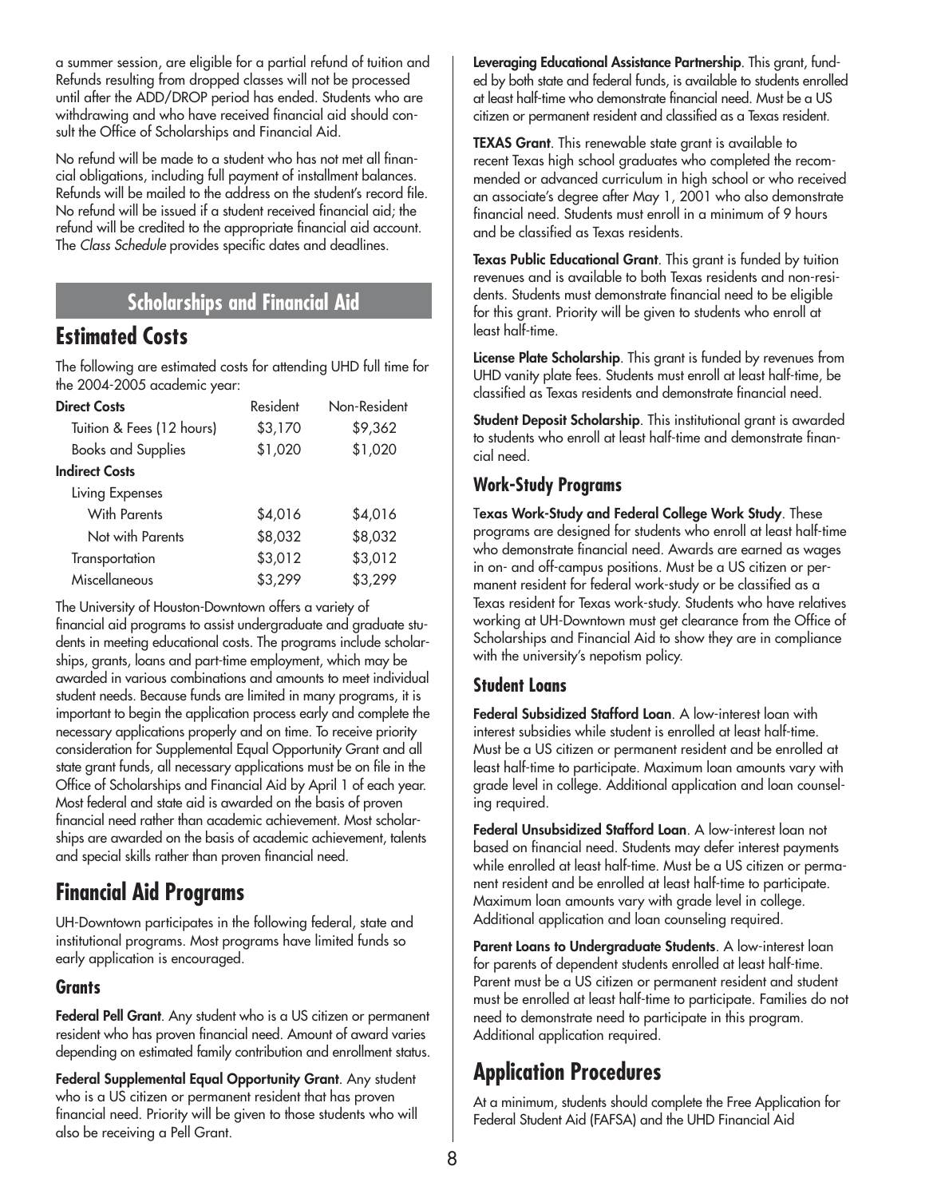a summer session, are eligible for a partial refund of tuition and Refunds resulting from dropped classes will not be processed until after the ADD/DROP period has ended. Students who are withdrawing and who have received financial aid should consult the Office of Scholarships and Financial Aid.

No refund will be made to a student who has not met all financial obligations, including full payment of installment balances. Refunds will be mailed to the address on the student's record file. No refund will be issued if a student received financial aid; the refund will be credited to the appropriate financial aid account. The *Class Schedule* provides specific dates and deadlines.

# Scholarships and Financial Aid

## Estimated Costs

The following are estimated costs for attending UHD full time for the 2004-2005 academic year:

| | Resident | Non-Resident |
|---|---|---|
| **Direct Costs** | | |
| Tuition & Fees (12 hours) | $3,170 | $9,362 |
| Books and Supplies | $1,020 | $1,020 |
| **Indirect Costs** | | |
| Living Expenses | | |
| With Parents | $4,016 | $4,016 |
| Not with Parents | $8,032 | $8,032 |
| Transportation | $3,012 | $3,012 |
| Miscellaneous | $3,299 | $3,299 |

The University of Houston-Downtown offers a variety of financial aid programs to assist undergraduate and graduate students in meeting educational costs. The programs include scholarships, grants, loans and part-time employment, which may be awarded in various combinations and amounts to meet individual student needs. Because funds are limited in many programs, it is important to begin the application process early and complete the necessary applications properly and on time. To receive priority consideration for Supplemental Equal Opportunity Grant and all state grant funds, all necessary applications must be on file in the Office of Scholarships and Financial Aid by April 1 of each year. Most federal and state aid is awarded on the basis of proven financial need rather than academic achievement. Most scholarships are awarded on the basis of academic achievement, talents and special skills rather than proven financial need.

## Financial Aid Programs

UH-Downtown participates in the following federal, state and institutional programs. Most programs have limited funds so early application is encouraged.

### Grants

**Federal Pell Grant**. Any student who is a US citizen or permanent resident who has proven financial need. Amount of award varies depending on estimated family contribution and enrollment status.

**Federal Supplemental Equal Opportunity Grant**. Any student who is a US citizen or permanent resident that has proven financial need. Priority will be given to those students who will also be receiving a Pell Grant.

**Leveraging Educational Assistance Partnership**. This grant, funded by both state and federal funds, is available to students enrolled at least half-time who demonstrate financial need. Must be a US citizen or permanent resident and classified as a Texas resident.

**TEXAS Grant**. This renewable state grant is available to recent Texas high school graduates who completed the recommended or advanced curriculum in high school or who received an associate's degree after May 1, 2001 who also demonstrate financial need. Students must enroll in a minimum of 9 hours and be classified as Texas residents.

**Texas Public Educational Grant**. This grant is funded by tuition revenues and is available to both Texas residents and non-residents. Students must demonstrate financial need to be eligible for this grant. Priority will be given to students who enroll at least half-time.

**License Plate Scholarship**. This grant is funded by revenues from UHD vanity plate fees. Students must enroll at least half-time, be classified as Texas residents and demonstrate financial need.

**Student Deposit Scholarship**. This institutional grant is awarded to students who enroll at least half-time and demonstrate financial need.

### Work-Study Programs

**Texas Work-Study and Federal College Work Study**. These programs are designed for students who enroll at least half-time who demonstrate financial need. Awards are earned as wages in on- and off-campus positions. Must be a US citizen or permanent resident for federal work-study or be classified as a Texas resident for Texas work-study. Students who have relatives working at UH-Downtown must get clearance from the Office of Scholarships and Financial Aid to show they are in compliance with the university's nepotism policy.

### Student Loans

**Federal Subsidized Stafford Loan**. A low-interest loan with interest subsidies while student is enrolled at least half-time. Must be a US citizen or permanent resident and be enrolled at least half-time to participate. Maximum loan amounts vary with grade level in college. Additional application and loan counseling required.

**Federal Unsubsidized Stafford Loan**. A low-interest loan not based on financial need. Students may defer interest payments while enrolled at least half-time. Must be a US citizen or permanent resident and be enrolled at least half-time to participate. Maximum loan amounts vary with grade level in college. Additional application and loan counseling required.

**Parent Loans to Undergraduate Students**. A low-interest loan for parents of dependent students enrolled at least half-time. Parent must be a US citizen or permanent resident and student must be enrolled at least half-time to participate. Families do not need to demonstrate need to participate in this program. Additional application required.

## Application Procedures

At a minimum, students should complete the Free Application for Federal Student Aid (FAFSA) and the UHD Financial Aid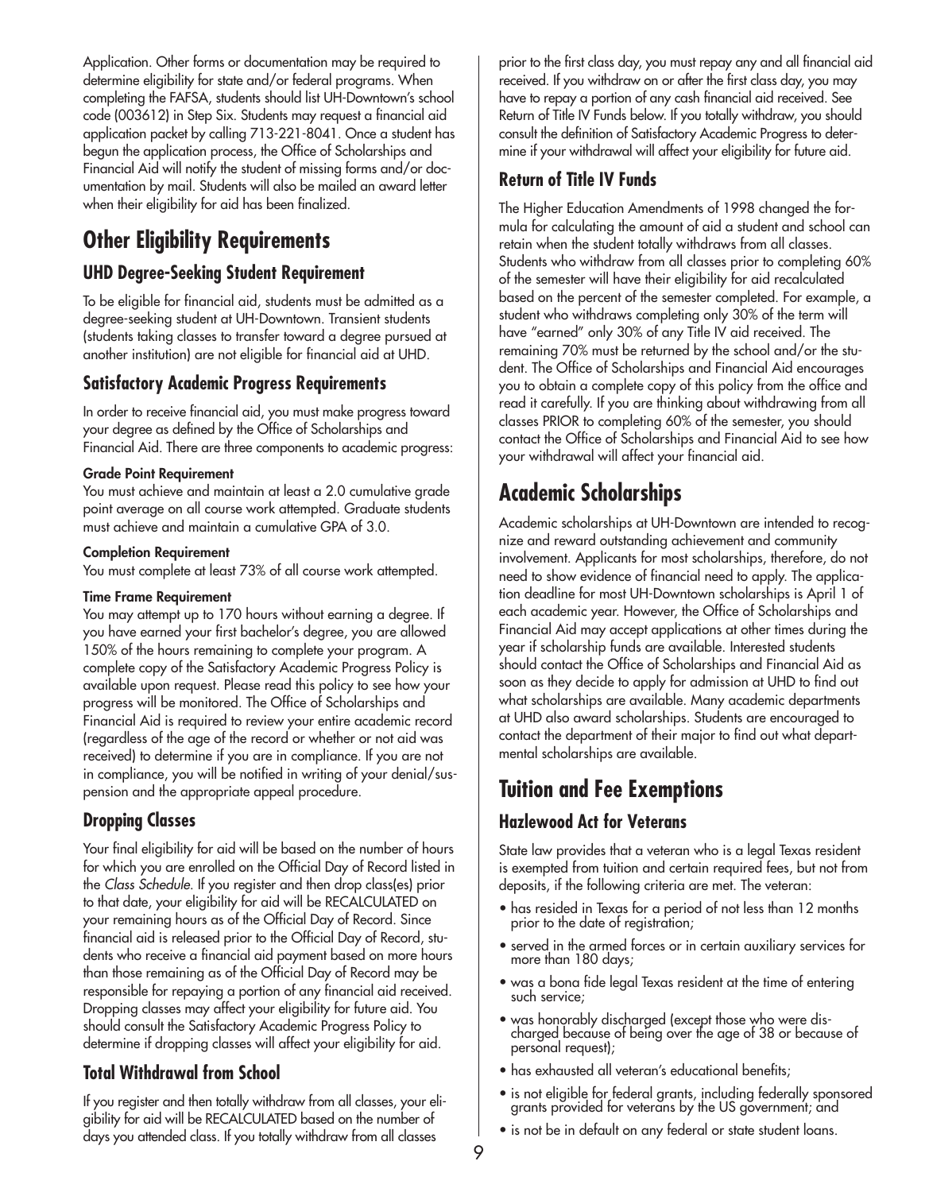Application. Other forms or documentation may be required to determine eligibility for state and/or federal programs. When completing the FAFSA, students should list UH-Downtown's school code (003612) in Step Six. Students may request a financial aid application packet by calling 713-221-8041. Once a student has begun the application process, the Office of Scholarships and Financial Aid will notify the student of missing forms and/or documentation by mail. Students will also be mailed an award letter when their eligibility for aid has been finalized.

## Other Eligibility Requirements

### UHD Degree-Seeking Student Requirement

To be eligible for financial aid, students must be admitted as a degree-seeking student at UH-Downtown. Transient students (students taking classes to transfer toward a degree pursued at another institution) are not eligible for financial aid at UHD.

### Satisfactory Academic Progress Requirements

In order to receive financial aid, you must make progress toward your degree as defined by the Office of Scholarships and Financial Aid. There are three components to academic progress:

**Grade Point Requirement**
You must achieve and maintain at least a 2.0 cumulative grade point average on all course work attempted. Graduate students must achieve and maintain a cumulative GPA of 3.0.

**Completion Requirement**
You must complete at least 73% of all course work attempted.

**Time Frame Requirement**
You may attempt up to 170 hours without earning a degree. If you have earned your first bachelor's degree, you are allowed 150% of the hours remaining to complete your program. A complete copy of the Satisfactory Academic Progress Policy is available upon request. Please read this policy to see how your progress will be monitored. The Office of Scholarships and Financial Aid is required to review your entire academic record (regardless of the age of the record or whether or not aid was received) to determine if you are in compliance. If you are not in compliance, you will be notified in writing of your denial/suspension and the appropriate appeal procedure.

### Dropping Classes

Your final eligibility for aid will be based on the number of hours for which you are enrolled on the Official Day of Record listed in the *Class Schedule*. If you register and then drop class(es) prior to that date, your eligibility for aid will be RECALCULATED on your remaining hours as of the Official Day of Record. Since financial aid is released prior to the Official Day of Record, students who receive a financial aid payment based on more hours than those remaining as of the Official Day of Record may be responsible for repaying a portion of any financial aid received. Dropping classes may affect your eligibility for future aid. You should consult the Satisfactory Academic Progress Policy to determine if dropping classes will affect your eligibility for aid.

### Total Withdrawal from School

If you register and then totally withdraw from all classes, your eligibility for aid will be RECALCULATED based on the number of days you attended class. If you totally withdraw from all classes prior to the first class day, you must repay any and all financial aid received. If you withdraw on or after the first class day, you may have to repay a portion of any cash financial aid received. See Return of Title IV Funds below. If you totally withdraw, you should consult the definition of Satisfactory Academic Progress to determine if your withdrawal will affect your eligibility for future aid.

### Return of Title IV Funds

The Higher Education Amendments of 1998 changed the formula for calculating the amount of aid a student and school can retain when the student totally withdraws from all classes. Students who withdraw from all classes prior to completing 60% of the semester will have their eligibility for aid recalculated based on the percent of the semester completed. For example, a student who withdraws completing only 30% of the term will have "earned" only 30% of any Title IV aid received. The remaining 70% must be returned by the school and/or the student. The Office of Scholarships and Financial Aid encourages you to obtain a complete copy of this policy from the office and read it carefully. If you are thinking about withdrawing from all classes PRIOR to completing 60% of the semester, you should contact the Office of Scholarships and Financial Aid to see how your withdrawal will affect your financial aid.

## Academic Scholarships

Academic scholarships at UH-Downtown are intended to recognize and reward outstanding achievement and community involvement. Applicants for most scholarships, therefore, do not need to show evidence of financial need to apply. The application deadline for most UH-Downtown scholarships is April 1 of each academic year. However, the Office of Scholarships and Financial Aid may accept applications at other times during the year if scholarship funds are available. Interested students should contact the Office of Scholarships and Financial Aid as soon as they decide to apply for admission at UHD to find out what scholarships are available. Many academic departments at UHD also award scholarships. Students are encouraged to contact the department of their major to find out what departmental scholarships are available.

## Tuition and Fee Exemptions

### Hazlewood Act for Veterans

State law provides that a veteran who is a legal Texas resident is exempted from tuition and certain required fees, but not from deposits, if the following criteria are met. The veteran:

- has resided in Texas for a period of not less than 12 months prior to the date of registration;
- served in the armed forces or in certain auxiliary services for more than 180 days;
- was a bona fide legal Texas resident at the time of entering such service;
- was honorably discharged (except those who were discharged because of being over the age of 38 or because of personal request);
- has exhausted all veteran's educational benefits;
- is not eligible for federal grants, including federally sponsored grants provided for veterans by the US government; and
- is not be in default on any federal or state student loans.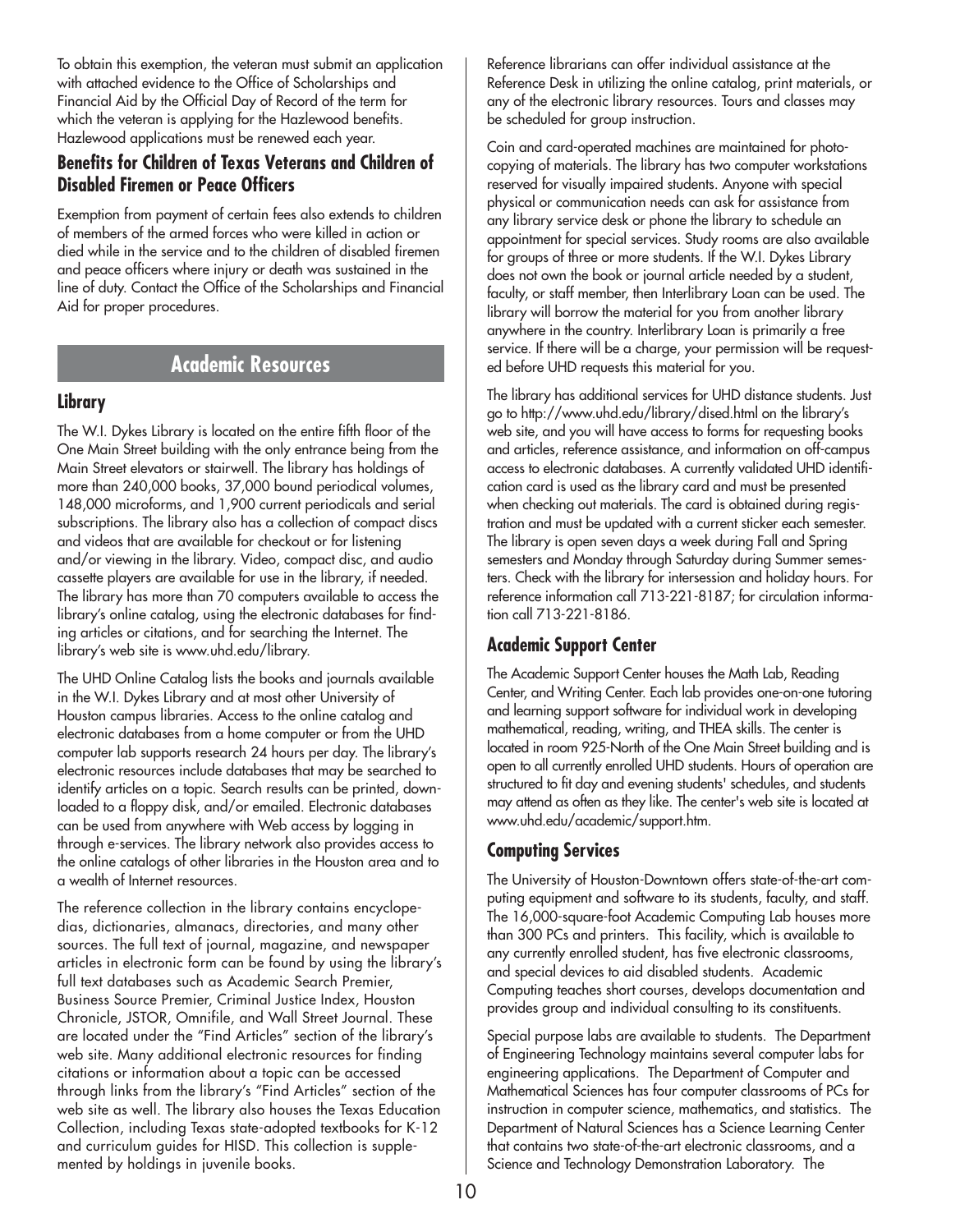To obtain this exemption, the veteran must submit an application with attached evidence to the Office of Scholarships and Financial Aid by the Official Day of Record of the term for which the veteran is applying for the Hazlewood benefits. Hazlewood applications must be renewed each year.

### Benefits for Children of Texas Veterans and Children of Disabled Firemen or Peace Officers

Exemption from payment of certain fees also extends to children of members of the armed forces who were killed in action or died while in the service and to the children of disabled firemen and peace officers where injury or death was sustained in the line of duty. Contact the Office of the Scholarships and Financial Aid for proper procedures.

## Academic Resources

### Library

The W.I. Dykes Library is located on the entire fifth floor of the One Main Street building with the only entrance being from the Main Street elevators or stairwell. The library has holdings of more than 240,000 books, 37,000 bound periodical volumes, 148,000 microforms, and 1,900 current periodicals and serial subscriptions. The library also has a collection of compact discs and videos that are available for checkout or for listening and/or viewing in the library. Video, compact disc, and audio cassette players are available for use in the library, if needed. The library has more than 70 computers available to access the library's online catalog, using the electronic databases for finding articles or citations, and for searching the Internet. The library's web site is www.uhd.edu/library.

The UHD Online Catalog lists the books and journals available in the W.I. Dykes Library and at most other University of Houston campus libraries. Access to the online catalog and electronic databases from a home computer or from the UHD computer lab supports research 24 hours per day. The library's electronic resources include databases that may be searched to identify articles on a topic. Search results can be printed, downloaded to a floppy disk, and/or emailed. Electronic databases can be used from anywhere with Web access by logging in through e-services. The library network also provides access to the online catalogs of other libraries in the Houston area and to a wealth of Internet resources.

The reference collection in the library contains encyclopedias, dictionaries, almanacs, directories, and many other sources. The full text of journal, magazine, and newspaper articles in electronic form can be found by using the library's full text databases such as Academic Search Premier, Business Source Premier, Criminal Justice Index, Houston Chronicle, JSTOR, Omnifile, and Wall Street Journal. These are located under the "Find Articles" section of the library's web site. Many additional electronic resources for finding citations or information about a topic can be accessed through links from the library's "Find Articles" section of the web site as well. The library also houses the Texas Education Collection, including Texas state-adopted textbooks for K-12 and curriculum guides for HISD. This collection is supplemented by holdings in juvenile books.

Reference librarians can offer individual assistance at the Reference Desk in utilizing the online catalog, print materials, or any of the electronic library resources. Tours and classes may be scheduled for group instruction.

Coin and card-operated machines are maintained for photocopying of materials. The library has two computer workstations reserved for visually impaired students. Anyone with special physical or communication needs can ask for assistance from any library service desk or phone the library to schedule an appointment for special services. Study rooms are also available for groups of three or more students. If the W.I. Dykes Library does not own the book or journal article needed by a student, faculty, or staff member, then Interlibrary Loan can be used. The library will borrow the material for you from another library anywhere in the country. Interlibrary Loan is primarily a free service. If there will be a charge, your permission will be requested before UHD requests this material for you.

The library has additional services for UHD distance students. Just go to http://www.uhd.edu/library/dised.html on the library's web site, and you will have access to forms for requesting books and articles, reference assistance, and information on off-campus access to electronic databases. A currently validated UHD identification card is used as the library card and must be presented when checking out materials. The card is obtained during registration and must be updated with a current sticker each semester. The library is open seven days a week during Fall and Spring semesters and Monday through Saturday during Summer semesters. Check with the library for intersession and holiday hours. For reference information call 713-221-8187; for circulation information call 713-221-8186.

### Academic Support Center

The Academic Support Center houses the Math Lab, Reading Center, and Writing Center. Each lab provides one-on-one tutoring and learning support software for individual work in developing mathematical, reading, writing, and THEA skills. The center is located in room 925-North of the One Main Street building and is open to all currently enrolled UHD students. Hours of operation are structured to fit day and evening students' schedules, and students may attend as often as they like. The center's web site is located at www.uhd.edu/academic/support.htm.

### Computing Services

The University of Houston-Downtown offers state-of-the-art computing equipment and software to its students, faculty, and staff. The 16,000-square-foot Academic Computing Lab houses more than 300 PCs and printers. This facility, which is available to any currently enrolled student, has five electronic classrooms, and special devices to aid disabled students. Academic Computing teaches short courses, develops documentation and provides group and individual consulting to its constituents.

Special purpose labs are available to students. The Department of Engineering Technology maintains several computer labs for engineering applications. The Department of Computer and Mathematical Sciences has four computer classrooms of PCs for instruction in computer science, mathematics, and statistics. The Department of Natural Sciences has a Science Learning Center that contains two state-of-the-art electronic classrooms, and a Science and Technology Demonstration Laboratory. The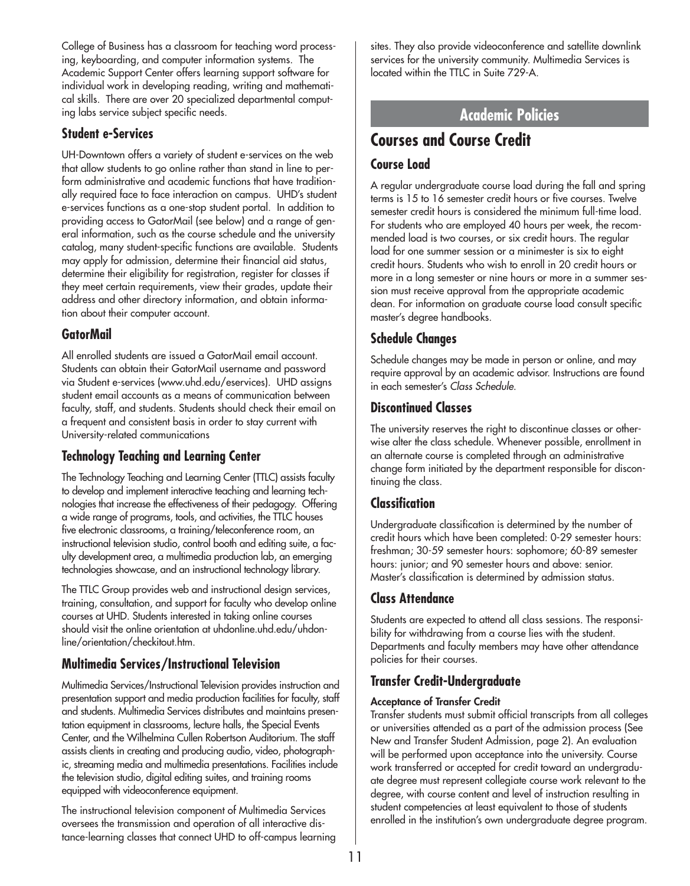College of Business has a classroom for teaching word processing, keyboarding, and computer information systems. The Academic Support Center offers learning support software for individual work in developing reading, writing and mathematical skills. There are over 20 specialized departmental computing labs service subject specific needs.

### Student e-Services

UH-Downtown offers a variety of student e-services on the web that allow students to go online rather than stand in line to perform administrative and academic functions that have traditionally required face to face interaction on campus. UHD's student e-services functions as a one-stop student portal. In addition to providing access to GatorMail (see below) and a range of general information, such as the course schedule and the university catalog, many student-specific functions are available. Students may apply for admission, determine their financial aid status, determine their eligibility for registration, register for classes if they meet certain requirements, view their grades, update their address and other directory information, and obtain information about their computer account.

### GatorMail

All enrolled students are issued a GatorMail email account. Students can obtain their GatorMail username and password via Student e-services (www.uhd.edu/eservices). UHD assigns student email accounts as a means of communication between faculty, staff, and students. Students should check their email on a frequent and consistent basis in order to stay current with University-related communications

### Technology Teaching and Learning Center

The Technology Teaching and Learning Center (TTLC) assists faculty to develop and implement interactive teaching and learning technologies that increase the effectiveness of their pedagogy. Offering a wide range of programs, tools, and activities, the TTLC houses five electronic classrooms, a training/teleconference room, an instructional television studio, control booth and editing suite, a faculty development area, a multimedia production lab, an emerging technologies showcase, and an instructional technology library.

The TTLC Group provides web and instructional design services, training, consultation, and support for faculty who develop online courses at UHD. Students interested in taking online courses should visit the online orientation at uhdonline.uhd.edu/uhdonline/orientation/checkitout.htm.

### Multimedia Services/Instructional Television

Multimedia Services/Instructional Television provides instruction and presentation support and media production facilities for faculty, staff and students. Multimedia Services distributes and maintains presentation equipment in classrooms, lecture halls, the Special Events Center, and the Wilhelmina Cullen Robertson Auditorium. The staff assists clients in creating and producing audio, video, photographic, streaming media and multimedia presentations. Facilities include the television studio, digital editing suites, and training rooms equipped with videoconference equipment.

The instructional television component of Multimedia Services oversees the transmission and operation of all interactive distance-learning classes that connect UHD to off-campus learning sites. They also provide videoconference and satellite downlink services for the university community. Multimedia Services is located within the TTLC in Suite 729-A.

# Academic Policies

## Courses and Course Credit

### Course Load

A regular undergraduate course load during the fall and spring terms is 15 to 16 semester credit hours or five courses. Twelve semester credit hours is considered the minimum full-time load. For students who are employed 40 hours per week, the recommended load is two courses, or six credit hours. The regular load for one summer session or a minimester is six to eight credit hours. Students who wish to enroll in 20 credit hours or more in a long semester or nine hours or more in a summer session must receive approval from the appropriate academic dean. For information on graduate course load consult specific master's degree handbooks.

### Schedule Changes

Schedule changes may be made in person or online, and may require approval by an academic advisor. Instructions are found in each semester's *Class Schedule*.

### Discontinued Classes

The university reserves the right to discontinue classes or otherwise alter the class schedule. Whenever possible, enrollment in an alternate course is completed through an administrative change form initiated by the department responsible for discontinuing the class.

### Classification

Undergraduate classification is determined by the number of credit hours which have been completed: 0-29 semester hours: freshman; 30-59 semester hours: sophomore; 60-89 semester hours: junior; and 90 semester hours and above: senior. Master's classification is determined by admission status.

### Class Attendance

Students are expected to attend all class sessions. The responsibility for withdrawing from a course lies with the student. Departments and faculty members may have other attendance policies for their courses.

### Transfer Credit-Undergraduate

**Acceptance of Transfer Credit**

Transfer students must submit official transcripts from all colleges or universities attended as a part of the admission process (See New and Transfer Student Admission, page 2). An evaluation will be performed upon acceptance into the university. Course work transferred or accepted for credit toward an undergraduate degree must represent collegiate course work relevant to the degree, with course content and level of instruction resulting in student competencies at least equivalent to those of students enrolled in the institution's own undergraduate degree program.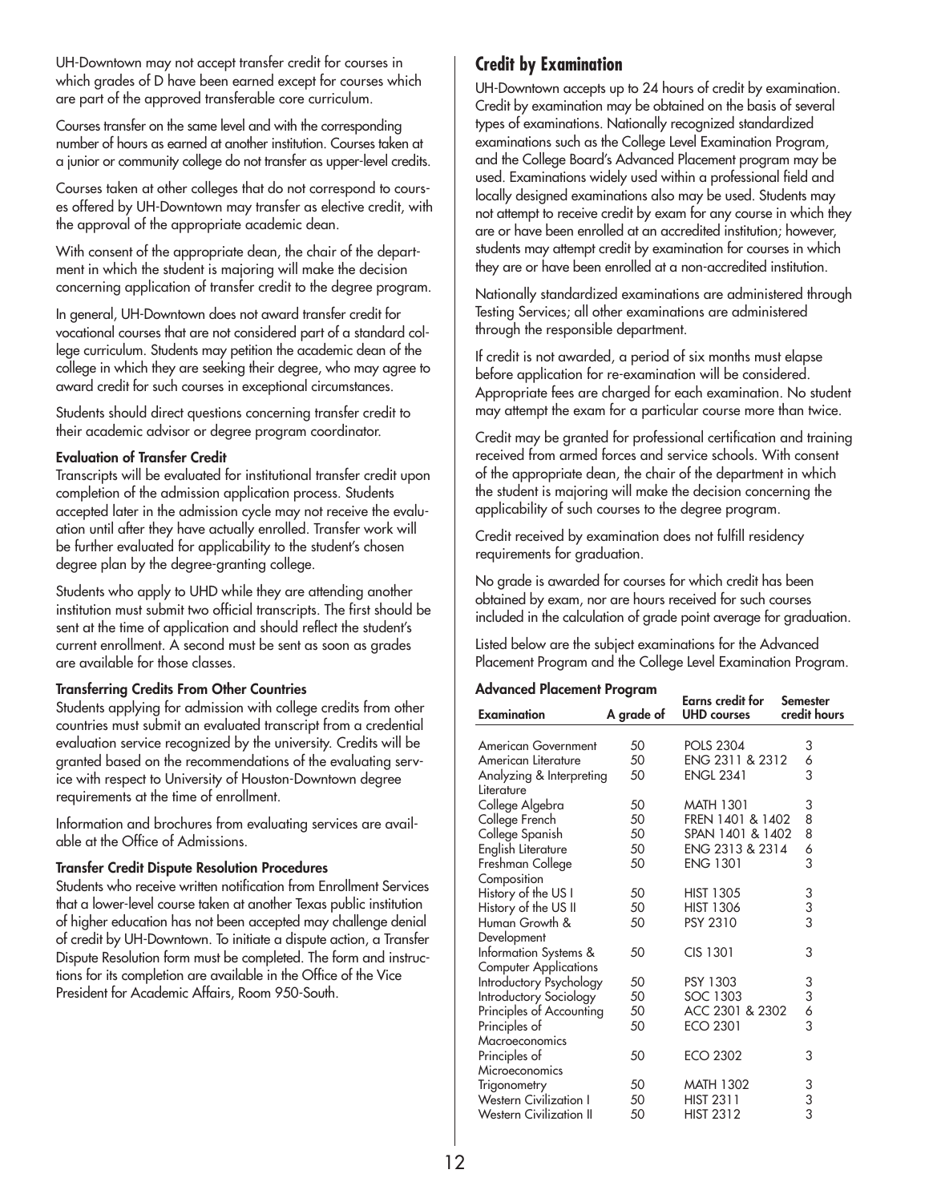UH-Downtown may not accept transfer credit for courses in which grades of D have been earned except for courses which are part of the approved transferable core curriculum.

Courses transfer on the same level and with the corresponding number of hours as earned at another institution. Courses taken at a junior or community college do not transfer as upper-level credits.

Courses taken at other colleges that do not correspond to courses offered by UH-Downtown may transfer as elective credit, with the approval of the appropriate academic dean.

With consent of the appropriate dean, the chair of the department in which the student is majoring will make the decision concerning application of transfer credit to the degree program.

In general, UH-Downtown does not award transfer credit for vocational courses that are not considered part of a standard college curriculum. Students may petition the academic dean of the college in which they are seeking their degree, who may agree to award credit for such courses in exceptional circumstances.

Students should direct questions concerning transfer credit to their academic advisor or degree program coordinator.

#### Evaluation of Transfer Credit

Transcripts will be evaluated for institutional transfer credit upon completion of the admission application process. Students accepted later in the admission cycle may not receive the evaluation until after they have actually enrolled. Transfer work will be further evaluated for applicability to the student's chosen degree plan by the degree-granting college.

Students who apply to UHD while they are attending another institution must submit two official transcripts. The first should be sent at the time of application and should reflect the student's current enrollment. A second must be sent as soon as grades are available for those classes.

#### Transferring Credits From Other Countries

Students applying for admission with college credits from other countries must submit an evaluated transcript from a credential evaluation service recognized by the university. Credits will be granted based on the recommendations of the evaluating service with respect to University of Houston-Downtown degree requirements at the time of enrollment.

Information and brochures from evaluating services are available at the Office of Admissions.

#### Transfer Credit Dispute Resolution Procedures

Students who receive written notification from Enrollment Services that a lower-level course taken at another Texas public institution of higher education has not been accepted may challenge denial of credit by UH-Downtown. To initiate a dispute action, a Transfer Dispute Resolution form must be completed. The form and instructions for its completion are available in the Office of the Vice President for Academic Affairs, Room 950-South.

## Credit by Examination

UH-Downtown accepts up to 24 hours of credit by examination. Credit by examination may be obtained on the basis of several types of examinations. Nationally recognized standardized examinations such as the College Level Examination Program, and the College Board's Advanced Placement program may be used. Examinations widely used within a professional field and locally designed examinations also may be used. Students may not attempt to receive credit by exam for any course in which they are or have been enrolled at an accredited institution; however, students may attempt credit by examination for courses in which they are or have been enrolled at a non-accredited institution.

Nationally standardized examinations are administered through Testing Services; all other examinations are administered through the responsible department.

If credit is not awarded, a period of six months must elapse before application for re-examination will be considered. Appropriate fees are charged for each examination. No student may attempt the exam for a particular course more than twice.

Credit may be granted for professional certification and training received from armed forces and service schools. With consent of the appropriate dean, the chair of the department in which the student is majoring will make the decision concerning the applicability of such courses to the degree program.

Credit received by examination does not fulfill residency requirements for graduation.

No grade is awarded for courses for which credit has been obtained by exam, nor are hours received for such courses included in the calculation of grade point average for graduation.

Listed below are the subject examinations for the Advanced Placement Program and the College Level Examination Program.

#### Advanced Placement Program

| Examination | A grade of | Earns credit for UHD courses | Semester credit hours |
|---|---|---|---|
| American Government | 50 | POLS 2304 | 3 |
| American Literature | 50 | ENG 2311 & 2312 | 6 |
| Analyzing & Interpreting Literature | 50 | ENGL 2341 | 3 |
| College Algebra | 50 | MATH 1301 | 3 |
| College French | 50 | FREN 1401 & 1402 | 8 |
| College Spanish | 50 | SPAN 1401 & 1402 | 8 |
| English Literature | 50 | ENG 2313 & 2314 | 6 |
| Freshman College Composition | 50 | ENG 1301 | 3 |
| History of the US I | 50 | HIST 1305 | 3 |
| History of the US II | 50 | HIST 1306 | 3 |
| Human Growth & Development | 50 | PSY 2310 | 3 |
| Information Systems & Computer Applications | 50 | CIS 1301 | 3 |
| Introductory Psychology | 50 | PSY 1303 | 3 |
| Introductory Sociology | 50 | SOC 1303 | 3 |
| Principles of Accounting | 50 | ACC 2301 & 2302 | 6 |
| Principles of Macroeconomics | 50 | ECO 2301 | 3 |
| Principles of Microeconomics | 50 | ECO 2302 | 3 |
| Trigonometry | 50 | MATH 1302 | 3 |
| Western Civilization I | 50 | HIST 2311 | 3 |
| Western Civilization II | 50 | HIST 2312 | 3 |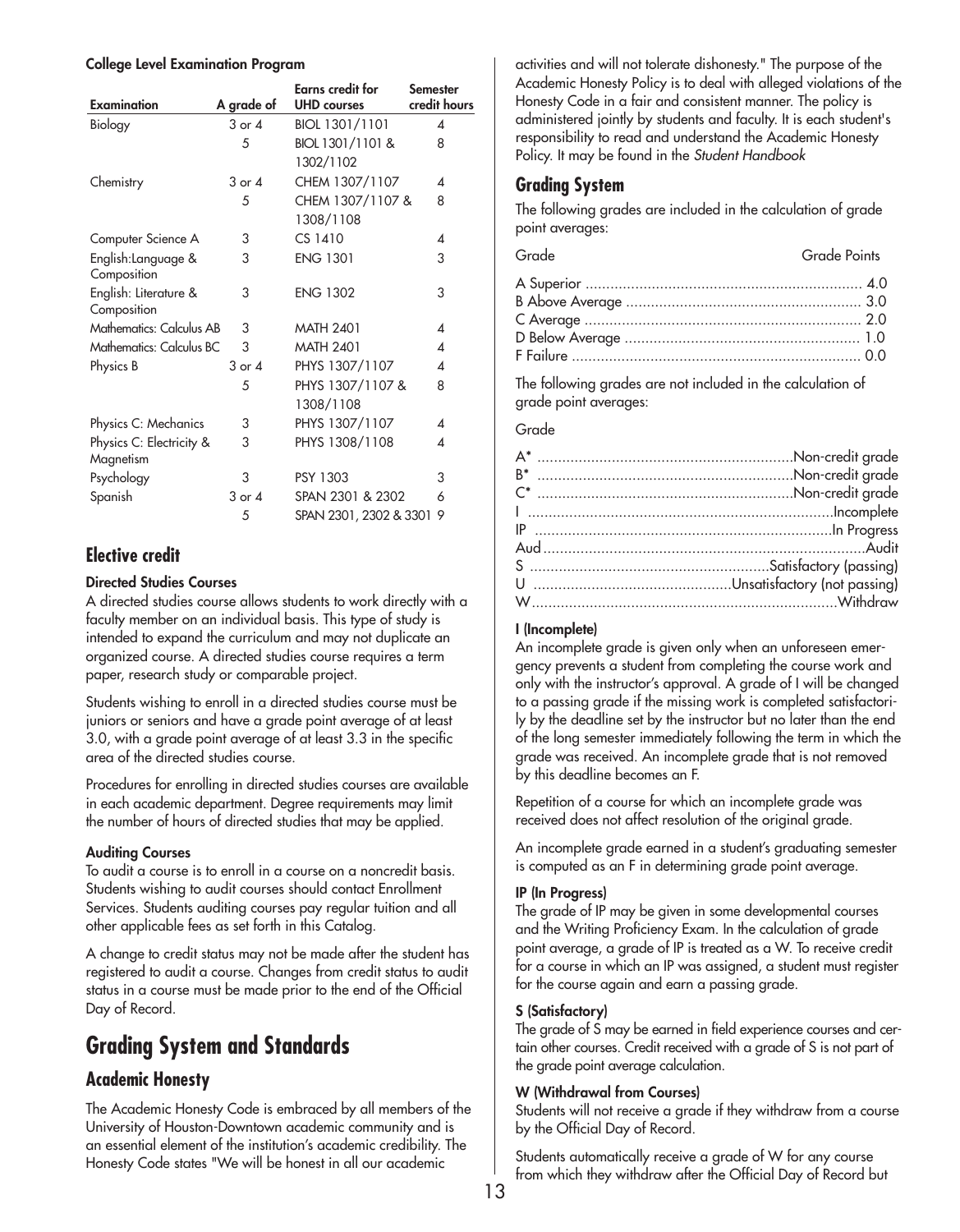**College Level Examination Program**

| Examination | A grade of | Earns credit for UHD courses | Semester credit hours |
|---|---|---|---|
| Biology | 3 or 4 | BIOL 1301/1101 | 4 |
| | 5 | BIOL 1301/1101 & 1302/1102 | 8 |
| Chemistry | 3 or 4 | CHEM 1307/1107 | 4 |
| | 5 | CHEM 1307/1107 & 1308/1108 | 8 |
| Computer Science A | 3 | CS 1410 | 4 |
| English:Language & Composition | 3 | ENG 1301 | 3 |
| English: Literature & Composition | 3 | ENG 1302 | 3 |
| Mathematics: Calculus AB | 3 | MATH 2401 | 4 |
| Mathematics: Calculus BC | 3 | MATH 2401 | 4 |
| Physics B | 3 or 4 | PHYS 1307/1107 | 4 |
| | 5 | PHYS 1307/1107 & 1308/1108 | 8 |
| Physics C: Mechanics | 3 | PHYS 1307/1107 | 4 |
| Physics C: Electricity & Magnetism | 3 | PHYS 1308/1108 | 4 |
| Psychology | 3 | PSY 1303 | 3 |
| Spanish | 3 or 4 | SPAN 2301 & 2302 | 6 |
| | 5 | SPAN 2301, 2302 & 3301 | 9 |

## Elective credit

**Directed Studies Courses**

A directed studies course allows students to work directly with a faculty member on an individual basis. This type of study is intended to expand the curriculum and may not duplicate an organized course. A directed studies course requires a term paper, research study or comparable project.

Students wishing to enroll in a directed studies course must be juniors or seniors and have a grade point average of at least 3.0, with a grade point average of at least 3.3 in the specific area of the directed studies course.

Procedures for enrolling in directed studies courses are available in each academic department. Degree requirements may limit the number of hours of directed studies that may be applied.

**Auditing Courses**

To audit a course is to enroll in a course on a noncredit basis. Students wishing to audit courses should contact Enrollment Services. Students auditing courses pay regular tuition and all other applicable fees as set forth in this Catalog.

A change to credit status may not be made after the student has registered to audit a course. Changes from credit status to audit status in a course must be made prior to the end of the Official Day of Record.

# Grading System and Standards

## Academic Honesty

The Academic Honesty Code is embraced by all members of the University of Houston-Downtown academic community and is an essential element of the institution's academic credibility. The Honesty Code states "We will be honest in all our academic activities and will not tolerate dishonesty." The purpose of the Academic Honesty Policy is to deal with alleged violations of the Honesty Code in a fair and consistent manner. The policy is administered jointly by students and faculty. It is each student's responsibility to read and understand the Academic Honesty Policy. It may be found in the *Student Handbook*

## Grading System

The following grades are included in the calculation of grade point averages:

| Grade | Grade Points |
|---|---|
| A Superior | 4.0 |
| B Above Average | 3.0 |
| C Average | 2.0 |
| D Below Average | 1.0 |
| F Failure | 0.0 |

The following grades are not included in the calculation of grade point averages:

| Grade | |
|---|---|
| A* | Non-credit grade |
| B* | Non-credit grade |
| C* | Non-credit grade |
| I | Incomplete |
| IP | In Progress |
| Aud | Audit |
| S | Satisfactory (passing) |
| U | Unsatisfactory (not passing) |
| W | Withdraw |

**I (Incomplete)**

An incomplete grade is given only when an unforeseen emergency prevents a student from completing the course work and only with the instructor's approval. A grade of I will be changed to a passing grade if the missing work is completed satisfactorily by the deadline set by the instructor but no later than the end of the long semester immediately following the term in which the grade was received. An incomplete grade that is not removed by this deadline becomes an F.

Repetition of a course for which an incomplete grade was received does not affect resolution of the original grade.

An incomplete grade earned in a student's graduating semester is computed as an F in determining grade point average.

**IP (In Progress)**

The grade of IP may be given in some developmental courses and the Writing Proficiency Exam. In the calculation of grade point average, a grade of IP is treated as a W. To receive credit for a course in which an IP was assigned, a student must register for the course again and earn a passing grade.

**S (Satisfactory)**

The grade of S may be earned in field experience courses and certain other courses. Credit received with a grade of S is not part of the grade point average calculation.

**W (Withdrawal from Courses)**

Students will not receive a grade if they withdraw from a course by the Official Day of Record.

Students automatically receive a grade of W for any course from which they withdraw after the Official Day of Record but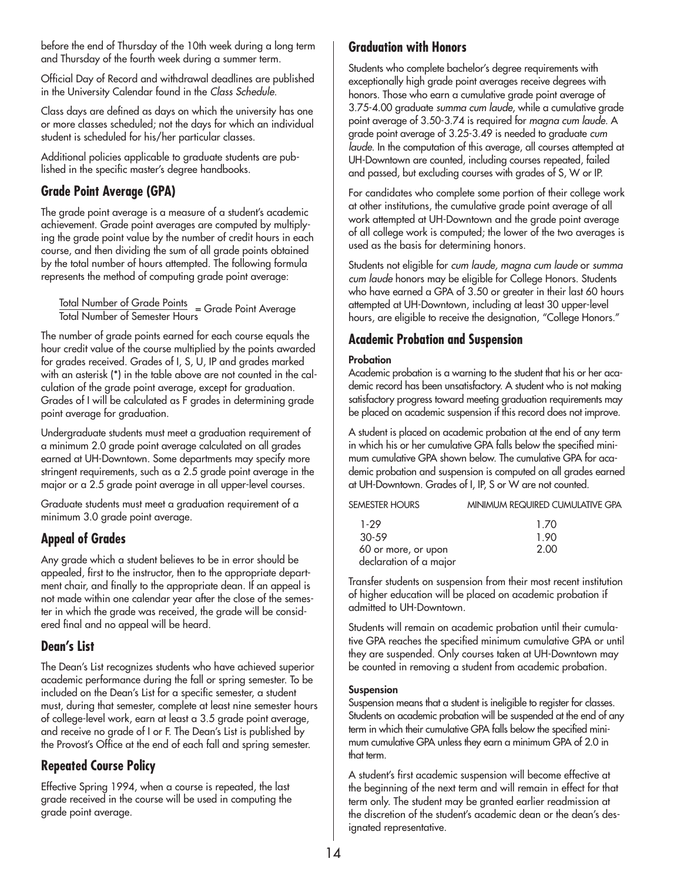before the end of Thursday of the 10th week during a long term and Thursday of the fourth week during a summer term.

Official Day of Record and withdrawal deadlines are published in the University Calendar found in the *Class Schedule*.

Class days are defined as days on which the university has one or more classes scheduled; not the days for which an individual student is scheduled for his/her particular classes.

Additional policies applicable to graduate students are published in the specific master's degree handbooks.

## Grade Point Average (GPA)

The grade point average is a measure of a student's academic achievement. Grade point averages are computed by multiplying the grade point value by the number of credit hours in each course, and then dividing the sum of all grade points obtained by the total number of hours attempted. The following formula represents the method of computing grade point average:

$$\frac{\text{Total Number of Grade Points}}{\text{Total Number of Semester Hours}} = \text{Grade Point Average}$$

The number of grade points earned for each course equals the hour credit value of the course multiplied by the points awarded for grades received. Grades of I, S, U, IP and grades marked with an asterisk (*) in the table above are not counted in the calculation of the grade point average, except for graduation. Grades of I will be calculated as F grades in determining grade point average for graduation.

Undergraduate students must meet a graduation requirement of a minimum 2.0 grade point average calculated on all grades earned at UH-Downtown. Some departments may specify more stringent requirements, such as a 2.5 grade point average in the major or a 2.5 grade point average in all upper-level courses.

Graduate students must meet a graduation requirement of a minimum 3.0 grade point average.

## Appeal of Grades

Any grade which a student believes to be in error should be appealed, first to the instructor, then to the appropriate department chair, and finally to the appropriate dean. If an appeal is not made within one calendar year after the close of the semester in which the grade was received, the grade will be considered final and no appeal will be heard.

## Dean's List

The Dean's List recognizes students who have achieved superior academic performance during the fall or spring semester. To be included on the Dean's List for a specific semester, a student must, during that semester, complete at least nine semester hours of college-level work, earn at least a 3.5 grade point average, and receive no grade of I or F. The Dean's List is published by the Provost's Office at the end of each fall and spring semester.

## Repeated Course Policy

Effective Spring 1994, when a course is repeated, the last grade received in the course will be used in computing the grade point average.

## Graduation with Honors

Students who complete bachelor's degree requirements with exceptionally high grade point averages receive degrees with honors. Those who earn a cumulative grade point average of 3.75-4.00 graduate *summa cum laude*, while a cumulative grade point average of 3.50-3.74 is required for *magna cum laude*. A grade point average of 3.25-3.49 is needed to graduate *cum laude*. In the computation of this average, all courses attempted at UH-Downtown are counted, including courses repeated, failed and passed, but excluding courses with grades of S, W or IP.

For candidates who complete some portion of their college work at other institutions, the cumulative grade point average of all work attempted at UH-Downtown and the grade point average of all college work is computed; the lower of the two averages is used as the basis for determining honors.

Students not eligible for *cum laude, magna cum laude* or *summa cum laude* honors may be eligible for College Honors. Students who have earned a GPA of 3.50 or greater in their last 60 hours attempted at UH-Downtown, including at least 30 upper-level hours, are eligible to receive the designation, "College Honors."

## Academic Probation and Suspension

### Probation

Academic probation is a warning to the student that his or her academic record has been unsatisfactory. A student who is not making satisfactory progress toward meeting graduation requirements may be placed on academic suspension if this record does not improve.

A student is placed on academic probation at the end of any term in which his or her cumulative GPA falls below the specified minimum cumulative GPA shown below. The cumulative GPA for academic probation and suspension is computed on all grades earned at UH-Downtown. Grades of I, IP, S or W are not counted.

| SEMESTER HOURS | MINIMUM REQUIRED CUMULATIVE GPA |
|---|---|
| 1-29 | 1.70 |
| 30-59 | 1.90 |
| 60 or more, or upon declaration of a major | 2.00 |

Transfer students on suspension from their most recent institution of higher education will be placed on academic probation if admitted to UH-Downtown.

Students will remain on academic probation until their cumulative GPA reaches the specified minimum cumulative GPA or until they are suspended. Only courses taken at UH-Downtown may be counted in removing a student from academic probation.

### Suspension

Suspension means that a student is ineligible to register for classes. Students on academic probation will be suspended at the end of any term in which their cumulative GPA falls below the specified minimum cumulative GPA unless they earn a minimum GPA of 2.0 in that term.

A student's first academic suspension will become effective at the beginning of the next term and will remain in effect for that term only. The student may be granted earlier readmission at the discretion of the student's academic dean or the dean's designated representative.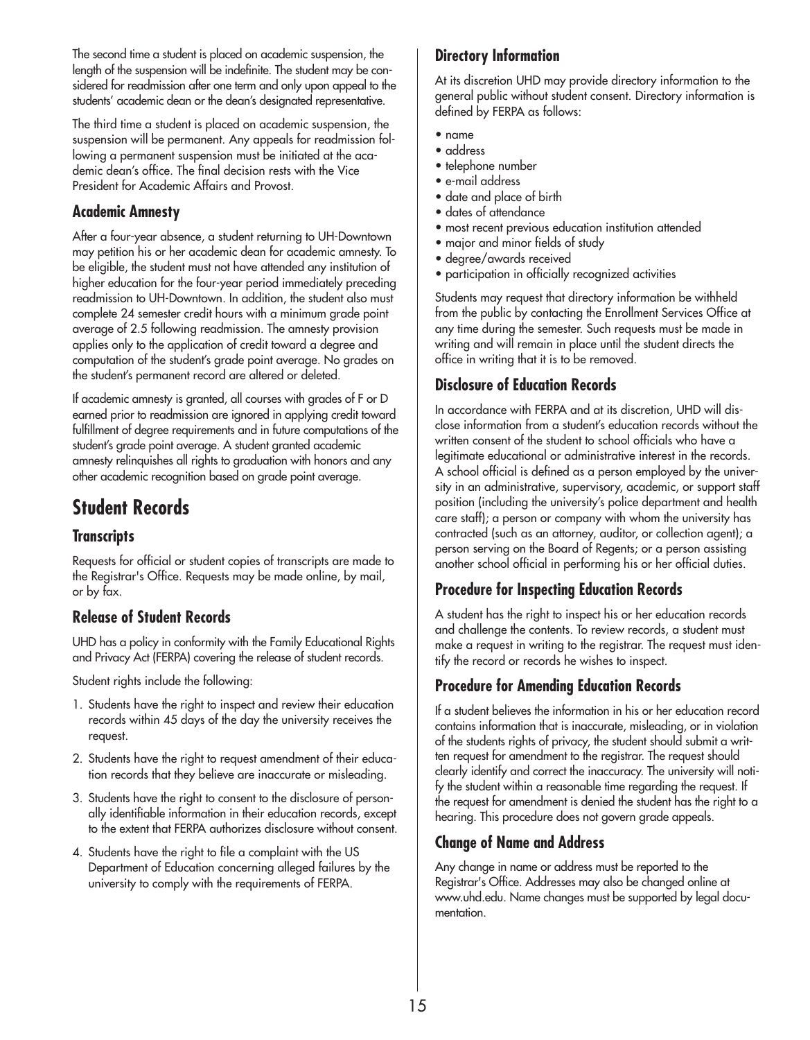The second time a student is placed on academic suspension, the length of the suspension will be indefinite. The student may be considered for readmission after one term and only upon appeal to the students' academic dean or the dean's designated representative.

The third time a student is placed on academic suspension, the suspension will be permanent. Any appeals for readmission following a permanent suspension must be initiated at the academic dean's office. The final decision rests with the Vice President for Academic Affairs and Provost.

### Academic Amnesty

After a four-year absence, a student returning to UH-Downtown may petition his or her academic dean for academic amnesty. To be eligible, the student must not have attended any institution of higher education for the four-year period immediately preceding readmission to UH-Downtown. In addition, the student also must complete 24 semester credit hours with a minimum grade point average of 2.5 following readmission. The amnesty provision applies only to the application of credit toward a degree and computation of the student's grade point average. No grades on the student's permanent record are altered or deleted.

If academic amnesty is granted, all courses with grades of F or D earned prior to readmission are ignored in applying credit toward fulfillment of degree requirements and in future computations of the student's grade point average. A student granted academic amnesty relinquishes all rights to graduation with honors and any other academic recognition based on grade point average.

## Student Records

### Transcripts

Requests for official or student copies of transcripts are made to the Registrar's Office. Requests may be made online, by mail, or by fax.

### Release of Student Records

UHD has a policy in conformity with the Family Educational Rights and Privacy Act (FERPA) covering the release of student records.

Student rights include the following:

1. Students have the right to inspect and review their education records within 45 days of the day the university receives the request.
2. Students have the right to request amendment of their education records that they believe are inaccurate or misleading.
3. Students have the right to consent to the disclosure of personally identifiable information in their education records, except to the extent that FERPA authorizes disclosure without consent.
4. Students have the right to file a complaint with the US Department of Education concerning alleged failures by the university to comply with the requirements of FERPA.

### Directory Information

At its discretion UHD may provide directory information to the general public without student consent. Directory information is defined by FERPA as follows:

- name
- address
- telephone number
- e-mail address
- date and place of birth
- dates of attendance
- most recent previous education institution attended
- major and minor fields of study
- degree/awards received
- participation in officially recognized activities

Students may request that directory information be withheld from the public by contacting the Enrollment Services Office at any time during the semester. Such requests must be made in writing and will remain in place until the student directs the office in writing that it is to be removed.

### Disclosure of Education Records

In accordance with FERPA and at its discretion, UHD will disclose information from a student's education records without the written consent of the student to school officials who have a legitimate educational or administrative interest in the records. A school official is defined as a person employed by the university in an administrative, supervisory, academic, or support staff position (including the university's police department and health care staff); a person or company with whom the university has contracted (such as an attorney, auditor, or collection agent); a person serving on the Board of Regents; or a person assisting another school official in performing his or her official duties.

### Procedure for Inspecting Education Records

A student has the right to inspect his or her education records and challenge the contents. To review records, a student must make a request in writing to the registrar. The request must identify the record or records he wishes to inspect.

### Procedure for Amending Education Records

If a student believes the information in his or her education record contains information that is inaccurate, misleading, or in violation of the students rights of privacy, the student should submit a written request for amendment to the registrar. The request should clearly identify and correct the inaccuracy. The university will notify the student within a reasonable time regarding the request. If the request for amendment is denied the student has the right to a hearing. This procedure does not govern grade appeals.

### Change of Name and Address

Any change in name or address must be reported to the Registrar's Office. Addresses may also be changed online at www.uhd.edu. Name changes must be supported by legal documentation.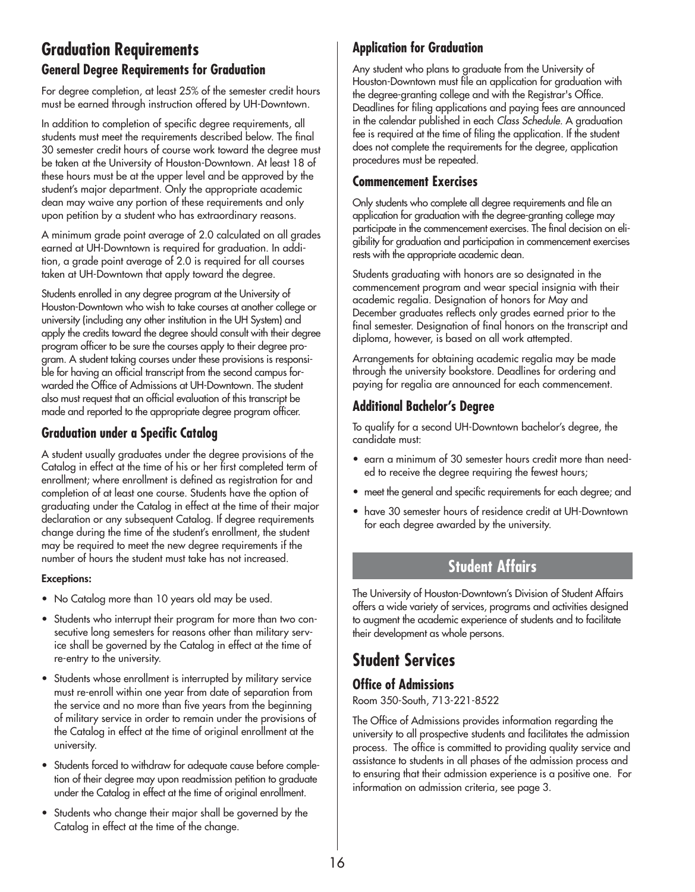# Graduation Requirements

## General Degree Requirements for Graduation

For degree completion, at least 25% of the semester credit hours must be earned through instruction offered by UH-Downtown.

In addition to completion of specific degree requirements, all students must meet the requirements described below. The final 30 semester credit hours of course work toward the degree must be taken at the University of Houston-Downtown. At least 18 of these hours must be at the upper level and be approved by the student's major department. Only the appropriate academic dean may waive any portion of these requirements and only upon petition by a student who has extraordinary reasons.

A minimum grade point average of 2.0 calculated on all grades earned at UH-Downtown is required for graduation. In addition, a grade point average of 2.0 is required for all courses taken at UH-Downtown that apply toward the degree.

Students enrolled in any degree program at the University of Houston-Downtown who wish to take courses at another college or university (including any other institution in the UH System) and apply the credits toward the degree should consult with their degree program officer to be sure the courses apply to their degree program. A student taking courses under these provisions is responsible for having an official transcript from the second campus forwarded the Office of Admissions at UH-Downtown. The student also must request that an official evaluation of this transcript be made and reported to the appropriate degree program officer.

## Graduation under a Specific Catalog

A student usually graduates under the degree provisions of the Catalog in effect at the time of his or her first completed term of enrollment; where enrollment is defined as registration for and completion of at least one course. Students have the option of graduating under the Catalog in effect at the time of their major declaration or any subsequent Catalog. If degree requirements change during the time of the student's enrollment, the student may be required to meet the new degree requirements if the number of hours the student must take has not increased.

**Exceptions:**

- No Catalog more than 10 years old may be used.
- Students who interrupt their program for more than two consecutive long semesters for reasons other than military service shall be governed by the Catalog in effect at the time of re-entry to the university.
- Students whose enrollment is interrupted by military service must re-enroll within one year from date of separation from the service and no more than five years from the beginning of military service in order to remain under the provisions of the Catalog in effect at the time of original enrollment at the university.
- Students forced to withdraw for adequate cause before completion of their degree may upon readmission petition to graduate under the Catalog in effect at the time of original enrollment.
- Students who change their major shall be governed by the Catalog in effect at the time of the change.

## Application for Graduation

Any student who plans to graduate from the University of Houston-Downtown must file an application for graduation with the degree-granting college and with the Registrar's Office. Deadlines for filing applications and paying fees are announced in the calendar published in each *Class Schedule*. A graduation fee is required at the time of filing the application. If the student does not complete the requirements for the degree, application procedures must be repeated.

## Commencement Exercises

Only students who complete all degree requirements and file an application for graduation with the degree-granting college may participate in the commencement exercises. The final decision on eligibility for graduation and participation in commencement exercises rests with the appropriate academic dean.

Students graduating with honors are so designated in the commencement program and wear special insignia with their academic regalia. Designation of honors for May and December graduates reflects only grades earned prior to the final semester. Designation of final honors on the transcript and diploma, however, is based on all work attempted.

Arrangements for obtaining academic regalia may be made through the university bookstore. Deadlines for ordering and paying for regalia are announced for each commencement.

## Additional Bachelor's Degree

To qualify for a second UH-Downtown bachelor's degree, the candidate must:

- earn a minimum of 30 semester hours credit more than needed to receive the degree requiring the fewest hours;
- meet the general and specific requirements for each degree; and
- have 30 semester hours of residence credit at UH-Downtown for each degree awarded by the university.

# Student Affairs

The University of Houston-Downtown's Division of Student Affairs offers a wide variety of services, programs and activities designed to augment the academic experience of students and to facilitate their development as whole persons.

# Student Services

## Office of Admissions

Room 350-South, 713-221-8522

The Office of Admissions provides information regarding the university to all prospective students and facilitates the admission process. The office is committed to providing quality service and assistance to students in all phases of the admission process and to ensuring that their admission experience is a positive one. For information on admission criteria, see page 3.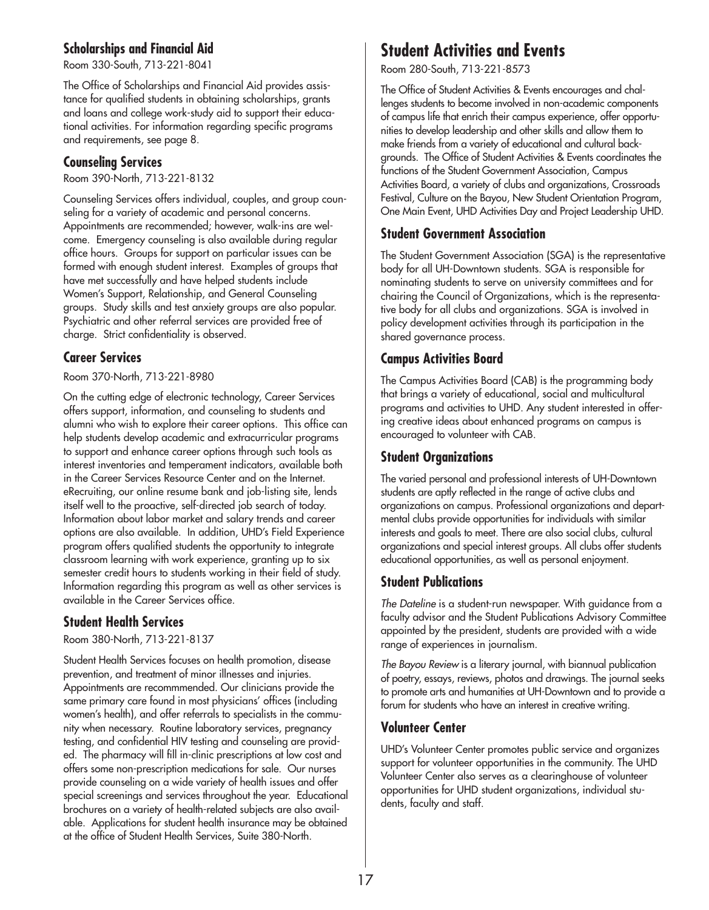### Scholarships and Financial Aid

Room 330-South, 713-221-8041

The Office of Scholarships and Financial Aid provides assistance for qualified students in obtaining scholarships, grants and loans and college work-study aid to support their educational activities. For information regarding specific programs and requirements, see page 8.

### Counseling Services

Room 390-North, 713-221-8132

Counseling Services offers individual, couples, and group counseling for a variety of academic and personal concerns. Appointments are recommended; however, walk-ins are welcome. Emergency counseling is also available during regular office hours. Groups for support on particular issues can be formed with enough student interest. Examples of groups that have met successfully and have helped students include Women's Support, Relationship, and General Counseling groups. Study skills and test anxiety groups are also popular. Psychiatric and other referral services are provided free of charge. Strict confidentiality is observed.

### Career Services

Room 370-North, 713-221-8980

On the cutting edge of electronic technology, Career Services offers support, information, and counseling to students and alumni who wish to explore their career options. This office can help students develop academic and extracurricular programs to support and enhance career options through such tools as interest inventories and temperament indicators, available both in the Career Services Resource Center and on the Internet. eRecruiting, our online resume bank and job-listing site, lends itself well to the proactive, self-directed job search of today. Information about labor market and salary trends and career options are also available. In addition, UHD's Field Experience program offers qualified students the opportunity to integrate classroom learning with work experience, granting up to six semester credit hours to students working in their field of study. Information regarding this program as well as other services is available in the Career Services office.

### Student Health Services

Room 380-North, 713-221-8137

Student Health Services focuses on health promotion, disease prevention, and treatment of minor illnesses and injuries. Appointments are recommmended. Our clinicians provide the same primary care found in most physicians' offices (including women's health), and offer referrals to specialists in the community when necessary. Routine laboratory services, pregnancy testing, and confidential HIV testing and counseling are provided. The pharmacy will fill in-clinic prescriptions at low cost and offers some non-prescription medications for sale. Our nurses provide counseling on a wide variety of health issues and offer special screenings and services throughout the year. Educational brochures on a variety of health-related subjects are also available. Applications for student health insurance may be obtained at the office of Student Health Services, Suite 380-North.

## Student Activities and Events

Room 280-South, 713-221-8573

The Office of Student Activities & Events encourages and challenges students to become involved in non-academic components of campus life that enrich their campus experience, offer opportunities to develop leadership and other skills and allow them to make friends from a variety of educational and cultural backgrounds. The Office of Student Activities & Events coordinates the functions of the Student Government Association, Campus Activities Board, a variety of clubs and organizations, Crossroads Festival, Culture on the Bayou, New Student Orientation Program, One Main Event, UHD Activities Day and Project Leadership UHD.

### Student Government Association

The Student Government Association (SGA) is the representative body for all UH-Downtown students. SGA is responsible for nominating students to serve on university committees and for chairing the Council of Organizations, which is the representative body for all clubs and organizations. SGA is involved in policy development activities through its participation in the shared governance process.

### Campus Activities Board

The Campus Activities Board (CAB) is the programming body that brings a variety of educational, social and multicultural programs and activities to UHD. Any student interested in offering creative ideas about enhanced programs on campus is encouraged to volunteer with CAB.

### Student Organizations

The varied personal and professional interests of UH-Downtown students are aptly reflected in the range of active clubs and organizations on campus. Professional organizations and departmental clubs provide opportunities for individuals with similar interests and goals to meet. There are also social clubs, cultural organizations and special interest groups. All clubs offer students educational opportunities, as well as personal enjoyment.

### Student Publications

*The Dateline* is a student-run newspaper. With guidance from a faculty advisor and the Student Publications Advisory Committee appointed by the president, students are provided with a wide range of experiences in journalism.

*The Bayou Review* is a literary journal, with biannual publication of poetry, essays, reviews, photos and drawings. The journal seeks to promote arts and humanities at UH-Downtown and to provide a forum for students who have an interest in creative writing.

### Volunteer Center

UHD's Volunteer Center promotes public service and organizes support for volunteer opportunities in the community. The UHD Volunteer Center also serves as a clearinghouse of volunteer opportunities for UHD student organizations, individual students, faculty and staff.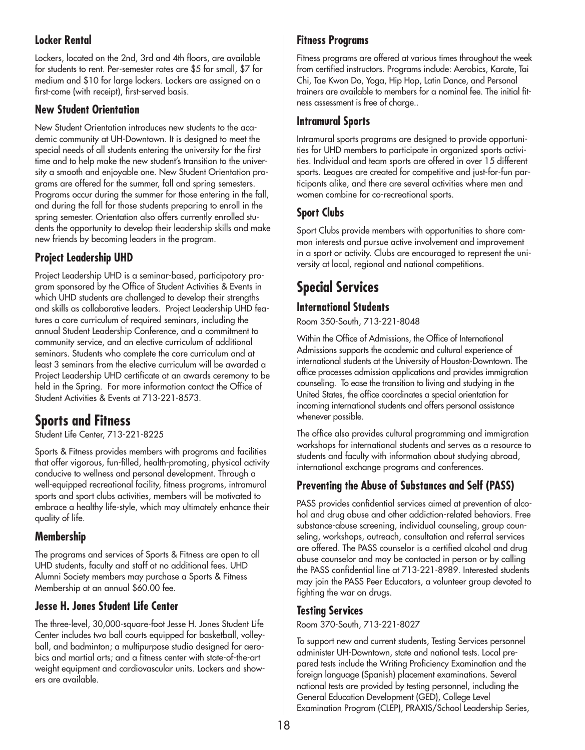### Locker Rental

Lockers, located on the 2nd, 3rd and 4th floors, are available for students to rent. Per-semester rates are $5 for small, $7 for medium and $10 for large lockers. Lockers are assigned on a first-come (with receipt), first-served basis.

### New Student Orientation

New Student Orientation introduces new students to the academic community at UH-Downtown. It is designed to meet the special needs of all students entering the university for the first time and to help make the new student's transition to the university a smooth and enjoyable one. New Student Orientation programs are offered for the summer, fall and spring semesters. Programs occur during the summer for those entering in the fall, and during the fall for those students preparing to enroll in the spring semester. Orientation also offers currently enrolled students the opportunity to develop their leadership skills and make new friends by becoming leaders in the program.

### Project Leadership UHD

Project Leadership UHD is a seminar-based, participatory program sponsored by the Office of Student Activities & Events in which UHD students are challenged to develop their strengths and skills as collaborative leaders. Project Leadership UHD features a core curriculum of required seminars, including the annual Student Leadership Conference, and a commitment to community service, and an elective curriculum of additional seminars. Students who complete the core curriculum and at least 3 seminars from the elective curriculum will be awarded a Project Leadership UHD certificate at an awards ceremony to be held in the Spring. For more information contact the Office of Student Activities & Events at 713-221-8573.

## Sports and Fitness

Student Life Center, 713-221-8225

Sports & Fitness provides members with programs and facilities that offer vigorous, fun-filled, health-promoting, physical activity conducive to wellness and personal development. Through a well-equipped recreational facility, fitness programs, intramural sports and sport clubs activities, members will be motivated to embrace a healthy life-style, which may ultimately enhance their quality of life.

### Membership

The programs and services of Sports & Fitness are open to all UHD students, faculty and staff at no additional fees. UHD Alumni Society members may purchase a Sports & Fitness Membership at an annual $60.00 fee.

### Jesse H. Jones Student Life Center

The three-level, 30,000-square-foot Jesse H. Jones Student Life Center includes two ball courts equipped for basketball, volleyball, and badminton; a multipurpose studio designed for aerobics and martial arts; and a fitness center with state-of-the-art weight equipment and cardiovascular units. Lockers and showers are available.

### Fitness Programs

Fitness programs are offered at various times throughout the week from certified instructors. Programs include: Aerobics, Karate, Tai Chi, Tae Kwon Do, Yoga, Hip Hop, Latin Dance, and Personal trainers are available to members for a nominal fee. The initial fitness assessment is free of charge..

### Intramural Sports

Intramural sports programs are designed to provide opportunities for UHD members to participate in organized sports activities. Individual and team sports are offered in over 15 different sports. Leagues are created for competitive and just-for-fun participants alike, and there are several activities where men and women combine for co-recreational sports.

### Sport Clubs

Sport Clubs provide members with opportunities to share common interests and pursue active involvement and improvement in a sport or activity. Clubs are encouraged to represent the university at local, regional and national competitions.

## Special Services

### International Students

Room 350-South, 713-221-8048

Within the Office of Admissions, the Office of International Admissions supports the academic and cultural experience of international students at the University of Houston-Downtown. The office processes admission applications and provides immigration counseling. To ease the transition to living and studying in the United States, the office coordinates a special orientation for incoming international students and offers personal assistance whenever possible.

The office also provides cultural programming and immigration workshops for international students and serves as a resource to students and faculty with information about studying abroad, international exchange programs and conferences.

### Preventing the Abuse of Substances and Self (PASS)

PASS provides confidential services aimed at prevention of alcohol and drug abuse and other addiction-related behaviors. Free substance-abuse screening, individual counseling, group counseling, workshops, outreach, consultation and referral services are offered. The PASS counselor is a certified alcohol and drug abuse counselor and may be contacted in person or by calling the PASS confidential line at 713-221-8989. Interested students may join the PASS Peer Educators, a volunteer group devoted to fighting the war on drugs.

### Testing Services

Room 370-South, 713-221-8027

To support new and current students, Testing Services personnel administer UH-Downtown, state and national tests. Local prepared tests include the Writing Proficiency Examination and the foreign language (Spanish) placement examinations. Several national tests are provided by testing personnel, including the General Education Development (GED), College Level Examination Program (CLEP), PRAXIS/School Leadership Series,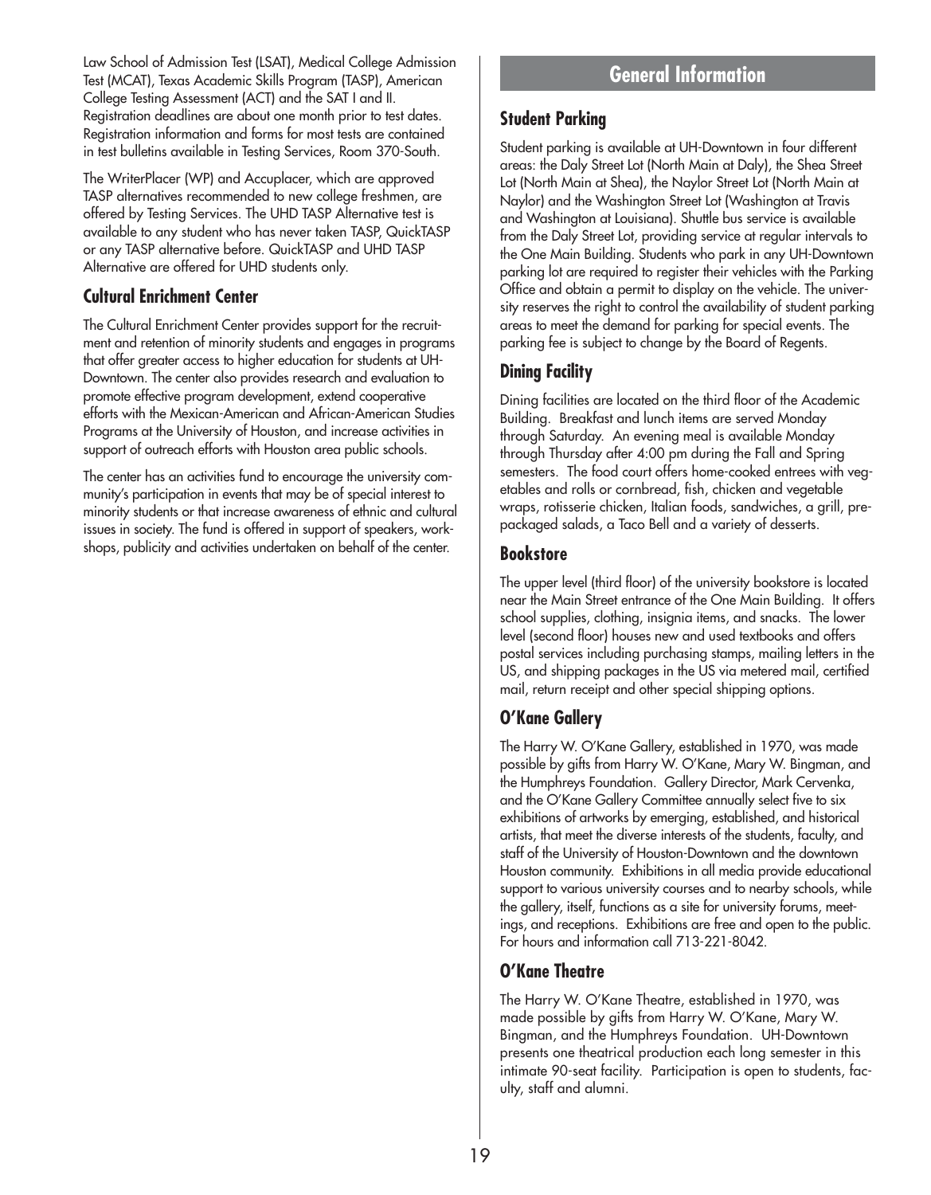Law School of Admission Test (LSAT), Medical College Admission Test (MCAT), Texas Academic Skills Program (TASP), American College Testing Assessment (ACT) and the SAT I and II. Registration deadlines are about one month prior to test dates. Registration information and forms for most tests are contained in test bulletins available in Testing Services, Room 370-South.

The WriterPlacer (WP) and Accuplacer, which are approved TASP alternatives recommended to new college freshmen, are offered by Testing Services. The UHD TASP Alternative test is available to any student who has never taken TASP, QuickTASP or any TASP alternative before. QuickTASP and UHD TASP Alternative are offered for UHD students only.

### Cultural Enrichment Center

The Cultural Enrichment Center provides support for the recruitment and retention of minority students and engages in programs that offer greater access to higher education for students at UH-Downtown. The center also provides research and evaluation to promote effective program development, extend cooperative efforts with the Mexican-American and African-American Studies Programs at the University of Houston, and increase activities in support of outreach efforts with Houston area public schools.

The center has an activities fund to encourage the university community's participation in events that may be of special interest to minority students or that increase awareness of ethnic and cultural issues in society. The fund is offered in support of speakers, workshops, publicity and activities undertaken on behalf of the center.

## General Information

### Student Parking

Student parking is available at UH-Downtown in four different areas: the Daly Street Lot (North Main at Daly), the Shea Street Lot (North Main at Shea), the Naylor Street Lot (North Main at Naylor) and the Washington Street Lot (Washington at Travis and Washington at Louisiana). Shuttle bus service is available from the Daly Street Lot, providing service at regular intervals to the One Main Building. Students who park in any UH-Downtown parking lot are required to register their vehicles with the Parking Office and obtain a permit to display on the vehicle. The university reserves the right to control the availability of student parking areas to meet the demand for parking for special events. The parking fee is subject to change by the Board of Regents.

### Dining Facility

Dining facilities are located on the third floor of the Academic Building. Breakfast and lunch items are served Monday through Saturday. An evening meal is available Monday through Thursday after 4:00 pm during the Fall and Spring semesters. The food court offers home-cooked entrees with vegetables and rolls or cornbread, fish, chicken and vegetable wraps, rotisserie chicken, Italian foods, sandwiches, a grill, prepackaged salads, a Taco Bell and a variety of desserts.

### Bookstore

The upper level (third floor) of the university bookstore is located near the Main Street entrance of the One Main Building. It offers school supplies, clothing, insignia items, and snacks. The lower level (second floor) houses new and used textbooks and offers postal services including purchasing stamps, mailing letters in the US, and shipping packages in the US via metered mail, certified mail, return receipt and other special shipping options.

### O'Kane Gallery

The Harry W. O'Kane Gallery, established in 1970, was made possible by gifts from Harry W. O'Kane, Mary W. Bingman, and the Humphreys Foundation. Gallery Director, Mark Cervenka, and the O'Kane Gallery Committee annually select five to six exhibitions of artworks by emerging, established, and historical artists, that meet the diverse interests of the students, faculty, and staff of the University of Houston-Downtown and the downtown Houston community. Exhibitions in all media provide educational support to various university courses and to nearby schools, while the gallery, itself, functions as a site for university forums, meetings, and receptions. Exhibitions are free and open to the public. For hours and information call 713-221-8042.

### O'Kane Theatre

The Harry W. O'Kane Theatre, established in 1970, was made possible by gifts from Harry W. O'Kane, Mary W. Bingman, and the Humphreys Foundation. UH-Downtown presents one theatrical production each long semester in this intimate 90-seat facility. Participation is open to students, faculty, staff and alumni.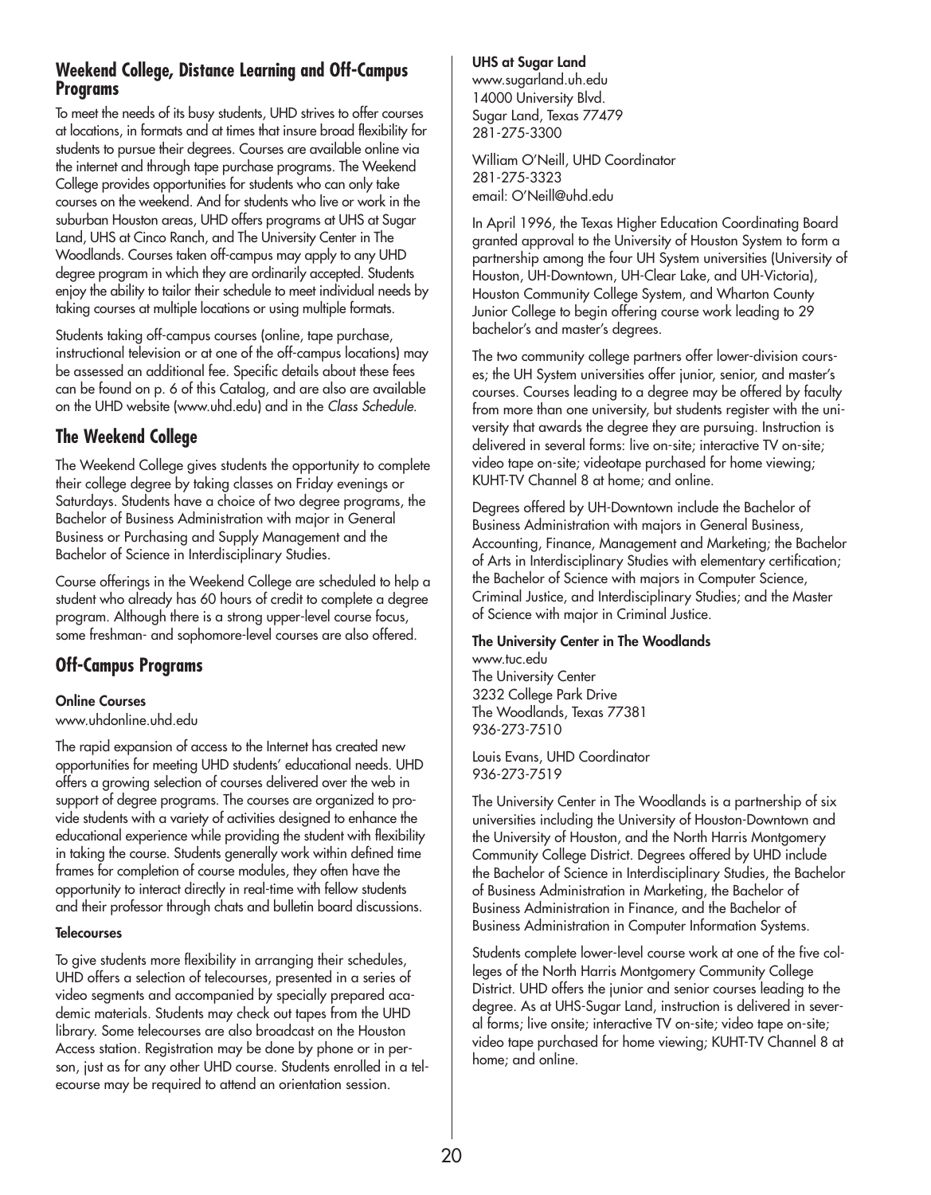## Weekend College, Distance Learning and Off-Campus Programs

To meet the needs of its busy students, UHD strives to offer courses at locations, in formats and at times that insure broad flexibility for students to pursue their degrees. Courses are available online via the internet and through tape purchase programs. The Weekend College provides opportunities for students who can only take courses on the weekend. And for students who live or work in the suburban Houston areas, UHD offers programs at UHS at Sugar Land, UHS at Cinco Ranch, and The University Center in The Woodlands. Courses taken off-campus may apply to any UHD degree program in which they are ordinarily accepted. Students enjoy the ability to tailor their schedule to meet individual needs by taking courses at multiple locations or using multiple formats.

Students taking off-campus courses (online, tape purchase, instructional television or at one of the off-campus locations) may be assessed an additional fee. Specific details about these fees can be found on p. 6 of this Catalog, and are also are available on the UHD website (www.uhd.edu) and in the *Class Schedule*.

## The Weekend College

The Weekend College gives students the opportunity to complete their college degree by taking classes on Friday evenings or Saturdays. Students have a choice of two degree programs, the Bachelor of Business Administration with major in General Business or Purchasing and Supply Management and the Bachelor of Science in Interdisciplinary Studies.

Course offerings in the Weekend College are scheduled to help a student who already has 60 hours of credit to complete a degree program. Although there is a strong upper-level course focus, some freshman- and sophomore-level courses are also offered.

## Off-Campus Programs

#### Online Courses

www.uhdonline.uhd.edu

The rapid expansion of access to the Internet has created new opportunities for meeting UHD students' educational needs. UHD offers a growing selection of courses delivered over the web in support of degree programs. The courses are organized to provide students with a variety of activities designed to enhance the educational experience while providing the student with flexibility in taking the course. Students generally work within defined time frames for completion of course modules, they often have the opportunity to interact directly in real-time with fellow students and their professor through chats and bulletin board discussions.

#### Telecourses

To give students more flexibility in arranging their schedules, UHD offers a selection of telecourses, presented in a series of video segments and accompanied by specially prepared academic materials. Students may check out tapes from the UHD library. Some telecourses are also broadcast on the Houston Access station. Registration may be done by phone or in person, just as for any other UHD course. Students enrolled in a telecourse may be required to attend an orientation session.

#### UHS at Sugar Land

www.sugarland.uh.edu
14000 University Blvd.
Sugar Land, Texas 77479
281-275-3300

William O'Neill, UHD Coordinator
281-275-3323
email: O'Neill@uhd.edu

In April 1996, the Texas Higher Education Coordinating Board granted approval to the University of Houston System to form a partnership among the four UH System universities (University of Houston, UH-Downtown, UH-Clear Lake, and UH-Victoria), Houston Community College System, and Wharton County Junior College to begin offering course work leading to 29 bachelor's and master's degrees.

The two community college partners offer lower-division courses; the UH System universities offer junior, senior, and master's courses. Courses leading to a degree may be offered by faculty from more than one university, but students register with the university that awards the degree they are pursuing. Instruction is delivered in several forms: live on-site; interactive TV on-site; video tape on-site; videotape purchased for home viewing; KUHT-TV Channel 8 at home; and online.

Degrees offered by UH-Downtown include the Bachelor of Business Administration with majors in General Business, Accounting, Finance, Management and Marketing; the Bachelor of Arts in Interdisciplinary Studies with elementary certification; the Bachelor of Science with majors in Computer Science, Criminal Justice, and Interdisciplinary Studies; and the Master of Science with major in Criminal Justice.

#### The University Center in The Woodlands

www.tuc.edu
The University Center
3232 College Park Drive
The Woodlands, Texas 77381
936-273-7510

Louis Evans, UHD Coordinator
936-273-7519

The University Center in The Woodlands is a partnership of six universities including the University of Houston-Downtown and the University of Houston, and the North Harris Montgomery Community College District. Degrees offered by UHD include the Bachelor of Science in Interdisciplinary Studies, the Bachelor of Business Administration in Marketing, the Bachelor of Business Administration in Finance, and the Bachelor of Business Administration in Computer Information Systems.

Students complete lower-level course work at one of the five colleges of the North Harris Montgomery Community College District. UHD offers the junior and senior courses leading to the degree. As at UHS-Sugar Land, instruction is delivered in several forms; live onsite; interactive TV on-site; video tape on-site; video tape purchased for home viewing; KUHT-TV Channel 8 at home; and online.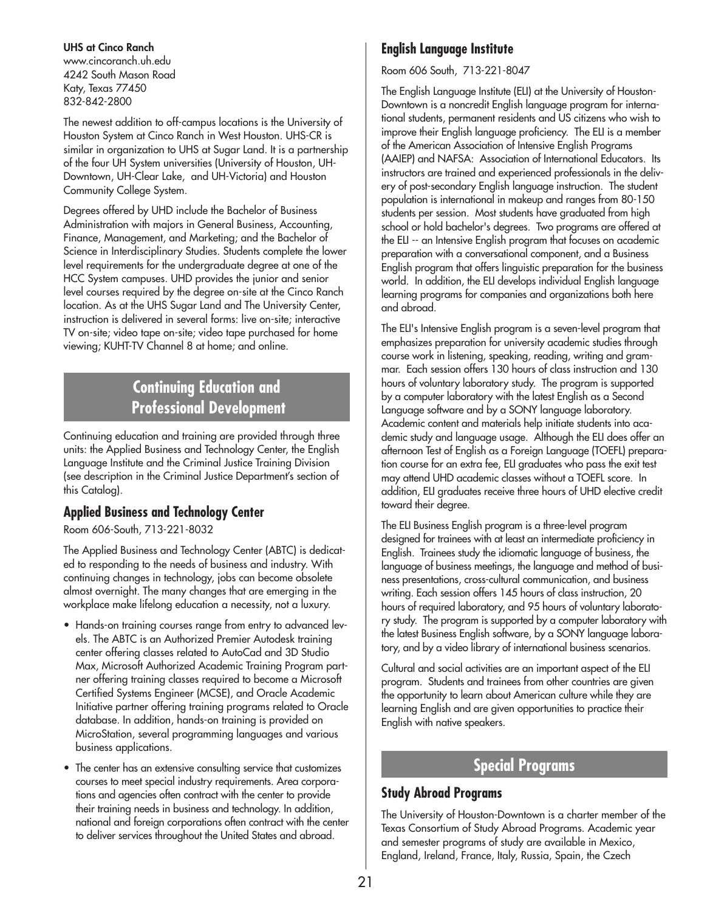**UHS at Cinco Ranch**
www.cincoranch.uh.edu
4242 South Mason Road
Katy, Texas 77450
832-842-2800

The newest addition to off-campus locations is the University of Houston System at Cinco Ranch in West Houston. UHS-CR is similar in organization to UHS at Sugar Land. It is a partnership of the four UH System universities (University of Houston, UH-Downtown, UH-Clear Lake, and UH-Victoria) and Houston Community College System.

Degrees offered by UHD include the Bachelor of Business Administration with majors in General Business, Accounting, Finance, Management, and Marketing; and the Bachelor of Science in Interdisciplinary Studies. Students complete the lower level requirements for the undergraduate degree at one of the HCC System campuses. UHD provides the junior and senior level courses required by the degree on-site at the Cinco Ranch location. As at the UHS Sugar Land and The University Center, instruction is delivered in several forms: live on-site; interactive TV on-site; video tape on-site; video tape purchased for home viewing; KUHT-TV Channel 8 at home; and online.

## Continuing Education and Professional Development

Continuing education and training are provided through three units: the Applied Business and Technology Center, the English Language Institute and the Criminal Justice Training Division (see description in the Criminal Justice Department's section of this Catalog).

### Applied Business and Technology Center

Room 606-South, 713-221-8032

The Applied Business and Technology Center (ABTC) is dedicated to responding to the needs of business and industry. With continuing changes in technology, jobs can become obsolete almost overnight. The many changes that are emerging in the workplace make lifelong education a necessity, not a luxury.

- Hands-on training courses range from entry to advanced levels. The ABTC is an Authorized Premier Autodesk training center offering classes related to AutoCad and 3D Studio Max, Microsoft Authorized Academic Training Program partner offering training classes required to become a Microsoft Certified Systems Engineer (MCSE), and Oracle Academic Initiative partner offering training programs related to Oracle database. In addition, hands-on training is provided on MicroStation, several programming languages and various business applications.
- The center has an extensive consulting service that customizes courses to meet special industry requirements. Area corporations and agencies often contract with the center to provide their training needs in business and technology. In addition, national and foreign corporations often contract with the center to deliver services throughout the United States and abroad.

### English Language Institute

Room 606 South, 713-221-8047

The English Language Institute (ELI) at the University of Houston-Downtown is a noncredit English language program for international students, permanent residents and US citizens who wish to improve their English language proficiency. The ELI is a member of the American Association of Intensive English Programs (AAIEP) and NAFSA: Association of International Educators. Its instructors are trained and experienced professionals in the delivery of post-secondary English language instruction. The student population is international in makeup and ranges from 80-150 students per session. Most students have graduated from high school or hold bachelor's degrees. Two programs are offered at the ELI -- an Intensive English program that focuses on academic preparation with a conversational component, and a Business English program that offers linguistic preparation for the business world. In addition, the ELI develops individual English language learning programs for companies and organizations both here and abroad.

The ELI's Intensive English program is a seven-level program that emphasizes preparation for university academic studies through course work in listening, speaking, reading, writing and grammar. Each session offers 130 hours of class instruction and 130 hours of voluntary laboratory study. The program is supported by a computer laboratory with the latest English as a Second Language software and by a SONY language laboratory. Academic content and materials help initiate students into academic study and language usage. Although the ELI does offer an afternoon Test of English as a Foreign Language (TOEFL) preparation course for an extra fee, ELI graduates who pass the exit test may attend UHD academic classes without a TOEFL score. In addition, ELI graduates receive three hours of UHD elective credit toward their degree.

The ELI Business English program is a three-level program designed for trainees with at least an intermediate proficiency in English. Trainees study the idiomatic language of business, the language of business meetings, the language and method of business presentations, cross-cultural communication, and business writing. Each session offers 145 hours of class instruction, 20 hours of required laboratory, and 95 hours of voluntary laboratory study. The program is supported by a computer laboratory with the latest Business English software, by a SONY language laboratory, and by a video library of international business scenarios.

Cultural and social activities are an important aspect of the ELI program. Students and trainees from other countries are given the opportunity to learn about American culture while they are learning English and are given opportunities to practice their English with native speakers.

## Special Programs

### Study Abroad Programs

The University of Houston-Downtown is a charter member of the Texas Consortium of Study Abroad Programs. Academic year and semester programs of study are available in Mexico, England, Ireland, France, Italy, Russia, Spain, the Czech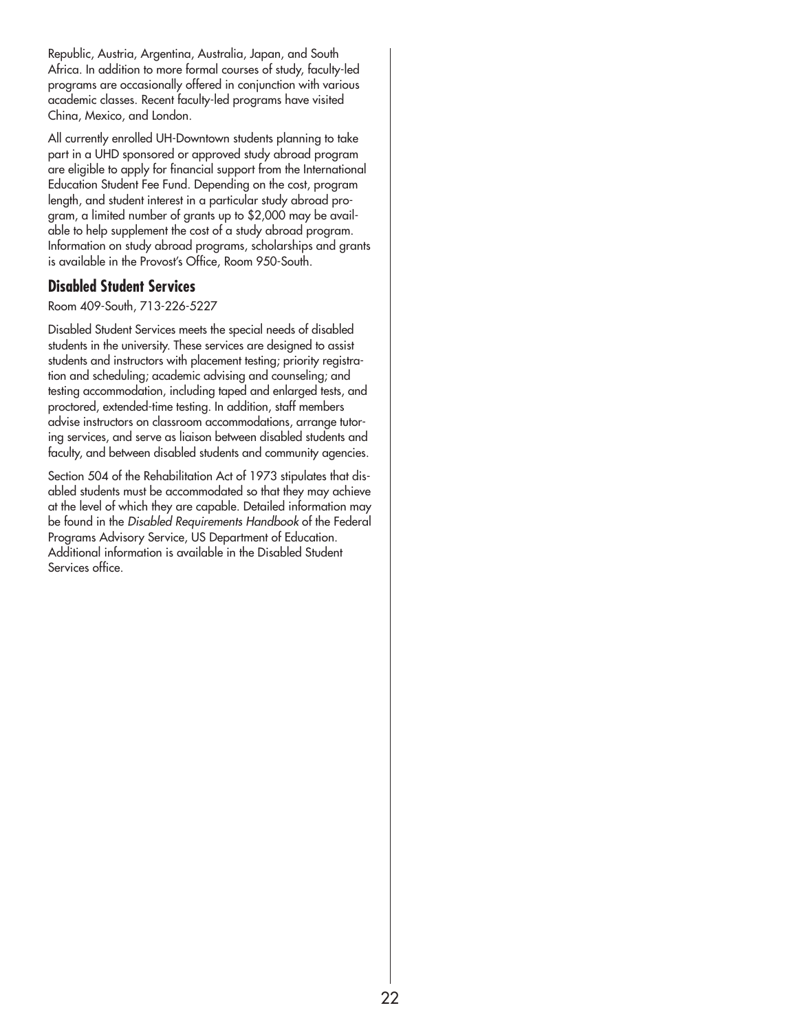Republic, Austria, Argentina, Australia, Japan, and South Africa. In addition to more formal courses of study, faculty-led programs are occasionally offered in conjunction with various academic classes. Recent faculty-led programs have visited China, Mexico, and London.

All currently enrolled UH-Downtown students planning to take part in a UHD sponsored or approved study abroad program are eligible to apply for financial support from the International Education Student Fee Fund. Depending on the cost, program length, and student interest in a particular study abroad program, a limited number of grants up to $2,000 may be available to help supplement the cost of a study abroad program. Information on study abroad programs, scholarships and grants is available in the Provost's Office, Room 950-South.

## Disabled Student Services

Room 409-South, 713-226-5227

Disabled Student Services meets the special needs of disabled students in the university. These services are designed to assist students and instructors with placement testing; priority registration and scheduling; academic advising and counseling; and testing accommodation, including taped and enlarged tests, and proctored, extended-time testing. In addition, staff members advise instructors on classroom accommodations, arrange tutoring services, and serve as liaison between disabled students and faculty, and between disabled students and community agencies.

Section 504 of the Rehabilitation Act of 1973 stipulates that disabled students must be accommodated so that they may achieve at the level of which they are capable. Detailed information may be found in the *Disabled Requirements Handbook* of the Federal Programs Advisory Service, US Department of Education. Additional information is available in the Disabled Student Services office.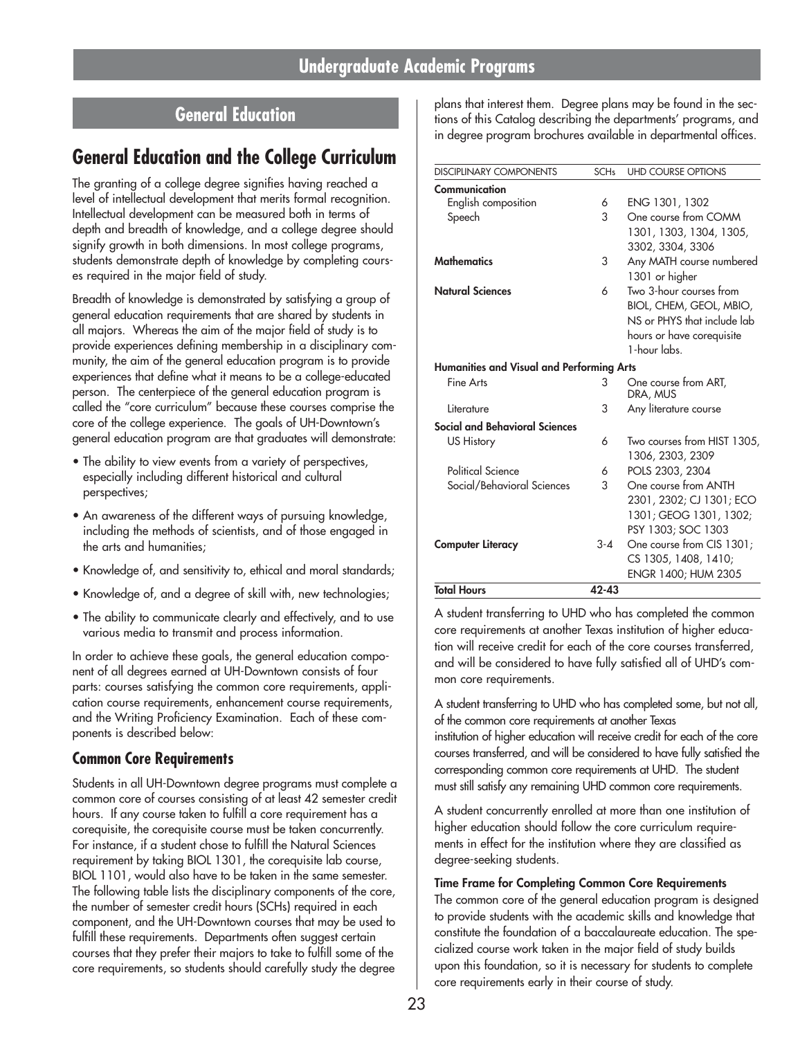# Undergraduate Academic Programs

## General Education

## General Education and the College Curriculum

The granting of a college degree signifies having reached a level of intellectual development that merits formal recognition. Intellectual development can be measured both in terms of depth and breadth of knowledge, and a college degree should signify growth in both dimensions. In most college programs, students demonstrate depth of knowledge by completing courses required in the major field of study.

Breadth of knowledge is demonstrated by satisfying a group of general education requirements that are shared by students in all majors. Whereas the aim of the major field of study is to provide experiences defining membership in a disciplinary community, the aim of the general education program is to provide experiences that define what it means to be a college-educated person. The centerpiece of the general education program is called the "core curriculum" because these courses comprise the core of the college experience. The goals of UH-Downtown's general education program are that graduates will demonstrate:

- The ability to view events from a variety of perspectives, especially including different historical and cultural perspectives;
- An awareness of the different ways of pursuing knowledge, including the methods of scientists, and of those engaged in the arts and humanities;
- Knowledge of, and sensitivity to, ethical and moral standards;
- Knowledge of, and a degree of skill with, new technologies;
- The ability to communicate clearly and effectively, and to use various media to transmit and process information.

In order to achieve these goals, the general education component of all degrees earned at UH-Downtown consists of four parts: courses satisfying the common core requirements, application course requirements, enhancement course requirements, and the Writing Proficiency Examination. Each of these components is described below:

### Common Core Requirements

Students in all UH-Downtown degree programs must complete a common core of courses consisting of at least 42 semester credit hours. If any course taken to fulfill a core requirement has a corequisite, the corequisite course must be taken concurrently. For instance, if a student chose to fulfill the Natural Sciences requirement by taking BIOL 1301, the corequisite lab course, BIOL 1101, would also have to be taken in the same semester. The following table lists the disciplinary components of the core, the number of semester credit hours (SCHs) required in each component, and the UH-Downtown courses that may be used to fulfill these requirements. Departments often suggest certain courses that they prefer their majors to take to fulfill some of the core requirements, so students should carefully study the degree plans that interest them. Degree plans may be found in the sections of this Catalog describing the departments' programs, and in degree program brochures available in departmental offices.

| DISCIPLINARY COMPONENTS | SCHs | UHD COURSE OPTIONS |
|---|---|---|
| **Communication** | | |
| English composition | 6 | ENG 1301, 1302 |
| Speech | 3 | One course from COMM 1301, 1303, 1304, 1305, 3302, 3304, 3306 |
| **Mathematics** | 3 | Any MATH course numbered 1301 or higher |
| **Natural Sciences** | 6 | Two 3-hour courses from BIOL, CHEM, GEOL, MBIO, NS or PHYS that include lab hours or have corequisite 1-hour labs. |
| **Humanities and Visual and Performing Arts** | | |
| Fine Arts | 3 | One course from ART, DRA, MUS |
| Literature | 3 | Any literature course |
| **Social and Behavioral Sciences** | | |
| US History | 6 | Two courses from HIST 1305, 1306, 2303, 2309 |
| Political Science | 6 | POLS 2303, 2304 |
| Social/Behavioral Sciences | 3 | One course from ANTH 2301, 2302; CJ 1301; ECO 1301; GEOG 1301, 1302; PSY 1303; SOC 1303 |
| **Computer Literacy** | 3-4 | One course from CIS 1301; CS 1305, 1408, 1410; ENGR 1400; HUM 2305 |
| **Total Hours** | **42-43** | |

A student transferring to UHD who has completed the common core requirements at another Texas institution of higher education will receive credit for each of the core courses transferred, and will be considered to have fully satisfied all of UHD's common core requirements.

A student transferring to UHD who has completed some, but not all, of the common core requirements at another Texas institution of higher education will receive credit for each of the core courses transferred, and will be considered to have fully satisfied the corresponding common core requirements at UHD. The student must still satisfy any remaining UHD common core requirements.

A student concurrently enrolled at more than one institution of higher education should follow the core curriculum requirements in effect for the institution where they are classified as degree-seeking students.

#### Time Frame for Completing Common Core Requirements

The common core of the general education program is designed to provide students with the academic skills and knowledge that constitute the foundation of a baccalaureate education. The specialized course work taken in the major field of study builds upon this foundation, so it is necessary for students to complete core requirements early in their course of study.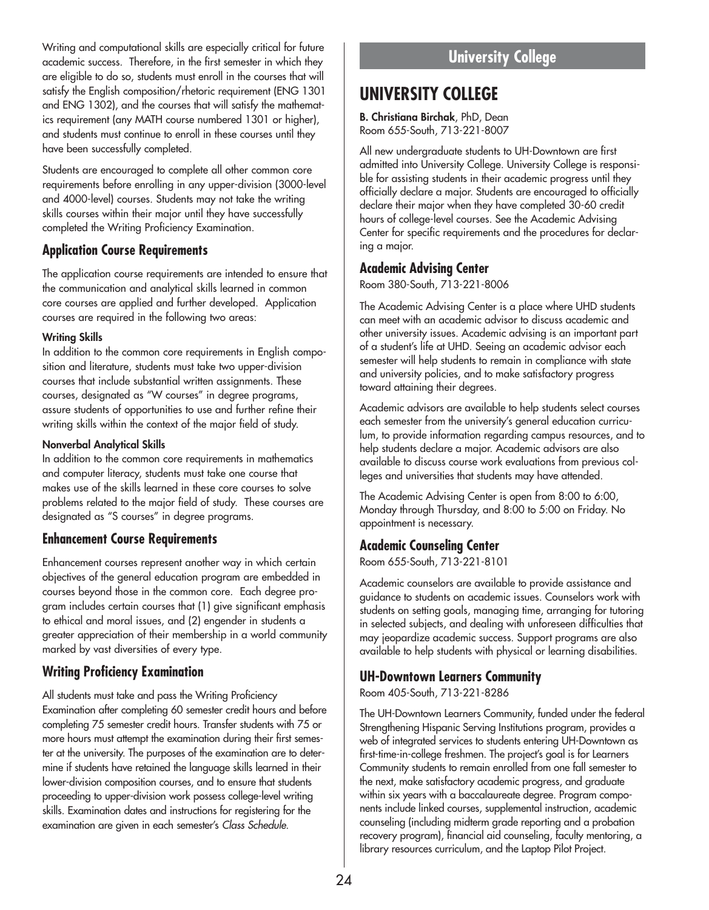Writing and computational skills are especially critical for future academic success. Therefore, in the first semester in which they are eligible to do so, students must enroll in the courses that will satisfy the English composition/rhetoric requirement (ENG 1301 and ENG 1302), and the courses that will satisfy the mathematics requirement (any MATH course numbered 1301 or higher), and students must continue to enroll in these courses until they have been successfully completed.

Students are encouraged to complete all other common core requirements before enrolling in any upper-division (3000-level and 4000-level) courses. Students may not take the writing skills courses within their major until they have successfully completed the Writing Proficiency Examination.

### Application Course Requirements

The application course requirements are intended to ensure that the communication and analytical skills learned in common core courses are applied and further developed. Application courses are required in the following two areas:

**Writing Skills**
In addition to the common core requirements in English composition and literature, students must take two upper-division courses that include substantial written assignments. These courses, designated as "W courses" in degree programs, assure students of opportunities to use and further refine their writing skills within the context of the major field of study.

**Nonverbal Analytical Skills**
In addition to the common core requirements in mathematics and computer literacy, students must take one course that makes use of the skills learned in these core courses to solve problems related to the major field of study. These courses are designated as "S courses" in degree programs.

### Enhancement Course Requirements

Enhancement courses represent another way in which certain objectives of the general education program are embedded in courses beyond those in the common core. Each degree program includes certain courses that (1) give significant emphasis to ethical and moral issues, and (2) engender in students a greater appreciation of their membership in a world community marked by vast diversities of every type.

### Writing Proficiency Examination

All students must take and pass the Writing Proficiency Examination after completing 60 semester credit hours and before completing 75 semester credit hours. Transfer students with 75 or more hours must attempt the examination during their first semester at the university. The purposes of the examination are to determine if students have retained the language skills learned in their lower-division composition courses, and to ensure that students proceeding to upper-division work possess college-level writing skills. Examination dates and instructions for registering for the examination are given in each semester's *Class Schedule*.

# UNIVERSITY COLLEGE

**B. Christiana Birchak**, PhD, Dean
Room 655-South, 713-221-8007

All new undergraduate students to UH-Downtown are first admitted into University College. University College is responsible for assisting students in their academic progress until they officially declare a major. Students are encouraged to officially declare their major when they have completed 30-60 credit hours of college-level courses. See the Academic Advising Center for specific requirements and the procedures for declaring a major.

### Academic Advising Center

Room 380-South, 713-221-8006

The Academic Advising Center is a place where UHD students can meet with an academic advisor to discuss academic and other university issues. Academic advising is an important part of a student's life at UHD. Seeing an academic advisor each semester will help students to remain in compliance with state and university policies, and to make satisfactory progress toward attaining their degrees.

Academic advisors are available to help students select courses each semester from the university's general education curriculum, to provide information regarding campus resources, and to help students declare a major. Academic advisors are also available to discuss course work evaluations from previous colleges and universities that students may have attended.

The Academic Advising Center is open from 8:00 to 6:00, Monday through Thursday, and 8:00 to 5:00 on Friday. No appointment is necessary.

### Academic Counseling Center

Room 655-South, 713-221-8101

Academic counselors are available to provide assistance and guidance to students on academic issues. Counselors work with students on setting goals, managing time, arranging for tutoring in selected subjects, and dealing with unforeseen difficulties that may jeopardize academic success. Support programs are also available to help students with physical or learning disabilities.

### UH-Downtown Learners Community

Room 405-South, 713-221-8286

The UH-Downtown Learners Community, funded under the federal Strengthening Hispanic Serving Institutions program, provides a web of integrated services to students entering UH-Downtown as first-time-in-college freshmen. The project's goal is for Learners Community students to remain enrolled from one fall semester to the next, make satisfactory academic progress, and graduate within six years with a baccalaureate degree. Program components include linked courses, supplemental instruction, academic counseling (including midterm grade reporting and a probation recovery program), financial aid counseling, faculty mentoring, a library resources curriculum, and the Laptop Pilot Project.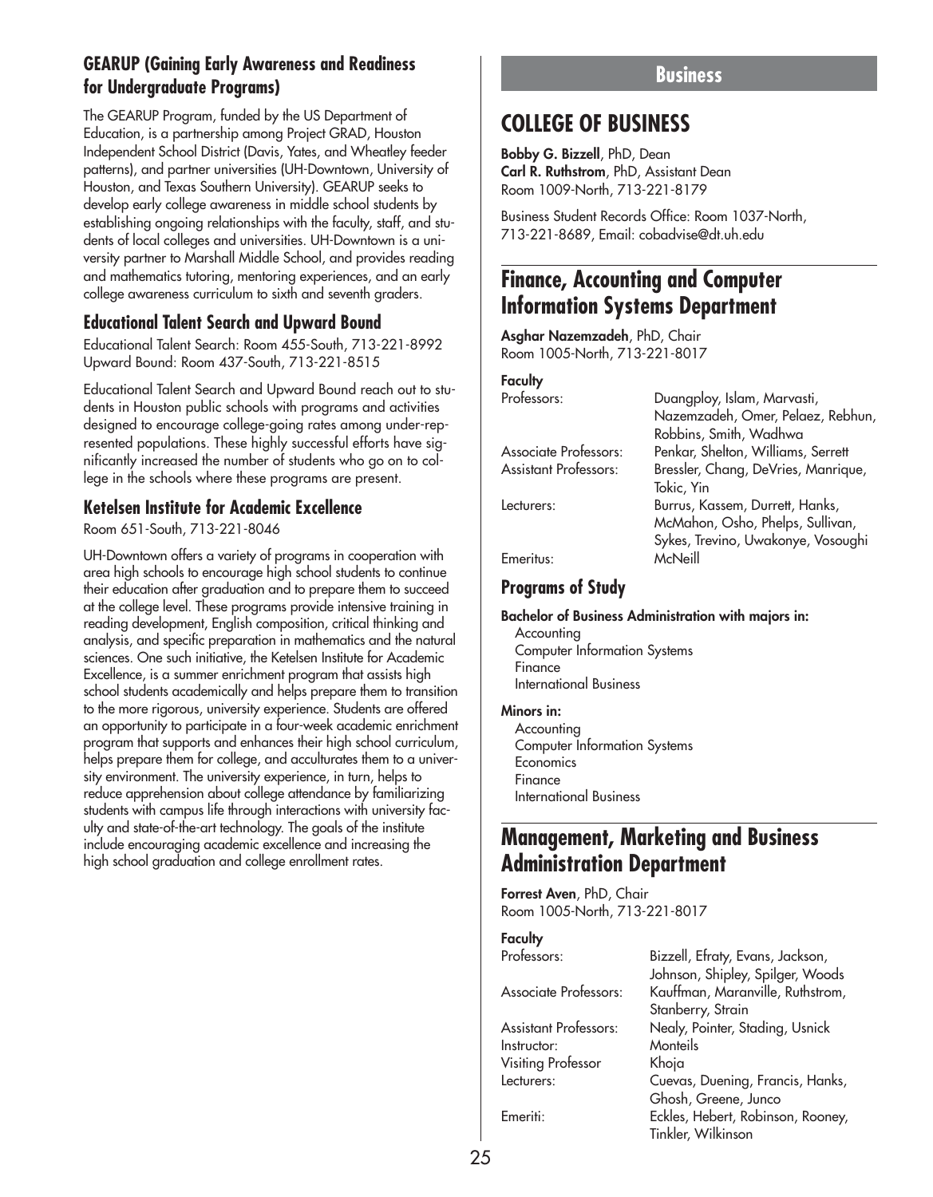### GEARUP (Gaining Early Awareness and Readiness for Undergraduate Programs)

The GEARUP Program, funded by the US Department of Education, is a partnership among Project GRAD, Houston Independent School District (Davis, Yates, and Wheatley feeder patterns), and partner universities (UH-Downtown, University of Houston, and Texas Southern University). GEARUP seeks to develop early college awareness in middle school students by establishing ongoing relationships with the faculty, staff, and students of local colleges and universities. UH-Downtown is a university partner to Marshall Middle School, and provides reading and mathematics tutoring, mentoring experiences, and an early college awareness curriculum to sixth and seventh graders.

### Educational Talent Search and Upward Bound

Educational Talent Search: Room 455-South, 713-221-8992
Upward Bound: Room 437-South, 713-221-8515

Educational Talent Search and Upward Bound reach out to students in Houston public schools with programs and activities designed to encourage college-going rates among under-represented populations. These highly successful efforts have significantly increased the number of students who go on to college in the schools where these programs are present.

### Ketelsen Institute for Academic Excellence

Room 651-South, 713-221-8046

UH-Downtown offers a variety of programs in cooperation with area high schools to encourage high school students to continue their education after graduation and to prepare them to succeed at the college level. These programs provide intensive training in reading development, English composition, critical thinking and analysis, and specific preparation in mathematics and the natural sciences. One such initiative, the Ketelsen Institute for Academic Excellence, is a summer enrichment program that assists high school students academically and helps prepare them to transition to the more rigorous, university experience. Students are offered an opportunity to participate in a four-week academic enrichment program that supports and enhances their high school curriculum, helps prepare them for college, and acculturates them to a university environment. The university experience, in turn, helps to reduce apprehension about college attendance by familiarizing students with campus life through interactions with university faculty and state-of-the-art technology. The goals of the institute include encouraging academic excellence and increasing the high school graduation and college enrollment rates.

# Business

## COLLEGE OF BUSINESS

**Bobby G. Bizzell**, PhD, Dean
**Carl R. Ruthstrom**, PhD, Assistant Dean
Room 1009-North, 713-221-8179

Business Student Records Office: Room 1037-North, 713-221-8689, Email: cobadvise@dt.uh.edu

## Finance, Accounting and Computer Information Systems Department

**Asghar Nazemzadeh**, PhD, Chair
Room 1005-North, 713-221-8017

**Faculty**

| | |
|---|---|
| Professors: | Duangploy, Islam, Marvasti, Nazemzadeh, Omer, Pelaez, Rebhun, Robbins, Smith, Wadhwa |
| Associate Professors: | Penkar, Shelton, Williams, Serrett |
| Assistant Professors: | Bressler, Chang, DeVries, Manrique, Tokic, Yin |
| Lecturers: | Burrus, Kassem, Durrett, Hanks, McMahon, Osho, Phelps, Sullivan, Sykes, Trevino, Uwakonye, Vosoughi |
| Emeritus: | McNeill |

### Programs of Study

**Bachelor of Business Administration with majors in:**

- Accounting
- Computer Information Systems
- Finance
- International Business

**Minors in:**

- Accounting
- Computer Information Systems
- Economics
- Finance
- International Business

## Management, Marketing and Business Administration Department

**Forrest Aven**, PhD, Chair
Room 1005-North, 713-221-8017

**Faculty**

| | |
|---|---|
| Professors: | Bizzell, Efraty, Evans, Jackson, Johnson, Shipley, Spilger, Woods |
| Associate Professors: | Kauffman, Maranville, Ruthstrom, Stanberry, Strain |
| Assistant Professors: | Nealy, Pointer, Stading, Usnick |
| Instructor: | Monteils |
| Visiting Professor | Khoja |
| Lecturers: | Cuevas, Duening, Francis, Hanks, Ghosh, Greene, Junco |
| Emeriti: | Eckles, Hebert, Robinson, Rooney, Tinkler, Wilkinson |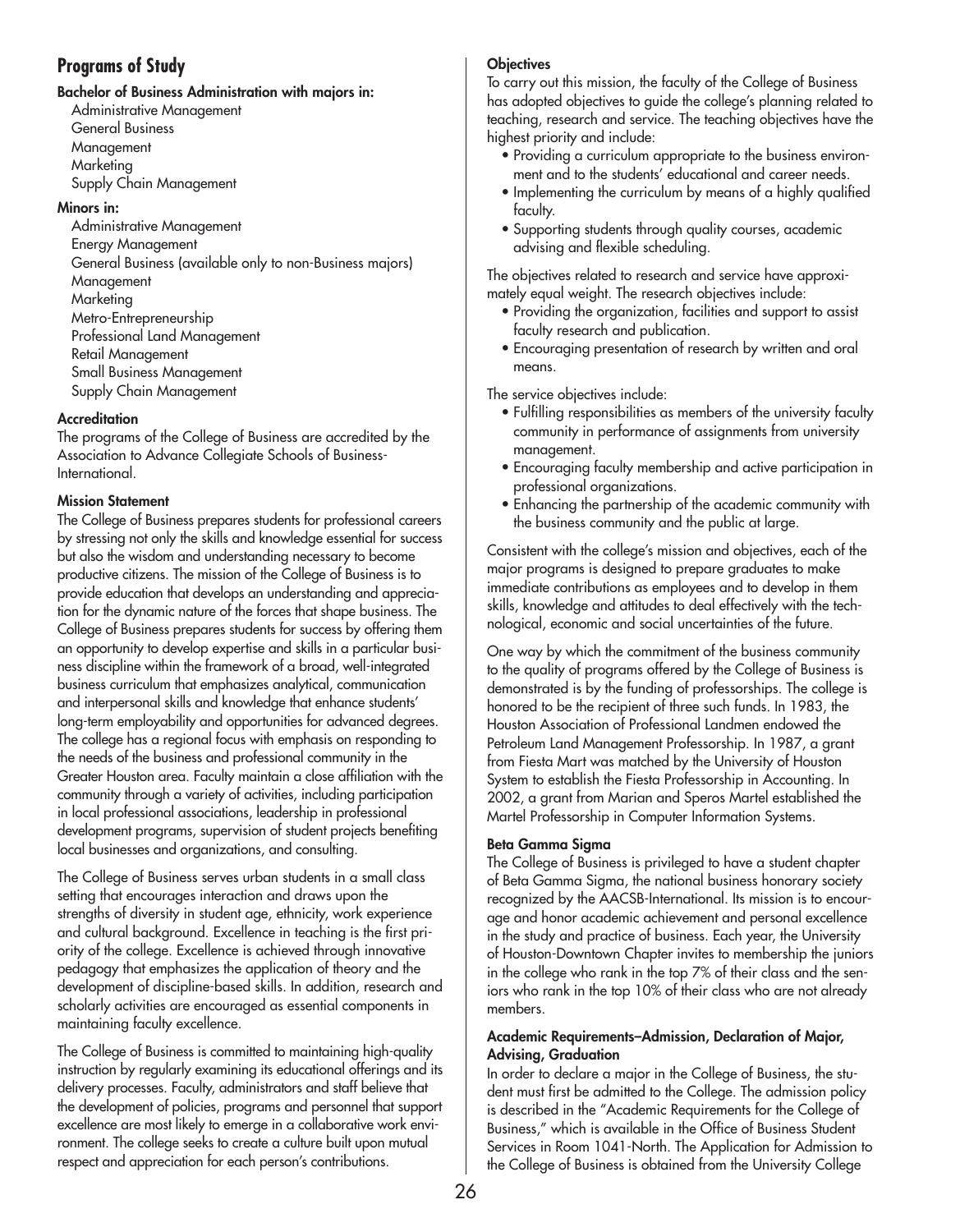## Programs of Study

**Bachelor of Business Administration with majors in:**

Administrative Management
General Business
Management
Marketing
Supply Chain Management

**Minors in:**

Administrative Management
Energy Management
General Business (available only to non-Business majors)
Management
Marketing
Metro-Entrepreneurship
Professional Land Management
Retail Management
Small Business Management
Supply Chain Management

**Accreditation**

The programs of the College of Business are accredited by the Association to Advance Collegiate Schools of Business-International.

**Mission Statement**

The College of Business prepares students for professional careers by stressing not only the skills and knowledge essential for success but also the wisdom and understanding necessary to become productive citizens. The mission of the College of Business is to provide education that develops an understanding and appreciation for the dynamic nature of the forces that shape business. The College of Business prepares students for success by offering them an opportunity to develop expertise and skills in a particular business discipline within the framework of a broad, well-integrated business curriculum that emphasizes analytical, communication and interpersonal skills and knowledge that enhance students' long-term employability and opportunities for advanced degrees. The college has a regional focus with emphasis on responding to the needs of the business and professional community in the Greater Houston area. Faculty maintain a close affiliation with the community through a variety of activities, including participation in local professional associations, leadership in professional development programs, supervision of student projects benefiting local businesses and organizations, and consulting.

The College of Business serves urban students in a small class setting that encourages interaction and draws upon the strengths of diversity in student age, ethnicity, work experience and cultural background. Excellence in teaching is the first priority of the college. Excellence is achieved through innovative pedagogy that emphasizes the application of theory and the development of discipline-based skills. In addition, research and scholarly activities are encouraged as essential components in maintaining faculty excellence.

The College of Business is committed to maintaining high-quality instruction by regularly examining its educational offerings and its delivery processes. Faculty, administrators and staff believe that the development of policies, programs and personnel that support excellence are most likely to emerge in a collaborative work environment. The college seeks to create a culture built upon mutual respect and appreciation for each person's contributions.

**Objectives**

To carry out this mission, the faculty of the College of Business has adopted objectives to guide the college's planning related to teaching, research and service. The teaching objectives have the highest priority and include:

- Providing a curriculum appropriate to the business environment and to the students' educational and career needs.
- Implementing the curriculum by means of a highly qualified faculty.
- Supporting students through quality courses, academic advising and flexible scheduling.

The objectives related to research and service have approximately equal weight. The research objectives include:

- Providing the organization, facilities and support to assist faculty research and publication.
- Encouraging presentation of research by written and oral means.

The service objectives include:

- Fulfilling responsibilities as members of the university faculty community in performance of assignments from university management.
- Encouraging faculty membership and active participation in professional organizations.
- Enhancing the partnership of the academic community with the business community and the public at large.

Consistent with the college's mission and objectives, each of the major programs is designed to prepare graduates to make immediate contributions as employees and to develop in them skills, knowledge and attitudes to deal effectively with the technological, economic and social uncertainties of the future.

One way by which the commitment of the business community to the quality of programs offered by the College of Business is demonstrated is by the funding of professorships. The college is honored to be the recipient of three such funds. In 1983, the Houston Association of Professional Landmen endowed the Petroleum Land Management Professorship. In 1987, a grant from Fiesta Mart was matched by the University of Houston System to establish the Fiesta Professorship in Accounting. In 2002, a grant from Marian and Speros Martel established the Martel Professorship in Computer Information Systems.

**Beta Gamma Sigma**

The College of Business is privileged to have a student chapter of Beta Gamma Sigma, the national business honorary society recognized by the AACSB-International. Its mission is to encourage and honor academic achievement and personal excellence in the study and practice of business. Each year, the University of Houston-Downtown Chapter invites to membership the juniors in the college who rank in the top 7% of their class and the seniors who rank in the top 10% of their class who are not already members.

**Academic Requirements–Admission, Declaration of Major, Advising, Graduation**

In order to declare a major in the College of Business, the student must first be admitted to the College. The admission policy is described in the "Academic Requirements for the College of Business," which is available in the Office of Business Student Services in Room 1041-North. The Application for Admission to the College of Business is obtained from the University College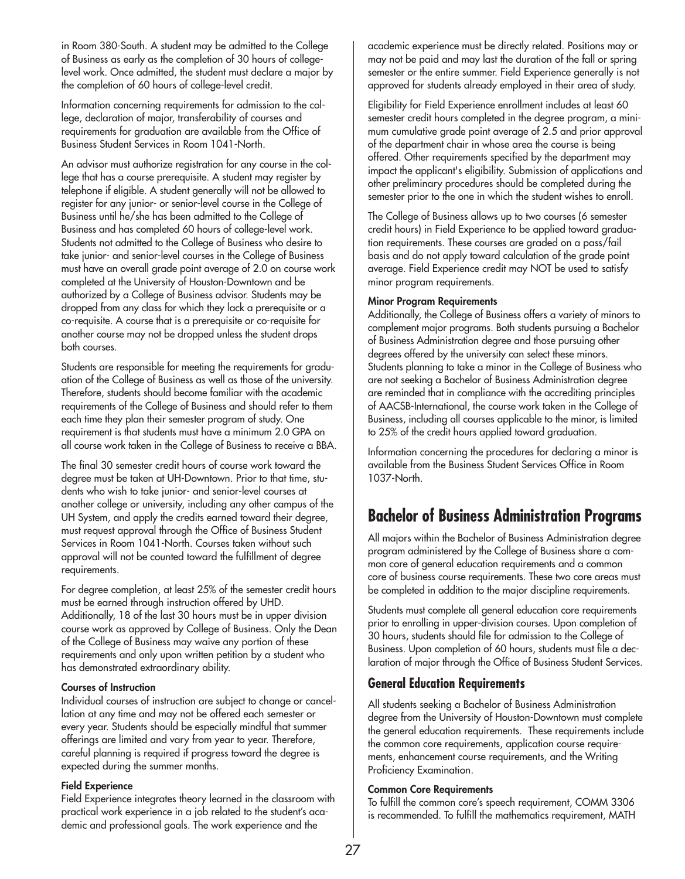in Room 380-South. A student may be admitted to the College of Business as early as the completion of 30 hours of college-level work. Once admitted, the student must declare a major by the completion of 60 hours of college-level credit.

Information concerning requirements for admission to the college, declaration of major, transferability of courses and requirements for graduation are available from the Office of Business Student Services in Room 1041-North.

An advisor must authorize registration for any course in the college that has a course prerequisite. A student may register by telephone if eligible. A student generally will not be allowed to register for any junior- or senior-level course in the College of Business until he/she has been admitted to the College of Business and has completed 60 hours of college-level work. Students not admitted to the College of Business who desire to take junior- and senior-level courses in the College of Business must have an overall grade point average of 2.0 on course work completed at the University of Houston-Downtown and be authorized by a College of Business advisor. Students may be dropped from any class for which they lack a prerequisite or a co-requisite. A course that is a prerequisite or co-requisite for another course may not be dropped unless the student drops both courses.

Students are responsible for meeting the requirements for graduation of the College of Business as well as those of the university. Therefore, students should become familiar with the academic requirements of the College of Business and should refer to them each time they plan their semester program of study. One requirement is that students must have a minimum 2.0 GPA on all course work taken in the College of Business to receive a BBA.

The final 30 semester credit hours of course work toward the degree must be taken at UH-Downtown. Prior to that time, students who wish to take junior- and senior-level courses at another college or university, including any other campus of the UH System, and apply the credits earned toward their degree, must request approval through the Office of Business Student Services in Room 1041-North. Courses taken without such approval will not be counted toward the fulfillment of degree requirements.

For degree completion, at least 25% of the semester credit hours must be earned through instruction offered by UHD. Additionally, 18 of the last 30 hours must be in upper division course work as approved by College of Business. Only the Dean of the College of Business may waive any portion of these requirements and only upon written petition by a student who has demonstrated extraordinary ability.

**Courses of Instruction**

Individual courses of instruction are subject to change or cancellation at any time and may not be offered each semester or every year. Students should be especially mindful that summer offerings are limited and vary from year to year. Therefore, careful planning is required if progress toward the degree is expected during the summer months.

**Field Experience**

Field Experience integrates theory learned in the classroom with practical work experience in a job related to the student's academic and professional goals. The work experience and the academic experience must be directly related. Positions may or may not be paid and may last the duration of the fall or spring semester or the entire summer. Field Experience generally is not approved for students already employed in their area of study.

Eligibility for Field Experience enrollment includes at least 60 semester credit hours completed in the degree program, a minimum cumulative grade point average of 2.5 and prior approval of the department chair in whose area the course is being offered. Other requirements specified by the department may impact the applicant's eligibility. Submission of applications and other preliminary procedures should be completed during the semester prior to the one in which the student wishes to enroll.

The College of Business allows up to two courses (6 semester credit hours) in Field Experience to be applied toward graduation requirements. These courses are graded on a pass/fail basis and do not apply toward calculation of the grade point average. Field Experience credit may NOT be used to satisfy minor program requirements.

**Minor Program Requirements**

Additionally, the College of Business offers a variety of minors to complement major programs. Both students pursuing a Bachelor of Business Administration degree and those pursuing other degrees offered by the university can select these minors. Students planning to take a minor in the College of Business who are not seeking a Bachelor of Business Administration degree are reminded that in compliance with the accrediting principles of AACSB-International, the course work taken in the College of Business, including all courses applicable to the minor, is limited to 25% of the credit hours applied toward graduation.

Information concerning the procedures for declaring a minor is available from the Business Student Services Office in Room 1037-North.

# Bachelor of Business Administration Programs

All majors within the Bachelor of Business Administration degree program administered by the College of Business share a common core of general education requirements and a common core of business course requirements. These two core areas must be completed in addition to the major discipline requirements.

Students must complete all general education core requirements prior to enrolling in upper-division courses. Upon completion of 30 hours, students should file for admission to the College of Business. Upon completion of 60 hours, students must file a declaration of major through the Office of Business Student Services.

## General Education Requirements

All students seeking a Bachelor of Business Administration degree from the University of Houston-Downtown must complete the general education requirements. These requirements include the common core requirements, application course requirements, enhancement course requirements, and the Writing Proficiency Examination.

**Common Core Requirements**

To fulfill the common core's speech requirement, COMM 3306 is recommended. To fulfill the mathematics requirement, MATH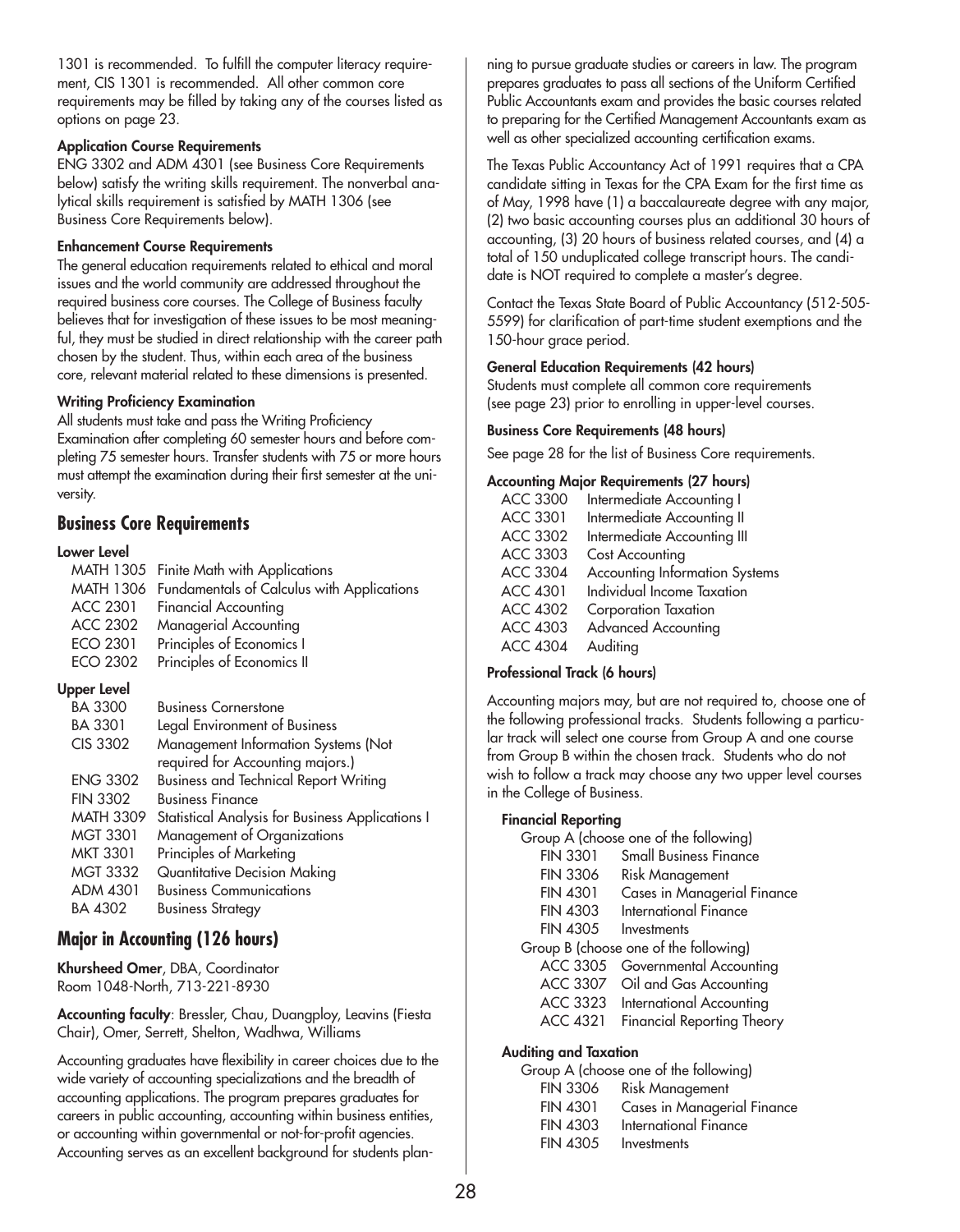1301 is recommended. To fulfill the computer literacy requirement, CIS 1301 is recommended. All other common core requirements may be filled by taking any of the courses listed as options on page 23.

#### Application Course Requirements

ENG 3302 and ADM 4301 (see Business Core Requirements below) satisfy the writing skills requirement. The nonverbal analytical skills requirement is satisfied by MATH 1306 (see Business Core Requirements below).

#### Enhancement Course Requirements

The general education requirements related to ethical and moral issues and the world community are addressed throughout the required business core courses. The College of Business faculty believes that for investigation of these issues to be most meaningful, they must be studied in direct relationship with the career path chosen by the student. Thus, within each area of the business core, relevant material related to these dimensions is presented.

#### Writing Proficiency Examination

All students must take and pass the Writing Proficiency Examination after completing 60 semester hours and before completing 75 semester hours. Transfer students with 75 or more hours must attempt the examination during their first semester at the university.

## Business Core Requirements

#### Lower Level

| | |
|---|---|
| MATH 1305 | Finite Math with Applications |
| MATH 1306 | Fundamentals of Calculus with Applications |
| ACC 2301 | Financial Accounting |
| ACC 2302 | Managerial Accounting |
| ECO 2301 | Principles of Economics I |
| ECO 2302 | Principles of Economics II |

#### Upper Level

| | |
|---|---|
| BA 3300 | Business Cornerstone |
| BA 3301 | Legal Environment of Business |
| CIS 3302 | Management Information Systems (Not required for Accounting majors.) |
| ENG 3302 | Business and Technical Report Writing |
| FIN 3302 | Business Finance |
| MATH 3309 | Statistical Analysis for Business Applications I |
| MGT 3301 | Management of Organizations |
| MKT 3301 | Principles of Marketing |
| MGT 3332 | Quantitative Decision Making |
| ADM 4301 | Business Communications |
| BA 4302 | Business Strategy |

## Major in Accounting (126 hours)

**Khursheed Omer**, DBA, Coordinator
Room 1048-North, 713-221-8930

**Accounting faculty**: Bressler, Chau, Duangploy, Leavins (Fiesta Chair), Omer, Serrett, Shelton, Wadhwa, Williams

Accounting graduates have flexibility in career choices due to the wide variety of accounting specializations and the breadth of accounting applications. The program prepares graduates for careers in public accounting, accounting within business entities, or accounting within governmental or not-for-profit agencies. Accounting serves as an excellent background for students planning to pursue graduate studies or careers in law. The program prepares graduates to pass all sections of the Uniform Certified Public Accountants exam and provides the basic courses related to preparing for the Certified Management Accountants exam as well as other specialized accounting certification exams.

The Texas Public Accountancy Act of 1991 requires that a CPA candidate sitting in Texas for the CPA Exam for the first time as of May, 1998 have (1) a baccalaureate degree with any major, (2) two basic accounting courses plus an additional 30 hours of accounting, (3) 20 hours of business related courses, and (4) a total of 150 unduplicated college transcript hours. The candidate is NOT required to complete a master's degree.

Contact the Texas State Board of Public Accountancy (512-505-5599) for clarification of part-time student exemptions and the 150-hour grace period.

#### General Education Requirements (42 hours)

Students must complete all common core requirements (see page 23) prior to enrolling in upper-level courses.

#### Business Core Requirements (48 hours)

See page 28 for the list of Business Core requirements.

#### Accounting Major Requirements (27 hours)

| | |
|---|---|
| ACC 3300 | Intermediate Accounting I |
| ACC 3301 | Intermediate Accounting II |
| ACC 3302 | Intermediate Accounting III |
| ACC 3303 | Cost Accounting |
| ACC 3304 | Accounting Information Systems |
| ACC 4301 | Individual Income Taxation |
| ACC 4302 | Corporation Taxation |
| ACC 4303 | Advanced Accounting |
| ACC 4304 | Auditing |

#### Professional Track (6 hours)

Accounting majors may, but are not required to, choose one of the following professional tracks. Students following a particular track will select one course from Group A and one course from Group B within the chosen track. Students who do not wish to follow a track may choose any two upper level courses in the College of Business.

**Financial Reporting**

Group A (choose one of the following)

| | |
|---|---|
| FIN 3301 | Small Business Finance |
| FIN 3306 | Risk Management |
| FIN 4301 | Cases in Managerial Finance |
| FIN 4303 | International Finance |
| FIN 4305 | Investments |

Group B (choose one of the following)

| | |
|---|---|
| ACC 3305 | Governmental Accounting |
| ACC 3307 | Oil and Gas Accounting |
| ACC 3323 | International Accounting |
| ACC 4321 | Financial Reporting Theory |

**Auditing and Taxation**

Group A (choose one of the following)

| | |
|---|---|
| FIN 3306 | Risk Management |
| FIN 4301 | Cases in Managerial Finance |
| FIN 4303 | International Finance |
| FIN 4305 | Investments |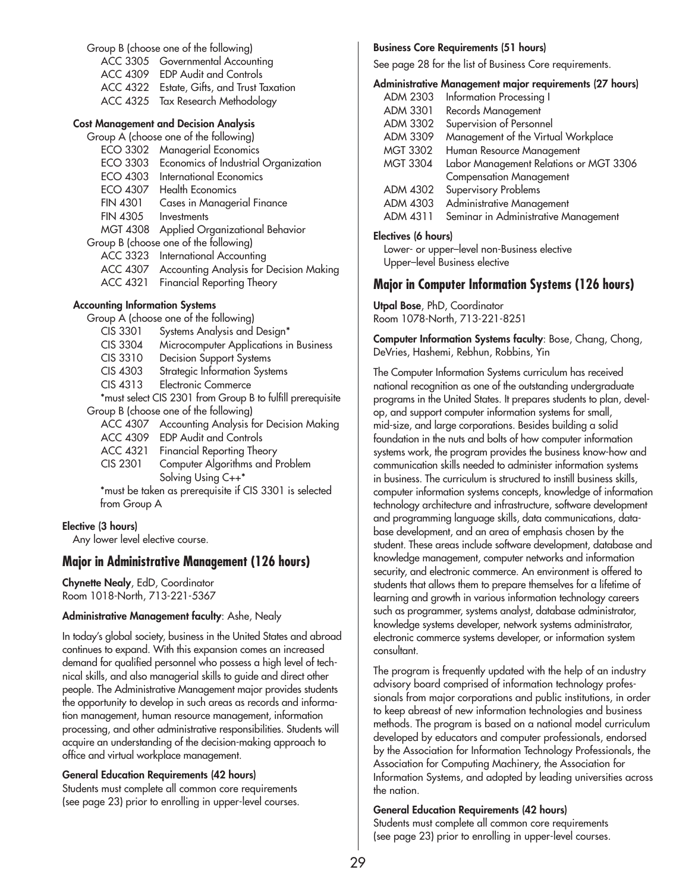Group B (choose one of the following)

- ACC 3305 Governmental Accounting
- ACC 4309 EDP Audit and Controls
- ACC 4322 Estate, Gifts, and Trust Taxation
- ACC 4325 Tax Research Methodology

**Cost Management and Decision Analysis**

Group A (choose one of the following)

- ECO 3302 Managerial Economics
- ECO 3303 Economics of Industrial Organization
- ECO 4303 International Economics
- ECO 4307 Health Economics
- FIN 4301 Cases in Managerial Finance
- FIN 4305 Investments
- MGT 4308 Applied Organizational Behavior

Group B (choose one of the following)

- ACC 3323 International Accounting
- ACC 4307 Accounting Analysis for Decision Making
- ACC 4321 Financial Reporting Theory

**Accounting Information Systems**

Group A (choose one of the following)

- CIS 3301 Systems Analysis and Design*
- CIS 3304 Microcomputer Applications in Business
- CIS 3310 Decision Support Systems
- CIS 4303 Strategic Information Systems
- CIS 4313 Electronic Commerce

*must select CIS 2301 from Group B to fulfill prerequisite

Group B (choose one of the following)

- ACC 4307 Accounting Analysis for Decision Making
- ACC 4309 EDP Audit and Controls
- ACC 4321 Financial Reporting Theory
- CIS 2301 Computer Algorithms and Problem Solving Using C++*

*must be taken as prerequisite if CIS 3301 is selected from Group A

**Elective (3 hours)**

Any lower level elective course.

## Major in Administrative Management (126 hours)

**Chynette Nealy**, EdD, Coordinator
Room 1018-North, 713-221-5367

**Administrative Management faculty**: Ashe, Nealy

In today's global society, business in the United States and abroad continues to expand. With this expansion comes an increased demand for qualified personnel who possess a high level of technical skills, and also managerial skills to guide and direct other people. The Administrative Management major provides students the opportunity to develop in such areas as records and information management, human resource management, information processing, and other administrative responsibilities. Students will acquire an understanding of the decision-making approach to office and virtual workplace management.

**General Education Requirements (42 hours)**

Students must complete all common core requirements (see page 23) prior to enrolling in upper-level courses.

**Business Core Requirements (51 hours)**

See page 28 for the list of Business Core requirements.

**Administrative Management major requirements (27 hours)**

- ADM 2303 Information Processing I
- ADM 3301 Records Management
- ADM 3302 Supervision of Personnel
- ADM 3309 Management of the Virtual Workplace
- MGT 3302 Human Resource Management
- MGT 3304 Labor Management Relations or MGT 3306 Compensation Management
- ADM 4302 Supervisory Problems
- ADM 4303 Administrative Management
- ADM 4311 Seminar in Administrative Management

**Electives (6 hours)**

Lower- or upper–level non-Business elective
Upper–level Business elective

## Major in Computer Information Systems (126 hours)

**Utpal Bose**, PhD, Coordinator
Room 1078-North, 713-221-8251

**Computer Information Systems faculty**: Bose, Chang, Chong, DeVries, Hashemi, Rebhun, Robbins, Yin

The Computer Information Systems curriculum has received national recognition as one of the outstanding undergraduate programs in the United States. It prepares students to plan, develop, and support computer information systems for small, mid-size, and large corporations. Besides building a solid foundation in the nuts and bolts of how computer information systems work, the program provides the business know-how and communication skills needed to administer information systems in business. The curriculum is structured to instill business skills, computer information systems concepts, knowledge of information technology architecture and infrastructure, software development and programming language skills, data communications, database development, and an area of emphasis chosen by the student. These areas include software development, database and knowledge management, computer networks and information security, and electronic commerce. An environment is offered to students that allows them to prepare themselves for a lifetime of learning and growth in various information technology careers such as programmer, systems analyst, database administrator, knowledge systems developer, network systems administrator, electronic commerce systems developer, or information system consultant.

The program is frequently updated with the help of an industry advisory board comprised of information technology professionals from major corporations and public institutions, in order to keep abreast of new information technologies and business methods. The program is based on a national model curriculum developed by educators and computer professionals, endorsed by the Association for Information Technology Professionals, the Association for Computing Machinery, the Association for Information Systems, and adopted by leading universities across the nation.

**General Education Requirements (42 hours)**

Students must complete all common core requirements (see page 23) prior to enrolling in upper-level courses.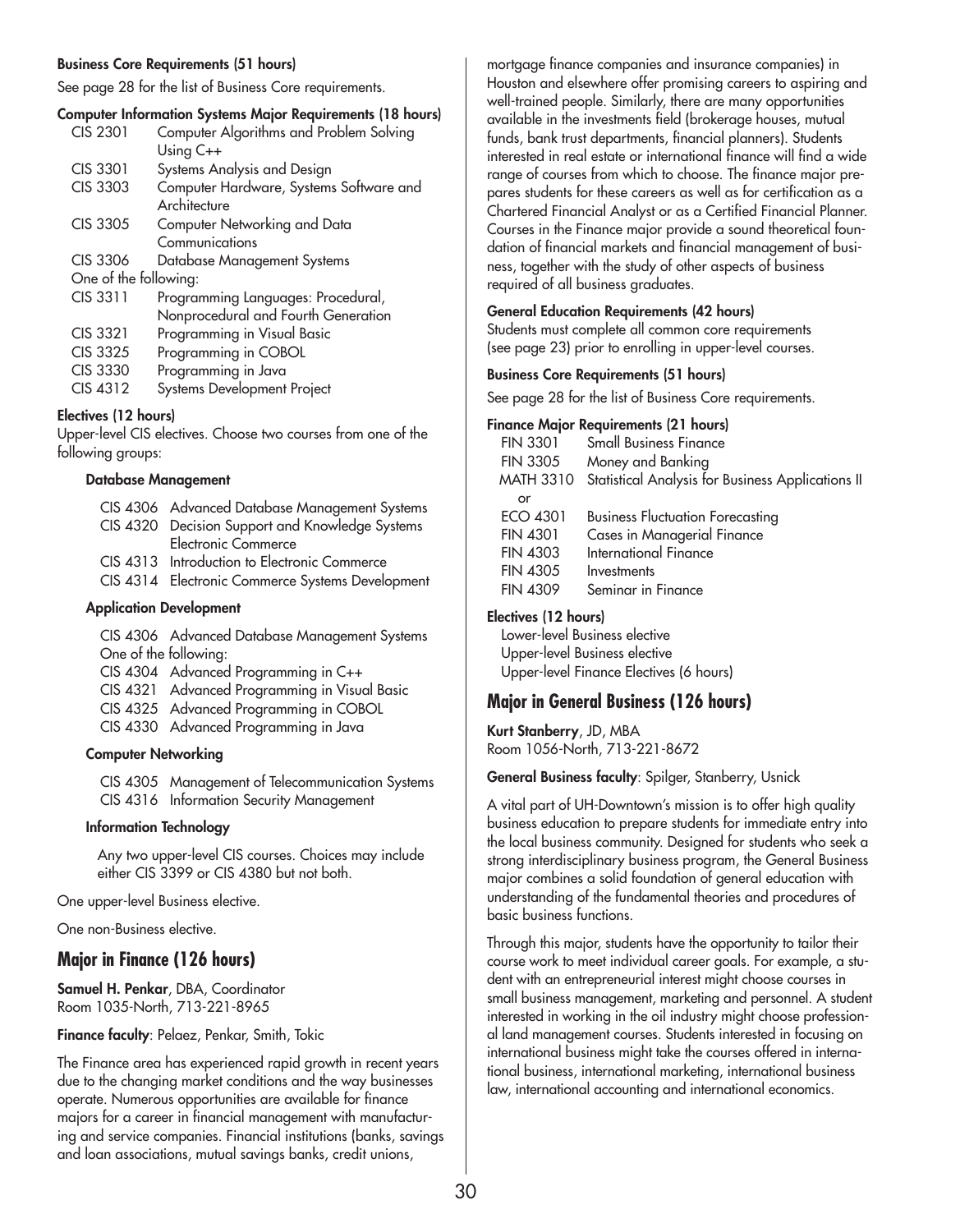**Business Core Requirements (51 hours)**

See page 28 for the list of Business Core requirements.

**Computer Information Systems Major Requirements (18 hours)**

| | |
|---|---|
| CIS 2301 | Computer Algorithms and Problem Solving Using C++ |
| CIS 3301 | Systems Analysis and Design |
| CIS 3303 | Computer Hardware, Systems Software and Architecture |
| CIS 3305 | Computer Networking and Data Communications |
| CIS 3306 | Database Management Systems |
| One of the following: | |
| CIS 3311 | Programming Languages: Procedural, Nonprocedural and Fourth Generation |
| CIS 3321 | Programming in Visual Basic |
| CIS 3325 | Programming in COBOL |
| CIS 3330 | Programming in Java |
| CIS 4312 | Systems Development Project |

**Electives (12 hours)**

Upper-level CIS electives. Choose two courses from one of the following groups:

**Database Management**

- CIS 4306 Advanced Database Management Systems
- CIS 4320 Decision Support and Knowledge Systems Electronic Commerce
- CIS 4313 Introduction to Electronic Commerce
- CIS 4314 Electronic Commerce Systems Development

**Application Development**

- CIS 4306 Advanced Database Management Systems
- One of the following:
- CIS 4304 Advanced Programming in C++
- CIS 4321 Advanced Programming in Visual Basic
- CIS 4325 Advanced Programming in COBOL
- CIS 4330 Advanced Programming in Java

**Computer Networking**

- CIS 4305 Management of Telecommunication Systems
- CIS 4316 Information Security Management

**Information Technology**

Any two upper-level CIS courses. Choices may include either CIS 3399 or CIS 4380 but not both.

One upper-level Business elective.

One non-Business elective.

## Major in Finance (126 hours)

**Samuel H. Penkar**, DBA, Coordinator
Room 1035-North, 713-221-8965

**Finance faculty**: Pelaez, Penkar, Smith, Tokic

The Finance area has experienced rapid growth in recent years due to the changing market conditions and the way businesses operate. Numerous opportunities are available for finance majors for a career in financial management with manufacturing and service companies. Financial institutions (banks, savings and loan associations, mutual savings banks, credit unions, mortgage finance companies and insurance companies) in Houston and elsewhere offer promising careers to aspiring and well-trained people. Similarly, there are many opportunities available in the investments field (brokerage houses, mutual funds, bank trust departments, financial planners). Students interested in real estate or international finance will find a wide range of courses from which to choose. The finance major prepares students for these careers as well as for certification as a Chartered Financial Analyst or as a Certified Financial Planner. Courses in the Finance major provide a sound theoretical foundation of financial markets and financial management of business, together with the study of other aspects of business required of all business graduates.

**General Education Requirements (42 hours)**

Students must complete all common core requirements (see page 23) prior to enrolling in upper-level courses.

**Business Core Requirements (51 hours)**

See page 28 for the list of Business Core requirements.

**Finance Major Requirements (21 hours)**

| | |
|---|---|
| FIN 3301 | Small Business Finance |
| FIN 3305 | Money and Banking |
| MATH 3310 | Statistical Analysis for Business Applications II |
| or | |
| ECO 4301 | Business Fluctuation Forecasting |
| FIN 4301 | Cases in Managerial Finance |
| FIN 4303 | International Finance |
| FIN 4305 | Investments |
| FIN 4309 | Seminar in Finance |

**Electives (12 hours)**

Lower-level Business elective
Upper-level Business elective
Upper-level Finance Electives (6 hours)

## Major in General Business (126 hours)

**Kurt Stanberry**, JD, MBA
Room 1056-North, 713-221-8672

**General Business faculty**: Spilger, Stanberry, Usnick

A vital part of UH-Downtown's mission is to offer high quality business education to prepare students for immediate entry into the local business community. Designed for students who seek a strong interdisciplinary business program, the General Business major combines a solid foundation of general education with understanding of the fundamental theories and procedures of basic business functions.

Through this major, students have the opportunity to tailor their course work to meet individual career goals. For example, a student with an entrepreneurial interest might choose courses in small business management, marketing and personnel. A student interested in working in the oil industry might choose professional land management courses. Students interested in focusing on international business might take the courses offered in international business, international marketing, international business law, international accounting and international economics.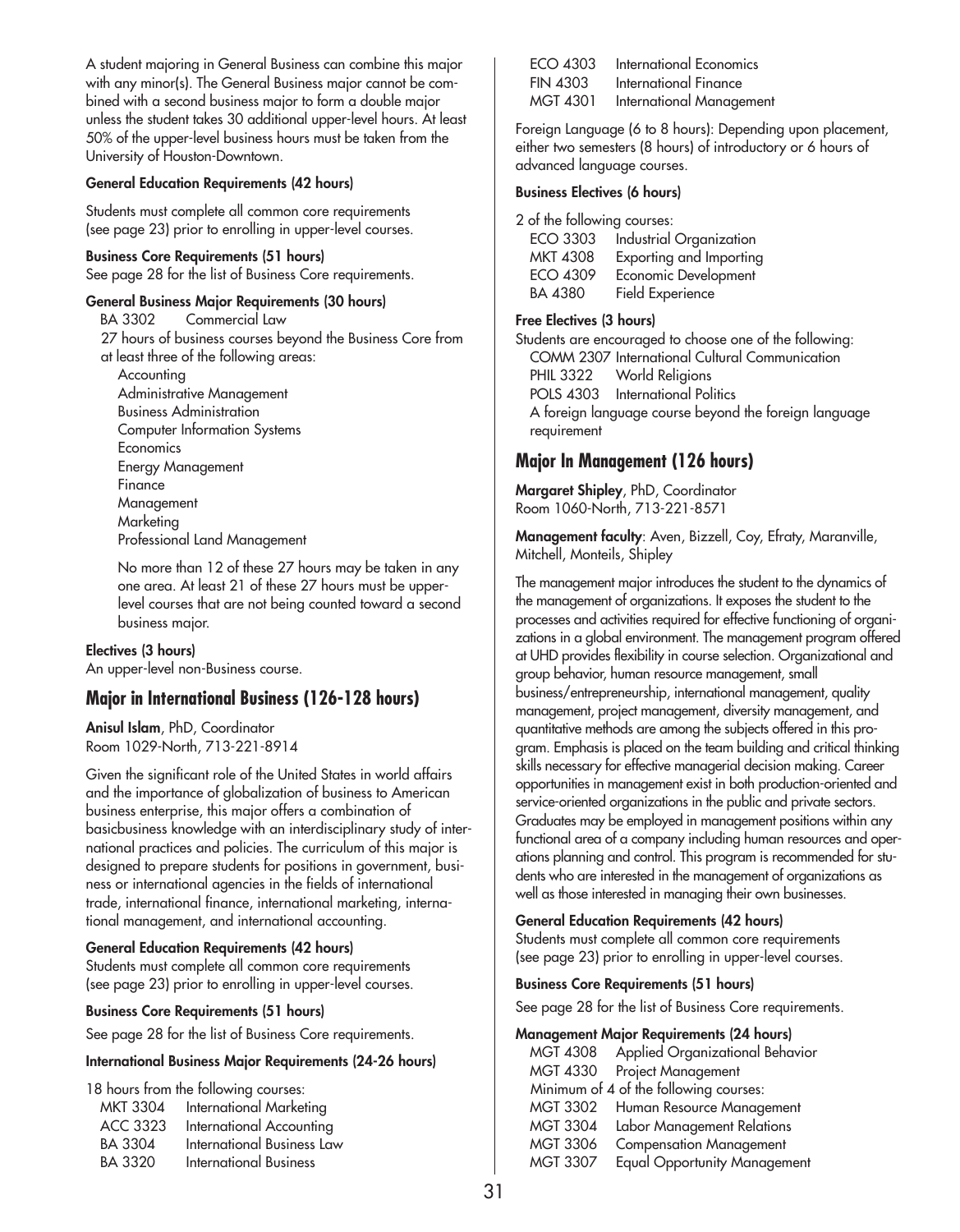A student majoring in General Business can combine this major with any minor(s). The General Business major cannot be combined with a second business major to form a double major unless the student takes 30 additional upper-level hours. At least 50% of the upper-level business hours must be taken from the University of Houston-Downtown.

**General Education Requirements (42 hours)**

Students must complete all common core requirements (see page 23) prior to enrolling in upper-level courses.

**Business Core Requirements (51 hours)**

See page 28 for the list of Business Core requirements.

**General Business Major Requirements (30 hours)**

BA 3302 Commercial Law

27 hours of business courses beyond the Business Core from at least three of the following areas:

- Accounting
- Administrative Management
- Business Administration
- Computer Information Systems
- Economics
- Energy Management
- Finance
- Management
- Marketing
- Professional Land Management

No more than 12 of these 27 hours may be taken in any one area. At least 21 of these 27 hours must be upper-level courses that are not being counted toward a second business major.

**Electives (3 hours)**

An upper-level non-Business course.

## Major in International Business (126-128 hours)

**Anisul Islam**, PhD, Coordinator
Room 1029-North, 713-221-8914

Given the significant role of the United States in world affairs and the importance of globalization of business to American business enterprise, this major offers a combination of basicbusiness knowledge with an interdisciplinary study of international practices and policies. The curriculum of this major is designed to prepare students for positions in government, business or international agencies in the fields of international trade, international finance, international marketing, international management, and international accounting.

**General Education Requirements (42 hours)**

Students must complete all common core requirements (see page 23) prior to enrolling in upper-level courses.

**Business Core Requirements (51 hours)**

See page 28 for the list of Business Core requirements.

**International Business Major Requirements (24-26 hours)**

18 hours from the following courses:

- MKT 3304 International Marketing
- ACC 3323 International Accounting
- BA 3304 International Business Law
- BA 3320 International Business
- ECO 4303 International Economics
- FIN 4303 International Finance
- MGT 4301 International Management

Foreign Language (6 to 8 hours): Depending upon placement, either two semesters (8 hours) of introductory or 6 hours of advanced language courses.

**Business Electives (6 hours)**

2 of the following courses:

- ECO 3303 Industrial Organization
- MKT 4308 Exporting and Importing
- ECO 4309 Economic Development
- BA 4380 Field Experience

**Free Electives (3 hours)**

Students are encouraged to choose one of the following:

- COMM 2307 International Cultural Communication
- PHIL 3322 World Religions
- POLS 4303 International Politics
- A foreign language course beyond the foreign language requirement

## Major In Management (126 hours)

**Margaret Shipley**, PhD, Coordinator
Room 1060-North, 713-221-8571

**Management faculty**: Aven, Bizzell, Coy, Efraty, Maranville, Mitchell, Monteils, Shipley

The management major introduces the student to the dynamics of the management of organizations. It exposes the student to the processes and activities required for effective functioning of organizations in a global environment. The management program offered at UHD provides flexibility in course selection. Organizational and group behavior, human resource management, small business/entrepreneurship, international management, quality management, project management, diversity management, and quantitative methods are among the subjects offered in this program. Emphasis is placed on the team building and critical thinking skills necessary for effective managerial decision making. Career opportunities in management exist in both production-oriented and service-oriented organizations in the public and private sectors. Graduates may be employed in management positions within any functional area of a company including human resources and operations planning and control. This program is recommended for students who are interested in the management of organizations as well as those interested in managing their own businesses.

**General Education Requirements (42 hours)**

Students must complete all common core requirements (see page 23) prior to enrolling in upper-level courses.

**Business Core Requirements (51 hours)**

See page 28 for the list of Business Core requirements.

**Management Major Requirements (24 hours)**

- MGT 4308 Applied Organizational Behavior
- MGT 4330 Project Management

Minimum of 4 of the following courses:

- MGT 3302 Human Resource Management
- MGT 3304 Labor Management Relations
- MGT 3306 Compensation Management
- MGT 3307 Equal Opportunity Management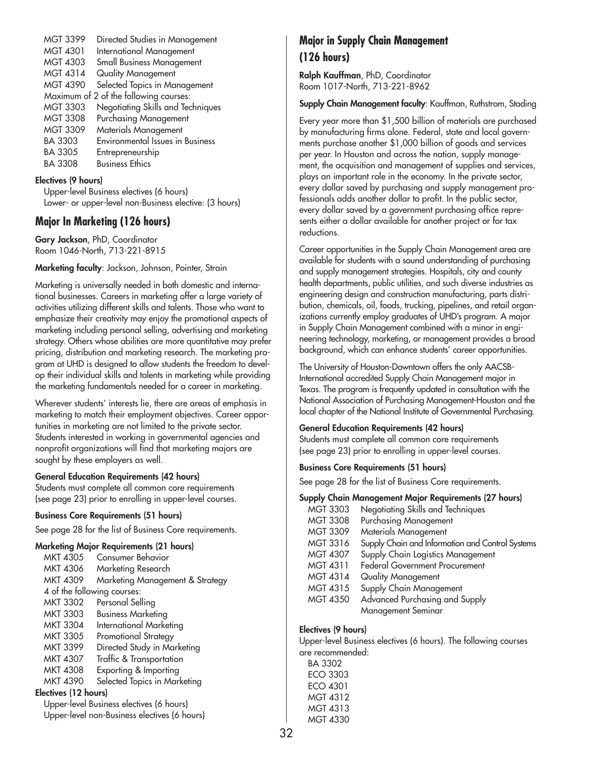| | |
|---|---|
| MGT 3399 | Directed Studies in Management |
| MGT 4301 | International Management |
| MGT 4303 | Small Business Management |
| MGT 4314 | Quality Management |
| MGT 4390 | Selected Topics in Management |

Maximum of 2 of the following courses:

| | |
|---|---|
| MGT 3303 | Negotiating Skills and Techniques |
| MGT 3308 | Purchasing Management |
| MGT 3309 | Materials Management |
| BA 3303 | Environmental Issues in Business |
| BA 3305 | Entrepreneurship |
| BA 3308 | Business Ethics |

**Electives (9 hours)**

Upper-level Business electives (6 hours)
Lower- or upper-level non-Business elective: (3 hours)

## Major In Marketing (126 hours)

**Gary Jackson**, PhD, Coordinator
Room 1046-North, 713-221-8915

**Marketing faculty**: Jackson, Johnson, Pointer, Strain

Marketing is universally needed in both domestic and international businesses. Careers in marketing offer a large variety of activities utilizing different skills and talents. Those who want to emphasize their creativity may enjoy the promotional aspects of marketing including personal selling, advertising and marketing strategy. Others whose abilities are more quantitative may prefer pricing, distribution and marketing research. The marketing program at UHD is designed to allow students the freedom to develop their individual skills and talents in marketing while providing the marketing fundamentals needed for a career in marketing.

Wherever students' interests lie, there are areas of emphasis in marketing to match their employment objectives. Career opportunities in marketing are not limited to the private sector. Students interested in working in governmental agencies and nonprofit organizations will find that marketing majors are sought by these employers as well.

**General Education Requirements (42 hours)**

Students must complete all common core requirements (see page 23) prior to enrolling in upper-level courses.

**Business Core Requirements (51 hours)**

See page 28 for the list of Business Core requirements.

**Marketing Major Requirements (21 hours)**

| | |
|---|---|
| MKT 4305 | Consumer Behavior |
| MKT 4306 | Marketing Research |
| MKT 4309 | Marketing Management & Strategy |

4 of the following courses:

| | |
|---|---|
| MKT 3302 | Personal Selling |
| MKT 3303 | Business Marketing |
| MKT 3304 | International Marketing |
| MKT 3305 | Promotional Strategy |
| MKT 3399 | Directed Study in Marketing |
| MKT 4307 | Traffic & Transportation |
| MKT 4308 | Exporting & Importing |
| MKT 4390 | Selected Topics in Marketing |

**Electives (12 hours)**

Upper-level Business electives (6 hours)
Upper-level non-Business electives (6 hours)

## Major in Supply Chain Management (126 hours)

**Ralph Kauffman**, PhD, Coordinator
Room 1017-North, 713-221-8962

**Supply Chain Management faculty**: Kauffman, Ruthstrom, Stading

Every year more than $1,500 billion of materials are purchased by manufacturing firms alone. Federal, state and local governments purchase another $1,000 billion of goods and services per year. In Houston and across the nation, supply management, the acquisition and management of supplies and services, plays an important role in the economy. In the private sector, every dollar saved by purchasing and supply management professionals adds another dollar to profit. In the public sector, every dollar saved by a government purchasing office represents either a dollar available for another project or for tax reductions.

Career opportunities in the Supply Chain Management area are available for students with a sound understanding of purchasing and supply management strategies. Hospitals, city and county health departments, public utilities, and such diverse industries as engineering design and construction manufacturing, parts distribution, chemicals, oil, foods, trucking, pipelines, and retail organizations currently employ graduates of UHD's program. A major in Supply Chain Management combined with a minor in engineering technology, marketing, or management provides a broad background, which can enhance students' career opportunities.

The University of Houston-Downtown offers the only AACSB-International accredited Supply Chain Management major in Texas. The program is frequently updated in consultation with the National Association of Purchasing Management-Houston and the local chapter of the National Institute of Governmental Purchasing.

**General Education Requirements (42 hours)**

Students must complete all common core requirements (see page 23) prior to enrolling in upper-level courses.

**Business Core Requirements (51 hours)**

See page 28 for the list of Business Core requirements.

**Supply Chain Management Major Requirements (27 hours)**

| | |
|---|---|
| MGT 3303 | Negotiating Skills and Techniques |
| MGT 3308 | Purchasing Management |
| MGT 3309 | Materials Management |
| MGT 3316 | Supply Chain and Information and Control Systems |
| MGT 4307 | Supply Chain Logistics Management |
| MGT 4311 | Federal Government Procurement |
| MGT 4314 | Quality Management |
| MGT 4315 | Supply Chain Management |
| MGT 4350 | Advanced Purchasing and Supply Management Seminar |

**Electives (9 hours)**

Upper-level Business electives (6 hours). The following courses are recommended:

BA 3302
ECO 3303
ECO 4301
MGT 4312
MGT 4313
MGT 4330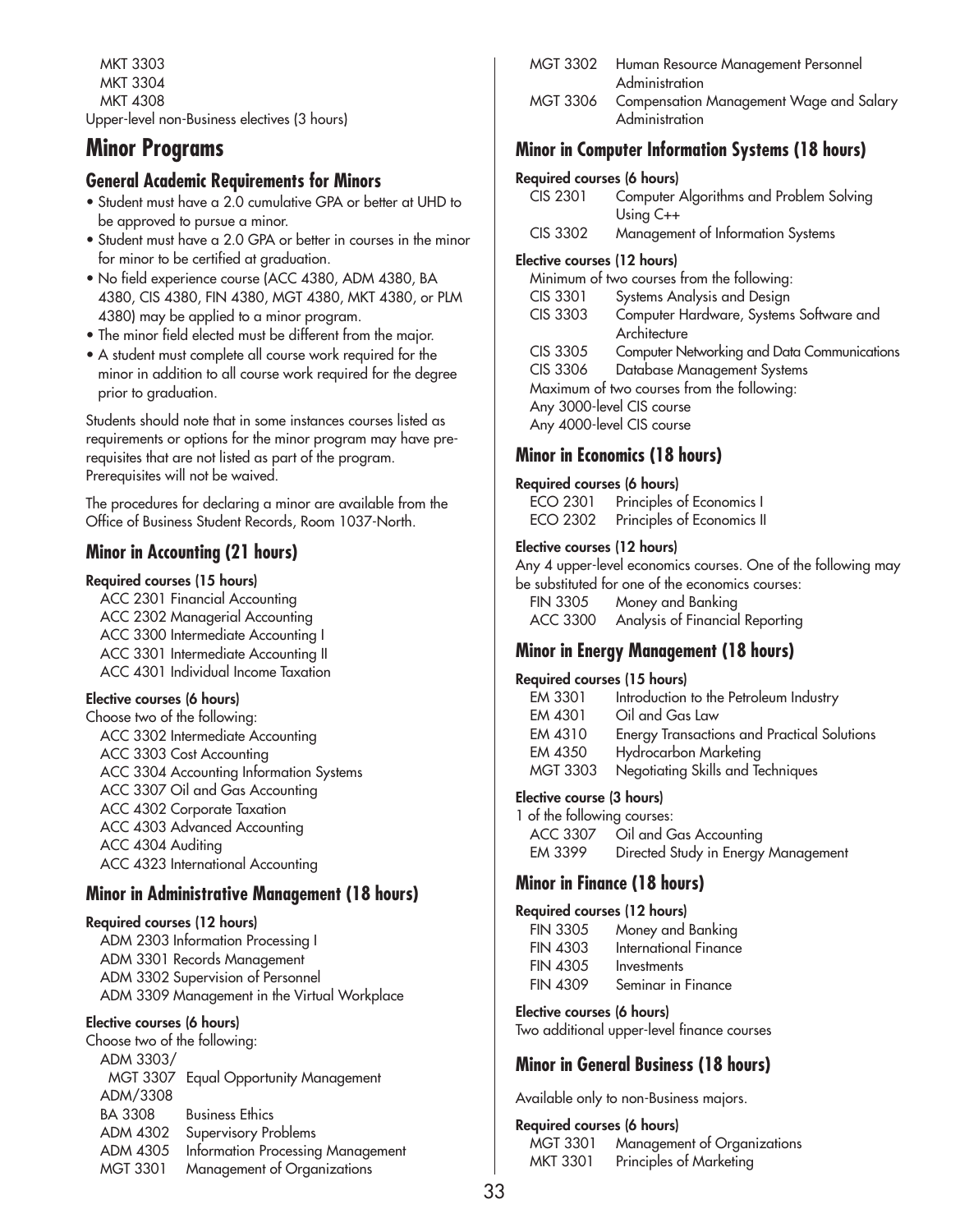MKT 3303
MKT 3304
MKT 4308
Upper-level non-Business electives (3 hours)

# Minor Programs

## General Academic Requirements for Minors

- Student must have a 2.0 cumulative GPA or better at UHD to be approved to pursue a minor.
- Student must have a 2.0 GPA or better in courses in the minor for minor to be certified at graduation.
- No field experience course (ACC 4380, ADM 4380, BA 4380, CIS 4380, FIN 4380, MGT 4380, MKT 4380, or PLM 4380) may be applied to a minor program.
- The minor field elected must be different from the major.
- A student must complete all course work required for the minor in addition to all course work required for the degree prior to graduation.

Students should note that in some instances courses listed as requirements or options for the minor program may have prerequisites that are not listed as part of the program. Prerequisites will not be waived.

The procedures for declaring a minor are available from the Office of Business Student Records, Room 1037-North.

## Minor in Accounting (21 hours)

**Required courses (15 hours)**

ACC 2301 Financial Accounting
ACC 2302 Managerial Accounting
ACC 3300 Intermediate Accounting I
ACC 3301 Intermediate Accounting II
ACC 4301 Individual Income Taxation

**Elective courses (6 hours)**

Choose two of the following:
ACC 3302 Intermediate Accounting
ACC 3303 Cost Accounting
ACC 3304 Accounting Information Systems
ACC 3307 Oil and Gas Accounting
ACC 4302 Corporate Taxation
ACC 4303 Advanced Accounting
ACC 4304 Auditing
ACC 4323 International Accounting

## Minor in Administrative Management (18 hours)

**Required courses (12 hours)**

ADM 2303 Information Processing I
ADM 3301 Records Management
ADM 3302 Supervision of Personnel
ADM 3309 Management in the Virtual Workplace

**Elective courses (6 hours)**

Choose two of the following:
ADM 3303/ MGT 3307 Equal Opportunity Management
ADM/3308
BA 3308 Business Ethics
ADM 4302 Supervisory Problems
ADM 4305 Information Processing Management
MGT 3301 Management of Organizations
MGT 3302 Human Resource Management Personnel Administration
MGT 3306 Compensation Management Wage and Salary Administration

## Minor in Computer Information Systems (18 hours)

**Required courses (6 hours)**

CIS 2301 Computer Algorithms and Problem Solving Using C++
CIS 3302 Management of Information Systems

**Elective courses (12 hours)**

Minimum of two courses from the following:
CIS 3301 Systems Analysis and Design
CIS 3303 Computer Hardware, Systems Software and Architecture
CIS 3305 Computer Networking and Data Communications
CIS 3306 Database Management Systems
Maximum of two courses from the following:
Any 3000-level CIS course
Any 4000-level CIS course

## Minor in Economics (18 hours)

**Required courses (6 hours)**

ECO 2301 Principles of Economics I
ECO 2302 Principles of Economics II

**Elective courses (12 hours)**

Any 4 upper-level economics courses. One of the following may be substituted for one of the economics courses:
FIN 3305 Money and Banking
ACC 3300 Analysis of Financial Reporting

## Minor in Energy Management (18 hours)

**Required courses (15 hours)**

EM 3301 Introduction to the Petroleum Industry
EM 4301 Oil and Gas Law
EM 4310 Energy Transactions and Practical Solutions
EM 4350 Hydrocarbon Marketing
MGT 3303 Negotiating Skills and Techniques

**Elective course (3 hours)**

1 of the following courses:
ACC 3307 Oil and Gas Accounting
EM 3399 Directed Study in Energy Management

## Minor in Finance (18 hours)

**Required courses (12 hours)**

FIN 3305 Money and Banking
FIN 4303 International Finance
FIN 4305 Investments
FIN 4309 Seminar in Finance

**Elective courses (6 hours)**

Two additional upper-level finance courses

## Minor in General Business (18 hours)

Available only to non-Business majors.

**Required courses (6 hours)**

MGT 3301 Management of Organizations
MKT 3301 Principles of Marketing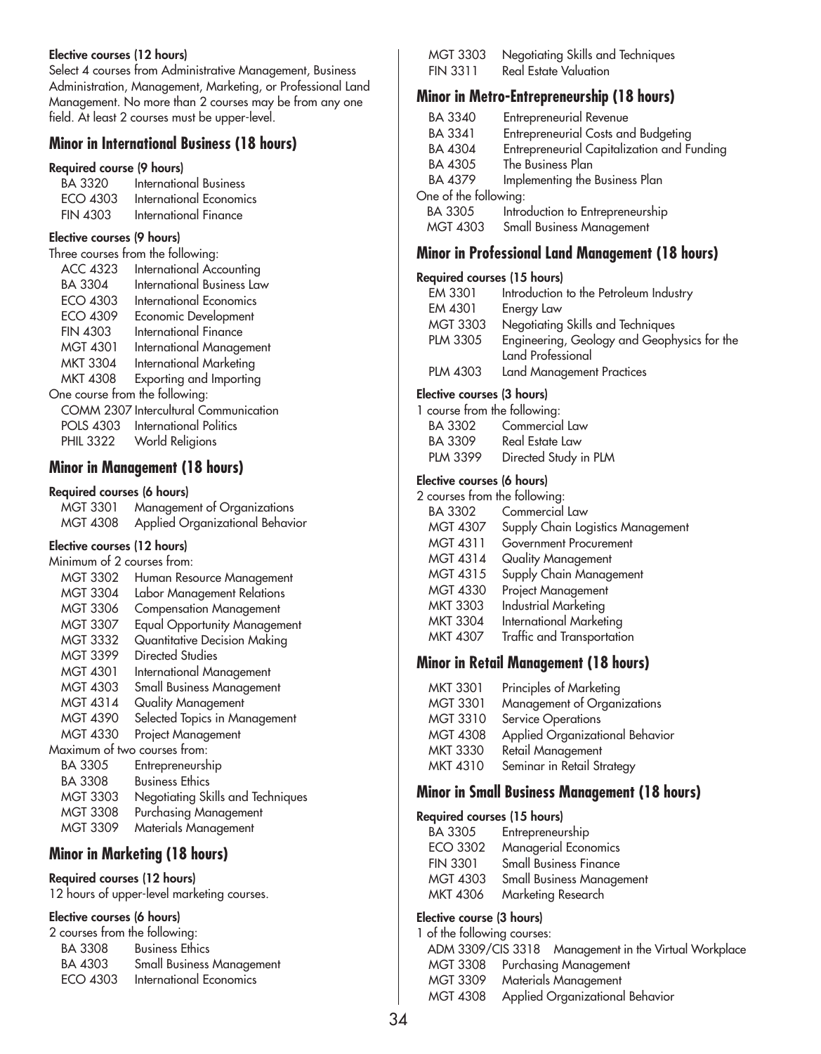**Elective courses (12 hours)**

Select 4 courses from Administrative Management, Business Administration, Management, Marketing, or Professional Land Management. No more than 2 courses may be from any one field. At least 2 courses must be upper-level.

## Minor in International Business (18 hours)

**Required course (9 hours)**

BA 3320 International Business
ECO 4303 International Economics
FIN 4303 International Finance

**Elective courses (9 hours)**

Three courses from the following:

ACC 4323 International Accounting
BA 3304 International Business Law
ECO 4303 International Economics
ECO 4309 Economic Development
FIN 4303 International Finance
MGT 4301 International Management
MKT 3304 International Marketing
MKT 4308 Exporting and Importing

One course from the following:

COMM 2307 Intercultural Communication
POLS 4303 International Politics
PHIL 3322 World Religions

## Minor in Management (18 hours)

**Required courses (6 hours)**

MGT 3301 Management of Organizations
MGT 4308 Applied Organizational Behavior

**Elective courses (12 hours)**

Minimum of 2 courses from:

MGT 3302 Human Resource Management
MGT 3304 Labor Management Relations
MGT 3306 Compensation Management
MGT 3307 Equal Opportunity Management
MGT 3332 Quantitative Decision Making
MGT 3399 Directed Studies
MGT 4301 International Management
MGT 4303 Small Business Management
MGT 4314 Quality Management
MGT 4390 Selected Topics in Management
MGT 4330 Project Management

Maximum of two courses from:

BA 3305 Entrepreneurship
BA 3308 Business Ethics
MGT 3303 Negotiating Skills and Techniques
MGT 3308 Purchasing Management
MGT 3309 Materials Management

## Minor in Marketing (18 hours)

**Required courses (12 hours)**

12 hours of upper-level marketing courses.

**Elective courses (6 hours)**

2 courses from the following:

BA 3308 Business Ethics
BA 4303 Small Business Management
ECO 4303 International Economics
MGT 3303 Negotiating Skills and Techniques
FIN 3311 Real Estate Valuation

## Minor in Metro-Entrepreneurship (18 hours)

BA 3340 Entrepreneurial Revenue
BA 3341 Entrepreneurial Costs and Budgeting
BA 4304 Entrepreneurial Capitalization and Funding
BA 4305 The Business Plan
BA 4379 Implementing the Business Plan

One of the following:

BA 3305 Introduction to Entrepreneurship
MGT 4303 Small Business Management

## Minor in Professional Land Management (18 hours)

**Required courses (15 hours)**

EM 3301 Introduction to the Petroleum Industry
EM 4301 Energy Law
MGT 3303 Negotiating Skills and Techniques
PLM 3305 Engineering, Geology and Geophysics for the Land Professional
PLM 4303 Land Management Practices

**Elective courses (3 hours)**

1 course from the following:

BA 3302 Commercial Law
BA 3309 Real Estate Law
PLM 3399 Directed Study in PLM

**Elective courses (6 hours)**

2 courses from the following:

BA 3302 Commercial Law
MGT 4307 Supply Chain Logistics Management
MGT 4311 Government Procurement
MGT 4314 Quality Management
MGT 4315 Supply Chain Management
MGT 4330 Project Management
MKT 3303 Industrial Marketing
MKT 3304 International Marketing
MKT 4307 Traffic and Transportation

## Minor in Retail Management (18 hours)

MKT 3301 Principles of Marketing
MGT 3301 Management of Organizations
MGT 3310 Service Operations
MGT 4308 Applied Organizational Behavior
MKT 3330 Retail Management
MKT 4310 Seminar in Retail Strategy

## Minor in Small Business Management (18 hours)

**Required courses (15 hours)**

BA 3305 Entrepreneurship
ECO 3302 Managerial Economics
FIN 3301 Small Business Finance
MGT 4303 Small Business Management
MKT 4306 Marketing Research

**Elective course (3 hours)**

1 of the following courses:

ADM 3309/CIS 3318 Management in the Virtual Workplace
MGT 3308 Purchasing Management
MGT 3309 Materials Management
MGT 4308 Applied Organizational Behavior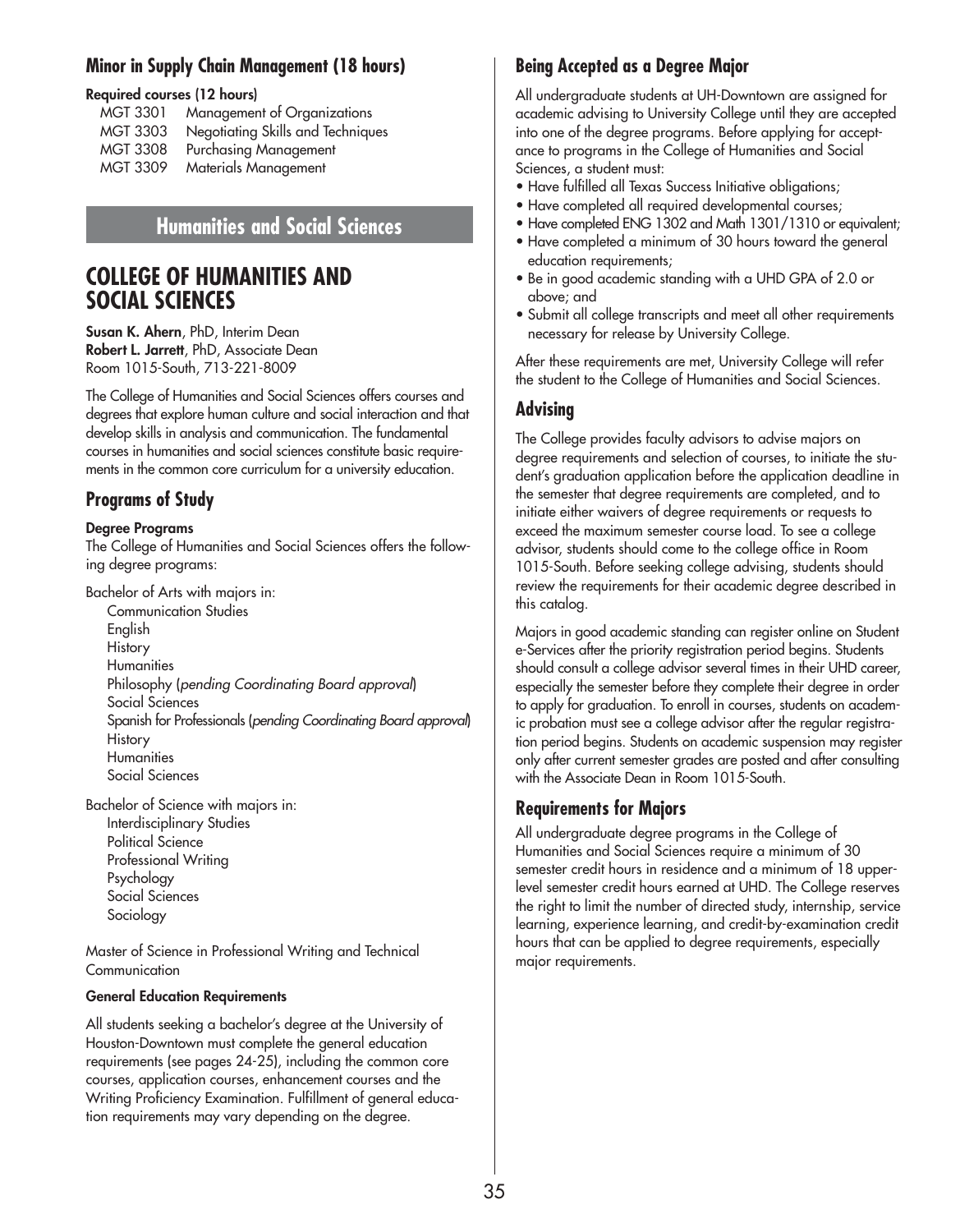### Minor in Supply Chain Management (18 hours)

**Required courses (12 hours)**

| | |
|---|---|
| MGT 3301 | Management of Organizations |
| MGT 3303 | Negotiating Skills and Techniques |
| MGT 3308 | Purchasing Management |
| MGT 3309 | Materials Management |

## Humanities and Social Sciences

# COLLEGE OF HUMANITIES AND SOCIAL SCIENCES

**Susan K. Ahern**, PhD, Interim Dean
**Robert L. Jarrett**, PhD, Associate Dean
Room 1015-South, 713-221-8009

The College of Humanities and Social Sciences offers courses and degrees that explore human culture and social interaction and that develop skills in analysis and communication. The fundamental courses in humanities and social sciences constitute basic requirements in the common core curriculum for a university education.

### Programs of Study

**Degree Programs**
The College of Humanities and Social Sciences offers the following degree programs:

Bachelor of Arts with majors in:
- Communication Studies
- English
- History
- Humanities
- Philosophy (*pending Coordinating Board approval*)
- Social Sciences
- Spanish for Professionals (*pending Coordinating Board approval*)
- History
- Humanities
- Social Sciences

Bachelor of Science with majors in:
- Interdisciplinary Studies
- Political Science
- Professional Writing
- Psychology
- Social Sciences
- Sociology

Master of Science in Professional Writing and Technical Communication

**General Education Requirements**

All students seeking a bachelor's degree at the University of Houston-Downtown must complete the general education requirements (see pages 24-25), including the common core courses, application courses, enhancement courses and the Writing Proficiency Examination. Fulfillment of general education requirements may vary depending on the degree.

### Being Accepted as a Degree Major

All undergraduate students at UH-Downtown are assigned for academic advising to University College until they are accepted into one of the degree programs. Before applying for acceptance to programs in the College of Humanities and Social Sciences, a student must:

- Have fulfilled all Texas Success Initiative obligations;
- Have completed all required developmental courses;
- Have completed ENG 1302 and Math 1301/1310 or equivalent;
- Have completed a minimum of 30 hours toward the general education requirements;
- Be in good academic standing with a UHD GPA of 2.0 or above; and
- Submit all college transcripts and meet all other requirements necessary for release by University College.

After these requirements are met, University College will refer the student to the College of Humanities and Social Sciences.

### Advising

The College provides faculty advisors to advise majors on degree requirements and selection of courses, to initiate the student's graduation application before the application deadline in the semester that degree requirements are completed, and to initiate either waivers of degree requirements or requests to exceed the maximum semester course load. To see a college advisor, students should come to the college office in Room 1015-South. Before seeking college advising, students should review the requirements for their academic degree described in this catalog.

Majors in good academic standing can register online on Student e-Services after the priority registration period begins. Students should consult a college advisor several times in their UHD career, especially the semester before they complete their degree in order to apply for graduation. To enroll in courses, students on academic probation must see a college advisor after the regular registration period begins. Students on academic suspension may register only after current semester grades are posted and after consulting with the Associate Dean in Room 1015-South.

### Requirements for Majors

All undergraduate degree programs in the College of Humanities and Social Sciences require a minimum of 30 semester credit hours in residence and a minimum of 18 upper-level semester credit hours earned at UHD. The College reserves the right to limit the number of directed study, internship, service learning, experience learning, and credit-by-examination credit hours that can be applied to degree requirements, especially major requirements.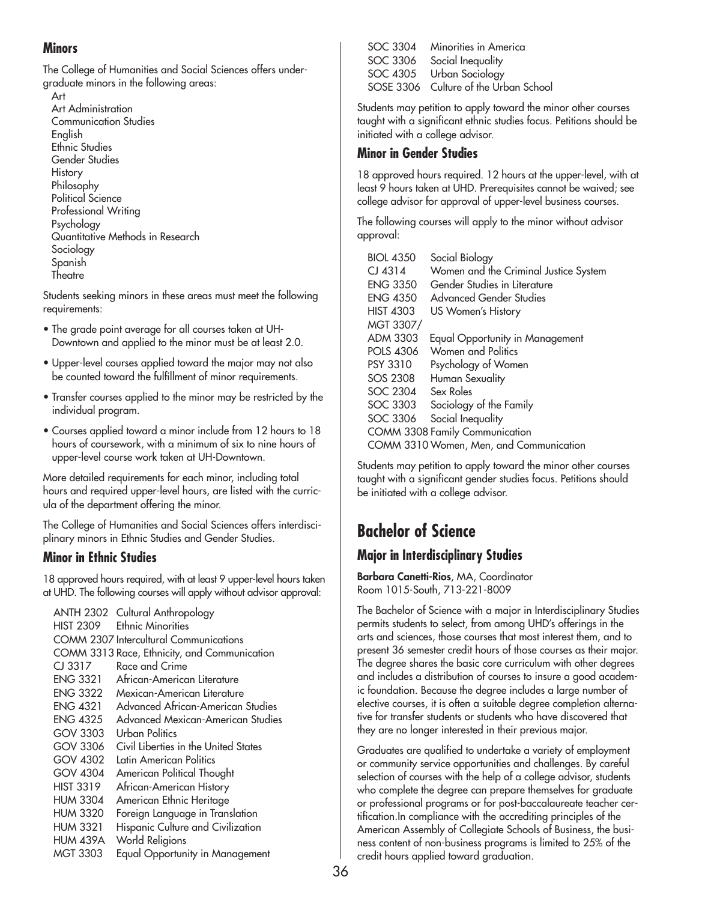### Minors

The College of Humanities and Social Sciences offers undergraduate minors in the following areas:

Art
Art Administration
Communication Studies
English
Ethnic Studies
Gender Studies
History
Philosophy
Political Science
Professional Writing
Psychology
Quantitative Methods in Research
Sociology
Spanish
Theatre

Students seeking minors in these areas must meet the following requirements:

- The grade point average for all courses taken at UH-Downtown and applied to the minor must be at least 2.0.
- Upper-level courses applied toward the major may not also be counted toward the fulfillment of minor requirements.
- Transfer courses applied to the minor may be restricted by the individual program.
- Courses applied toward a minor include from 12 hours to 18 hours of coursework, with a minimum of six to nine hours of upper-level course work taken at UH-Downtown.

More detailed requirements for each minor, including total hours and required upper-level hours, are listed with the curricula of the department offering the minor.

The College of Humanities and Social Sciences offers interdisciplinary minors in Ethnic Studies and Gender Studies.

### Minor in Ethnic Studies

18 approved hours required, with at least 9 upper-level hours taken at UHD. The following courses will apply without advisor approval:

| | |
|---|---|
| ANTH 2302 | Cultural Anthropology |
| HIST 2309 | Ethnic Minorities |
| COMM 2307 | Intercultural Communications |
| COMM 3313 | Race, Ethnicity, and Communication |
| CJ 3317 | Race and Crime |
| ENG 3321 | African-American Literature |
| ENG 3322 | Mexican-American Literature |
| ENG 4321 | Advanced African-American Studies |
| ENG 4325 | Advanced Mexican-American Studies |
| GOV 3303 | Urban Politics |
| GOV 3306 | Civil Liberties in the United States |
| GOV 4302 | Latin American Politics |
| GOV 4304 | American Political Thought |
| HIST 3319 | African-American History |
| HUM 3304 | American Ethnic Heritage |
| HUM 3320 | Foreign Language in Translation |
| HUM 3321 | Hispanic Culture and Civilization |
| HUM 439A | World Religions |
| MGT 3303 | Equal Opportunity in Management |
| SOC 3304 | Minorities in America |
| SOC 3306 | Social Inequality |
| SOC 4305 | Urban Sociology |
| SOSE 3306 | Culture of the Urban School |

Students may petition to apply toward the minor other courses taught with a significant ethnic studies focus. Petitions should be initiated with a college advisor.

### Minor in Gender Studies

18 approved hours required. 12 hours at the upper-level, with at least 9 hours taken at UHD. Prerequisites cannot be waived; see college advisor for approval of upper-level business courses.

The following courses will apply to the minor without advisor approval:

| | |
|---|---|
| BIOL 4350 | Social Biology |
| CJ 4314 | Women and the Criminal Justice System |
| ENG 3350 | Gender Studies in Literature |
| ENG 4350 | Advanced Gender Studies |
| HIST 4303 | US Women's History |
| MGT 3307/ ADM 3303 | Equal Opportunity in Management |
| POLS 4306 | Women and Politics |
| PSY 3310 | Psychology of Women |
| SOS 2308 | Human Sexuality |
| SOC 2304 | Sex Roles |
| SOC 3303 | Sociology of the Family |
| SOC 3306 | Social Inequality |
| COMM 3308 | Family Communication |
| COMM 3310 | Women, Men, and Communication |

Students may petition to apply toward the minor other courses taught with a significant gender studies focus. Petitions should be initiated with a college advisor.

## Bachelor of Science

### Major in Interdisciplinary Studies

**Barbara Canetti-Rios**, MA, Coordinator
Room 1015-South, 713-221-8009

The Bachelor of Science with a major in Interdisciplinary Studies permits students to select, from among UHD's offerings in the arts and sciences, those courses that most interest them, and to present 36 semester credit hours of those courses as their major. The degree shares the basic core curriculum with other degrees and includes a distribution of courses to insure a good academic foundation. Because the degree includes a large number of elective courses, it is often a suitable degree completion alternative for transfer students or students who have discovered that they are no longer interested in their previous major.

Graduates are qualified to undertake a variety of employment or community service opportunities and challenges. By careful selection of courses with the help of a college advisor, students who complete the degree can prepare themselves for graduate or professional programs or for post-baccalaureate teacher certification.In compliance with the accrediting principles of the American Assembly of Collegiate Schools of Business, the business content of non-business programs is limited to 25% of the credit hours applied toward graduation.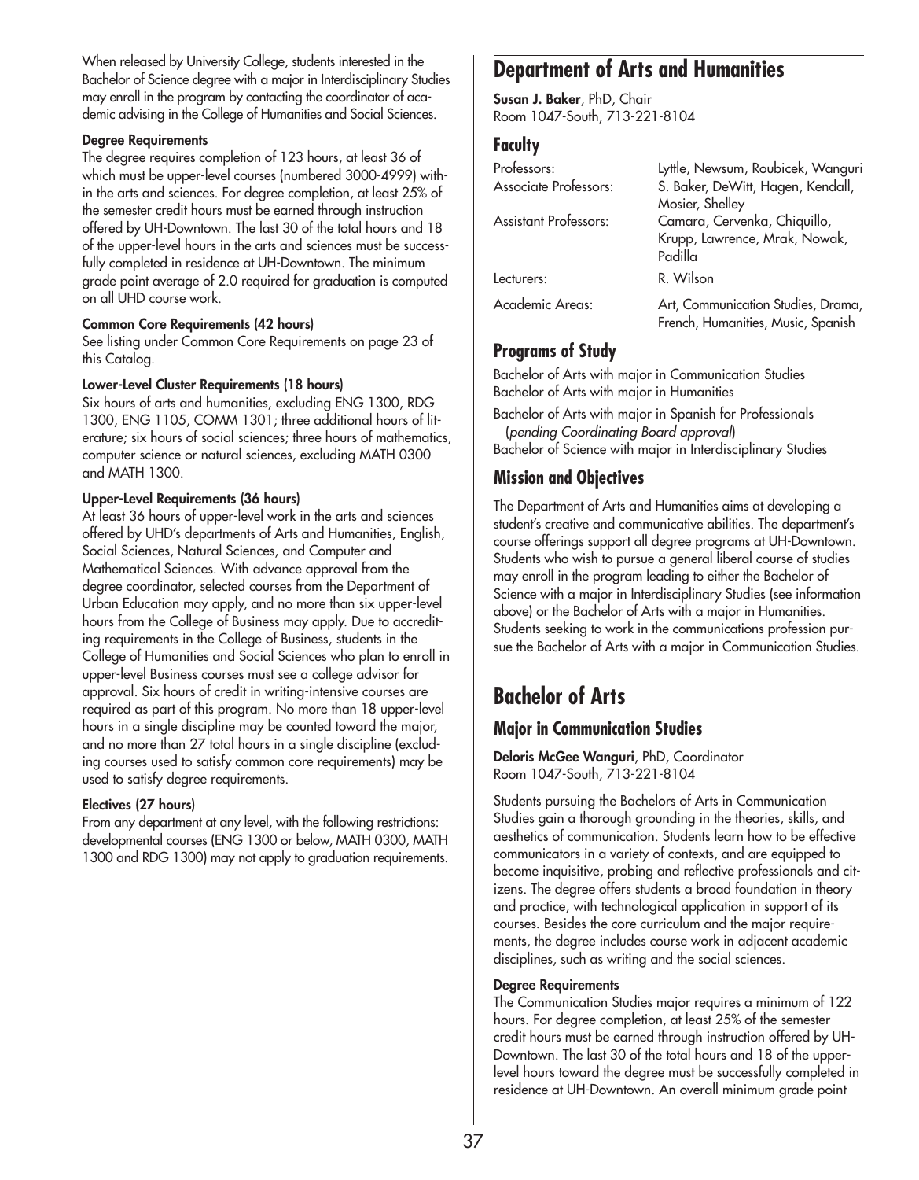When released by University College, students interested in the Bachelor of Science degree with a major in Interdisciplinary Studies may enroll in the program by contacting the coordinator of academic advising in the College of Humanities and Social Sciences.

**Degree Requirements**

The degree requires completion of 123 hours, at least 36 of which must be upper-level courses (numbered 3000-4999) within the arts and sciences. For degree completion, at least 25% of the semester credit hours must be earned through instruction offered by UH-Downtown. The last 30 of the total hours and 18 of the upper-level hours in the arts and sciences must be successfully completed in residence at UH-Downtown. The minimum grade point average of 2.0 required for graduation is computed on all UHD course work.

**Common Core Requirements (42 hours)**

See listing under Common Core Requirements on page 23 of this Catalog.

**Lower-Level Cluster Requirements (18 hours)**

Six hours of arts and humanities, excluding ENG 1300, RDG 1300, ENG 1105, COMM 1301; three additional hours of literature; six hours of social sciences; three hours of mathematics, computer science or natural sciences, excluding MATH 0300 and MATH 1300.

**Upper-Level Requirements (36 hours)**

At least 36 hours of upper-level work in the arts and sciences offered by UHD's departments of Arts and Humanities, English, Social Sciences, Natural Sciences, and Computer and Mathematical Sciences. With advance approval from the degree coordinator, selected courses from the Department of Urban Education may apply, and no more than six upper-level hours from the College of Business may apply. Due to accrediting requirements in the College of Business, students in the College of Humanities and Social Sciences who plan to enroll in upper-level Business courses must see a college advisor for approval. Six hours of credit in writing-intensive courses are required as part of this program. No more than 18 upper-level hours in a single discipline may be counted toward the major, and no more than 27 total hours in a single discipline (excluding courses used to satisfy common core requirements) may be used to satisfy degree requirements.

**Electives (27 hours)**

From any department at any level, with the following restrictions: developmental courses (ENG 1300 or below, MATH 0300, MATH 1300 and RDG 1300) may not apply to graduation requirements.

# Department of Arts and Humanities

**Susan J. Baker**, PhD, Chair
Room 1047-South, 713-221-8104

## Faculty

| | |
|---|---|
| Professors: | Lyttle, Newsum, Roubicek, Wanguri |
| Associate Professors: | S. Baker, DeWitt, Hagen, Kendall, Mosier, Shelley |
| Assistant Professors: | Camara, Cervenka, Chiquillo, Krupp, Lawrence, Mrak, Nowak, Padilla |
| Lecturers: | R. Wilson |
| Academic Areas: | Art, Communication Studies, Drama, French, Humanities, Music, Spanish |

## Programs of Study

Bachelor of Arts with major in Communication Studies
Bachelor of Arts with major in Humanities

Bachelor of Arts with major in Spanish for Professionals (*pending Coordinating Board approval*)
Bachelor of Science with major in Interdisciplinary Studies

## Mission and Objectives

The Department of Arts and Humanities aims at developing a student's creative and communicative abilities. The department's course offerings support all degree programs at UH-Downtown. Students who wish to pursue a general liberal course of studies may enroll in the program leading to either the Bachelor of Science with a major in Interdisciplinary Studies (see information above) or the Bachelor of Arts with a major in Humanities. Students seeking to work in the communications profession pursue the Bachelor of Arts with a major in Communication Studies.

# Bachelor of Arts

## Major in Communication Studies

**Deloris McGee Wanguri**, PhD, Coordinator
Room 1047-South, 713-221-8104

Students pursuing the Bachelors of Arts in Communication Studies gain a thorough grounding in the theories, skills, and aesthetics of communication. Students learn how to be effective communicators in a variety of contexts, and are equipped to become inquisitive, probing and reflective professionals and citizens. The degree offers students a broad foundation in theory and practice, with technological application in support of its courses. Besides the core curriculum and the major requirements, the degree includes course work in adjacent academic disciplines, such as writing and the social sciences.

**Degree Requirements**

The Communication Studies major requires a minimum of 122 hours. For degree completion, at least 25% of the semester credit hours must be earned through instruction offered by UH-Downtown. The last 30 of the total hours and 18 of the upper-level hours toward the degree must be successfully completed in residence at UH-Downtown. An overall minimum grade point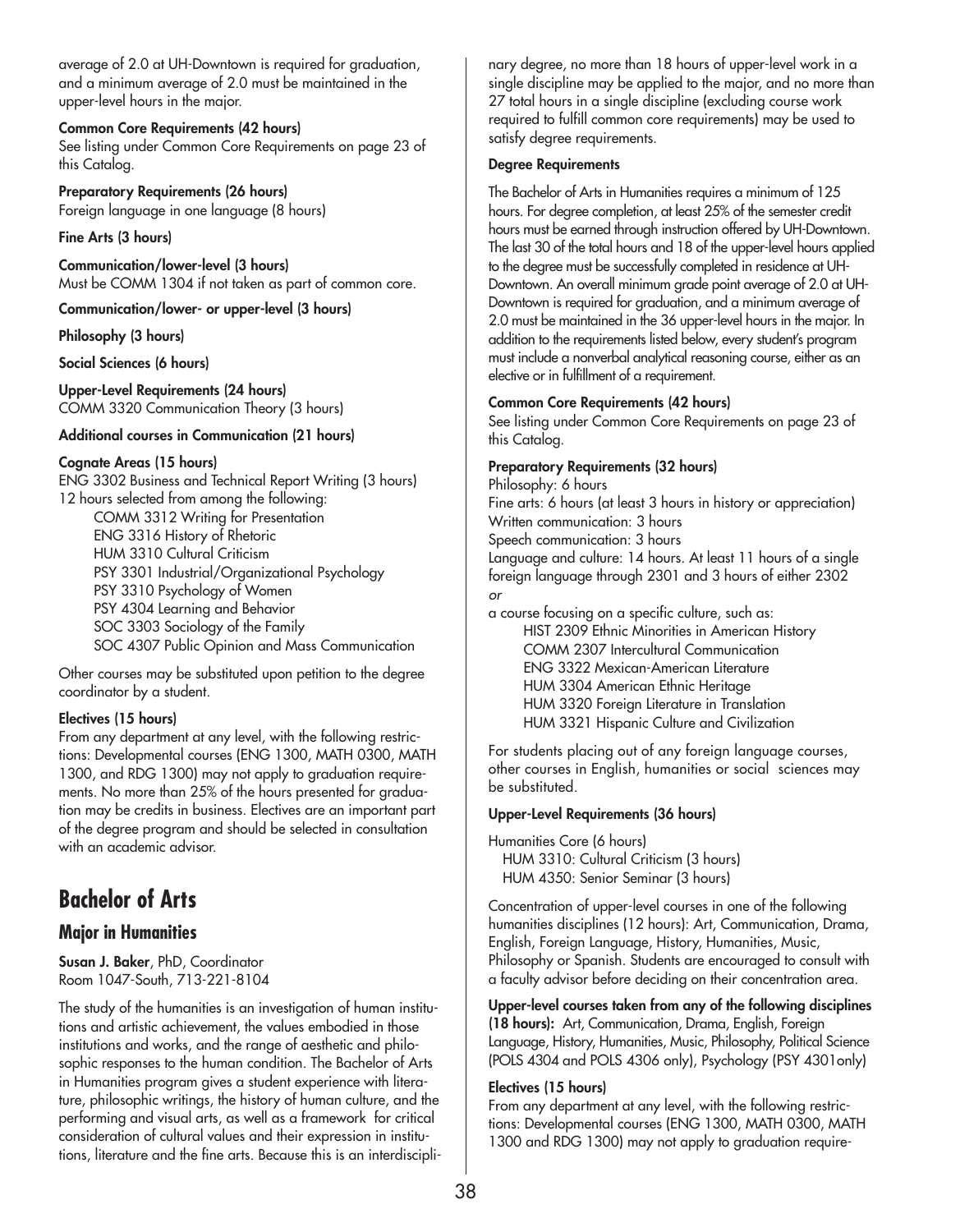average of 2.0 at UH-Downtown is required for graduation, and a minimum average of 2.0 must be maintained in the upper-level hours in the major.

**Common Core Requirements (42 hours)**
See listing under Common Core Requirements on page 23 of this Catalog.

**Preparatory Requirements (26 hours)**
Foreign language in one language (8 hours)

**Fine Arts (3 hours)**

**Communication/lower-level (3 hours)**
Must be COMM 1304 if not taken as part of common core.

**Communication/lower- or upper-level (3 hours)**

**Philosophy (3 hours)**

**Social Sciences (6 hours)**

**Upper-Level Requirements (24 hours)**
COMM 3320 Communication Theory (3 hours)

**Additional courses in Communication (21 hours)**

**Cognate Areas (15 hours)**
ENG 3302 Business and Technical Report Writing (3 hours)
12 hours selected from among the following:

- COMM 3312 Writing for Presentation
- ENG 3316 History of Rhetoric
- HUM 3310 Cultural Criticism
- PSY 3301 Industrial/Organizational Psychology
- PSY 3310 Psychology of Women
- PSY 4304 Learning and Behavior
- SOC 3303 Sociology of the Family
- SOC 4307 Public Opinion and Mass Communication

Other courses may be substituted upon petition to the degree coordinator by a student.

**Electives (15 hours)**
From any department at any level, with the following restrictions: Developmental courses (ENG 1300, MATH 0300, MATH 1300, and RDG 1300) may not apply to graduation requirements. No more than 25% of the hours presented for graduation may be credits in business. Electives are an important part of the degree program and should be selected in consultation with an academic advisor.

# Bachelor of Arts

## Major in Humanities

**Susan J. Baker**, PhD, Coordinator
Room 1047-South, 713-221-8104

The study of the humanities is an investigation of human institutions and artistic achievement, the values embodied in those institutions and works, and the range of aesthetic and philosophic responses to the human condition. The Bachelor of Arts in Humanities program gives a student experience with literature, philosophic writings, the history of human culture, and the performing and visual arts, as well as a framework for critical consideration of cultural values and their expression in institutions, literature and the fine arts. Because this is an interdisciplinary degree, no more than 18 hours of upper-level work in a single discipline may be applied to the major, and no more than 27 total hours in a single discipline (excluding course work required to fulfill common core requirements) may be used to satisfy degree requirements.

**Degree Requirements**

The Bachelor of Arts in Humanities requires a minimum of 125 hours. For degree completion, at least 25% of the semester credit hours must be earned through instruction offered by UH-Downtown. The last 30 of the total hours and 18 of the upper-level hours applied to the degree must be successfully completed in residence at UH-Downtown. An overall minimum grade point average of 2.0 at UH-Downtown is required for graduation, and a minimum average of 2.0 must be maintained in the 36 upper-level hours in the major. In addition to the requirements listed below, every student's program must include a nonverbal analytical reasoning course, either as an elective or in fulfillment of a requirement.

**Common Core Requirements (42 hours)**
See listing under Common Core Requirements on page 23 of this Catalog.

**Preparatory Requirements (32 hours)**
Philosophy: 6 hours
Fine arts: 6 hours (at least 3 hours in history or appreciation)
Written communication: 3 hours
Speech communication: 3 hours
Language and culture: 14 hours. At least 11 hours of a single foreign language through 2301 and 3 hours of either 2302
*or*
a course focusing on a specific culture, such as:

- HIST 2309 Ethnic Minorities in American History
- COMM 2307 Intercultural Communication
- ENG 3322 Mexican-American Literature
- HUM 3304 American Ethnic Heritage
- HUM 3320 Foreign Literature in Translation
- HUM 3321 Hispanic Culture and Civilization

For students placing out of any foreign language courses, other courses in English, humanities or social sciences may be substituted.

**Upper-Level Requirements (36 hours)**

Humanities Core (6 hours)
- HUM 3310: Cultural Criticism (3 hours)
- HUM 4350: Senior Seminar (3 hours)

Concentration of upper-level courses in one of the following humanities disciplines (12 hours): Art, Communication, Drama, English, Foreign Language, History, Humanities, Music, Philosophy or Spanish. Students are encouraged to consult with a faculty advisor before deciding on their concentration area.

**Upper-level courses taken from any of the following disciplines (18 hours):** Art, Communication, Drama, English, Foreign Language, History, Humanities, Music, Philosophy, Political Science (POLS 4304 and POLS 4306 only), Psychology (PSY 4301only)

**Electives (15 hours)**
From any department at any level, with the following restrictions: Developmental courses (ENG 1300, MATH 0300, MATH 1300 and RDG 1300) may not apply to graduation require-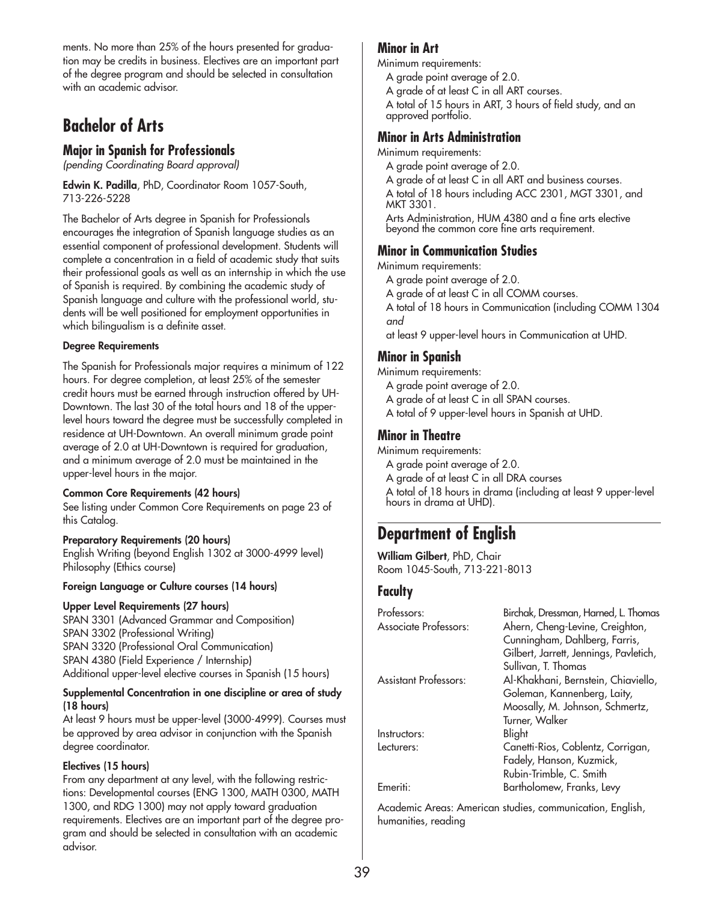ments. No more than 25% of the hours presented for graduation may be credits in business. Electives are an important part of the degree program and should be selected in consultation with an academic advisor.

# Bachelor of Arts

## Major in Spanish for Professionals

*(pending Coordinating Board approval)*

**Edwin K. Padilla**, PhD, Coordinator Room 1057-South, 713-226-5228

The Bachelor of Arts degree in Spanish for Professionals encourages the integration of Spanish language studies as an essential component of professional development. Students will complete a concentration in a field of academic study that suits their professional goals as well as an internship in which the use of Spanish is required. By combining the academic study of Spanish language and culture with the professional world, students will be well positioned for employment opportunities in which bilingualism is a definite asset.

**Degree Requirements**

The Spanish for Professionals major requires a minimum of 122 hours. For degree completion, at least 25% of the semester credit hours must be earned through instruction offered by UH-Downtown. The last 30 of the total hours and 18 of the upper-level hours toward the degree must be successfully completed in residence at UH-Downtown. An overall minimum grade point average of 2.0 at UH-Downtown is required for graduation, and a minimum average of 2.0 must be maintained in the upper-level hours in the major.

**Common Core Requirements (42 hours)**

See listing under Common Core Requirements on page 23 of this Catalog.

**Preparatory Requirements (20 hours)**

English Writing (beyond English 1302 at 3000-4999 level)
Philosophy (Ethics course)

**Foreign Language or Culture courses (14 hours)**

**Upper Level Requirements (27 hours)**

SPAN 3301 (Advanced Grammar and Composition)
SPAN 3302 (Professional Writing)
SPAN 3320 (Professional Oral Communication)
SPAN 4380 (Field Experience / Internship)
Additional upper-level elective courses in Spanish (15 hours)

**Supplemental Concentration in one discipline or area of study (18 hours)**

At least 9 hours must be upper-level (3000-4999). Courses must be approved by area advisor in conjunction with the Spanish degree coordinator.

**Electives (15 hours)**

From any department at any level, with the following restrictions: Developmental courses (ENG 1300, MATH 0300, MATH 1300, and RDG 1300) may not apply toward graduation requirements. Electives are an important part of the degree program and should be selected in consultation with an academic advisor.

## Minor in Art

Minimum requirements:

A grade point average of 2.0.
A grade of at least C in all ART courses.
A total of 15 hours in ART, 3 hours of field study, and an approved portfolio.

## Minor in Arts Administration

Minimum requirements:

A grade point average of 2.0.
A grade of at least C in all ART and business courses.
A total of 18 hours including ACC 2301, MGT 3301, and MKT 3301.
Arts Administration, HUM 4380 and a fine arts elective beyond the common core fine arts requirement.

## Minor in Communication Studies

Minimum requirements:

A grade point average of 2.0.
A grade of at least C in all COMM courses.
A total of 18 hours in Communication (including COMM 1304 *and*
at least 9 upper-level hours in Communication at UHD.

## Minor in Spanish

Minimum requirements:

A grade point average of 2.0.
A grade of at least C in all SPAN courses.
A total of 9 upper-level hours in Spanish at UHD.

## Minor in Theatre

Minimum requirements:

A grade point average of 2.0.
A grade of at least C in all DRA courses
A total of 18 hours in drama (including at least 9 upper-level hours in drama at UHD).

# Department of English

**William Gilbert**, PhD, Chair
Room 1045-South, 713-221-8013

## Faculty

| | |
|---|---|
| Professors: | Birchak, Dressman, Harned, L. Thomas |
| Associate Professors: | Ahern, Cheng-Levine, Creighton, Cunningham, Dahlberg, Farris, Gilbert, Jarrett, Jennings, Pavletich, Sullivan, T. Thomas |
| Assistant Professors: | Al-Khakhani, Bernstein, Chiaviello, Goleman, Kannenberg, Laity, Moosally, M. Johnson, Schmertz, Turner, Walker |
| Instructors: | Blight |
| Lecturers: | Canetti-Rios, Coblentz, Corrigan, Fadely, Hanson, Kuzmick, Rubin-Trimble, C. Smith |
| Emeriti: | Bartholomew, Franks, Levy |

Academic Areas: American studies, communication, English, humanities, reading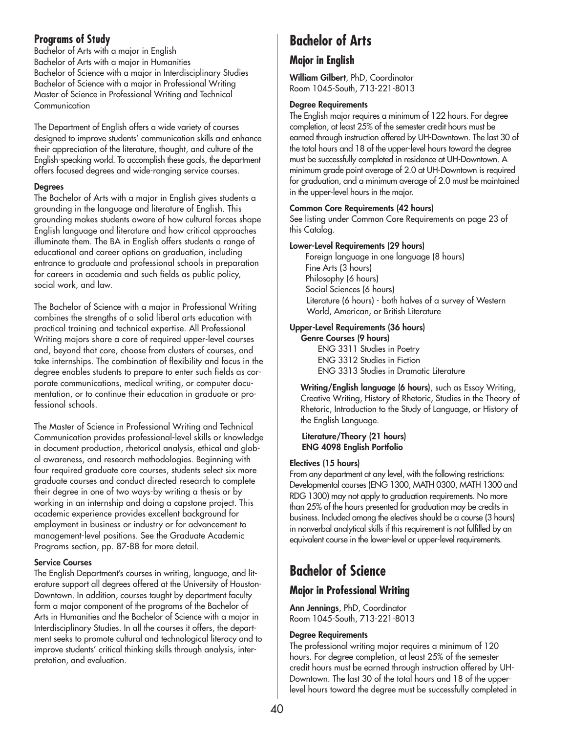### Programs of Study

Bachelor of Arts with a major in English
Bachelor of Arts with a major in Humanities
Bachelor of Science with a major in Interdisciplinary Studies
Bachelor of Science with a major in Professional Writing
Master of Science in Professional Writing and Technical Communication

The Department of English offers a wide variety of courses designed to improve students' communication skills and enhance their appreciation of the literature, thought, and culture of the English-speaking world. To accomplish these goals, the department offers focused degrees and wide-ranging service courses.

**Degrees**

The Bachelor of Arts with a major in English gives students a grounding in the language and literature of English. This grounding makes students aware of how cultural forces shape English language and literature and how critical approaches illuminate them. The BA in English offers students a range of educational and career options on graduation, including entrance to graduate and professional schools in preparation for careers in academia and such fields as public policy, social work, and law.

The Bachelor of Science with a major in Professional Writing combines the strengths of a solid liberal arts education with practical training and technical expertise. All Professional Writing majors share a core of required upper-level courses and, beyond that core, choose from clusters of courses, and take internships. The combination of flexibility and focus in the degree enables students to prepare to enter such fields as corporate communications, medical writing, or computer documentation, or to continue their education in graduate or professional schools.

The Master of Science in Professional Writing and Technical Communication provides professional-level skills or knowledge in document production, rhetorical analysis, ethical and global awareness, and research methodologies. Beginning with four required graduate core courses, students select six more graduate courses and conduct directed research to complete their degree in one of two ways-by writing a thesis or by working in an internship and doing a capstone project. This academic experience provides excellent background for employment in business or industry or for advancement to management-level positions. See the Graduate Academic Programs section, pp. 87-88 for more detail.

**Service Courses**

The English Department's courses in writing, language, and literature support all degrees offered at the University of Houston-Downtown. In addition, courses taught by department faculty form a major component of the programs of the Bachelor of Arts in Humanities and the Bachelor of Science with a major in Interdisciplinary Studies. In all the courses it offers, the department seeks to promote cultural and technological literacy and to improve students' critical thinking skills through analysis, interpretation, and evaluation.

## Bachelor of Arts

### Major in English

**William Gilbert**, PhD, Coordinator
Room 1045-South, 713-221-8013

**Degree Requirements**

The English major requires a minimum of 122 hours. For degree completion, at least 25% of the semester credit hours must be earned through instruction offered by UH-Downtown. The last 30 of the total hours and 18 of the upper-level hours toward the degree must be successfully completed in residence at UH-Downtown. A minimum grade point average of 2.0 at UH-Downtown is required for graduation, and a minimum average of 2.0 must be maintained in the upper-level hours in the major.

**Common Core Requirements (42 hours)**

See listing under Common Core Requirements on page 23 of this Catalog.

**Lower-Level Requirements (29 hours)**

- Foreign language in one language (8 hours)
- Fine Arts (3 hours)
- Philosophy (6 hours)
- Social Sciences (6 hours)
- Literature (6 hours) - both halves of a survey of Western World, American, or British Literature

**Upper-Level Requirements (36 hours)**

**Genre Courses (9 hours)**

- ENG 3311 Studies in Poetry
- ENG 3312 Studies in Fiction
- ENG 3313 Studies in Dramatic Literature

**Writing/English language (6 hours)**, such as Essay Writing, Creative Writing, History of Rhetoric, Studies in the Theory of Rhetoric, Introduction to the Study of Language, or History of the English Language.

**Literature/Theory (21 hours)**
**ENG 4098 English Portfolio**

**Electives (15 hours)**

From any department at any level, with the following restrictions: Developmental courses (ENG 1300, MATH 0300, MATH 1300 and RDG 1300) may not apply to graduation requirements. No more than 25% of the hours presented for graduation may be credits in business. Included among the electives should be a course (3 hours) in nonverbal analytical skills if this requirement is not fulfilled by an equivalent course in the lower-level or upper-level requirements.

## Bachelor of Science

### Major in Professional Writing

**Ann Jennings**, PhD, Coordinator
Room 1045-South, 713-221-8013

**Degree Requirements**

The professional writing major requires a minimum of 120 hours. For degree completion, at least 25% of the semester credit hours must be earned through instruction offered by UH-Downtown. The last 30 of the total hours and 18 of the upper-level hours toward the degree must be successfully completed in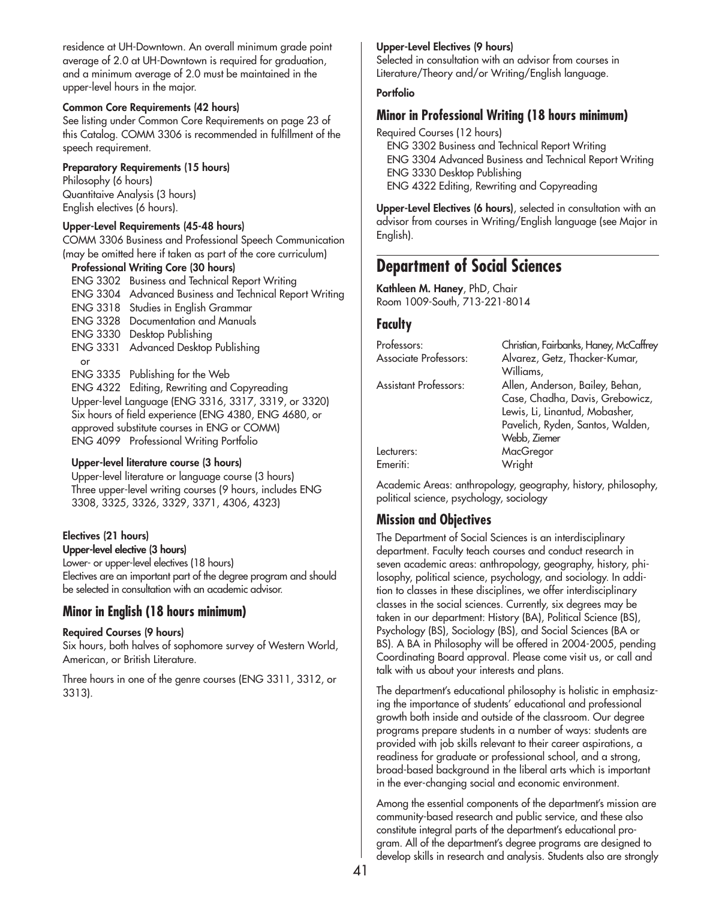residence at UH-Downtown. An overall minimum grade point average of 2.0 at UH-Downtown is required for graduation, and a minimum average of 2.0 must be maintained in the upper-level hours in the major.

**Common Core Requirements (42 hours)**

See listing under Common Core Requirements on page 23 of this Catalog. COMM 3306 is recommended in fulfillment of the speech requirement.

**Preparatory Requirements (15 hours)**

Philosophy (6 hours)
Quantitaive Analysis (3 hours)
English electives (6 hours).

**Upper-Level Requirements (45-48 hours)**

COMM 3306 Business and Professional Speech Communication (may be omitted here if taken as part of the core curriculum)

**Professional Writing Core (30 hours)**

ENG 3302 Business and Technical Report Writing
ENG 3304 Advanced Business and Technical Report Writing
ENG 3318 Studies in English Grammar
ENG 3328 Documentation and Manuals
ENG 3330 Desktop Publishing
ENG 3331 Advanced Desktop Publishing
or
ENG 3335 Publishing for the Web
ENG 4322 Editing, Rewriting and Copyreading
Upper-level Language (ENG 3316, 3317, 3319, or 3320)
Six hours of field experience (ENG 4380, ENG 4680, or approved substitute courses in ENG or COMM)
ENG 4099 Professional Writing Portfolio

**Upper-level literature course (3 hours)**

Upper-level literature or language course (3 hours)
Three upper-level writing courses (9 hours, includes ENG 3308, 3325, 3326, 3329, 3371, 4306, 4323)

**Electives (21 hours)**

**Upper-level elective (3 hours)**

Lower- or upper-level electives (18 hours)
Electives are an important part of the degree program and should be selected in consultation with an academic advisor.

### Minor in English (18 hours minimum)

**Required Courses (9 hours)**

Six hours, both halves of sophomore survey of Western World, American, or British Literature.

Three hours in one of the genre courses (ENG 3311, 3312, or 3313).

**Upper-Level Electives (9 hours)**

Selected in consultation with an advisor from courses in Literature/Theory and/or Writing/English language.

**Portfolio**

### Minor in Professional Writing (18 hours minimum)

Required Courses (12 hours)
ENG 3302 Business and Technical Report Writing
ENG 3304 Advanced Business and Technical Report Writing
ENG 3330 Desktop Publishing
ENG 4322 Editing, Rewriting and Copyreading

**Upper-Level Electives (6 hours)**, selected in consultation with an advisor from courses in Writing/English language (see Major in English).

## Department of Social Sciences

**Kathleen M. Haney**, PhD, Chair
Room 1009-South, 713-221-8014

### Faculty

| | |
|---|---|
| Professors: | Christian, Fairbanks, Haney, McCaffrey |
| Associate Professors: | Alvarez, Getz, Thacker-Kumar, Williams, |
| Assistant Professors: | Allen, Anderson, Bailey, Behan, Case, Chadha, Davis, Grebowicz, Lewis, Li, Linantud, Mobasher, Pavelich, Ryden, Santos, Walden, Webb, Ziemer |
| Lecturers: | MacGregor |
| Emeriti: | Wright |

Academic Areas: anthropology, geography, history, philosophy, political science, psychology, sociology

### Mission and Objectives

The Department of Social Sciences is an interdisciplinary department. Faculty teach courses and conduct research in seven academic areas: anthropology, geography, history, philosophy, political science, psychology, and sociology. In addition to classes in these disciplines, we offer interdisciplinary classes in the social sciences. Currently, six degrees may be taken in our department: History (BA), Political Science (BS), Psychology (BS), Sociology (BS), and Social Sciences (BA or BS). A BA in Philosophy will be offered in 2004-2005, pending Coordinating Board approval. Please come visit us, or call and talk with us about your interests and plans.

The department's educational philosophy is holistic in emphasizing the importance of students' educational and professional growth both inside and outside of the classroom. Our degree programs prepare students in a number of ways: students are provided with job skills relevant to their career aspirations, a readiness for graduate or professional school, and a strong, broad-based background in the liberal arts which is important in the ever-changing social and economic environment.

Among the essential components of the department's mission are community-based research and public service, and these also constitute integral parts of the department's educational program. All of the department's degree programs are designed to develop skills in research and analysis. Students also are strongly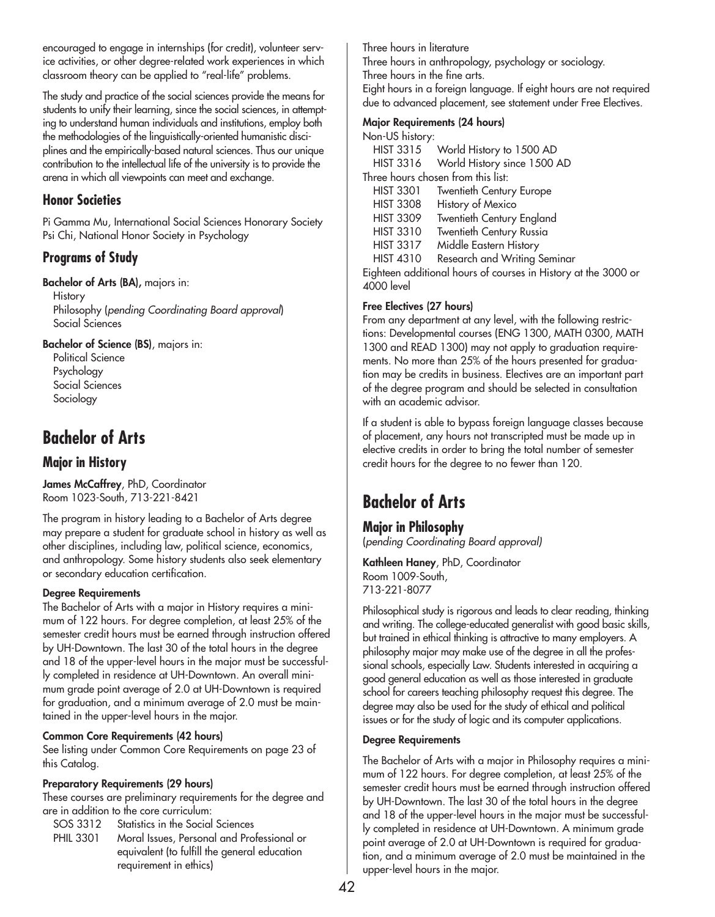encouraged to engage in internships (for credit), volunteer service activities, or other degree-related work experiences in which classroom theory can be applied to "real-life" problems.

The study and practice of the social sciences provide the means for students to unify their learning, since the social sciences, in attempting to understand human individuals and institutions, employ both the methodologies of the linguistically-oriented humanistic disciplines and the empirically-based natural sciences. Thus our unique contribution to the intellectual life of the university is to provide the arena in which all viewpoints can meet and exchange.

### Honor Societies

Pi Gamma Mu, International Social Sciences Honorary Society
Psi Chi, National Honor Society in Psychology

### Programs of Study

**Bachelor of Arts (BA),** majors in:
- History
- Philosophy (*pending Coordinating Board approval*)
- Social Sciences

**Bachelor of Science (BS)**, majors in:
- Political Science
- Psychology
- Social Sciences
- Sociology

# Bachelor of Arts

## Major in History

**James McCaffrey**, PhD, Coordinator
Room 1023-South, 713-221-8421

The program in history leading to a Bachelor of Arts degree may prepare a student for graduate school in history as well as other disciplines, including law, political science, economics, and anthropology. Some history students also seek elementary or secondary education certification.

**Degree Requirements**

The Bachelor of Arts with a major in History requires a minimum of 122 hours. For degree completion, at least 25% of the semester credit hours must be earned through instruction offered by UH-Downtown. The last 30 of the total hours in the degree and 18 of the upper-level hours in the major must be successfully completed in residence at UH-Downtown. An overall minimum grade point average of 2.0 at UH-Downtown is required for graduation, and a minimum average of 2.0 must be maintained in the upper-level hours in the major.

**Common Core Requirements (42 hours)**

See listing under Common Core Requirements on page 23 of this Catalog.

**Preparatory Requirements (29 hours)**

These courses are preliminary requirements for the degree and are in addition to the core curriculum:

SOS 3312 Statistics in the Social Sciences
PHIL 3301 Moral Issues, Personal and Professional or equivalent (to fulfill the general education requirement in ethics)

Three hours in literature
Three hours in anthropology, psychology or sociology.
Three hours in the fine arts.
Eight hours in a foreign language. If eight hours are not required due to advanced placement, see statement under Free Electives.

**Major Requirements (24 hours)**

Non-US history:
- HIST 3315 World History to 1500 AD
- HIST 3316 World History since 1500 AD

Three hours chosen from this list:
- HIST 3301 Twentieth Century Europe
- HIST 3308 History of Mexico
- HIST 3309 Twentieth Century England
- HIST 3310 Twentieth Century Russia
- HIST 3317 Middle Eastern History
- HIST 4310 Research and Writing Seminar

Eighteen additional hours of courses in History at the 3000 or 4000 level

**Free Electives (27 hours)**

From any department at any level, with the following restrictions: Developmental courses (ENG 1300, MATH 0300, MATH 1300 and READ 1300) may not apply to graduation requirements. No more than 25% of the hours presented for graduation may be credits in business. Electives are an important part of the degree program and should be selected in consultation with an academic advisor.

If a student is able to bypass foreign language classes because of placement, any hours not transcripted must be made up in elective credits in order to bring the total number of semester credit hours for the degree to no fewer than 120.

# Bachelor of Arts

## Major in Philosophy

(*pending Coordinating Board approval)*

**Kathleen Haney**, PhD, Coordinator
Room 1009-South,
713-221-8077

Philosophical study is rigorous and leads to clear reading, thinking and writing. The college-educated generalist with good basic skills, but trained in ethical thinking is attractive to many employers. A philosophy major may make use of the degree in all the professional schools, especially Law. Students interested in acquiring a good general education as well as those interested in graduate school for careers teaching philosophy request this degree. The degree may also be used for the study of ethical and political issues or for the study of logic and its computer applications.

**Degree Requirements**

The Bachelor of Arts with a major in Philosophy requires a minimum of 122 hours. For degree completion, at least 25% of the semester credit hours must be earned through instruction offered by UH-Downtown. The last 30 of the total hours in the degree and 18 of the upper-level hours in the major must be successfully completed in residence at UH-Downtown. A minimum grade point average of 2.0 at UH-Downtown is required for graduation, and a minimum average of 2.0 must be maintained in the upper-level hours in the major.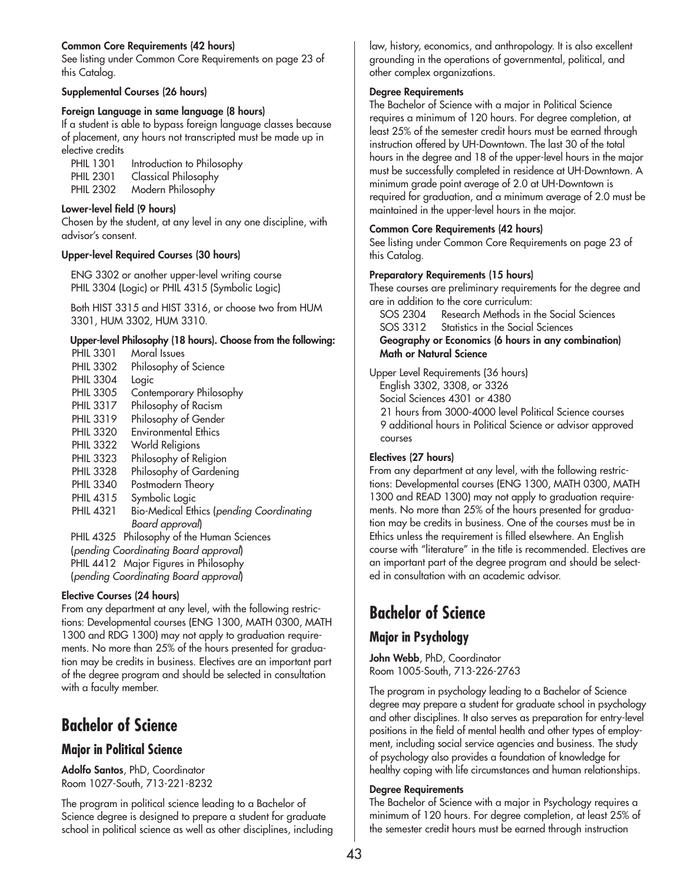**Common Core Requirements (42 hours)**
See listing under Common Core Requirements on page 23 of this Catalog.

**Supplemental Courses (26 hours)**

**Foreign Language in same language (8 hours)**
If a student is able to bypass foreign language classes because of placement, any hours not transcripted must be made up in elective credits

- PHIL 1301 Introduction to Philosophy
- PHIL 2301 Classical Philosophy
- PHIL 2302 Modern Philosophy

**Lower-level field (9 hours)**
Chosen by the student, at any level in any one discipline, with advisor's consent.

**Upper-level Required Courses (30 hours)**

ENG 3302 or another upper-level writing course
PHIL 3304 (Logic) or PHIL 4315 (Symbolic Logic)

Both HIST 3315 and HIST 3316, or choose two from HUM 3301, HUM 3302, HUM 3310.

**Upper-level Philosophy (18 hours). Choose from the following:**

- PHIL 3301 Moral Issues
- PHIL 3302 Philosophy of Science
- PHIL 3304 Logic
- PHIL 3305 Contemporary Philosophy
- PHIL 3317 Philosophy of Racism
- PHIL 3319 Philosophy of Gender
- PHIL 3320 Environmental Ethics
- PHIL 3322 World Religions
- PHIL 3323 Philosophy of Religion
- PHIL 3328 Philosophy of Gardening
- PHIL 3340 Postmodern Theory
- PHIL 4315 Symbolic Logic
- PHIL 4321 Bio-Medical Ethics (*pending Coordinating Board approval*)
- PHIL 4325 Philosophy of the Human Sciences (*pending Coordinating Board approval*)
- PHIL 4412 Major Figures in Philosophy (*pending Coordinating Board approval*)

**Elective Courses (24 hours)**
From any department at any level, with the following restrictions: Developmental courses (ENG 1300, MATH 0300, MATH 1300 and RDG 1300) may not apply to graduation requirements. No more than 25% of the hours presented for graduation may be credits in business. Electives are an important part of the degree program and should be selected in consultation with a faculty member.

# Bachelor of Science

## Major in Political Science

**Adolfo Santos**, PhD, Coordinator
Room 1027-South, 713-221-8232

The program in political science leading to a Bachelor of Science degree is designed to prepare a student for graduate school in political science as well as other disciplines, including law, history, economics, and anthropology. It is also excellent grounding in the operations of governmental, political, and other complex organizations.

**Degree Requirements**
The Bachelor of Science with a major in Political Science requires a minimum of 120 hours. For degree completion, at least 25% of the semester credit hours must be earned through instruction offered by UH-Downtown. The last 30 of the total hours in the degree and 18 of the upper-level hours in the major must be successfully completed in residence at UH-Downtown. A minimum grade point average of 2.0 at UH-Downtown is required for graduation, and a minimum average of 2.0 must be maintained in the upper-level hours in the major.

**Common Core Requirements (42 hours)**
See listing under Common Core Requirements on page 23 of this Catalog.

**Preparatory Requirements (15 hours)**
These courses are preliminary requirements for the degree and are in addition to the core curriculum:

- SOS 2304 Research Methods in the Social Sciences
- SOS 3312 Statistics in the Social Sciences

**Geography or Economics (6 hours in any combination)**
**Math or Natural Science**

Upper Level Requirements (36 hours)
- English 3302, 3308, or 3326
- Social Sciences 4301 or 4380
- 21 hours from 3000-4000 level Political Science courses
- 9 additional hours in Political Science or advisor approved courses

**Electives (27 hours)**
From any department at any level, with the following restrictions: Developmental courses (ENG 1300, MATH 0300, MATH 1300 and READ 1300) may not apply to graduation requirements. No more than 25% of the hours presented for graduation may be credits in business. One of the courses must be in Ethics unless the requirement is filled elsewhere. An English course with "literature" in the title is recommended. Electives are an important part of the degree program and should be selected in consultation with an academic advisor.

# Bachelor of Science

## Major in Psychology

**John Webb**, PhD, Coordinator
Room 1005-South, 713-226-2763

The program in psychology leading to a Bachelor of Science degree may prepare a student for graduate school in psychology and other disciplines. It also serves as preparation for entry-level positions in the field of mental health and other types of employment, including social service agencies and business. The study of psychology also provides a foundation of knowledge for healthy coping with life circumstances and human relationships.

**Degree Requirements**
The Bachelor of Science with a major in Psychology requires a minimum of 120 hours. For degree completion, at least 25% of the semester credit hours must be earned through instruction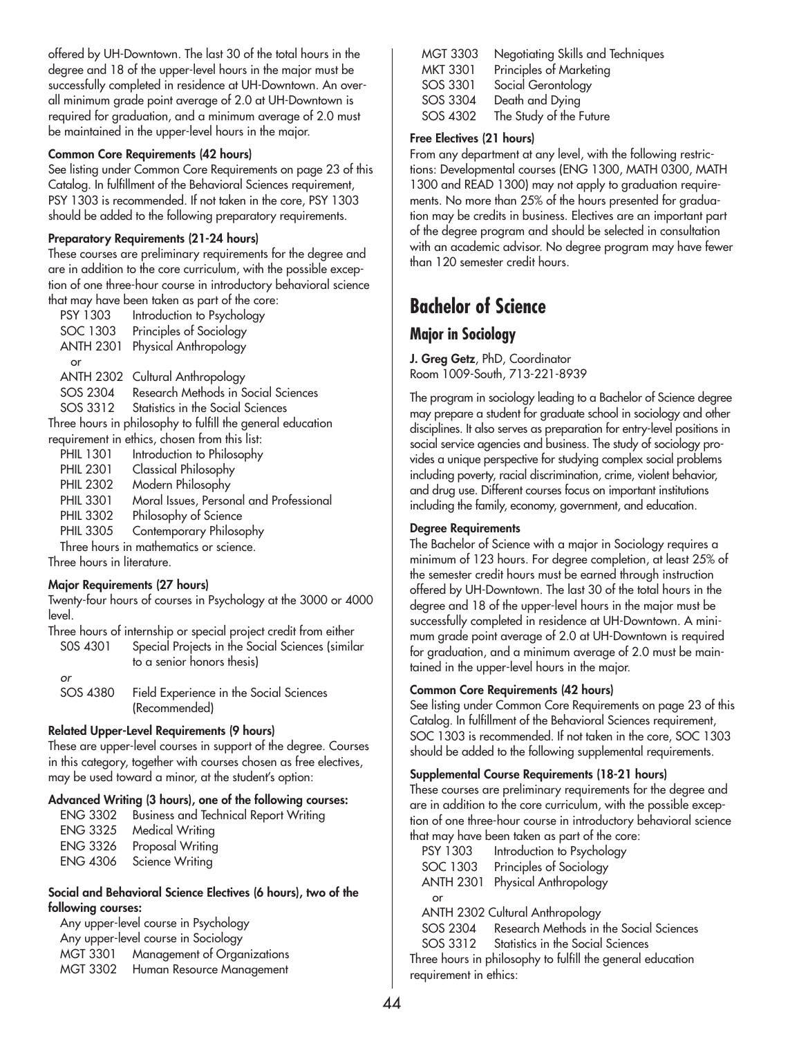offered by UH-Downtown. The last 30 of the total hours in the degree and 18 of the upper-level hours in the major must be successfully completed in residence at UH-Downtown. An overall minimum grade point average of 2.0 at UH-Downtown is required for graduation, and a minimum average of 2.0 must be maintained in the upper-level hours in the major.

**Common Core Requirements (42 hours)**

See listing under Common Core Requirements on page 23 of this Catalog. In fulfillment of the Behavioral Sciences requirement, PSY 1303 is recommended. If not taken in the core, PSY 1303 should be added to the following preparatory requirements.

**Preparatory Requirements (21-24 hours)**

These courses are preliminary requirements for the degree and are in addition to the core curriculum, with the possible exception of one three-hour course in introductory behavioral science that may have been taken as part of the core:

PSY 1303 Introduction to Psychology
SOC 1303 Principles of Sociology
ANTH 2301 Physical Anthropology
or
ANTH 2302 Cultural Anthropology
SOS 2304 Research Methods in Social Sciences
SOS 3312 Statistics in the Social Sciences

Three hours in philosophy to fulfill the general education requirement in ethics, chosen from this list:

PHIL 1301 Introduction to Philosophy
PHIL 2301 Classical Philosophy
PHIL 2302 Modern Philosophy
PHIL 3301 Moral Issues, Personal and Professional
PHIL 3302 Philosophy of Science
PHIL 3305 Contemporary Philosophy

Three hours in mathematics or science.

Three hours in literature.

**Major Requirements (27 hours)**

Twenty-four hours of courses in Psychology at the 3000 or 4000 level.

Three hours of internship or special project credit from either

S0S 4301 Special Projects in the Social Sciences (similar to a senior honors thesis)
*or*
SOS 4380 Field Experience in the Social Sciences (Recommended)

**Related Upper-Level Requirements (9 hours)**

These are upper-level courses in support of the degree. Courses in this category, together with courses chosen as free electives, may be used toward a minor, at the student's option:

**Advanced Writing (3 hours), one of the following courses:**

ENG 3302 Business and Technical Report Writing
ENG 3325 Medical Writing
ENG 3326 Proposal Writing
ENG 4306 Science Writing

**Social and Behavioral Science Electives (6 hours), two of the following courses:**

Any upper-level course in Psychology
Any upper-level course in Sociology
MGT 3301 Management of Organizations
MGT 3302 Human Resource Management
MGT 3303 Negotiating Skills and Techniques
MKT 3301 Principles of Marketing
SOS 3301 Social Gerontology
SOS 3304 Death and Dying
SOS 4302 The Study of the Future

**Free Electives (21 hours)**

From any department at any level, with the following restrictions: Developmental courses (ENG 1300, MATH 0300, MATH 1300 and READ 1300) may not apply to graduation requirements. No more than 25% of the hours presented for graduation may be credits in business. Electives are an important part of the degree program and should be selected in consultation with an academic advisor. No degree program may have fewer than 120 semester credit hours.

# Bachelor of Science

## Major in Sociology

**J. Greg Getz**, PhD, Coordinator
Room 1009-South, 713-221-8939

The program in sociology leading to a Bachelor of Science degree may prepare a student for graduate school in sociology and other disciplines. It also serves as preparation for entry-level positions in social service agencies and business. The study of sociology provides a unique perspective for studying complex social problems including poverty, racial discrimination, crime, violent behavior, and drug use. Different courses focus on important institutions including the family, economy, government, and education.

**Degree Requirements**

The Bachelor of Science with a major in Sociology requires a minimum of 123 hours. For degree completion, at least 25% of the semester credit hours must be earned through instruction offered by UH-Downtown. The last 30 of the total hours in the degree and 18 of the upper-level hours in the major must be successfully completed in residence at UH-Downtown. A minimum grade point average of 2.0 at UH-Downtown is required for graduation, and a minimum average of 2.0 must be maintained in the upper-level hours in the major.

**Common Core Requirements (42 hours)**

See listing under Common Core Requirements on page 23 of this Catalog. In fulfillment of the Behavioral Sciences requirement, SOC 1303 is recommended. If not taken in the core, SOC 1303 should be added to the following supplemental requirements.

**Supplemental Course Requirements (18-21 hours)**

These courses are preliminary requirements for the degree and are in addition to the core curriculum, with the possible exception of one three-hour course in introductory behavioral science that may have been taken as part of the core:

PSY 1303 Introduction to Psychology
SOC 1303 Principles of Sociology
ANTH 2301 Physical Anthropology
or
ANTH 2302 Cultural Anthropology
SOS 2304 Research Methods in the Social Sciences
SOS 3312 Statistics in the Social Sciences

Three hours in philosophy to fulfill the general education requirement in ethics: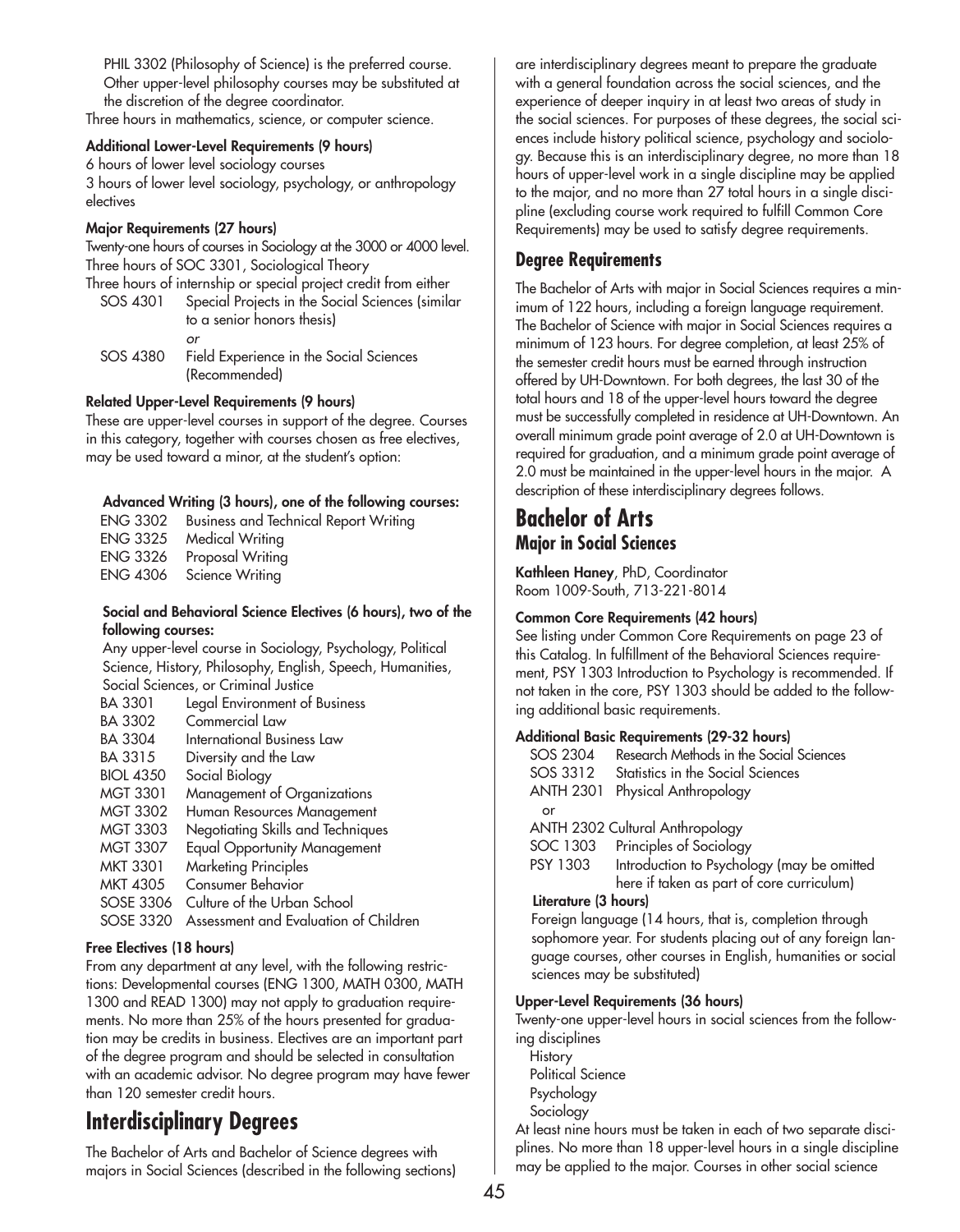PHIL 3302 (Philosophy of Science) is the preferred course. Other upper-level philosophy courses may be substituted at the discretion of the degree coordinator.

Three hours in mathematics, science, or computer science.

**Additional Lower-Level Requirements (9 hours)**

6 hours of lower level sociology courses

3 hours of lower level sociology, psychology, or anthropology electives

**Major Requirements (27 hours)**

Twenty-one hours of courses in Sociology at the 3000 or 4000 level.

Three hours of SOC 3301, Sociological Theory

Three hours of internship or special project credit from either

SOS 4301 Special Projects in the Social Sciences (similar to a senior honors thesis)

*or*

SOS 4380 Field Experience in the Social Sciences (Recommended)

**Related Upper-Level Requirements (9 hours)**

These are upper-level courses in support of the degree. Courses in this category, together with courses chosen as free electives, may be used toward a minor, at the student's option:

**Advanced Writing (3 hours), one of the following courses:**

ENG 3302 Business and Technical Report Writing
ENG 3325 Medical Writing
ENG 3326 Proposal Writing
ENG 4306 Science Writing

**Social and Behavioral Science Electives (6 hours), two of the following courses:**

Any upper-level course in Sociology, Psychology, Political Science, History, Philosophy, English, Speech, Humanities, Social Sciences, or Criminal Justice

BA 3301 Legal Environment of Business
BA 3302 Commercial Law
BA 3304 International Business Law
BA 3315 Diversity and the Law
BIOL 4350 Social Biology
MGT 3301 Management of Organizations
MGT 3302 Human Resources Management
MGT 3303 Negotiating Skills and Techniques
MGT 3307 Equal Opportunity Management
MKT 3301 Marketing Principles
MKT 4305 Consumer Behavior
SOSE 3306 Culture of the Urban School
SOSE 3320 Assessment and Evaluation of Children

**Free Electives (18 hours)**

From any department at any level, with the following restrictions: Developmental courses (ENG 1300, MATH 0300, MATH 1300 and READ 1300) may not apply to graduation requirements. No more than 25% of the hours presented for graduation may be credits in business. Electives are an important part of the degree program and should be selected in consultation with an academic advisor. No degree program may have fewer than 120 semester credit hours.

# Interdisciplinary Degrees

The Bachelor of Arts and Bachelor of Science degrees with majors in Social Sciences (described in the following sections) are interdisciplinary degrees meant to prepare the graduate with a general foundation across the social sciences, and the experience of deeper inquiry in at least two areas of study in the social sciences. For purposes of these degrees, the social sciences include history political science, psychology and sociology. Because this is an interdisciplinary degree, no more than 18 hours of upper-level work in a single discipline may be applied to the major, and no more than 27 total hours in a single discipline (excluding course work required to fulfill Common Core Requirements) may be used to satisfy degree requirements.

## Degree Requirements

The Bachelor of Arts with major in Social Sciences requires a minimum of 122 hours, including a foreign language requirement. The Bachelor of Science with major in Social Sciences requires a minimum of 123 hours. For degree completion, at least 25% of the semester credit hours must be earned through instruction offered by UH-Downtown. For both degrees, the last 30 of the total hours and 18 of the upper-level hours toward the degree must be successfully completed in residence at UH-Downtown. An overall minimum grade point average of 2.0 at UH-Downtown is required for graduation, and a minimum grade point average of 2.0 must be maintained in the upper-level hours in the major. A description of these interdisciplinary degrees follows.

# Bachelor of Arts

## Major in Social Sciences

**Kathleen Haney**, PhD, Coordinator
Room 1009-South, 713-221-8014

**Common Core Requirements (42 hours)**

See listing under Common Core Requirements on page 23 of this Catalog. In fulfillment of the Behavioral Sciences requirement, PSY 1303 Introduction to Psychology is recommended. If not taken in the core, PSY 1303 should be added to the following additional basic requirements.

**Additional Basic Requirements (29-32 hours)**

SOS 2304 Research Methods in the Social Sciences
SOS 3312 Statistics in the Social Sciences
ANTH 2301 Physical Anthropology

or

ANTH 2302 Cultural Anthropology
SOC 1303 Principles of Sociology
PSY 1303 Introduction to Psychology (may be omitted here if taken as part of core curriculum)

**Literature (3 hours)**

Foreign language (14 hours, that is, completion through sophomore year. For students placing out of any foreign language courses, other courses in English, humanities or social sciences may be substituted)

**Upper-Level Requirements (36 hours)**

Twenty-one upper-level hours in social sciences from the following disciplines

History
Political Science
Psychology
Sociology

At least nine hours must be taken in each of two separate disciplines. No more than 18 upper-level hours in a single discipline may be applied to the major. Courses in other social science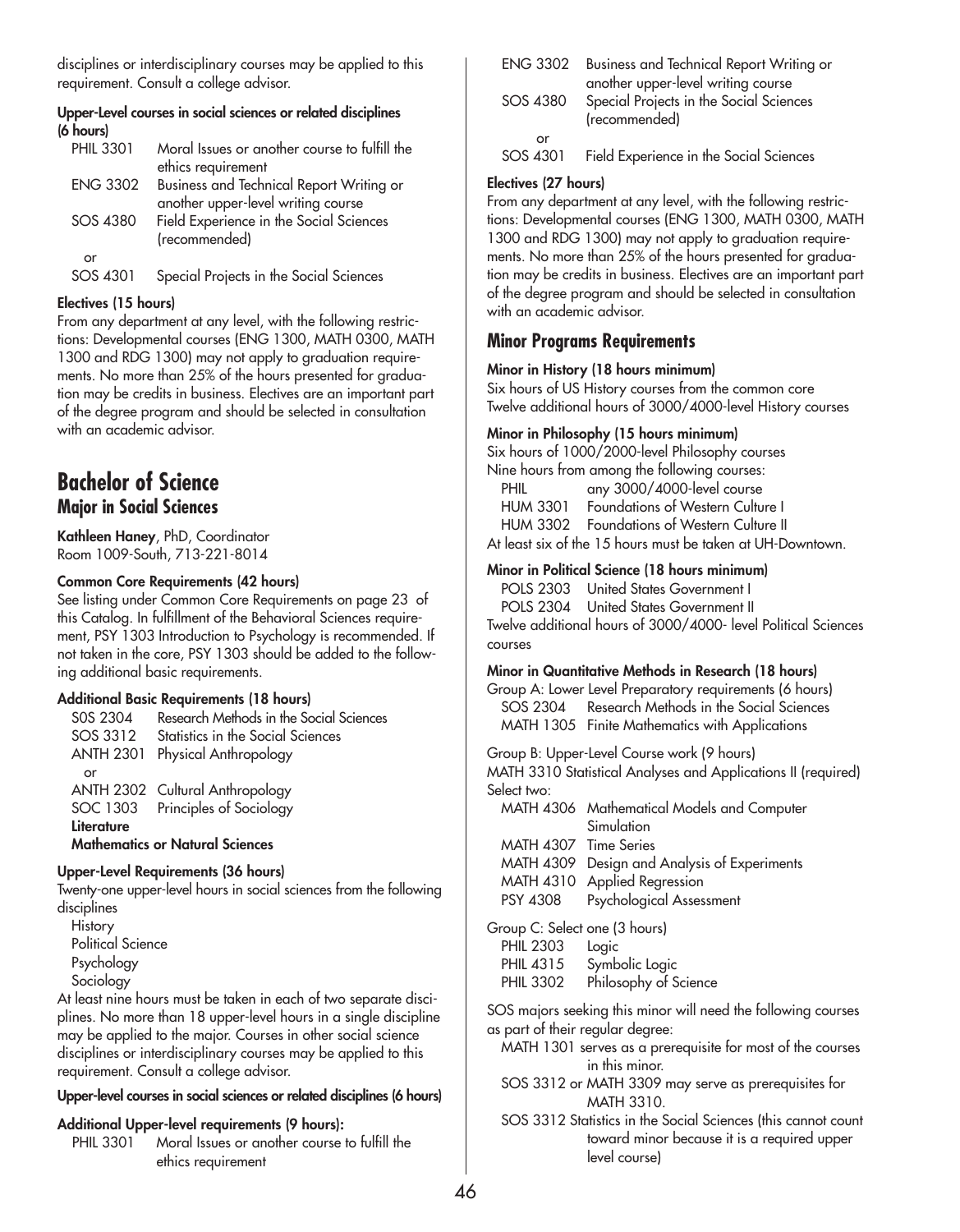disciplines or interdisciplinary courses may be applied to this requirement. Consult a college advisor.

**Upper-Level courses in social sciences or related disciplines (6 hours)**

| | |
|---|---|
| PHIL 3301 | Moral Issues or another course to fulfill the ethics requirement |
| ENG 3302 | Business and Technical Report Writing or another upper-level writing course |
| SOS 4380 | Field Experience in the Social Sciences (recommended) |
| or | |
| SOS 4301 | Special Projects in the Social Sciences |

**Electives (15 hours)**

From any department at any level, with the following restrictions: Developmental courses (ENG 1300, MATH 0300, MATH 1300 and RDG 1300) may not apply to graduation requirements. No more than 25% of the hours presented for graduation may be credits in business. Electives are an important part of the degree program and should be selected in consultation with an academic advisor.

# Bachelor of Science

## Major in Social Sciences

**Kathleen Haney**, PhD, Coordinator
Room 1009-South, 713-221-8014

**Common Core Requirements (42 hours)**

See listing under Common Core Requirements on page 23 of this Catalog. In fulfillment of the Behavioral Sciences requirement, PSY 1303 Introduction to Psychology is recommended. If not taken in the core, PSY 1303 should be added to the following additional basic requirements.

**Additional Basic Requirements (18 hours)**

| | |
|---|---|
| SOS 2304 | Research Methods in the Social Sciences |
| SOS 3312 | Statistics in the Social Sciences |
| ANTH 2301 | Physical Anthropology |
| or | |
| ANTH 2302 | Cultural Anthropology |
| SOC 1303 | Principles of Sociology |

**Literature**

**Mathematics or Natural Sciences**

**Upper-Level Requirements (36 hours)**

Twenty-one upper-level hours in social sciences from the following disciplines

- History
- Political Science
- Psychology
- Sociology

At least nine hours must be taken in each of two separate disciplines. No more than 18 upper-level hours in a single discipline may be applied to the major. Courses in other social science disciplines or interdisciplinary courses may be applied to this requirement. Consult a college advisor.

**Upper-level courses in social sciences or related disciplines (6 hours)**

**Additional Upper-level requirements (9 hours):**

| | |
|---|---|
| PHIL 3301 | Moral Issues or another course to fulfill the ethics requirement |
| ENG 3302 | Business and Technical Report Writing or another upper-level writing course |
| SOS 4380 | Special Projects in the Social Sciences (recommended) |
| or | |
| SOS 4301 | Field Experience in the Social Sciences |

**Electives (27 hours)**

From any department at any level, with the following restrictions: Developmental courses (ENG 1300, MATH 0300, MATH 1300 and RDG 1300) may not apply to graduation requirements. No more than 25% of the hours presented for graduation may be credits in business. Electives are an important part of the degree program and should be selected in consultation with an academic advisor.

## Minor Programs Requirements

**Minor in History (18 hours minimum)**

Six hours of US History courses from the common core
Twelve additional hours of 3000/4000-level History courses

**Minor in Philosophy (15 hours minimum)**

Six hours of 1000/2000-level Philosophy courses
Nine hours from among the following courses:

| | |
|---|---|
| PHIL | any 3000/4000-level course |
| HUM 3301 | Foundations of Western Culture I |
| HUM 3302 | Foundations of Western Culture II |

At least six of the 15 hours must be taken at UH-Downtown.

**Minor in Political Science (18 hours minimum)**

| | |
|---|---|
| POLS 2303 | United States Government I |
| POLS 2304 | United States Government II |

Twelve additional hours of 3000/4000- level Political Sciences courses

**Minor in Quantitative Methods in Research (18 hours)**

Group A: Lower Level Preparatory requirements (6 hours)

| | |
|---|---|
| SOS 2304 | Research Methods in the Social Sciences |
| MATH 1305 | Finite Mathematics with Applications |

Group B: Upper-Level Course work (9 hours)
MATH 3310 Statistical Analyses and Applications II (required)
Select two:

| | |
|---|---|
| MATH 4306 | Mathematical Models and Computer Simulation |
| MATH 4307 | Time Series |
| MATH 4309 | Design and Analysis of Experiments |
| MATH 4310 | Applied Regression |
| PSY 4308 | Psychological Assessment |

Group C: Select one (3 hours)

| | |
|---|---|
| PHIL 2303 | Logic |
| PHIL 4315 | Symbolic Logic |
| PHIL 3302 | Philosophy of Science |

SOS majors seeking this minor will need the following courses as part of their regular degree:

- MATH 1301 serves as a prerequisite for most of the courses in this minor.
- SOS 3312 or MATH 3309 may serve as prerequisites for MATH 3310.
- SOS 3312 Statistics in the Social Sciences (this cannot count toward minor because it is a required upper level course)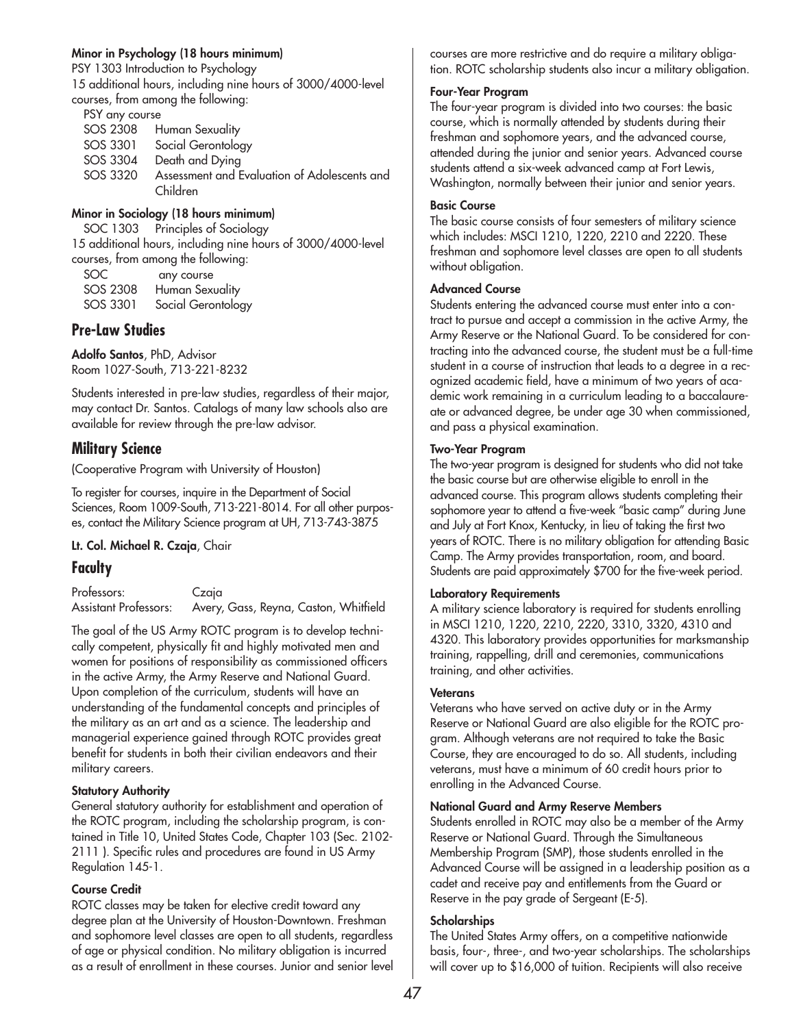#### Minor in Psychology (18 hours minimum)

PSY 1303 Introduction to Psychology

15 additional hours, including nine hours of 3000/4000-level courses, from among the following:

PSY any course

| | |
|---|---|
| SOS 2308 | Human Sexuality |
| SOS 3301 | Social Gerontology |
| SOS 3304 | Death and Dying |
| SOS 3320 | Assessment and Evaluation of Adolescents and Children |

#### Minor in Sociology (18 hours minimum)

SOC 1303 Principles of Sociology

15 additional hours, including nine hours of 3000/4000-level courses, from among the following:

| | |
|---|---|
| SOC | any course |
| SOS 2308 | Human Sexuality |
| SOS 3301 | Social Gerontology |

## Pre-Law Studies

**Adolfo Santos**, PhD, Advisor
Room 1027-South, 713-221-8232

Students interested in pre-law studies, regardless of their major, may contact Dr. Santos. Catalogs of many law schools also are available for review through the pre-law advisor.

## Military Science

(Cooperative Program with University of Houston)

To register for courses, inquire in the Department of Social Sciences, Room 1009-South, 713-221-8014. For all other purposes, contact the Military Science program at UH, 713-743-3875

**Lt. Col. Michael R. Czaja**, Chair

## Faculty

| | |
|---|---|
| Professors: | Czaja |
| Assistant Professors: | Avery, Gass, Reyna, Caston, Whitfield |

The goal of the US Army ROTC program is to develop technically competent, physically fit and highly motivated men and women for positions of responsibility as commissioned officers in the active Army, the Army Reserve and National Guard. Upon completion of the curriculum, students will have an understanding of the fundamental concepts and principles of the military as an art and as a science. The leadership and managerial experience gained through ROTC provides great benefit for students in both their civilian endeavors and their military careers.

#### Statutory Authority

General statutory authority for establishment and operation of the ROTC program, including the scholarship program, is contained in Title 10, United States Code, Chapter 103 (Sec. 2102-2111 ). Specific rules and procedures are found in US Army Regulation 145-1.

#### Course Credit

ROTC classes may be taken for elective credit toward any degree plan at the University of Houston-Downtown. Freshman and sophomore level classes are open to all students, regardless of age or physical condition. No military obligation is incurred as a result of enrollment in these courses. Junior and senior level courses are more restrictive and do require a military obligation. ROTC scholarship students also incur a military obligation.

#### Four-Year Program

The four-year program is divided into two courses: the basic course, which is normally attended by students during their freshman and sophomore years, and the advanced course, attended during the junior and senior years. Advanced course students attend a six-week advanced camp at Fort Lewis, Washington, normally between their junior and senior years.

#### Basic Course

The basic course consists of four semesters of military science which includes: MSCI 1210, 1220, 2210 and 2220. These freshman and sophomore level classes are open to all students without obligation.

#### Advanced Course

Students entering the advanced course must enter into a contract to pursue and accept a commission in the active Army, the Army Reserve or the National Guard. To be considered for contracting into the advanced course, the student must be a full-time student in a course of instruction that leads to a degree in a recognized academic field, have a minimum of two years of academic work remaining in a curriculum leading to a baccalaureate or advanced degree, be under age 30 when commissioned, and pass a physical examination.

#### Two-Year Program

The two-year program is designed for students who did not take the basic course but are otherwise eligible to enroll in the advanced course. This program allows students completing their sophomore year to attend a five-week "basic camp" during June and July at Fort Knox, Kentucky, in lieu of taking the first two years of ROTC. There is no military obligation for attending Basic Camp. The Army provides transportation, room, and board. Students are paid approximately $700 for the five-week period.

#### Laboratory Requirements

A military science laboratory is required for students enrolling in MSCI 1210, 1220, 2210, 2220, 3310, 3320, 4310 and 4320. This laboratory provides opportunities for marksmanship training, rappelling, drill and ceremonies, communications training, and other activities.

#### Veterans

Veterans who have served on active duty or in the Army Reserve or National Guard are also eligible for the ROTC program. Although veterans are not required to take the Basic Course, they are encouraged to do so. All students, including veterans, must have a minimum of 60 credit hours prior to enrolling in the Advanced Course.

#### National Guard and Army Reserve Members

Students enrolled in ROTC may also be a member of the Army Reserve or National Guard. Through the Simultaneous Membership Program (SMP), those students enrolled in the Advanced Course will be assigned in a leadership position as a cadet and receive pay and entitlements from the Guard or Reserve in the pay grade of Sergeant (E-5).

#### Scholarships

The United States Army offers, on a competitive nationwide basis, four-, three-, and two-year scholarships. The scholarships will cover up to $16,000 of tuition. Recipients will also receive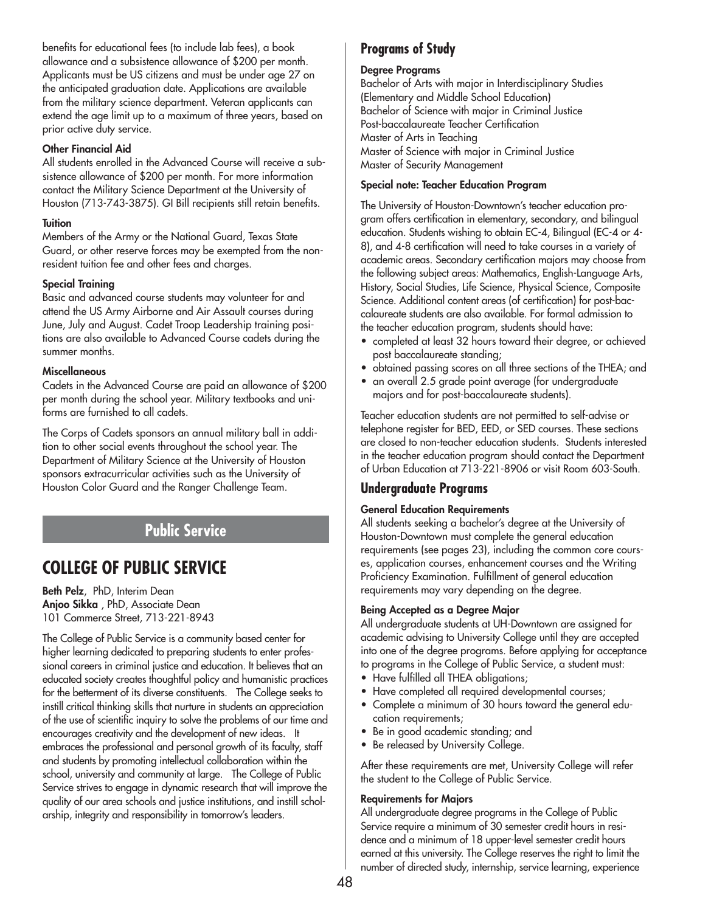benefits for educational fees (to include lab fees), a book allowance and a subsistence allowance of $200 per month. Applicants must be US citizens and must be under age 27 on the anticipated graduation date. Applications are available from the military science department. Veteran applicants can extend the age limit up to a maximum of three years, based on prior active duty service.

**Other Financial Aid**

All students enrolled in the Advanced Course will receive a subsistence allowance of $200 per month. For more information contact the Military Science Department at the University of Houston (713-743-3875). GI Bill recipients still retain benefits.

**Tuition**

Members of the Army or the National Guard, Texas State Guard, or other reserve forces may be exempted from the nonresident tuition fee and other fees and charges.

**Special Training**

Basic and advanced course students may volunteer for and attend the US Army Airborne and Air Assault courses during June, July and August. Cadet Troop Leadership training positions are also available to Advanced Course cadets during the summer months.

**Miscellaneous**

Cadets in the Advanced Course are paid an allowance of $200 per month during the school year. Military textbooks and uniforms are furnished to all cadets.

The Corps of Cadets sponsors an annual military ball in addition to other social events throughout the school year. The Department of Military Science at the University of Houston sponsors extracurricular activities such as the University of Houston Color Guard and the Ranger Challenge Team.

## Public Service

# COLLEGE OF PUBLIC SERVICE

**Beth Pelz**, PhD, Interim Dean
**Anjoo Sikka** , PhD, Associate Dean
101 Commerce Street, 713-221-8943

The College of Public Service is a community based center for higher learning dedicated to preparing students to enter professional careers in criminal justice and education. It believes that an educated society creates thoughtful policy and humanistic practices for the betterment of its diverse constituents. The College seeks to instill critical thinking skills that nurture in students an appreciation of the use of scientific inquiry to solve the problems of our time and encourages creativity and the development of new ideas. It embraces the professional and personal growth of its faculty, staff and students by promoting intellectual collaboration within the school, university and community at large. The College of Public Service strives to engage in dynamic research that will improve the quality of our area schools and justice institutions, and instill scholarship, integrity and responsibility in tomorrow's leaders.

### Programs of Study

**Degree Programs**

Bachelor of Arts with major in Interdisciplinary Studies (Elementary and Middle School Education)
Bachelor of Science with major in Criminal Justice
Post-baccalaureate Teacher Certification
Master of Arts in Teaching
Master of Science with major in Criminal Justice
Master of Security Management

**Special note: Teacher Education Program**

The University of Houston-Downtown's teacher education program offers certification in elementary, secondary, and bilingual education. Students wishing to obtain EC-4, Bilingual (EC-4 or 4-8), and 4-8 certification will need to take courses in a variety of academic areas. Secondary certification majors may choose from the following subject areas: Mathematics, English-Language Arts, History, Social Studies, Life Science, Physical Science, Composite Science. Additional content areas (of certification) for post-baccalaureate students are also available. For formal admission to the teacher education program, students should have:

- completed at least 32 hours toward their degree, or achieved post baccalaureate standing;
- obtained passing scores on all three sections of the THEA; and
- an overall 2.5 grade point average (for undergraduate majors and for post-baccalaureate students).

Teacher education students are not permitted to self-advise or telephone register for BED, EED, or SED courses. These sections are closed to non-teacher education students. Students interested in the teacher education program should contact the Department of Urban Education at 713-221-8906 or visit Room 603-South.

### Undergraduate Programs

**General Education Requirements**

All students seeking a bachelor's degree at the University of Houston-Downtown must complete the general education requirements (see pages 23), including the common core courses, application courses, enhancement courses and the Writing Proficiency Examination. Fulfillment of general education requirements may vary depending on the degree.

**Being Accepted as a Degree Major**

All undergraduate students at UH-Downtown are assigned for academic advising to University College until they are accepted into one of the degree programs. Before applying for acceptance to programs in the College of Public Service, a student must:

- Have fulfilled all THEA obligations;
- Have completed all required developmental courses;
- Complete a minimum of 30 hours toward the general education requirements;
- Be in good academic standing; and
- Be released by University College.

After these requirements are met, University College will refer the student to the College of Public Service.

**Requirements for Majors**

All undergraduate degree programs in the College of Public Service require a minimum of 30 semester credit hours in residence and a minimum of 18 upper-level semester credit hours earned at this university. The College reserves the right to limit the number of directed study, internship, service learning, experience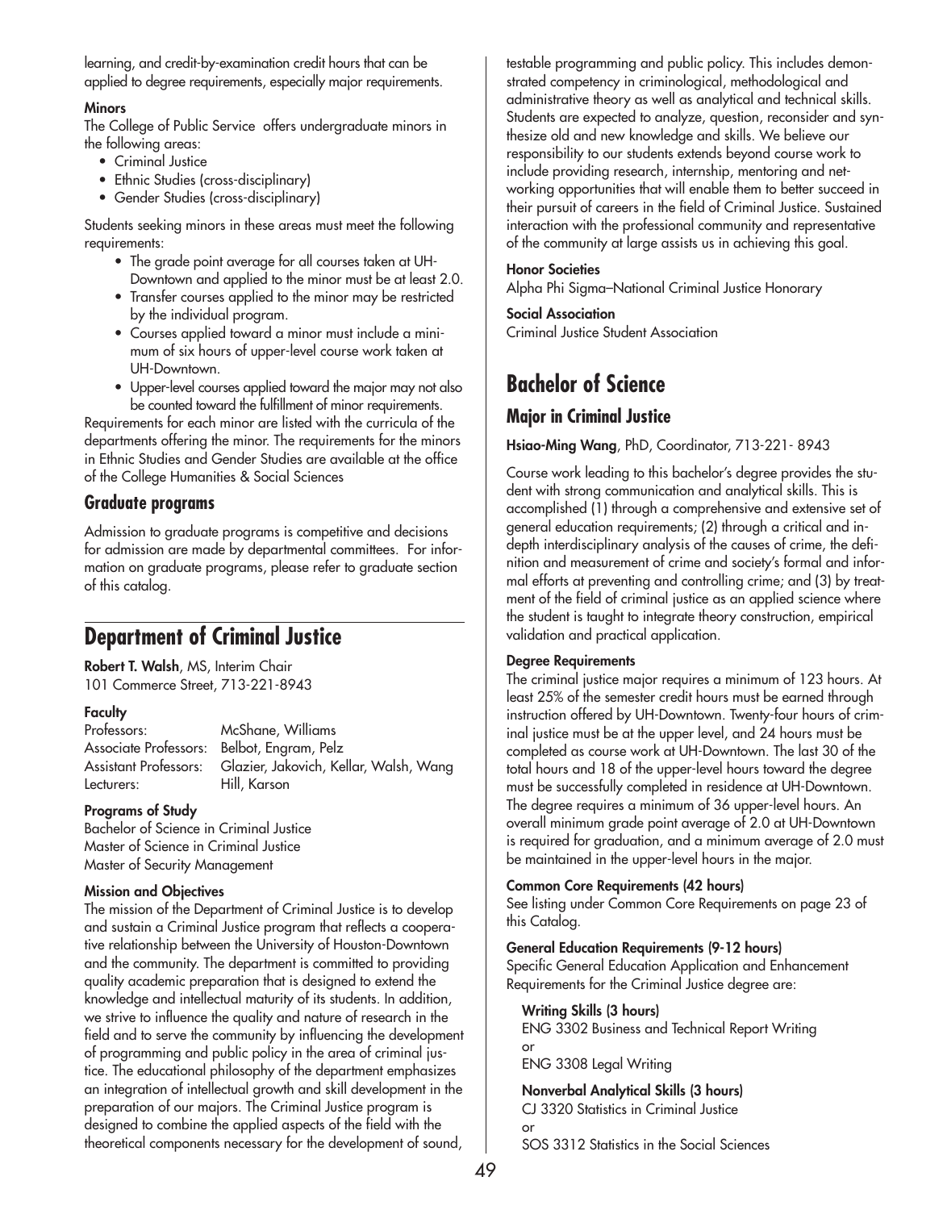learning, and credit-by-examination credit hours that can be applied to degree requirements, especially major requirements.

**Minors**

The College of Public Service offers undergraduate minors in the following areas:

- Criminal Justice
- Ethnic Studies (cross-disciplinary)
- Gender Studies (cross-disciplinary)

Students seeking minors in these areas must meet the following requirements:

- The grade point average for all courses taken at UH-Downtown and applied to the minor must be at least 2.0.
- Transfer courses applied to the minor may be restricted by the individual program.
- Courses applied toward a minor must include a minimum of six hours of upper-level course work taken at UH-Downtown.
- Upper-level courses applied toward the major may not also be counted toward the fulfillment of minor requirements.

Requirements for each minor are listed with the curricula of the departments offering the minor. The requirements for the minors in Ethnic Studies and Gender Studies are available at the office of the College Humanities & Social Sciences

### Graduate programs

Admission to graduate programs is competitive and decisions for admission are made by departmental committees. For information on graduate programs, please refer to graduate section of this catalog.

## Department of Criminal Justice

**Robert T. Walsh**, MS, Interim Chair
101 Commerce Street, 713-221-8943

**Faculty**

| | |
|---|---|
| Professors: | McShane, Williams |
| Associate Professors: | Belbot, Engram, Pelz |
| Assistant Professors: | Glazier, Jakovich, Kellar, Walsh, Wang |
| Lecturers: | Hill, Karson |

**Programs of Study**

Bachelor of Science in Criminal Justice
Master of Science in Criminal Justice
Master of Security Management

**Mission and Objectives**

The mission of the Department of Criminal Justice is to develop and sustain a Criminal Justice program that reflects a cooperative relationship between the University of Houston-Downtown and the community. The department is committed to providing quality academic preparation that is designed to extend the knowledge and intellectual maturity of its students. In addition, we strive to influence the quality and nature of research in the field and to serve the community by influencing the development of programming and public policy in the area of criminal justice. The educational philosophy of the department emphasizes an integration of intellectual growth and skill development in the preparation of our majors. The Criminal Justice program is designed to combine the applied aspects of the field with the theoretical components necessary for the development of sound, testable programming and public policy. This includes demonstrated competency in criminological, methodological and administrative theory as well as analytical and technical skills. Students are expected to analyze, question, reconsider and synthesize old and new knowledge and skills. We believe our responsibility to our students extends beyond course work to include providing research, internship, mentoring and networking opportunities that will enable them to better succeed in their pursuit of careers in the field of Criminal Justice. Sustained interaction with the professional community and representative of the community at large assists us in achieving this goal.

**Honor Societies**

Alpha Phi Sigma–National Criminal Justice Honorary

**Social Association**

Criminal Justice Student Association

## Bachelor of Science

### Major in Criminal Justice

**Hsiao-Ming Wang**, PhD, Coordinator, 713-221- 8943

Course work leading to this bachelor's degree provides the student with strong communication and analytical skills. This is accomplished (1) through a comprehensive and extensive set of general education requirements; (2) through a critical and in-depth interdisciplinary analysis of the causes of crime, the definition and measurement of crime and society's formal and informal efforts at preventing and controlling crime; and (3) by treatment of the field of criminal justice as an applied science where the student is taught to integrate theory construction, empirical validation and practical application.

**Degree Requirements**

The criminal justice major requires a minimum of 123 hours. At least 25% of the semester credit hours must be earned through instruction offered by UH-Downtown. Twenty-four hours of criminal justice must be at the upper level, and 24 hours must be completed as course work at UH-Downtown. The last 30 of the total hours and 18 of the upper-level hours toward the degree must be successfully completed in residence at UH-Downtown. The degree requires a minimum of 36 upper-level hours. An overall minimum grade point average of 2.0 at UH-Downtown is required for graduation, and a minimum average of 2.0 must be maintained in the upper-level hours in the major.

**Common Core Requirements (42 hours)**

See listing under Common Core Requirements on page 23 of this Catalog.

**General Education Requirements (9-12 hours)**

Specific General Education Application and Enhancement Requirements for the Criminal Justice degree are:

**Writing Skills (3 hours)**
ENG 3302 Business and Technical Report Writing
or
ENG 3308 Legal Writing

**Nonverbal Analytical Skills (3 hours)**
CJ 3320 Statistics in Criminal Justice
or
SOS 3312 Statistics in the Social Sciences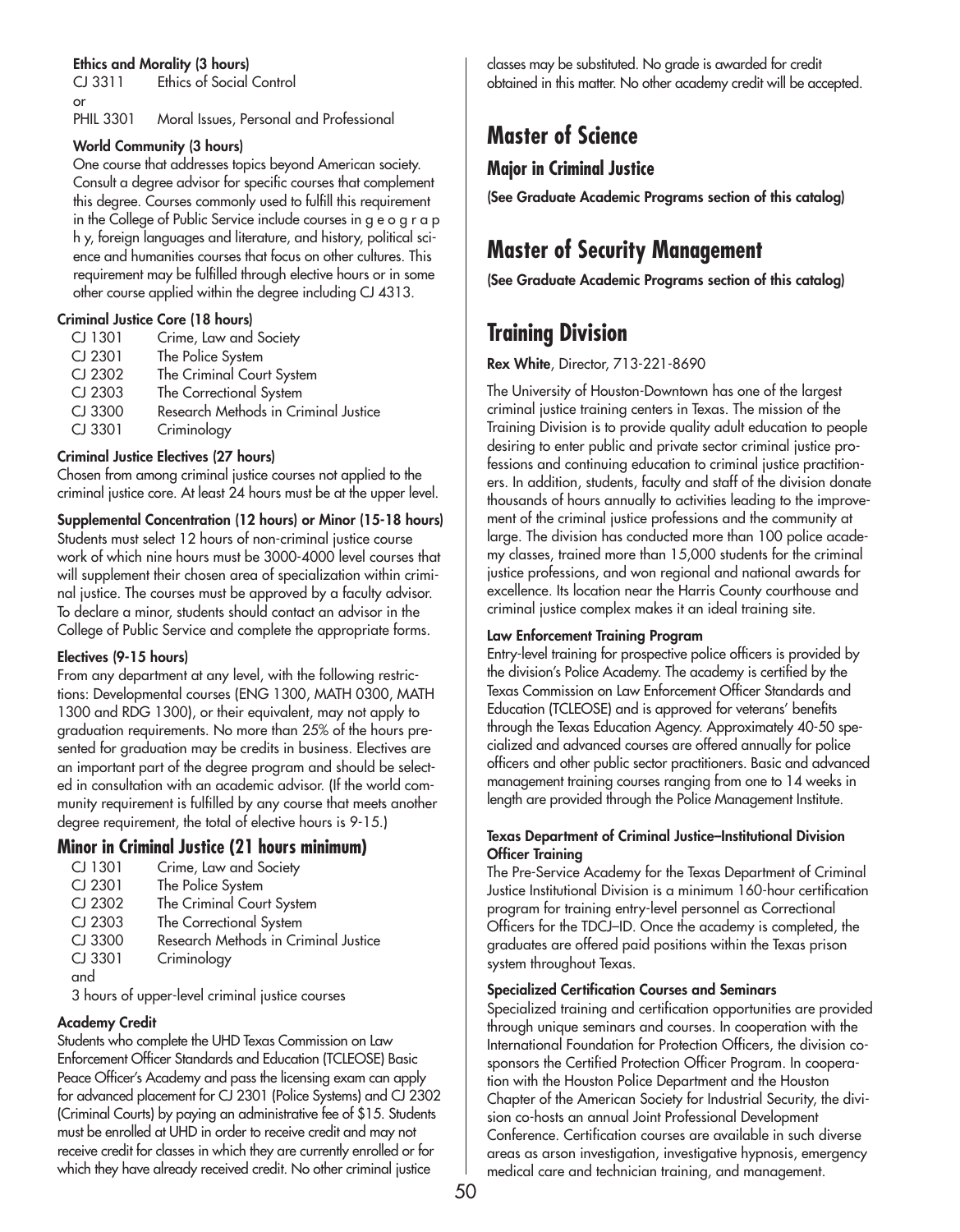**Ethics and Morality (3 hours)**

CJ 3311 Ethics of Social Control

or

PHIL 3301 Moral Issues, Personal and Professional

**World Community (3 hours)**

One course that addresses topics beyond American society. Consult a degree advisor for specific courses that complement this degree. Courses commonly used to fulfill this requirement in the College of Public Service include courses in g e o g r a p h y, foreign languages and literature, and history, political science and humanities courses that focus on other cultures. This requirement may be fulfilled through elective hours or in some other course applied within the degree including CJ 4313.

**Criminal Justice Core (18 hours)**

CJ 1301 Crime, Law and Society
CJ 2301 The Police System
CJ 2302 The Criminal Court System
CJ 2303 The Correctional System
CJ 3300 Research Methods in Criminal Justice
CJ 3301 Criminology

**Criminal Justice Electives (27 hours)**

Chosen from among criminal justice courses not applied to the criminal justice core. At least 24 hours must be at the upper level.

**Supplemental Concentration (12 hours) or Minor (15-18 hours)**

Students must select 12 hours of non-criminal justice course work of which nine hours must be 3000-4000 level courses that will supplement their chosen area of specialization within criminal justice. The courses must be approved by a faculty advisor. To declare a minor, students should contact an advisor in the College of Public Service and complete the appropriate forms.

**Electives (9-15 hours)**

From any department at any level, with the following restrictions: Developmental courses (ENG 1300, MATH 0300, MATH 1300 and RDG 1300), or their equivalent, may not apply to graduation requirements. No more than 25% of the hours presented for graduation may be credits in business. Electives are an important part of the degree program and should be selected in consultation with an academic advisor. (If the world community requirement is fulfilled by any course that meets another degree requirement, the total of elective hours is 9-15.)

## Minor in Criminal Justice (21 hours minimum)

CJ 1301 Crime, Law and Society
CJ 2301 The Police System
CJ 2302 The Criminal Court System
CJ 2303 The Correctional System
CJ 3300 Research Methods in Criminal Justice
CJ 3301 Criminology

and

3 hours of upper-level criminal justice courses

**Academy Credit**

Students who complete the UHD Texas Commission on Law Enforcement Officer Standards and Education (TCLEOSE) Basic Peace Officer's Academy and pass the licensing exam can apply for advanced placement for CJ 2301 (Police Systems) and CJ 2302 (Criminal Courts) by paying an administrative fee of $15. Students must be enrolled at UHD in order to receive credit and may not receive credit for classes in which they are currently enrolled or for which they have already received credit. No other criminal justice classes may be substituted. No grade is awarded for credit obtained in this matter. No other academy credit will be accepted.

# Master of Science

## Major in Criminal Justice

**(See Graduate Academic Programs section of this catalog)**

# Master of Security Management

**(See Graduate Academic Programs section of this catalog)**

# Training Division

**Rex White**, Director, 713-221-8690

The University of Houston-Downtown has one of the largest criminal justice training centers in Texas. The mission of the Training Division is to provide quality adult education to people desiring to enter public and private sector criminal justice professions and continuing education to criminal justice practitioners. In addition, students, faculty and staff of the division donate thousands of hours annually to activities leading to the improvement of the criminal justice professions and the community at large. The division has conducted more than 100 police academy classes, trained more than 15,000 students for the criminal justice professions, and won regional and national awards for excellence. Its location near the Harris County courthouse and criminal justice complex makes it an ideal training site.

**Law Enforcement Training Program**

Entry-level training for prospective police officers is provided by the division's Police Academy. The academy is certified by the Texas Commission on Law Enforcement Officer Standards and Education (TCLEOSE) and is approved for veterans' benefits through the Texas Education Agency. Approximately 40-50 specialized and advanced courses are offered annually for police officers and other public sector practitioners. Basic and advanced management training courses ranging from one to 14 weeks in length are provided through the Police Management Institute.

**Texas Department of Criminal Justice–Institutional Division Officer Training**

The Pre-Service Academy for the Texas Department of Criminal Justice Institutional Division is a minimum 160-hour certification program for training entry-level personnel as Correctional Officers for the TDCJ–ID. Once the academy is completed, the graduates are offered paid positions within the Texas prison system throughout Texas.

**Specialized Certification Courses and Seminars**

Specialized training and certification opportunities are provided through unique seminars and courses. In cooperation with the International Foundation for Protection Officers, the division co-sponsors the Certified Protection Officer Program. In cooperation with the Houston Police Department and the Houston Chapter of the American Society for Industrial Security, the division co-hosts an annual Joint Professional Development Conference. Certification courses are available in such diverse areas as arson investigation, investigative hypnosis, emergency medical care and technician training, and management.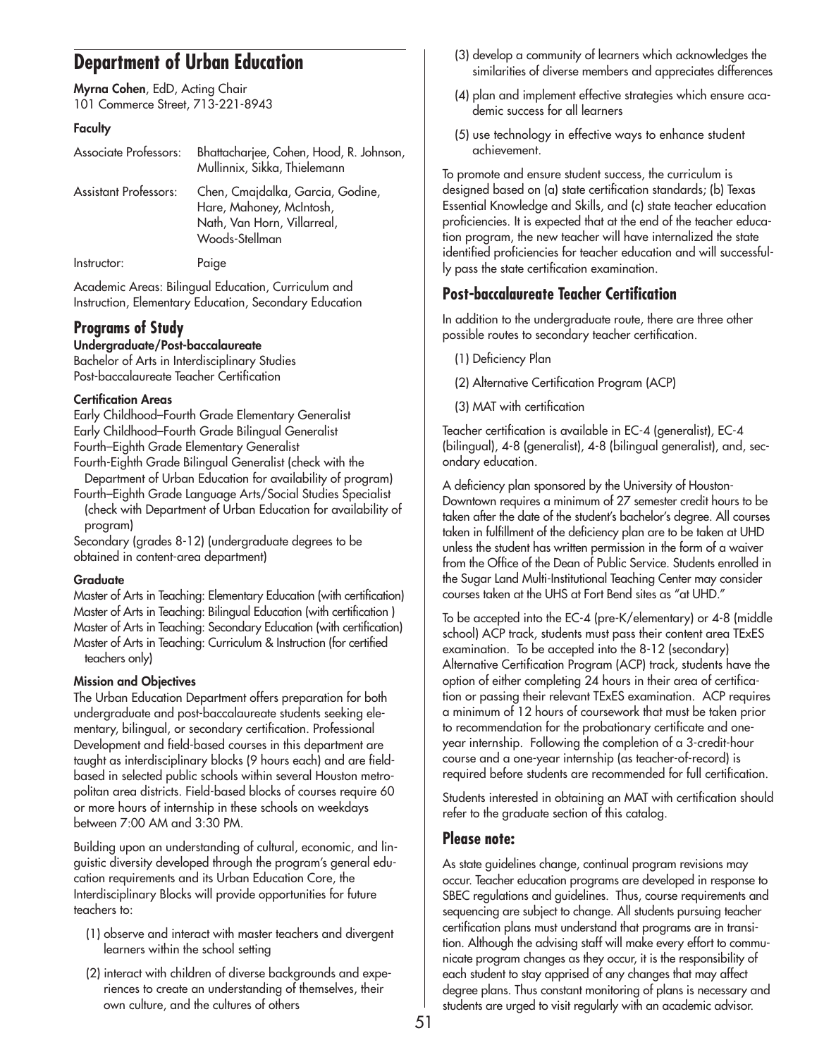## Department of Urban Education

**Myrna Cohen**, EdD, Acting Chair
101 Commerce Street, 713-221-8943

### Faculty

| | |
|---|---|
| Associate Professors: | Bhattacharjee, Cohen, Hood, R. Johnson, Mullinnix, Sikka, Thielemann |
| Assistant Professors: | Chen, Cmajdalka, Garcia, Godine, Hare, Mahoney, McIntosh, Nath, Van Horn, Villarreal, Woods-Stellman |
| Instructor: | Paige |

Academic Areas: Bilingual Education, Curriculum and Instruction, Elementary Education, Secondary Education

## Programs of Study

**Undergraduate/Post-baccalaureate**
Bachelor of Arts in Interdisciplinary Studies
Post-baccalaureate Teacher Certification

**Certification Areas**
Early Childhood–Fourth Grade Elementary Generalist
Early Childhood–Fourth Grade Bilingual Generalist
Fourth–Eighth Grade Elementary Generalist
Fourth-Eighth Grade Bilingual Generalist (check with the Department of Urban Education for availability of program)
Fourth–Eighth Grade Language Arts/Social Studies Specialist (check with Department of Urban Education for availability of program)
Secondary (grades 8-12) (undergraduate degrees to be obtained in content-area department)

**Graduate**
Master of Arts in Teaching: Elementary Education (with certification)
Master of Arts in Teaching: Bilingual Education (with certification )
Master of Arts in Teaching: Secondary Education (with certification)
Master of Arts in Teaching: Curriculum & Instruction (for certified teachers only)

**Mission and Objectives**
The Urban Education Department offers preparation for both undergraduate and post-baccalaureate students seeking elementary, bilingual, or secondary certification. Professional Development and field-based courses in this department are taught as interdisciplinary blocks (9 hours each) and are field-based in selected public schools within several Houston metropolitan area districts. Field-based blocks of courses require 60 or more hours of internship in these schools on weekdays between 7:00 AM and 3:30 PM.

Building upon an understanding of cultural, economic, and linguistic diversity developed through the program's general education requirements and its Urban Education Core, the Interdisciplinary Blocks will provide opportunities for future teachers to:

(1) observe and interact with master teachers and divergent learners within the school setting

(2) interact with children of diverse backgrounds and experiences to create an understanding of themselves, their own culture, and the cultures of others

(3) develop a community of learners which acknowledges the similarities of diverse members and appreciates differences

(4) plan and implement effective strategies which ensure academic success for all learners

(5) use technology in effective ways to enhance student achievement.

To promote and ensure student success, the curriculum is designed based on (a) state certification standards; (b) Texas Essential Knowledge and Skills, and (c) state teacher education proficiencies. It is expected that at the end of the teacher education program, the new teacher will have internalized the state identified proficiencies for teacher education and will successfully pass the state certification examination.

## Post-baccalaureate Teacher Certification

In addition to the undergraduate route, there are three other possible routes to secondary teacher certification.

(1) Deficiency Plan

(2) Alternative Certification Program (ACP)

(3) MAT with certification

Teacher certification is available in EC-4 (generalist), EC-4 (bilingual), 4-8 (generalist), 4-8 (bilingual generalist), and, secondary education.

A deficiency plan sponsored by the University of Houston-Downtown requires a minimum of 27 semester credit hours to be taken after the date of the student's bachelor's degree. All courses taken in fulfillment of the deficiency plan are to be taken at UHD unless the student has written permission in the form of a waiver from the Office of the Dean of Public Service. Students enrolled in the Sugar Land Multi-Institutional Teaching Center may consider courses taken at the UHS at Fort Bend sites as "at UHD."

To be accepted into the EC-4 (pre-K/elementary) or 4-8 (middle school) ACP track, students must pass their content area TExES examination. To be accepted into the 8-12 (secondary) Alternative Certification Program (ACP) track, students have the option of either completing 24 hours in their area of certification or passing their relevant TExES examination. ACP requires a minimum of 12 hours of coursework that must be taken prior to recommendation for the probationary certificate and one-year internship. Following the completion of a 3-credit-hour course and a one-year internship (as teacher-of-record) is required before students are recommended for full certification.

Students interested in obtaining an MAT with certification should refer to the graduate section of this catalog.

## Please note:

As state guidelines change, continual program revisions may occur. Teacher education programs are developed in response to SBEC regulations and guidelines. Thus, course requirements and sequencing are subject to change. All students pursuing teacher certification plans must understand that programs are in transition. Although the advising staff will make every effort to communicate program changes as they occur, it is the responsibility of each student to stay apprised of any changes that may affect degree plans. Thus constant monitoring of plans is necessary and students are urged to visit regularly with an academic advisor.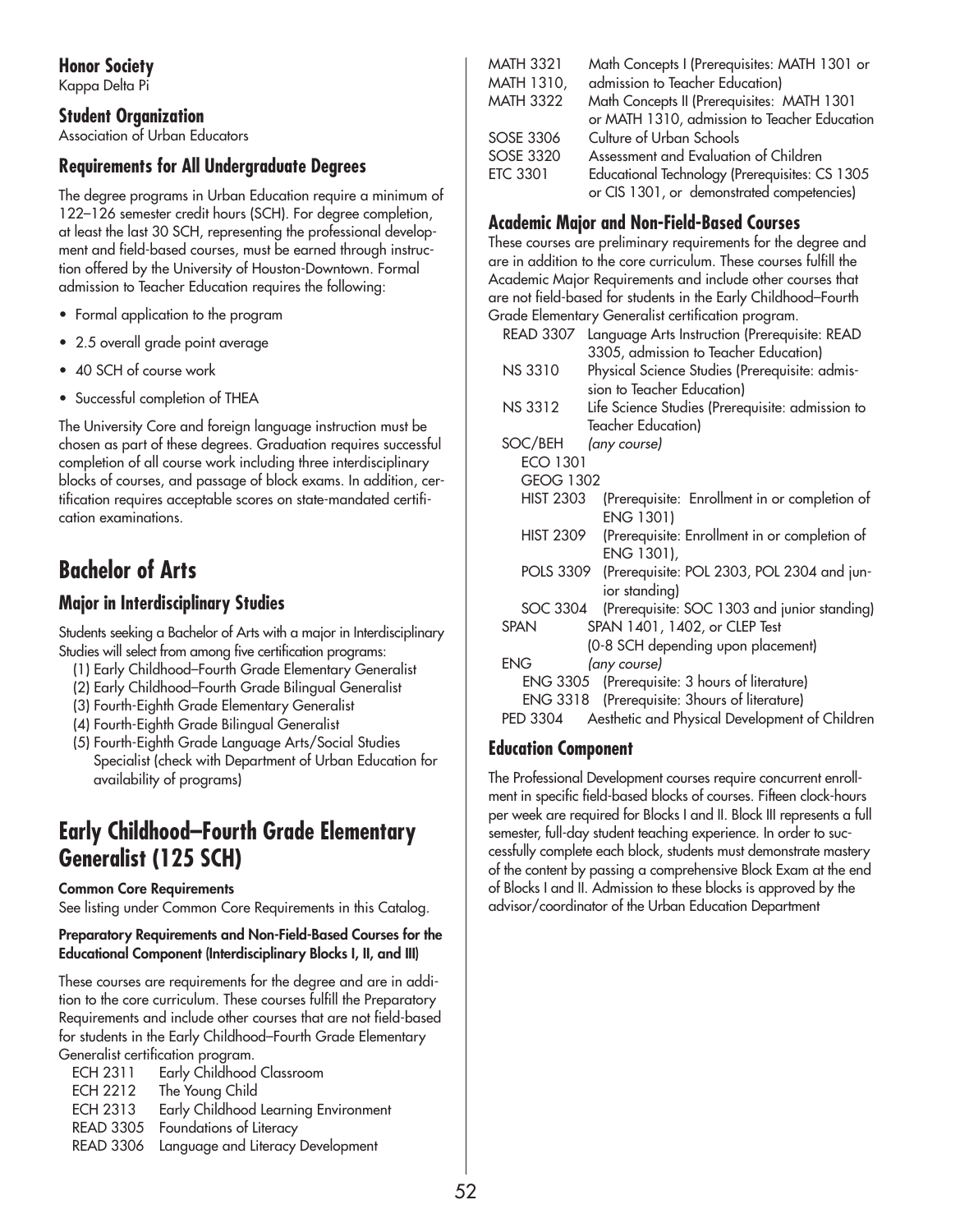### Honor Society

Kappa Delta Pi

### Student Organization

Association of Urban Educators

### Requirements for All Undergraduate Degrees

The degree programs in Urban Education require a minimum of 122–126 semester credit hours (SCH). For degree completion, at least the last 30 SCH, representing the professional development and field-based courses, must be earned through instruction offered by the University of Houston-Downtown. Formal admission to Teacher Education requires the following:

- Formal application to the program
- 2.5 overall grade point average
- 40 SCH of course work
- Successful completion of THEA

The University Core and foreign language instruction must be chosen as part of these degrees. Graduation requires successful completion of all course work including three interdisciplinary blocks of courses, and passage of block exams. In addition, certification requires acceptable scores on state-mandated certification examinations.

## Bachelor of Arts

### Major in Interdisciplinary Studies

Students seeking a Bachelor of Arts with a major in Interdisciplinary Studies will select from among five certification programs:

(1) Early Childhood–Fourth Grade Elementary Generalist
(2) Early Childhood–Fourth Grade Bilingual Generalist
(3) Fourth-Eighth Grade Elementary Generalist
(4) Fourth-Eighth Grade Bilingual Generalist
(5) Fourth-Eighth Grade Language Arts/Social Studies Specialist (check with Department of Urban Education for availability of programs)

## Early Childhood–Fourth Grade Elementary Generalist (125 SCH)

**Common Core Requirements**

See listing under Common Core Requirements in this Catalog.

**Preparatory Requirements and Non-Field-Based Courses for the Educational Component (Interdisciplinary Blocks I, II, and III)**

These courses are requirements for the degree and are in addition to the core curriculum. These courses fulfill the Preparatory Requirements and include other courses that are not field-based for students in the Early Childhood–Fourth Grade Elementary Generalist certification program.

| | |
|---|---|
| ECH 2311 | Early Childhood Classroom |
| ECH 2212 | The Young Child |
| ECH 2313 | Early Childhood Learning Environment |
| READ 3305 | Foundations of Literacy |
| READ 3306 | Language and Literacy Development |
| MATH 3321 | Math Concepts I (Prerequisites: MATH 1301 or admission to Teacher Education) |
| MATH 1310, MATH 3322 | Math Concepts II (Prerequisites: MATH 1301 or MATH 1310, admission to Teacher Education |
| SOSE 3306 | Culture of Urban Schools |
| SOSE 3320 | Assessment and Evaluation of Children |
| ETC 3301 | Educational Technology (Prerequisites: CS 1305 or CIS 1301, or demonstrated competencies) |

### Academic Major and Non-Field-Based Courses

These courses are preliminary requirements for the degree and are in addition to the core curriculum. These courses fulfill the Academic Major Requirements and include other courses that are not field-based for students in the Early Childhood–Fourth Grade Elementary Generalist certification program.

| | |
|---|---|
| READ 3307 | Language Arts Instruction (Prerequisite: READ 3305, admission to Teacher Education) |
| NS 3310 | Physical Science Studies (Prerequisite: admission to Teacher Education) |
| NS 3312 | Life Science Studies (Prerequisite: admission to Teacher Education) |
| SOC/BEH | *(any course)* |
| ECO 1301 | |
| GEOG 1302 | |
| HIST 2303 | (Prerequisite: Enrollment in or completion of ENG 1301) |
| HIST 2309 | (Prerequisite: Enrollment in or completion of ENG 1301), |
| POLS 3309 | (Prerequisite: POL 2303, POL 2304 and junior standing) |
| SOC 3304 | (Prerequisite: SOC 1303 and junior standing) |
| SPAN | SPAN 1401, 1402, or CLEP Test (0-8 SCH depending upon placement) |
| ENG | *(any course)* |
| ENG 3305 | (Prerequisite: 3 hours of literature) |
| ENG 3318 | (Prerequisite: 3hours of literature) |
| PED 3304 | Aesthetic and Physical Development of Children |

### Education Component

The Professional Development courses require concurrent enrollment in specific field-based blocks of courses. Fifteen clock-hours per week are required for Blocks I and II. Block III represents a full semester, full-day student teaching experience. In order to successfully complete each block, students must demonstrate mastery of the content by passing a comprehensive Block Exam at the end of Blocks I and II. Admission to these blocks is approved by the advisor/coordinator of the Urban Education Department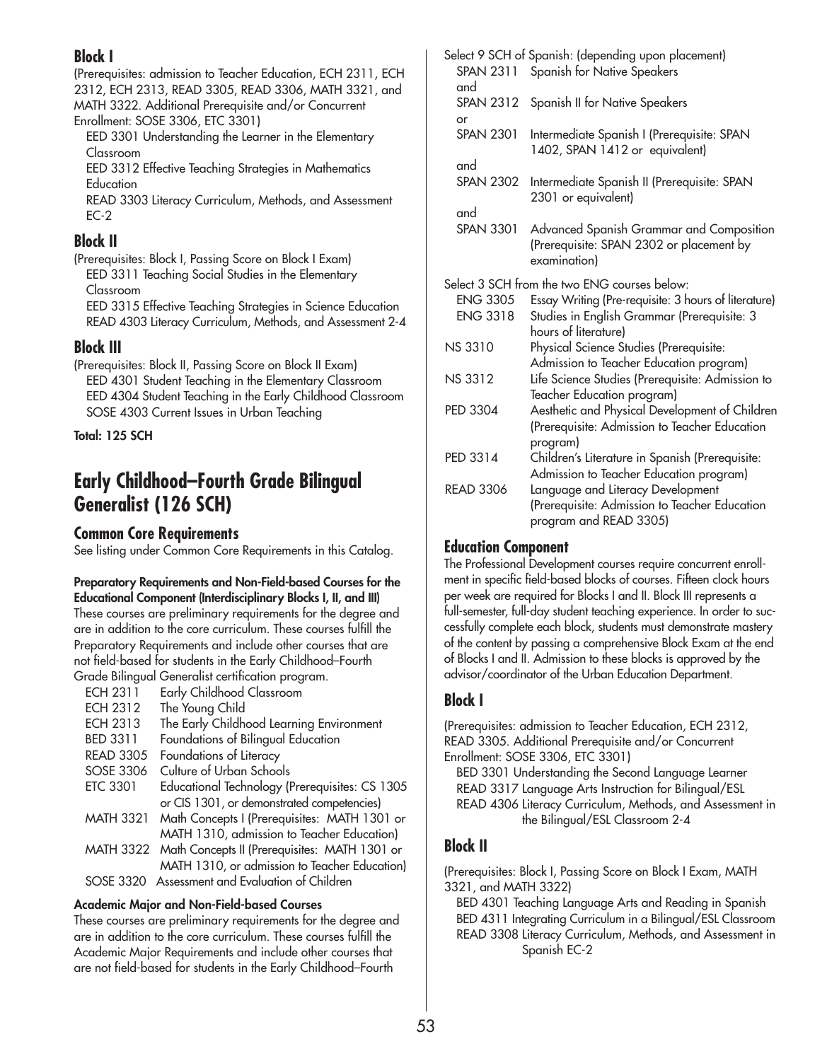## Block I

(Prerequisites: admission to Teacher Education, ECH 2311, ECH 2312, ECH 2313, READ 3305, READ 3306, MATH 3321, and MATH 3322. Additional Prerequisite and/or Concurrent Enrollment: SOSE 3306, ETC 3301)

EED 3301 Understanding the Learner in the Elementary Classroom
EED 3312 Effective Teaching Strategies in Mathematics Education
READ 3303 Literacy Curriculum, Methods, and Assessment EC-2

## Block II

(Prerequisites: Block I, Passing Score on Block I Exam)

EED 3311 Teaching Social Studies in the Elementary Classroom
EED 3315 Effective Teaching Strategies in Science Education
READ 4303 Literacy Curriculum, Methods, and Assessment 2-4

## Block III

(Prerequisites: Block II, Passing Score on Block II Exam)

EED 4301 Student Teaching in the Elementary Classroom
EED 4304 Student Teaching in the Early Childhood Classroom
SOSE 4303 Current Issues in Urban Teaching

**Total: 125 SCH**

# Early Childhood–Fourth Grade Bilingual Generalist (126 SCH)

### Common Core Requirements

See listing under Common Core Requirements in this Catalog.

**Preparatory Requirements and Non-Field-based Courses for the Educational Component (Interdisciplinary Blocks I, II, and III)**

These courses are preliminary requirements for the degree and are in addition to the core curriculum. These courses fulfill the Preparatory Requirements and include other courses that are not field-based for students in the Early Childhood–Fourth Grade Bilingual Generalist certification program.

| | |
|---|---|
| ECH 2311 | Early Childhood Classroom |
| ECH 2312 | The Young Child |
| ECH 2313 | The Early Childhood Learning Environment |
| BED 3311 | Foundations of Bilingual Education |
| READ 3305 | Foundations of Literacy |
| SOSE 3306 | Culture of Urban Schools |
| ETC 3301 | Educational Technology (Prerequisites: CS 1305 or CIS 1301, or demonstrated competencies) |
| MATH 3321 | Math Concepts I (Prerequisites: MATH 1301 or MATH 1310, admission to Teacher Education) |
| MATH 3322 | Math Concepts II (Prerequisites: MATH 1301 or MATH 1310, or admission to Teacher Education) |
| SOSE 3320 | Assessment and Evaluation of Children |

**Academic Major and Non-Field-based Courses**

These courses are preliminary requirements for the degree and are in addition to the core curriculum. These courses fulfill the Academic Major Requirements and include other courses that are not field-based for students in the Early Childhood–Fourth

Select 9 SCH of Spanish: (depending upon placement)

| | |
|---|---|
| SPAN 2311 | Spanish for Native Speakers |
| and | |
| SPAN 2312 | Spanish II for Native Speakers |
| or | |
| SPAN 2301 | Intermediate Spanish I (Prerequisite: SPAN 1402, SPAN 1412 or equivalent) |
| and | |
| SPAN 2302 | Intermediate Spanish II (Prerequisite: SPAN 2301 or equivalent) |
| and | |
| SPAN 3301 | Advanced Spanish Grammar and Composition (Prerequisite: SPAN 2302 or placement by examination) |

Select 3 SCH from the two ENG courses below:

| | |
|---|---|
| ENG 3305 | Essay Writing (Pre-requisite: 3 hours of literature) |
| ENG 3318 | Studies in English Grammar (Prerequisite: 3 hours of literature) |
| NS 3310 | Physical Science Studies (Prerequisite: Admission to Teacher Education program) |
| NS 3312 | Life Science Studies (Prerequisite: Admission to Teacher Education program) |
| PED 3304 | Aesthetic and Physical Development of Children (Prerequisite: Admission to Teacher Education program) |
| PED 3314 | Children's Literature in Spanish (Prerequisite: Admission to Teacher Education program) |
| READ 3306 | Language and Literacy Development (Prerequisite: Admission to Teacher Education program and READ 3305) |

### Education Component

The Professional Development courses require concurrent enrollment in specific field-based blocks of courses. Fifteen clock hours per week are required for Blocks I and II. Block III represents a full-semester, full-day student teaching experience. In order to successfully complete each block, students must demonstrate mastery of the content by passing a comprehensive Block Exam at the end of Blocks I and II. Admission to these blocks is approved by the advisor/coordinator of the Urban Education Department.

## Block I

(Prerequisites: admission to Teacher Education, ECH 2312, READ 3305. Additional Prerequisite and/or Concurrent Enrollment: SOSE 3306, ETC 3301)

BED 3301 Understanding the Second Language Learner
READ 3317 Language Arts Instruction for Bilingual/ESL
READ 4306 Literacy Curriculum, Methods, and Assessment in the Bilingual/ESL Classroom 2-4

## Block II

(Prerequisites: Block I, Passing Score on Block I Exam, MATH 3321, and MATH 3322)

BED 4301 Teaching Language Arts and Reading in Spanish
BED 4311 Integrating Curriculum in a Bilingual/ESL Classroom
READ 3308 Literacy Curriculum, Methods, and Assessment in Spanish EC-2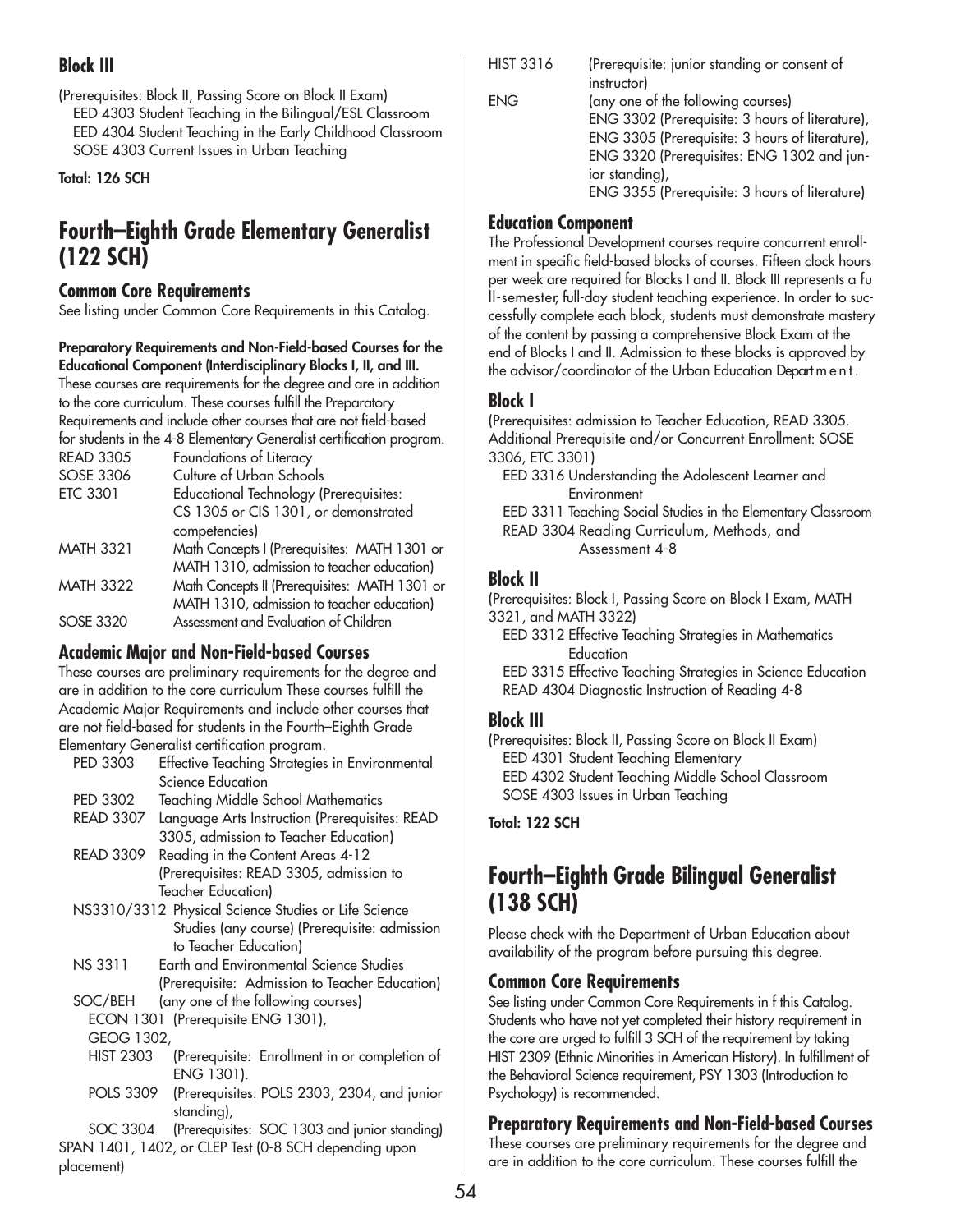## Block III

(Prerequisites: Block II, Passing Score on Block II Exam)
EED 4303 Student Teaching in the Bilingual/ESL Classroom
EED 4304 Student Teaching in the Early Childhood Classroom
SOSE 4303 Current Issues in Urban Teaching

**Total: 126 SCH**

# Fourth–Eighth Grade Elementary Generalist (122 SCH)

### Common Core Requirements

See listing under Common Core Requirements in this Catalog.

**Preparatory Requirements and Non-Field-based Courses for the Educational Component (Interdisciplinary Blocks I, II, and III.**
These courses are requirements for the degree and are in addition to the core curriculum. These courses fulfill the Preparatory Requirements and include other courses that are not field-based for students in the 4-8 Elementary Generalist certification program.

| | |
|---|---|
| READ 3305 | Foundations of Literacy |
| SOSE 3306 | Culture of Urban Schools |
| ETC 3301 | Educational Technology (Prerequisites: CS 1305 or CIS 1301, or demonstrated competencies) |
| MATH 3321 | Math Concepts I (Prerequisites: MATH 1301 or MATH 1310, admission to teacher education) |
| MATH 3322 | Math Concepts II (Prerequisites: MATH 1301 or MATH 1310, admission to teacher education) |
| SOSE 3320 | Assessment and Evaluation of Children |

### Academic Major and Non-Field-based Courses

These courses are preliminary requirements for the degree and are in addition to the core curriculum These courses fulfill the Academic Major Requirements and include other courses that are not field-based for students in the Fourth–Eighth Grade Elementary Generalist certification program.

| | |
|---|---|
| PED 3303 | Effective Teaching Strategies in Environmental Science Education |
| PED 3302 | Teaching Middle School Mathematics |
| READ 3307 | Language Arts Instruction (Prerequisites: READ 3305, admission to Teacher Education) |
| READ 3309 | Reading in the Content Areas 4-12 (Prerequisites: READ 3305, admission to Teacher Education) |
| NS3310/3312 | Physical Science Studies or Life Science Studies (any course) (Prerequisite: admission to Teacher Education) |
| NS 3311 | Earth and Environmental Science Studies (Prerequisite: Admission to Teacher Education) |
| SOC/BEH | (any one of the following courses) |
| ECON 1301 | (Prerequisite ENG 1301), |
| GEOG 1302, | |
| HIST 2303 | (Prerequisite: Enrollment in or completion of ENG 1301). |
| POLS 3309 | (Prerequisites: POLS 2303, 2304, and junior standing), |
| SOC 3304 | (Prerequisites: SOC 1303 and junior standing) |

SPAN 1401, 1402, or CLEP Test (0-8 SCH depending upon placement)

| | |
|---|---|
| HIST 3316 | (Prerequisite: junior standing or consent of instructor) |
| ENG | (any one of the following courses) ENG 3302 (Prerequisite: 3 hours of literature), ENG 3305 (Prerequisite: 3 hours of literature), ENG 3320 (Prerequisites: ENG 1302 and junior standing), ENG 3355 (Prerequisite: 3 hours of literature) |

### Education Component

The Professional Development courses require concurrent enrollment in specific field-based blocks of courses. Fifteen clock hours per week are required for Blocks I and II. Block III represents a full-semester, full-day student teaching experience. In order to successfully complete each block, students must demonstrate mastery of the content by passing a comprehensive Block Exam at the end of Blocks I and II. Admission to these blocks is approved by the advisor/coordinator of the Urban Education Department.

## Block I

(Prerequisites: admission to Teacher Education, READ 3305. Additional Prerequisite and/or Concurrent Enrollment: SOSE 3306, ETC 3301)
EED 3316 Understanding the Adolescent Learner and Environment
EED 3311 Teaching Social Studies in the Elementary Classroom
READ 3304 Reading Curriculum, Methods, and Assessment 4-8

## Block II

(Prerequisites: Block I, Passing Score on Block I Exam, MATH 3321, and MATH 3322)
EED 3312 Effective Teaching Strategies in Mathematics Education
EED 3315 Effective Teaching Strategies in Science Education
READ 4304 Diagnostic Instruction of Reading 4-8

## Block III

(Prerequisites: Block II, Passing Score on Block II Exam)
EED 4301 Student Teaching Elementary
EED 4302 Student Teaching Middle School Classroom
SOSE 4303 Issues in Urban Teaching

**Total: 122 SCH**

# Fourth–Eighth Grade Bilingual Generalist (138 SCH)

Please check with the Department of Urban Education about availability of the program before pursuing this degree.

### Common Core Requirements

See listing under Common Core Requirements in f this Catalog. Students who have not yet completed their history requirement in the core are urged to fulfill 3 SCH of the requirement by taking HIST 2309 (Ethnic Minorities in American History). In fulfillment of the Behavioral Science requirement, PSY 1303 (Introduction to Psychology) is recommended.

### Preparatory Requirements and Non-Field-based Courses

These courses are preliminary requirements for the degree and are in addition to the core curriculum. These courses fulfill the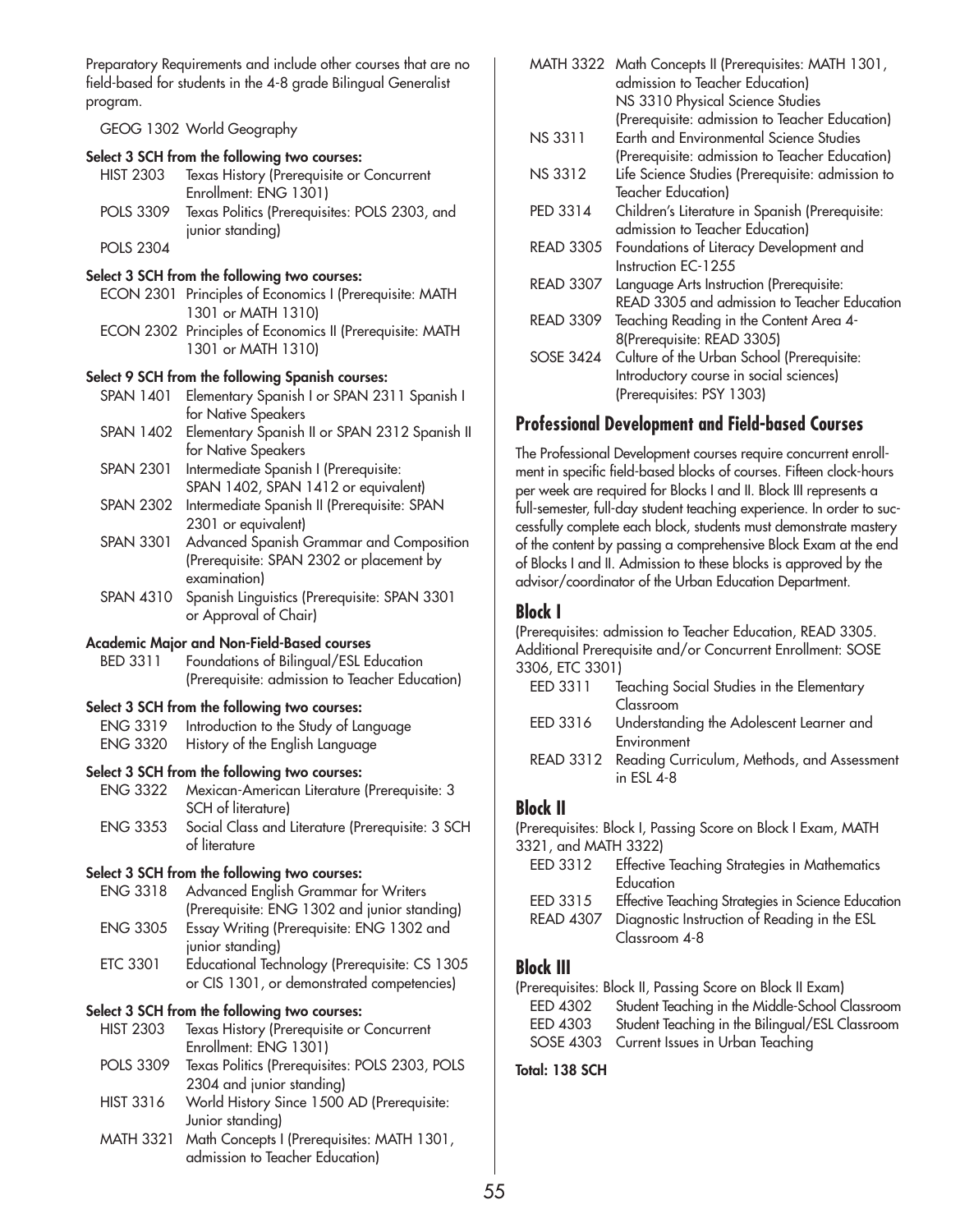Preparatory Requirements and include other courses that are no field-based for students in the 4-8 grade Bilingual Generalist program.

GEOG 1302 World Geography

**Select 3 SCH from the following two courses:**

HIST 2303 Texas History (Prerequisite or Concurrent Enrollment: ENG 1301)
POLS 3309 Texas Politics (Prerequisites: POLS 2303, and junior standing)
POLS 2304

**Select 3 SCH from the following two courses:**

ECON 2301 Principles of Economics I (Prerequisite: MATH 1301 or MATH 1310)
ECON 2302 Principles of Economics II (Prerequisite: MATH 1301 or MATH 1310)

**Select 9 SCH from the following Spanish courses:**

SPAN 1401 Elementary Spanish I or SPAN 2311 Spanish I for Native Speakers
SPAN 1402 Elementary Spanish II or SPAN 2312 Spanish II for Native Speakers
SPAN 2301 Intermediate Spanish I (Prerequisite: SPAN 1402, SPAN 1412 or equivalent)
SPAN 2302 Intermediate Spanish II (Prerequisite: SPAN 2301 or equivalent)
SPAN 3301 Advanced Spanish Grammar and Composition (Prerequisite: SPAN 2302 or placement by examination)
SPAN 4310 Spanish Linguistics (Prerequisite: SPAN 3301 or Approval of Chair)

**Academic Major and Non-Field-Based courses**

BED 3311 Foundations of Bilingual/ESL Education (Prerequisite: admission to Teacher Education)

**Select 3 SCH from the following two courses:**

ENG 3319 Introduction to the Study of Language
ENG 3320 History of the English Language

**Select 3 SCH from the following two courses:**

ENG 3322 Mexican-American Literature (Prerequisite: 3 SCH of literature)
ENG 3353 Social Class and Literature (Prerequisite: 3 SCH of literature

**Select 3 SCH from the following two courses:**

ENG 3318 Advanced English Grammar for Writers (Prerequisite: ENG 1302 and junior standing)
ENG 3305 Essay Writing (Prerequisite: ENG 1302 and junior standing)
ETC 3301 Educational Technology (Prerequisite: CS 1305 or CIS 1301, or demonstrated competencies)

**Select 3 SCH from the following two courses:**

HIST 2303 Texas History (Prerequisite or Concurrent Enrollment: ENG 1301)
POLS 3309 Texas Politics (Prerequisites: POLS 2303, POLS 2304 and junior standing)
HIST 3316 World History Since 1500 AD (Prerequisite: Junior standing)
MATH 3321 Math Concepts I (Prerequisites: MATH 1301, admission to Teacher Education)
MATH 3322 Math Concepts II (Prerequisites: MATH 1301, admission to Teacher Education)
NS 3310 Physical Science Studies (Prerequisite: admission to Teacher Education)
NS 3311 Earth and Environmental Science Studies (Prerequisite: admission to Teacher Education)
NS 3312 Life Science Studies (Prerequisite: admission to Teacher Education)
PED 3314 Children's Literature in Spanish (Prerequisite: admission to Teacher Education)
READ 3305 Foundations of Literacy Development and Instruction EC-1255
READ 3307 Language Arts Instruction (Prerequisite: READ 3305 and admission to Teacher Education
READ 3309 Teaching Reading in the Content Area 4-8(Prerequisite: READ 3305)
SOSE 3424 Culture of the Urban School (Prerequisite: Introductory course in social sciences) (Prerequisites: PSY 1303)

## Professional Development and Field-based Courses

The Professional Development courses require concurrent enrollment in specific field-based blocks of courses. Fifteen clock-hours per week are required for Blocks I and II. Block III represents a full-semester, full-day student teaching experience. In order to successfully complete each block, students must demonstrate mastery of the content by passing a comprehensive Block Exam at the end of Blocks I and II. Admission to these blocks is approved by the advisor/coordinator of the Urban Education Department.

### Block I

(Prerequisites: admission to Teacher Education, READ 3305. Additional Prerequisite and/or Concurrent Enrollment: SOSE 3306, ETC 3301)

EED 3311 Teaching Social Studies in the Elementary Classroom
EED 3316 Understanding the Adolescent Learner and Environment
READ 3312 Reading Curriculum, Methods, and Assessment in ESL 4-8

### Block II

(Prerequisites: Block I, Passing Score on Block I Exam, MATH 3321, and MATH 3322)

EED 3312 Effective Teaching Strategies in Mathematics Education
EED 3315 Effective Teaching Strategies in Science Education
READ 4307 Diagnostic Instruction of Reading in the ESL Classroom 4-8

### Block III

(Prerequisites: Block II, Passing Score on Block II Exam)

EED 4302 Student Teaching in the Middle-School Classroom
EED 4303 Student Teaching in the Bilingual/ESL Classroom
SOSE 4303 Current Issues in Urban Teaching

**Total: 138 SCH**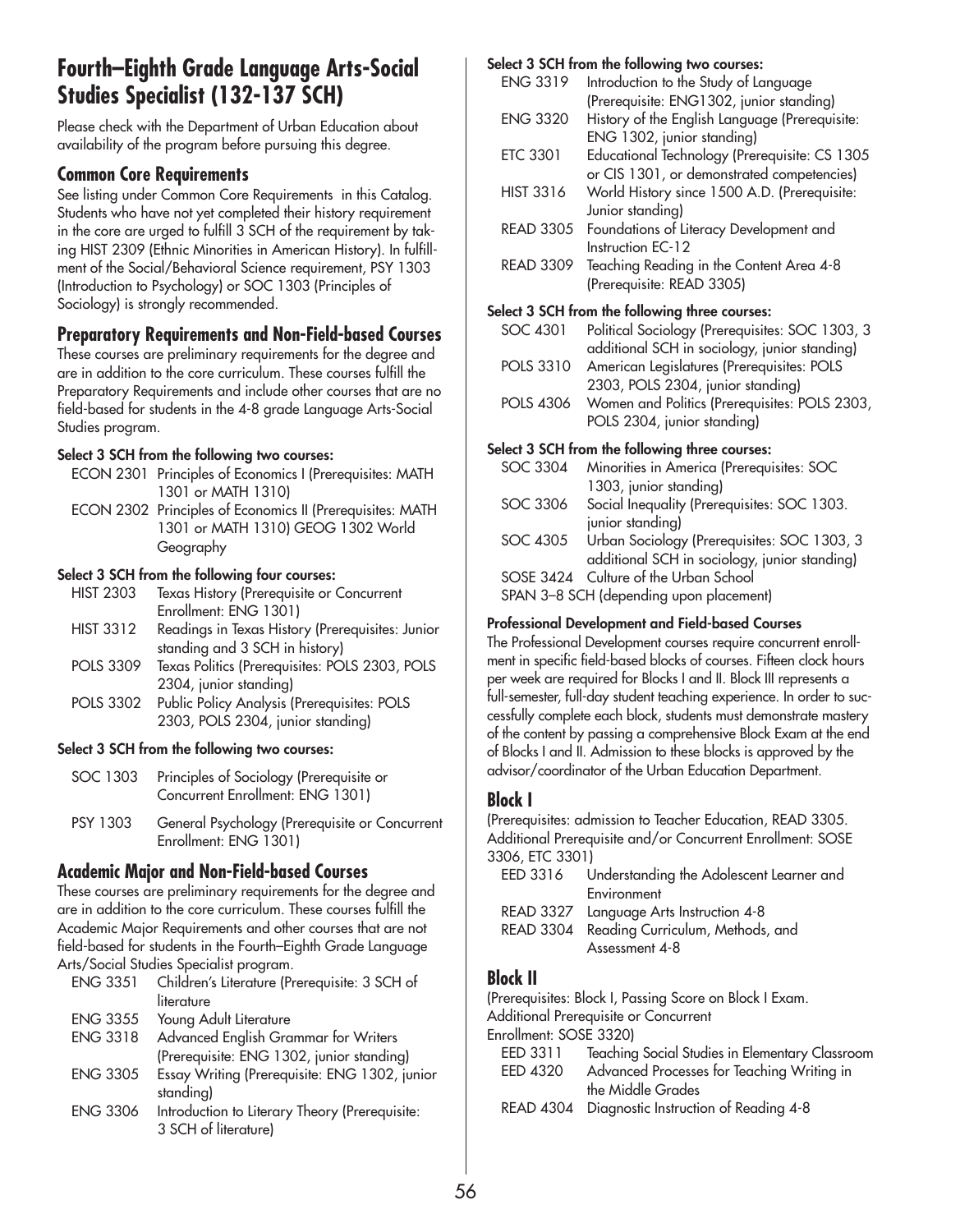# Fourth–Eighth Grade Language Arts-Social Studies Specialist (132-137 SCH)

Please check with the Department of Urban Education about availability of the program before pursuing this degree.

## Common Core Requirements

See listing under Common Core Requirements in this Catalog. Students who have not yet completed their history requirement in the core are urged to fulfill 3 SCH of the requirement by taking HIST 2309 (Ethnic Minorities in American History). In fulfillment of the Social/Behavioral Science requirement, PSY 1303 (Introduction to Psychology) or SOC 1303 (Principles of Sociology) is strongly recommended.

## Preparatory Requirements and Non-Field-based Courses

These courses are preliminary requirements for the degree and are in addition to the core curriculum. These courses fulfill the Preparatory Requirements and include other courses that are no field-based for students in the 4-8 grade Language Arts-Social Studies program.

**Select 3 SCH from the following two courses:**

- ECON 2301 Principles of Economics I (Prerequisites: MATH 1301 or MATH 1310)
- ECON 2302 Principles of Economics II (Prerequisites: MATH 1301 or MATH 1310) GEOG 1302 World Geography

**Select 3 SCH from the following four courses:**

- HIST 2303 Texas History (Prerequisite or Concurrent Enrollment: ENG 1301)
- HIST 3312 Readings in Texas History (Prerequisites: Junior standing and 3 SCH in history)
- POLS 3309 Texas Politics (Prerequisites: POLS 2303, POLS 2304, junior standing)
- POLS 3302 Public Policy Analysis (Prerequisites: POLS 2303, POLS 2304, junior standing)

**Select 3 SCH from the following two courses:**

- SOC 1303 Principles of Sociology (Prerequisite or Concurrent Enrollment: ENG 1301)
- PSY 1303 General Psychology (Prerequisite or Concurrent Enrollment: ENG 1301)

## Academic Major and Non-Field-based Courses

These courses are preliminary requirements for the degree and are in addition to the core curriculum. These courses fulfill the Academic Major Requirements and other courses that are not field-based for students in the Fourth–Eighth Grade Language Arts/Social Studies Specialist program.

- ENG 3351 Children's Literature (Prerequisite: 3 SCH of literature
- ENG 3355 Young Adult Literature
- ENG 3318 Advanced English Grammar for Writers (Prerequisite: ENG 1302, junior standing)
- ENG 3305 Essay Writing (Prerequisite: ENG 1302, junior standing)
- ENG 3306 Introduction to Literary Theory (Prerequisite: 3 SCH of literature)

**Select 3 SCH from the following two courses:**

- ENG 3319 Introduction to the Study of Language (Prerequisite: ENG1302, junior standing)
- ENG 3320 History of the English Language (Prerequisite: ENG 1302, junior standing)
- ETC 3301 Educational Technology (Prerequisite: CS 1305 or CIS 1301, or demonstrated competencies)
- HIST 3316 World History since 1500 A.D. (Prerequisite: Junior standing)
- READ 3305 Foundations of Literacy Development and Instruction EC-12
- READ 3309 Teaching Reading in the Content Area 4-8 (Prerequisite: READ 3305)

**Select 3 SCH from the following three courses:**

- SOC 4301 Political Sociology (Prerequisites: SOC 1303, 3 additional SCH in sociology, junior standing)
- POLS 3310 American Legislatures (Prerequisites: POLS 2303, POLS 2304, junior standing)
- POLS 4306 Women and Politics (Prerequisites: POLS 2303, POLS 2304, junior standing)

**Select 3 SCH from the following three courses:**

- SOC 3304 Minorities in America (Prerequisites: SOC 1303, junior standing)
- SOC 3306 Social Inequality (Prerequisites: SOC 1303. junior standing)
- SOC 4305 Urban Sociology (Prerequisites: SOC 1303, 3 additional SCH in sociology, junior standing)
- SOSE 3424 Culture of the Urban School
- SPAN 3–8 SCH (depending upon placement)

**Professional Development and Field-based Courses**

The Professional Development courses require concurrent enrollment in specific field-based blocks of courses. Fifteen clock hours per week are required for Blocks I and II. Block III represents a full-semester, full-day student teaching experience. In order to successfully complete each block, students must demonstrate mastery of the content by passing a comprehensive Block Exam at the end of Blocks I and II. Admission to these blocks is approved by the advisor/coordinator of the Urban Education Department.

## Block I

(Prerequisites: admission to Teacher Education, READ 3305. Additional Prerequisite and/or Concurrent Enrollment: SOSE 3306, ETC 3301)

- EED 3316 Understanding the Adolescent Learner and Environment
- READ 3327 Language Arts Instruction 4-8
- READ 3304 Reading Curriculum, Methods, and Assessment 4-8

## Block II

(Prerequisites: Block I, Passing Score on Block I Exam. Additional Prerequisite or Concurrent Enrollment: SOSE 3320)

- EED 3311 Teaching Social Studies in Elementary Classroom
- EED 4320 Advanced Processes for Teaching Writing in the Middle Grades
- READ 4304 Diagnostic Instruction of Reading 4-8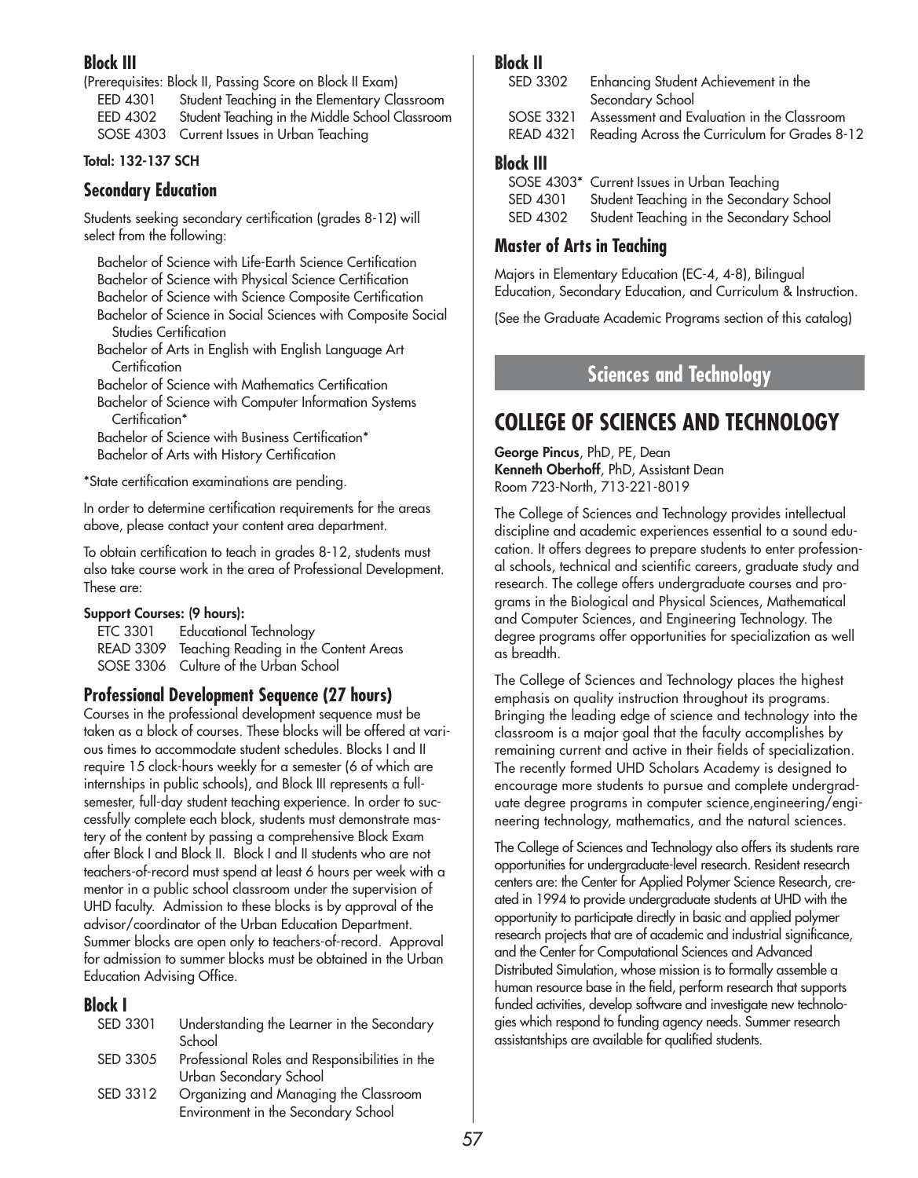### Block III

(Prerequisites: Block II, Passing Score on Block II Exam)

| | |
|---|---|
| EED 4301 | Student Teaching in the Elementary Classroom |
| EED 4302 | Student Teaching in the Middle School Classroom |
| SOSE 4303 | Current Issues in Urban Teaching |

**Total: 132-137 SCH**

### Secondary Education

Students seeking secondary certification (grades 8-12) will select from the following:

- Bachelor of Science with Life-Earth Science Certification
- Bachelor of Science with Physical Science Certification
- Bachelor of Science with Science Composite Certification
- Bachelor of Science in Social Sciences with Composite Social Studies Certification
- Bachelor of Arts in English with English Language Art Certification
- Bachelor of Science with Mathematics Certification
- Bachelor of Science with Computer Information Systems Certification*
- Bachelor of Science with Business Certification*
- Bachelor of Arts with History Certification

*State certification examinations are pending.

In order to determine certification requirements for the areas above, please contact your content area department.

To obtain certification to teach in grades 8-12, students must also take course work in the area of Professional Development. These are:

**Support Courses: (9 hours):**

| | |
|---|---|
| ETC 3301 | Educational Technology |
| READ 3309 | Teaching Reading in the Content Areas |
| SOSE 3306 | Culture of the Urban School |

### Professional Development Sequence (27 hours)

Courses in the professional development sequence must be taken as a block of courses. These blocks will be offered at various times to accommodate student schedules. Blocks I and II require 15 clock-hours weekly for a semester (6 of which are internships in public schools), and Block III represents a full-semester, full-day student teaching experience. In order to successfully complete each block, students must demonstrate mastery of the content by passing a comprehensive Block Exam after Block I and Block II. Block I and II students who are not teachers-of-record must spend at least 6 hours per week with a mentor in a public school classroom under the supervision of UHD faculty. Admission to these blocks is by approval of the advisor/coordinator of the Urban Education Department. Summer blocks are open only to teachers-of-record. Approval for admission to summer blocks must be obtained in the Urban Education Advising Office.

### Block I

| | |
|---|---|
| SED 3301 | Understanding the Learner in the Secondary School |
| SED 3305 | Professional Roles and Responsibilities in the Urban Secondary School |
| SED 3312 | Organizing and Managing the Classroom Environment in the Secondary School |

### Block II

| | |
|---|---|
| SED 3302 | Enhancing Student Achievement in the Secondary School |
| SOSE 3321 | Assessment and Evaluation in the Classroom |
| READ 4321 | Reading Across the Curriculum for Grades 8-12 |

### Block III

| | |
|---|---|
| SOSE 4303* | Current Issues in Urban Teaching |
| SED 4301 | Student Teaching in the Secondary School |
| SED 4302 | Student Teaching in the Secondary School |

### Master of Arts in Teaching

Majors in Elementary Education (EC-4, 4-8), Bilingual Education, Secondary Education, and Curriculum & Instruction.

(See the Graduate Academic Programs section of this catalog)

## Sciences and Technology

# COLLEGE OF SCIENCES AND TECHNOLOGY

**George Pincus**, PhD, PE, Dean
**Kenneth Oberhoff**, PhD, Assistant Dean
Room 723-North, 713-221-8019

The College of Sciences and Technology provides intellectual discipline and academic experiences essential to a sound education. It offers degrees to prepare students to enter professional schools, technical and scientific careers, graduate study and research. The college offers undergraduate courses and programs in the Biological and Physical Sciences, Mathematical and Computer Sciences, and Engineering Technology. The degree programs offer opportunities for specialization as well as breadth.

The College of Sciences and Technology places the highest emphasis on quality instruction throughout its programs. Bringing the leading edge of science and technology into the classroom is a major goal that the faculty accomplishes by remaining current and active in their fields of specialization. The recently formed UHD Scholars Academy is designed to encourage more students to pursue and complete undergraduate degree programs in computer science,engineering/engineering technology, mathematics, and the natural sciences.

The College of Sciences and Technology also offers its students rare opportunities for undergraduate-level research. Resident research centers are: the Center for Applied Polymer Science Research, created in 1994 to provide undergraduate students at UHD with the opportunity to participate directly in basic and applied polymer research projects that are of academic and industrial significance, and the Center for Computational Sciences and Advanced Distributed Simulation, whose mission is to formally assemble a human resource base in the field, perform research that supports funded activities, develop software and investigate new technologies which respond to funding agency needs. Summer research assistantships are available for qualified students.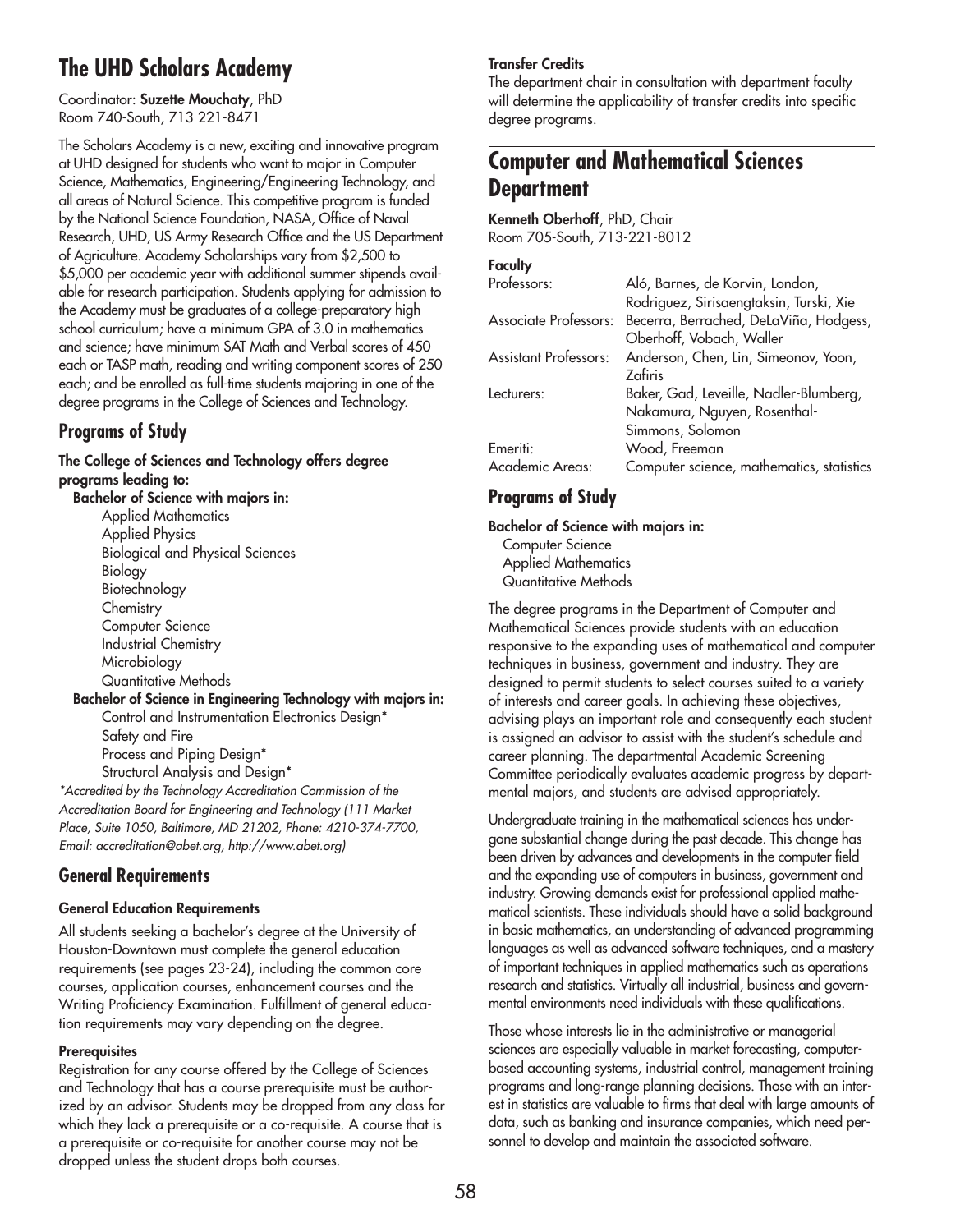## The UHD Scholars Academy

Coordinator: **Suzette Mouchaty**, PhD
Room 740-South, 713 221-8471

The Scholars Academy is a new, exciting and innovative program at UHD designed for students who want to major in Computer Science, Mathematics, Engineering/Engineering Technology, and all areas of Natural Science. This competitive program is funded by the National Science Foundation, NASA, Office of Naval Research, UHD, US Army Research Office and the US Department of Agriculture. Academy Scholarships vary from $2,500 to $5,000 per academic year with additional summer stipends available for research participation. Students applying for admission to the Academy must be graduates of a college-preparatory high school curriculum; have a minimum GPA of 3.0 in mathematics and science; have minimum SAT Math and Verbal scores of 450 each or TASP math, reading and writing component scores of 250 each; and be enrolled as full-time students majoring in one of the degree programs in the College of Sciences and Technology.

## Programs of Study

**The College of Sciences and Technology offers degree programs leading to:**

**Bachelor of Science with majors in:**

- Applied Mathematics
- Applied Physics
- Biological and Physical Sciences
- Biology
- Biotechnology
- Chemistry
- Computer Science
- Industrial Chemistry
- Microbiology
- Quantitative Methods

**Bachelor of Science in Engineering Technology with majors in:**

- Control and Instrumentation Electronics Design*
- Safety and Fire
- Process and Piping Design*
- Structural Analysis and Design*

*\*Accredited by the Technology Accreditation Commission of the Accreditation Board for Engineering and Technology (111 Market Place, Suite 1050, Baltimore, MD 21202, Phone: 4210-374-7700, Email: accreditation@abet.org, http://www.abet.org)*

## General Requirements

#### General Education Requirements

All students seeking a bachelor's degree at the University of Houston-Downtown must complete the general education requirements (see pages 23-24), including the common core courses, application courses, enhancement courses and the Writing Proficiency Examination. Fulfillment of general education requirements may vary depending on the degree.

#### Prerequisites

Registration for any course offered by the College of Sciences and Technology that has a course prerequisite must be authorized by an advisor. Students may be dropped from any class for which they lack a prerequisite or a co-requisite. A course that is a prerequisite or co-requisite for another course may not be dropped unless the student drops both courses.

#### Transfer Credits

The department chair in consultation with department faculty will determine the applicability of transfer credits into specific degree programs.

# Computer and Mathematical Sciences Department

**Kenneth Oberhoff**, PhD, Chair
Room 705-South, 713-221-8012

**Faculty**

| | |
|---|---|
| Professors: | Aló, Barnes, de Korvin, London, Rodriguez, Sirisaengtaksin, Turski, Xie |
| Associate Professors: | Becerra, Berrached, DeLaViña, Hodgess, Oberhoff, Vobach, Waller |
| Assistant Professors: | Anderson, Chen, Lin, Simeonov, Yoon, Zafiris |
| Lecturers: | Baker, Gad, Leveille, Nadler-Blumberg, Nakamura, Nguyen, Rosenthal-Simmons, Solomon |
| Emeriti: | Wood, Freeman |
| Academic Areas: | Computer science, mathematics, statistics |

## Programs of Study

**Bachelor of Science with majors in:**

- Computer Science
- Applied Mathematics
- Quantitative Methods

The degree programs in the Department of Computer and Mathematical Sciences provide students with an education responsive to the expanding uses of mathematical and computer techniques in business, government and industry. They are designed to permit students to select courses suited to a variety of interests and career goals. In achieving these objectives, advising plays an important role and consequently each student is assigned an advisor to assist with the student's schedule and career planning. The departmental Academic Screening Committee periodically evaluates academic progress by departmental majors, and students are advised appropriately.

Undergraduate training in the mathematical sciences has undergone substantial change during the past decade. This change has been driven by advances and developments in the computer field and the expanding use of computers in business, government and industry. Growing demands exist for professional applied mathematical scientists. These individuals should have a solid background in basic mathematics, an understanding of advanced programming languages as well as advanced software techniques, and a mastery of important techniques in applied mathematics such as operations research and statistics. Virtually all industrial, business and governmental environments need individuals with these qualifications.

Those whose interests lie in the administrative or managerial sciences are especially valuable in market forecasting, computer-based accounting systems, industrial control, management training programs and long-range planning decisions. Those with an interest in statistics are valuable to firms that deal with large amounts of data, such as banking and insurance companies, which need personnel to develop and maintain the associated software.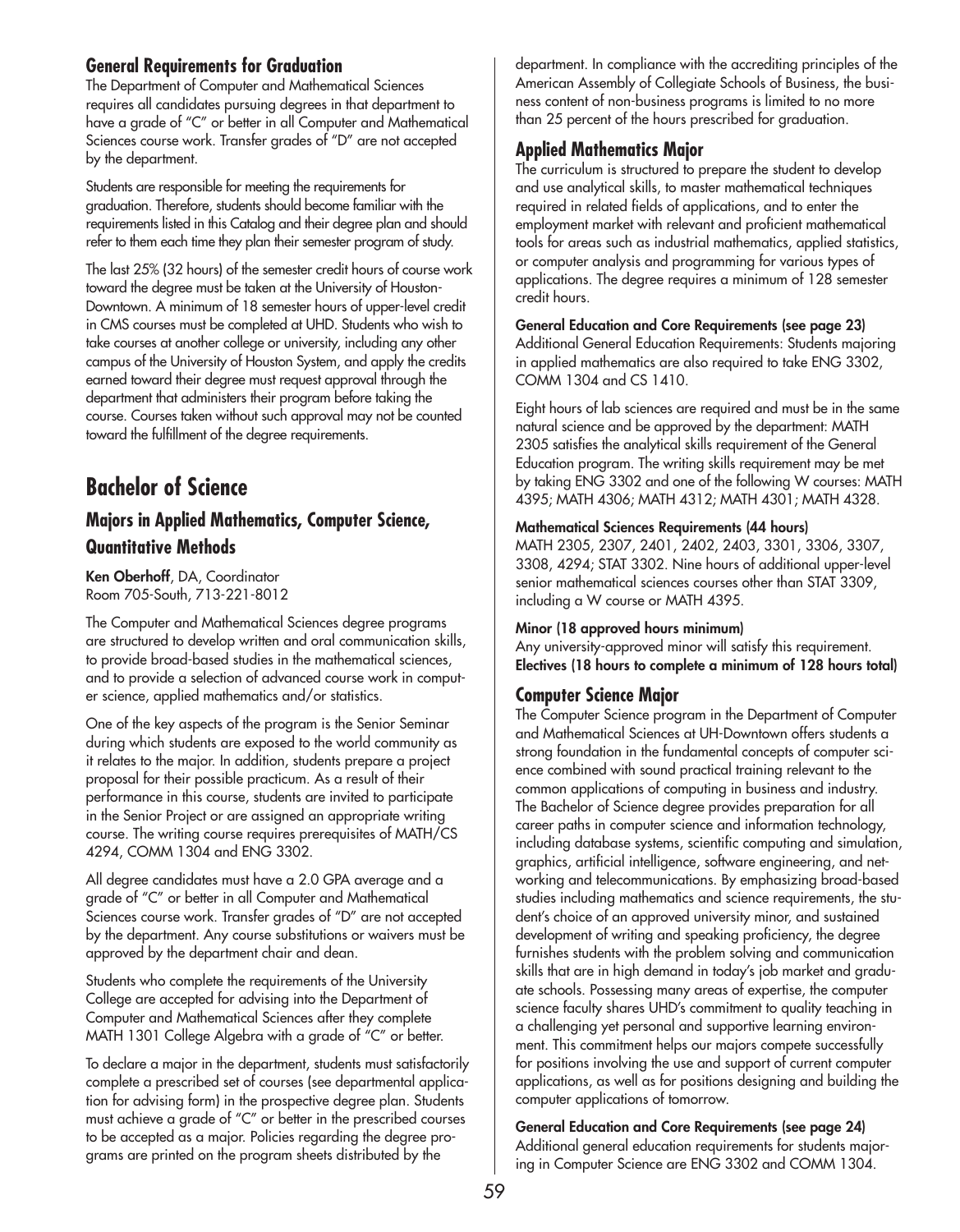### General Requirements for Graduation

The Department of Computer and Mathematical Sciences requires all candidates pursuing degrees in that department to have a grade of "C" or better in all Computer and Mathematical Sciences course work. Transfer grades of "D" are not accepted by the department.

Students are responsible for meeting the requirements for graduation. Therefore, students should become familiar with the requirements listed in this Catalog and their degree plan and should refer to them each time they plan their semester program of study.

The last 25% (32 hours) of the semester credit hours of course work toward the degree must be taken at the University of Houston-Downtown. A minimum of 18 semester hours of upper-level credit in CMS courses must be completed at UHD. Students who wish to take courses at another college or university, including any other campus of the University of Houston System, and apply the credits earned toward their degree must request approval through the department that administers their program before taking the course. Courses taken without such approval may not be counted toward the fulfillment of the degree requirements.

## Bachelor of Science

### Majors in Applied Mathematics, Computer Science, Quantitative Methods

**Ken Oberhoff**, DA, Coordinator
Room 705-South, 713-221-8012

The Computer and Mathematical Sciences degree programs are structured to develop written and oral communication skills, to provide broad-based studies in the mathematical sciences, and to provide a selection of advanced course work in computer science, applied mathematics and/or statistics.

One of the key aspects of the program is the Senior Seminar during which students are exposed to the world community as it relates to the major. In addition, students prepare a project proposal for their possible practicum. As a result of their performance in this course, students are invited to participate in the Senior Project or are assigned an appropriate writing course. The writing course requires prerequisites of MATH/CS 4294, COMM 1304 and ENG 3302.

All degree candidates must have a 2.0 GPA average and a grade of "C" or better in all Computer and Mathematical Sciences course work. Transfer grades of "D" are not accepted by the department. Any course substitutions or waivers must be approved by the department chair and dean.

Students who complete the requirements of the University College are accepted for advising into the Department of Computer and Mathematical Sciences after they complete MATH 1301 College Algebra with a grade of "C" or better.

To declare a major in the department, students must satisfactorily complete a prescribed set of courses (see departmental application for advising form) in the prospective degree plan. Students must achieve a grade of "C" or better in the prescribed courses to be accepted as a major. Policies regarding the degree programs are printed on the program sheets distributed by the department. In compliance with the accrediting principles of the American Assembly of Collegiate Schools of Business, the business content of non-business programs is limited to no more than 25 percent of the hours prescribed for graduation.

### Applied Mathematics Major

The curriculum is structured to prepare the student to develop and use analytical skills, to master mathematical techniques required in related fields of applications, and to enter the employment market with relevant and proficient mathematical tools for areas such as industrial mathematics, applied statistics, or computer analysis and programming for various types of applications. The degree requires a minimum of 128 semester credit hours.

**General Education and Core Requirements (see page 23)**
Additional General Education Requirements: Students majoring in applied mathematics are also required to take ENG 3302, COMM 1304 and CS 1410.

Eight hours of lab sciences are required and must be in the same natural science and be approved by the department: MATH 2305 satisfies the analytical skills requirement of the General Education program. The writing skills requirement may be met by taking ENG 3302 and one of the following W courses: MATH 4395; MATH 4306; MATH 4312; MATH 4301; MATH 4328.

**Mathematical Sciences Requirements (44 hours)**
MATH 2305, 2307, 2401, 2402, 2403, 3301, 3306, 3307, 3308, 4294; STAT 3302. Nine hours of additional upper-level senior mathematical sciences courses other than STAT 3309, including a W course or MATH 4395.

**Minor (18 approved hours minimum)**
Any university-approved minor will satisfy this requirement.
**Electives (18 hours to complete a minimum of 128 hours total)**

### Computer Science Major

The Computer Science program in the Department of Computer and Mathematical Sciences at UH-Downtown offers students a strong foundation in the fundamental concepts of computer science combined with sound practical training relevant to the common applications of computing in business and industry. The Bachelor of Science degree provides preparation for all career paths in computer science and information technology, including database systems, scientific computing and simulation, graphics, artificial intelligence, software engineering, and networking and telecommunications. By emphasizing broad-based studies including mathematics and science requirements, the student's choice of an approved university minor, and sustained development of writing and speaking proficiency, the degree furnishes students with the problem solving and communication skills that are in high demand in today's job market and graduate schools. Possessing many areas of expertise, the computer science faculty shares UHD's commitment to quality teaching in a challenging yet personal and supportive learning environment. This commitment helps our majors compete successfully for positions involving the use and support of current computer applications, as well as for positions designing and building the computer applications of tomorrow.

**General Education and Core Requirements (see page 24)**
Additional general education requirements for students majoring in Computer Science are ENG 3302 and COMM 1304.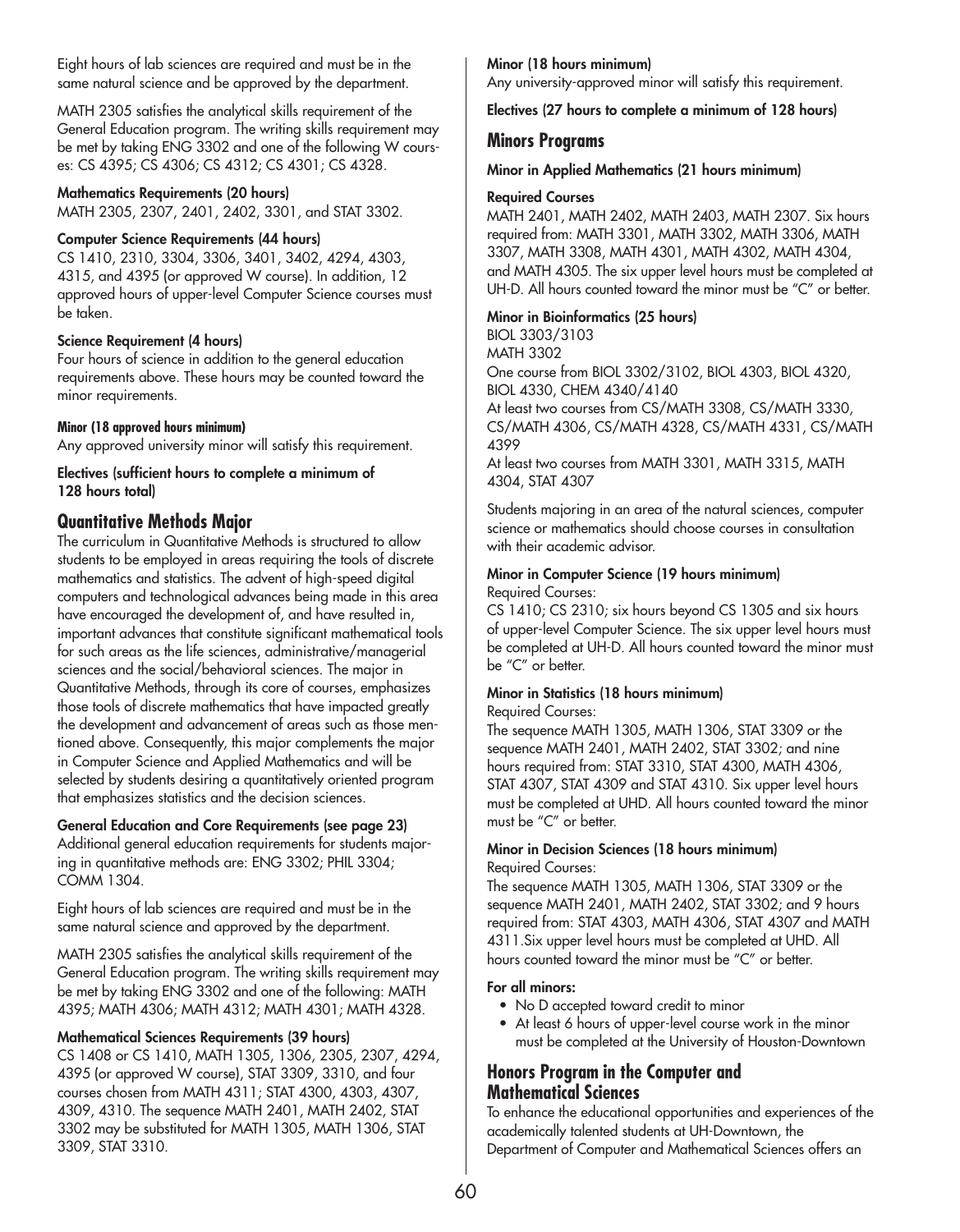Eight hours of lab sciences are required and must be in the same natural science and be approved by the department.

MATH 2305 satisfies the analytical skills requirement of the General Education program. The writing skills requirement may be met by taking ENG 3302 and one of the following W courses: CS 4395; CS 4306; CS 4312; CS 4301; CS 4328.

**Mathematics Requirements (20 hours)**
MATH 2305, 2307, 2401, 2402, 3301, and STAT 3302.

**Computer Science Requirements (44 hours)**
CS 1410, 2310, 3304, 3306, 3401, 3402, 4294, 4303, 4315, and 4395 (or approved W course). In addition, 12 approved hours of upper-level Computer Science courses must be taken.

**Science Requirement (4 hours)**
Four hours of science in addition to the general education requirements above. These hours may be counted toward the minor requirements.

**Minor (18 approved hours minimum)**
Any approved university minor will satisfy this requirement.

**Electives (sufficient hours to complete a minimum of 128 hours total)**

## Quantitative Methods Major

The curriculum in Quantitative Methods is structured to allow students to be employed in areas requiring the tools of discrete mathematics and statistics. The advent of high-speed digital computers and technological advances being made in this area have encouraged the development of, and have resulted in, important advances that constitute significant mathematical tools for such areas as the life sciences, administrative/managerial sciences and the social/behavioral sciences. The major in Quantitative Methods, through its core of courses, emphasizes those tools of discrete mathematics that have impacted greatly the development and advancement of areas such as those mentioned above. Consequently, this major complements the major in Computer Science and Applied Mathematics and will be selected by students desiring a quantitatively oriented program that emphasizes statistics and the decision sciences.

**General Education and Core Requirements (see page 23)**
Additional general education requirements for students majoring in quantitative methods are: ENG 3302; PHIL 3304; COMM 1304.

Eight hours of lab sciences are required and must be in the same natural science and approved by the department.

MATH 2305 satisfies the analytical skills requirement of the General Education program. The writing skills requirement may be met by taking ENG 3302 and one of the following: MATH 4395; MATH 4306; MATH 4312; MATH 4301; MATH 4328.

**Mathematical Sciences Requirements (39 hours)**
CS 1408 or CS 1410, MATH 1305, 1306, 2305, 2307, 4294, 4395 (or approved W course), STAT 3309, 3310, and four courses chosen from MATH 4311; STAT 4300, 4303, 4307, 4309, 4310. The sequence MATH 2401, MATH 2402, STAT 3302 may be substituted for MATH 1305, MATH 1306, STAT 3309, STAT 3310.

**Minor (18 hours minimum)**
Any university-approved minor will satisfy this requirement.

**Electives (27 hours to complete a minimum of 128 hours)**

## Minors Programs

**Minor in Applied Mathematics (21 hours minimum)**

**Required Courses**
MATH 2401, MATH 2402, MATH 2403, MATH 2307. Six hours required from: MATH 3301, MATH 3302, MATH 3306, MATH 3307, MATH 3308, MATH 4301, MATH 4302, MATH 4304, and MATH 4305. The six upper level hours must be completed at UH-D. All hours counted toward the minor must be "C" or better.

**Minor in Bioinformatics (25 hours)**
BIOL 3303/3103
MATH 3302
One course from BIOL 3302/3102, BIOL 4303, BIOL 4320, BIOL 4330, CHEM 4340/4140
At least two courses from CS/MATH 3308, CS/MATH 3330, CS/MATH 4306, CS/MATH 4328, CS/MATH 4331, CS/MATH 4399
At least two courses from MATH 3301, MATH 3315, MATH 4304, STAT 4307

Students majoring in an area of the natural sciences, computer science or mathematics should choose courses in consultation with their academic advisor.

**Minor in Computer Science (19 hours minimum)**
Required Courses:
CS 1410; CS 2310; six hours beyond CS 1305 and six hours of upper-level Computer Science. The six upper level hours must be completed at UH-D. All hours counted toward the minor must be "C" or better.

**Minor in Statistics (18 hours minimum)**
Required Courses:
The sequence MATH 1305, MATH 1306, STAT 3309 or the sequence MATH 2401, MATH 2402, STAT 3302; and nine hours required from: STAT 3310, STAT 4300, MATH 4306, STAT 4307, STAT 4309 and STAT 4310. Six upper level hours must be completed at UHD. All hours counted toward the minor must be "C" or better.

**Minor in Decision Sciences (18 hours minimum)**
Required Courses:
The sequence MATH 1305, MATH 1306, STAT 3309 or the sequence MATH 2401, MATH 2402, STAT 3302; and 9 hours required from: STAT 4303, MATH 4306, STAT 4307 and MATH 4311.Six upper level hours must be completed at UHD. All hours counted toward the minor must be "C" or better.

**For all minors:**

- No D accepted toward credit to minor
- At least 6 hours of upper-level course work in the minor must be completed at the University of Houston-Downtown

## Honors Program in the Computer and Mathematical Sciences

To enhance the educational opportunities and experiences of the academically talented students at UH-Downtown, the Department of Computer and Mathematical Sciences offers an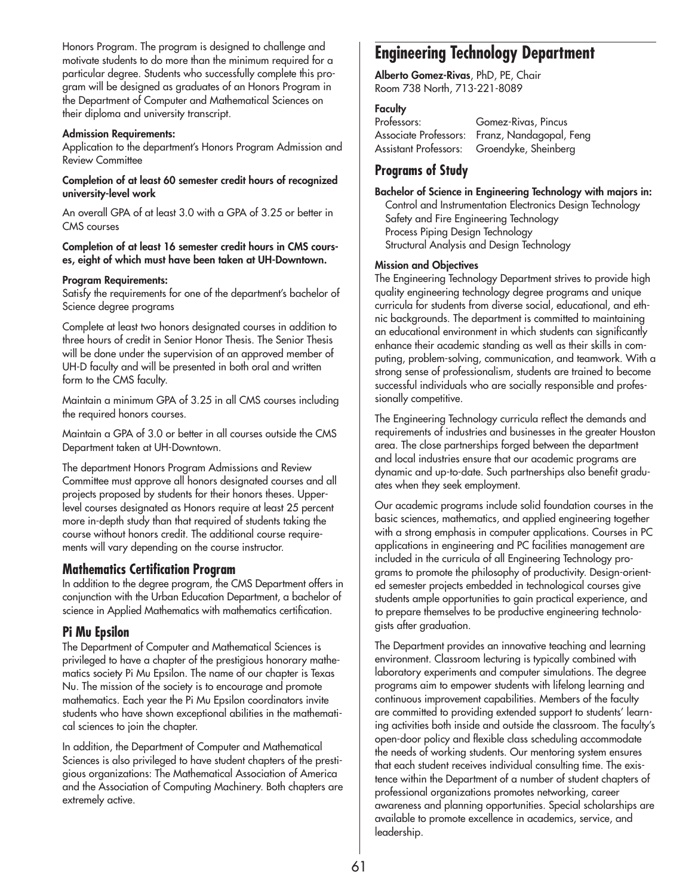Honors Program. The program is designed to challenge and motivate students to do more than the minimum required for a particular degree. Students who successfully complete this program will be designed as graduates of an Honors Program in the Department of Computer and Mathematical Sciences on their diploma and university transcript.

**Admission Requirements:**

Application to the department's Honors Program Admission and Review Committee

**Completion of at least 60 semester credit hours of recognized university-level work**

An overall GPA of at least 3.0 with a GPA of 3.25 or better in CMS courses

**Completion of at least 16 semester credit hours in CMS courses, eight of which must have been taken at UH-Downtown.**

**Program Requirements:**

Satisfy the requirements for one of the department's bachelor of Science degree programs

Complete at least two honors designated courses in addition to three hours of credit in Senior Honor Thesis. The Senior Thesis will be done under the supervision of an approved member of UH-D faculty and will be presented in both oral and written form to the CMS faculty.

Maintain a minimum GPA of 3.25 in all CMS courses including the required honors courses.

Maintain a GPA of 3.0 or better in all courses outside the CMS Department taken at UH-Downtown.

The department Honors Program Admissions and Review Committee must approve all honors designated courses and all projects proposed by students for their honors theses. Upper-level courses designated as Honors require at least 25 percent more in-depth study than that required of students taking the course without honors credit. The additional course requirements will vary depending on the course instructor.

## Mathematics Certification Program

In addition to the degree program, the CMS Department offers in conjunction with the Urban Education Department, a bachelor of science in Applied Mathematics with mathematics certification.

## Pi Mu Epsilon

The Department of Computer and Mathematical Sciences is privileged to have a chapter of the prestigious honorary mathematics society Pi Mu Epsilon. The name of our chapter is Texas Nu. The mission of the society is to encourage and promote mathematics. Each year the Pi Mu Epsilon coordinators invite students who have shown exceptional abilities in the mathematical sciences to join the chapter.

In addition, the Department of Computer and Mathematical Sciences is also privileged to have student chapters of the prestigious organizations: The Mathematical Association of America and the Association of Computing Machinery. Both chapters are extremely active.

# Engineering Technology Department

**Alberto Gomez-Rivas**, PhD, PE, Chair
Room 738 North, 713-221-8089

**Faculty**

Professors: Gomez-Rivas, Pincus
Associate Professors: Franz, Nandagopal, Feng
Assistant Professors: Groendyke, Sheinberg

## Programs of Study

**Bachelor of Science in Engineering Technology with majors in:**

- Control and Instrumentation Electronics Design Technology
- Safety and Fire Engineering Technology
- Process Piping Design Technology
- Structural Analysis and Design Technology

**Mission and Objectives**

The Engineering Technology Department strives to provide high quality engineering technology degree programs and unique curricula for students from diverse social, educational, and ethnic backgrounds. The department is committed to maintaining an educational environment in which students can significantly enhance their academic standing as well as their skills in computing, problem-solving, communication, and teamwork. With a strong sense of professionalism, students are trained to become successful individuals who are socially responsible and professionally competitive.

The Engineering Technology curricula reflect the demands and requirements of industries and businesses in the greater Houston area. The close partnerships forged between the department and local industries ensure that our academic programs are dynamic and up-to-date. Such partnerships also benefit graduates when they seek employment.

Our academic programs include solid foundation courses in the basic sciences, mathematics, and applied engineering together with a strong emphasis in computer applications. Courses in PC applications in engineering and PC facilities management are included in the curricula of all Engineering Technology programs to promote the philosophy of productivity. Design-oriented semester projects embedded in technological courses give students ample opportunities to gain practical experience, and to prepare themselves to be productive engineering technologists after graduation.

The Department provides an innovative teaching and learning environment. Classroom lecturing is typically combined with laboratory experiments and computer simulations. The degree programs aim to empower students with lifelong learning and continuous improvement capabilities. Members of the faculty are committed to providing extended support to students' learning activities both inside and outside the classroom. The faculty's open-door policy and flexible class scheduling accommodate the needs of working students. Our mentoring system ensures that each student receives individual consulting time. The existence within the Department of a number of student chapters of professional organizations promotes networking, career awareness and planning opportunities. Special scholarships are available to promote excellence in academics, service, and leadership.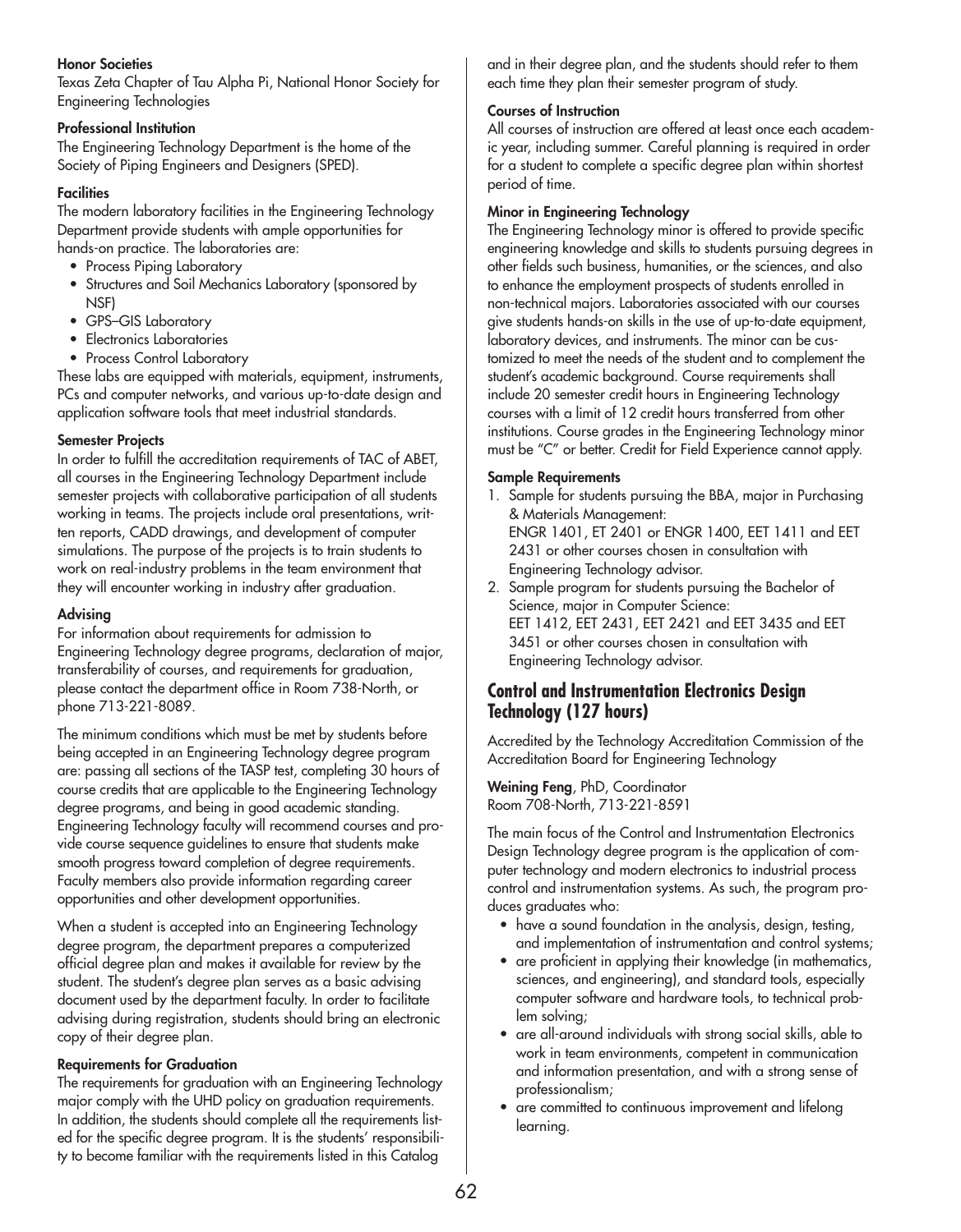**Honor Societies**
Texas Zeta Chapter of Tau Alpha Pi, National Honor Society for Engineering Technologies

**Professional Institution**
The Engineering Technology Department is the home of the Society of Piping Engineers and Designers (SPED).

**Facilities**
The modern laboratory facilities in the Engineering Technology Department provide students with ample opportunities for hands-on practice. The laboratories are:

- Process Piping Laboratory
- Structures and Soil Mechanics Laboratory (sponsored by NSF)
- GPS–GIS Laboratory
- Electronics Laboratories
- Process Control Laboratory

These labs are equipped with materials, equipment, instruments, PCs and computer networks, and various up-to-date design and application software tools that meet industrial standards.

**Semester Projects**
In order to fulfill the accreditation requirements of TAC of ABET, all courses in the Engineering Technology Department include semester projects with collaborative participation of all students working in teams. The projects include oral presentations, written reports, CADD drawings, and development of computer simulations. The purpose of the projects is to train students to work on real-industry problems in the team environment that they will encounter working in industry after graduation.

**Advising**
For information about requirements for admission to Engineering Technology degree programs, declaration of major, transferability of courses, and requirements for graduation, please contact the department office in Room 738-North, or phone 713-221-8089.

The minimum conditions which must be met by students before being accepted in an Engineering Technology degree program are: passing all sections of the TASP test, completing 30 hours of course credits that are applicable to the Engineering Technology degree programs, and being in good academic standing. Engineering Technology faculty will recommend courses and provide course sequence guidelines to ensure that students make smooth progress toward completion of degree requirements. Faculty members also provide information regarding career opportunities and other development opportunities.

When a student is accepted into an Engineering Technology degree program, the department prepares a computerized official degree plan and makes it available for review by the student. The student's degree plan serves as a basic advising document used by the department faculty. In order to facilitate advising during registration, students should bring an electronic copy of their degree plan.

**Requirements for Graduation**
The requirements for graduation with an Engineering Technology major comply with the UHD policy on graduation requirements. In addition, the students should complete all the requirements listed for the specific degree program. It is the students' responsibility to become familiar with the requirements listed in this Catalog and in their degree plan, and the students should refer to them each time they plan their semester program of study.

**Courses of Instruction**
All courses of instruction are offered at least once each academic year, including summer. Careful planning is required in order for a student to complete a specific degree plan within shortest period of time.

**Minor in Engineering Technology**
The Engineering Technology minor is offered to provide specific engineering knowledge and skills to students pursuing degrees in other fields such business, humanities, or the sciences, and also to enhance the employment prospects of students enrolled in non-technical majors. Laboratories associated with our courses give students hands-on skills in the use of up-to-date equipment, laboratory devices, and instruments. The minor can be customized to meet the needs of the student and to complement the student's academic background. Course requirements shall include 20 semester credit hours in Engineering Technology courses with a limit of 12 credit hours transferred from other institutions. Course grades in the Engineering Technology minor must be "C" or better. Credit for Field Experience cannot apply.

**Sample Requirements**

1. Sample for students pursuing the BBA, major in Purchasing & Materials Management:
   ENGR 1401, ET 2401 or ENGR 1400, EET 1411 and EET 2431 or other courses chosen in consultation with Engineering Technology advisor.
2. Sample program for students pursuing the Bachelor of Science, major in Computer Science:
   EET 1412, EET 2431, EET 2421 and EET 3435 and EET 3451 or other courses chosen in consultation with Engineering Technology advisor.

## Control and Instrumentation Electronics Design Technology (127 hours)

Accredited by the Technology Accreditation Commission of the Accreditation Board for Engineering Technology

**Weining Feng**, PhD, Coordinator
Room 708-North, 713-221-8591

The main focus of the Control and Instrumentation Electronics Design Technology degree program is the application of computer technology and modern electronics to industrial process control and instrumentation systems. As such, the program produces graduates who:

- have a sound foundation in the analysis, design, testing, and implementation of instrumentation and control systems;
- are proficient in applying their knowledge (in mathematics, sciences, and engineering), and standard tools, especially computer software and hardware tools, to technical problem solving;
- are all-around individuals with strong social skills, able to work in team environments, competent in communication and information presentation, and with a strong sense of professionalism;
- are committed to continuous improvement and lifelong learning.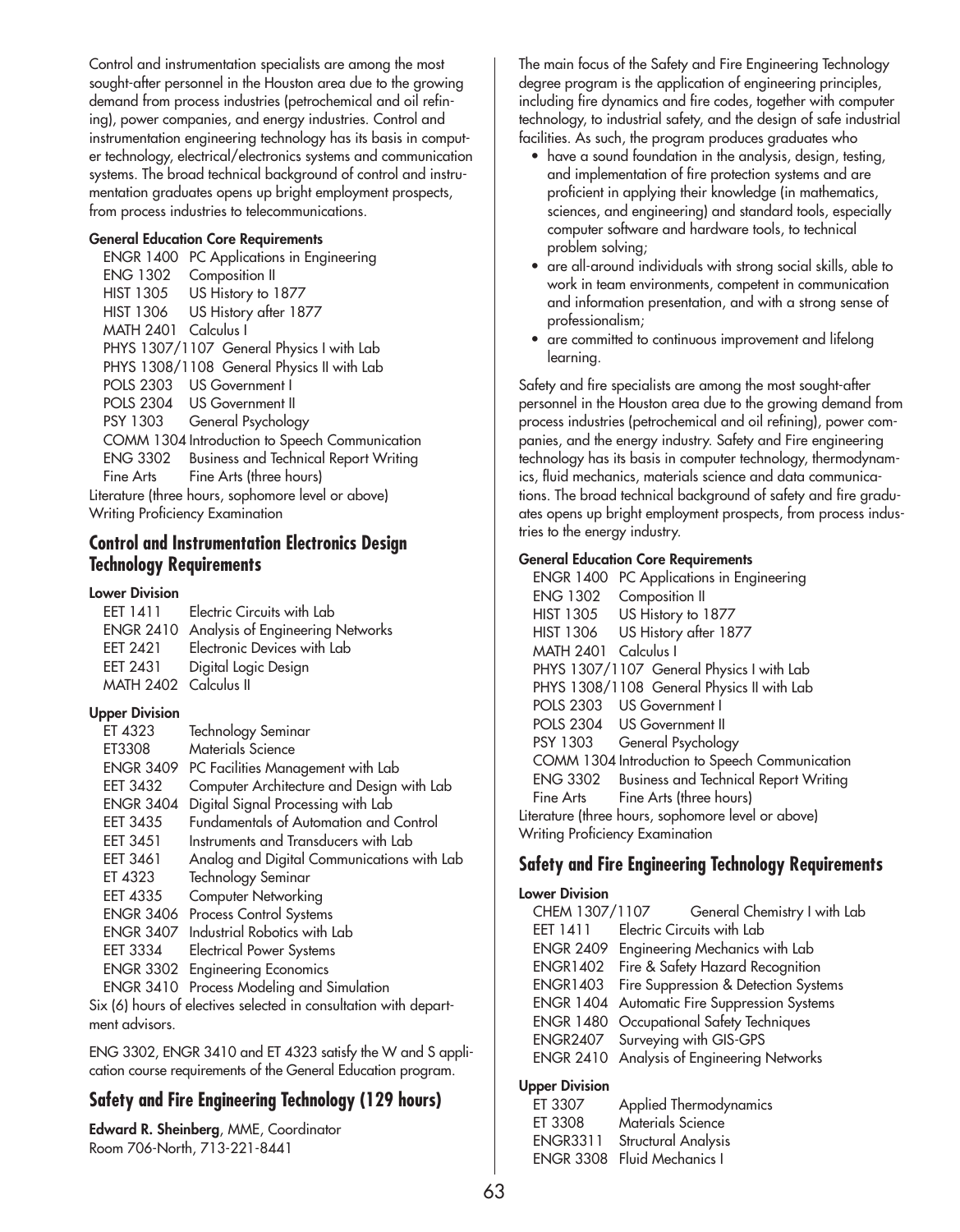Control and instrumentation specialists are among the most sought-after personnel in the Houston area due to the growing demand from process industries (petrochemical and oil refining), power companies, and energy industries. Control and instrumentation engineering technology has its basis in computer technology, electrical/electronics systems and communication systems. The broad technical background of control and instrumentation graduates opens up bright employment prospects, from process industries to telecommunications.

**General Education Core Requirements**

ENGR 1400 PC Applications in Engineering
ENG 1302 Composition II
HIST 1305 US History to 1877
HIST 1306 US History after 1877
MATH 2401 Calculus I
PHYS 1307/1107 General Physics I with Lab
PHYS 1308/1108 General Physics II with Lab
POLS 2303 US Government I
POLS 2304 US Government II
PSY 1303 General Psychology
COMM 1304 Introduction to Speech Communication
ENG 3302 Business and Technical Report Writing
Fine Arts Fine Arts (three hours)
Literature (three hours, sophomore level or above)
Writing Proficiency Examination

## Control and Instrumentation Electronics Design Technology Requirements

**Lower Division**

EET 1411 Electric Circuits with Lab
ENGR 2410 Analysis of Engineering Networks
EET 2421 Electronic Devices with Lab
EET 2431 Digital Logic Design
MATH 2402 Calculus II

**Upper Division**

ET 4323 Technology Seminar
ET3308 Materials Science
ENGR 3409 PC Facilities Management with Lab
EET 3432 Computer Architecture and Design with Lab
ENGR 3404 Digital Signal Processing with Lab
EET 3435 Fundamentals of Automation and Control
EET 3451 Instruments and Transducers with Lab
EET 3461 Analog and Digital Communications with Lab
ET 4323 Technology Seminar
EET 4335 Computer Networking
ENGR 3406 Process Control Systems
ENGR 3407 Industrial Robotics with Lab
EET 3334 Electrical Power Systems
ENGR 3302 Engineering Economics
ENGR 3410 Process Modeling and Simulation
Six (6) hours of electives selected in consultation with department advisors.

ENG 3302, ENGR 3410 and ET 4323 satisfy the W and S application course requirements of the General Education program.

## Safety and Fire Engineering Technology (129 hours)

**Edward R. Sheinberg**, MME, Coordinator
Room 706-North, 713-221-8441

The main focus of the Safety and Fire Engineering Technology degree program is the application of engineering principles, including fire dynamics and fire codes, together with computer technology, to industrial safety, and the design of safe industrial facilities. As such, the program produces graduates who

- have a sound foundation in the analysis, design, testing, and implementation of fire protection systems and are proficient in applying their knowledge (in mathematics, sciences, and engineering) and standard tools, especially computer software and hardware tools, to technical problem solving;
- are all-around individuals with strong social skills, able to work in team environments, competent in communication and information presentation, and with a strong sense of professionalism;
- are committed to continuous improvement and lifelong learning.

Safety and fire specialists are among the most sought-after personnel in the Houston area due to the growing demand from process industries (petrochemical and oil refining), power companies, and the energy industry. Safety and Fire engineering technology has its basis in computer technology, thermodynamics, fluid mechanics, materials science and data communications. The broad technical background of safety and fire graduates opens up bright employment prospects, from process industries to the energy industry.

**General Education Core Requirements**

ENGR 1400 PC Applications in Engineering
ENG 1302 Composition II
HIST 1305 US History to 1877
HIST 1306 US History after 1877
MATH 2401 Calculus I
PHYS 1307/1107 General Physics I with Lab
PHYS 1308/1108 General Physics II with Lab
POLS 2303 US Government I
POLS 2304 US Government II
PSY 1303 General Psychology
COMM 1304 Introduction to Speech Communication
ENG 3302 Business and Technical Report Writing
Fine Arts Fine Arts (three hours)
Literature (three hours, sophomore level or above)
Writing Proficiency Examination

## Safety and Fire Engineering Technology Requirements

**Lower Division**

CHEM 1307/1107 General Chemistry I with Lab
EET 1411 Electric Circuits with Lab
ENGR 2409 Engineering Mechanics with Lab
ENGR1402 Fire & Safety Hazard Recognition
ENGR1403 Fire Suppression & Detection Systems
ENGR 1404 Automatic Fire Suppression Systems
ENGR 1480 Occupational Safety Techniques
ENGR2407 Surveying with GIS-GPS
ENGR 2410 Analysis of Engineering Networks

**Upper Division**

ET 3307 Applied Thermodynamics
ET 3308 Materials Science
ENGR3311 Structural Analysis
ENGR 3308 Fluid Mechanics I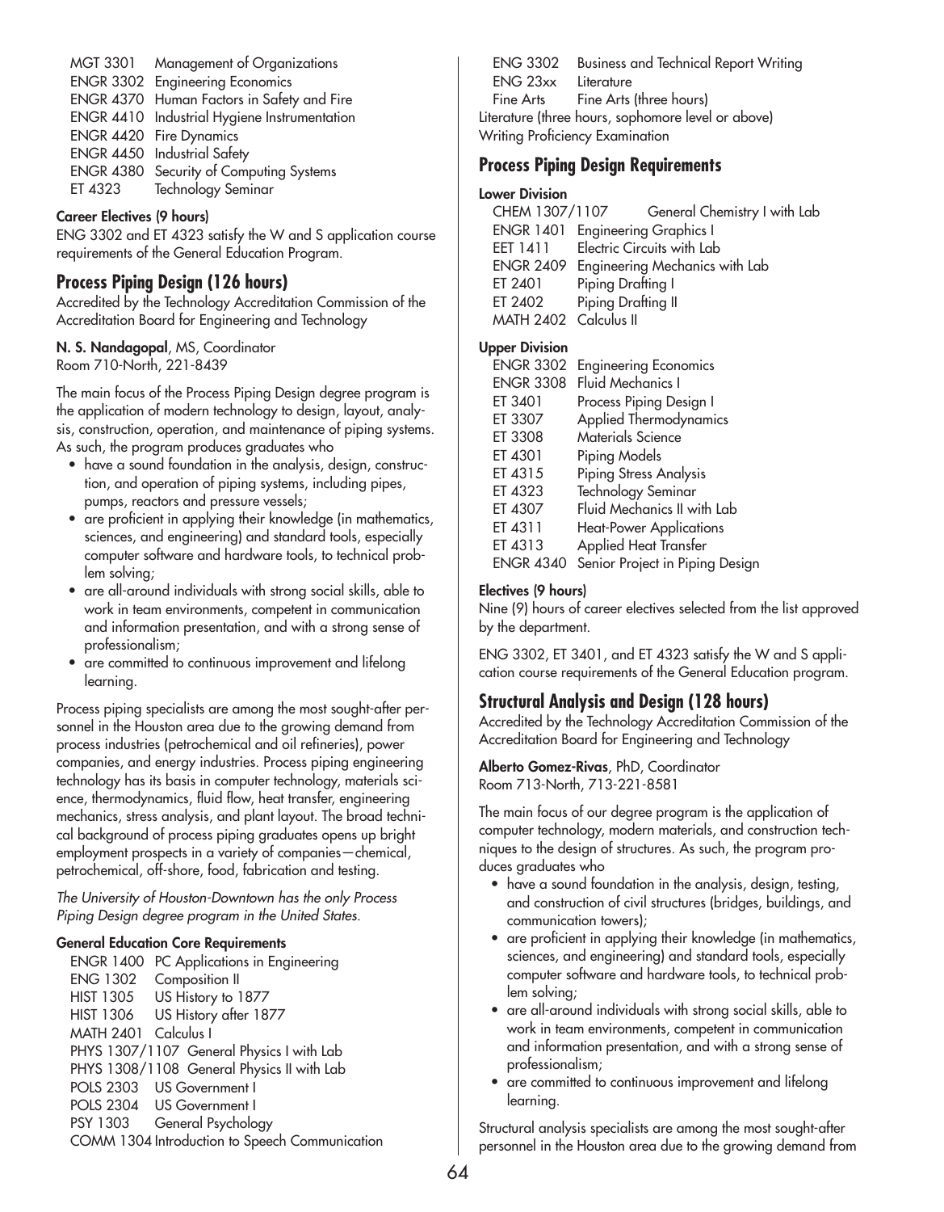| | |
|---|---|
| MGT 3301 | Management of Organizations |
| ENGR 3302 | Engineering Economics |
| ENGR 4370 | Human Factors in Safety and Fire |
| ENGR 4410 | Industrial Hygiene Instrumentation |
| ENGR 4420 | Fire Dynamics |
| ENGR 4450 | Industrial Safety |
| ENGR 4380 | Security of Computing Systems |
| ET 4323 | Technology Seminar |

**Career Electives (9 hours)**

ENG 3302 and ET 4323 satisfy the W and S application course requirements of the General Education Program.

## Process Piping Design (126 hours)

Accredited by the Technology Accreditation Commission of the Accreditation Board for Engineering and Technology

**N. S. Nandagopal**, MS, Coordinator
Room 710-North, 221-8439

The main focus of the Process Piping Design degree program is the application of modern technology to design, layout, analysis, construction, operation, and maintenance of piping systems. As such, the program produces graduates who

- have a sound foundation in the analysis, design, construction, and operation of piping systems, including pipes, pumps, reactors and pressure vessels;
- are proficient in applying their knowledge (in mathematics, sciences, and engineering) and standard tools, especially computer software and hardware tools, to technical problem solving;
- are all-around individuals with strong social skills, able to work in team environments, competent in communication and information presentation, and with a strong sense of professionalism;
- are committed to continuous improvement and lifelong learning.

Process piping specialists are among the most sought-after personnel in the Houston area due to the growing demand from process industries (petrochemical and oil refineries), power companies, and energy industries. Process piping engineering technology has its basis in computer technology, materials science, thermodynamics, fluid flow, heat transfer, engineering mechanics, stress analysis, and plant layout. The broad technical background of process piping graduates opens up bright employment prospects in a variety of companies—chemical, petrochemical, off-shore, food, fabrication and testing.

*The University of Houston-Downtown has the only Process Piping Design degree program in the United States.*

**General Education Core Requirements**

| | |
|---|---|
| ENGR 1400 | PC Applications in Engineering |
| ENG 1302 | Composition II |
| HIST 1305 | US History to 1877 |
| HIST 1306 | US History after 1877 |
| MATH 2401 | Calculus I |
| PHYS 1307/1107 | General Physics I with Lab |
| PHYS 1308/1108 | General Physics II with Lab |
| POLS 2303 | US Government I |
| POLS 2304 | US Government I |
| PSY 1303 | General Psychology |
| COMM 1304 | Introduction to Speech Communication |
| ENG 3302 | Business and Technical Report Writing |
| ENG 23xx | Literature |
| Fine Arts | Fine Arts (three hours) |

Literature (three hours, sophomore level or above)
Writing Proficiency Examination

### Process Piping Design Requirements

**Lower Division**

| | |
|---|---|
| CHEM 1307/1107 | General Chemistry I with Lab |
| ENGR 1401 | Engineering Graphics I |
| EET 1411 | Electric Circuits with Lab |
| ENGR 2409 | Engineering Mechanics with Lab |
| ET 2401 | Piping Drafting I |
| ET 2402 | Piping Drafting II |
| MATH 2402 | Calculus II |

**Upper Division**

| | |
|---|---|
| ENGR 3302 | Engineering Economics |
| ENGR 3308 | Fluid Mechanics I |
| ET 3401 | Process Piping Design I |
| ET 3307 | Applied Thermodynamics |
| ET 3308 | Materials Science |
| ET 4301 | Piping Models |
| ET 4315 | Piping Stress Analysis |
| ET 4323 | Technology Seminar |
| ET 4307 | Fluid Mechanics II with Lab |
| ET 4311 | Heat-Power Applications |
| ET 4313 | Applied Heat Transfer |
| ENGR 4340 | Senior Project in Piping Design |

**Electives (9 hours)**

Nine (9) hours of career electives selected from the list approved by the department.

ENG 3302, ET 3401, and ET 4323 satisfy the W and S application course requirements of the General Education program.

## Structural Analysis and Design (128 hours)

Accredited by the Technology Accreditation Commission of the Accreditation Board for Engineering and Technology

**Alberto Gomez-Rivas**, PhD, Coordinator
Room 713-North, 713-221-8581

The main focus of our degree program is the application of computer technology, modern materials, and construction techniques to the design of structures. As such, the program produces graduates who

- have a sound foundation in the analysis, design, testing, and construction of civil structures (bridges, buildings, and communication towers);
- are proficient in applying their knowledge (in mathematics, sciences, and engineering) and standard tools, especially computer software and hardware tools, to technical problem solving;
- are all-around individuals with strong social skills, able to work in team environments, competent in communication and information presentation, and with a strong sense of professionalism;
- are committed to continuous improvement and lifelong learning.

Structural analysis specialists are among the most sought-after personnel in the Houston area due to the growing demand from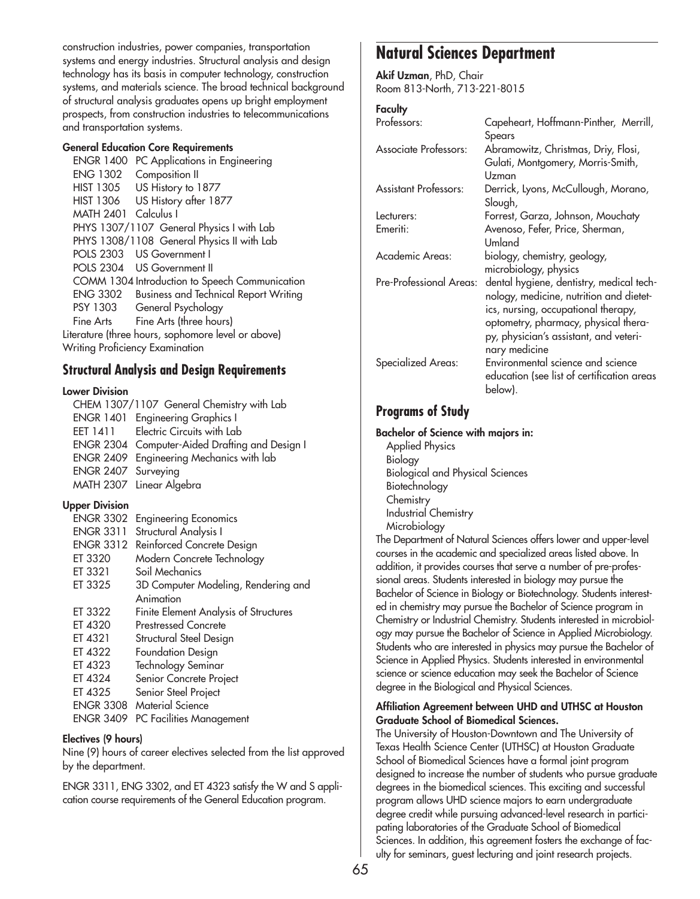construction industries, power companies, transportation systems and energy industries. Structural analysis and design technology has its basis in computer technology, construction systems, and materials science. The broad technical background of structural analysis graduates opens up bright employment prospects, from construction industries to telecommunications and transportation systems.

**General Education Core Requirements**

ENGR 1400 PC Applications in Engineering
ENG 1302 Composition II
HIST 1305 US History to 1877
HIST 1306 US History after 1877
MATH 2401 Calculus I
PHYS 1307/1107 General Physics I with Lab
PHYS 1308/1108 General Physics II with Lab
POLS 2303 US Government I
POLS 2304 US Government II
COMM 1304 Introduction to Speech Communication
ENG 3302 Business and Technical Report Writing
PSY 1303 General Psychology
Fine Arts Fine Arts (three hours)
Literature (three hours, sophomore level or above)
Writing Proficiency Examination

## Structural Analysis and Design Requirements

**Lower Division**

CHEM 1307/1107 General Chemistry with Lab
ENGR 1401 Engineering Graphics I
EET 1411 Electric Circuits with Lab
ENGR 2304 Computer-Aided Drafting and Design I
ENGR 2409 Engineering Mechanics with lab
ENGR 2407 Surveying
MATH 2307 Linear Algebra

**Upper Division**

ENGR 3302 Engineering Economics
ENGR 3311 Structural Analysis I
ENGR 3312 Reinforced Concrete Design
ET 3320 Modern Concrete Technology
ET 3321 Soil Mechanics
ET 3325 3D Computer Modeling, Rendering and Animation
ET 3322 Finite Element Analysis of Structures
ET 4320 Prestressed Concrete
ET 4321 Structural Steel Design
ET 4322 Foundation Design
ET 4323 Technology Seminar
ET 4324 Senior Concrete Project
ET 4325 Senior Steel Project
ENGR 3308 Material Science
ENGR 3409 PC Facilities Management

**Electives (9 hours)**

Nine (9) hours of career electives selected from the list approved by the department.

ENGR 3311, ENG 3302, and ET 4323 satisfy the W and S application course requirements of the General Education program.

# Natural Sciences Department

**Akif Uzman**, PhD, Chair
Room 813-North, 713-221-8015

**Faculty**

| | |
|---|---|
| Professors: | Capeheart, Hoffmann-Pinther, Merrill, Spears |
| Associate Professors: | Abramowitz, Christmas, Driy, Flosi, Gulati, Montgomery, Morris-Smith, Uzman |
| Assistant Professors: | Derrick, Lyons, McCullough, Morano, Slough, |
| Lecturers: | Forrest, Garza, Johnson, Mouchaty |
| Emeriti: | Avenoso, Fefer, Price, Sherman, Umland |
| Academic Areas: | biology, chemistry, geology, microbiology, physics |
| Pre-Professional Areas: | dental hygiene, dentistry, medical technology, medicine, nutrition and dietetics, nursing, occupational therapy, optometry, pharmacy, physical therapy, physician's assistant, and veterinary medicine |
| Specialized Areas: | Environmental science and science education (see list of certification areas below). |

## Programs of Study

**Bachelor of Science with majors in:**

Applied Physics
Biology
Biological and Physical Sciences
Biotechnology
Chemistry
Industrial Chemistry
Microbiology

The Department of Natural Sciences offers lower and upper-level courses in the academic and specialized areas listed above. In addition, it provides courses that serve a number of pre-professional areas. Students interested in biology may pursue the Bachelor of Science in Biology or Biotechnology. Students interested in chemistry may pursue the Bachelor of Science program in Chemistry or Industrial Chemistry. Students interested in microbiology may pursue the Bachelor of Science in Applied Microbiology. Students who are interested in physics may pursue the Bachelor of Science in Applied Physics. Students interested in environmental science or science education may seek the Bachelor of Science degree in the Biological and Physical Sciences.

**Affiliation Agreement between UHD and UTHSC at Houston Graduate School of Biomedical Sciences.**

The University of Houston-Downtown and The University of Texas Health Science Center (UTHSC) at Houston Graduate School of Biomedical Sciences have a formal joint program designed to increase the number of students who pursue graduate degrees in the biomedical sciences. This exciting and successful program allows UHD science majors to earn undergraduate degree credit while pursuing advanced-level research in participating laboratories of the Graduate School of Biomedical Sciences. In addition, this agreement fosters the exchange of faculty for seminars, guest lecturing and joint research projects.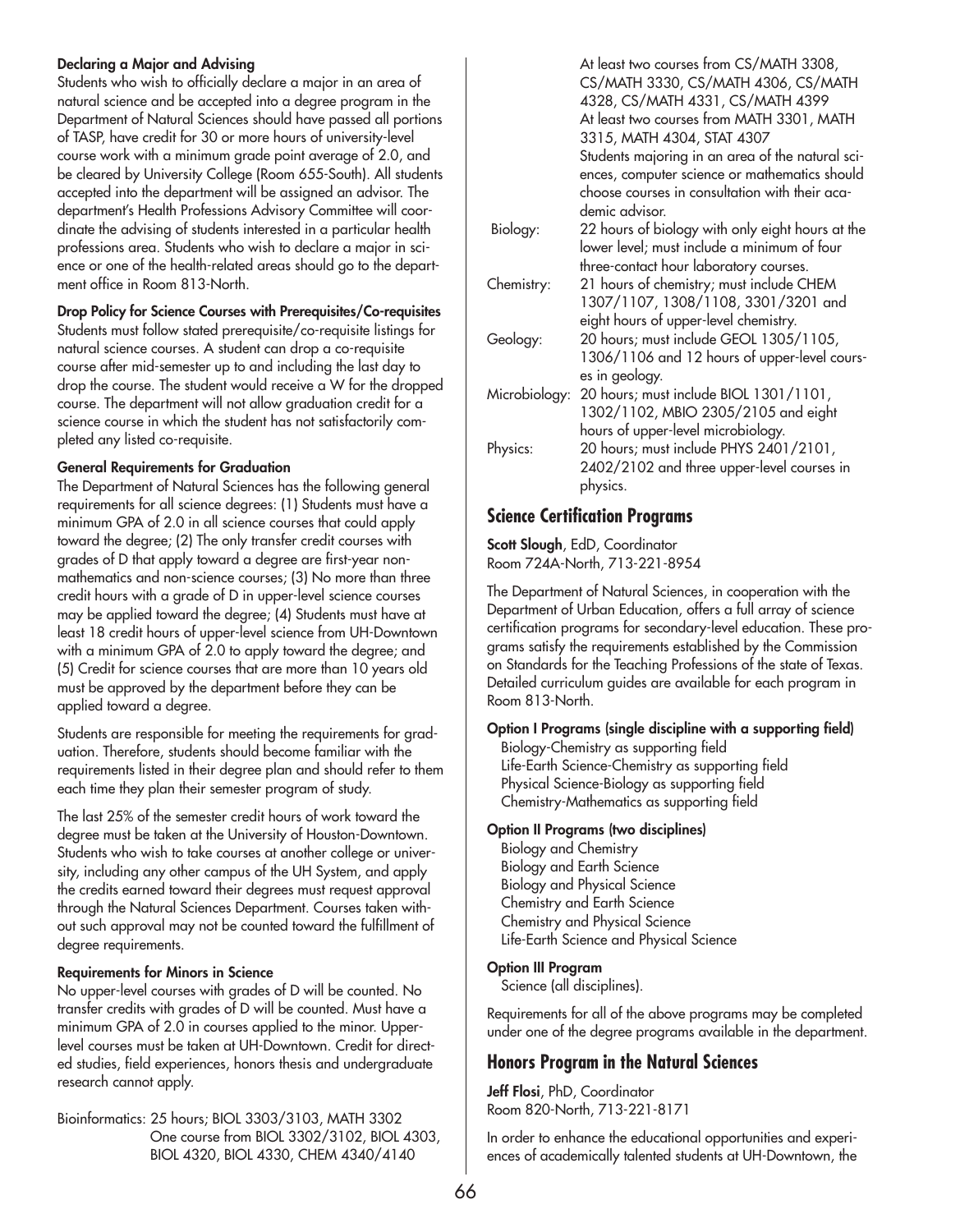**Declaring a Major and Advising**

Students who wish to officially declare a major in an area of natural science and be accepted into a degree program in the Department of Natural Sciences should have passed all portions of TASP, have credit for 30 or more hours of university-level course work with a minimum grade point average of 2.0, and be cleared by University College (Room 655-South). All students accepted into the department will be assigned an advisor. The department's Health Professions Advisory Committee will coordinate the advising of students interested in a particular health professions area. Students who wish to declare a major in science or one of the health-related areas should go to the department office in Room 813-North.

**Drop Policy for Science Courses with Prerequisites/Co-requisites**

Students must follow stated prerequisite/co-requisite listings for natural science courses. A student can drop a co-requisite course after mid-semester up to and including the last day to drop the course. The student would receive a W for the dropped course. The department will not allow graduation credit for a science course in which the student has not satisfactorily completed any listed co-requisite.

**General Requirements for Graduation**

The Department of Natural Sciences has the following general requirements for all science degrees: (1) Students must have a minimum GPA of 2.0 in all science courses that could apply toward the degree; (2) The only transfer credit courses with grades of D that apply toward a degree are first-year non-mathematics and non-science courses; (3) No more than three credit hours with a grade of D in upper-level science courses may be applied toward the degree; (4) Students must have at least 18 credit hours of upper-level science from UH-Downtown with a minimum GPA of 2.0 to apply toward the degree; and (5) Credit for science courses that are more than 10 years old must be approved by the department before they can be applied toward a degree.

Students are responsible for meeting the requirements for graduation. Therefore, students should become familiar with the requirements listed in their degree plan and should refer to them each time they plan their semester program of study.

The last 25% of the semester credit hours of work toward the degree must be taken at the University of Houston-Downtown. Students who wish to take courses at another college or university, including any other campus of the UH System, and apply the credits earned toward their degrees must request approval through the Natural Sciences Department. Courses taken without such approval may not be counted toward the fulfillment of degree requirements.

**Requirements for Minors in Science**

No upper-level courses with grades of D will be counted. No transfer credits with grades of D will be counted. Must have a minimum GPA of 2.0 in courses applied to the minor. Upper-level courses must be taken at UH-Downtown. Credit for directed studies, field experiences, honors thesis and undergraduate research cannot apply.

Bioinformatics: 25 hours; BIOL 3303/3103, MATH 3302
One course from BIOL 3302/3102, BIOL 4303, BIOL 4320, BIOL 4330, CHEM 4340/4140
At least two courses from CS/MATH 3308, CS/MATH 3330, CS/MATH 4306, CS/MATH 4328, CS/MATH 4331, CS/MATH 4399
At least two courses from MATH 3301, MATH 3315, MATH 4304, STAT 4307
Students majoring in an area of the natural sciences, computer science or mathematics should choose courses in consultation with their academic advisor.

Biology: 22 hours of biology with only eight hours at the lower level; must include a minimum of four three-contact hour laboratory courses.

Chemistry: 21 hours of chemistry; must include CHEM 1307/1107, 1308/1108, 3301/3201 and eight hours of upper-level chemistry.

Geology: 20 hours; must include GEOL 1305/1105, 1306/1106 and 12 hours of upper-level courses in geology.

Microbiology: 20 hours; must include BIOL 1301/1101, 1302/1102, MBIO 2305/2105 and eight hours of upper-level microbiology.

Physics: 20 hours; must include PHYS 2401/2101, 2402/2102 and three upper-level courses in physics.

## Science Certification Programs

**Scott Slough**, EdD, Coordinator
Room 724A-North, 713-221-8954

The Department of Natural Sciences, in cooperation with the Department of Urban Education, offers a full array of science certification programs for secondary-level education. These programs satisfy the requirements established by the Commission on Standards for the Teaching Professions of the state of Texas. Detailed curriculum guides are available for each program in Room 813-North.

**Option I Programs (single discipline with a supporting field)**

- Biology-Chemistry as supporting field
- Life-Earth Science-Chemistry as supporting field
- Physical Science-Biology as supporting field
- Chemistry-Mathematics as supporting field

**Option II Programs (two disciplines)**

- Biology and Chemistry
- Biology and Earth Science
- Biology and Physical Science
- Chemistry and Earth Science
- Chemistry and Physical Science
- Life-Earth Science and Physical Science

**Option III Program**

Science (all disciplines).

Requirements for all of the above programs may be completed under one of the degree programs available in the department.

## Honors Program in the Natural Sciences

**Jeff Flosi**, PhD, Coordinator
Room 820-North, 713-221-8171

In order to enhance the educational opportunities and experiences of academically talented students at UH-Downtown, the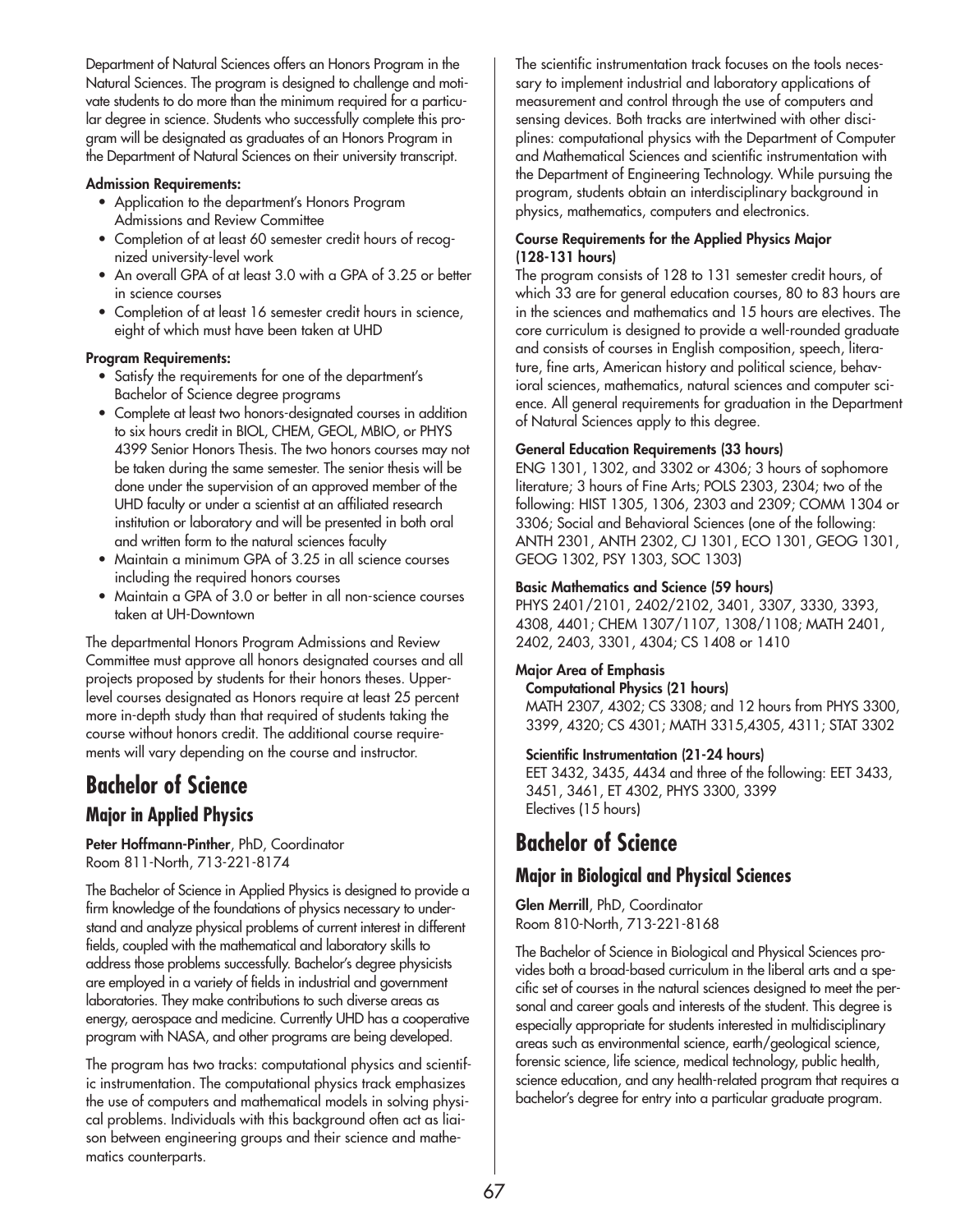Department of Natural Sciences offers an Honors Program in the Natural Sciences. The program is designed to challenge and motivate students to do more than the minimum required for a particular degree in science. Students who successfully complete this program will be designated as graduates of an Honors Program in the Department of Natural Sciences on their university transcript.

**Admission Requirements:**

- Application to the department's Honors Program Admissions and Review Committee
- Completion of at least 60 semester credit hours of recognized university-level work
- An overall GPA of at least 3.0 with a GPA of 3.25 or better in science courses
- Completion of at least 16 semester credit hours in science, eight of which must have been taken at UHD

**Program Requirements:**

- Satisfy the requirements for one of the department's Bachelor of Science degree programs
- Complete at least two honors-designated courses in addition to six hours credit in BIOL, CHEM, GEOL, MBIO, or PHYS 4399 Senior Honors Thesis. The two honors courses may not be taken during the same semester. The senior thesis will be done under the supervision of an approved member of the UHD faculty or under a scientist at an affiliated research institution or laboratory and will be presented in both oral and written form to the natural sciences faculty
- Maintain a minimum GPA of 3.25 in all science courses including the required honors courses
- Maintain a GPA of 3.0 or better in all non-science courses taken at UH-Downtown

The departmental Honors Program Admissions and Review Committee must approve all honors designated courses and all projects proposed by students for their honors theses. Upper-level courses designated as Honors require at least 25 percent more in-depth study than that required of students taking the course without honors credit. The additional course requirements will vary depending on the course and instructor.

# Bachelor of Science

## Major in Applied Physics

**Peter Hoffmann-Pinther**, PhD, Coordinator
Room 811-North, 713-221-8174

The Bachelor of Science in Applied Physics is designed to provide a firm knowledge of the foundations of physics necessary to understand and analyze physical problems of current interest in different fields, coupled with the mathematical and laboratory skills to address those problems successfully. Bachelor's degree physicists are employed in a variety of fields in industrial and government laboratories. They make contributions to such diverse areas as energy, aerospace and medicine. Currently UHD has a cooperative program with NASA, and other programs are being developed.

The program has two tracks: computational physics and scientific instrumentation. The computational physics track emphasizes the use of computers and mathematical models in solving physical problems. Individuals with this background often act as liaison between engineering groups and their science and mathematics counterparts.

The scientific instrumentation track focuses on the tools necessary to implement industrial and laboratory applications of measurement and control through the use of computers and sensing devices. Both tracks are intertwined with other disciplines: computational physics with the Department of Computer and Mathematical Sciences and scientific instrumentation with the Department of Engineering Technology. While pursuing the program, students obtain an interdisciplinary background in physics, mathematics, computers and electronics.

**Course Requirements for the Applied Physics Major (128-131 hours)**

The program consists of 128 to 131 semester credit hours, of which 33 are for general education courses, 80 to 83 hours are in the sciences and mathematics and 15 hours are electives. The core curriculum is designed to provide a well-rounded graduate and consists of courses in English composition, speech, literature, fine arts, American history and political science, behavioral sciences, mathematics, natural sciences and computer science. All general requirements for graduation in the Department of Natural Sciences apply to this degree.

**General Education Requirements (33 hours)**

ENG 1301, 1302, and 3302 or 4306; 3 hours of sophomore literature; 3 hours of Fine Arts; POLS 2303, 2304; two of the following: HIST 1305, 1306, 2303 and 2309; COMM 1304 or 3306; Social and Behavioral Sciences (one of the following: ANTH 2301, ANTH 2302, CJ 1301, ECO 1301, GEOG 1301, GEOG 1302, PSY 1303, SOC 1303)

**Basic Mathematics and Science (59 hours)**

PHYS 2401/2101, 2402/2102, 3401, 3307, 3330, 3393, 4308, 4401; CHEM 1307/1107, 1308/1108; MATH 2401, 2402, 2403, 3301, 4304; CS 1408 or 1410

**Major Area of Emphasis**

**Computational Physics (21 hours)**

MATH 2307, 4302; CS 3308; and 12 hours from PHYS 3300, 3399, 4320; CS 4301; MATH 3315,4305, 4311; STAT 3302

**Scientific Instrumentation (21-24 hours)**

EET 3432, 3435, 4434 and three of the following: EET 3433, 3451, 3461, ET 4302, PHYS 3300, 3399

Electives (15 hours)

# Bachelor of Science

## Major in Biological and Physical Sciences

**Glen Merrill**, PhD, Coordinator
Room 810-North, 713-221-8168

The Bachelor of Science in Biological and Physical Sciences provides both a broad-based curriculum in the liberal arts and a specific set of courses in the natural sciences designed to meet the personal and career goals and interests of the student. This degree is especially appropriate for students interested in multidisciplinary areas such as environmental science, earth/geological science, forensic science, life science, medical technology, public health, science education, and any health-related program that requires a bachelor's degree for entry into a particular graduate program.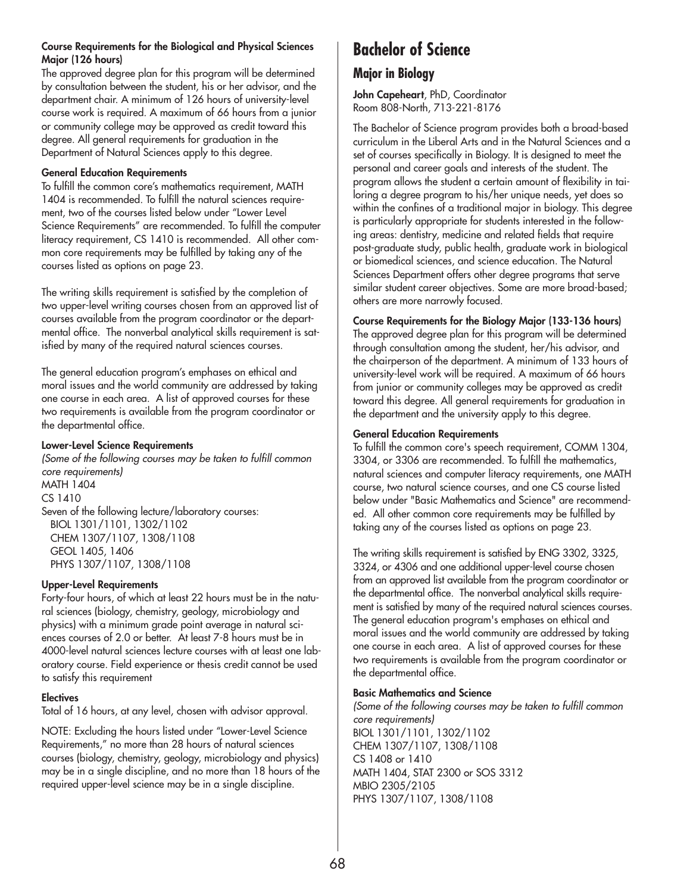**Course Requirements for the Biological and Physical Sciences Major (126 hours)**

The approved degree plan for this program will be determined by consultation between the student, his or her advisor, and the department chair. A minimum of 126 hours of university-level course work is required. A maximum of 66 hours from a junior or community college may be approved as credit toward this degree. All general requirements for graduation in the Department of Natural Sciences apply to this degree.

**General Education Requirements**

To fulfill the common core's mathematics requirement, MATH 1404 is recommended. To fulfill the natural sciences requirement, two of the courses listed below under "Lower Level Science Requirements" are recommended. To fulfill the computer literacy requirement, CS 1410 is recommended. All other common core requirements may be fulfilled by taking any of the courses listed as options on page 23.

The writing skills requirement is satisfied by the completion of two upper-level writing courses chosen from an approved list of courses available from the program coordinator or the departmental office. The nonverbal analytical skills requirement is satisfied by many of the required natural sciences courses.

The general education program's emphases on ethical and moral issues and the world community are addressed by taking one course in each area. A list of approved courses for these two requirements is available from the program coordinator or the departmental office.

**Lower-Level Science Requirements**

*(Some of the following courses may be taken to fulfill common core requirements)*

MATH 1404
CS 1410
Seven of the following lecture/laboratory courses:
- BIOL 1301/1101, 1302/1102
- CHEM 1307/1107, 1308/1108
- GEOL 1405, 1406
- PHYS 1307/1107, 1308/1108

**Upper-Level Requirements**

Forty-four hours, of which at least 22 hours must be in the natural sciences (biology, chemistry, geology, microbiology and physics) with a minimum grade point average in natural sciences courses of 2.0 or better. At least 7-8 hours must be in 4000-level natural sciences lecture courses with at least one laboratory course. Field experience or thesis credit cannot be used to satisfy this requirement

**Electives**

Total of 16 hours, at any level, chosen with advisor approval.

NOTE: Excluding the hours listed under "Lower-Level Science Requirements," no more than 28 hours of natural sciences courses (biology, chemistry, geology, microbiology and physics) may be in a single discipline, and no more than 18 hours of the required upper-level science may be in a single discipline.

# Bachelor of Science

## Major in Biology

**John Capeheart**, PhD, Coordinator
Room 808-North, 713-221-8176

The Bachelor of Science program provides both a broad-based curriculum in the Liberal Arts and in the Natural Sciences and a set of courses specifically in Biology. It is designed to meet the personal and career goals and interests of the student. The program allows the student a certain amount of flexibility in tailoring a degree program to his/her unique needs, yet does so within the confines of a traditional major in biology. This degree is particularly appropriate for students interested in the following areas: dentistry, medicine and related fields that require post-graduate study, public health, graduate work in biological or biomedical sciences, and science education. The Natural Sciences Department offers other degree programs that serve similar student career objectives. Some are more broad-based; others are more narrowly focused.

**Course Requirements for the Biology Major (133-136 hours)**

The approved degree plan for this program will be determined through consultation among the student, her/his advisor, and the chairperson of the department. A minimum of 133 hours of university-level work will be required. A maximum of 66 hours from junior or community colleges may be approved as credit toward this degree. All general requirements for graduation in the department and the university apply to this degree.

**General Education Requirements**

To fulfill the common core's speech requirement, COMM 1304, 3304, or 3306 are recommended. To fulfill the mathematics, natural sciences and computer literacy requirements, one MATH course, two natural science courses, and one CS course listed below under "Basic Mathematics and Science" are recommended. All other common core requirements may be fulfilled by taking any of the courses listed as options on page 23.

The writing skills requirement is satisfied by ENG 3302, 3325, 3324, or 4306 and one additional upper-level course chosen from an approved list available from the program coordinator or the departmental office. The nonverbal analytical skills requirement is satisfied by many of the required natural sciences courses. The general education program's emphases on ethical and moral issues and the world community are addressed by taking one course in each area. A list of approved courses for these two requirements is available from the program coordinator or the departmental office.

**Basic Mathematics and Science**

*(Some of the following courses may be taken to fulfill common core requirements)*

BIOL 1301/1101, 1302/1102
CHEM 1307/1107, 1308/1108
CS 1408 or 1410
MATH 1404, STAT 2300 or SOS 3312
MBIO 2305/2105
PHYS 1307/1107, 1308/1108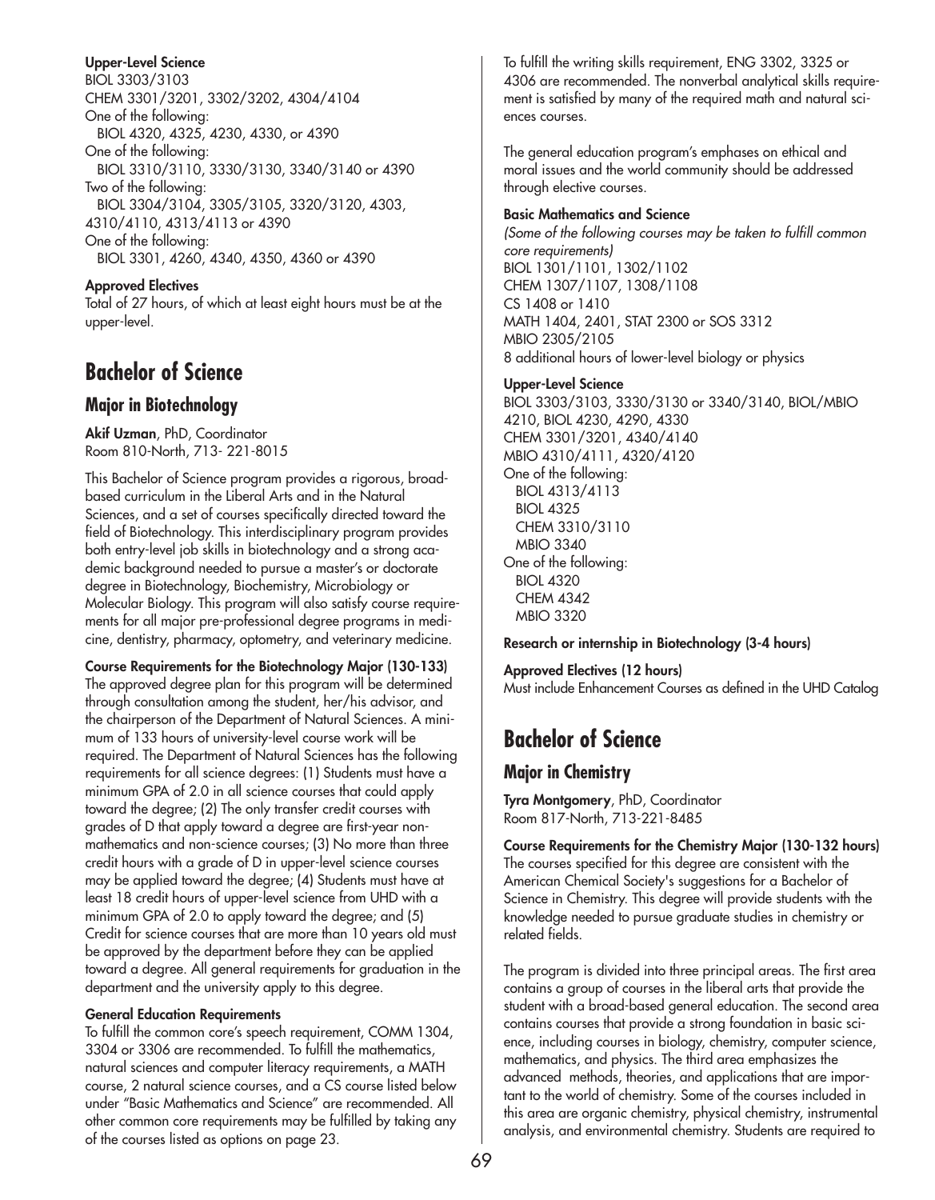**Upper-Level Science**

BIOL 3303/3103
CHEM 3301/3201, 3302/3202, 4304/4104
One of the following:
  BIOL 4320, 4325, 4230, 4330, or 4390
One of the following:
  BIOL 3310/3110, 3330/3130, 3340/3140 or 4390
Two of the following:
  BIOL 3304/3104, 3305/3105, 3320/3120, 4303, 4310/4110, 4313/4113 or 4390
One of the following:
  BIOL 3301, 4260, 4340, 4350, 4360 or 4390

**Approved Electives**

Total of 27 hours, of which at least eight hours must be at the upper-level.

# Bachelor of Science

## Major in Biotechnology

**Akif Uzman**, PhD, Coordinator
Room 810-North, 713- 221-8015

This Bachelor of Science program provides a rigorous, broad-based curriculum in the Liberal Arts and in the Natural Sciences, and a set of courses specifically directed toward the field of Biotechnology. This interdisciplinary program provides both entry-level job skills in biotechnology and a strong academic background needed to pursue a master's or doctorate degree in Biotechnology, Biochemistry, Microbiology or Molecular Biology. This program will also satisfy course requirements for all major pre-professional degree programs in medicine, dentistry, pharmacy, optometry, and veterinary medicine.

**Course Requirements for the Biotechnology Major (130-133)**

The approved degree plan for this program will be determined through consultation among the student, her/his advisor, and the chairperson of the Department of Natural Sciences. A minimum of 133 hours of university-level course work will be required. The Department of Natural Sciences has the following requirements for all science degrees: (1) Students must have a minimum GPA of 2.0 in all science courses that could apply toward the degree; (2) The only transfer credit courses with grades of D that apply toward a degree are first-year non-mathematics and non-science courses; (3) No more than three credit hours with a grade of D in upper-level science courses may be applied toward the degree; (4) Students must have at least 18 credit hours of upper-level science from UHD with a minimum GPA of 2.0 to apply toward the degree; and (5) Credit for science courses that are more than 10 years old must be approved by the department before they can be applied toward a degree. All general requirements for graduation in the department and the university apply to this degree.

**General Education Requirements**

To fulfill the common core's speech requirement, COMM 1304, 3304 or 3306 are recommended. To fulfill the mathematics, natural sciences and computer literacy requirements, a MATH course, 2 natural science courses, and a CS course listed below under "Basic Mathematics and Science" are recommended. All other common core requirements may be fulfilled by taking any of the courses listed as options on page 23.

To fulfill the writing skills requirement, ENG 3302, 3325 or 4306 are recommended. The nonverbal analytical skills requirement is satisfied by many of the required math and natural sciences courses.

The general education program's emphases on ethical and moral issues and the world community should be addressed through elective courses.

**Basic Mathematics and Science**

*(Some of the following courses may be taken to fulfill common core requirements)*
BIOL 1301/1101, 1302/1102
CHEM 1307/1107, 1308/1108
CS 1408 or 1410
MATH 1404, 2401, STAT 2300 or SOS 3312
MBIO 2305/2105
8 additional hours of lower-level biology or physics

**Upper-Level Science**

BIOL 3303/3103, 3330/3130 or 3340/3140, BIOL/MBIO 4210, BIOL 4230, 4290, 4330
CHEM 3301/3201, 4340/4140
MBIO 4310/4111, 4320/4120
One of the following:
  BIOL 4313/4113
  BIOL 4325
  CHEM 3310/3110
  MBIO 3340
One of the following:
  BIOL 4320
  CHEM 4342
  MBIO 3320

**Research or internship in Biotechnology (3-4 hours)**

**Approved Electives (12 hours)**

Must include Enhancement Courses as defined in the UHD Catalog

# Bachelor of Science

## Major in Chemistry

**Tyra Montgomery**, PhD, Coordinator
Room 817-North, 713-221-8485

**Course Requirements for the Chemistry Major (130-132 hours)**

The courses specified for this degree are consistent with the American Chemical Society's suggestions for a Bachelor of Science in Chemistry. This degree will provide students with the knowledge needed to pursue graduate studies in chemistry or related fields.

The program is divided into three principal areas. The first area contains a group of courses in the liberal arts that provide the student with a broad-based general education. The second area contains courses that provide a strong foundation in basic science, including courses in biology, chemistry, computer science, mathematics, and physics. The third area emphasizes the advanced methods, theories, and applications that are important to the world of chemistry. Some of the courses included in this area are organic chemistry, physical chemistry, instrumental analysis, and environmental chemistry. Students are required to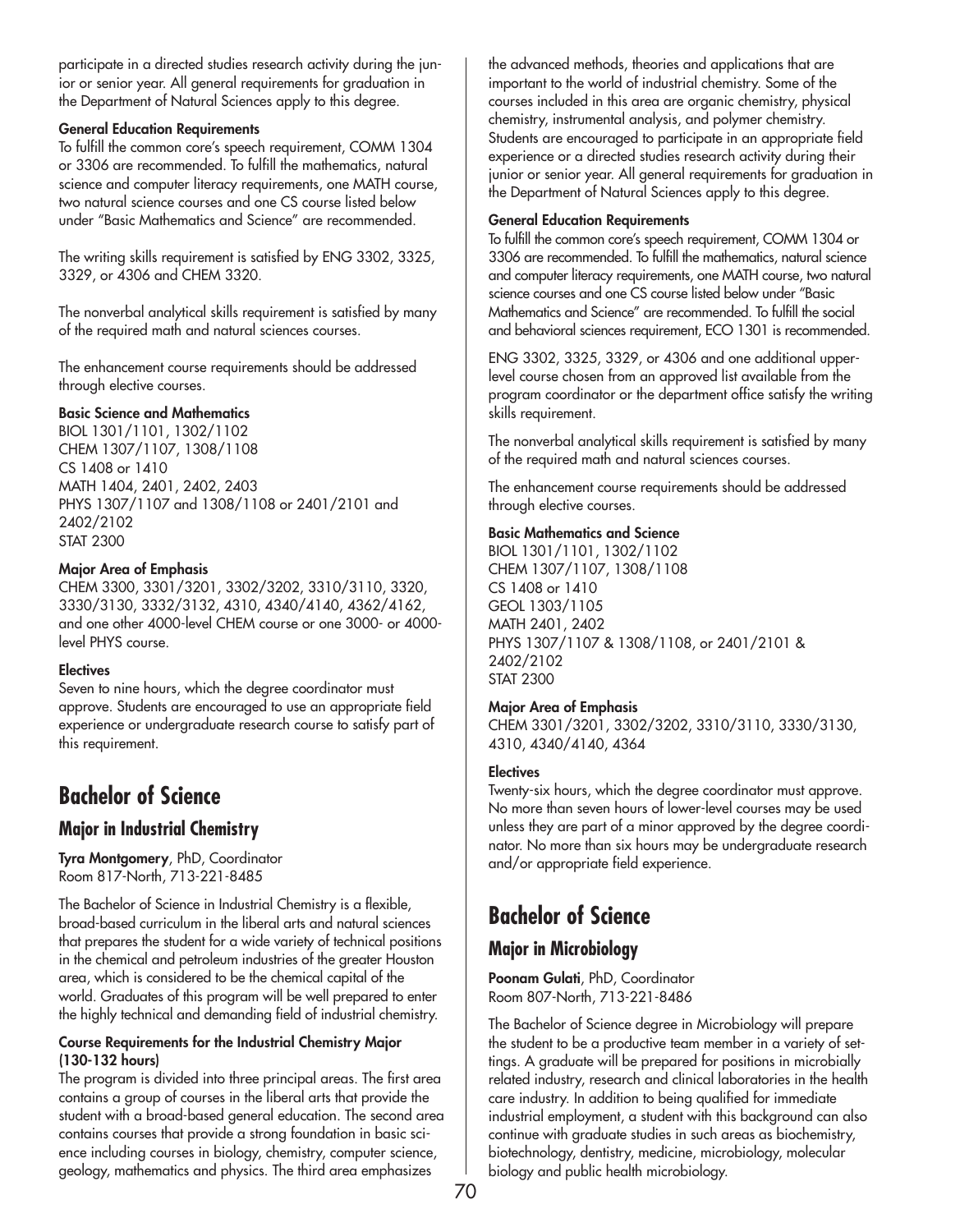participate in a directed studies research activity during the junior or senior year. All general requirements for graduation in the Department of Natural Sciences apply to this degree.

**General Education Requirements**

To fulfill the common core's speech requirement, COMM 1304 or 3306 are recommended. To fulfill the mathematics, natural science and computer literacy requirements, one MATH course, two natural science courses and one CS course listed below under "Basic Mathematics and Science" are recommended.

The writing skills requirement is satisfied by ENG 3302, 3325, 3329, or 4306 and CHEM 3320.

The nonverbal analytical skills requirement is satisfied by many of the required math and natural sciences courses.

The enhancement course requirements should be addressed through elective courses.

**Basic Science and Mathematics**

BIOL 1301/1101, 1302/1102
CHEM 1307/1107, 1308/1108
CS 1408 or 1410
MATH 1404, 2401, 2402, 2403
PHYS 1307/1107 and 1308/1108 or 2401/2101 and 2402/2102
STAT 2300

**Major Area of Emphasis**

CHEM 3300, 3301/3201, 3302/3202, 3310/3110, 3320, 3330/3130, 3332/3132, 4310, 4340/4140, 4362/4162, and one other 4000-level CHEM course or one 3000- or 4000-level PHYS course.

**Electives**

Seven to nine hours, which the degree coordinator must approve. Students are encouraged to use an appropriate field experience or undergraduate research course to satisfy part of this requirement.

# Bachelor of Science

## Major in Industrial Chemistry

**Tyra Montgomery**, PhD, Coordinator
Room 817-North, 713-221-8485

The Bachelor of Science in Industrial Chemistry is a flexible, broad-based curriculum in the liberal arts and natural sciences that prepares the student for a wide variety of technical positions in the chemical and petroleum industries of the greater Houston area, which is considered to be the chemical capital of the world. Graduates of this program will be well prepared to enter the highly technical and demanding field of industrial chemistry.

**Course Requirements for the Industrial Chemistry Major (130-132 hours)**

The program is divided into three principal areas. The first area contains a group of courses in the liberal arts that provide the student with a broad-based general education. The second area contains courses that provide a strong foundation in basic science including courses in biology, chemistry, computer science, geology, mathematics and physics. The third area emphasizes the advanced methods, theories and applications that are important to the world of industrial chemistry. Some of the courses included in this area are organic chemistry, physical chemistry, instrumental analysis, and polymer chemistry. Students are encouraged to participate in an appropriate field experience or a directed studies research activity during their junior or senior year. All general requirements for graduation in the Department of Natural Sciences apply to this degree.

**General Education Requirements**

To fulfill the common core's speech requirement, COMM 1304 or 3306 are recommended. To fulfill the mathematics, natural science and computer literacy requirements, one MATH course, two natural science courses and one CS course listed below under "Basic Mathematics and Science" are recommended. To fulfill the social and behavioral sciences requirement, ECO 1301 is recommended.

ENG 3302, 3325, 3329, or 4306 and one additional upper-level course chosen from an approved list available from the program coordinator or the department office satisfy the writing skills requirement.

The nonverbal analytical skills requirement is satisfied by many of the required math and natural sciences courses.

The enhancement course requirements should be addressed through elective courses.

**Basic Mathematics and Science**

BIOL 1301/1101, 1302/1102
CHEM 1307/1107, 1308/1108
CS 1408 or 1410
GEOL 1303/1105
MATH 2401, 2402
PHYS 1307/1107 & 1308/1108, or 2401/2101 & 2402/2102
STAT 2300

**Major Area of Emphasis**

CHEM 3301/3201, 3302/3202, 3310/3110, 3330/3130, 4310, 4340/4140, 4364

**Electives**

Twenty-six hours, which the degree coordinator must approve. No more than seven hours of lower-level courses may be used unless they are part of a minor approved by the degree coordinator. No more than six hours may be undergraduate research and/or appropriate field experience.

# Bachelor of Science

## Major in Microbiology

**Poonam Gulati**, PhD, Coordinator
Room 807-North, 713-221-8486

The Bachelor of Science degree in Microbiology will prepare the student to be a productive team member in a variety of settings. A graduate will be prepared for positions in microbially related industry, research and clinical laboratories in the health care industry. In addition to being qualified for immediate industrial employment, a student with this background can also continue with graduate studies in such areas as biochemistry, biotechnology, dentistry, medicine, microbiology, molecular biology and public health microbiology.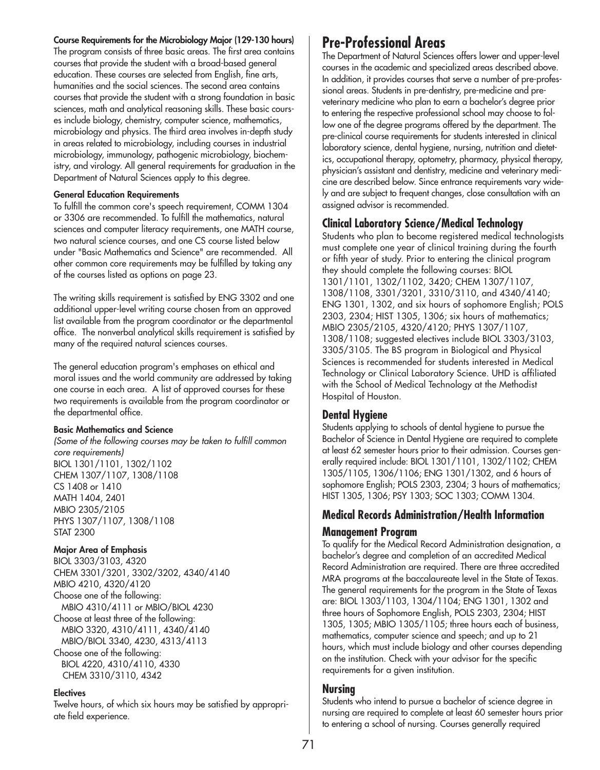**Course Requirements for the Microbiology Major (129-130 hours)**

The program consists of three basic areas. The first area contains courses that provide the student with a broad-based general education. These courses are selected from English, fine arts, humanities and the social sciences. The second area contains courses that provide the student with a strong foundation in basic sciences, math and analytical reasoning skills. These basic courses include biology, chemistry, computer science, mathematics, microbiology and physics. The third area involves in-depth study in areas related to microbiology, including courses in industrial microbiology, immunology, pathogenic microbiology, biochemistry, and virology. All general requirements for graduation in the Department of Natural Sciences apply to this degree.

**General Education Requirements**

To fulfill the common core's speech requirement, COMM 1304 or 3306 are recommended. To fulfill the mathematics, natural sciences and computer literacy requirements, one MATH course, two natural science courses, and one CS course listed below under "Basic Mathematics and Science" are recommended. All other common core requirements may be fulfilled by taking any of the courses listed as options on page 23.

The writing skills requirement is satisfied by ENG 3302 and one additional upper-level writing course chosen from an approved list available from the program coordinator or the departmental office. The nonverbal analytical skills requirement is satisfied by many of the required natural sciences courses.

The general education program's emphases on ethical and moral issues and the world community are addressed by taking one course in each area. A list of approved courses for these two requirements is available from the program coordinator or the departmental office.

**Basic Mathematics and Science**

*(Some of the following courses may be taken to fulfill common core requirements)*

BIOL 1301/1101, 1302/1102
CHEM 1307/1107, 1308/1108
CS 1408 or 1410
MATH 1404, 2401
MBIO 2305/2105
PHYS 1307/1107, 1308/1108
STAT 2300

**Major Area of Emphasis**

BIOL 3303/3103, 4320
CHEM 3301/3201, 3302/3202, 4340/4140
MBIO 4210, 4320/4120
Choose one of the following:
MBIO 4310/4111 or MBIO/BIOL 4230
Choose at least three of the following:
MBIO 3320, 4310/4111, 4340/4140
MBIO/BIOL 3340, 4230, 4313/4113
Choose one of the following:
BIOL 4220, 4310/4110, 4330
CHEM 3310/3110, 4342

**Electives**

Twelve hours, of which six hours may be satisfied by appropriate field experience.

# Pre-Professional Areas

The Department of Natural Sciences offers lower and upper-level courses in the academic and specialized areas described above. In addition, it provides courses that serve a number of pre-professional areas. Students in pre-dentistry, pre-medicine and pre-veterinary medicine who plan to earn a bachelor's degree prior to entering the respective professional school may choose to follow one of the degree programs offered by the department. The pre-clinical course requirements for students interested in clinical laboratory science, dental hygiene, nursing, nutrition and dietetics, occupational therapy, optometry, pharmacy, physical therapy, physician's assistant and dentistry, medicine and veterinary medicine are described below. Since entrance requirements vary widely and are subject to frequent changes, close consultation with an assigned advisor is recommended.

## Clinical Laboratory Science/Medical Technology

Students who plan to become registered medical technologists must complete one year of clinical training during the fourth or fifth year of study. Prior to entering the clinical program they should complete the following courses: BIOL 1301/1101, 1302/1102, 3420; CHEM 1307/1107, 1308/1108, 3301/3201, 3310/3110, and 4340/4140; ENG 1301, 1302, and six hours of sophomore English; POLS 2303, 2304; HIST 1305, 1306; six hours of mathematics; MBIO 2305/2105, 4320/4120; PHYS 1307/1107, 1308/1108; suggested electives include BIOL 3303/3103, 3305/3105. The BS program in Biological and Physical Sciences is recommended for students interested in Medical Technology or Clinical Laboratory Science. UHD is affiliated with the School of Medical Technology at the Methodist Hospital of Houston.

## Dental Hygiene

Students applying to schools of dental hygiene to pursue the Bachelor of Science in Dental Hygiene are required to complete at least 62 semester hours prior to their admission. Courses generally required include: BIOL 1301/1101, 1302/1102; CHEM 1305/1105, 1306/1106; ENG 1301/1302, and 6 hours of sophomore English; POLS 2303, 2304; 3 hours of mathematics; HIST 1305, 1306; PSY 1303; SOC 1303; COMM 1304.

## Medical Records Administration/Health Information Management Program

To qualify for the Medical Record Administration designation, a bachelor's degree and completion of an accredited Medical Record Administration are required. There are three accredited MRA programs at the baccalaureate level in the State of Texas. The general requirements for the program in the State of Texas are: BIOL 1303/1103, 1304/1104; ENG 1301, 1302 and three hours of Sophomore English, POLS 2303, 2304; HIST 1305, 1305; MBIO 1305/1105; three hours each of business, mathematics, computer science and speech; and up to 21 hours, which must include biology and other courses depending on the institution. Check with your advisor for the specific requirements for a given institution.

## Nursing

Students who intend to pursue a bachelor of science degree in nursing are required to complete at least 60 semester hours prior to entering a school of nursing. Courses generally required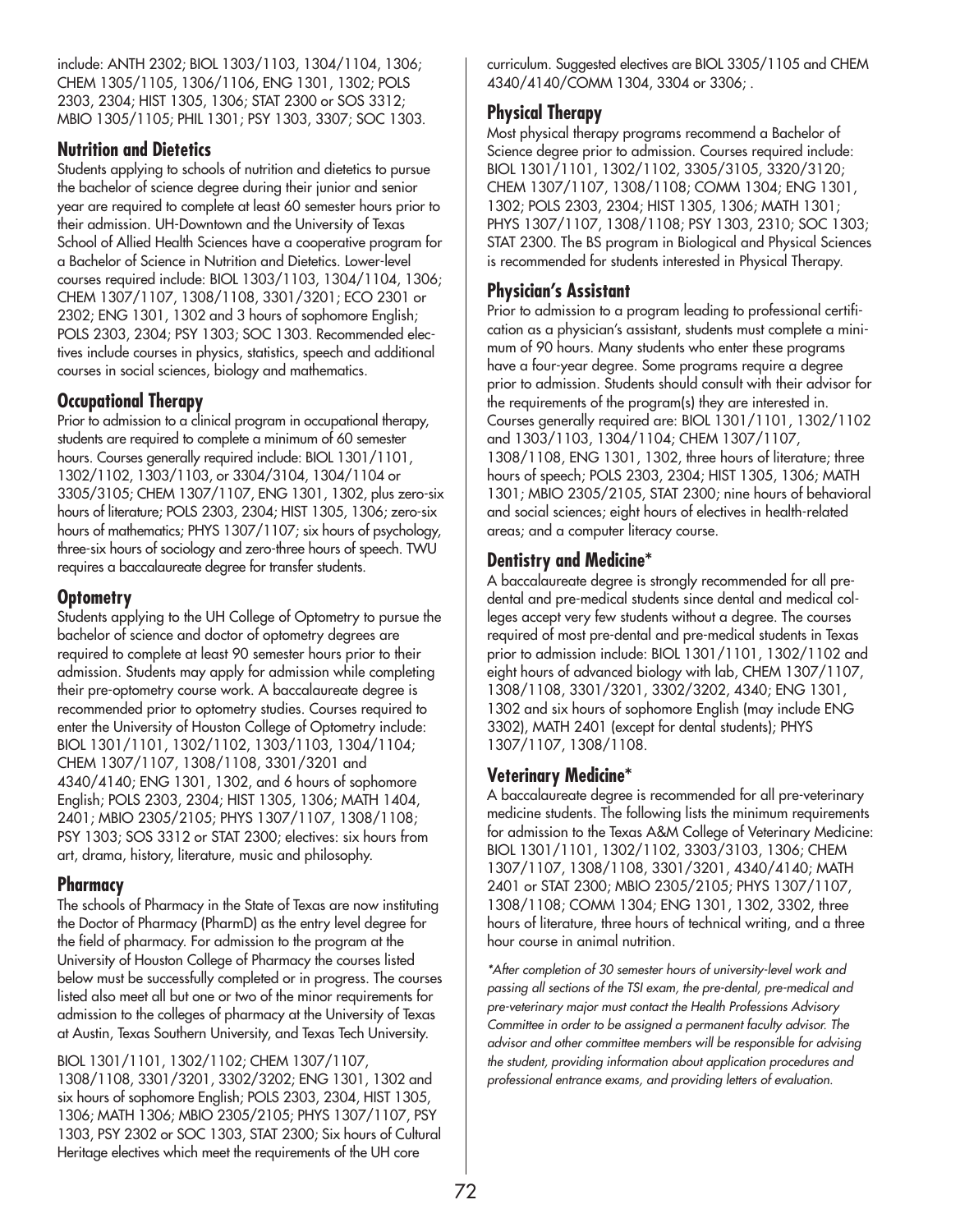include: ANTH 2302; BIOL 1303/1103, 1304/1104, 1306; CHEM 1305/1105, 1306/1106, ENG 1301, 1302; POLS 2303, 2304; HIST 1305, 1306; STAT 2300 or SOS 3312; MBIO 1305/1105; PHIL 1301; PSY 1303, 3307; SOC 1303.

### Nutrition and Dietetics

Students applying to schools of nutrition and dietetics to pursue the bachelor of science degree during their junior and senior year are required to complete at least 60 semester hours prior to their admission. UH-Downtown and the University of Texas School of Allied Health Sciences have a cooperative program for a Bachelor of Science in Nutrition and Dietetics. Lower-level courses required include: BIOL 1303/1103, 1304/1104, 1306; CHEM 1307/1107, 1308/1108, 3301/3201; ECO 2301 or 2302; ENG 1301, 1302 and 3 hours of sophomore English; POLS 2303, 2304; PSY 1303; SOC 1303. Recommended electives include courses in physics, statistics, speech and additional courses in social sciences, biology and mathematics.

### Occupational Therapy

Prior to admission to a clinical program in occupational therapy, students are required to complete a minimum of 60 semester hours. Courses generally required include: BIOL 1301/1101, 1302/1102, 1303/1103, or 3304/3104, 1304/1104 or 3305/3105; CHEM 1307/1107, ENG 1301, 1302, plus zero-six hours of literature; POLS 2303, 2304; HIST 1305, 1306; zero-six hours of mathematics; PHYS 1307/1107; six hours of psychology, three-six hours of sociology and zero-three hours of speech. TWU requires a baccalaureate degree for transfer students.

### Optometry

Students applying to the UH College of Optometry to pursue the bachelor of science and doctor of optometry degrees are required to complete at least 90 semester hours prior to their admission. Students may apply for admission while completing their pre-optometry course work. A baccalaureate degree is recommended prior to optometry studies. Courses required to enter the University of Houston College of Optometry include: BIOL 1301/1101, 1302/1102, 1303/1103, 1304/1104; CHEM 1307/1107, 1308/1108, 3301/3201 and 4340/4140; ENG 1301, 1302, and 6 hours of sophomore English; POLS 2303, 2304; HIST 1305, 1306; MATH 1404, 2401; MBIO 2305/2105; PHYS 1307/1107, 1308/1108; PSY 1303; SOS 3312 or STAT 2300; electives: six hours from art, drama, history, literature, music and philosophy.

### Pharmacy

The schools of Pharmacy in the State of Texas are now instituting the Doctor of Pharmacy (PharmD) as the entry level degree for the field of pharmacy. For admission to the program at the University of Houston College of Pharmacy the courses listed below must be successfully completed or in progress. The courses listed also meet all but one or two of the minor requirements for admission to the colleges of pharmacy at the University of Texas at Austin, Texas Southern University, and Texas Tech University.

BIOL 1301/1101, 1302/1102; CHEM 1307/1107, 1308/1108, 3301/3201, 3302/3202; ENG 1301, 1302 and six hours of sophomore English; POLS 2303, 2304, HIST 1305, 1306; MATH 1306; MBIO 2305/2105; PHYS 1307/1107, PSY 1303, PSY 2302 or SOC 1303, STAT 2300; Six hours of Cultural Heritage electives which meet the requirements of the UH core curriculum. Suggested electives are BIOL 3305/1105 and CHEM 4340/4140/COMM 1304, 3304 or 3306; .

### Physical Therapy

Most physical therapy programs recommend a Bachelor of Science degree prior to admission. Courses required include: BIOL 1301/1101, 1302/1102, 3305/3105, 3320/3120; CHEM 1307/1107, 1308/1108; COMM 1304; ENG 1301, 1302; POLS 2303, 2304; HIST 1305, 1306; MATH 1301; PHYS 1307/1107, 1308/1108; PSY 1303, 2310; SOC 1303; STAT 2300. The BS program in Biological and Physical Sciences is recommended for students interested in Physical Therapy.

### Physician's Assistant

Prior to admission to a program leading to professional certification as a physician's assistant, students must complete a minimum of 90 hours. Many students who enter these programs have a four-year degree. Some programs require a degree prior to admission. Students should consult with their advisor for the requirements of the program(s) they are interested in. Courses generally required are: BIOL 1301/1101, 1302/1102 and 1303/1103, 1304/1104; CHEM 1307/1107, 1308/1108, ENG 1301, 1302, three hours of literature; three hours of speech; POLS 2303, 2304; HIST 1305, 1306; MATH 1301; MBIO 2305/2105, STAT 2300; nine hours of behavioral and social sciences; eight hours of electives in health-related areas; and a computer literacy course.

### Dentistry and Medicine*

A baccalaureate degree is strongly recommended for all pre-dental and pre-medical students since dental and medical colleges accept very few students without a degree. The courses required of most pre-dental and pre-medical students in Texas prior to admission include: BIOL 1301/1101, 1302/1102 and eight hours of advanced biology with lab, CHEM 1307/1107, 1308/1108, 3301/3201, 3302/3202, 4340; ENG 1301, 1302 and six hours of sophomore English (may include ENG 3302), MATH 2401 (except for dental students); PHYS 1307/1107, 1308/1108.

### Veterinary Medicine*

A baccalaureate degree is recommended for all pre-veterinary medicine students. The following lists the minimum requirements for admission to the Texas A&M College of Veterinary Medicine: BIOL 1301/1101, 1302/1102, 3303/3103, 1306; CHEM 1307/1107, 1308/1108, 3301/3201, 4340/4140; MATH 2401 or STAT 2300; MBIO 2305/2105; PHYS 1307/1107, 1308/1108; COMM 1304; ENG 1301, 1302, 3302, three hours of literature, three hours of technical writing, and a three hour course in animal nutrition.

*\*After completion of 30 semester hours of university-level work and passing all sections of the TSI exam, the pre-dental, pre-medical and pre-veterinary major must contact the Health Professions Advisory Committee in order to be assigned a permanent faculty advisor. The advisor and other committee members will be responsible for advising the student, providing information about application procedures and professional entrance exams, and providing letters of evaluation.*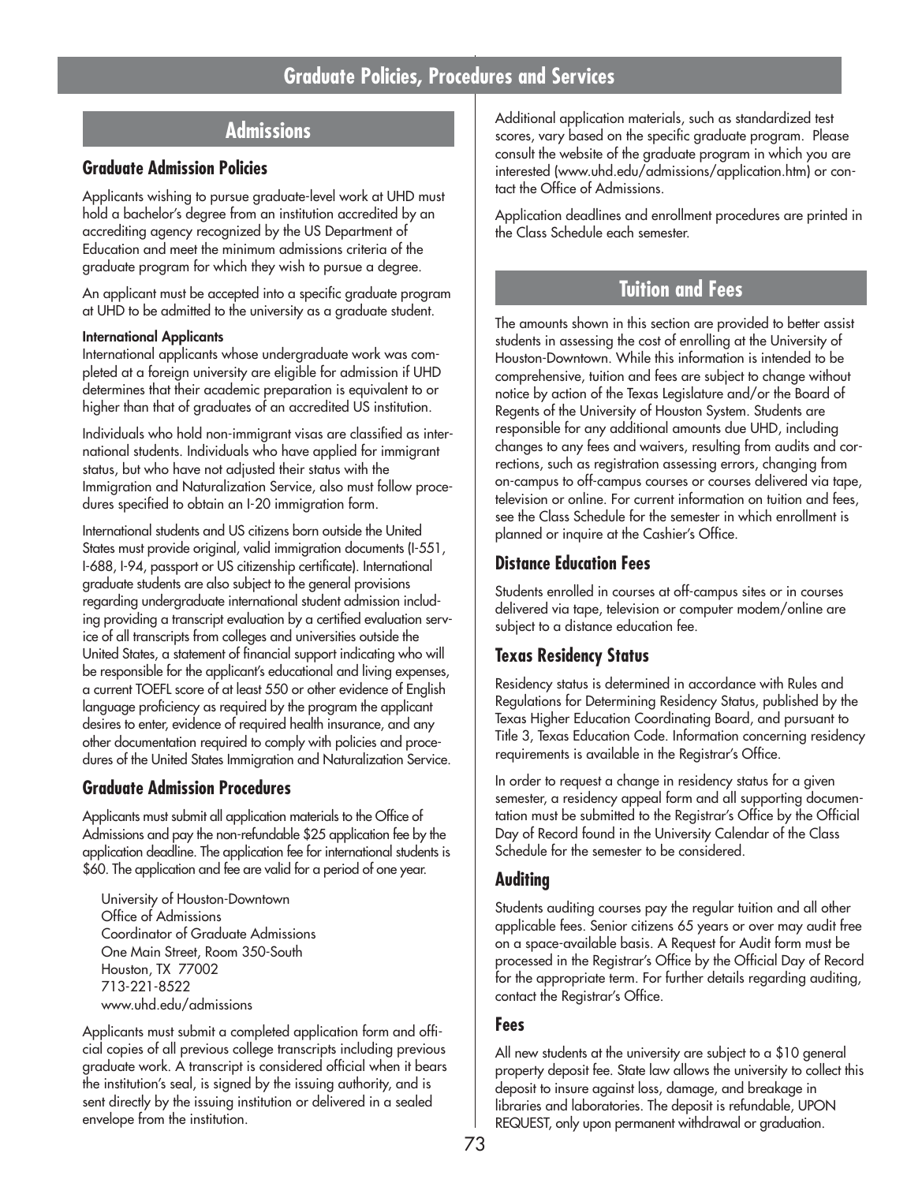# Graduate Policies, Procedures and Services

## Admissions

### Graduate Admission Policies

Applicants wishing to pursue graduate-level work at UHD must hold a bachelor's degree from an institution accredited by an accrediting agency recognized by the US Department of Education and meet the minimum admissions criteria of the graduate program for which they wish to pursue a degree.

An applicant must be accepted into a specific graduate program at UHD to be admitted to the university as a graduate student.

**International Applicants**

International applicants whose undergraduate work was completed at a foreign university are eligible for admission if UHD determines that their academic preparation is equivalent to or higher than that of graduates of an accredited US institution.

Individuals who hold non-immigrant visas are classified as international students. Individuals who have applied for immigrant status, but who have not adjusted their status with the Immigration and Naturalization Service, also must follow procedures specified to obtain an I-20 immigration form.

International students and US citizens born outside the United States must provide original, valid immigration documents (I-551, I-688, I-94, passport or US citizenship certificate). International graduate students are also subject to the general provisions regarding undergraduate international student admission including providing a transcript evaluation by a certified evaluation service of all transcripts from colleges and universities outside the United States, a statement of financial support indicating who will be responsible for the applicant's educational and living expenses, a current TOEFL score of at least 550 or other evidence of English language proficiency as required by the program the applicant desires to enter, evidence of required health insurance, and any other documentation required to comply with policies and procedures of the United States Immigration and Naturalization Service.

### Graduate Admission Procedures

Applicants must submit all application materials to the Office of Admissions and pay the non-refundable $25 application fee by the application deadline. The application fee for international students is $60. The application and fee are valid for a period of one year.

University of Houston-Downtown
Office of Admissions
Coordinator of Graduate Admissions
One Main Street, Room 350-South
Houston, TX 77002
713-221-8522
www.uhd.edu/admissions

Applicants must submit a completed application form and official copies of all previous college transcripts including previous graduate work. A transcript is considered official when it bears the institution's seal, is signed by the issuing authority, and is sent directly by the issuing institution or delivered in a sealed envelope from the institution.

Additional application materials, such as standardized test scores, vary based on the specific graduate program. Please consult the website of the graduate program in which you are interested (www.uhd.edu/admissions/application.htm) or contact the Office of Admissions.

Application deadlines and enrollment procedures are printed in the Class Schedule each semester.

## Tuition and Fees

The amounts shown in this section are provided to better assist students in assessing the cost of enrolling at the University of Houston-Downtown. While this information is intended to be comprehensive, tuition and fees are subject to change without notice by action of the Texas Legislature and/or the Board of Regents of the University of Houston System. Students are responsible for any additional amounts due UHD, including changes to any fees and waivers, resulting from audits and corrections, such as registration assessing errors, changing from on-campus to off-campus courses or courses delivered via tape, television or online. For current information on tuition and fees, see the Class Schedule for the semester in which enrollment is planned or inquire at the Cashier's Office.

### Distance Education Fees

Students enrolled in courses at off-campus sites or in courses delivered via tape, television or computer modem/online are subject to a distance education fee.

### Texas Residency Status

Residency status is determined in accordance with Rules and Regulations for Determining Residency Status, published by the Texas Higher Education Coordinating Board, and pursuant to Title 3, Texas Education Code. Information concerning residency requirements is available in the Registrar's Office.

In order to request a change in residency status for a given semester, a residency appeal form and all supporting documentation must be submitted to the Registrar's Office by the Official Day of Record found in the University Calendar of the Class Schedule for the semester to be considered.

### Auditing

Students auditing courses pay the regular tuition and all other applicable fees. Senior citizens 65 years or over may audit free on a space-available basis. A Request for Audit form must be processed in the Registrar's Office by the Official Day of Record for the appropriate term. For further details regarding auditing, contact the Registrar's Office.

### Fees

All new students at the university are subject to a $10 general property deposit fee. State law allows the university to collect this deposit to insure against loss, damage, and breakage in libraries and laboratories. The deposit is refundable, UPON REQUEST, only upon permanent withdrawal or graduation.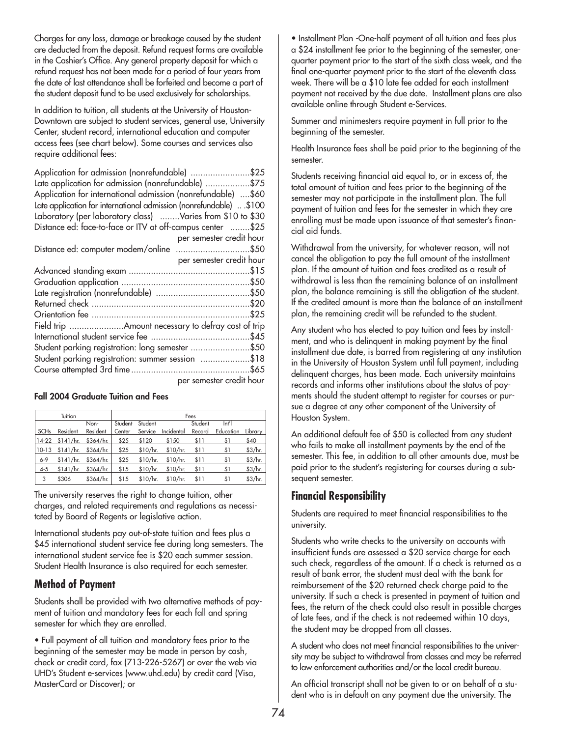Charges for any loss, damage or breakage caused by the student are deducted from the deposit. Refund request forms are available in the Cashier's Office. Any general property deposit for which a refund request has not been made for a period of four years from the date of last attendance shall be forfeited and become a part of the student deposit fund to be used exclusively for scholarships.

In addition to tuition, all students at the University of Houston-Downtown are subject to student services, general use, University Center, student record, international education and computer access fees (see chart below). Some courses and services also require additional fees:

Application for admission (nonrefundable) ........................$25
Late application for admission (nonrefundable) ..................$75
Application for international admission (nonrefundable) ....$60
Late application for international admission (nonrefundable) .. .$100
Laboratory (per laboratory class) ........Varies from $10 to $30
Distance ed: face-to-face or ITV at off-campus center ........$25 per semester credit hour
Distance ed: computer modem/online ..............................$50 per semester credit hour
Advanced standing exam .................................................$15
Graduation application ....................................................$50
Late registration (nonrefundable) ......................................$50
Returned check ................................................................$20
Orientation fee ................................................................$25
Field trip ......................Amount necessary to defray cost of trip
International student service fee ........................................$45
Student parking registration: long semester ........................$50
Student parking registration: summer session ....................$18
Course attempted 3rd time ................................................$65 per semester credit hour

**Fall 2004 Graduate Tuition and Fees**

| Tuition | | | Fees | | | | | |
|---|---|---|---|---|---|---|---|---|
| SCHs | Resident | Non-Resident | Student Center | Student Service | Incidental | Student Record | Int'l Education | Library |
| 14-22 | $141/hr. | $364/hr. | $25 | $120 | $150 | $11 | $1 | $40 |
| 10-13 | $141/hr. | $364/hr. | $25 | $10/hr. | $10/hr. | $11 | $1 | $3/hr. |
| 6-9 | $141/hr. | $364/hr. | $25 | $10/hr. | $10/hr. | $11 | $1 | $3/hr. |
| 4-5 | $141/hr. | $364/hr. | $15 | $10/hr. | $10/hr. | $11 | $1 | $3/hr. |
| 3 | $306 | $364/hr. | $15 | $10/hr. | $10/hr. | $11 | $1 | $3/hr. |

The university reserves the right to change tuition, other charges, and related requirements and regulations as necessitated by Board of Regents or legislative action.

International students pay out-of-state tuition and fees plus a $45 international student service fee during long semesters. The international student service fee is $20 each summer session. Student Health Insurance is also required for each semester.

## Method of Payment

Students shall be provided with two alternative methods of payment of tuition and mandatory fees for each fall and spring semester for which they are enrolled.

• Full payment of all tuition and mandatory fees prior to the beginning of the semester may be made in person by cash, check or credit card, fax (713-226-5267) or over the web via UHD's Student e-services (www.uhd.edu) by credit card (Visa, MasterCard or Discover); or

• Installment Plan -One-half payment of all tuition and fees plus a $24 installment fee prior to the beginning of the semester, one-quarter payment prior to the start of the sixth class week, and the final one-quarter payment prior to the start of the eleventh class week. There will be a $10 late fee added for each installment payment not received by the due date. Installment plans are also available online through Student e-Services.

Summer and minimesters require payment in full prior to the beginning of the semester.

Health Insurance fees shall be paid prior to the beginning of the semester.

Students receiving financial aid equal to, or in excess of, the total amount of tuition and fees prior to the beginning of the semester may not participate in the installment plan. The full payment of tuition and fees for the semester in which they are enrolling must be made upon issuance of that semester's financial aid funds.

Withdrawal from the university, for whatever reason, will not cancel the obligation to pay the full amount of the installment plan. If the amount of tuition and fees credited as a result of withdrawal is less than the remaining balance of an installment plan, the balance remaining is still the obligation of the student. If the credited amount is more than the balance of an installment plan, the remaining credit will be refunded to the student.

Any student who has elected to pay tuition and fees by installment, and who is delinquent in making payment by the final installment due date, is barred from registering at any institution in the University of Houston System until full payment, including delinquent charges, has been made. Each university maintains records and informs other institutions about the status of payments should the student attempt to register for courses or pursue a degree at any other component of the University of Houston System.

An additional default fee of $50 is collected from any student who fails to make all installment payments by the end of the semester. This fee, in addition to all other amounts due, must be paid prior to the student's registering for courses during a subsequent semester.

## Financial Responsibility

Students are required to meet financial responsibilities to the university.

Students who write checks to the university on accounts with insufficient funds are assessed a $20 service charge for each such check, regardless of the amount. If a check is returned as a result of bank error, the student must deal with the bank for reimbursement of the $20 returned check charge paid to the university. If such a check is presented in payment of tuition and fees, the return of the check could also result in possible charges of late fees, and if the check is not redeemed within 10 days, the student may be dropped from all classes.

A student who does not meet financial responsibilities to the university may be subject to withdrawal from classes and may be referred to law enforcement authorities and/or the local credit bureau.

An official transcript shall not be given to or on behalf of a student who is in default on any payment due the university. The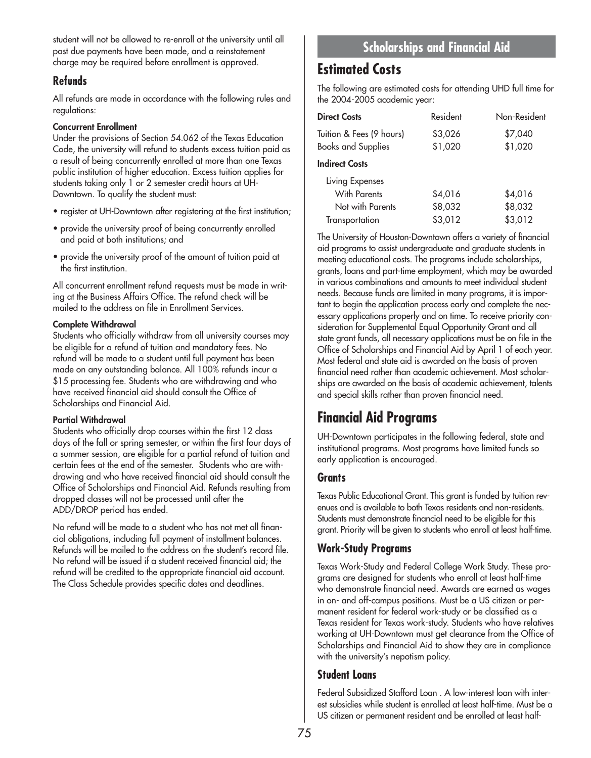student will not be allowed to re-enroll at the university until all past due payments have been made, and a reinstatement charge may be required before enrollment is approved.

### Refunds

All refunds are made in accordance with the following rules and regulations:

**Concurrent Enrollment**
Under the provisions of Section 54.062 of the Texas Education Code, the university will refund to students excess tuition paid as a result of being concurrently enrolled at more than one Texas public institution of higher education. Excess tuition applies for students taking only 1 or 2 semester credit hours at UH-Downtown. To qualify the student must:

- register at UH-Downtown after registering at the first institution;
- provide the university proof of being concurrently enrolled and paid at both institutions; and
- provide the university proof of the amount of tuition paid at the first institution.

All concurrent enrollment refund requests must be made in writing at the Business Affairs Office. The refund check will be mailed to the address on file in Enrollment Services.

**Complete Withdrawal**
Students who officially withdraw from all university courses may be eligible for a refund of tuition and mandatory fees. No refund will be made to a student until full payment has been made on any outstanding balance. All 100% refunds incur a $15 processing fee. Students who are withdrawing and who have received financial aid should consult the Office of Scholarships and Financial Aid.

**Partial Withdrawal**
Students who officially drop courses within the first 12 class days of the fall or spring semester, or within the first four days of a summer session, are eligible for a partial refund of tuition and certain fees at the end of the semester. Students who are withdrawing and who have received financial aid should consult the Office of Scholarships and Financial Aid. Refunds resulting from dropped classes will not be processed until after the ADD/DROP period has ended.

No refund will be made to a student who has not met all financial obligations, including full payment of installment balances. Refunds will be mailed to the address on the student's record file. No refund will be issued if a student received financial aid; the refund will be credited to the appropriate financial aid account. The Class Schedule provides specific dates and deadlines.

## Scholarships and Financial Aid

## Estimated Costs

The following are estimated costs for attending UHD full time for the 2004-2005 academic year:

| **Direct Costs** | Resident | Non-Resident |
|---|---|---|
| Tuition & Fees (9 hours) | $3,026 | $7,040 |
| Books and Supplies | $1,020 | $1,020 |
| **Indirect Costs** | | |
| Living Expenses | | |
| With Parents | $4,016 | $4,016 |
| Not with Parents | $8,032 | $8,032 |
| Transportation | $3,012 | $3,012 |

The University of Houston-Downtown offers a variety of financial aid programs to assist undergraduate and graduate students in meeting educational costs. The programs include scholarships, grants, loans and part-time employment, which may be awarded in various combinations and amounts to meet individual student needs. Because funds are limited in many programs, it is important to begin the application process early and complete the necessary applications properly and on time. To receive priority consideration for Supplemental Equal Opportunity Grant and all state grant funds, all necessary applications must be on file in the Office of Scholarships and Financial Aid by April 1 of each year. Most federal and state aid is awarded on the basis of proven financial need rather than academic achievement. Most scholarships are awarded on the basis of academic achievement, talents and special skills rather than proven financial need.

## Financial Aid Programs

UH-Downtown participates in the following federal, state and institutional programs. Most programs have limited funds so early application is encouraged.

### Grants

Texas Public Educational Grant. This grant is funded by tuition revenues and is available to both Texas residents and non-residents. Students must demonstrate financial need to be eligible for this grant. Priority will be given to students who enroll at least half-time.

### Work-Study Programs

Texas Work-Study and Federal College Work Study. These programs are designed for students who enroll at least half-time who demonstrate financial need. Awards are earned as wages in on- and off-campus positions. Must be a US citizen or permanent resident for federal work-study or be classified as a Texas resident for Texas work-study. Students who have relatives working at UH-Downtown must get clearance from the Office of Scholarships and Financial Aid to show they are in compliance with the university's nepotism policy.

### Student Loans

Federal Subsidized Stafford Loan . A low-interest loan with interest subsidies while student is enrolled at least half-time. Must be a US citizen or permanent resident and be enrolled at least half-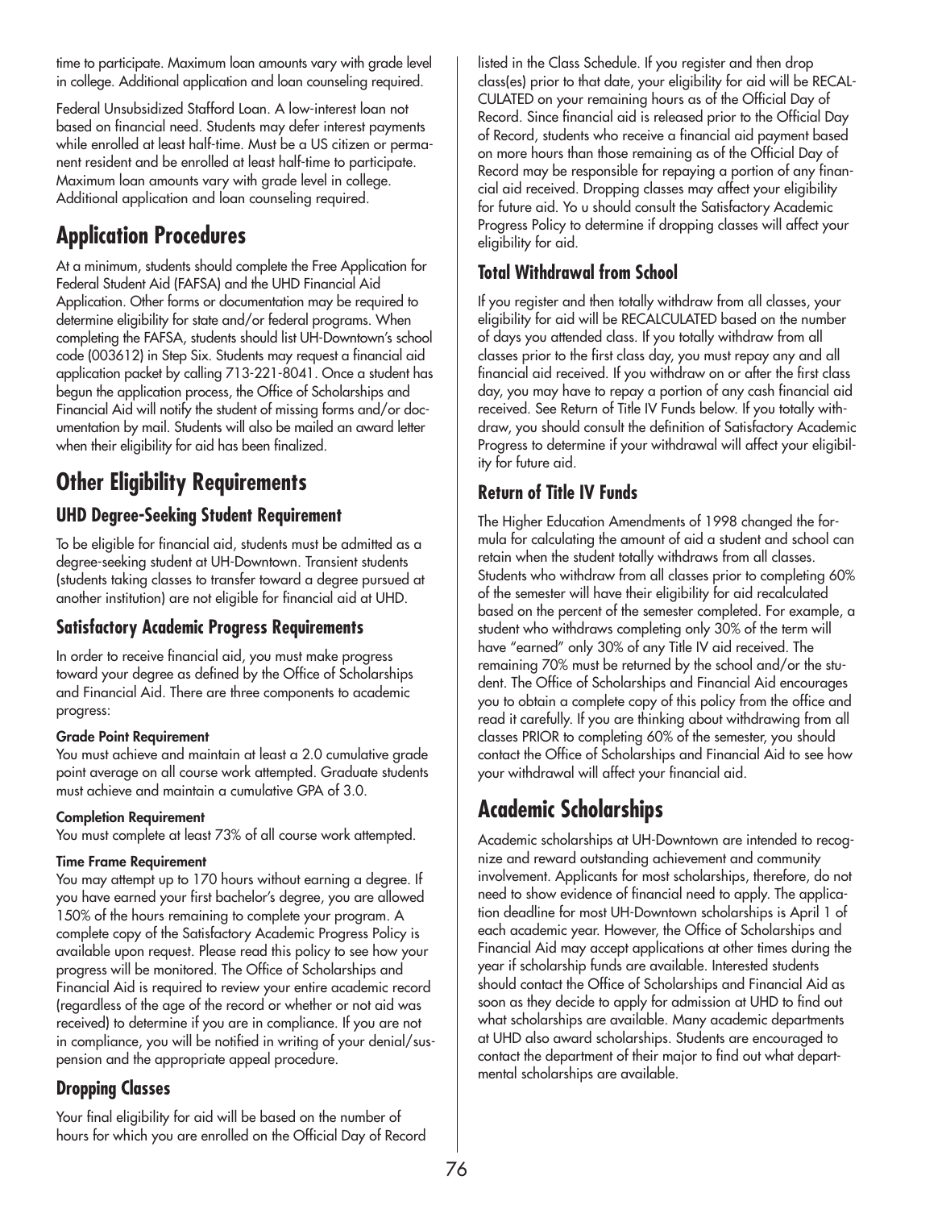time to participate. Maximum loan amounts vary with grade level in college. Additional application and loan counseling required.

Federal Unsubsidized Stafford Loan. A low-interest loan not based on financial need. Students may defer interest payments while enrolled at least half-time. Must be a US citizen or permanent resident and be enrolled at least half-time to participate. Maximum loan amounts vary with grade level in college. Additional application and loan counseling required.

## Application Procedures

At a minimum, students should complete the Free Application for Federal Student Aid (FAFSA) and the UHD Financial Aid Application. Other forms or documentation may be required to determine eligibility for state and/or federal programs. When completing the FAFSA, students should list UH-Downtown's school code (003612) in Step Six. Students may request a financial aid application packet by calling 713-221-8041. Once a student has begun the application process, the Office of Scholarships and Financial Aid will notify the student of missing forms and/or documentation by mail. Students will also be mailed an award letter when their eligibility for aid has been finalized.

## Other Eligibility Requirements

### UHD Degree-Seeking Student Requirement

To be eligible for financial aid, students must be admitted as a degree-seeking student at UH-Downtown. Transient students (students taking classes to transfer toward a degree pursued at another institution) are not eligible for financial aid at UHD.

### Satisfactory Academic Progress Requirements

In order to receive financial aid, you must make progress toward your degree as defined by the Office of Scholarships and Financial Aid. There are three components to academic progress:

**Grade Point Requirement**
You must achieve and maintain at least a 2.0 cumulative grade point average on all course work attempted. Graduate students must achieve and maintain a cumulative GPA of 3.0.

**Completion Requirement**
You must complete at least 73% of all course work attempted.

**Time Frame Requirement**
You may attempt up to 170 hours without earning a degree. If you have earned your first bachelor's degree, you are allowed 150% of the hours remaining to complete your program. A complete copy of the Satisfactory Academic Progress Policy is available upon request. Please read this policy to see how your progress will be monitored. The Office of Scholarships and Financial Aid is required to review your entire academic record (regardless of the age of the record or whether or not aid was received) to determine if you are in compliance. If you are not in compliance, you will be notified in writing of your denial/suspension and the appropriate appeal procedure.

### Dropping Classes

Your final eligibility for aid will be based on the number of hours for which you are enrolled on the Official Day of Record listed in the Class Schedule. If you register and then drop class(es) prior to that date, your eligibility for aid will be RECALCULATED on your remaining hours as of the Official Day of Record. Since financial aid is released prior to the Official Day of Record, students who receive a financial aid payment based on more hours than those remaining as of the Official Day of Record may be responsible for repaying a portion of any financial aid received. Dropping classes may affect your eligibility for future aid. Yo u should consult the Satisfactory Academic Progress Policy to determine if dropping classes will affect your eligibility for aid.

### Total Withdrawal from School

If you register and then totally withdraw from all classes, your eligibility for aid will be RECALCULATED based on the number of days you attended class. If you totally withdraw from all classes prior to the first class day, you must repay any and all financial aid received. If you withdraw on or after the first class day, you may have to repay a portion of any cash financial aid received. See Return of Title IV Funds below. If you totally withdraw, you should consult the definition of Satisfactory Academic Progress to determine if your withdrawal will affect your eligibility for future aid.

### Return of Title IV Funds

The Higher Education Amendments of 1998 changed the formula for calculating the amount of aid a student and school can retain when the student totally withdraws from all classes. Students who withdraw from all classes prior to completing 60% of the semester will have their eligibility for aid recalculated based on the percent of the semester completed. For example, a student who withdraws completing only 30% of the term will have "earned" only 30% of any Title IV aid received. The remaining 70% must be returned by the school and/or the student. The Office of Scholarships and Financial Aid encourages you to obtain a complete copy of this policy from the office and read it carefully. If you are thinking about withdrawing from all classes PRIOR to completing 60% of the semester, you should contact the Office of Scholarships and Financial Aid to see how your withdrawal will affect your financial aid.

## Academic Scholarships

Academic scholarships at UH-Downtown are intended to recognize and reward outstanding achievement and community involvement. Applicants for most scholarships, therefore, do not need to show evidence of financial need to apply. The application deadline for most UH-Downtown scholarships is April 1 of each academic year. However, the Office of Scholarships and Financial Aid may accept applications at other times during the year if scholarship funds are available. Interested students should contact the Office of Scholarships and Financial Aid as soon as they decide to apply for admission at UHD to find out what scholarships are available. Many academic departments at UHD also award scholarships. Students are encouraged to contact the department of their major to find out what departmental scholarships are available.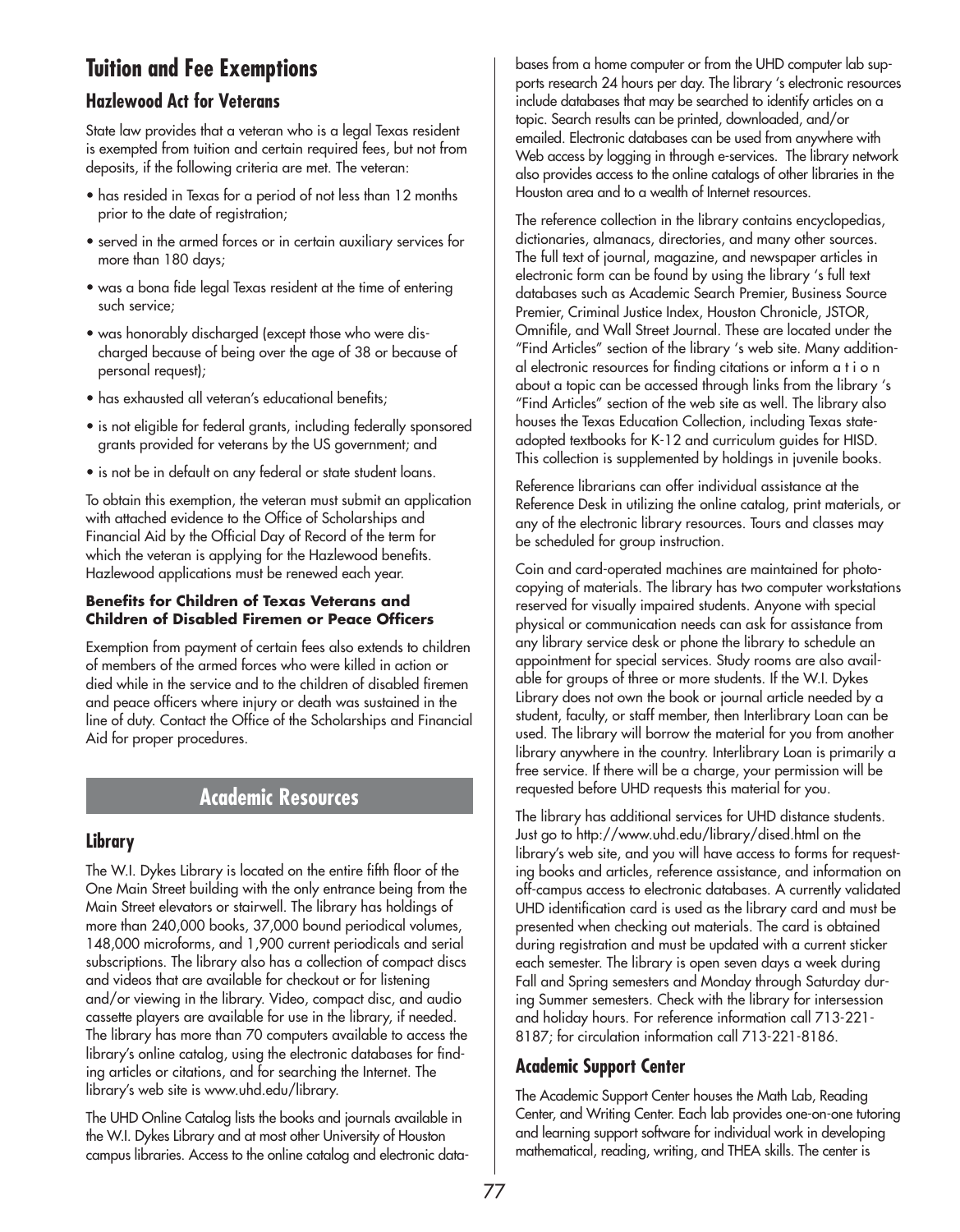# Tuition and Fee Exemptions

## Hazlewood Act for Veterans

State law provides that a veteran who is a legal Texas resident is exempted from tuition and certain required fees, but not from deposits, if the following criteria are met. The veteran:

- has resided in Texas for a period of not less than 12 months prior to the date of registration;
- served in the armed forces or in certain auxiliary services for more than 180 days;
- was a bona fide legal Texas resident at the time of entering such service;
- was honorably discharged (except those who were discharged because of being over the age of 38 or because of personal request);
- has exhausted all veteran's educational benefits;
- is not eligible for federal grants, including federally sponsored grants provided for veterans by the US government; and
- is not be in default on any federal or state student loans.

To obtain this exemption, the veteran must submit an application with attached evidence to the Office of Scholarships and Financial Aid by the Official Day of Record of the term for which the veteran is applying for the Hazlewood benefits. Hazlewood applications must be renewed each year.

**Benefits for Children of Texas Veterans and Children of Disabled Firemen or Peace Officers**

Exemption from payment of certain fees also extends to children of members of the armed forces who were killed in action or died while in the service and to the children of disabled firemen and peace officers where injury or death was sustained in the line of duty. Contact the Office of the Scholarships and Financial Aid for proper procedures.

# Academic Resources

## Library

The W.I. Dykes Library is located on the entire fifth floor of the One Main Street building with the only entrance being from the Main Street elevators or stairwell. The library has holdings of more than 240,000 books, 37,000 bound periodical volumes, 148,000 microforms, and 1,900 current periodicals and serial subscriptions. The library also has a collection of compact discs and videos that are available for checkout or for listening and/or viewing in the library. Video, compact disc, and audio cassette players are available for use in the library, if needed. The library has more than 70 computers available to access the library's online catalog, using the electronic databases for finding articles or citations, and for searching the Internet. The library's web site is www.uhd.edu/library.

The UHD Online Catalog lists the books and journals available in the W.I. Dykes Library and at most other University of Houston campus libraries. Access to the online catalog and electronic databases from a home computer or from the UHD computer lab supports research 24 hours per day. The library 's electronic resources include databases that may be searched to identify articles on a topic. Search results can be printed, downloaded, and/or emailed. Electronic databases can be used from anywhere with Web access by logging in through e-services. The library network also provides access to the online catalogs of other libraries in the Houston area and to a wealth of Internet resources.

The reference collection in the library contains encyclopedias, dictionaries, almanacs, directories, and many other sources. The full text of journal, magazine, and newspaper articles in electronic form can be found by using the library 's full text databases such as Academic Search Premier, Business Source Premier, Criminal Justice Index, Houston Chronicle, JSTOR, Omnifile, and Wall Street Journal. These are located under the "Find Articles" section of the library 's web site. Many additional electronic resources for finding citations or inform a t i o n about a topic can be accessed through links from the library 's "Find Articles" section of the web site as well. The library also houses the Texas Education Collection, including Texas state-adopted textbooks for K-12 and curriculum guides for HISD. This collection is supplemented by holdings in juvenile books.

Reference librarians can offer individual assistance at the Reference Desk in utilizing the online catalog, print materials, or any of the electronic library resources. Tours and classes may be scheduled for group instruction.

Coin and card-operated machines are maintained for photocopying of materials. The library has two computer workstations reserved for visually impaired students. Anyone with special physical or communication needs can ask for assistance from any library service desk or phone the library to schedule an appointment for special services. Study rooms are also available for groups of three or more students. If the W.I. Dykes Library does not own the book or journal article needed by a student, faculty, or staff member, then Interlibrary Loan can be used. The library will borrow the material for you from another library anywhere in the country. Interlibrary Loan is primarily a free service. If there will be a charge, your permission will be requested before UHD requests this material for you.

The library has additional services for UHD distance students. Just go to http://www.uhd.edu/library/dised.html on the library's web site, and you will have access to forms for requesting books and articles, reference assistance, and information on off-campus access to electronic databases. A currently validated UHD identification card is used as the library card and must be presented when checking out materials. The card is obtained during registration and must be updated with a current sticker each semester. The library is open seven days a week during Fall and Spring semesters and Monday through Saturday during Summer semesters. Check with the library for intersession and holiday hours. For reference information call 713-221-8187; for circulation information call 713-221-8186.

## Academic Support Center

The Academic Support Center houses the Math Lab, Reading Center, and Writing Center. Each lab provides one-on-one tutoring and learning support software for individual work in developing mathematical, reading, writing, and THEA skills. The center is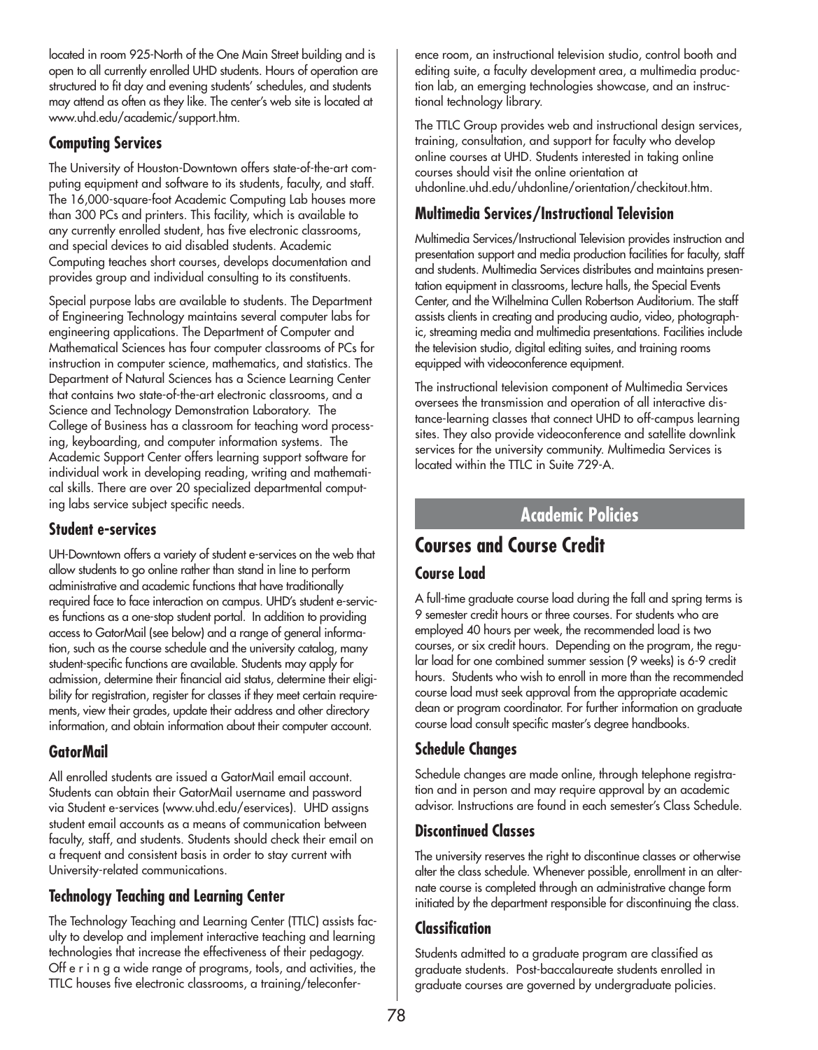located in room 925-North of the One Main Street building and is open to all currently enrolled UHD students. Hours of operation are structured to fit day and evening students' schedules, and students may attend as often as they like. The center's web site is located at www.uhd.edu/academic/support.htm.

### Computing Services

The University of Houston-Downtown offers state-of-the-art computing equipment and software to its students, faculty, and staff. The 16,000-square-foot Academic Computing Lab houses more than 300 PCs and printers. This facility, which is available to any currently enrolled student, has five electronic classrooms, and special devices to aid disabled students. Academic Computing teaches short courses, develops documentation and provides group and individual consulting to its constituents.

Special purpose labs are available to students. The Department of Engineering Technology maintains several computer labs for engineering applications. The Department of Computer and Mathematical Sciences has four computer classrooms of PCs for instruction in computer science, mathematics, and statistics. The Department of Natural Sciences has a Science Learning Center that contains two state-of-the-art electronic classrooms, and a Science and Technology Demonstration Laboratory. The College of Business has a classroom for teaching word processing, keyboarding, and computer information systems. The Academic Support Center offers learning support software for individual work in developing reading, writing and mathematical skills. There are over 20 specialized departmental computing labs service subject specific needs.

### Student e-services

UH-Downtown offers a variety of student e-services on the web that allow students to go online rather than stand in line to perform administrative and academic functions that have traditionally required face to face interaction on campus. UHD's student e-services functions as a one-stop student portal. In addition to providing access to GatorMail (see below) and a range of general information, such as the course schedule and the university catalog, many student-specific functions are available. Students may apply for admission, determine their financial aid status, determine their eligibility for registration, register for classes if they meet certain requirements, view their grades, update their address and other directory information, and obtain information about their computer account.

### GatorMail

All enrolled students are issued a GatorMail email account. Students can obtain their GatorMail username and password via Student e-services (www.uhd.edu/eservices). UHD assigns student email accounts as a means of communication between faculty, staff, and students. Students should check their email on a frequent and consistent basis in order to stay current with University-related communications.

### Technology Teaching and Learning Center

The Technology Teaching and Learning Center (TTLC) assists faculty to develop and implement interactive teaching and learning technologies that increase the effectiveness of their pedagogy. Offering a wide range of programs, tools, and activities, the TTLC houses five electronic classrooms, a training/teleconference room, an instructional television studio, control booth and editing suite, a faculty development area, a multimedia production lab, an emerging technologies showcase, and an instructional technology library.

The TTLC Group provides web and instructional design services, training, consultation, and support for faculty who develop online courses at UHD. Students interested in taking online courses should visit the online orientation at uhdonline.uhd.edu/uhdonline/orientation/checkitout.htm.

### Multimedia Services/Instructional Television

Multimedia Services/Instructional Television provides instruction and presentation support and media production facilities for faculty, staff and students. Multimedia Services distributes and maintains presentation equipment in classrooms, lecture halls, the Special Events Center, and the Wilhelmina Cullen Robertson Auditorium. The staff assists clients in creating and producing audio, video, photographic, streaming media and multimedia presentations. Facilities include the television studio, digital editing suites, and training rooms equipped with videoconference equipment.

The instructional television component of Multimedia Services oversees the transmission and operation of all interactive distance-learning classes that connect UHD to off-campus learning sites. They also provide videoconference and satellite downlink services for the university community. Multimedia Services is located within the TTLC in Suite 729-A.

# Academic Policies

## Courses and Course Credit

### Course Load

A full-time graduate course load during the fall and spring terms is 9 semester credit hours or three courses. For students who are employed 40 hours per week, the recommended load is two courses, or six credit hours. Depending on the program, the regular load for one combined summer session (9 weeks) is 6-9 credit hours. Students who wish to enroll in more than the recommended course load must seek approval from the appropriate academic dean or program coordinator. For further information on graduate course load consult specific master's degree handbooks.

### Schedule Changes

Schedule changes are made online, through telephone registration and in person and may require approval by an academic advisor. Instructions are found in each semester's Class Schedule.

### Discontinued Classes

The university reserves the right to discontinue classes or otherwise alter the class schedule. Whenever possible, enrollment in an alternate course is completed through an administrative change form initiated by the department responsible for discontinuing the class.

### Classification

Students admitted to a graduate program are classified as graduate students. Post-baccalaureate students enrolled in graduate courses are governed by undergraduate policies.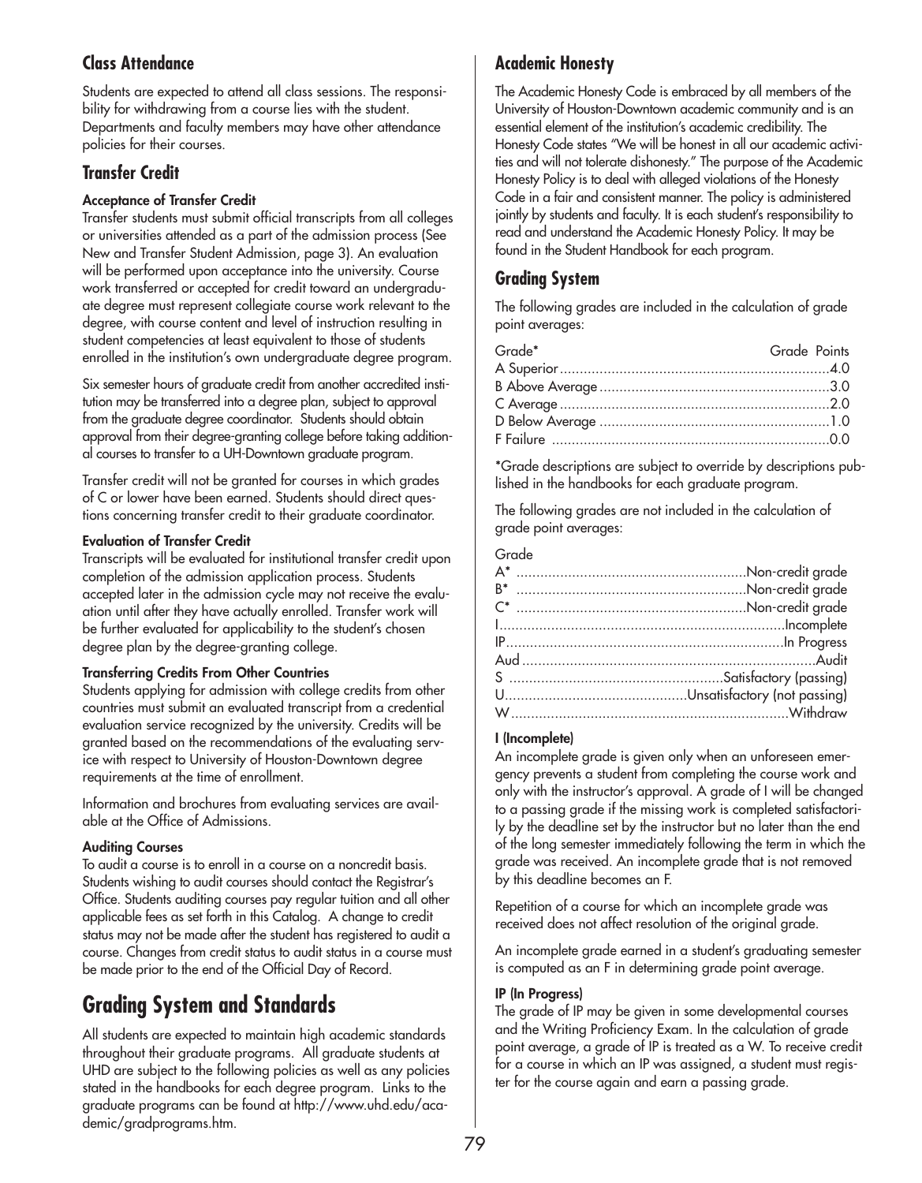## Class Attendance

Students are expected to attend all class sessions. The responsibility for withdrawing from a course lies with the student. Departments and faculty members may have other attendance policies for their courses.

## Transfer Credit

**Acceptance of Transfer Credit**

Transfer students must submit official transcripts from all colleges or universities attended as a part of the admission process (See New and Transfer Student Admission, page 3). An evaluation will be performed upon acceptance into the university. Course work transferred or accepted for credit toward an undergraduate degree must represent collegiate course work relevant to the degree, with course content and level of instruction resulting in student competencies at least equivalent to those of students enrolled in the institution's own undergraduate degree program.

Six semester hours of graduate credit from another accredited institution may be transferred into a degree plan, subject to approval from the graduate degree coordinator. Students should obtain approval from their degree-granting college before taking additional courses to transfer to a UH-Downtown graduate program.

Transfer credit will not be granted for courses in which grades of C or lower have been earned. Students should direct questions concerning transfer credit to their graduate coordinator.

**Evaluation of Transfer Credit**

Transcripts will be evaluated for institutional transfer credit upon completion of the admission application process. Students accepted later in the admission cycle may not receive the evaluation until after they have actually enrolled. Transfer work will be further evaluated for applicability to the student's chosen degree plan by the degree-granting college.

**Transferring Credits From Other Countries**

Students applying for admission with college credits from other countries must submit an evaluated transcript from a credential evaluation service recognized by the university. Credits will be granted based on the recommendations of the evaluating service with respect to University of Houston-Downtown degree requirements at the time of enrollment.

Information and brochures from evaluating services are available at the Office of Admissions.

**Auditing Courses**

To audit a course is to enroll in a course on a noncredit basis. Students wishing to audit courses should contact the Registrar's Office. Students auditing courses pay regular tuition and all other applicable fees as set forth in this Catalog. A change to credit status may not be made after the student has registered to audit a course. Changes from credit status to audit status in a course must be made prior to the end of the Official Day of Record.

# Grading System and Standards

All students are expected to maintain high academic standards throughout their graduate programs. All graduate students at UHD are subject to the following policies as well as any policies stated in the handbooks for each degree program. Links to the graduate programs can be found at http://www.uhd.edu/academic/gradprograms.htm.

## Academic Honesty

The Academic Honesty Code is embraced by all members of the University of Houston-Downtown academic community and is an essential element of the institution's academic credibility. The Honesty Code states "We will be honest in all our academic activities and will not tolerate dishonesty." The purpose of the Academic Honesty Policy is to deal with alleged violations of the Honesty Code in a fair and consistent manner. The policy is administered jointly by students and faculty. It is each student's responsibility to read and understand the Academic Honesty Policy. It may be found in the Student Handbook for each program.

## Grading System

The following grades are included in the calculation of grade point averages:

| Grade* | Grade Points |
|---|---|
| A Superior | 4.0 |
| B Above Average | 3.0 |
| C Average | 2.0 |
| D Below Average | 1.0 |
| F Failure | 0.0 |

*Grade descriptions are subject to override by descriptions published in the handbooks for each graduate program.

The following grades are not included in the calculation of grade point averages:

| Grade | |
|---|---|
| A* | Non-credit grade |
| B* | Non-credit grade |
| C* | Non-credit grade |
| I | Incomplete |
| IP | In Progress |
| Aud | Audit |
| S | Satisfactory (passing) |
| U | Unsatisfactory (not passing) |
| W | Withdraw |

**I (Incomplete)**

An incomplete grade is given only when an unforeseen emergency prevents a student from completing the course work and only with the instructor's approval. A grade of I will be changed to a passing grade if the missing work is completed satisfactorily by the deadline set by the instructor but no later than the end of the long semester immediately following the term in which the grade was received. An incomplete grade that is not removed by this deadline becomes an F.

Repetition of a course for which an incomplete grade was received does not affect resolution of the original grade.

An incomplete grade earned in a student's graduating semester is computed as an F in determining grade point average.

**IP (In Progress)**

The grade of IP may be given in some developmental courses and the Writing Proficiency Exam. In the calculation of grade point average, a grade of IP is treated as a W. To receive credit for a course in which an IP was assigned, a student must register for the course again and earn a passing grade.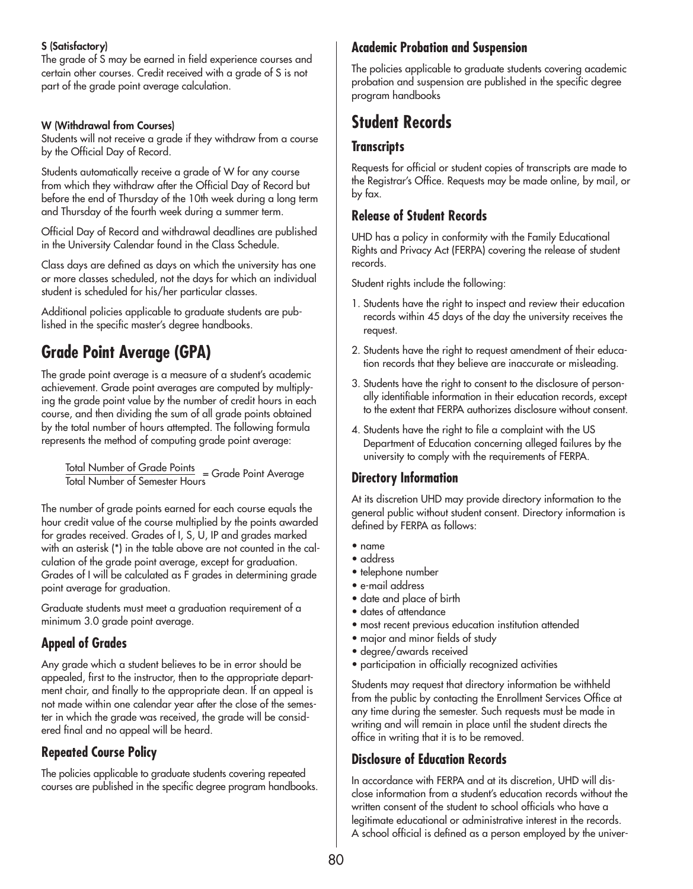**S (Satisfactory)**

The grade of S may be earned in field experience courses and certain other courses. Credit received with a grade of S is not part of the grade point average calculation.

**W (Withdrawal from Courses)**

Students will not receive a grade if they withdraw from a course by the Official Day of Record.

Students automatically receive a grade of W for any course from which they withdraw after the Official Day of Record but before the end of Thursday of the 10th week during a long term and Thursday of the fourth week during a summer term.

Official Day of Record and withdrawal deadlines are published in the University Calendar found in the Class Schedule.

Class days are defined as days on which the university has one or more classes scheduled, not the days for which an individual student is scheduled for his/her particular classes.

Additional policies applicable to graduate students are published in the specific master's degree handbooks.

# Grade Point Average (GPA)

The grade point average is a measure of a student's academic achievement. Grade point averages are computed by multiplying the grade point value by the number of credit hours in each course, and then dividing the sum of all grade points obtained by the total number of hours attempted. The following formula represents the method of computing grade point average:

$$\frac{\text{Total Number of Grade Points}}{\text{Total Number of Semester Hours}} = \text{Grade Point Average}$$

The number of grade points earned for each course equals the hour credit value of the course multiplied by the points awarded for grades received. Grades of I, S, U, IP and grades marked with an asterisk (*) in the table above are not counted in the calculation of the grade point average, except for graduation. Grades of I will be calculated as F grades in determining grade point average for graduation.

Graduate students must meet a graduation requirement of a minimum 3.0 grade point average.

## Appeal of Grades

Any grade which a student believes to be in error should be appealed, first to the instructor, then to the appropriate department chair, and finally to the appropriate dean. If an appeal is not made within one calendar year after the close of the semester in which the grade was received, the grade will be considered final and no appeal will be heard.

## Repeated Course Policy

The policies applicable to graduate students covering repeated courses are published in the specific degree program handbooks.

## Academic Probation and Suspension

The policies applicable to graduate students covering academic probation and suspension are published in the specific degree program handbooks

# Student Records

## Transcripts

Requests for official or student copies of transcripts are made to the Registrar's Office. Requests may be made online, by mail, or by fax.

## Release of Student Records

UHD has a policy in conformity with the Family Educational Rights and Privacy Act (FERPA) covering the release of student records.

Student rights include the following:

1. Students have the right to inspect and review their education records within 45 days of the day the university receives the request.
2. Students have the right to request amendment of their education records that they believe are inaccurate or misleading.
3. Students have the right to consent to the disclosure of personally identifiable information in their education records, except to the extent that FERPA authorizes disclosure without consent.
4. Students have the right to file a complaint with the US Department of Education concerning alleged failures by the university to comply with the requirements of FERPA.

## Directory Information

At its discretion UHD may provide directory information to the general public without student consent. Directory information is defined by FERPA as follows:

- name
- address
- telephone number
- e-mail address
- date and place of birth
- dates of attendance
- most recent previous education institution attended
- major and minor fields of study
- degree/awards received
- participation in officially recognized activities

Students may request that directory information be withheld from the public by contacting the Enrollment Services Office at any time during the semester. Such requests must be made in writing and will remain in place until the student directs the office in writing that it is to be removed.

## Disclosure of Education Records

In accordance with FERPA and at its discretion, UHD will disclose information from a student's education records without the written consent of the student to school officials who have a legitimate educational or administrative interest in the records. A school official is defined as a person employed by the univer-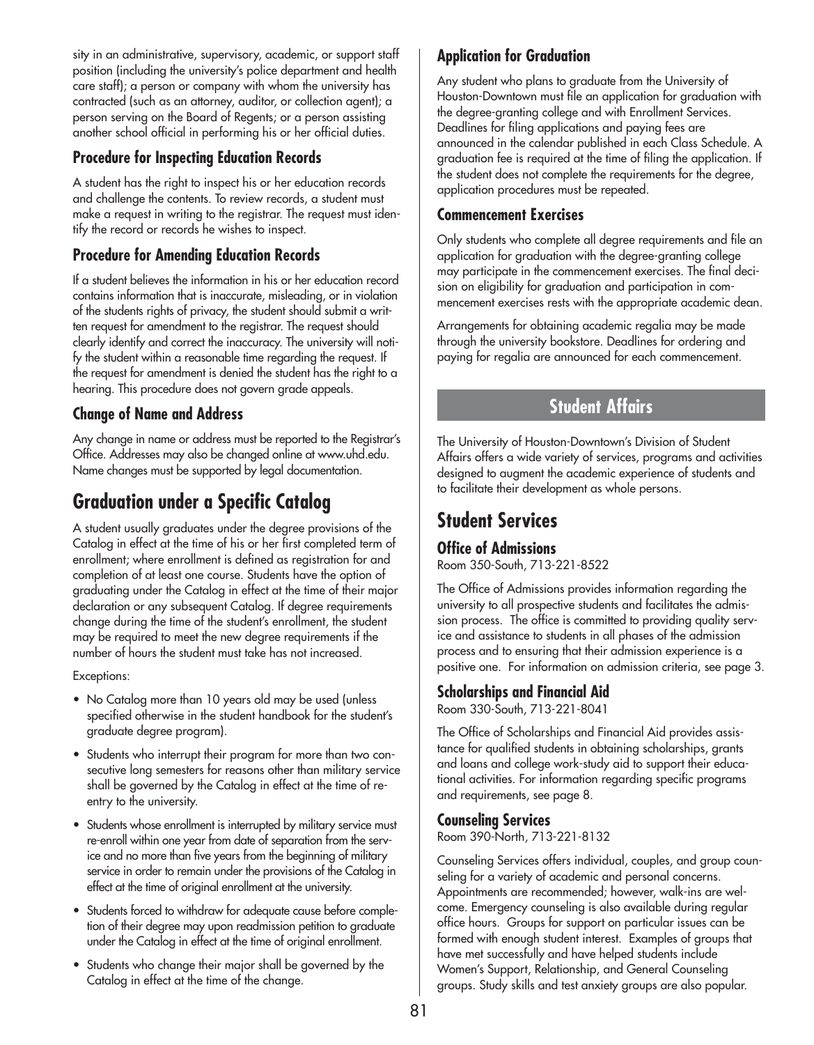sity in an administrative, supervisory, academic, or support staff position (including the university's police department and health care staff); a person or company with whom the university has contracted (such as an attorney, auditor, or collection agent); a person serving on the Board of Regents; or a person assisting another school official in performing his or her official duties.

### Procedure for Inspecting Education Records

A student has the right to inspect his or her education records and challenge the contents. To review records, a student must make a request in writing to the registrar. The request must identify the record or records he wishes to inspect.

### Procedure for Amending Education Records

If a student believes the information in his or her education record contains information that is inaccurate, misleading, or in violation of the students rights of privacy, the student should submit a written request for amendment to the registrar. The request should clearly identify and correct the inaccuracy. The university will notify the student within a reasonable time regarding the request. If the request for amendment is denied the student has the right to a hearing. This procedure does not govern grade appeals.

### Change of Name and Address

Any change in name or address must be reported to the Registrar's Office. Addresses may also be changed online at www.uhd.edu. Name changes must be supported by legal documentation.

## Graduation under a Specific Catalog

A student usually graduates under the degree provisions of the Catalog in effect at the time of his or her first completed term of enrollment; where enrollment is defined as registration for and completion of at least one course. Students have the option of graduating under the Catalog in effect at the time of their major declaration or any subsequent Catalog. If degree requirements change during the time of the student's enrollment, the student may be required to meet the new degree requirements if the number of hours the student must take has not increased.

Exceptions:

- No Catalog more than 10 years old may be used (unless specified otherwise in the student handbook for the student's graduate degree program).
- Students who interrupt their program for more than two consecutive long semesters for reasons other than military service shall be governed by the Catalog in effect at the time of re-entry to the university.
- Students whose enrollment is interrupted by military service must re-enroll within one year from date of separation from the service and no more than five years from the beginning of military service in order to remain under the provisions of the Catalog in effect at the time of original enrollment at the university.
- Students forced to withdraw for adequate cause before completion of their degree may upon readmission petition to graduate under the Catalog in effect at the time of original enrollment.
- Students who change their major shall be governed by the Catalog in effect at the time of the change.

### Application for Graduation

Any student who plans to graduate from the University of Houston-Downtown must file an application for graduation with the degree-granting college and with Enrollment Services. Deadlines for filing applications and paying fees are announced in the calendar published in each Class Schedule. A graduation fee is required at the time of filing the application. If the student does not complete the requirements for the degree, application procedures must be repeated.

### Commencement Exercises

Only students who complete all degree requirements and file an application for graduation with the degree-granting college may participate in the commencement exercises. The final decision on eligibility for graduation and participation in commencement exercises rests with the appropriate academic dean.

Arrangements for obtaining academic regalia may be made through the university bookstore. Deadlines for ordering and paying for regalia are announced for each commencement.

# Student Affairs

The University of Houston-Downtown's Division of Student Affairs offers a wide variety of services, programs and activities designed to augment the academic experience of students and to facilitate their development as whole persons.

## Student Services

### Office of Admissions

Room 350-South, 713-221-8522

The Office of Admissions provides information regarding the university to all prospective students and facilitates the admission process. The office is committed to providing quality service and assistance to students in all phases of the admission process and to ensuring that their admission experience is a positive one. For information on admission criteria, see page 3.

### Scholarships and Financial Aid

Room 330-South, 713-221-8041

The Office of Scholarships and Financial Aid provides assistance for qualified students in obtaining scholarships, grants and loans and college work-study aid to support their educational activities. For information regarding specific programs and requirements, see page 8.

### Counseling Services

Room 390-North, 713-221-8132

Counseling Services offers individual, couples, and group counseling for a variety of academic and personal concerns. Appointments are recommended; however, walk-ins are welcome. Emergency counseling is also available during regular office hours. Groups for support on particular issues can be formed with enough student interest. Examples of groups that have met successfully and have helped students include Women's Support, Relationship, and General Counseling groups. Study skills and test anxiety groups are also popular.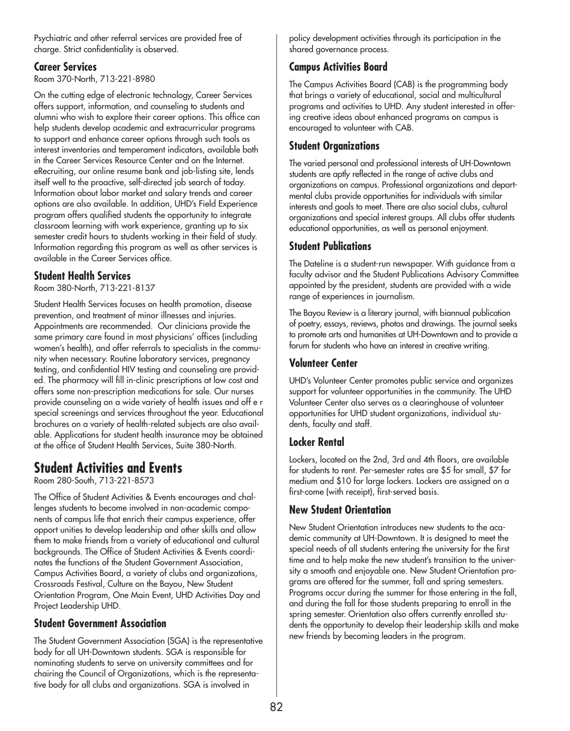Psychiatric and other referral services are provided free of charge. Strict confidentiality is observed.

### Career Services

Room 370-North, 713-221-8980

On the cutting edge of electronic technology, Career Services offers support, information, and counseling to students and alumni who wish to explore their career options. This office can help students develop academic and extracurricular programs to support and enhance career options through such tools as interest inventories and temperament indicators, available both in the Career Services Resource Center and on the Internet. eRecruiting, our online resume bank and job-listing site, lends itself well to the proactive, self-directed job search of today. Information about labor market and salary trends and career options are also available. In addition, UHD's Field Experience program offers qualified students the opportunity to integrate classroom learning with work experience, granting up to six semester credit hours to students working in their field of study. Information regarding this program as well as other services is available in the Career Services office.

### Student Health Services

Room 380-North, 713-221-8137

Student Health Services focuses on health promotion, disease prevention, and treatment of minor illnesses and injuries. Appointments are recommended. Our clinicians provide the same primary care found in most physicians' offices (including women's health), and offer referrals to specialists in the community when necessary. Routine laboratory services, pregnancy testing, and confidential HIV testing and counseling are provided. The pharmacy will fill in-clinic prescriptions at low cost and offers some non-prescription medications for sale. Our nurses provide counseling on a wide variety of health issues and off e r special screenings and services throughout the year. Educational brochures on a variety of health-related subjects are also available. Applications for student health insurance may be obtained at the office of Student Health Services, Suite 380-North.

## Student Activities and Events

Room 280-South, 713-221-8573

The Office of Student Activities & Events encourages and challenges students to become involved in non-academic components of campus life that enrich their campus experience, offer opport unities to develop leadership and other skills and allow them to make friends from a variety of educational and cultural backgrounds. The Office of Student Activities & Events coordinates the functions of the Student Government Association, Campus Activities Board, a variety of clubs and organizations, Crossroads Festival, Culture on the Bayou, New Student Orientation Program, One Main Event, UHD Activities Day and Project Leadership UHD.

### Student Government Association

The Student Government Association (SGA) is the representative body for all UH-Downtown students. SGA is responsible for nominating students to serve on university committees and for chairing the Council of Organizations, which is the representative body for all clubs and organizations. SGA is involved in policy development activities through its participation in the shared governance process.

### Campus Activities Board

The Campus Activities Board (CAB) is the programming body that brings a variety of educational, social and multicultural programs and activities to UHD. Any student interested in offering creative ideas about enhanced programs on campus is encouraged to volunteer with CAB.

### Student Organizations

The varied personal and professional interests of UH-Downtown students are aptly reflected in the range of active clubs and organizations on campus. Professional organizations and departmental clubs provide opportunities for individuals with similar interests and goals to meet. There are also social clubs, cultural organizations and special interest groups. All clubs offer students educational opportunities, as well as personal enjoyment.

### Student Publications

The Dateline is a student-run newspaper. With guidance from a faculty advisor and the Student Publications Advisory Committee appointed by the president, students are provided with a wide range of experiences in journalism.

The Bayou Review is a literary journal, with biannual publication of poetry, essays, reviews, photos and drawings. The journal seeks to promote arts and humanities at UH-Downtown and to provide a forum for students who have an interest in creative writing.

### Volunteer Center

UHD's Volunteer Center promotes public service and organizes support for volunteer opportunities in the community. The UHD Volunteer Center also serves as a clearinghouse of volunteer opportunities for UHD student organizations, individual students, faculty and staff.

### Locker Rental

Lockers, located on the 2nd, 3rd and 4th floors, are available for students to rent. Per-semester rates are $5 for small, $7 for medium and $10 for large lockers. Lockers are assigned on a first-come (with receipt), first-served basis.

### New Student Orientation

New Student Orientation introduces new students to the academic community at UH-Downtown. It is designed to meet the special needs of all students entering the university for the first time and to help make the new student's transition to the university a smooth and enjoyable one. New Student Orientation programs are offered for the summer, fall and spring semesters. Programs occur during the summer for those entering in the fall, and during the fall for those students preparing to enroll in the spring semester. Orientation also offers currently enrolled students the opportunity to develop their leadership skills and make new friends by becoming leaders in the program.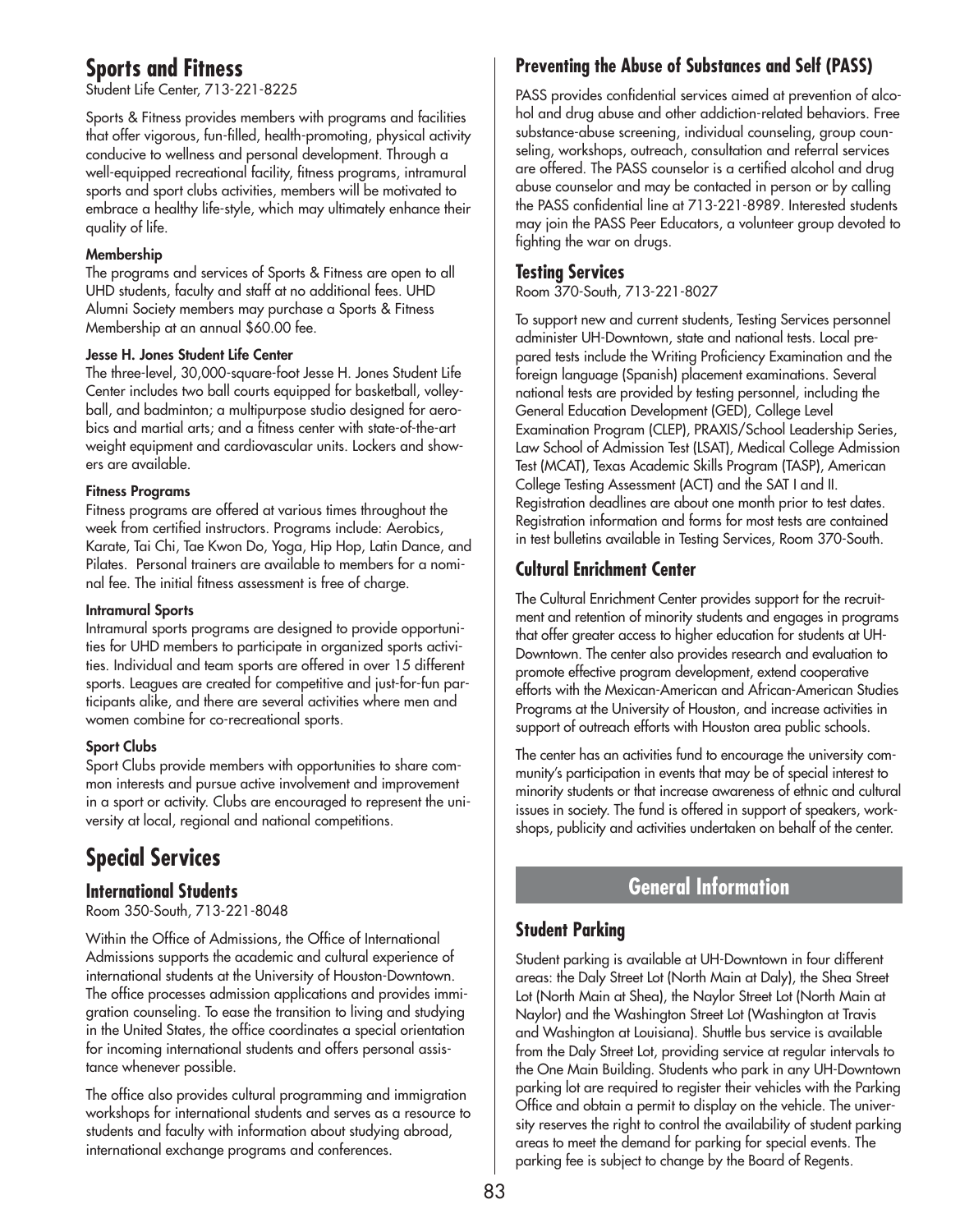## Sports and Fitness

Student Life Center, 713-221-8225

Sports & Fitness provides members with programs and facilities that offer vigorous, fun-filled, health-promoting, physical activity conducive to wellness and personal development. Through a well-equipped recreational facility, fitness programs, intramural sports and sport clubs activities, members will be motivated to embrace a healthy life-style, which may ultimately enhance their quality of life.

#### Membership

The programs and services of Sports & Fitness are open to all UHD students, faculty and staff at no additional fees. UHD Alumni Society members may purchase a Sports & Fitness Membership at an annual $60.00 fee.

#### Jesse H. Jones Student Life Center

The three-level, 30,000-square-foot Jesse H. Jones Student Life Center includes two ball courts equipped for basketball, volleyball, and badminton; a multipurpose studio designed for aerobics and martial arts; and a fitness center with state-of-the-art weight equipment and cardiovascular units. Lockers and showers are available.

#### Fitness Programs

Fitness programs are offered at various times throughout the week from certified instructors. Programs include: Aerobics, Karate, Tai Chi, Tae Kwon Do, Yoga, Hip Hop, Latin Dance, and Pilates. Personal trainers are available to members for a nominal fee. The initial fitness assessment is free of charge.

#### Intramural Sports

Intramural sports programs are designed to provide opportunities for UHD members to participate in organized sports activities. Individual and team sports are offered in over 15 different sports. Leagues are created for competitive and just-for-fun participants alike, and there are several activities where men and women combine for co-recreational sports.

#### Sport Clubs

Sport Clubs provide members with opportunities to share common interests and pursue active involvement and improvement in a sport or activity. Clubs are encouraged to represent the university at local, regional and national competitions.

## Special Services

### International Students

Room 350-South, 713-221-8048

Within the Office of Admissions, the Office of International Admissions supports the academic and cultural experience of international students at the University of Houston-Downtown. The office processes admission applications and provides immigration counseling. To ease the transition to living and studying in the United States, the office coordinates a special orientation for incoming international students and offers personal assistance whenever possible.

The office also provides cultural programming and immigration workshops for international students and serves as a resource to students and faculty with information about studying abroad, international exchange programs and conferences.

### Preventing the Abuse of Substances and Self (PASS)

PASS provides confidential services aimed at prevention of alcohol and drug abuse and other addiction-related behaviors. Free substance-abuse screening, individual counseling, group counseling, workshops, outreach, consultation and referral services are offered. The PASS counselor is a certified alcohol and drug abuse counselor and may be contacted in person or by calling the PASS confidential line at 713-221-8989. Interested students may join the PASS Peer Educators, a volunteer group devoted to fighting the war on drugs.

### Testing Services

Room 370-South, 713-221-8027

To support new and current students, Testing Services personnel administer UH-Downtown, state and national tests. Local prepared tests include the Writing Proficiency Examination and the foreign language (Spanish) placement examinations. Several national tests are provided by testing personnel, including the General Education Development (GED), College Level Examination Program (CLEP), PRAXIS/School Leadership Series, Law School of Admission Test (LSAT), Medical College Admission Test (MCAT), Texas Academic Skills Program (TASP), American College Testing Assessment (ACT) and the SAT I and II. Registration deadlines are about one month prior to test dates. Registration information and forms for most tests are contained in test bulletins available in Testing Services, Room 370-South.

### Cultural Enrichment Center

The Cultural Enrichment Center provides support for the recruitment and retention of minority students and engages in programs that offer greater access to higher education for students at UH-Downtown. The center also provides research and evaluation to promote effective program development, extend cooperative efforts with the Mexican-American and African-American Studies Programs at the University of Houston, and increase activities in support of outreach efforts with Houston area public schools.

The center has an activities fund to encourage the university community's participation in events that may be of special interest to minority students or that increase awareness of ethnic and cultural issues in society. The fund is offered in support of speakers, workshops, publicity and activities undertaken on behalf of the center.

## General Information

### Student Parking

Student parking is available at UH-Downtown in four different areas: the Daly Street Lot (North Main at Daly), the Shea Street Lot (North Main at Shea), the Naylor Street Lot (North Main at Naylor) and the Washington Street Lot (Washington at Travis and Washington at Louisiana). Shuttle bus service is available from the Daly Street Lot, providing service at regular intervals to the One Main Building. Students who park in any UH-Downtown parking lot are required to register their vehicles with the Parking Office and obtain a permit to display on the vehicle. The university reserves the right to control the availability of student parking areas to meet the demand for parking for special events. The parking fee is subject to change by the Board of Regents.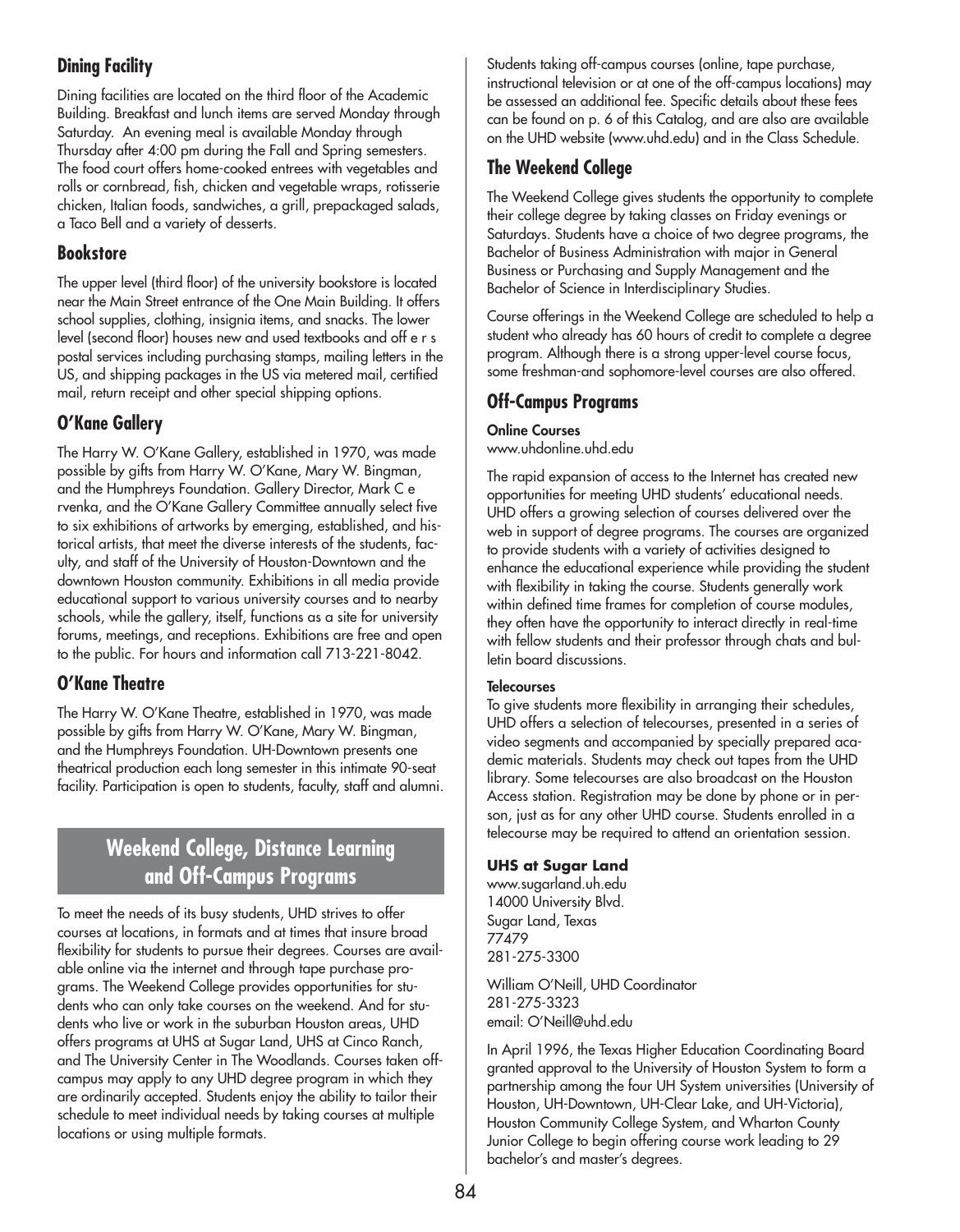## Dining Facility

Dining facilities are located on the third floor of the Academic Building. Breakfast and lunch items are served Monday through Saturday. An evening meal is available Monday through Thursday after 4:00 pm during the Fall and Spring semesters. The food court offers home-cooked entrees with vegetables and rolls or cornbread, fish, chicken and vegetable wraps, rotisserie chicken, Italian foods, sandwiches, a grill, prepackaged salads, a Taco Bell and a variety of desserts.

## Bookstore

The upper level (third floor) of the university bookstore is located near the Main Street entrance of the One Main Building. It offers school supplies, clothing, insignia items, and snacks. The lower level (second floor) houses new and used textbooks and off e r s postal services including purchasing stamps, mailing letters in the US, and shipping packages in the US via metered mail, certified mail, return receipt and other special shipping options.

## O'Kane Gallery

The Harry W. O'Kane Gallery, established in 1970, was made possible by gifts from Harry W. O'Kane, Mary W. Bingman, and the Humphreys Foundation. Gallery Director, Mark C e rvenka, and the O'Kane Gallery Committee annually select five to six exhibitions of artworks by emerging, established, and historical artists, that meet the diverse interests of the students, faculty, and staff of the University of Houston-Downtown and the downtown Houston community. Exhibitions in all media provide educational support to various university courses and to nearby schools, while the gallery, itself, functions as a site for university forums, meetings, and receptions. Exhibitions are free and open to the public. For hours and information call 713-221-8042.

## O'Kane Theatre

The Harry W. O'Kane Theatre, established in 1970, was made possible by gifts from Harry W. O'Kane, Mary W. Bingman, and the Humphreys Foundation. UH-Downtown presents one theatrical production each long semester in this intimate 90-seat facility. Participation is open to students, faculty, staff and alumni.

# Weekend College, Distance Learning and Off-Campus Programs

To meet the needs of its busy students, UHD strives to offer courses at locations, in formats and at times that insure broad flexibility for students to pursue their degrees. Courses are available online via the internet and through tape purchase programs. The Weekend College provides opportunities for students who can only take courses on the weekend. And for students who live or work in the suburban Houston areas, UHD offers programs at UHS at Sugar Land, UHS at Cinco Ranch, and The University Center in The Woodlands. Courses taken off-campus may apply to any UHD degree program in which they are ordinarily accepted. Students enjoy the ability to tailor their schedule to meet individual needs by taking courses at multiple locations or using multiple formats.

Students taking off-campus courses (online, tape purchase, instructional television or at one of the off-campus locations) may be assessed an additional fee. Specific details about these fees can be found on p. 6 of this Catalog, and are also are available on the UHD website (www.uhd.edu) and in the Class Schedule.

## The Weekend College

The Weekend College gives students the opportunity to complete their college degree by taking classes on Friday evenings or Saturdays. Students have a choice of two degree programs, the Bachelor of Business Administration with major in General Business or Purchasing and Supply Management and the Bachelor of Science in Interdisciplinary Studies.

Course offerings in the Weekend College are scheduled to help a student who already has 60 hours of credit to complete a degree program. Although there is a strong upper-level course focus, some freshman-and sophomore-level courses are also offered.

## Off-Campus Programs

**Online Courses**
www.uhdonline.uhd.edu

The rapid expansion of access to the Internet has created new opportunities for meeting UHD students' educational needs. UHD offers a growing selection of courses delivered over the web in support of degree programs. The courses are organized to provide students with a variety of activities designed to enhance the educational experience while providing the student with flexibility in taking the course. Students generally work within defined time frames for completion of course modules, they often have the opportunity to interact directly in real-time with fellow students and their professor through chats and bulletin board discussions.

**Telecourses**
To give students more flexibility in arranging their schedules, UHD offers a selection of telecourses, presented in a series of video segments and accompanied by specially prepared academic materials. Students may check out tapes from the UHD library. Some telecourses are also broadcast on the Houston Access station. Registration may be done by phone or in person, just as for any other UHD course. Students enrolled in a telecourse may be required to attend an orientation session.

**UHS at Sugar Land**
www.sugarland.uh.edu
14000 University Blvd.
Sugar Land, Texas
77479
281-275-3300

William O'Neill, UHD Coordinator
281-275-3323
email: O'Neill@uhd.edu

In April 1996, the Texas Higher Education Coordinating Board granted approval to the University of Houston System to form a partnership among the four UH System universities (University of Houston, UH-Downtown, UH-Clear Lake, and UH-Victoria), Houston Community College System, and Wharton County Junior College to begin offering course work leading to 29 bachelor's and master's degrees.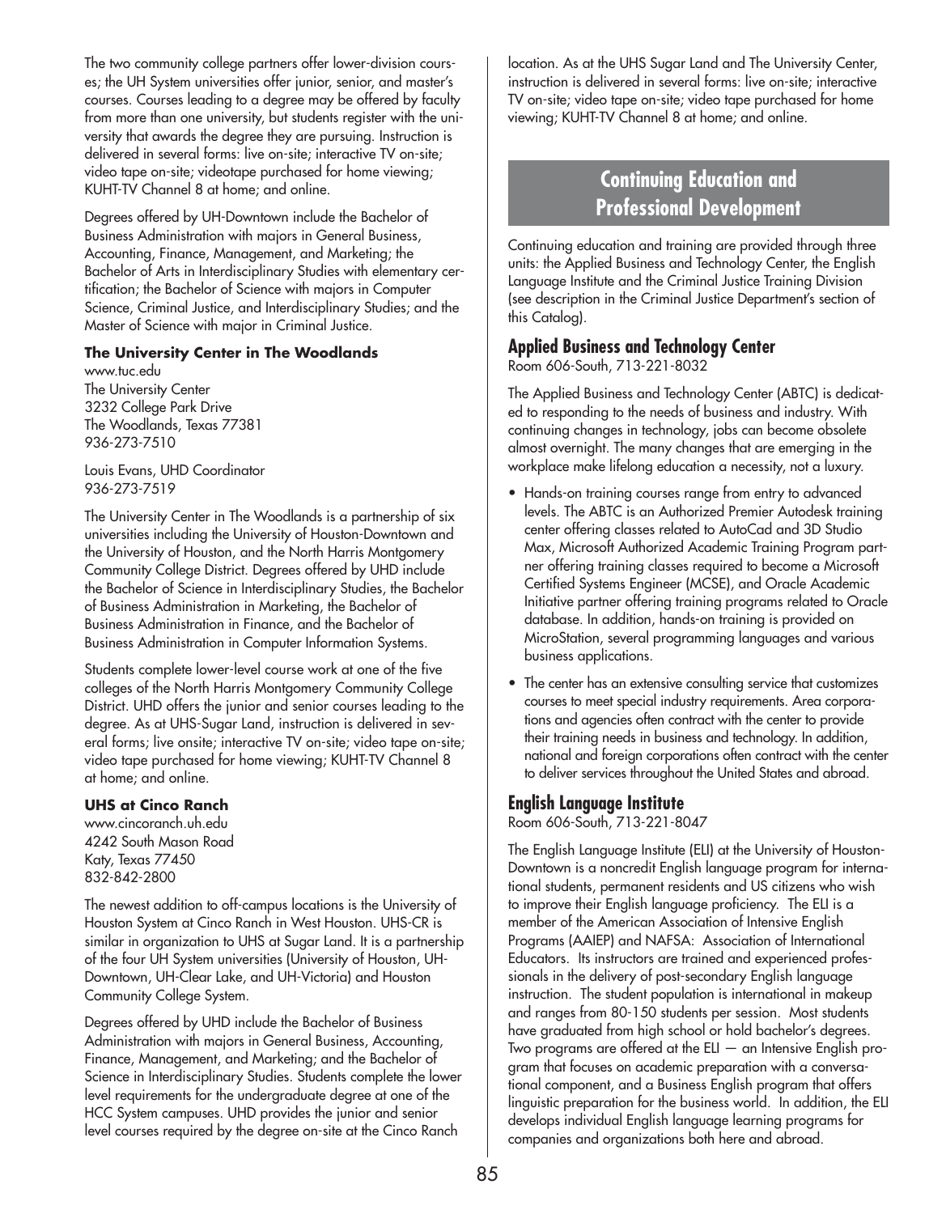The two community college partners offer lower-division courses; the UH System universities offer junior, senior, and master's courses. Courses leading to a degree may be offered by faculty from more than one university, but students register with the university that awards the degree they are pursuing. Instruction is delivered in several forms: live on-site; interactive TV on-site; video tape on-site; videotape purchased for home viewing; KUHT-TV Channel 8 at home; and online.

Degrees offered by UH-Downtown include the Bachelor of Business Administration with majors in General Business, Accounting, Finance, Management, and Marketing; the Bachelor of Arts in Interdisciplinary Studies with elementary certification; the Bachelor of Science with majors in Computer Science, Criminal Justice, and Interdisciplinary Studies; and the Master of Science with major in Criminal Justice.

**The University Center in The Woodlands**

www.tuc.edu
The University Center
3232 College Park Drive
The Woodlands, Texas 77381
936-273-7510

Louis Evans, UHD Coordinator
936-273-7519

The University Center in The Woodlands is a partnership of six universities including the University of Houston-Downtown and the University of Houston, and the North Harris Montgomery Community College District. Degrees offered by UHD include the Bachelor of Science in Interdisciplinary Studies, the Bachelor of Business Administration in Marketing, the Bachelor of Business Administration in Finance, and the Bachelor of Business Administration in Computer Information Systems.

Students complete lower-level course work at one of the five colleges of the North Harris Montgomery Community College District. UHD offers the junior and senior courses leading to the degree. As at UHS-Sugar Land, instruction is delivered in several forms; live onsite; interactive TV on-site; video tape on-site; video tape purchased for home viewing; KUHT-TV Channel 8 at home; and online.

**UHS at Cinco Ranch**

www.cincoranch.uh.edu
4242 South Mason Road
Katy, Texas 77450
832-842-2800

The newest addition to off-campus locations is the University of Houston System at Cinco Ranch in West Houston. UHS-CR is similar in organization to UHS at Sugar Land. It is a partnership of the four UH System universities (University of Houston, UH-Downtown, UH-Clear Lake, and UH-Victoria) and Houston Community College System.

Degrees offered by UHD include the Bachelor of Business Administration with majors in General Business, Accounting, Finance, Management, and Marketing; and the Bachelor of Science in Interdisciplinary Studies. Students complete the lower level requirements for the undergraduate degree at one of the HCC System campuses. UHD provides the junior and senior level courses required by the degree on-site at the Cinco Ranch location. As at the UHS Sugar Land and The University Center, instruction is delivered in several forms: live on-site; interactive TV on-site; video tape on-site; video tape purchased for home viewing; KUHT-TV Channel 8 at home; and online.

## Continuing Education and Professional Development

Continuing education and training are provided through three units: the Applied Business and Technology Center, the English Language Institute and the Criminal Justice Training Division (see description in the Criminal Justice Department's section of this Catalog).

### Applied Business and Technology Center

Room 606-South, 713-221-8032

The Applied Business and Technology Center (ABTC) is dedicated to responding to the needs of business and industry. With continuing changes in technology, jobs can become obsolete almost overnight. The many changes that are emerging in the workplace make lifelong education a necessity, not a luxury.

- Hands-on training courses range from entry to advanced levels. The ABTC is an Authorized Premier Autodesk training center offering classes related to AutoCad and 3D Studio Max, Microsoft Authorized Academic Training Program partner offering training classes required to become a Microsoft Certified Systems Engineer (MCSE), and Oracle Academic Initiative partner offering training programs related to Oracle database. In addition, hands-on training is provided on MicroStation, several programming languages and various business applications.
- The center has an extensive consulting service that customizes courses to meet special industry requirements. Area corporations and agencies often contract with the center to provide their training needs in business and technology. In addition, national and foreign corporations often contract with the center to deliver services throughout the United States and abroad.

### English Language Institute

Room 606-South, 713-221-8047

The English Language Institute (ELI) at the University of Houston-Downtown is a noncredit English language program for international students, permanent residents and US citizens who wish to improve their English language proficiency. The ELI is a member of the American Association of Intensive English Programs (AAIEP) and NAFSA: Association of International Educators. Its instructors are trained and experienced professionals in the delivery of post-secondary English language instruction. The student population is international in makeup and ranges from 80-150 students per session. Most students have graduated from high school or hold bachelor's degrees. Two programs are offered at the ELI — an Intensive English program that focuses on academic preparation with a conversational component, and a Business English program that offers linguistic preparation for the business world. In addition, the ELI develops individual English language learning programs for companies and organizations both here and abroad.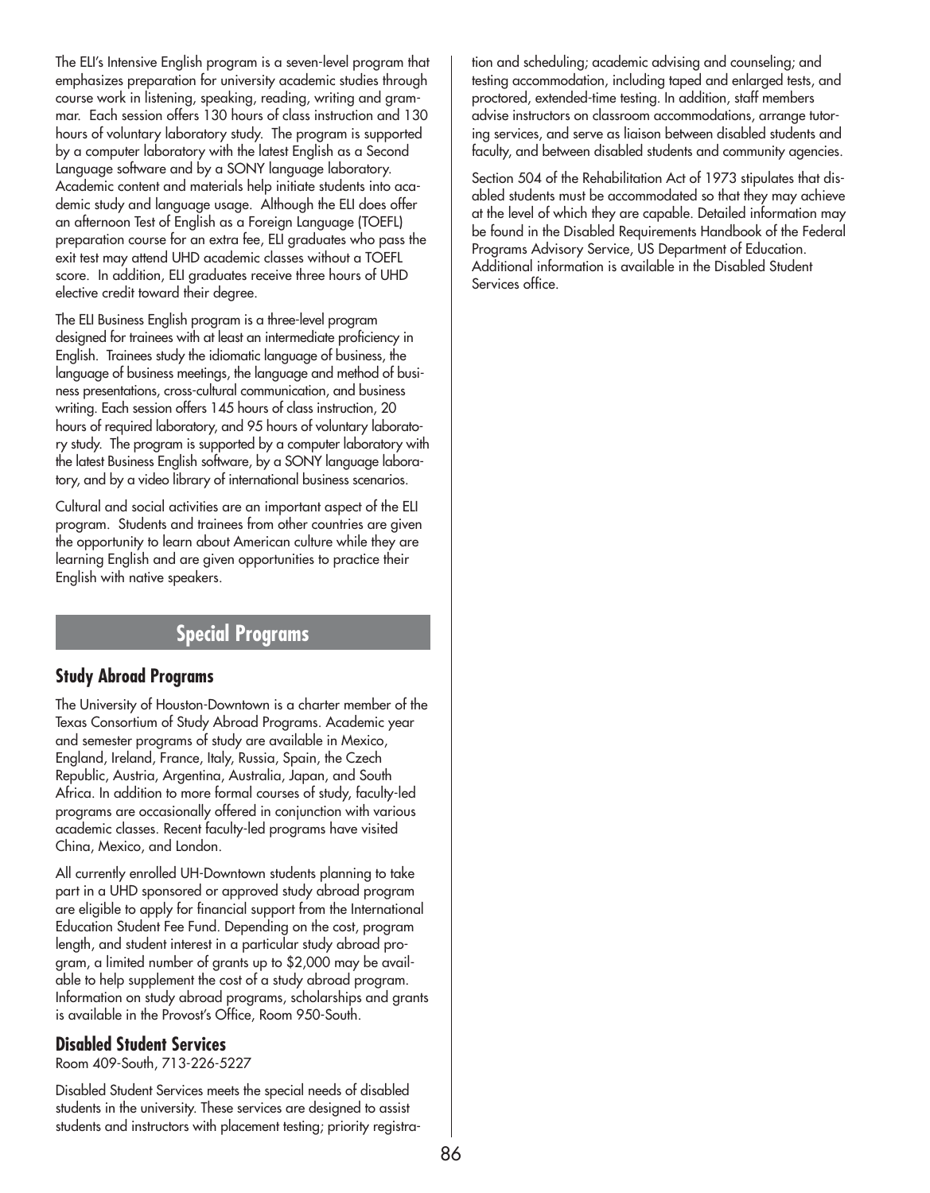The ELI's Intensive English program is a seven-level program that emphasizes preparation for university academic studies through course work in listening, speaking, reading, writing and grammar. Each session offers 130 hours of class instruction and 130 hours of voluntary laboratory study. The program is supported by a computer laboratory with the latest English as a Second Language software and by a SONY language laboratory. Academic content and materials help initiate students into academic study and language usage. Although the ELI does offer an afternoon Test of English as a Foreign Language (TOEFL) preparation course for an extra fee, ELI graduates who pass the exit test may attend UHD academic classes without a TOEFL score. In addition, ELI graduates receive three hours of UHD elective credit toward their degree.

The ELI Business English program is a three-level program designed for trainees with at least an intermediate proficiency in English. Trainees study the idiomatic language of business, the language of business meetings, the language and method of business presentations, cross-cultural communication, and business writing. Each session offers 145 hours of class instruction, 20 hours of required laboratory, and 95 hours of voluntary laboratory study. The program is supported by a computer laboratory with the latest Business English software, by a SONY language laboratory, and by a video library of international business scenarios.

Cultural and social activities are an important aspect of the ELI program. Students and trainees from other countries are given the opportunity to learn about American culture while they are learning English and are given opportunities to practice their English with native speakers.

## Special Programs

### Study Abroad Programs

The University of Houston-Downtown is a charter member of the Texas Consortium of Study Abroad Programs. Academic year and semester programs of study are available in Mexico, England, Ireland, France, Italy, Russia, Spain, the Czech Republic, Austria, Argentina, Australia, Japan, and South Africa. In addition to more formal courses of study, faculty-led programs are occasionally offered in conjunction with various academic classes. Recent faculty-led programs have visited China, Mexico, and London.

All currently enrolled UH-Downtown students planning to take part in a UHD sponsored or approved study abroad program are eligible to apply for financial support from the International Education Student Fee Fund. Depending on the cost, program length, and student interest in a particular study abroad program, a limited number of grants up to $2,000 may be available to help supplement the cost of a study abroad program. Information on study abroad programs, scholarships and grants is available in the Provost's Office, Room 950-South.

### Disabled Student Services

Room 409-South, 713-226-5227

Disabled Student Services meets the special needs of disabled students in the university. These services are designed to assist students and instructors with placement testing; priority registration and scheduling; academic advising and counseling; and testing accommodation, including taped and enlarged tests, and proctored, extended-time testing. In addition, staff members advise instructors on classroom accommodations, arrange tutoring services, and serve as liaison between disabled students and faculty, and between disabled students and community agencies.

Section 504 of the Rehabilitation Act of 1973 stipulates that disabled students must be accommodated so that they may achieve at the level of which they are capable. Detailed information may be found in the Disabled Requirements Handbook of the Federal Programs Advisory Service, US Department of Education. Additional information is available in the Disabled Student Services office.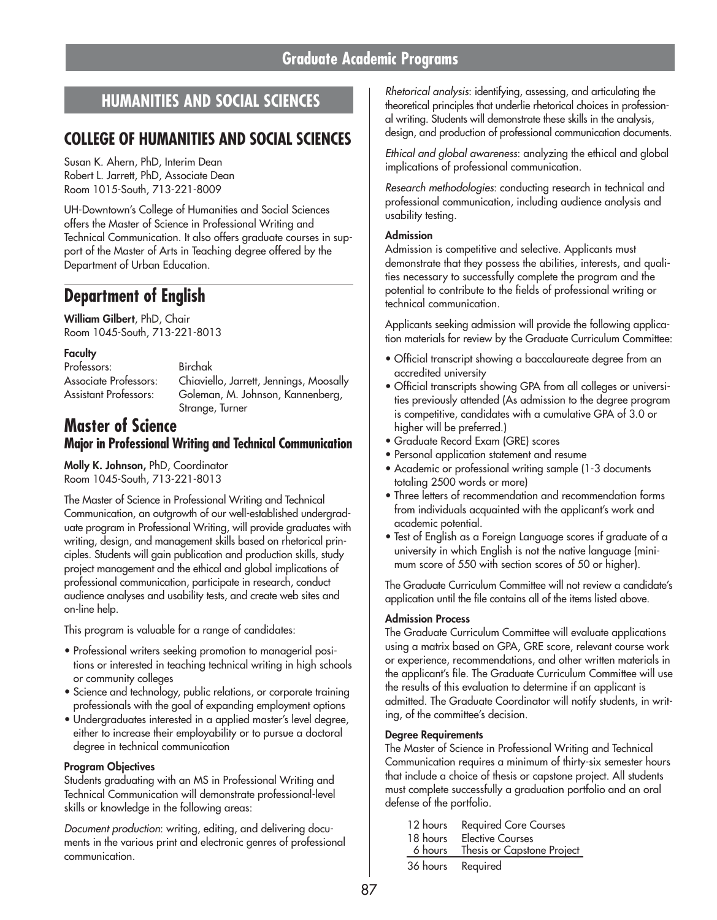# HUMANITIES AND SOCIAL SCIENCES

## COLLEGE OF HUMANITIES AND SOCIAL SCIENCES

Susan K. Ahern, PhD, Interim Dean
Robert L. Jarrett, PhD, Associate Dean
Room 1015-South, 713-221-8009

UH-Downtown's College of Humanities and Social Sciences offers the Master of Science in Professional Writing and Technical Communication. It also offers graduate courses in support of the Master of Arts in Teaching degree offered by the Department of Urban Education.

## Department of English

**William Gilbert**, PhD, Chair
Room 1045-South, 713-221-8013

**Faculty**

| | |
|---|---|
| Professors: | Birchak |
| Associate Professors: | Chiaviello, Jarrett, Jennings, Moosally |
| Assistant Professors: | Goleman, M. Johnson, Kannenberg, Strange, Turner |

## Master of Science

### Major in Professional Writing and Technical Communication

**Molly K. Johnson,** PhD, Coordinator
Room 1045-South, 713-221-8013

The Master of Science in Professional Writing and Technical Communication, an outgrowth of our well-established undergraduate program in Professional Writing, will provide graduates with writing, design, and management skills based on rhetorical principles. Students will gain publication and production skills, study project management and the ethical and global implications of professional communication, participate in research, conduct audience analyses and usability tests, and create web sites and on-line help.

This program is valuable for a range of candidates:

- Professional writers seeking promotion to managerial positions or interested in teaching technical writing in high schools or community colleges
- Science and technology, public relations, or corporate training professionals with the goal of expanding employment options
- Undergraduates interested in a applied master's level degree, either to increase their employability or to pursue a doctoral degree in technical communication

**Program Objectives**

Students graduating with an MS in Professional Writing and Technical Communication will demonstrate professional-level skills or knowledge in the following areas:

*Document production*: writing, editing, and delivering documents in the various print and electronic genres of professional communication.

*Rhetorical analysis*: identifying, assessing, and articulating the theoretical principles that underlie rhetorical choices in professional writing. Students will demonstrate these skills in the analysis, design, and production of professional communication documents.

*Ethical and global awareness*: analyzing the ethical and global implications of professional communication.

*Research methodologies*: conducting research in technical and professional communication, including audience analysis and usability testing.

**Admission**

Admission is competitive and selective. Applicants must demonstrate that they possess the abilities, interests, and qualities necessary to successfully complete the program and the potential to contribute to the fields of professional writing or technical communication.

Applicants seeking admission will provide the following application materials for review by the Graduate Curriculum Committee:

- Official transcript showing a baccalaureate degree from an accredited university
- Official transcripts showing GPA from all colleges or universities previously attended (As admission to the degree program is competitive, candidates with a cumulative GPA of 3.0 or higher will be preferred.)
- Graduate Record Exam (GRE) scores
- Personal application statement and resume
- Academic or professional writing sample (1-3 documents totaling 2500 words or more)
- Three letters of recommendation and recommendation forms from individuals acquainted with the applicant's work and academic potential.
- Test of English as a Foreign Language scores if graduate of a university in which English is not the native language (minimum score of 550 with section scores of 50 or higher).

The Graduate Curriculum Committee will not review a candidate's application until the file contains all of the items listed above.

**Admission Process**

The Graduate Curriculum Committee will evaluate applications using a matrix based on GPA, GRE score, relevant course work or experience, recommendations, and other written materials in the applicant's file. The Graduate Curriculum Committee will use the results of this evaluation to determine if an applicant is admitted. The Graduate Coordinator will notify students, in writing, of the committee's decision.

**Degree Requirements**

The Master of Science in Professional Writing and Technical Communication requires a minimum of thirty-six semester hours that include a choice of thesis or capstone project. All students must complete successfully a graduation portfolio and an oral defense of the portfolio.

| | |
|---|---|
| 12 hours | Required Core Courses |
| 18 hours | Elective Courses |
| 6 hours | Thesis or Capstone Project |
| 36 hours | Required |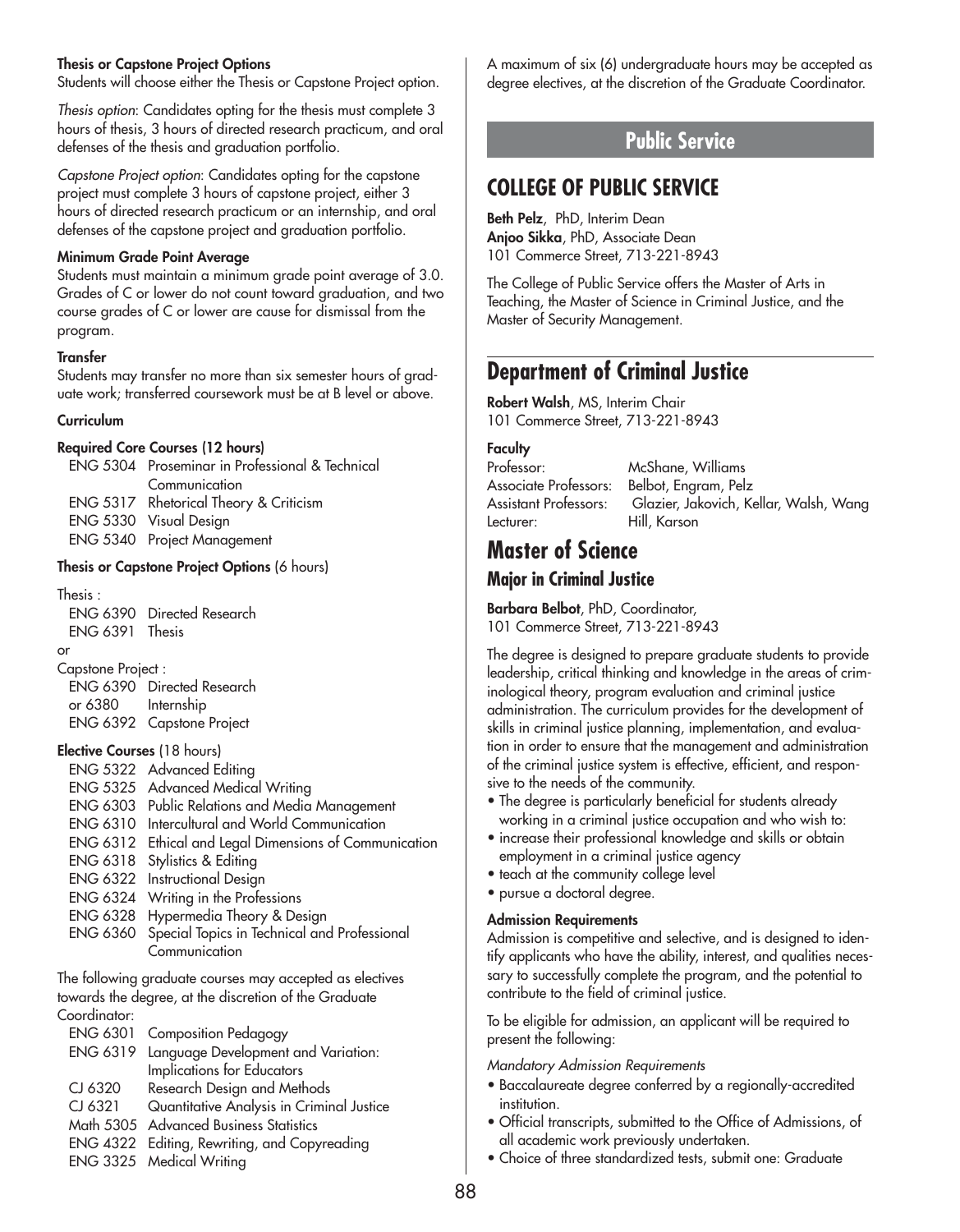**Thesis or Capstone Project Options**

Students will choose either the Thesis or Capstone Project option.

*Thesis option*: Candidates opting for the thesis must complete 3 hours of thesis, 3 hours of directed research practicum, and oral defenses of the thesis and graduation portfolio.

*Capstone Project option*: Candidates opting for the capstone project must complete 3 hours of capstone project, either 3 hours of directed research practicum or an internship, and oral defenses of the capstone project and graduation portfolio.

**Minimum Grade Point Average**

Students must maintain a minimum grade point average of 3.0. Grades of C or lower do not count toward graduation, and two course grades of C or lower are cause for dismissal from the program.

**Transfer**

Students may transfer no more than six semester hours of graduate work; transferred coursework must be at B level or above.

**Curriculum**

**Required Core Courses (12 hours)**

- ENG 5304 Proseminar in Professional & Technical Communication
- ENG 5317 Rhetorical Theory & Criticism
- ENG 5330 Visual Design
- ENG 5340 Project Management

**Thesis or Capstone Project Options** (6 hours)

Thesis :

- ENG 6390 Directed Research
- ENG 6391 Thesis

or

Capstone Project :

- ENG 6390 Directed Research or 6380 Internship
- ENG 6392 Capstone Project

**Elective Courses** (18 hours)

- ENG 5322 Advanced Editing
- ENG 5325 Advanced Medical Writing
- ENG 6303 Public Relations and Media Management
- ENG 6310 Intercultural and World Communication
- ENG 6312 Ethical and Legal Dimensions of Communication
- ENG 6318 Stylistics & Editing
- ENG 6322 Instructional Design
- ENG 6324 Writing in the Professions
- ENG 6328 Hypermedia Theory & Design
- ENG 6360 Special Topics in Technical and Professional Communication

The following graduate courses may accepted as electives towards the degree, at the discretion of the Graduate Coordinator:

- ENG 6301 Composition Pedagogy
- ENG 6319 Language Development and Variation: Implications for Educators
- CJ 6320 Research Design and Methods
- CJ 6321 Quantitative Analysis in Criminal Justice
- Math 5305 Advanced Business Statistics
- ENG 4322 Editing, Rewriting, and Copyreading
- ENG 3325 Medical Writing

A maximum of six (6) undergraduate hours may be accepted as degree electives, at the discretion of the Graduate Coordinator.

# Public Service

## COLLEGE OF PUBLIC SERVICE

**Beth Pelz**, PhD, Interim Dean
**Anjoo Sikka**, PhD, Associate Dean
101 Commerce Street, 713-221-8943

The College of Public Service offers the Master of Arts in Teaching, the Master of Science in Criminal Justice, and the Master of Security Management.

## Department of Criminal Justice

**Robert Walsh**, MS, Interim Chair
101 Commerce Street, 713-221-8943

**Faculty**

Professor: McShane, Williams
Associate Professors: Belbot, Engram, Pelz
Assistant Professors: Glazier, Jakovich, Kellar, Walsh, Wang
Lecturer: Hill, Karson

## Master of Science

### Major in Criminal Justice

**Barbara Belbot**, PhD, Coordinator,
101 Commerce Street, 713-221-8943

The degree is designed to prepare graduate students to provide leadership, critical thinking and knowledge in the areas of criminological theory, program evaluation and criminal justice administration. The curriculum provides for the development of skills in criminal justice planning, implementation, and evaluation in order to ensure that the management and administration of the criminal justice system is effective, efficient, and responsive to the needs of the community.

- The degree is particularly beneficial for students already working in a criminal justice occupation and who wish to:
- increase their professional knowledge and skills or obtain employment in a criminal justice agency
- teach at the community college level
- pursue a doctoral degree.

**Admission Requirements**

Admission is competitive and selective, and is designed to identify applicants who have the ability, interest, and qualities necessary to successfully complete the program, and the potential to contribute to the field of criminal justice.

To be eligible for admission, an applicant will be required to present the following:

*Mandatory Admission Requirements*

- Baccalaureate degree conferred by a regionally-accredited institution.
- Official transcripts, submitted to the Office of Admissions, of all academic work previously undertaken.
- Choice of three standardized tests, submit one: Graduate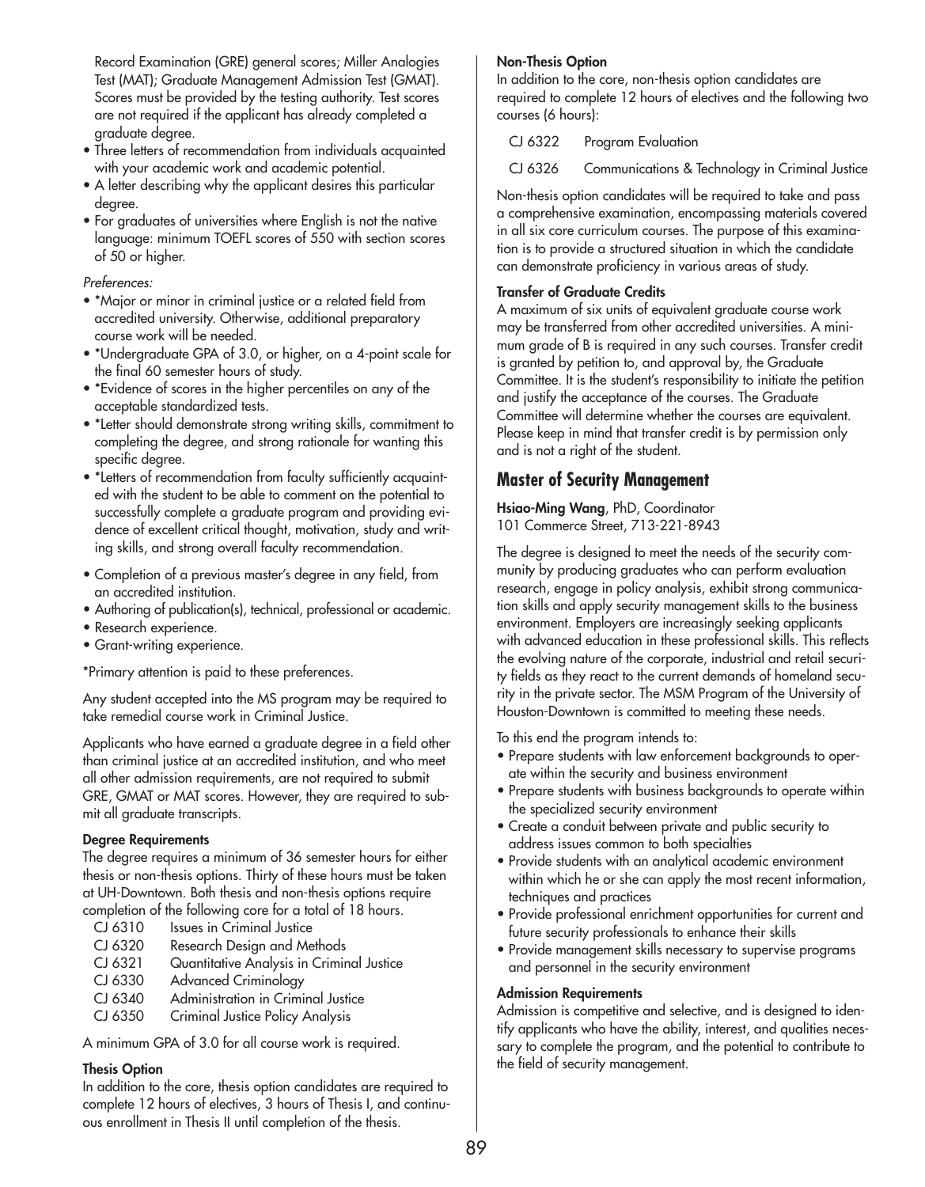Record Examination (GRE) general scores; Miller Analogies Test (MAT); Graduate Management Admission Test (GMAT). Scores must be provided by the testing authority. Test scores are not required if the applicant has already completed a graduate degree.

- Three letters of recommendation from individuals acquainted with your academic work and academic potential.
- A letter describing why the applicant desires this particular degree.
- For graduates of universities where English is not the native language: minimum TOEFL scores of 550 with section scores of 50 or higher.

*Preferences:*

- *Major or minor in criminal justice or a related field from accredited university. Otherwise, additional preparatory course work will be needed.
- *Undergraduate GPA of 3.0, or higher, on a 4-point scale for the final 60 semester hours of study.
- *Evidence of scores in the higher percentiles on any of the acceptable standardized tests.
- *Letter should demonstrate strong writing skills, commitment to completing the degree, and strong rationale for wanting this specific degree.
- *Letters of recommendation from faculty sufficiently acquainted with the student to be able to comment on the potential to successfully complete a graduate program and providing evidence of excellent critical thought, motivation, study and writing skills, and strong overall faculty recommendation.
- Completion of a previous master's degree in any field, from an accredited institution.
- Authoring of publication(s), technical, professional or academic.
- Research experience.
- Grant-writing experience.

*Primary attention is paid to these preferences.

Any student accepted into the MS program may be required to take remedial course work in Criminal Justice.

Applicants who have earned a graduate degree in a field other than criminal justice at an accredited institution, and who meet all other admission requirements, are not required to submit GRE, GMAT or MAT scores. However, they are required to submit all graduate transcripts.

**Degree Requirements**

The degree requires a minimum of 36 semester hours for either thesis or non-thesis options. Thirty of these hours must be taken at UH-Downtown. Both thesis and non-thesis options require completion of the following core for a total of 18 hours.

| | |
|---|---|
| CJ 6310 | Issues in Criminal Justice |
| CJ 6320 | Research Design and Methods |
| CJ 6321 | Quantitative Analysis in Criminal Justice |
| CJ 6330 | Advanced Criminology |
| CJ 6340 | Administration in Criminal Justice |
| CJ 6350 | Criminal Justice Policy Analysis |

A minimum GPA of 3.0 for all course work is required.

**Thesis Option**

In addition to the core, thesis option candidates are required to complete 12 hours of electives, 3 hours of Thesis I, and continuous enrollment in Thesis II until completion of the thesis.

**Non-Thesis Option**

In addition to the core, non-thesis option candidates are required to complete 12 hours of electives and the following two courses (6 hours):

| | |
|---|---|
| CJ 6322 | Program Evaluation |
| CJ 6326 | Communications & Technology in Criminal Justice |

Non-thesis option candidates will be required to take and pass a comprehensive examination, encompassing materials covered in all six core curriculum courses. The purpose of this examination is to provide a structured situation in which the candidate can demonstrate proficiency in various areas of study.

**Transfer of Graduate Credits**

A maximum of six units of equivalent graduate course work may be transferred from other accredited universities. A minimum grade of B is required in any such courses. Transfer credit is granted by petition to, and approval by, the Graduate Committee. It is the student's responsibility to initiate the petition and justify the acceptance of the courses. The Graduate Committee will determine whether the courses are equivalent. Please keep in mind that transfer credit is by permission only and is not a right of the student.

## Master of Security Management

**Hsiao-Ming Wang**, PhD, Coordinator
101 Commerce Street, 713-221-8943

The degree is designed to meet the needs of the security community by producing graduates who can perform evaluation research, engage in policy analysis, exhibit strong communication skills and apply security management skills to the business environment. Employers are increasingly seeking applicants with advanced education in these professional skills. This reflects the evolving nature of the corporate, industrial and retail security fields as they react to the current demands of homeland security in the private sector. The MSM Program of the University of Houston-Downtown is committed to meeting these needs.

To this end the program intends to:

- Prepare students with law enforcement backgrounds to operate within the security and business environment
- Prepare students with business backgrounds to operate within the specialized security environment
- Create a conduit between private and public security to address issues common to both specialties
- Provide students with an analytical academic environment within which he or she can apply the most recent information, techniques and practices
- Provide professional enrichment opportunities for current and future security professionals to enhance their skills
- Provide management skills necessary to supervise programs and personnel in the security environment

**Admission Requirements**

Admission is competitive and selective, and is designed to identify applicants who have the ability, interest, and qualities necessary to complete the program, and the potential to contribute to the field of security management.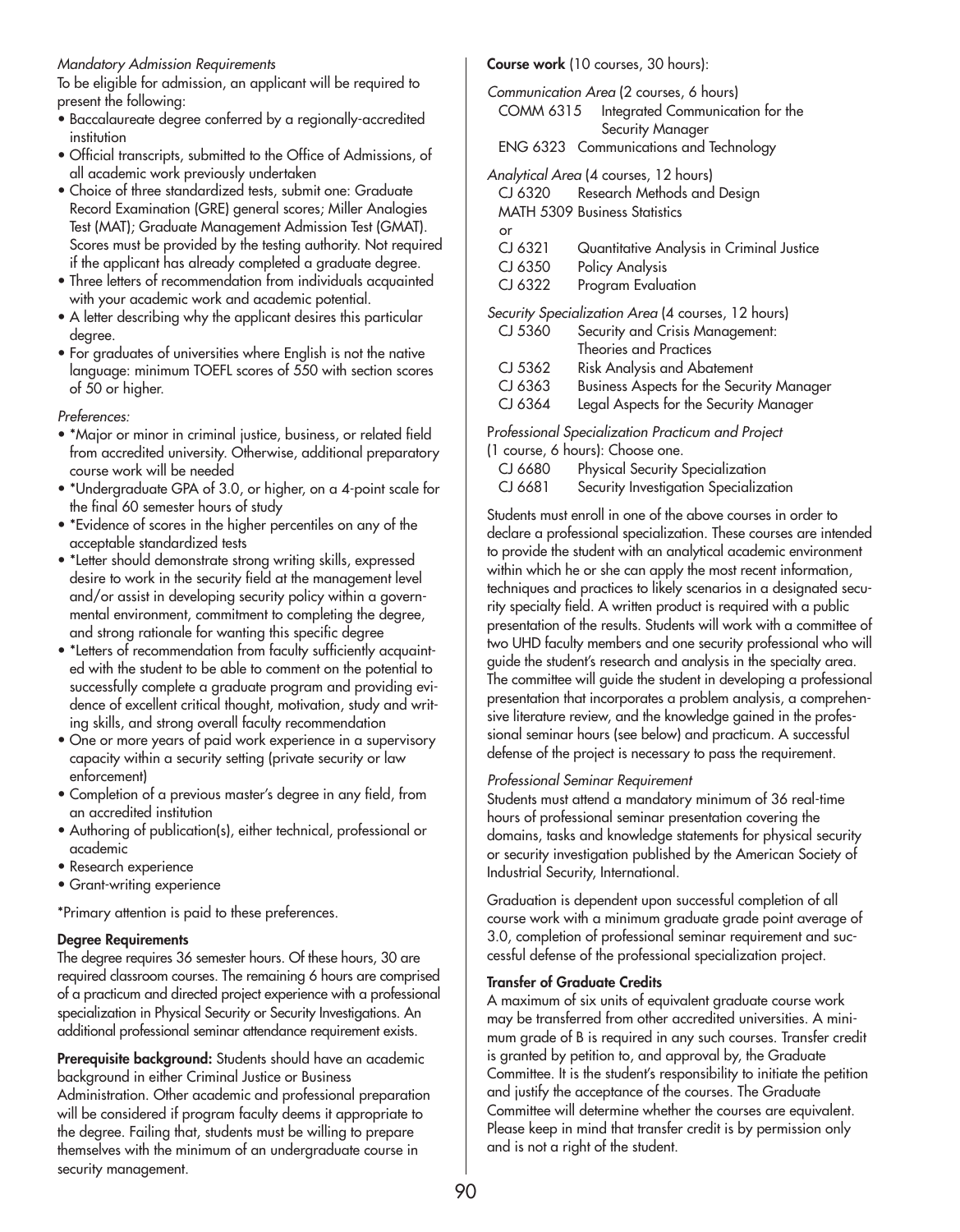*Mandatory Admission Requirements*

To be eligible for admission, an applicant will be required to present the following:

- Baccalaureate degree conferred by a regionally-accredited institution
- Official transcripts, submitted to the Office of Admissions, of all academic work previously undertaken
- Choice of three standardized tests, submit one: Graduate Record Examination (GRE) general scores; Miller Analogies Test (MAT); Graduate Management Admission Test (GMAT). Scores must be provided by the testing authority. Not required if the applicant has already completed a graduate degree.
- Three letters of recommendation from individuals acquainted with your academic work and academic potential.
- A letter describing why the applicant desires this particular degree.
- For graduates of universities where English is not the native language: minimum TOEFL scores of 550 with section scores of 50 or higher.

*Preferences:*

- *Major or minor in criminal justice, business, or related field from accredited university. Otherwise, additional preparatory course work will be needed
- *Undergraduate GPA of 3.0, or higher, on a 4-point scale for the final 60 semester hours of study
- *Evidence of scores in the higher percentiles on any of the acceptable standardized tests
- *Letter should demonstrate strong writing skills, expressed desire to work in the security field at the management level and/or assist in developing security policy within a governmental environment, commitment to completing the degree, and strong rationale for wanting this specific degree
- *Letters of recommendation from faculty sufficiently acquainted with the student to be able to comment on the potential to successfully complete a graduate program and providing evidence of excellent critical thought, motivation, study and writing skills, and strong overall faculty recommendation
- One or more years of paid work experience in a supervisory capacity within a security setting (private security or law enforcement)
- Completion of a previous master's degree in any field, from an accredited institution
- Authoring of publication(s), either technical, professional or academic
- Research experience
- Grant-writing experience

*Primary attention is paid to these preferences.

**Degree Requirements**

The degree requires 36 semester hours. Of these hours, 30 are required classroom courses. The remaining 6 hours are comprised of a practicum and directed project experience with a professional specialization in Physical Security or Security Investigations. An additional professional seminar attendance requirement exists.

**Prerequisite background:** Students should have an academic background in either Criminal Justice or Business Administration. Other academic and professional preparation will be considered if program faculty deems it appropriate to the degree. Failing that, students must be willing to prepare themselves with the minimum of an undergraduate course in security management.

**Course work** (10 courses, 30 hours):

*Communication Area* (2 courses, 6 hours)

COMM 6315 Integrated Communication for the Security Manager
ENG 6323 Communications and Technology

*Analytical Area* (4 courses, 12 hours)

CJ 6320 Research Methods and Design
MATH 5309 Business Statistics
or
CJ 6321 Quantitative Analysis in Criminal Justice
CJ 6350 Policy Analysis
CJ 6322 Program Evaluation

*Security Specialization Area* (4 courses, 12 hours)

CJ 5360 Security and Crisis Management: Theories and Practices
CJ 5362 Risk Analysis and Abatement
CJ 6363 Business Aspects for the Security Manager
CJ 6364 Legal Aspects for the Security Manager

*Professional Specialization Practicum and Project* (1 course, 6 hours): Choose one.

CJ 6680 Physical Security Specialization
CJ 6681 Security Investigation Specialization

Students must enroll in one of the above courses in order to declare a professional specialization. These courses are intended to provide the student with an analytical academic environment within which he or she can apply the most recent information, techniques and practices to likely scenarios in a designated security specialty field. A written product is required with a public presentation of the results. Students will work with a committee of two UHD faculty members and one security professional who will guide the student's research and analysis in the specialty area. The committee will guide the student in developing a professional presentation that incorporates a problem analysis, a comprehensive literature review, and the knowledge gained in the professional seminar hours (see below) and practicum. A successful defense of the project is necessary to pass the requirement.

*Professional Seminar Requirement*

Students must attend a mandatory minimum of 36 real-time hours of professional seminar presentation covering the domains, tasks and knowledge statements for physical security or security investigation published by the American Society of Industrial Security, International.

Graduation is dependent upon successful completion of all course work with a minimum graduate grade point average of 3.0, completion of professional seminar requirement and successful defense of the professional specialization project.

**Transfer of Graduate Credits**

A maximum of six units of equivalent graduate course work may be transferred from other accredited universities. A minimum grade of B is required in any such courses. Transfer credit is granted by petition to, and approval by, the Graduate Committee. It is the student's responsibility to initiate the petition and justify the acceptance of the courses. The Graduate Committee will determine whether the courses are equivalent. Please keep in mind that transfer credit is by permission only and is not a right of the student.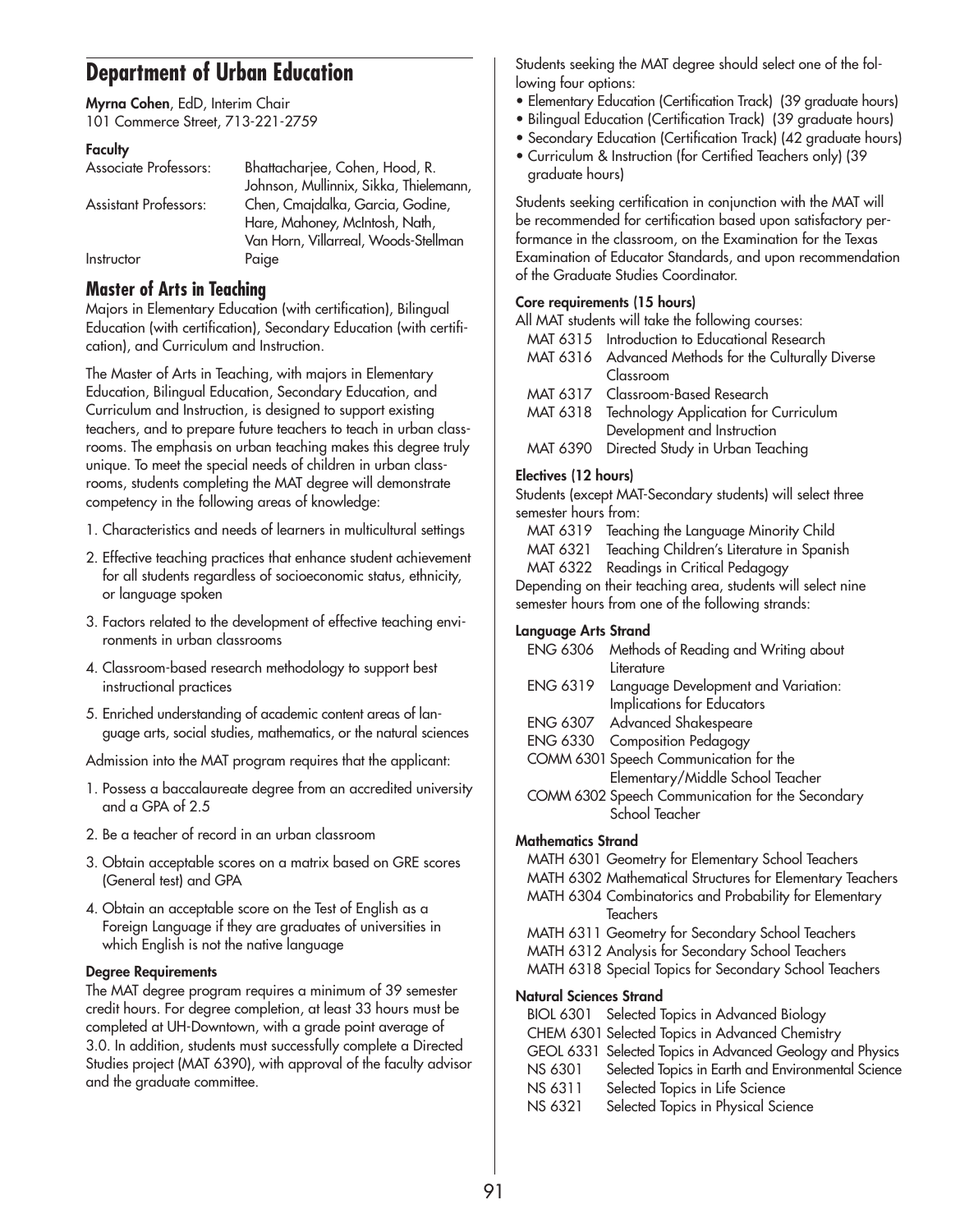## Department of Urban Education

**Myrna Cohen**, EdD, Interim Chair
101 Commerce Street, 713-221-2759

**Faculty**

| | |
|---|---|
| Associate Professors: | Bhattacharjee, Cohen, Hood, R. Johnson, Mullinnix, Sikka, Thielemann, |
| Assistant Professors: | Chen, Cmajdalka, Garcia, Godine, Hare, Mahoney, McIntosh, Nath, Van Horn, Villarreal, Woods-Stellman |
| Instructor | Paige |

### Master of Arts in Teaching

Majors in Elementary Education (with certification), Bilingual Education (with certification), Secondary Education (with certification), and Curriculum and Instruction.

The Master of Arts in Teaching, with majors in Elementary Education, Bilingual Education, Secondary Education, and Curriculum and Instruction, is designed to support existing teachers, and to prepare future teachers to teach in urban classrooms. The emphasis on urban teaching makes this degree truly unique. To meet the special needs of children in urban classrooms, students completing the MAT degree will demonstrate competency in the following areas of knowledge:

1. Characteristics and needs of learners in multicultural settings
2. Effective teaching practices that enhance student achievement for all students regardless of socioeconomic status, ethnicity, or language spoken
3. Factors related to the development of effective teaching environments in urban classrooms
4. Classroom-based research methodology to support best instructional practices
5. Enriched understanding of academic content areas of language arts, social studies, mathematics, or the natural sciences

Admission into the MAT program requires that the applicant:

1. Possess a baccalaureate degree from an accredited university and a GPA of 2.5
2. Be a teacher of record in an urban classroom
3. Obtain acceptable scores on a matrix based on GRE scores (General test) and GPA
4. Obtain an acceptable score on the Test of English as a Foreign Language if they are graduates of universities in which English is not the native language

**Degree Requirements**

The MAT degree program requires a minimum of 39 semester credit hours. For degree completion, at least 33 hours must be completed at UH-Downtown, with a grade point average of 3.0. In addition, students must successfully complete a Directed Studies project (MAT 6390), with approval of the faculty advisor and the graduate committee.

Students seeking the MAT degree should select one of the following four options:

- Elementary Education (Certification Track) (39 graduate hours)
- Bilingual Education (Certification Track) (39 graduate hours)
- Secondary Education (Certification Track) (42 graduate hours)
- Curriculum & Instruction (for Certified Teachers only) (39 graduate hours)

Students seeking certification in conjunction with the MAT will be recommended for certification based upon satisfactory performance in the classroom, on the Examination for the Texas Examination of Educator Standards, and upon recommendation of the Graduate Studies Coordinator.

**Core requirements (15 hours)**

All MAT students will take the following courses:

MAT 6315 Introduction to Educational Research
MAT 6316 Advanced Methods for the Culturally Diverse Classroom
MAT 6317 Classroom-Based Research
MAT 6318 Technology Application for Curriculum Development and Instruction
MAT 6390 Directed Study in Urban Teaching

**Electives (12 hours)**

Students (except MAT-Secondary students) will select three semester hours from:

MAT 6319 Teaching the Language Minority Child
MAT 6321 Teaching Children's Literature in Spanish
MAT 6322 Readings in Critical Pedagogy

Depending on their teaching area, students will select nine semester hours from one of the following strands:

**Language Arts Strand**

ENG 6306 Methods of Reading and Writing about Literature
ENG 6319 Language Development and Variation: Implications for Educators
ENG 6307 Advanced Shakespeare
ENG 6330 Composition Pedagogy
COMM 6301 Speech Communication for the Elementary/Middle School Teacher
COMM 6302 Speech Communication for the Secondary School Teacher

**Mathematics Strand**

MATH 6301 Geometry for Elementary School Teachers
MATH 6302 Mathematical Structures for Elementary Teachers
MATH 6304 Combinatorics and Probability for Elementary Teachers
MATH 6311 Geometry for Secondary School Teachers
MATH 6312 Analysis for Secondary School Teachers
MATH 6318 Special Topics for Secondary School Teachers

**Natural Sciences Strand**

BIOL 6301 Selected Topics in Advanced Biology
CHEM 6301 Selected Topics in Advanced Chemistry
GEOL 6331 Selected Topics in Advanced Geology and Physics
NS 6301 Selected Topics in Earth and Environmental Science
NS 6311 Selected Topics in Life Science
NS 6321 Selected Topics in Physical Science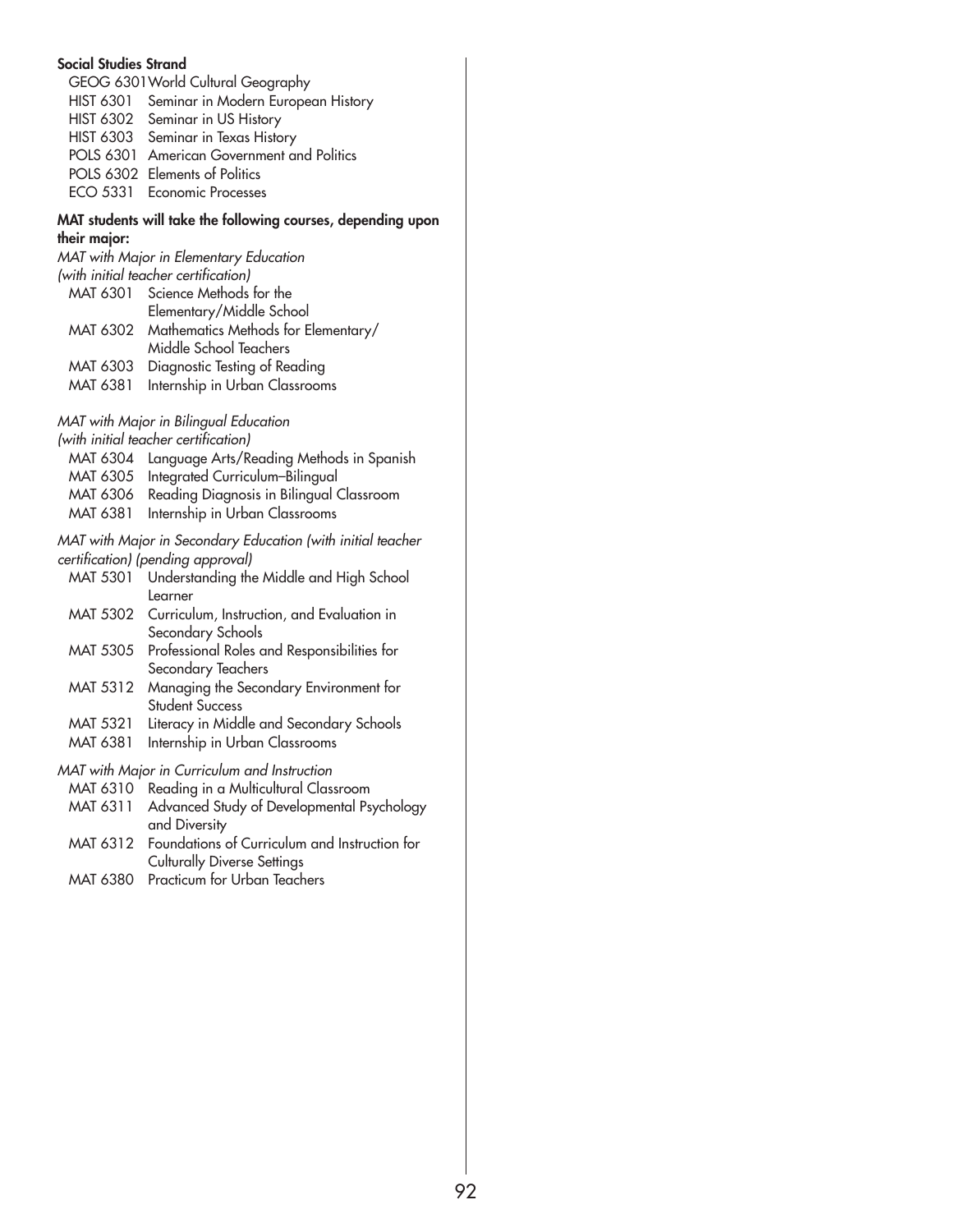**Social Studies Strand**

- GEOG 6301 World Cultural Geography
- HIST 6301 Seminar in Modern European History
- HIST 6302 Seminar in US History
- HIST 6303 Seminar in Texas History
- POLS 6301 American Government and Politics
- POLS 6302 Elements of Politics
- ECO 5331 Economic Processes

**MAT students will take the following courses, depending upon their major:**

*MAT with Major in Elementary Education (with initial teacher certification)*

- MAT 6301 Science Methods for the Elementary/Middle School
- MAT 6302 Mathematics Methods for Elementary/Middle School Teachers
- MAT 6303 Diagnostic Testing of Reading
- MAT 6381 Internship in Urban Classrooms

*MAT with Major in Bilingual Education (with initial teacher certification)*

- MAT 6304 Language Arts/Reading Methods in Spanish
- MAT 6305 Integrated Curriculum–Bilingual
- MAT 6306 Reading Diagnosis in Bilingual Classroom
- MAT 6381 Internship in Urban Classrooms

*MAT with Major in Secondary Education (with initial teacher certification) (pending approval)*

- MAT 5301 Understanding the Middle and High School Learner
- MAT 5302 Curriculum, Instruction, and Evaluation in Secondary Schools
- MAT 5305 Professional Roles and Responsibilities for Secondary Teachers
- MAT 5312 Managing the Secondary Environment for Student Success
- MAT 5321 Literacy in Middle and Secondary Schools
- MAT 6381 Internship in Urban Classrooms

*MAT with Major in Curriculum and Instruction*

- MAT 6310 Reading in a Multicultural Classroom
- MAT 6311 Advanced Study of Developmental Psychology and Diversity
- MAT 6312 Foundations of Curriculum and Instruction for Culturally Diverse Settings
- MAT 6380 Practicum for Urban Teachers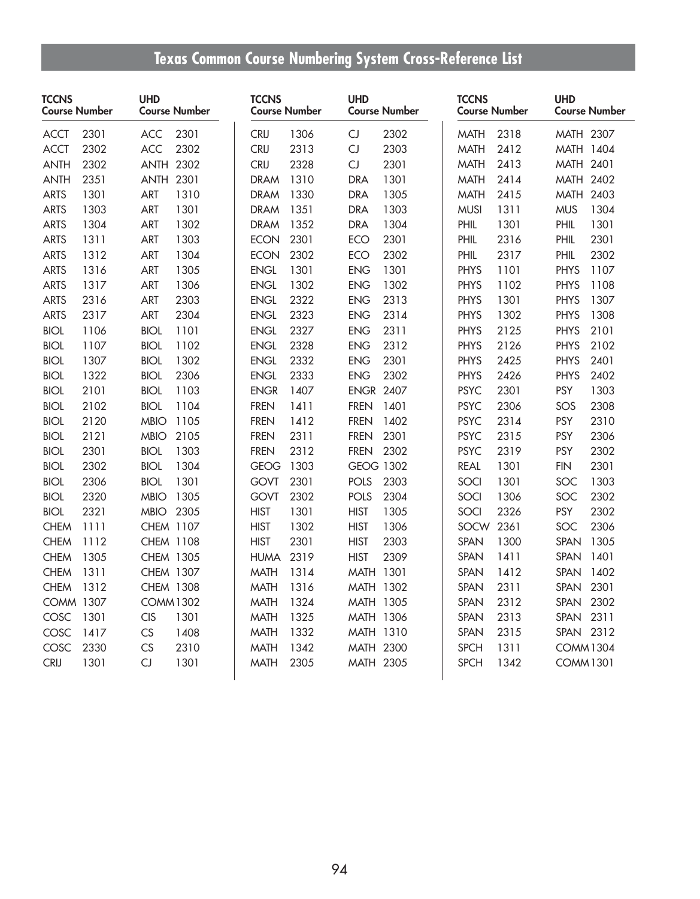# Texas Common Course Numbering System Cross-Reference List

| TCCNS Course Number | UHD Course Number |
|---|---|
| ACCT 2301 | ACC 2301 |
| ACCT 2302 | ACC 2302 |
| ANTH 2302 | ANTH 2302 |
| ANTH 2351 | ANTH 2301 |
| ARTS 1301 | ART 1310 |
| ARTS 1303 | ART 1301 |
| ARTS 1304 | ART 1302 |
| ARTS 1311 | ART 1303 |
| ARTS 1312 | ART 1304 |
| ARTS 1316 | ART 1305 |
| ARTS 1317 | ART 1306 |
| ARTS 2316 | ART 2303 |
| ARTS 2317 | ART 2304 |
| BIOL 1106 | BIOL 1101 |
| BIOL 1107 | BIOL 1102 |
| BIOL 1307 | BIOL 1302 |
| BIOL 1322 | BIOL 2306 |
| BIOL 2101 | BIOL 1103 |
| BIOL 2102 | BIOL 1104 |
| BIOL 2120 | MBIO 1105 |
| BIOL 2121 | MBIO 2105 |
| BIOL 2301 | BIOL 1303 |
| BIOL 2302 | BIOL 1304 |
| BIOL 2306 | BIOL 1301 |
| BIOL 2320 | MBIO 1305 |
| BIOL 2321 | MBIO 2305 |
| CHEM 1111 | CHEM 1107 |
| CHEM 1112 | CHEM 1108 |
| CHEM 1305 | CHEM 1305 |
| CHEM 1311 | CHEM 1307 |
| CHEM 1312 | CHEM 1308 |
| COMM 1307 | COMM 1302 |
| COSC 1301 | CIS 1301 |
| COSC 1417 | CS 1408 |
| COSC 2330 | CS 2310 |
| CRIJ 1301 | CJ 1301 |
| CRIJ 1306 | CJ 2302 |
| CRIJ 2313 | CJ 2303 |
| CRIJ 2328 | CJ 2301 |
| DRAM 1310 | DRA 1301 |
| DRAM 1330 | DRA 1305 |
| DRAM 1351 | DRA 1303 |
| DRAM 1352 | DRA 1304 |
| ECON 2301 | ECO 2301 |
| ECON 2302 | ECO 2302 |
| ENGL 1301 | ENG 1301 |
| ENGL 1302 | ENG 1302 |
| ENGL 2322 | ENG 2313 |
| ENGL 2323 | ENG 2314 |
| ENGL 2327 | ENG 2311 |
| ENGL 2328 | ENG 2312 |
| ENGL 2332 | ENG 2301 |
| ENGL 2333 | ENG 2302 |
| ENGR 1407 | ENGR 2407 |
| FREN 1411 | FREN 1401 |
| FREN 1412 | FREN 1402 |
| FREN 2311 | FREN 2301 |
| FREN 2312 | FREN 2302 |
| GEOG 1303 | GEOG 1302 |
| GOVT 2301 | POLS 2303 |
| GOVT 2302 | POLS 2304 |
| HIST 1301 | HIST 1305 |
| HIST 1302 | HIST 1306 |
| HIST 2301 | HIST 2303 |
| HUMA 2319 | HIST 2309 |
| MATH 1314 | MATH 1301 |
| MATH 1316 | MATH 1302 |
| MATH 1324 | MATH 1305 |
| MATH 1325 | MATH 1306 |
| MATH 1332 | MATH 1310 |
| MATH 1342 | MATH 2300 |
| MATH 2305 | MATH 2305 |
| MATH 2318 | MATH 2307 |
| MATH 2412 | MATH 1404 |
| MATH 2413 | MATH 2401 |
| MATH 2414 | MATH 2402 |
| MATH 2415 | MATH 2403 |
| MUSI 1311 | MUS 1304 |
| PHIL 1301 | PHIL 1301 |
| PHIL 2316 | PHIL 2301 |
| PHIL 2317 | PHIL 2302 |
| PHYS 1101 | PHYS 1107 |
| PHYS 1102 | PHYS 1108 |
| PHYS 1301 | PHYS 1307 |
| PHYS 1302 | PHYS 1308 |
| PHYS 2125 | PHYS 2101 |
| PHYS 2126 | PHYS 2102 |
| PHYS 2425 | PHYS 2401 |
| PHYS 2426 | PHYS 2402 |
| PSYC 2301 | PSY 1303 |
| PSYC 2306 | SOS 2308 |
| PSYC 2314 | PSY 2310 |
| PSYC 2315 | PSY 2306 |
| PSYC 2319 | PSY 2302 |
| REAL 1301 | FIN 2301 |
| SOCI 1301 | SOC 1303 |
| SOCI 1306 | SOC 2302 |
| SOCI 2326 | PSY 2302 |
| SOCW 2361 | SOC 2306 |
| SPAN 1300 | SPAN 1305 |
| SPAN 1411 | SPAN 1401 |
| SPAN 1412 | SPAN 1402 |
| SPAN 2311 | SPAN 2301 |
| SPAN 2312 | SPAN 2302 |
| SPAN 2313 | SPAN 2311 |
| SPAN 2315 | SPAN 2312 |
| SPCH 1311 | COMM 1304 |
| SPCH 1342 | COMM 1301 |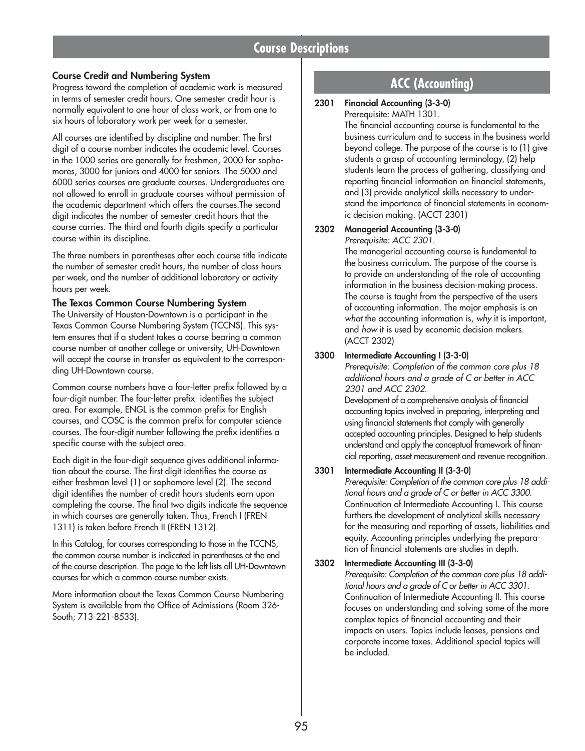# Course Descriptions

### Course Credit and Numbering System

Progress toward the completion of academic work is measured in terms of semester credit hours. One semester credit hour is normally equivalent to one hour of class work, or from one to six hours of laboratory work per week for a semester.

All courses are identified by discipline and number. The first digit of a course number indicates the academic level. Courses in the 1000 series are generally for freshmen, 2000 for sophomores, 3000 for juniors and 4000 for seniors. The 5000 and 6000 series courses are graduate courses. Undergraduates are not allowed to enroll in graduate courses without permission of the academic department which offers the courses.The second digit indicates the number of semester credit hours that the course carries. The third and fourth digits specify a particular course within its discipline.

The three numbers in parentheses after each course title indicate the number of semester credit hours, the number of class hours per week, and the number of additional laboratory or activity hours per week.

### The Texas Common Course Numbering System

The University of Houston-Downtown is a participant in the Texas Common Course Numbering System (TCCNS). This system ensures that if a student takes a course bearing a common course number at another college or university, UH-Downtown will accept the course in transfer as equivalent to the corresponding UH-Downtown course.

Common course numbers have a four-letter prefix followed by a four-digit number. The four-letter prefix identifies the subject area. For example, ENGL is the common prefix for English courses, and COSC is the common prefix for computer science courses. The four-digit number following the prefix identifies a specific course with the subject area.

Each digit in the four-digit sequence gives additional information about the course. The first digit identifies the course as either freshman level (1) or sophomore level (2). The second digit identifies the number of credit hours students earn upon completing the course. The final two digits indicate the sequence in which courses are generally taken. Thus, French I (FREN 1311) is taken before French II (FREN 1312).

In this Catalog, for courses corresponding to those in the TCCNS, the common course number is indicated in parentheses at the end of the course description. The page to the left lists all UH-Downtown courses for which a common course number exists.

More information about the Texas Common Course Numbering System is available from the Office of Admissions (Room 326-South; 713-221-8533).

## ACC (Accounting)

**2301 Financial Accounting (3-3-0)**
Prerequisite: MATH 1301.
The financial accounting course is fundamental to the business curriculum and to success in the business world beyond college. The purpose of the course is to (1) give students a grasp of accounting terminology, (2) help students learn the process of gathering, classifying and reporting financial information on financial statements, and (3) provide analytical skills necessary to understand the importance of financial statements in economic decision making. (ACCT 2301)

**2302 Managerial Accounting (3-3-0)**
*Prerequisite: ACC 2301.*
The managerial accounting course is fundamental to the business curriculum. The purpose of the course is to provide an understanding of the role of accounting information in the business decision-making process. The course is taught from the perspective of the users of accounting information. The major emphasis is on *what* the accounting information is, *why* it is important, and *how* it is used by economic decision makers. (ACCT 2302)

**3300 Intermediate Accounting I (3-3-0)**
*Prerequisite: Completion of the common core plus 18 additional hours and a grade of C or better in ACC 2301 and ACC 2302.*
Development of a comprehensive analysis of financial accounting topics involved in preparing, interpreting and using financial statements that comply with generally accepted accounting principles. Designed to help students understand and apply the conceptual framework of financial reporting, asset measurement and revenue recognition.

**3301 Intermediate Accounting II (3-3-0)**
*Prerequisite: Completion of the common core plus 18 additional hours and a grade of C or better in ACC 3300.*
Continuation of Intermediate Accounting I. This course furthers the development of analytical skills necessary for the measuring and reporting of assets, liabilities and equity. Accounting principles underlying the preparation of financial statements are studies in depth.

**3302 Intermediate Accounting III (3-3-0)**
*Prerequisite: Completion of the common core plus 18 additional hours and a grade of C or better in ACC 3301.*
Continuation of Intermediate Accounting II. This course focuses on understanding and solving some of the more complex topics of financial accounting and their impacts on users. Topics include leases, pensions and corporate income taxes. Additional special topics will be included.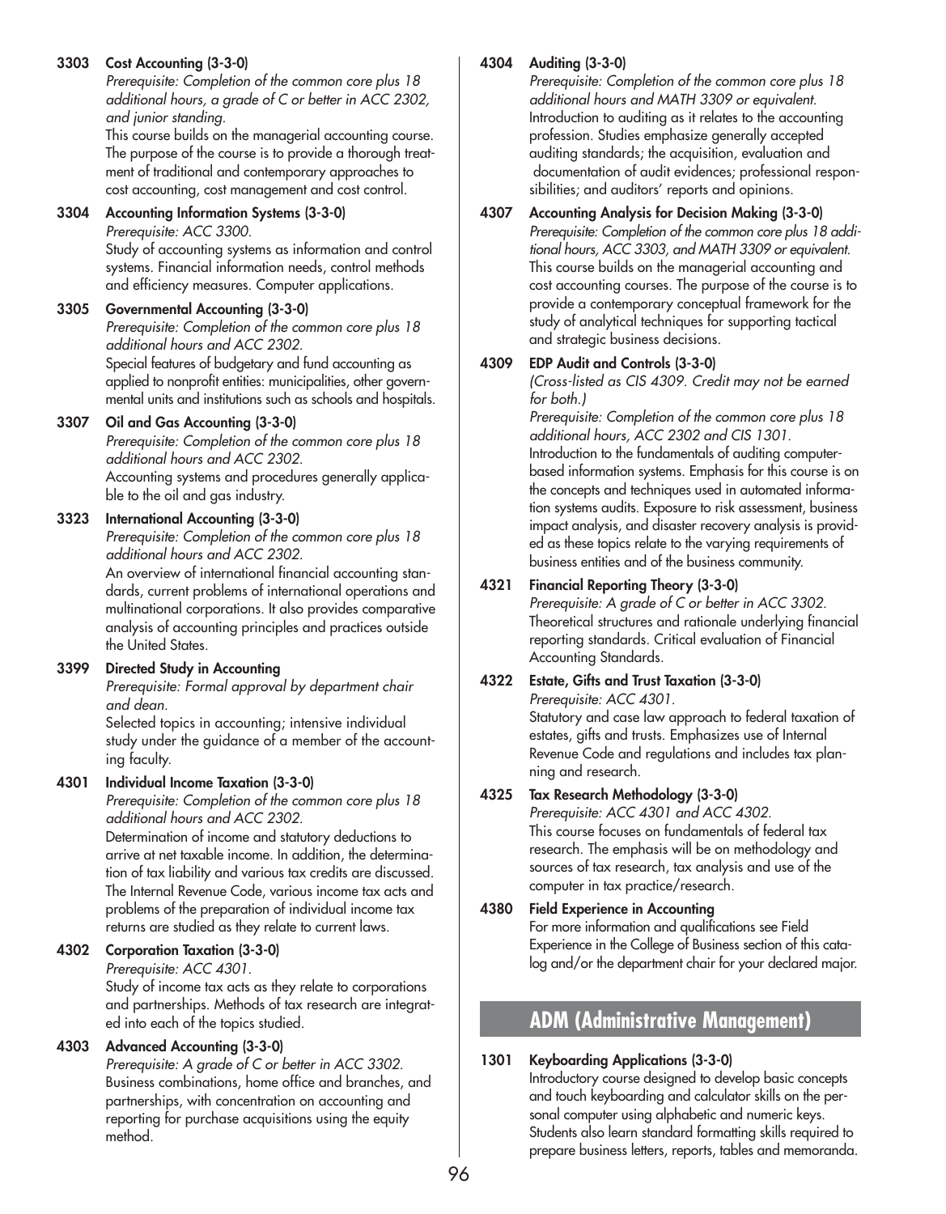**3303 Cost Accounting (3-3-0)**
*Prerequisite: Completion of the common core plus 18 additional hours, a grade of C or better in ACC 2302, and junior standing.*
This course builds on the managerial accounting course. The purpose of the course is to provide a thorough treatment of traditional and contemporary approaches to cost accounting, cost management and cost control.

**3304 Accounting Information Systems (3-3-0)**
*Prerequisite: ACC 3300.*
Study of accounting systems as information and control systems. Financial information needs, control methods and efficiency measures. Computer applications.

**3305 Governmental Accounting (3-3-0)**
*Prerequisite: Completion of the common core plus 18 additional hours and ACC 2302.*
Special features of budgetary and fund accounting as applied to nonprofit entities: municipalities, other governmental units and institutions such as schools and hospitals.

**3307 Oil and Gas Accounting (3-3-0)**
*Prerequisite: Completion of the common core plus 18 additional hours and ACC 2302.*
Accounting systems and procedures generally applicable to the oil and gas industry.

**3323 International Accounting (3-3-0)**
*Prerequisite: Completion of the common core plus 18 additional hours and ACC 2302.*
An overview of international financial accounting standards, current problems of international operations and multinational corporations. It also provides comparative analysis of accounting principles and practices outside the United States.

**3399 Directed Study in Accounting**
*Prerequisite: Formal approval by department chair and dean.*
Selected topics in accounting; intensive individual study under the guidance of a member of the accounting faculty.

**4301 Individual Income Taxation (3-3-0)**
*Prerequisite: Completion of the common core plus 18 additional hours and ACC 2302.*
Determination of income and statutory deductions to arrive at net taxable income. In addition, the determination of tax liability and various tax credits are discussed. The Internal Revenue Code, various income tax acts and problems of the preparation of individual income tax returns are studied as they relate to current laws.

**4302 Corporation Taxation (3-3-0)**
*Prerequisite: ACC 4301.*
Study of income tax acts as they relate to corporations and partnerships. Methods of tax research are integrated into each of the topics studied.

**4303 Advanced Accounting (3-3-0)**
*Prerequisite: A grade of C or better in ACC 3302.*
Business combinations, home office and branches, and partnerships, with concentration on accounting and reporting for purchase acquisitions using the equity method.

**4304 Auditing (3-3-0)**
*Prerequisite: Completion of the common core plus 18 additional hours and MATH 3309 or equivalent.*
Introduction to auditing as it relates to the accounting profession. Studies emphasize generally accepted auditing standards; the acquisition, evaluation and documentation of audit evidences; professional responsibilities; and auditors' reports and opinions.

**4307 Accounting Analysis for Decision Making (3-3-0)**
*Prerequisite: Completion of the common core plus 18 additional hours, ACC 3303, and MATH 3309 or equivalent.*
This course builds on the managerial accounting and cost accounting courses. The purpose of the course is to provide a contemporary conceptual framework for the study of analytical techniques for supporting tactical and strategic business decisions.

**4309 EDP Audit and Controls (3-3-0)**
*(Cross-listed as CIS 4309. Credit may not be earned for both.)*
*Prerequisite: Completion of the common core plus 18 additional hours, ACC 2302 and CIS 1301.*
Introduction to the fundamentals of auditing computer-based information systems. Emphasis for this course is on the concepts and techniques used in automated information systems audits. Exposure to risk assessment, business impact analysis, and disaster recovery analysis is provided as these topics relate to the varying requirements of business entities and of the business community.

**4321 Financial Reporting Theory (3-3-0)**
*Prerequisite: A grade of C or better in ACC 3302.*
Theoretical structures and rationale underlying financial reporting standards. Critical evaluation of Financial Accounting Standards.

**4322 Estate, Gifts and Trust Taxation (3-3-0)**
*Prerequisite: ACC 4301.*
Statutory and case law approach to federal taxation of estates, gifts and trusts. Emphasizes use of Internal Revenue Code and regulations and includes tax planning and research.

**4325 Tax Research Methodology (3-3-0)**
*Prerequisite: ACC 4301 and ACC 4302.*
This course focuses on fundamentals of federal tax research. The emphasis will be on methodology and sources of tax research, tax analysis and use of the computer in tax practice/research.

**4380 Field Experience in Accounting**
For more information and qualifications see Field Experience in the College of Business section of this catalog and/or the department chair for your declared major.

## ADM (Administrative Management)

**1301 Keyboarding Applications (3-3-0)**
Introductory course designed to develop basic concepts and touch keyboarding and calculator skills on the personal computer using alphabetic and numeric keys. Students also learn standard formatting skills required to prepare business letters, reports, tables and memoranda.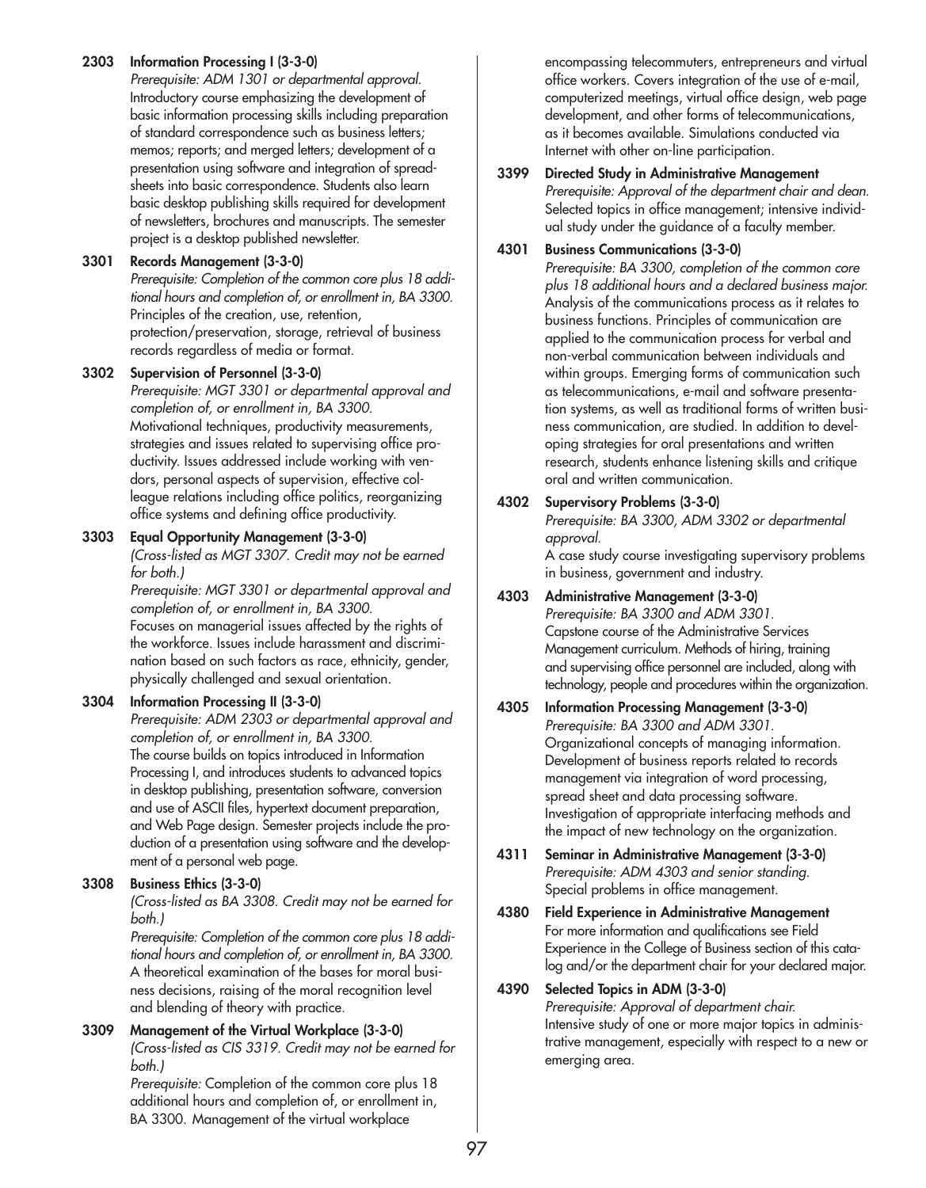**2303 Information Processing I (3-3-0)**
*Prerequisite: ADM 1301 or departmental approval.*
Introductory course emphasizing the development of basic information processing skills including preparation of standard correspondence such as business letters; memos; reports; and merged letters; development of a presentation using software and integration of spreadsheets into basic correspondence. Students also learn basic desktop publishing skills required for development of newsletters, brochures and manuscripts. The semester project is a desktop published newsletter.

**3301 Records Management (3-3-0)**
*Prerequisite: Completion of the common core plus 18 additional hours and completion of, or enrollment in, BA 3300.*
Principles of the creation, use, retention, protection/preservation, storage, retrieval of business records regardless of media or format.

**3302 Supervision of Personnel (3-3-0)**
*Prerequisite: MGT 3301 or departmental approval and completion of, or enrollment in, BA 3300.*
Motivational techniques, productivity measurements, strategies and issues related to supervising office productivity. Issues addressed include working with vendors, personal aspects of supervision, effective colleague relations including office politics, reorganizing office systems and defining office productivity.

**3303 Equal Opportunity Management (3-3-0)**
*(Cross-listed as MGT 3307. Credit may not be earned for both.)*
*Prerequisite: MGT 3301 or departmental approval and completion of, or enrollment in, BA 3300.*
Focuses on managerial issues affected by the rights of the workforce. Issues include harassment and discrimination based on such factors as race, ethnicity, gender, physically challenged and sexual orientation.

**3304 Information Processing II (3-3-0)**
*Prerequisite: ADM 2303 or departmental approval and completion of, or enrollment in, BA 3300.*
The course builds on topics introduced in Information Processing I, and introduces students to advanced topics in desktop publishing, presentation software, conversion and use of ASCII files, hypertext document preparation, and Web Page design. Semester projects include the production of a presentation using software and the development of a personal web page.

**3308 Business Ethics (3-3-0)**
*(Cross-listed as BA 3308. Credit may not be earned for both.)*
*Prerequisite: Completion of the common core plus 18 additional hours and completion of, or enrollment in, BA 3300.*
A theoretical examination of the bases for moral business decisions, raising of the moral recognition level and blending of theory with practice.

**3309 Management of the Virtual Workplace (3-3-0)**
*(Cross-listed as CIS 3319. Credit may not be earned for both.)*
*Prerequisite:* Completion of the common core plus 18 additional hours and completion of, or enrollment in, BA 3300. Management of the virtual workplace encompassing telecommuters, entrepreneurs and virtual office workers. Covers integration of the use of e-mail, computerized meetings, virtual office design, web page development, and other forms of telecommunications, as it becomes available. Simulations conducted via Internet with other on-line participation.

**3399 Directed Study in Administrative Management**
*Prerequisite: Approval of the department chair and dean.*
Selected topics in office management; intensive individual study under the guidance of a faculty member.

**4301 Business Communications (3-3-0)**
*Prerequisite: BA 3300, completion of the common core plus 18 additional hours and a declared business major.*
Analysis of the communications process as it relates to business functions. Principles of communication are applied to the communication process for verbal and non-verbal communication between individuals and within groups. Emerging forms of communication such as telecommunications, e-mail and software presentation systems, as well as traditional forms of written business communication, are studied. In addition to developing strategies for oral presentations and written research, students enhance listening skills and critique oral and written communication.

**4302 Supervisory Problems (3-3-0)**
*Prerequisite: BA 3300, ADM 3302 or departmental approval.*
A case study course investigating supervisory problems in business, government and industry.

**4303 Administrative Management (3-3-0)**
*Prerequisite: BA 3300 and ADM 3301.*
Capstone course of the Administrative Services Management curriculum. Methods of hiring, training and supervising office personnel are included, along with technology, people and procedures within the organization.

**4305 Information Processing Management (3-3-0)**
*Prerequisite: BA 3300 and ADM 3301.*
Organizational concepts of managing information. Development of business reports related to records management via integration of word processing, spread sheet and data processing software. Investigation of appropriate interfacing methods and the impact of new technology on the organization.

**4311 Seminar in Administrative Management (3-3-0)**
*Prerequisite: ADM 4303 and senior standing.*
Special problems in office management.

**4380 Field Experience in Administrative Management**
For more information and qualifications see Field Experience in the College of Business section of this catalog and/or the department chair for your declared major.

**4390 Selected Topics in ADM (3-3-0)**
*Prerequisite: Approval of department chair.*
Intensive study of one or more major topics in administrative management, especially with respect to a new or emerging area.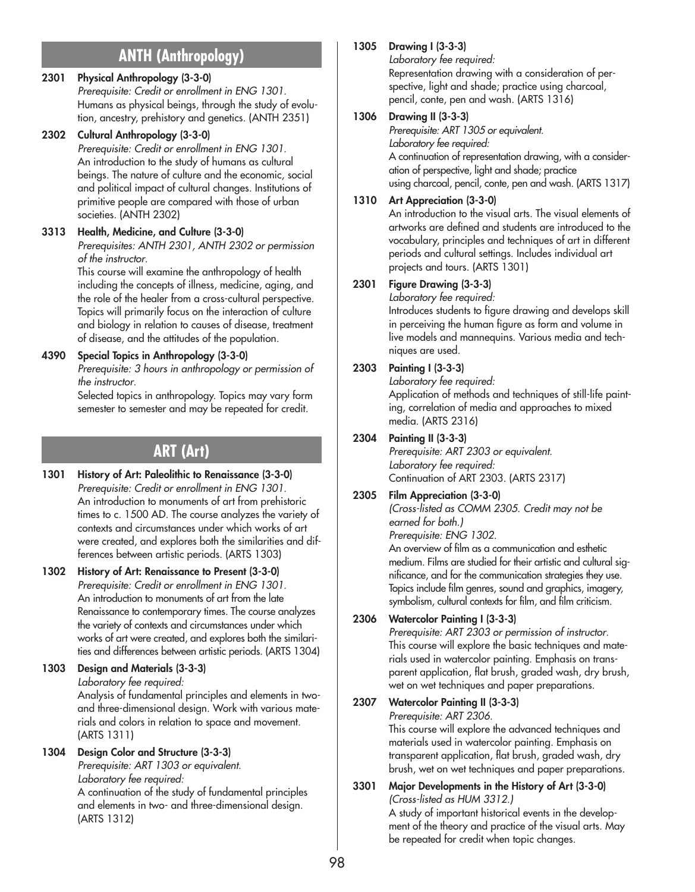## ANTH (Anthropology)

**2301 Physical Anthropology (3-3-0)**
*Prerequisite: Credit or enrollment in ENG 1301.*
Humans as physical beings, through the study of evolution, ancestry, prehistory and genetics. (ANTH 2351)

**2302 Cultural Anthropology (3-3-0)**
*Prerequisite: Credit or enrollment in ENG 1301.*
An introduction to the study of humans as cultural beings. The nature of culture and the economic, social and political impact of cultural changes. Institutions of primitive people are compared with those of urban societies. (ANTH 2302)

**3313 Health, Medicine, and Culture (3-3-0)**
*Prerequisites: ANTH 2301, ANTH 2302 or permission of the instructor.*
This course will examine the anthropology of health including the concepts of illness, medicine, aging, and the role of the healer from a cross-cultural perspective. Topics will primarily focus on the interaction of culture and biology in relation to causes of disease, treatment of disease, and the attitudes of the population.

**4390 Special Topics in Anthropology (3-3-0)**
*Prerequisite: 3 hours in anthropology or permission of the instructor.*
Selected topics in anthropology. Topics may vary form semester to semester and may be repeated for credit.

## ART (Art)

**1301 History of Art: Paleolithic to Renaissance (3-3-0)**
*Prerequisite: Credit or enrollment in ENG 1301.*
An introduction to monuments of art from prehistoric times to c. 1500 AD. The course analyzes the variety of contexts and circumstances under which works of art were created, and explores both the similarities and differences between artistic periods. (ARTS 1303)

**1302 History of Art: Renaissance to Present (3-3-0)**
*Prerequisite: Credit or enrollment in ENG 1301.*
An introduction to monuments of art from the late Renaissance to contemporary times. The course analyzes the variety of contexts and circumstances under which works of art were created, and explores both the similarities and differences between artistic periods. (ARTS 1304)

**1303 Design and Materials (3-3-3)**
*Laboratory fee required:*
Analysis of fundamental principles and elements in two- and three-dimensional design. Work with various materials and colors in relation to space and movement. (ARTS 1311)

**1304 Design Color and Structure (3-3-3)**
*Prerequisite: ART 1303 or equivalent.*
*Laboratory fee required:*
A continuation of the study of fundamental principles and elements in two- and three-dimensional design. (ARTS 1312)

**1305 Drawing I (3-3-3)**
*Laboratory fee required:*
Representation drawing with a consideration of perspective, light and shade; practice using charcoal, pencil, conte, pen and wash. (ARTS 1316)

**1306 Drawing II (3-3-3)**
*Prerequisite: ART 1305 or equivalent.*
*Laboratory fee required:*
A continuation of representation drawing, with a consideration of perspective, light and shade; practice using charcoal, pencil, conte, pen and wash. (ARTS 1317)

**1310 Art Appreciation (3-3-0)**
An introduction to the visual arts. The visual elements of artworks are defined and students are introduced to the vocabulary, principles and techniques of art in different periods and cultural settings. Includes individual art projects and tours. (ARTS 1301)

**2301 Figure Drawing (3-3-3)**
*Laboratory fee required:*
Introduces students to figure drawing and develops skill in perceiving the human figure as form and volume in live models and mannequins. Various media and techniques are used.

**2303 Painting I (3-3-3)**
*Laboratory fee required:*
Application of methods and techniques of still-life painting, correlation of media and approaches to mixed media. (ARTS 2316)

**2304 Painting II (3-3-3)**
*Prerequisite: ART 2303 or equivalent.*
*Laboratory fee required:*
Continuation of ART 2303. (ARTS 2317)

**2305 Film Appreciation (3-3-0)**
*(Cross-listed as COMM 2305. Credit may not be earned for both.)*
*Prerequisite: ENG 1302.*
An overview of film as a communication and esthetic medium. Films are studied for their artistic and cultural significance, and for the communication strategies they use. Topics include film genres, sound and graphics, imagery, symbolism, cultural contexts for film, and film criticism.

**2306 Watercolor Painting I (3-3-3)**
*Prerequisite: ART 2303 or permission of instructor.*
This course will explore the basic techniques and materials used in watercolor painting. Emphasis on transparent application, flat brush, graded wash, dry brush, wet on wet techniques and paper preparations.

**2307 Watercolor Painting II (3-3-3)**
*Prerequisite: ART 2306.*
This course will explore the advanced techniques and materials used in watercolor painting. Emphasis on transparent application, flat brush, graded wash, dry brush, wet on wet techniques and paper preparations.

**3301 Major Developments in the History of Art (3-3-0)**
*(Cross-listed as HUM 3312.)*
A study of important historical events in the development of the theory and practice of the visual arts. May be repeated for credit when topic changes.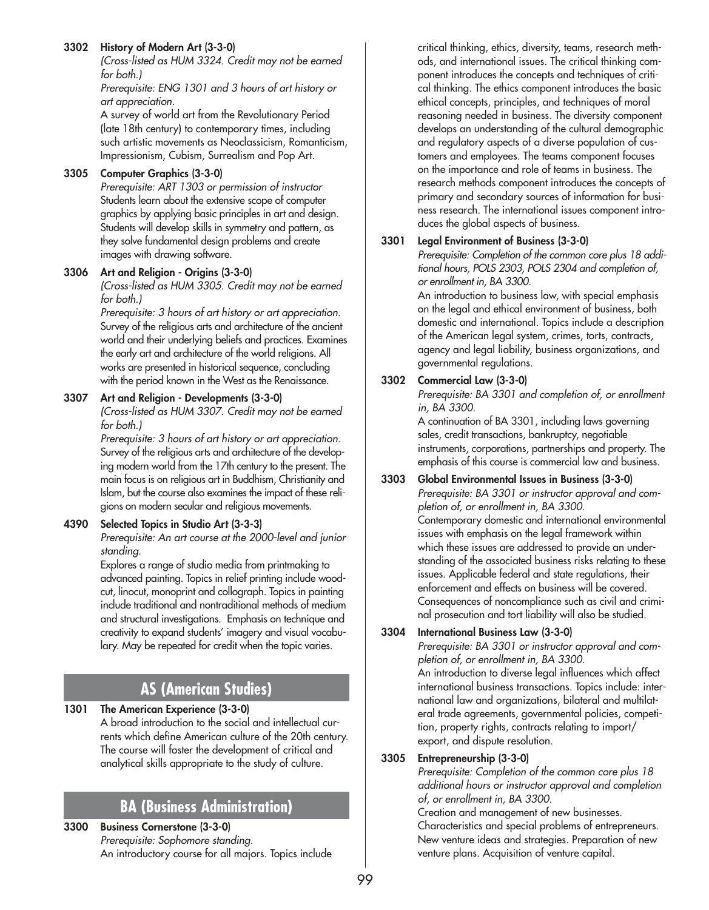**3302 History of Modern Art (3-3-0)**
*(Cross-listed as HUM 3324. Credit may not be earned for both.)*
*Prerequisite: ENG 1301 and 3 hours of art history or art appreciation.*
A survey of world art from the Revolutionary Period (late 18th century) to contemporary times, including such artistic movements as Neoclassicism, Romanticism, Impressionism, Cubism, Surrealism and Pop Art.

**3305 Computer Graphics (3-3-0)**
*Prerequisite: ART 1303 or permission of instructor*
Students learn about the extensive scope of computer graphics by applying basic principles in art and design. Students will develop skills in symmetry and pattern, as they solve fundamental design problems and create images with drawing software.

**3306 Art and Religion - Origins (3-3-0)**
*(Cross-listed as HUM 3305. Credit may not be earned for both.)*
*Prerequisite: 3 hours of art history or art appreciation.*
Survey of the religious arts and architecture of the ancient world and their underlying beliefs and practices. Examines the early art and architecture of the world religions. All works are presented in historical sequence, concluding with the period known in the West as the Renaissance.

**3307 Art and Religion - Developments (3-3-0)**
*(Cross-listed as HUM 3307. Credit may not be earned for both.)*
*Prerequisite: 3 hours of art history or art appreciation.*
Survey of the religious arts and architecture of the developing modern world from the 17th century to the present. The main focus is on religious art in Buddhism, Christianity and Islam, but the course also examines the impact of these religions on modern secular and religious movements.

**4390 Selected Topics in Studio Art (3-3-3)**
*Prerequisite: An art course at the 2000-level and junior standing.*
Explores a range of studio media from printmaking to advanced painting. Topics in relief printing include woodcut, linocut, monoprint and collograph. Topics in painting include traditional and nontraditional methods of medium and structural investigations. Emphasis on technique and creativity to expand students' imagery and visual vocabulary. May be repeated for credit when the topic varies.

## AS (American Studies)

**1301 The American Experience (3-3-0)**
A broad introduction to the social and intellectual currents which define American culture of the 20th century. The course will foster the development of critical and analytical skills appropriate to the study of culture.

## BA (Business Administration)

**3300 Business Cornerstone (3-3-0)**
*Prerequisite: Sophomore standing.*
An introductory course for all majors. Topics include critical thinking, ethics, diversity, teams, research methods, and international issues. The critical thinking component introduces the concepts and techniques of critical thinking. The ethics component introduces the basic ethical concepts, principles, and techniques of moral reasoning needed in business. The diversity component develops an understanding of the cultural demographic and regulatory aspects of a diverse population of customers and employees. The teams component focuses on the importance and role of teams in business. The research methods component introduces the concepts of primary and secondary sources of information for business research. The international issues component introduces the global aspects of business.

**3301 Legal Environment of Business (3-3-0)**
*Prerequisite: Completion of the common core plus 18 additional hours, POLS 2303, POLS 2304 and completion of, or enrollment in, BA 3300.*
An introduction to business law, with special emphasis on the legal and ethical environment of business, both domestic and international. Topics include a description of the American legal system, crimes, torts, contracts, agency and legal liability, business organizations, and governmental regulations.

**3302 Commercial Law (3-3-0)**
*Prerequisite: BA 3301 and completion of, or enrollment in, BA 3300.*
A continuation of BA 3301, including laws governing sales, credit transactions, bankruptcy, negotiable instruments, corporations, partnerships and property. The emphasis of this course is commercial law and business.

**3303 Global Environmental Issues in Business (3-3-0)**
*Prerequisite: BA 3301 or instructor approval and completion of, or enrollment in, BA 3300.*
Contemporary domestic and international environmental issues with emphasis on the legal framework within which these issues are addressed to provide an understanding of the associated business risks relating to these issues. Applicable federal and state regulations, their enforcement and effects on business will be covered. Consequences of noncompliance such as civil and criminal prosecution and tort liability will also be studied.

**3304 International Business Law (3-3-0)**
*Prerequisite: BA 3301 or instructor approval and completion of, or enrollment in, BA 3300.*
An introduction to diverse legal influences which affect international business transactions. Topics include: international law and organizations, bilateral and multilateral trade agreements, governmental policies, competition, property rights, contracts relating to import/export, and dispute resolution.

**3305 Entrepreneurship (3-3-0)**
*Prerequisite: Completion of the common core plus 18 additional hours or instructor approval and completion of, or enrollment in, BA 3300.*
Creation and management of new businesses. Characteristics and special problems of entrepreneurs. New venture ideas and strategies. Preparation of new venture plans. Acquisition of venture capital.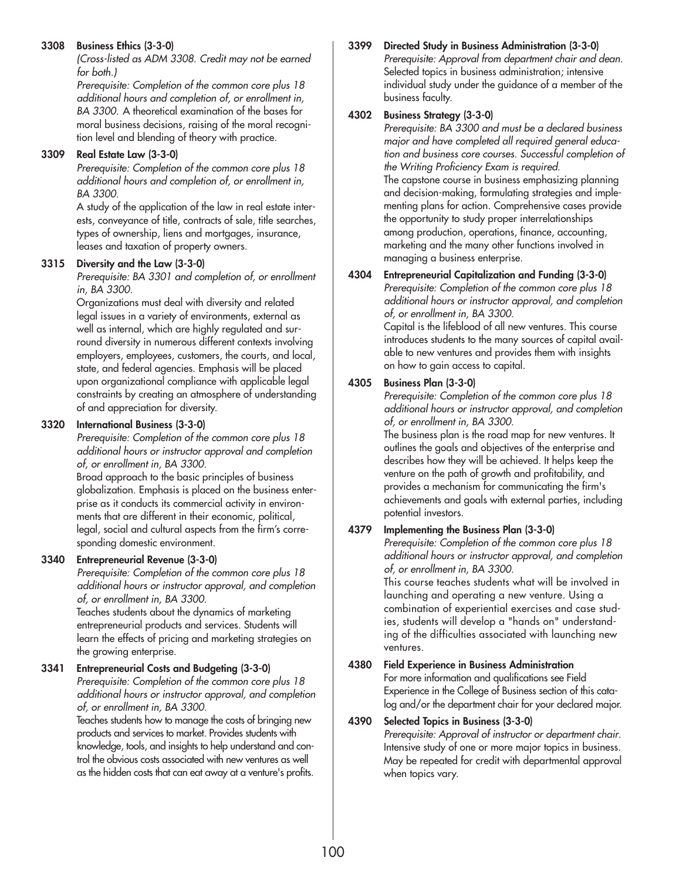**3308 Business Ethics (3-3-0)**
*(Cross-listed as ADM 3308. Credit may not be earned for both.)*
*Prerequisite: Completion of the common core plus 18 additional hours and completion of, or enrollment in, BA 3300.* A theoretical examination of the bases for moral business decisions, raising of the moral recognition level and blending of theory with practice.

**3309 Real Estate Law (3-3-0)**
*Prerequisite: Completion of the common core plus 18 additional hours and completion of, or enrollment in, BA 3300.*
A study of the application of the law in real estate interests, conveyance of title, contracts of sale, title searches, types of ownership, liens and mortgages, insurance, leases and taxation of property owners.

**3315 Diversity and the Law (3-3-0)**
*Prerequisite: BA 3301 and completion of, or enrollment in, BA 3300.*
Organizations must deal with diversity and related legal issues in a variety of environments, external as well as internal, which are highly regulated and surround diversity in numerous different contexts involving employers, employees, customers, the courts, and local, state, and federal agencies. Emphasis will be placed upon organizational compliance with applicable legal constraints by creating an atmosphere of understanding of and appreciation for diversity.

**3320 International Business (3-3-0)**
*Prerequisite: Completion of the common core plus 18 additional hours or instructor approval and completion of, or enrollment in, BA 3300.*
Broad approach to the basic principles of business globalization. Emphasis is placed on the business enterprise as it conducts its commercial activity in environments that are different in their economic, political, legal, social and cultural aspects from the firm's corresponding domestic environment.

**3340 Entrepreneurial Revenue (3-3-0)**
*Prerequisite: Completion of the common core plus 18 additional hours or instructor approval, and completion of, or enrollment in, BA 3300.*
Teaches students about the dynamics of marketing entrepreneurial products and services. Students will learn the effects of pricing and marketing strategies on the growing enterprise.

**3341 Entrepreneurial Costs and Budgeting (3-3-0)**
*Prerequisite: Completion of the common core plus 18 additional hours or instructor approval, and completion of, or enrollment in, BA 3300.*
Teaches students how to manage the costs of bringing new products and services to market. Provides students with knowledge, tools, and insights to help understand and control the obvious costs associated with new ventures as well as the hidden costs that can eat away at a venture's profits.

**3399 Directed Study in Business Administration (3-3-0)**
*Prerequisite: Approval from department chair and dean.*
Selected topics in business administration; intensive individual study under the guidance of a member of the business faculty.

**4302 Business Strategy (3-3-0)**
*Prerequisite: BA 3300 and must be a declared business major and have completed all required general education and business core courses. Successful completion of the Writing Proficiency Exam is required.*
The capstone course in business emphasizing planning and decision-making, formulating strategies and implementing plans for action. Comprehensive cases provide the opportunity to study proper interrelationships among production, operations, finance, accounting, marketing and the many other functions involved in managing a business enterprise.

**4304 Entrepreneurial Capitalization and Funding (3-3-0)**
*Prerequisite: Completion of the common core plus 18 additional hours or instructor approval, and completion of, or enrollment in, BA 3300.*
Capital is the lifeblood of all new ventures. This course introduces students to the many sources of capital available to new ventures and provides them with insights on how to gain access to capital.

**4305 Business Plan (3-3-0)**
*Prerequisite: Completion of the common core plus 18 additional hours or instructor approval, and completion of, or enrollment in, BA 3300.*
The business plan is the road map for new ventures. It outlines the goals and objectives of the enterprise and describes how they will be achieved. It helps keep the venture on the path of growth and profitability, and provides a mechanism for communicating the firm's achievements and goals with external parties, including potential investors.

**4379 Implementing the Business Plan (3-3-0)**
*Prerequisite: Completion of the common core plus 18 additional hours or instructor approval, and completion of, or enrollment in, BA 3300.*
This course teaches students what will be involved in launching and operating a new venture. Using a combination of experiential exercises and case studies, students will develop a "hands on" understanding of the difficulties associated with launching new ventures.

**4380 Field Experience in Business Administration**
For more information and qualifications see Field Experience in the College of Business section of this catalog and/or the department chair for your declared major.

**4390 Selected Topics in Business (3-3-0)**
*Prerequisite: Approval of instructor or department chair.*
Intensive study of one or more major topics in business. May be repeated for credit with departmental approval when topics vary.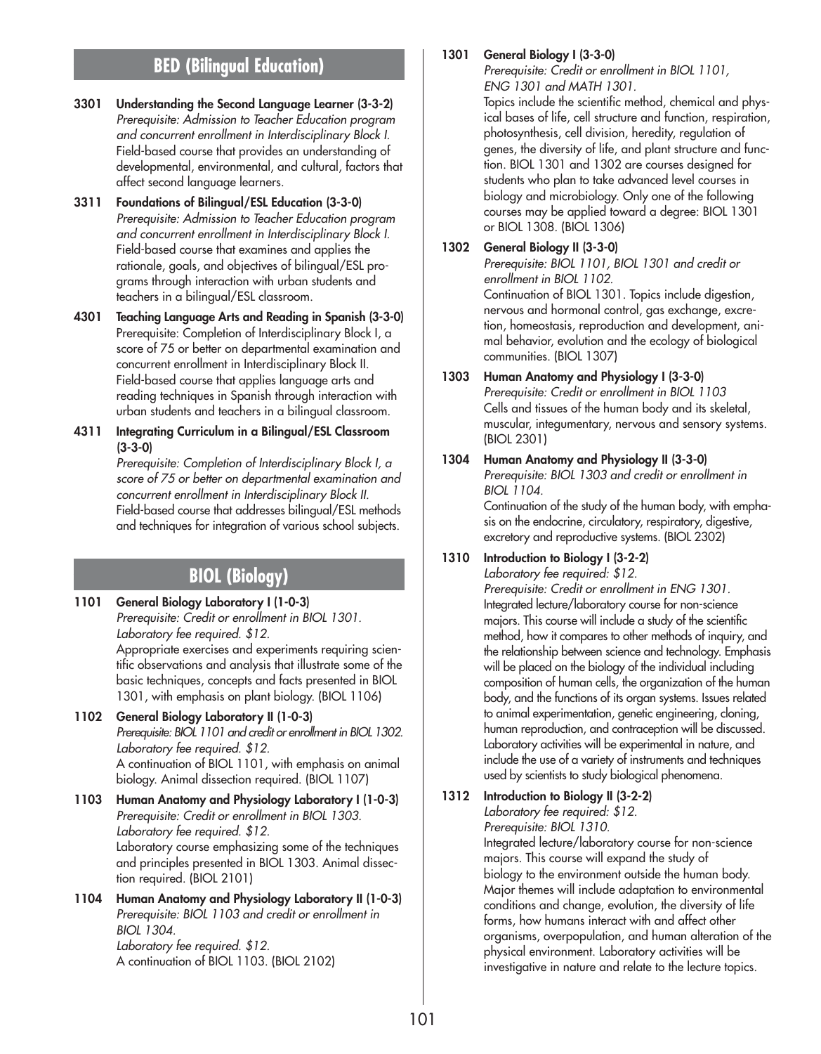## BED (Bilingual Education)

**3301 Understanding the Second Language Learner (3-3-2)**
*Prerequisite: Admission to Teacher Education program and concurrent enrollment in Interdisciplinary Block I.*
Field-based course that provides an understanding of developmental, environmental, and cultural, factors that affect second language learners.

**3311 Foundations of Bilingual/ESL Education (3-3-0)**
*Prerequisite: Admission to Teacher Education program and concurrent enrollment in Interdisciplinary Block I.*
Field-based course that examines and applies the rationale, goals, and objectives of bilingual/ESL programs through interaction with urban students and teachers in a bilingual/ESL classroom.

**4301 Teaching Language Arts and Reading in Spanish (3-3-0)**
Prerequisite: Completion of Interdisciplinary Block I, a score of 75 or better on departmental examination and concurrent enrollment in Interdisciplinary Block II.
Field-based course that applies language arts and reading techniques in Spanish through interaction with urban students and teachers in a bilingual classroom.

**4311 Integrating Curriculum in a Bilingual/ESL Classroom (3-3-0)**
*Prerequisite: Completion of Interdisciplinary Block I, a score of 75 or better on departmental examination and concurrent enrollment in Interdisciplinary Block II.*
Field-based course that addresses bilingual/ESL methods and techniques for integration of various school subjects.

## BIOL (Biology)

**1101 General Biology Laboratory I (1-0-3)**
*Prerequisite: Credit or enrollment in BIOL 1301.*
*Laboratory fee required. $12.*
Appropriate exercises and experiments requiring scientific observations and analysis that illustrate some of the basic techniques, concepts and facts presented in BIOL 1301, with emphasis on plant biology. (BIOL 1106)

**1102 General Biology Laboratory II (1-0-3)**
*Prerequisite: BIOL 1101 and credit or enrollment in BIOL 1302.*
*Laboratory fee required. $12.*
A continuation of BIOL 1101, with emphasis on animal biology. Animal dissection required. (BIOL 1107)

**1103 Human Anatomy and Physiology Laboratory I (1-0-3)**
*Prerequisite: Credit or enrollment in BIOL 1303.*
*Laboratory fee required. $12.*
Laboratory course emphasizing some of the techniques and principles presented in BIOL 1303. Animal dissection required. (BIOL 2101)

**1104 Human Anatomy and Physiology Laboratory II (1-0-3)**
*Prerequisite: BIOL 1103 and credit or enrollment in BIOL 1304.*
*Laboratory fee required. $12.*
A continuation of BIOL 1103. (BIOL 2102)

**1301 General Biology I (3-3-0)**
*Prerequisite: Credit or enrollment in BIOL 1101, ENG 1301 and MATH 1301.*
Topics include the scientific method, chemical and physical bases of life, cell structure and function, respiration, photosynthesis, cell division, heredity, regulation of genes, the diversity of life, and plant structure and function. BIOL 1301 and 1302 are courses designed for students who plan to take advanced level courses in biology and microbiology. Only one of the following courses may be applied toward a degree: BIOL 1301 or BIOL 1308. (BIOL 1306)

**1302 General Biology II (3-3-0)**
*Prerequisite: BIOL 1101, BIOL 1301 and credit or enrollment in BIOL 1102.*
Continuation of BIOL 1301. Topics include digestion, nervous and hormonal control, gas exchange, excretion, homeostasis, reproduction and development, animal behavior, evolution and the ecology of biological communities. (BIOL 1307)

**1303 Human Anatomy and Physiology I (3-3-0)**
*Prerequisite: Credit or enrollment in BIOL 1103*
Cells and tissues of the human body and its skeletal, muscular, integumentary, nervous and sensory systems. (BIOL 2301)

**1304 Human Anatomy and Physiology II (3-3-0)**
*Prerequisite: BIOL 1303 and credit or enrollment in BIOL 1104.*
Continuation of the study of the human body, with emphasis on the endocrine, circulatory, respiratory, digestive, excretory and reproductive systems. (BIOL 2302)

**1310 Introduction to Biology I (3-2-2)**
*Laboratory fee required: $12.*
*Prerequisite: Credit or enrollment in ENG 1301.*
Integrated lecture/laboratory course for non-science majors. This course will include a study of the scientific method, how it compares to other methods of inquiry, and the relationship between science and technology. Emphasis will be placed on the biology of the individual including composition of human cells, the organization of the human body, and the functions of its organ systems. Issues related to animal experimentation, genetic engineering, cloning, human reproduction, and contraception will be discussed. Laboratory activities will be experimental in nature, and include the use of a variety of instruments and techniques used by scientists to study biological phenomena.

**1312 Introduction to Biology II (3-2-2)**
*Laboratory fee required: $12.*
*Prerequisite: BIOL 1310.*
Integrated lecture/laboratory course for non-science majors. This course will expand the study of biology to the environment outside the human body. Major themes will include adaptation to environmental conditions and change, evolution, the diversity of life forms, how humans interact with and affect other organisms, overpopulation, and human alteration of the physical environment. Laboratory activities will be investigative in nature and relate to the lecture topics.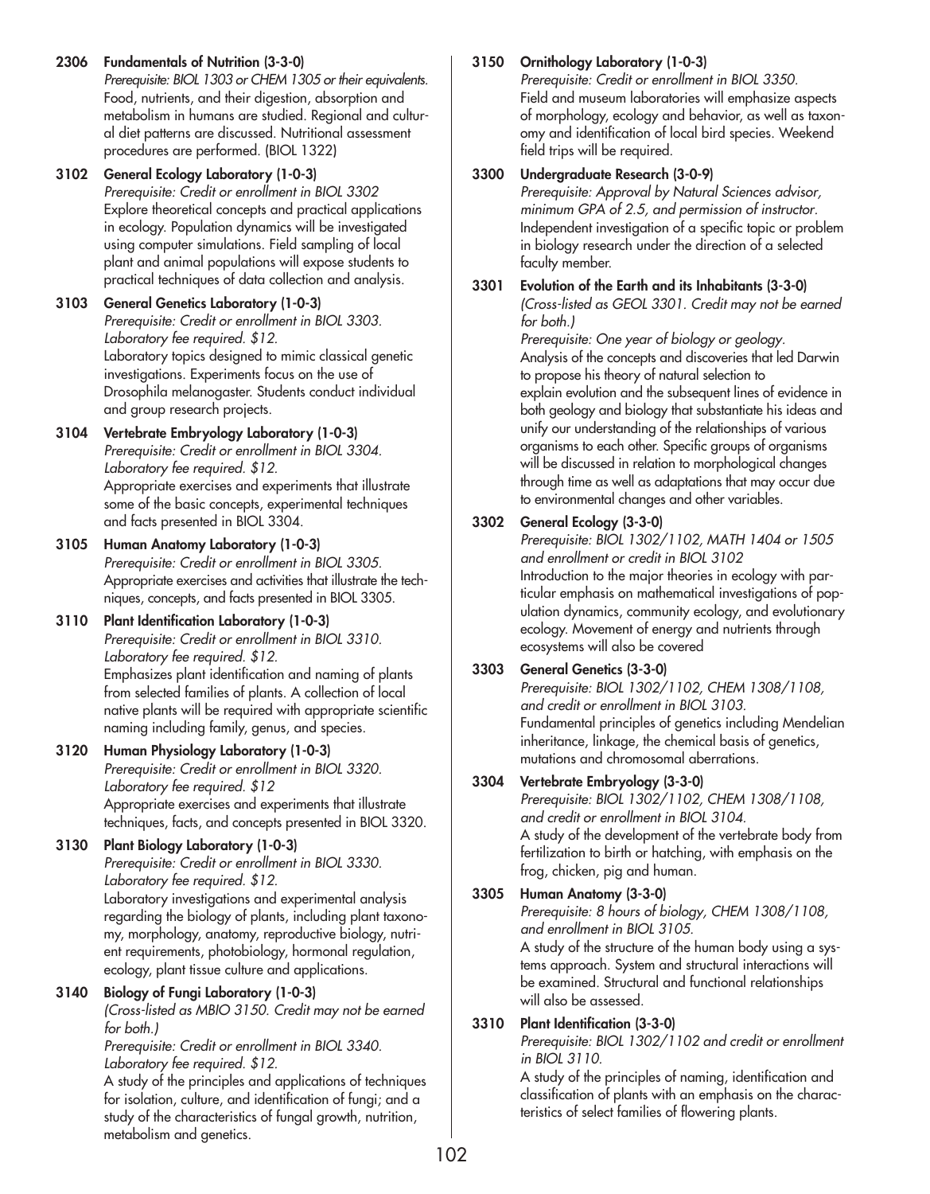**2306 Fundamentals of Nutrition (3-3-0)**
*Prerequisite: BIOL 1303 or CHEM 1305 or their equivalents.*
Food, nutrients, and their digestion, absorption and metabolism in humans are studied. Regional and cultural diet patterns are discussed. Nutritional assessment procedures are performed. (BIOL 1322)

**3102 General Ecology Laboratory (1-0-3)**
*Prerequisite: Credit or enrollment in BIOL 3302*
Explore theoretical concepts and practical applications in ecology. Population dynamics will be investigated using computer simulations. Field sampling of local plant and animal populations will expose students to practical techniques of data collection and analysis.

**3103 General Genetics Laboratory (1-0-3)**
*Prerequisite: Credit or enrollment in BIOL 3303. Laboratory fee required. $12.*
Laboratory topics designed to mimic classical genetic investigations. Experiments focus on the use of Drosophila melanogaster. Students conduct individual and group research projects.

**3104 Vertebrate Embryology Laboratory (1-0-3)**
*Prerequisite: Credit or enrollment in BIOL 3304. Laboratory fee required. $12.*
Appropriate exercises and experiments that illustrate some of the basic concepts, experimental techniques and facts presented in BIOL 3304.

**3105 Human Anatomy Laboratory (1-0-3)**
*Prerequisite: Credit or enrollment in BIOL 3305.*
Appropriate exercises and activities that illustrate the techniques, concepts, and facts presented in BIOL 3305.

**3110 Plant Identification Laboratory (1-0-3)**
*Prerequisite: Credit or enrollment in BIOL 3310. Laboratory fee required. $12.*
Emphasizes plant identification and naming of plants from selected families of plants. A collection of local native plants will be required with appropriate scientific naming including family, genus, and species.

**3120 Human Physiology Laboratory (1-0-3)**
*Prerequisite: Credit or enrollment in BIOL 3320. Laboratory fee required. $12*
Appropriate exercises and experiments that illustrate techniques, facts, and concepts presented in BIOL 3320.

**3130 Plant Biology Laboratory (1-0-3)**
*Prerequisite: Credit or enrollment in BIOL 3330. Laboratory fee required. $12.*
Laboratory investigations and experimental analysis regarding the biology of plants, including plant taxonomy, morphology, anatomy, reproductive biology, nutrient requirements, photobiology, hormonal regulation, ecology, plant tissue culture and applications.

**3140 Biology of Fungi Laboratory (1-0-3)**
*(Cross-listed as MBIO 3150. Credit may not be earned for both.)*
*Prerequisite: Credit or enrollment in BIOL 3340. Laboratory fee required. $12.*
A study of the principles and applications of techniques for isolation, culture, and identification of fungi; and a study of the characteristics of fungal growth, nutrition, metabolism and genetics.

**3150 Ornithology Laboratory (1-0-3)**
*Prerequisite: Credit or enrollment in BIOL 3350.*
Field and museum laboratories will emphasize aspects of morphology, ecology and behavior, as well as taxonomy and identification of local bird species. Weekend field trips will be required.

**3300 Undergraduate Research (3-0-9)**
*Prerequisite: Approval by Natural Sciences advisor, minimum GPA of 2.5, and permission of instructor.*
Independent investigation of a specific topic or problem in biology research under the direction of a selected faculty member.

**3301 Evolution of the Earth and its Inhabitants (3-3-0)**
*(Cross-listed as GEOL 3301. Credit may not be earned for both.)*
*Prerequisite: One year of biology or geology.*
Analysis of the concepts and discoveries that led Darwin to propose his theory of natural selection to explain evolution and the subsequent lines of evidence in both geology and biology that substantiate his ideas and unify our understanding of the relationships of various organisms to each other. Specific groups of organisms will be discussed in relation to morphological changes through time as well as adaptations that may occur due to environmental changes and other variables.

**3302 General Ecology (3-3-0)**
*Prerequisite: BIOL 1302/1102, MATH 1404 or 1505 and enrollment or credit in BIOL 3102*
Introduction to the major theories in ecology with particular emphasis on mathematical investigations of population dynamics, community ecology, and evolutionary ecology. Movement of energy and nutrients through ecosystems will also be covered

**3303 General Genetics (3-3-0)**
*Prerequisite: BIOL 1302/1102, CHEM 1308/1108, and credit or enrollment in BIOL 3103.*
Fundamental principles of genetics including Mendelian inheritance, linkage, the chemical basis of genetics, mutations and chromosomal aberrations.

**3304 Vertebrate Embryology (3-3-0)**
*Prerequisite: BIOL 1302/1102, CHEM 1308/1108, and credit or enrollment in BIOL 3104.*
A study of the development of the vertebrate body from fertilization to birth or hatching, with emphasis on the frog, chicken, pig and human.

**3305 Human Anatomy (3-3-0)**
*Prerequisite: 8 hours of biology, CHEM 1308/1108, and enrollment in BIOL 3105.*
A study of the structure of the human body using a systems approach. System and structural interactions will be examined. Structural and functional relationships will also be assessed.

**3310 Plant Identification (3-3-0)**
*Prerequisite: BIOL 1302/1102 and credit or enrollment in BIOL 3110.*
A study of the principles of naming, identification and classification of plants with an emphasis on the characteristics of select families of flowering plants.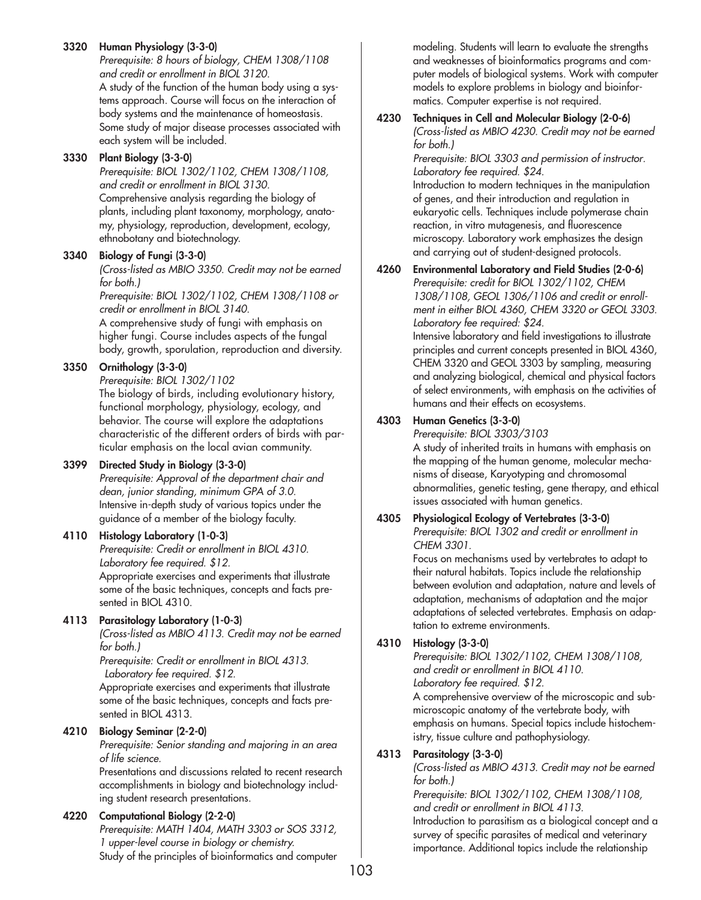**3320 Human Physiology (3-3-0)**
*Prerequisite: 8 hours of biology, CHEM 1308/1108 and credit or enrollment in BIOL 3120.*
A study of the function of the human body using a systems approach. Course will focus on the interaction of body systems and the maintenance of homeostasis. Some study of major disease processes associated with each system will be included.

**3330 Plant Biology (3-3-0)**
*Prerequisite: BIOL 1302/1102, CHEM 1308/1108, and credit or enrollment in BIOL 3130.*
Comprehensive analysis regarding the biology of plants, including plant taxonomy, morphology, anatomy, physiology, reproduction, development, ecology, ethnobotany and biotechnology.

**3340 Biology of Fungi (3-3-0)**
*(Cross-listed as MBIO 3350. Credit may not be earned for both.)*
*Prerequisite: BIOL 1302/1102, CHEM 1308/1108 or credit or enrollment in BIOL 3140.*
A comprehensive study of fungi with emphasis on higher fungi. Course includes aspects of the fungal body, growth, sporulation, reproduction and diversity.

**3350 Ornithology (3-3-0)**
*Prerequisite: BIOL 1302/1102*
The biology of birds, including evolutionary history, functional morphology, physiology, ecology, and behavior. The course will explore the adaptations characteristic of the different orders of birds with particular emphasis on the local avian community.

**3399 Directed Study in Biology (3-3-0)**
*Prerequisite: Approval of the department chair and dean, junior standing, minimum GPA of 3.0.*
Intensive in-depth study of various topics under the guidance of a member of the biology faculty.

**4110 Histology Laboratory (1-0-3)**
*Prerequisite: Credit or enrollment in BIOL 4310.*
*Laboratory fee required. $12.*
Appropriate exercises and experiments that illustrate some of the basic techniques, concepts and facts presented in BIOL 4310.

**4113 Parasitology Laboratory (1-0-3)**
*(Cross-listed as MBIO 4113. Credit may not be earned for both.)*
*Prerequisite: Credit or enrollment in BIOL 4313.*
*Laboratory fee required. $12.*
Appropriate exercises and experiments that illustrate some of the basic techniques, concepts and facts presented in BIOL 4313.

**4210 Biology Seminar (2-2-0)**
*Prerequisite: Senior standing and majoring in an area of life science.*
Presentations and discussions related to recent research accomplishments in biology and biotechnology including student research presentations.

**4220 Computational Biology (2-2-0)**
*Prerequisite: MATH 1404, MATH 3303 or SOS 3312, 1 upper-level course in biology or chemistry.*
Study of the principles of bioinformatics and computer modeling. Students will learn to evaluate the strengths and weaknesses of bioinformatics programs and computer models of biological systems. Work with computer models to explore problems in biology and bioinformatics. Computer expertise is not required.

**4230 Techniques in Cell and Molecular Biology (2-0-6)**
*(Cross-listed as MBIO 4230. Credit may not be earned for both.)*
*Prerequisite: BIOL 3303 and permission of instructor.*
*Laboratory fee required. $24.*
Introduction to modern techniques in the manipulation of genes, and their introduction and regulation in eukaryotic cells. Techniques include polymerase chain reaction, in vitro mutagenesis, and fluorescence microscopy. Laboratory work emphasizes the design and carrying out of student-designed protocols.

**4260 Environmental Laboratory and Field Studies (2-0-6)**
*Prerequisite: credit for BIOL 1302/1102, CHEM 1308/1108, GEOL 1306/1106 and credit or enrollment in either BIOL 4360, CHEM 3320 or GEOL 3303.*
*Laboratory fee required: $24.*
Intensive laboratory and field investigations to illustrate principles and current concepts presented in BIOL 4360, CHEM 3320 and GEOL 3303 by sampling, measuring and analyzing biological, chemical and physical factors of select environments, with emphasis on the activities of humans and their effects on ecosystems.

**4303 Human Genetics (3-3-0)**
*Prerequisite: BIOL 3303/3103*
A study of inherited traits in humans with emphasis on the mapping of the human genome, molecular mechanisms of disease, Karyotyping and chromosomal abnormalities, genetic testing, gene therapy, and ethical issues associated with human genetics.

**4305 Physiological Ecology of Vertebrates (3-3-0)**
*Prerequisite: BIOL 1302 and credit or enrollment in CHEM 3301.*
Focus on mechanisms used by vertebrates to adapt to their natural habitats. Topics include the relationship between evolution and adaptation, nature and levels of adaptation, mechanisms of adaptation and the major adaptations of selected vertebrates. Emphasis on adaptation to extreme environments.

**4310 Histology (3-3-0)**
*Prerequisite: BIOL 1302/1102, CHEM 1308/1108, and credit or enrollment in BIOL 4110.*
*Laboratory fee required. $12.*
A comprehensive overview of the microscopic and submicroscopic anatomy of the vertebrate body, with emphasis on humans. Special topics include histochemistry, tissue culture and pathophysiology.

**4313 Parasitology (3-3-0)**
*(Cross-listed as MBIO 4313. Credit may not be earned for both.)*
*Prerequisite: BIOL 1302/1102, CHEM 1308/1108, and credit or enrollment in BIOL 4113.*
Introduction to parasitism as a biological concept and a survey of specific parasites of medical and veterinary importance. Additional topics include the relationship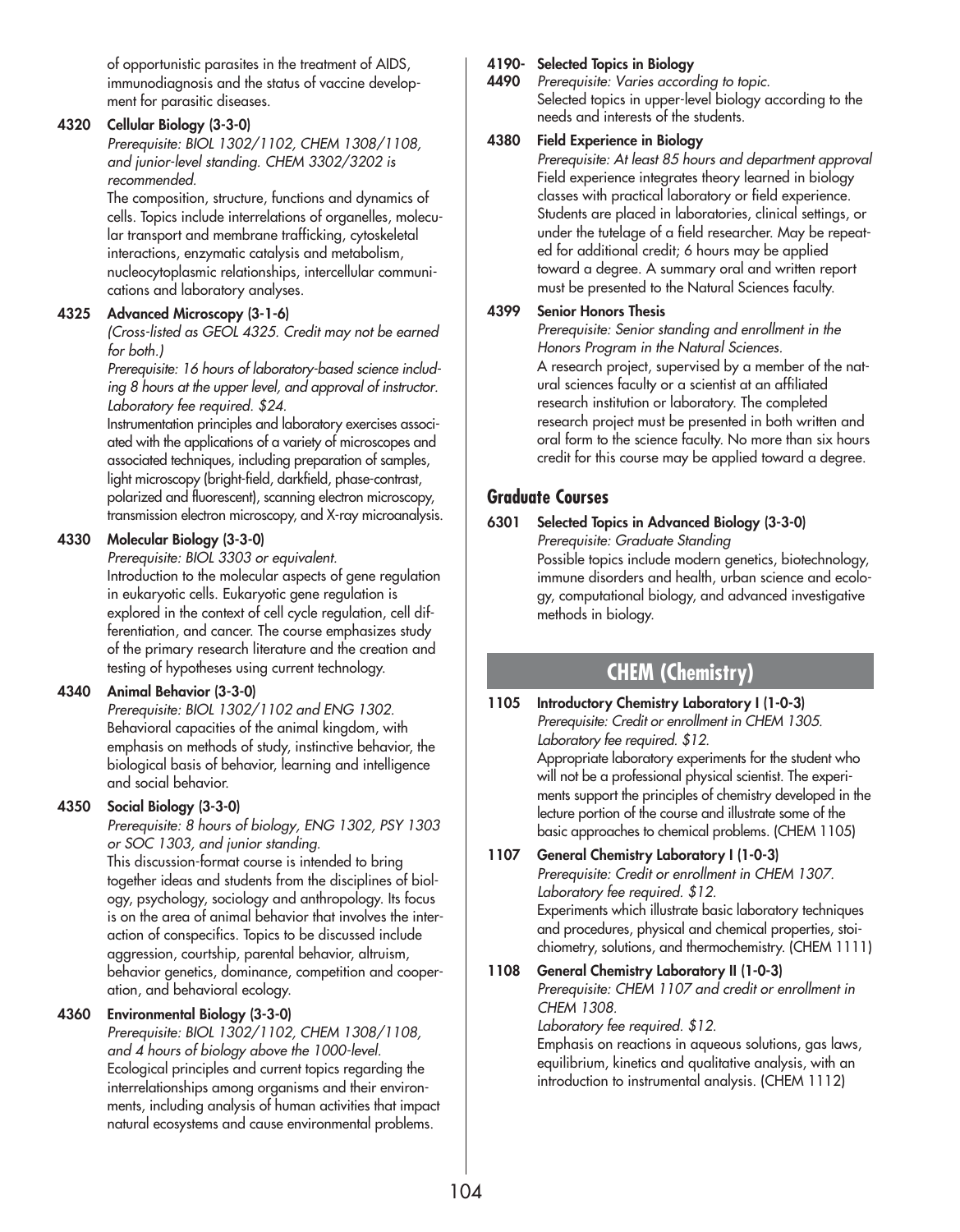of opportunistic parasites in the treatment of AIDS, immunodiagnosis and the status of vaccine development for parasitic diseases.

**4320 Cellular Biology (3-3-0)**
*Prerequisite: BIOL 1302/1102, CHEM 1308/1108, and junior-level standing. CHEM 3302/3202 is recommended.*
The composition, structure, functions and dynamics of cells. Topics include interrelations of organelles, molecular transport and membrane trafficking, cytoskeletal interactions, enzymatic catalysis and metabolism, nucleocytoplasmic relationships, intercellular communications and laboratory analyses.

**4325 Advanced Microscopy (3-1-6)**
*(Cross-listed as GEOL 4325. Credit may not be earned for both.)*
*Prerequisite: 16 hours of laboratory-based science including 8 hours at the upper level, and approval of instructor. Laboratory fee required. $24.*
Instrumentation principles and laboratory exercises associated with the applications of a variety of microscopes and associated techniques, including preparation of samples, light microscopy (bright-field, darkfield, phase-contrast, polarized and fluorescent), scanning electron microscopy, transmission electron microscopy, and X-ray microanalysis.

**4330 Molecular Biology (3-3-0)**
*Prerequisite: BIOL 3303 or equivalent.*
Introduction to the molecular aspects of gene regulation in eukaryotic cells. Eukaryotic gene regulation is explored in the context of cell cycle regulation, cell differentiation, and cancer. The course emphasizes study of the primary research literature and the creation and testing of hypotheses using current technology.

**4340 Animal Behavior (3-3-0)**
*Prerequisite: BIOL 1302/1102 and ENG 1302.*
Behavioral capacities of the animal kingdom, with emphasis on methods of study, instinctive behavior, the biological basis of behavior, learning and intelligence and social behavior.

**4350 Social Biology (3-3-0)**
*Prerequisite: 8 hours of biology, ENG 1302, PSY 1303 or SOC 1303, and junior standing.*
This discussion-format course is intended to bring together ideas and students from the disciplines of biology, psychology, sociology and anthropology. Its focus is on the area of animal behavior that involves the interaction of conspecifics. Topics to be discussed include aggression, courtship, parental behavior, altruism, behavior genetics, dominance, competition and cooperation, and behavioral ecology.

**4360 Environmental Biology (3-3-0)**
*Prerequisite: BIOL 1302/1102, CHEM 1308/1108, and 4 hours of biology above the 1000-level.*
Ecological principles and current topics regarding the interrelationships among organisms and their environments, including analysis of human activities that impact natural ecosystems and cause environmental problems.

**4190-4490 Selected Topics in Biology**
*Prerequisite: Varies according to topic.*
Selected topics in upper-level biology according to the needs and interests of the students.

**4380 Field Experience in Biology**
*Prerequisite: At least 85 hours and department approval*
Field experience integrates theory learned in biology classes with practical laboratory or field experience. Students are placed in laboratories, clinical settings, or under the tutelage of a field researcher. May be repeated for additional credit; 6 hours may be applied toward a degree. A summary oral and written report must be presented to the Natural Sciences faculty.

**4399 Senior Honors Thesis**
*Prerequisite: Senior standing and enrollment in the Honors Program in the Natural Sciences.*
A research project, supervised by a member of the natural sciences faculty or a scientist at an affiliated research institution or laboratory. The completed research project must be presented in both written and oral form to the science faculty. No more than six hours credit for this course may be applied toward a degree.

## Graduate Courses

**6301 Selected Topics in Advanced Biology (3-3-0)**
*Prerequisite: Graduate Standing*
Possible topics include modern genetics, biotechnology, immune disorders and health, urban science and ecology, computational biology, and advanced investigative methods in biology.

# CHEM (Chemistry)

**1105 Introductory Chemistry Laboratory I (1-0-3)**
*Prerequisite: Credit or enrollment in CHEM 1305. Laboratory fee required. $12.*
Appropriate laboratory experiments for the student who will not be a professional physical scientist. The experiments support the principles of chemistry developed in the lecture portion of the course and illustrate some of the basic approaches to chemical problems. (CHEM 1105)

**1107 General Chemistry Laboratory I (1-0-3)**
*Prerequisite: Credit or enrollment in CHEM 1307. Laboratory fee required. $12.*
Experiments which illustrate basic laboratory techniques and procedures, physical and chemical properties, stoichiometry, solutions, and thermochemistry. (CHEM 1111)

**1108 General Chemistry Laboratory II (1-0-3)**
*Prerequisite: CHEM 1107 and credit or enrollment in CHEM 1308.*
*Laboratory fee required. $12.*
Emphasis on reactions in aqueous solutions, gas laws, equilibrium, kinetics and qualitative analysis, with an introduction to instrumental analysis. (CHEM 1112)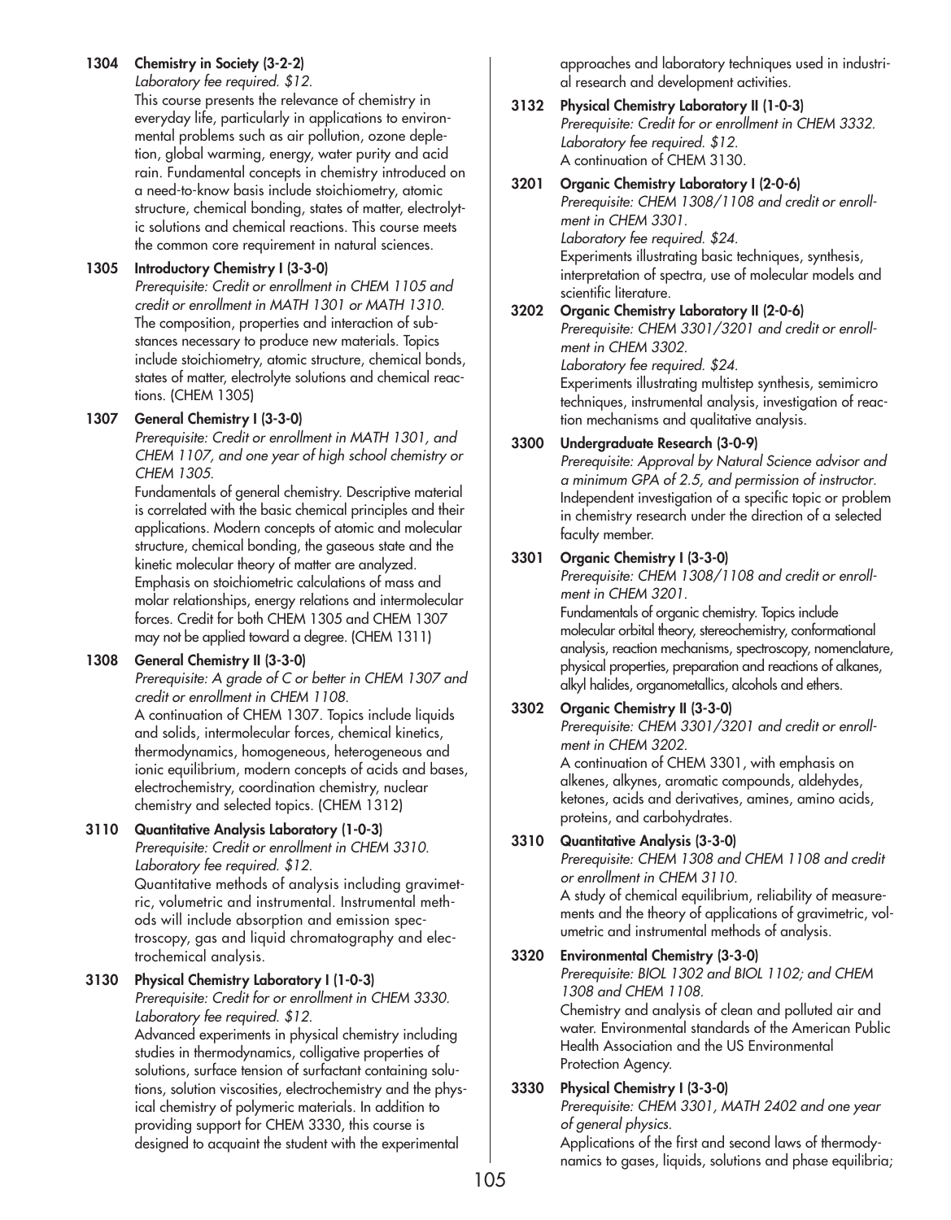**1304 Chemistry in Society (3-2-2)**
*Laboratory fee required. $12.*
This course presents the relevance of chemistry in everyday life, particularly in applications to environmental problems such as air pollution, ozone depletion, global warming, energy, water purity and acid rain. Fundamental concepts in chemistry introduced on a need-to-know basis include stoichiometry, atomic structure, chemical bonding, states of matter, electrolytic solutions and chemical reactions. This course meets the common core requirement in natural sciences.

**1305 Introductory Chemistry I (3-3-0)**
*Prerequisite: Credit or enrollment in CHEM 1105 and credit or enrollment in MATH 1301 or MATH 1310.*
The composition, properties and interaction of substances necessary to produce new materials. Topics include stoichiometry, atomic structure, chemical bonds, states of matter, electrolyte solutions and chemical reactions. (CHEM 1305)

**1307 General Chemistry I (3-3-0)**
*Prerequisite: Credit or enrollment in MATH 1301, and CHEM 1107, and one year of high school chemistry or CHEM 1305.*
Fundamentals of general chemistry. Descriptive material is correlated with the basic chemical principles and their applications. Modern concepts of atomic and molecular structure, chemical bonding, the gaseous state and the kinetic molecular theory of matter are analyzed. Emphasis on stoichiometric calculations of mass and molar relationships, energy relations and intermolecular forces. Credit for both CHEM 1305 and CHEM 1307 may not be applied toward a degree. (CHEM 1311)

**1308 General Chemistry II (3-3-0)**
*Prerequisite: A grade of C or better in CHEM 1307 and credit or enrollment in CHEM 1108.*
A continuation of CHEM 1307. Topics include liquids and solids, intermolecular forces, chemical kinetics, thermodynamics, homogeneous, heterogeneous and ionic equilibrium, modern concepts of acids and bases, electrochemistry, coordination chemistry, nuclear chemistry and selected topics. (CHEM 1312)

**3110 Quantitative Analysis Laboratory (1-0-3)**
*Prerequisite: Credit or enrollment in CHEM 3310.*
*Laboratory fee required. $12.*
Quantitative methods of analysis including gravimetric, volumetric and instrumental. Instrumental methods will include absorption and emission spectroscopy, gas and liquid chromatography and electrochemical analysis.

**3130 Physical Chemistry Laboratory I (1-0-3)**
*Prerequisite: Credit for or enrollment in CHEM 3330.*
*Laboratory fee required. $12.*
Advanced experiments in physical chemistry including studies in thermodynamics, colligative properties of solutions, surface tension of surfactant containing solutions, solution viscosities, electrochemistry and the physical chemistry of polymeric materials. In addition to providing support for CHEM 3330, this course is designed to acquaint the student with the experimental approaches and laboratory techniques used in industrial research and development activities.

**3132 Physical Chemistry Laboratory II (1-0-3)**
*Prerequisite: Credit for or enrollment in CHEM 3332.*
*Laboratory fee required. $12.*
A continuation of CHEM 3130.

**3201 Organic Chemistry Laboratory I (2-0-6)**
*Prerequisite: CHEM 1308/1108 and credit or enrollment in CHEM 3301.*
*Laboratory fee required. $24.*
Experiments illustrating basic techniques, synthesis, interpretation of spectra, use of molecular models and scientific literature.

**3202 Organic Chemistry Laboratory II (2-0-6)**
*Prerequisite: CHEM 3301/3201 and credit or enrollment in CHEM 3302.*
*Laboratory fee required. $24.*
Experiments illustrating multistep synthesis, semimicro techniques, instrumental analysis, investigation of reaction mechanisms and qualitative analysis.

**3300 Undergraduate Research (3-0-9)**
*Prerequisite: Approval by Natural Science advisor and a minimum GPA of 2.5, and permission of instructor.*
Independent investigation of a specific topic or problem in chemistry research under the direction of a selected faculty member.

**3301 Organic Chemistry I (3-3-0)**
*Prerequisite: CHEM 1308/1108 and credit or enrollment in CHEM 3201.*
Fundamentals of organic chemistry. Topics include molecular orbital theory, stereochemistry, conformational analysis, reaction mechanisms, spectroscopy, nomenclature, physical properties, preparation and reactions of alkanes, alkyl halides, organometallics, alcohols and ethers.

**3302 Organic Chemistry II (3-3-0)**
*Prerequisite: CHEM 3301/3201 and credit or enrollment in CHEM 3202.*
A continuation of CHEM 3301, with emphasis on alkenes, alkynes, aromatic compounds, aldehydes, ketones, acids and derivatives, amines, amino acids, proteins, and carbohydrates.

**3310 Quantitative Analysis (3-3-0)**
*Prerequisite: CHEM 1308 and CHEM 1108 and credit or enrollment in CHEM 3110.*
A study of chemical equilibrium, reliability of measurements and the theory of applications of gravimetric, volumetric and instrumental methods of analysis.

**3320 Environmental Chemistry (3-3-0)**
*Prerequisite: BIOL 1302 and BIOL 1102; and CHEM 1308 and CHEM 1108.*
Chemistry and analysis of clean and polluted air and water. Environmental standards of the American Public Health Association and the US Environmental Protection Agency.

**3330 Physical Chemistry I (3-3-0)**
*Prerequisite: CHEM 3301, MATH 2402 and one year of general physics.*
Applications of the first and second laws of thermodynamics to gases, liquids, solutions and phase equilibria;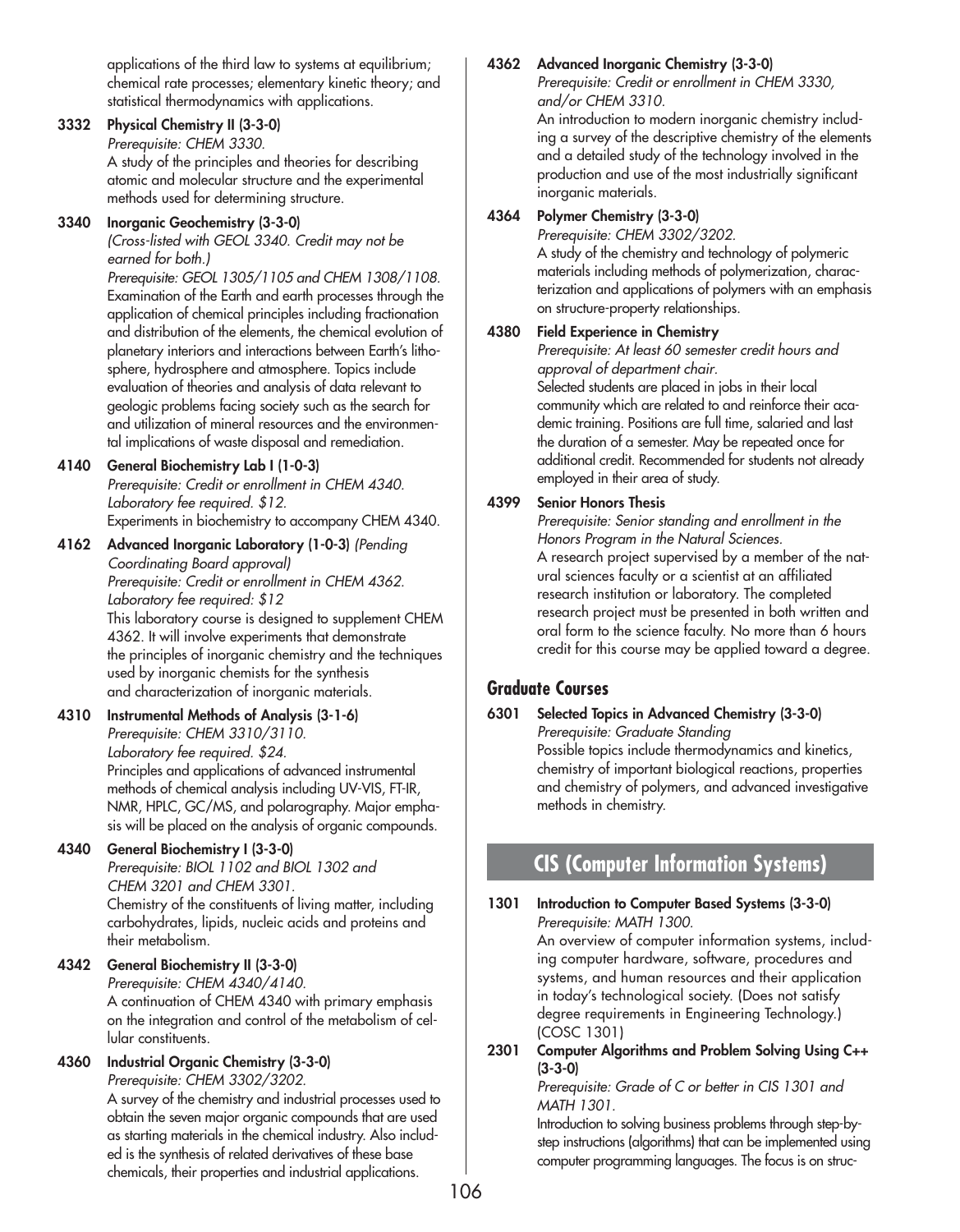applications of the third law to systems at equilibrium; chemical rate processes; elementary kinetic theory; and statistical thermodynamics with applications.

**3332 Physical Chemistry II (3-3-0)**
*Prerequisite: CHEM 3330.*
A study of the principles and theories for describing atomic and molecular structure and the experimental methods used for determining structure.

**3340 Inorganic Geochemistry (3-3-0)**
*(Cross-listed with GEOL 3340. Credit may not be earned for both.)*
*Prerequisite: GEOL 1305/1105 and CHEM 1308/1108.*
Examination of the Earth and earth processes through the application of chemical principles including fractionation and distribution of the elements, the chemical evolution of planetary interiors and interactions between Earth's lithosphere, hydrosphere and atmosphere. Topics include evaluation of theories and analysis of data relevant to geologic problems facing society such as the search for and utilization of mineral resources and the environmental implications of waste disposal and remediation.

**4140 General Biochemistry Lab I (1-0-3)**
*Prerequisite: Credit or enrollment in CHEM 4340.*
*Laboratory fee required. $12.*
Experiments in biochemistry to accompany CHEM 4340.

**4162 Advanced Inorganic Laboratory (1-0-3)** *(Pending Coordinating Board approval)*
*Prerequisite: Credit or enrollment in CHEM 4362.*
*Laboratory fee required: $12*
This laboratory course is designed to supplement CHEM 4362. It will involve experiments that demonstrate the principles of inorganic chemistry and the techniques used by inorganic chemists for the synthesis and characterization of inorganic materials.

**4310 Instrumental Methods of Analysis (3-1-6)**
*Prerequisite: CHEM 3310/3110.*
*Laboratory fee required. $24.*
Principles and applications of advanced instrumental methods of chemical analysis including UV-VIS, FT-IR, NMR, HPLC, GC/MS, and polarography. Major emphasis will be placed on the analysis of organic compounds.

**4340 General Biochemistry I (3-3-0)**
*Prerequisite: BIOL 1102 and BIOL 1302 and CHEM 3201 and CHEM 3301.*
Chemistry of the constituents of living matter, including carbohydrates, lipids, nucleic acids and proteins and their metabolism.

**4342 General Biochemistry II (3-3-0)**
*Prerequisite: CHEM 4340/4140.*
A continuation of CHEM 4340 with primary emphasis on the integration and control of the metabolism of cellular constituents.

**4360 Industrial Organic Chemistry (3-3-0)**
*Prerequisite: CHEM 3302/3202.*
A survey of the chemistry and industrial processes used to obtain the seven major organic compounds that are used as starting materials in the chemical industry. Also included is the synthesis of related derivatives of these base chemicals, their properties and industrial applications.

**4362 Advanced Inorganic Chemistry (3-3-0)**
*Prerequisite: Credit or enrollment in CHEM 3330, and/or CHEM 3310.*
An introduction to modern inorganic chemistry including a survey of the descriptive chemistry of the elements and a detailed study of the technology involved in the production and use of the most industrially significant inorganic materials.

**4364 Polymer Chemistry (3-3-0)**
*Prerequisite: CHEM 3302/3202.*
A study of the chemistry and technology of polymeric materials including methods of polymerization, characterization and applications of polymers with an emphasis on structure-property relationships.

**4380 Field Experience in Chemistry**
*Prerequisite: At least 60 semester credit hours and approval of department chair.*
Selected students are placed in jobs in their local community which are related to and reinforce their academic training. Positions are full time, salaried and last the duration of a semester. May be repeated once for additional credit. Recommended for students not already employed in their area of study.

**4399 Senior Honors Thesis**
*Prerequisite: Senior standing and enrollment in the Honors Program in the Natural Sciences.*
A research project supervised by a member of the natural sciences faculty or a scientist at an affiliated research institution or laboratory. The completed research project must be presented in both written and oral form to the science faculty. No more than 6 hours credit for this course may be applied toward a degree.

## Graduate Courses

**6301 Selected Topics in Advanced Chemistry (3-3-0)**
*Prerequisite: Graduate Standing*
Possible topics include thermodynamics and kinetics, chemistry of important biological reactions, properties and chemistry of polymers, and advanced investigative methods in chemistry.

# CIS (Computer Information Systems)

**1301 Introduction to Computer Based Systems (3-3-0)**
*Prerequisite: MATH 1300.*
An overview of computer information systems, including computer hardware, software, procedures and systems, and human resources and their application in today's technological society. (Does not satisfy degree requirements in Engineering Technology.) (COSC 1301)

**2301 Computer Algorithms and Problem Solving Using C++ (3-3-0)**
*Prerequisite: Grade of C or better in CIS 1301 and MATH 1301.*
Introduction to solving business problems through step-by-step instructions (algorithms) that can be implemented using computer programming languages. The focus is on struc-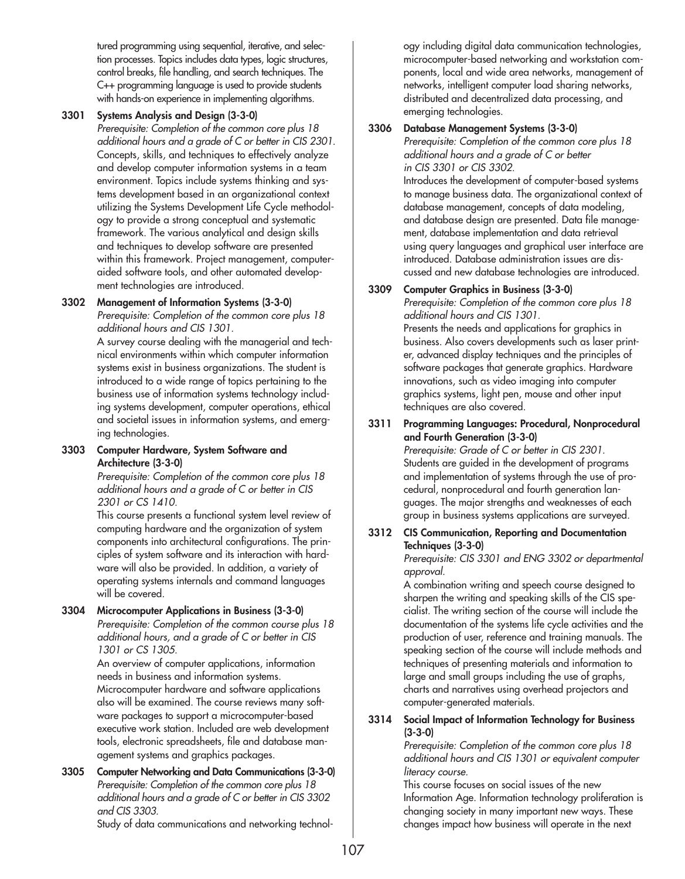tured programming using sequential, iterative, and selection processes. Topics includes data types, logic structures, control breaks, file handling, and search techniques. The C++ programming language is used to provide students with hands-on experience in implementing algorithms.

**3301 Systems Analysis and Design (3-3-0)**
*Prerequisite: Completion of the common core plus 18 additional hours and a grade of C or better in CIS 2301.*
Concepts, skills, and techniques to effectively analyze and develop computer information systems in a team environment. Topics include systems thinking and systems development based in an organizational context utilizing the Systems Development Life Cycle methodology to provide a strong conceptual and systematic framework. The various analytical and design skills and techniques to develop software are presented within this framework. Project management, computer-aided software tools, and other automated development technologies are introduced.

**3302 Management of Information Systems (3-3-0)**
*Prerequisite: Completion of the common core plus 18 additional hours and CIS 1301.*
A survey course dealing with the managerial and technical environments within which computer information systems exist in business organizations. The student is introduced to a wide range of topics pertaining to the business use of information systems technology including systems development, computer operations, ethical and societal issues in information systems, and emerging technologies.

**3303 Computer Hardware, System Software and Architecture (3-3-0)**
*Prerequisite: Completion of the common core plus 18 additional hours and a grade of C or better in CIS 2301 or CS 1410.*
This course presents a functional system level review of computing hardware and the organization of system components into architectural configurations. The principles of system software and its interaction with hardware will also be provided. In addition, a variety of operating systems internals and command languages will be covered.

**3304 Microcomputer Applications in Business (3-3-0)**
*Prerequisite: Completion of the common course plus 18 additional hours, and a grade of C or better in CIS 1301 or CS 1305.*
An overview of computer applications, information needs in business and information systems. Microcomputer hardware and software applications also will be examined. The course reviews many software packages to support a microcomputer-based executive work station. Included are web development tools, electronic spreadsheets, file and database management systems and graphics packages.

**3305 Computer Networking and Data Communications (3-3-0)**
*Prerequisite: Completion of the common core plus 18 additional hours and a grade of C or better in CIS 3302 and CIS 3303.*
Study of data communications and networking technology including digital data communication technologies, microcomputer-based networking and workstation components, local and wide area networks, management of networks, intelligent computer load sharing networks, distributed and decentralized data processing, and emerging technologies.

**3306 Database Management Systems (3-3-0)**
*Prerequisite: Completion of the common core plus 18 additional hours and a grade of C or better in CIS 3301 or CIS 3302.*
Introduces the development of computer-based systems to manage business data. The organizational context of database management, concepts of data modeling, and database design are presented. Data file management, database implementation and data retrieval using query languages and graphical user interface are introduced. Database administration issues are discussed and new database technologies are introduced.

**3309 Computer Graphics in Business (3-3-0)**
*Prerequisite: Completion of the common core plus 18 additional hours and CIS 1301.*
Presents the needs and applications for graphics in business. Also covers developments such as laser printer, advanced display techniques and the principles of software packages that generate graphics. Hardware innovations, such as video imaging into computer graphics systems, light pen, mouse and other input techniques are also covered.

**3311 Programming Languages: Procedural, Nonprocedural and Fourth Generation (3-3-0)**
*Prerequisite: Grade of C or better in CIS 2301.*
Students are guided in the development of programs and implementation of systems through the use of procedural, nonprocedural and fourth generation languages. The major strengths and weaknesses of each group in business systems applications are surveyed.

**3312 CIS Communication, Reporting and Documentation Techniques (3-3-0)**
*Prerequisite: CIS 3301 and ENG 3302 or departmental approval.*
A combination writing and speech course designed to sharpen the writing and speaking skills of the CIS specialist. The writing section of the course will include the documentation of the systems life cycle activities and the production of user, reference and training manuals. The speaking section of the course will include methods and techniques of presenting materials and information to large and small groups including the use of graphs, charts and narratives using overhead projectors and computer-generated materials.

**3314 Social Impact of Information Technology for Business (3-3-0)**
*Prerequisite: Completion of the common core plus 18 additional hours and CIS 1301 or equivalent computer literacy course.*
This course focuses on social issues of the new Information Age. Information technology proliferation is changing society in many important new ways. These changes impact how business will operate in the next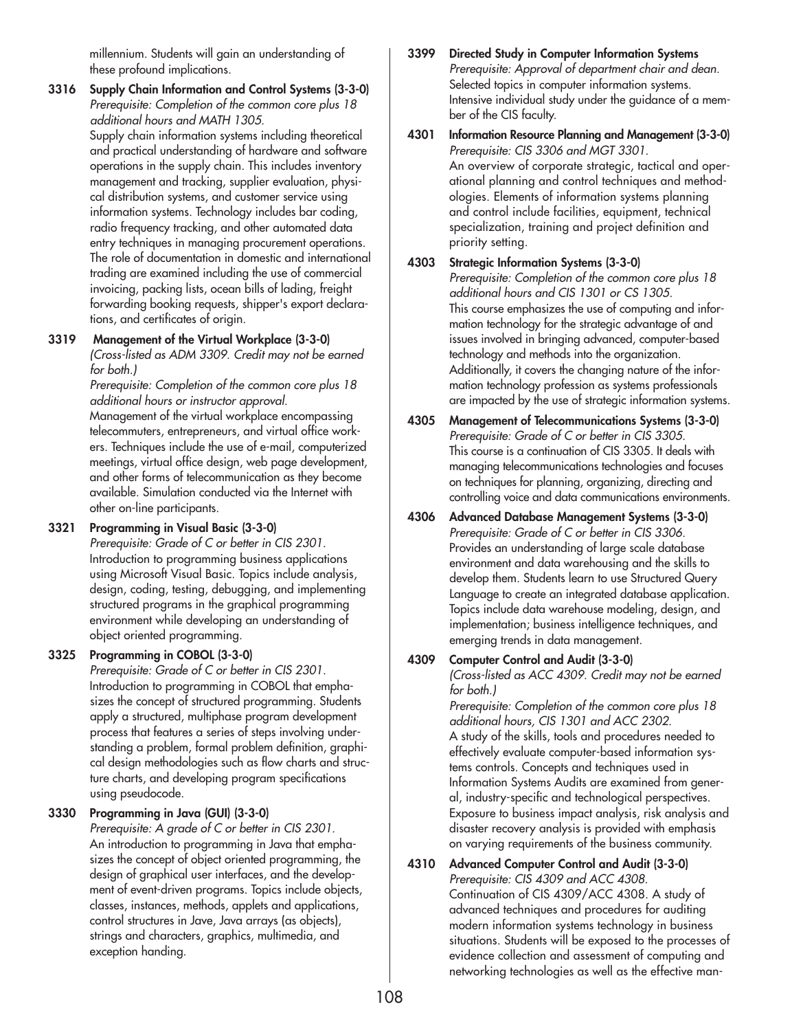millennium. Students will gain an understanding of these profound implications.

**3316 Supply Chain Information and Control Systems (3-3-0)**
*Prerequisite: Completion of the common core plus 18 additional hours and MATH 1305.*
Supply chain information systems including theoretical and practical understanding of hardware and software operations in the supply chain. This includes inventory management and tracking, supplier evaluation, physical distribution systems, and customer service using information systems. Technology includes bar coding, radio frequency tracking, and other automated data entry techniques in managing procurement operations. The role of documentation in domestic and international trading are examined including the use of commercial invoicing, packing lists, ocean bills of lading, freight forwarding booking requests, shipper's export declarations, and certificates of origin.

**3319 Management of the Virtual Workplace (3-3-0)**
*(Cross-listed as ADM 3309. Credit may not be earned for both.)*
*Prerequisite: Completion of the common core plus 18 additional hours or instructor approval.*
Management of the virtual workplace encompassing telecommuters, entrepreneurs, and virtual office workers. Techniques include the use of e-mail, computerized meetings, virtual office design, web page development, and other forms of telecommunication as they become available. Simulation conducted via the Internet with other on-line participants.

**3321 Programming in Visual Basic (3-3-0)**
*Prerequisite: Grade of C or better in CIS 2301.*
Introduction to programming business applications using Microsoft Visual Basic. Topics include analysis, design, coding, testing, debugging, and implementing structured programs in the graphical programming environment while developing an understanding of object oriented programming.

**3325 Programming in COBOL (3-3-0)**
*Prerequisite: Grade of C or better in CIS 2301.*
Introduction to programming in COBOL that emphasizes the concept of structured programming. Students apply a structured, multiphase program development process that features a series of steps involving understanding a problem, formal problem definition, graphical design methodologies such as flow charts and structure charts, and developing program specifications using pseudocode.

**3330 Programming in Java (GUI) (3-3-0)**
*Prerequisite: A grade of C or better in CIS 2301.*
An introduction to programming in Java that emphasizes the concept of object oriented programming, the design of graphical user interfaces, and the development of event-driven programs. Topics include objects, classes, instances, methods, applets and applications, control structures in Jave, Java arrays (as objects), strings and characters, graphics, multimedia, and exception handing.

**3399 Directed Study in Computer Information Systems**
*Prerequisite: Approval of department chair and dean.*
Selected topics in computer information systems. Intensive individual study under the guidance of a member of the CIS faculty.

**4301 Information Resource Planning and Management (3-3-0)**
*Prerequisite: CIS 3306 and MGT 3301.*
An overview of corporate strategic, tactical and operational planning and control techniques and methodologies. Elements of information systems planning and control include facilities, equipment, technical specialization, training and project definition and priority setting.

**4303 Strategic Information Systems (3-3-0)**
*Prerequisite: Completion of the common core plus 18 additional hours and CIS 1301 or CS 1305.*
This course emphasizes the use of computing and information technology for the strategic advantage of and issues involved in bringing advanced, computer-based technology and methods into the organization. Additionally, it covers the changing nature of the information technology profession as systems professionals are impacted by the use of strategic information systems.

**4305 Management of Telecommunications Systems (3-3-0)**
*Prerequisite: Grade of C or better in CIS 3305.*
This course is a continuation of CIS 3305. It deals with managing telecommunications technologies and focuses on techniques for planning, organizing, directing and controlling voice and data communications environments.

**4306 Advanced Database Management Systems (3-3-0)**
*Prerequisite: Grade of C or better in CIS 3306.*
Provides an understanding of large scale database environment and data warehousing and the skills to develop them. Students learn to use Structured Query Language to create an integrated database application. Topics include data warehouse modeling, design, and implementation; business intelligence techniques, and emerging trends in data management.

**4309 Computer Control and Audit (3-3-0)**
*(Cross-listed as ACC 4309. Credit may not be earned for both.)*
*Prerequisite: Completion of the common core plus 18 additional hours, CIS 1301 and ACC 2302.*
A study of the skills, tools and procedures needed to effectively evaluate computer-based information systems controls. Concepts and techniques used in Information Systems Audits are examined from general, industry-specific and technological perspectives. Exposure to business impact analysis, risk analysis and disaster recovery analysis is provided with emphasis on varying requirements of the business community.

**4310 Advanced Computer Control and Audit (3-3-0)**
*Prerequisite: CIS 4309 and ACC 4308.*
Continuation of CIS 4309/ACC 4308. A study of advanced techniques and procedures for auditing modern information systems technology in business situations. Students will be exposed to the processes of evidence collection and assessment of computing and networking technologies as well as the effective man-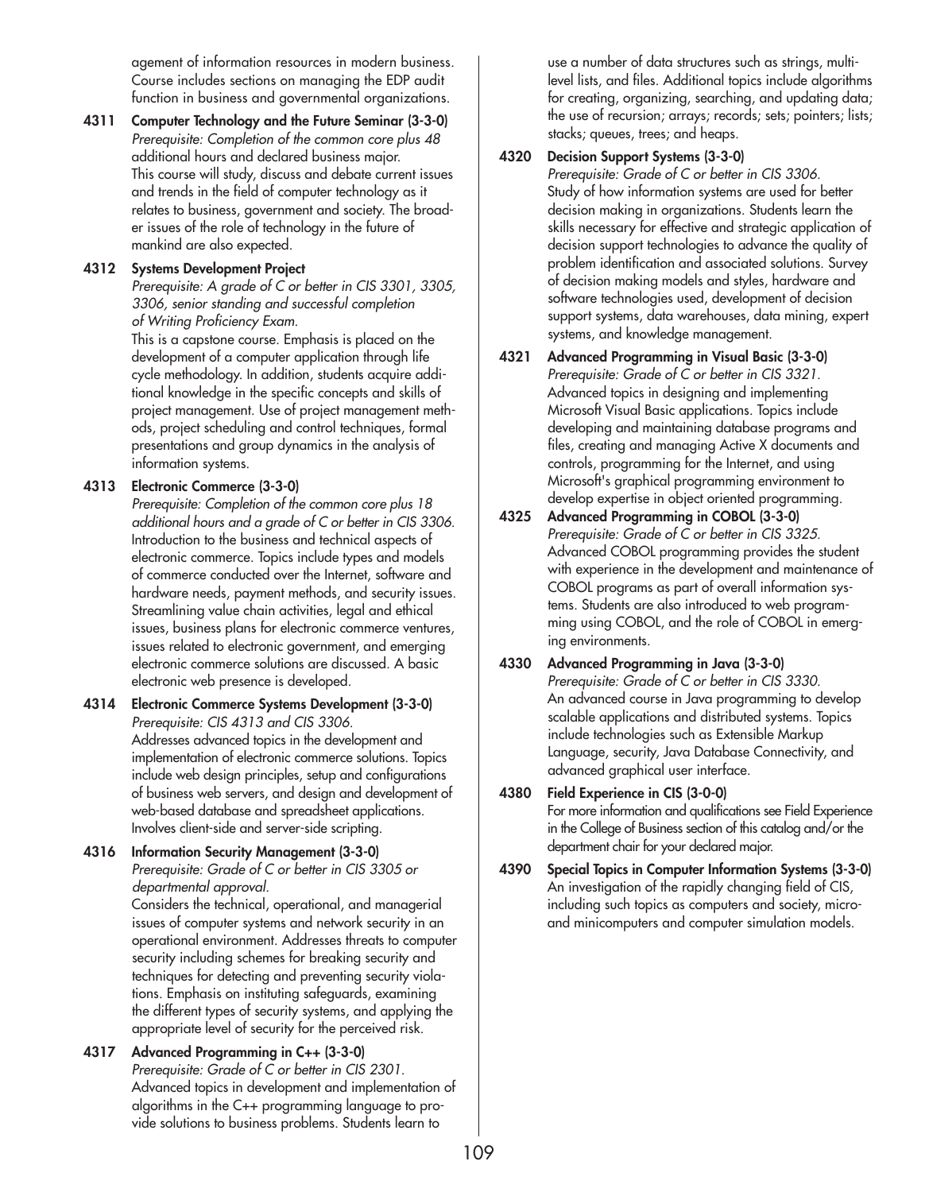agement of information resources in modern business. Course includes sections on managing the EDP audit function in business and governmental organizations.

**4311 Computer Technology and the Future Seminar (3-3-0)**
*Prerequisite: Completion of the common core plus 48* additional hours and declared business major.
This course will study, discuss and debate current issues and trends in the field of computer technology as it relates to business, government and society. The broader issues of the role of technology in the future of mankind are also expected.

**4312 Systems Development Project**
*Prerequisite: A grade of C or better in CIS 3301, 3305, 3306, senior standing and successful completion of Writing Proficiency Exam.*
This is a capstone course. Emphasis is placed on the development of a computer application through life cycle methodology. In addition, students acquire additional knowledge in the specific concepts and skills of project management. Use of project management methods, project scheduling and control techniques, formal presentations and group dynamics in the analysis of information systems.

**4313 Electronic Commerce (3-3-0)**
*Prerequisite: Completion of the common core plus 18 additional hours and a grade of C or better in CIS 3306.*
Introduction to the business and technical aspects of electronic commerce. Topics include types and models of commerce conducted over the Internet, software and hardware needs, payment methods, and security issues. Streamlining value chain activities, legal and ethical issues, business plans for electronic commerce ventures, issues related to electronic government, and emerging electronic commerce solutions are discussed. A basic electronic web presence is developed.

**4314 Electronic Commerce Systems Development (3-3-0)**
*Prerequisite: CIS 4313 and CIS 3306.*
Addresses advanced topics in the development and implementation of electronic commerce solutions. Topics include web design principles, setup and configurations of business web servers, and design and development of web-based database and spreadsheet applications. Involves client-side and server-side scripting.

**4316 Information Security Management (3-3-0)**
*Prerequisite: Grade of C or better in CIS 3305 or departmental approval.*
Considers the technical, operational, and managerial issues of computer systems and network security in an operational environment. Addresses threats to computer security including schemes for breaking security and techniques for detecting and preventing security violations. Emphasis on instituting safeguards, examining the different types of security systems, and applying the appropriate level of security for the perceived risk.

**4317 Advanced Programming in C++ (3-3-0)**
*Prerequisite: Grade of C or better in CIS 2301.*
Advanced topics in development and implementation of algorithms in the C++ programming language to provide solutions to business problems. Students learn to use a number of data structures such as strings, multilevel lists, and files. Additional topics include algorithms for creating, organizing, searching, and updating data; the use of recursion; arrays; records; sets; pointers; lists; stacks; queues, trees; and heaps.

**4320 Decision Support Systems (3-3-0)**
*Prerequisite: Grade of C or better in CIS 3306.*
Study of how information systems are used for better decision making in organizations. Students learn the skills necessary for effective and strategic application of decision support technologies to advance the quality of problem identification and associated solutions. Survey of decision making models and styles, hardware and software technologies used, development of decision support systems, data warehouses, data mining, expert systems, and knowledge management.

**4321 Advanced Programming in Visual Basic (3-3-0)**
*Prerequisite: Grade of C or better in CIS 3321.*
Advanced topics in designing and implementing Microsoft Visual Basic applications. Topics include developing and maintaining database programs and files, creating and managing Active X documents and controls, programming for the Internet, and using Microsoft's graphical programming environment to develop expertise in object oriented programming.

**4325 Advanced Programming in COBOL (3-3-0)**
*Prerequisite: Grade of C or better in CIS 3325.*
Advanced COBOL programming provides the student with experience in the development and maintenance of COBOL programs as part of overall information systems. Students are also introduced to web programming using COBOL, and the role of COBOL in emerging environments.

**4330 Advanced Programming in Java (3-3-0)**
*Prerequisite: Grade of C or better in CIS 3330.*
An advanced course in Java programming to develop scalable applications and distributed systems. Topics include technologies such as Extensible Markup Language, security, Java Database Connectivity, and advanced graphical user interface.

**4380 Field Experience in CIS (3-0-0)**
For more information and qualifications see Field Experience in the College of Business section of this catalog and/or the department chair for your declared major.

**4390 Special Topics in Computer Information Systems (3-3-0)**
An investigation of the rapidly changing field of CIS, including such topics as computers and society, micro- and minicomputers and computer simulation models.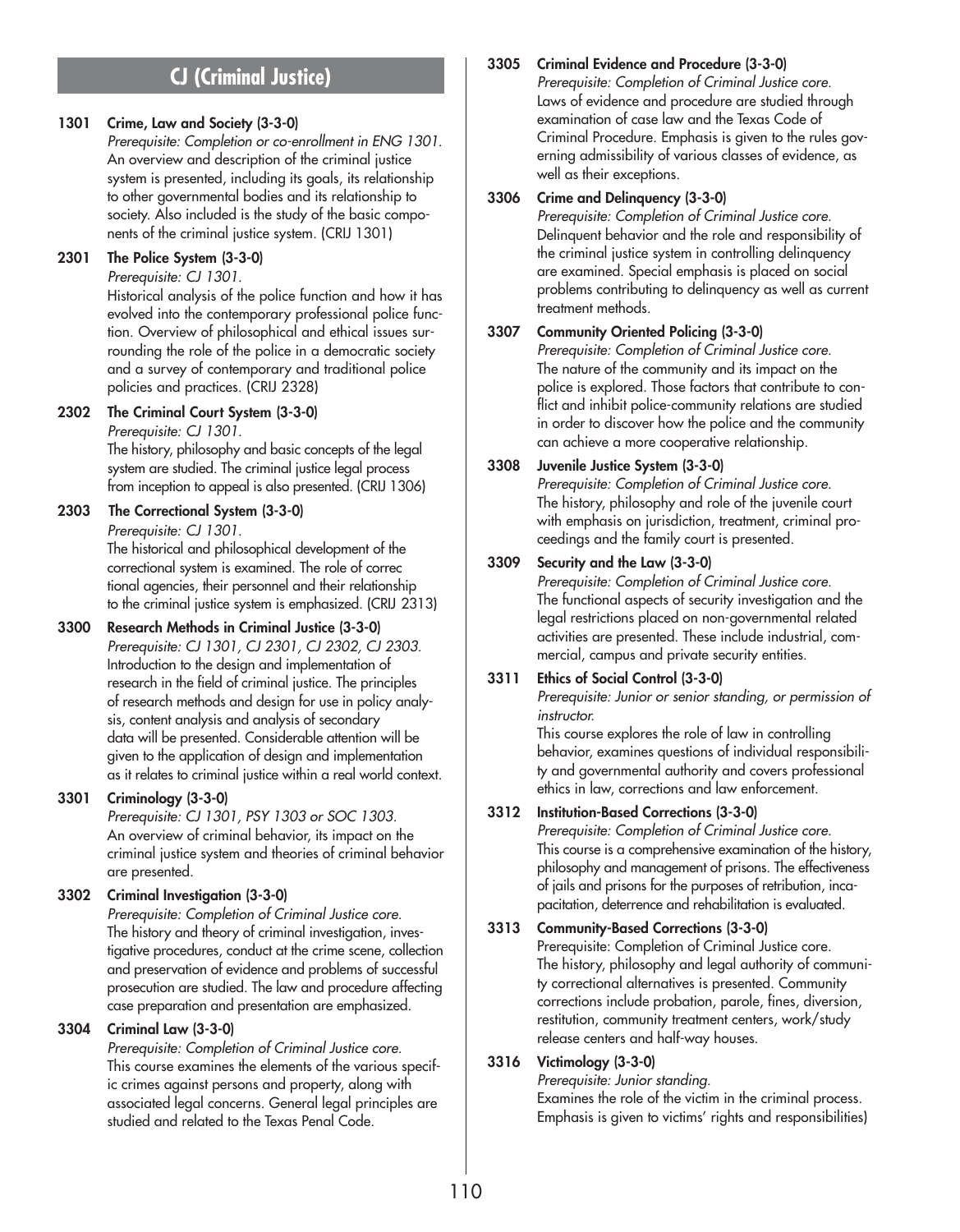## CJ (Criminal Justice)

**1301 Crime, Law and Society (3-3-0)**
*Prerequisite: Completion or co-enrollment in ENG 1301.*
An overview and description of the criminal justice system is presented, including its goals, its relationship to other governmental bodies and its relationship to society. Also included is the study of the basic components of the criminal justice system. (CRIJ 1301)

**2301 The Police System (3-3-0)**
*Prerequisite: CJ 1301.*
Historical analysis of the police function and how it has evolved into the contemporary professional police function. Overview of philosophical and ethical issues surrounding the role of the police in a democratic society and a survey of contemporary and traditional police policies and practices. (CRIJ 2328)

**2302 The Criminal Court System (3-3-0)**
*Prerequisite: CJ 1301.*
The history, philosophy and basic concepts of the legal system are studied. The criminal justice legal process from inception to appeal is also presented. (CRIJ 1306)

**2303 The Correctional System (3-3-0)**
*Prerequisite: CJ 1301.*
The historical and philosophical development of the correctional system is examined. The role of correc tional agencies, their personnel and their relationship to the criminal justice system is emphasized. (CRIJ 2313)

**3300 Research Methods in Criminal Justice (3-3-0)**
*Prerequisite: CJ 1301, CJ 2301, CJ 2302, CJ 2303.*
Introduction to the design and implementation of research in the field of criminal justice. The principles of research methods and design for use in policy analysis, content analysis and analysis of secondary data will be presented. Considerable attention will be given to the application of design and implementation as it relates to criminal justice within a real world context.

**3301 Criminology (3-3-0)**
*Prerequisite: CJ 1301, PSY 1303 or SOC 1303.*
An overview of criminal behavior, its impact on the criminal justice system and theories of criminal behavior are presented.

**3302 Criminal Investigation (3-3-0)**
*Prerequisite: Completion of Criminal Justice core.*
The history and theory of criminal investigation, investigative procedures, conduct at the crime scene, collection and preservation of evidence and problems of successful prosecution are studied. The law and procedure affecting case preparation and presentation are emphasized.

**3304 Criminal Law (3-3-0)**
*Prerequisite: Completion of Criminal Justice core.*
This course examines the elements of the various specific crimes against persons and property, along with associated legal concerns. General legal principles are studied and related to the Texas Penal Code.

**3305 Criminal Evidence and Procedure (3-3-0)**
*Prerequisite: Completion of Criminal Justice core.*
Laws of evidence and procedure are studied through examination of case law and the Texas Code of Criminal Procedure. Emphasis is given to the rules governing admissibility of various classes of evidence, as well as their exceptions.

**3306 Crime and Delinquency (3-3-0)**
*Prerequisite: Completion of Criminal Justice core.*
Delinquent behavior and the role and responsibility of the criminal justice system in controlling delinquency are examined. Special emphasis is placed on social problems contributing to delinquency as well as current treatment methods.

**3307 Community Oriented Policing (3-3-0)**
*Prerequisite: Completion of Criminal Justice core.*
The nature of the community and its impact on the police is explored. Those factors that contribute to conflict and inhibit police-community relations are studied in order to discover how the police and the community can achieve a more cooperative relationship.

**3308 Juvenile Justice System (3-3-0)**
*Prerequisite: Completion of Criminal Justice core.*
The history, philosophy and role of the juvenile court with emphasis on jurisdiction, treatment, criminal proceedings and the family court is presented.

**3309 Security and the Law (3-3-0)**
*Prerequisite: Completion of Criminal Justice core.*
The functional aspects of security investigation and the legal restrictions placed on non-governmental related activities are presented. These include industrial, commercial, campus and private security entities.

**3311 Ethics of Social Control (3-3-0)**
*Prerequisite: Junior or senior standing, or permission of instructor.*
This course explores the role of law in controlling behavior, examines questions of individual responsibility and governmental authority and covers professional ethics in law, corrections and law enforcement.

**3312 Institution-Based Corrections (3-3-0)**
*Prerequisite: Completion of Criminal Justice core.*
This course is a comprehensive examination of the history, philosophy and management of prisons. The effectiveness of jails and prisons for the purposes of retribution, incapacitation, deterrence and rehabilitation is evaluated.

**3313 Community-Based Corrections (3-3-0)**
Prerequisite: Completion of Criminal Justice core.
The history, philosophy and legal authority of community correctional alternatives is presented. Community corrections include probation, parole, fines, diversion, restitution, community treatment centers, work/study release centers and half-way houses.

**3316 Victimology (3-3-0)**
*Prerequisite: Junior standing.*
Examines the role of the victim in the criminal process. Emphasis is given to victims' rights and responsibilities)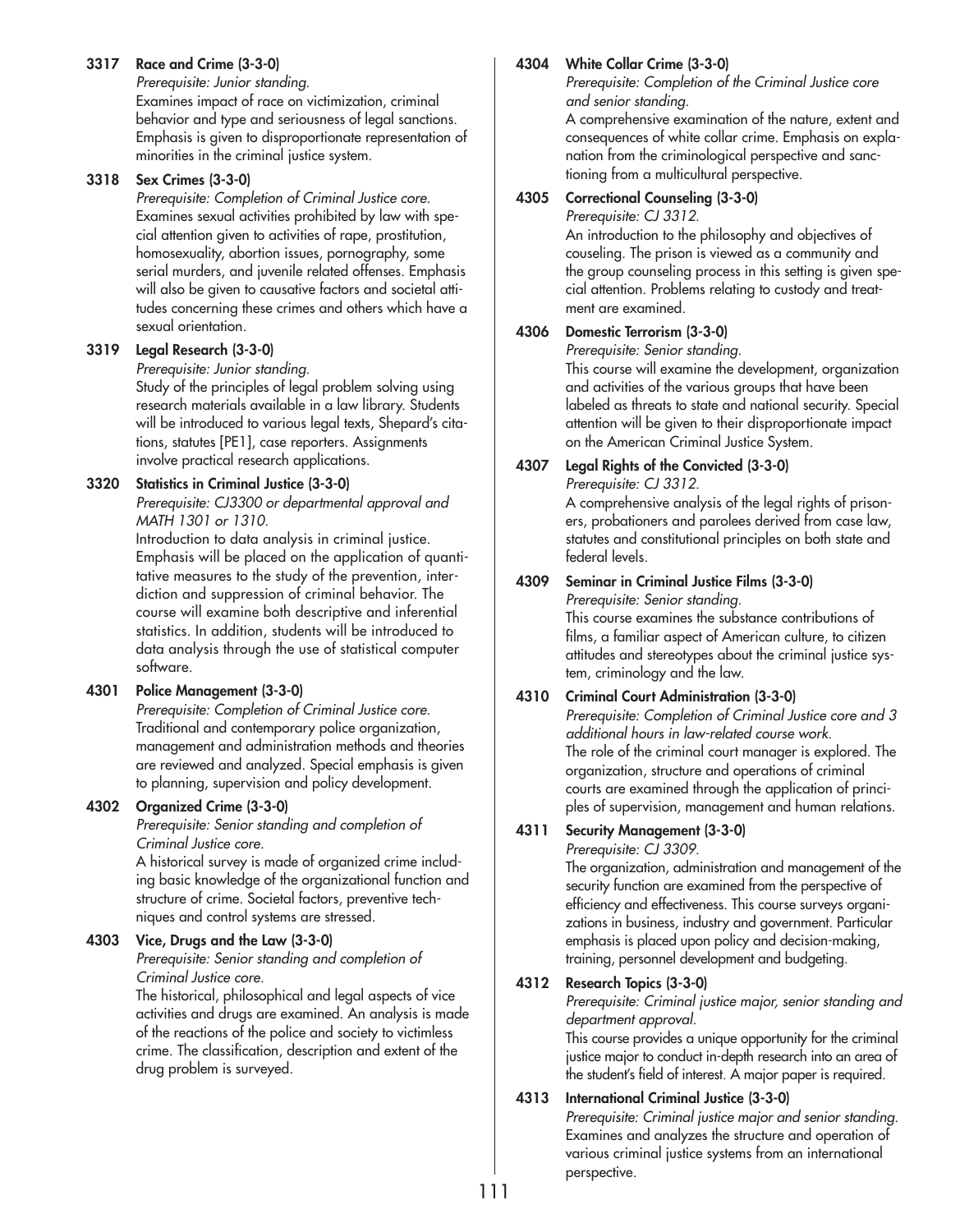**3317 Race and Crime (3-3-0)**
*Prerequisite: Junior standing.*
Examines impact of race on victimization, criminal behavior and type and seriousness of legal sanctions. Emphasis is given to disproportionate representation of minorities in the criminal justice system.

**3318 Sex Crimes (3-3-0)**
*Prerequisite: Completion of Criminal Justice core.*
Examines sexual activities prohibited by law with special attention given to activities of rape, prostitution, homosexuality, abortion issues, pornography, some serial murders, and juvenile related offenses. Emphasis will also be given to causative factors and societal attitudes concerning these crimes and others which have a sexual orientation.

**3319 Legal Research (3-3-0)**
*Prerequisite: Junior standing.*
Study of the principles of legal problem solving using research materials available in a law library. Students will be introduced to various legal texts, Shepard's citations, statutes [PE1], case reporters. Assignments involve practical research applications.

**3320 Statistics in Criminal Justice (3-3-0)**
*Prerequisite: CJ3300 or departmental approval and MATH 1301 or 1310.*
Introduction to data analysis in criminal justice. Emphasis will be placed on the application of quantitative measures to the study of the prevention, interdiction and suppression of criminal behavior. The course will examine both descriptive and inferential statistics. In addition, students will be introduced to data analysis through the use of statistical computer software.

**4301 Police Management (3-3-0)**
*Prerequisite: Completion of Criminal Justice core.*
Traditional and contemporary police organization, management and administration methods and theories are reviewed and analyzed. Special emphasis is given to planning, supervision and policy development.

**4302 Organized Crime (3-3-0)**
*Prerequisite: Senior standing and completion of Criminal Justice core.*
A historical survey is made of organized crime including basic knowledge of the organizational function and structure of crime. Societal factors, preventive techniques and control systems are stressed.

**4303 Vice, Drugs and the Law (3-3-0)**
*Prerequisite: Senior standing and completion of Criminal Justice core.*
The historical, philosophical and legal aspects of vice activities and drugs are examined. An analysis is made of the reactions of the police and society to victimless crime. The classification, description and extent of the drug problem is surveyed.

**4304 White Collar Crime (3-3-0)**
*Prerequisite: Completion of the Criminal Justice core and senior standing.*
A comprehensive examination of the nature, extent and consequences of white collar crime. Emphasis on explanation from the criminological perspective and sanctioning from a multicultural perspective.

**4305 Correctional Counseling (3-3-0)**
*Prerequisite: CJ 3312.*
An introduction to the philosophy and objectives of couseling. The prison is viewed as a community and the group counseling process in this setting is given special attention. Problems relating to custody and treatment are examined.

**4306 Domestic Terrorism (3-3-0)**
*Prerequisite: Senior standing.*
This course will examine the development, organization and activities of the various groups that have been labeled as threats to state and national security. Special attention will be given to their disproportionate impact on the American Criminal Justice System.

**4307 Legal Rights of the Convicted (3-3-0)**
*Prerequisite: CJ 3312.*
A comprehensive analysis of the legal rights of prisoners, probationers and parolees derived from case law, statutes and constitutional principles on both state and federal levels.

**4309 Seminar in Criminal Justice Films (3-3-0)**
*Prerequisite: Senior standing.*
This course examines the substance contributions of films, a familiar aspect of American culture, to citizen attitudes and stereotypes about the criminal justice system, criminology and the law.

**4310 Criminal Court Administration (3-3-0)**
*Prerequisite: Completion of Criminal Justice core and 3 additional hours in law-related course work.*
The role of the criminal court manager is explored. The organization, structure and operations of criminal courts are examined through the application of principles of supervision, management and human relations.

**4311 Security Management (3-3-0)**
*Prerequisite: CJ 3309.*
The organization, administration and management of the security function are examined from the perspective of efficiency and effectiveness. This course surveys organizations in business, industry and government. Particular emphasis is placed upon policy and decision-making, training, personnel development and budgeting.

**4312 Research Topics (3-3-0)**
*Prerequisite: Criminal justice major, senior standing and department approval.*
This course provides a unique opportunity for the criminal justice major to conduct in-depth research into an area of the student's field of interest. A major paper is required.

**4313 International Criminal Justice (3-3-0)**
*Prerequisite: Criminal justice major and senior standing.*
Examines and analyzes the structure and operation of various criminal justice systems from an international perspective.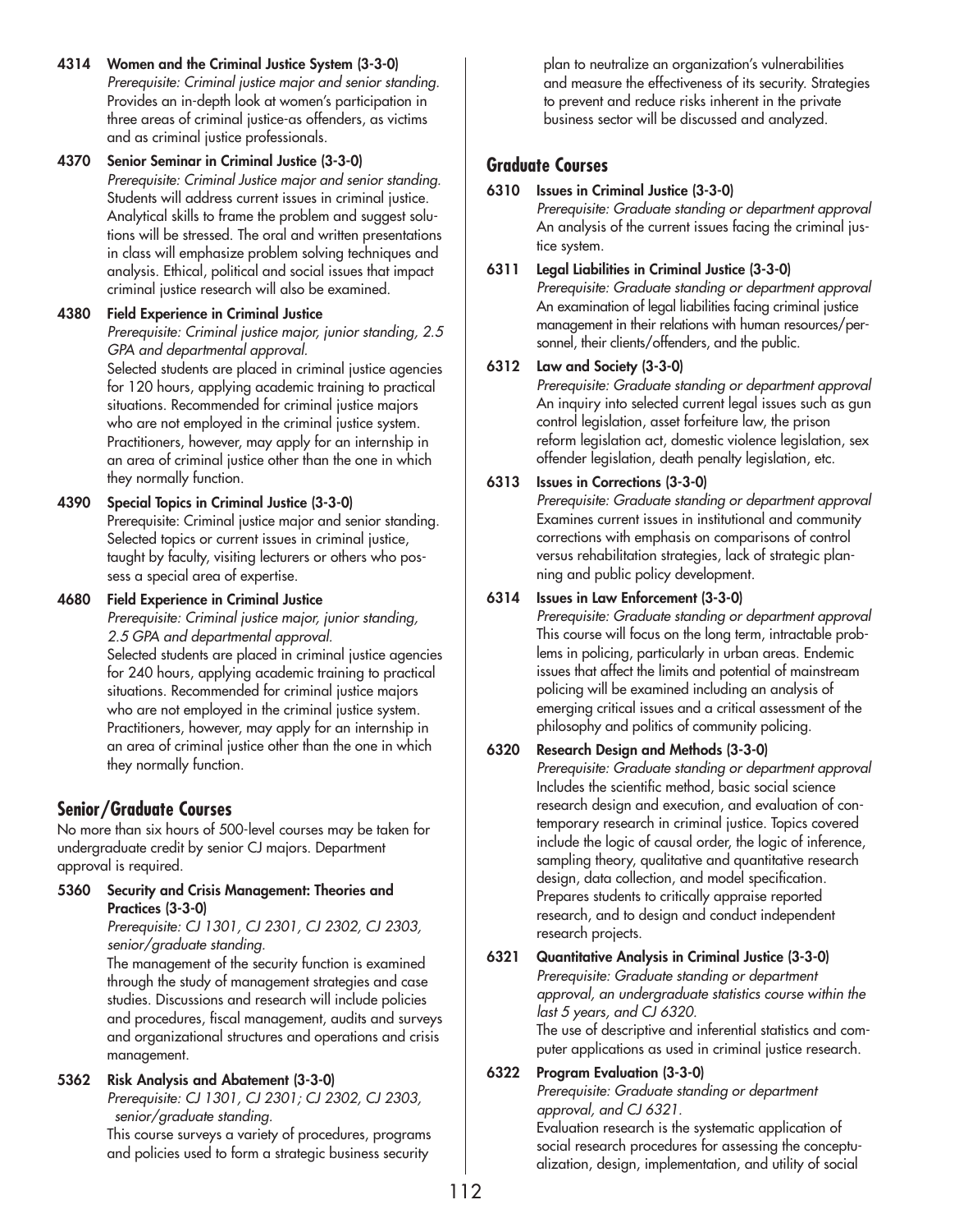**4314 Women and the Criminal Justice System (3-3-0)**
*Prerequisite: Criminal justice major and senior standing.*
Provides an in-depth look at women's participation in three areas of criminal justice-as offenders, as victims and as criminal justice professionals.

**4370 Senior Seminar in Criminal Justice (3-3-0)**
*Prerequisite: Criminal Justice major and senior standing.*
Students will address current issues in criminal justice. Analytical skills to frame the problem and suggest solutions will be stressed. The oral and written presentations in class will emphasize problem solving techniques and analysis. Ethical, political and social issues that impact criminal justice research will also be examined.

**4380 Field Experience in Criminal Justice**
*Prerequisite: Criminal justice major, junior standing, 2.5 GPA and departmental approval.*
Selected students are placed in criminal justice agencies for 120 hours, applying academic training to practical situations. Recommended for criminal justice majors who are not employed in the criminal justice system. Practitioners, however, may apply for an internship in an area of criminal justice other than the one in which they normally function.

**4390 Special Topics in Criminal Justice (3-3-0)**
Prerequisite: Criminal justice major and senior standing. Selected topics or current issues in criminal justice, taught by faculty, visiting lecturers or others who possess a special area of expertise.

**4680 Field Experience in Criminal Justice**
*Prerequisite: Criminal justice major, junior standing, 2.5 GPA and departmental approval.*
Selected students are placed in criminal justice agencies for 240 hours, applying academic training to practical situations. Recommended for criminal justice majors who are not employed in the criminal justice system. Practitioners, however, may apply for an internship in an area of criminal justice other than the one in which they normally function.

## Senior/Graduate Courses

No more than six hours of 500-level courses may be taken for undergraduate credit by senior CJ majors. Department approval is required.

**5360 Security and Crisis Management: Theories and Practices (3-3-0)**
*Prerequisite: CJ 1301, CJ 2301, CJ 2302, CJ 2303, senior/graduate standing.*
The management of the security function is examined through the study of management strategies and case studies. Discussions and research will include policies and procedures, fiscal management, audits and surveys and organizational structures and operations and crisis management.

**5362 Risk Analysis and Abatement (3-3-0)**
*Prerequisite: CJ 1301, CJ 2301; CJ 2302, CJ 2303, senior/graduate standing.*
This course surveys a variety of procedures, programs and policies used to form a strategic business security plan to neutralize an organization's vulnerabilities and measure the effectiveness of its security. Strategies to prevent and reduce risks inherent in the private business sector will be discussed and analyzed.

## Graduate Courses

**6310 Issues in Criminal Justice (3-3-0)**
*Prerequisite: Graduate standing or department approval*
An analysis of the current issues facing the criminal justice system.

**6311 Legal Liabilities in Criminal Justice (3-3-0)**
*Prerequisite: Graduate standing or department approval*
An examination of legal liabilities facing criminal justice management in their relations with human resources/personnel, their clients/offenders, and the public.

**6312 Law and Society (3-3-0)**
*Prerequisite: Graduate standing or department approval*
An inquiry into selected current legal issues such as gun control legislation, asset forfeiture law, the prison reform legislation act, domestic violence legislation, sex offender legislation, death penalty legislation, etc.

**6313 Issues in Corrections (3-3-0)**
*Prerequisite: Graduate standing or department approval*
Examines current issues in institutional and community corrections with emphasis on comparisons of control versus rehabilitation strategies, lack of strategic planning and public policy development.

**6314 Issues in Law Enforcement (3-3-0)**
*Prerequisite: Graduate standing or department approval*
This course will focus on the long term, intractable problems in policing, particularly in urban areas. Endemic issues that affect the limits and potential of mainstream policing will be examined including an analysis of emerging critical issues and a critical assessment of the philosophy and politics of community policing.

**6320 Research Design and Methods (3-3-0)**
*Prerequisite: Graduate standing or department approval*
Includes the scientific method, basic social science research design and execution, and evaluation of contemporary research in criminal justice. Topics covered include the logic of causal order, the logic of inference, sampling theory, qualitative and quantitative research design, data collection, and model specification. Prepares students to critically appraise reported research, and to design and conduct independent research projects.

**6321 Quantitative Analysis in Criminal Justice (3-3-0)**
*Prerequisite: Graduate standing or department approval, an undergraduate statistics course within the last 5 years, and CJ 6320.*
The use of descriptive and inferential statistics and computer applications as used in criminal justice research.

**6322 Program Evaluation (3-3-0)**
*Prerequisite: Graduate standing or department approval, and CJ 6321.*
Evaluation research is the systematic application of social research procedures for assessing the conceptualization, design, implementation, and utility of social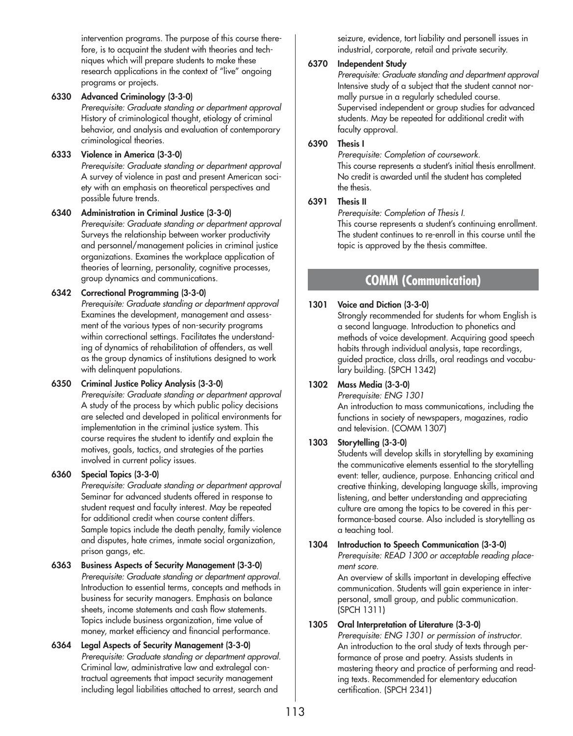intervention programs. The purpose of this course therefore, is to acquaint the student with theories and techniques which will prepare students to make these research applications in the context of "live" ongoing programs or projects.

**6330 Advanced Criminology (3-3-0)**
*Prerequisite: Graduate standing or department approval*
History of criminological thought, etiology of criminal behavior, and analysis and evaluation of contemporary criminological theories.

**6333 Violence in America (3-3-0)**
*Prerequisite: Graduate standing or department approval*
A survey of violence in past and present American society with an emphasis on theoretical perspectives and possible future trends.

**6340 Administration in Criminal Justice (3-3-0)**
*Prerequisite: Graduate standing or department approval*
Surveys the relationship between worker productivity and personnel/management policies in criminal justice organizations. Examines the workplace application of theories of learning, personality, cognitive processes, group dynamics and communications.

**6342 Correctional Programming (3-3-0)**
*Prerequisite: Graduate standing or department approval*
Examines the development, management and assessment of the various types of non-security programs within correctional settings. Facilitates the understanding of dynamics of rehabilitation of offenders, as well as the group dynamics of institutions designed to work with delinquent populations.

**6350 Criminal Justice Policy Analysis (3-3-0)**
*Prerequisite: Graduate standing or department approval*
A study of the process by which public policy decisions are selected and developed in political environments for implementation in the criminal justice system. This course requires the student to identify and explain the motives, goals, tactics, and strategies of the parties involved in current policy issues.

**6360 Special Topics (3-3-0)**
*Prerequisite: Graduate standing or department approval*
Seminar for advanced students offered in response to student request and faculty interest. May be repeated for additional credit when course content differs. Sample topics include the death penalty, family violence and disputes, hate crimes, inmate social organization, prison gangs, etc.

**6363 Business Aspects of Security Management (3-3-0)**
*Prerequisite: Graduate standing or department approval.*
Introduction to essential terms, concepts and methods in business for security managers. Emphasis on balance sheets, income statements and cash flow statements. Topics include business organization, time value of money, market efficiency and financial performance.

**6364 Legal Aspects of Security Management (3-3-0)**
*Prerequisite: Graduate standing or department approval.*
Criminal law, administrative law and extralegal contractual agreements that impact security management including legal liabilities attached to arrest, search and seizure, evidence, tort liability and personell issues in industrial, corporate, retail and private security.

**6370 Independent Study**
*Prerequisite: Graduate standing and department approval*
Intensive study of a subject that the student cannot normally pursue in a regularly scheduled course. Supervised independent or group studies for advanced students. May be repeated for additional credit with faculty approval.

**6390 Thesis I**
*Prerequisite: Completion of coursework.*
This course represents a student's initial thesis enrollment. No credit is awarded until the student has completed the thesis.

**6391 Thesis II**
*Prerequisite: Completion of Thesis I.*
This course represents a student's continuing enrollment. The student continues to re-enroll in this course until the topic is approved by the thesis committee.

## COMM (Communication)

**1301 Voice and Diction (3-3-0)**
Strongly recommended for students for whom English is a second language. Introduction to phonetics and methods of voice development. Acquiring good speech habits through individual analysis, tape recordings, guided practice, class drills, oral readings and vocabulary building. (SPCH 1342)

**1302 Mass Media (3-3-0)**
*Prerequisite: ENG 1301*
An introduction to mass communications, including the functions in society of newspapers, magazines, radio and television. (COMM 1307)

**1303 Storytelling (3-3-0)**
Students will develop skills in storytelling by examining the communicative elements essential to the storytelling event: teller, audience, purpose. Enhancing critical and creative thinking, developing language skills, improving listening, and better understanding and appreciating culture are among the topics to be covered in this performance-based course. Also included is storytelling as a teaching tool.

**1304 Introduction to Speech Communication (3-3-0)**
*Prerequisite: READ 1300 or acceptable reading placement score.*
An overview of skills important in developing effective communication. Students will gain experience in interpersonal, small group, and public communication. (SPCH 1311)

**1305 Oral Interpretation of Literature (3-3-0)**
*Prerequisite: ENG 1301 or permission of instructor.*
An introduction to the oral study of texts through performance of prose and poetry. Assists students in mastering theory and practice of performing and reading texts. Recommended for elementary education certification. (SPCH 2341)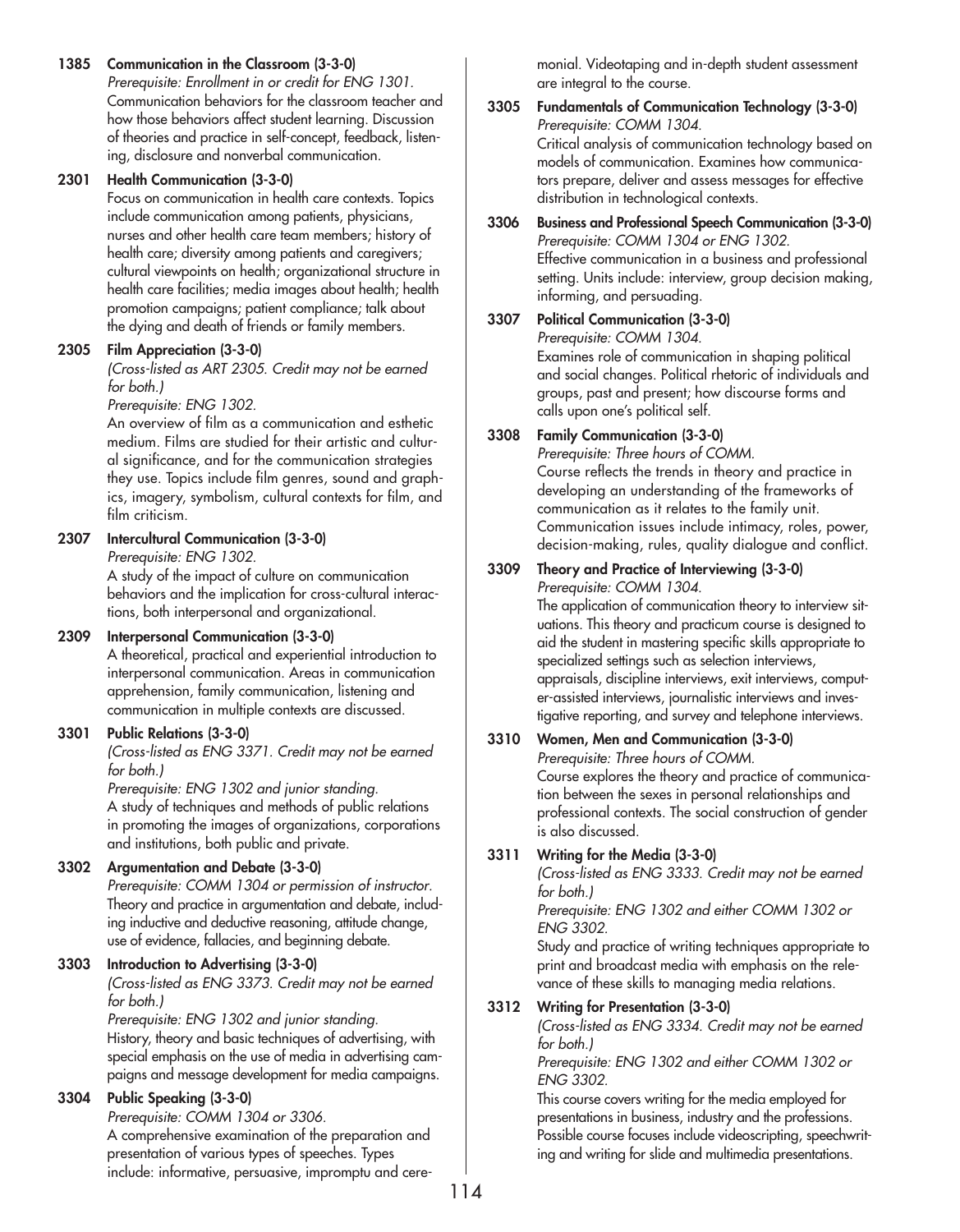**1385 Communication in the Classroom (3-3-0)**
*Prerequisite: Enrollment in or credit for ENG 1301.*
Communication behaviors for the classroom teacher and how those behaviors affect student learning. Discussion of theories and practice in self-concept, feedback, listening, disclosure and nonverbal communication.

**2301 Health Communication (3-3-0)**
Focus on communication in health care contexts. Topics include communication among patients, physicians, nurses and other health care team members; history of health care; diversity among patients and caregivers; cultural viewpoints on health; organizational structure in health care facilities; media images about health; health promotion campaigns; patient compliance; talk about the dying and death of friends or family members.

**2305 Film Appreciation (3-3-0)**
*(Cross-listed as ART 2305. Credit may not be earned for both.)*
*Prerequisite: ENG 1302.*
An overview of film as a communication and esthetic medium. Films are studied for their artistic and cultural significance, and for the communication strategies they use. Topics include film genres, sound and graphics, imagery, symbolism, cultural contexts for film, and film criticism.

**2307 Intercultural Communication (3-3-0)**
*Prerequisite: ENG 1302.*
A study of the impact of culture on communication behaviors and the implication for cross-cultural interactions, both interpersonal and organizational.

**2309 Interpersonal Communication (3-3-0)**
A theoretical, practical and experiential introduction to interpersonal communication. Areas in communication apprehension, family communication, listening and communication in multiple contexts are discussed.

**3301 Public Relations (3-3-0)**
*(Cross-listed as ENG 3371. Credit may not be earned for both.)*
*Prerequisite: ENG 1302 and junior standing.*
A study of techniques and methods of public relations in promoting the images of organizations, corporations and institutions, both public and private.

**3302 Argumentation and Debate (3-3-0)**
*Prerequisite: COMM 1304 or permission of instructor.*
Theory and practice in argumentation and debate, including inductive and deductive reasoning, attitude change, use of evidence, fallacies, and beginning debate.

**3303 Introduction to Advertising (3-3-0)**
*(Cross-listed as ENG 3373. Credit may not be earned for both.)*
*Prerequisite: ENG 1302 and junior standing.*
History, theory and basic techniques of advertising, with special emphasis on the use of media in advertising campaigns and message development for media campaigns.

**3304 Public Speaking (3-3-0)**
*Prerequisite: COMM 1304 or 3306.*
A comprehensive examination of the preparation and presentation of various types of speeches. Types include: informative, persuasive, impromptu and ceremonial. Videotaping and in-depth student assessment are integral to the course.

**3305 Fundamentals of Communication Technology (3-3-0)**
*Prerequisite: COMM 1304.*
Critical analysis of communication technology based on models of communication. Examines how communicators prepare, deliver and assess messages for effective distribution in technological contexts.

**3306 Business and Professional Speech Communication (3-3-0)**
*Prerequisite: COMM 1304 or ENG 1302.*
Effective communication in a business and professional setting. Units include: interview, group decision making, informing, and persuading.

**3307 Political Communication (3-3-0)**
*Prerequisite: COMM 1304.*
Examines role of communication in shaping political and social changes. Political rhetoric of individuals and groups, past and present; how discourse forms and calls upon one's political self.

**3308 Family Communication (3-3-0)**
*Prerequisite: Three hours of COMM.*
Course reflects the trends in theory and practice in developing an understanding of the frameworks of communication as it relates to the family unit. Communication issues include intimacy, roles, power, decision-making, rules, quality dialogue and conflict.

**3309 Theory and Practice of Interviewing (3-3-0)**
*Prerequisite: COMM 1304.*
The application of communication theory to interview situations. This theory and practicum course is designed to aid the student in mastering specific skills appropriate to specialized settings such as selection interviews, appraisals, discipline interviews, exit interviews, computer-assisted interviews, journalistic interviews and investigative reporting, and survey and telephone interviews.

**3310 Women, Men and Communication (3-3-0)**
*Prerequisite: Three hours of COMM.*
Course explores the theory and practice of communication between the sexes in personal relationships and professional contexts. The social construction of gender is also discussed.

**3311 Writing for the Media (3-3-0)**
*(Cross-listed as ENG 3333. Credit may not be earned for both.)*
*Prerequisite: ENG 1302 and either COMM 1302 or ENG 3302.*
Study and practice of writing techniques appropriate to print and broadcast media with emphasis on the relevance of these skills to managing media relations.

**3312 Writing for Presentation (3-3-0)**
*(Cross-listed as ENG 3334. Credit may not be earned for both.)*
*Prerequisite: ENG 1302 and either COMM 1302 or ENG 3302.*
This course covers writing for the media employed for presentations in business, industry and the professions. Possible course focuses include videoscripting, speechwriting and writing for slide and multimedia presentations.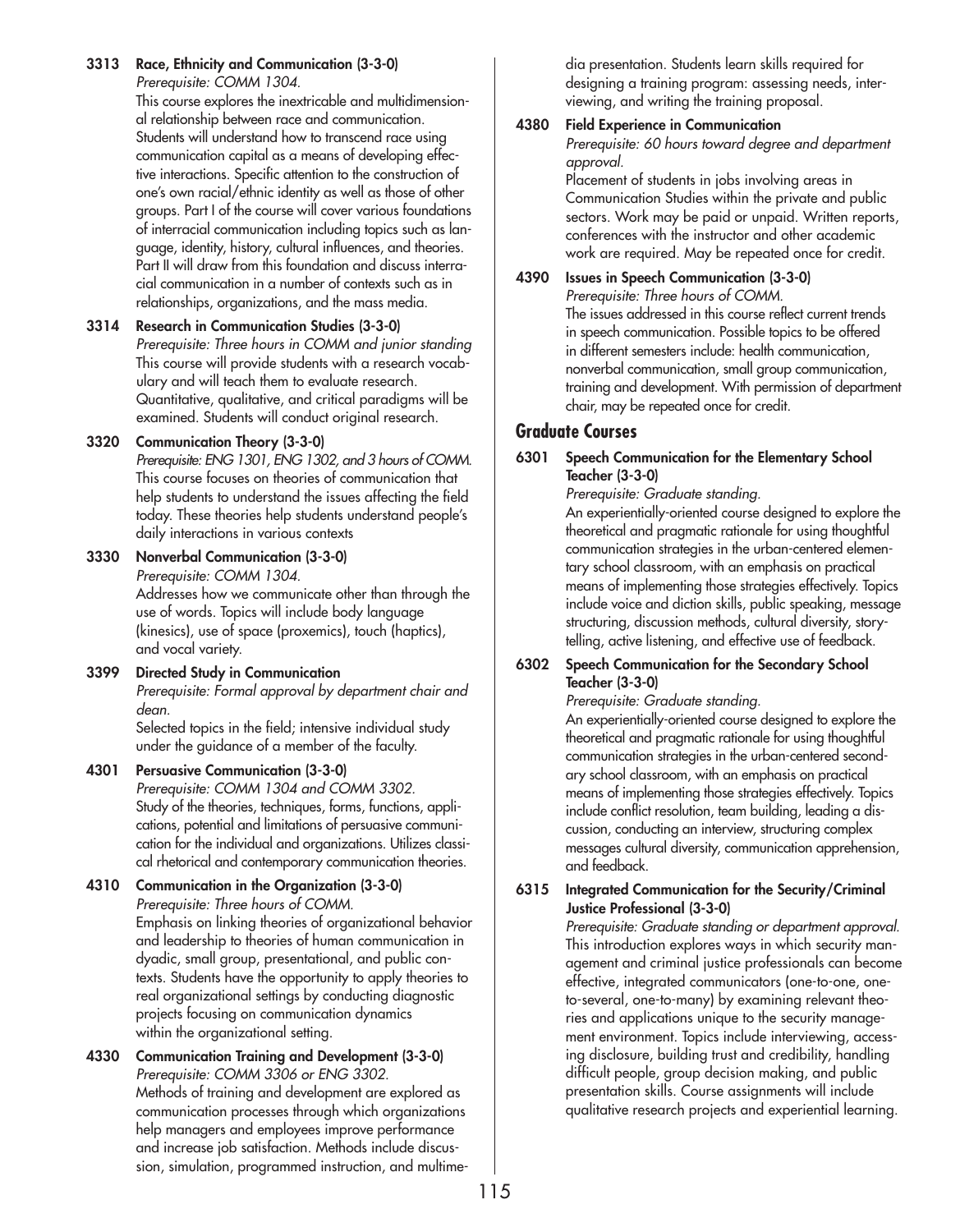**3313 Race, Ethnicity and Communication (3-3-0)**
*Prerequisite: COMM 1304.*
This course explores the inextricable and multidimensional relationship between race and communication. Students will understand how to transcend race using communication capital as a means of developing effective interactions. Specific attention to the construction of one's own racial/ethnic identity as well as those of other groups. Part I of the course will cover various foundations of interracial communication including topics such as language, identity, history, cultural influences, and theories. Part II will draw from this foundation and discuss interracial communication in a number of contexts such as in relationships, organizations, and the mass media.

**3314 Research in Communication Studies (3-3-0)**
*Prerequisite: Three hours in COMM and junior standing*
This course will provide students with a research vocabulary and will teach them to evaluate research. Quantitative, qualitative, and critical paradigms will be examined. Students will conduct original research.

**3320 Communication Theory (3-3-0)**
*Prerequisite: ENG 1301, ENG 1302, and 3 hours of COMM.*
This course focuses on theories of communication that help students to understand the issues affecting the field today. These theories help students understand people's daily interactions in various contexts

**3330 Nonverbal Communication (3-3-0)**
*Prerequisite: COMM 1304.*
Addresses how we communicate other than through the use of words. Topics will include body language (kinesics), use of space (proxemics), touch (haptics), and vocal variety.

**3399 Directed Study in Communication**
*Prerequisite: Formal approval by department chair and dean.*
Selected topics in the field; intensive individual study under the guidance of a member of the faculty.

**4301 Persuasive Communication (3-3-0)**
*Prerequisite: COMM 1304 and COMM 3302.*
Study of the theories, techniques, forms, functions, applications, potential and limitations of persuasive communication for the individual and organizations. Utilizes classical rhetorical and contemporary communication theories.

**4310 Communication in the Organization (3-3-0)**
*Prerequisite: Three hours of COMM.*
Emphasis on linking theories of organizational behavior and leadership to theories of human communication in dyadic, small group, presentational, and public contexts. Students have the opportunity to apply theories to real organizational settings by conducting diagnostic projects focusing on communication dynamics within the organizational setting.

**4330 Communication Training and Development (3-3-0)**
*Prerequisite: COMM 3306 or ENG 3302.*
Methods of training and development are explored as communication processes through which organizations help managers and employees improve performance and increase job satisfaction. Methods include discussion, simulation, programmed instruction, and multimedia presentation. Students learn skills required for designing a training program: assessing needs, interviewing, and writing the training proposal.

**4380 Field Experience in Communication**
*Prerequisite: 60 hours toward degree and department approval.*
Placement of students in jobs involving areas in Communication Studies within the private and public sectors. Work may be paid or unpaid. Written reports, conferences with the instructor and other academic work are required. May be repeated once for credit.

**4390 Issues in Speech Communication (3-3-0)**
*Prerequisite: Three hours of COMM.*
The issues addressed in this course reflect current trends in speech communication. Possible topics to be offered in different semesters include: health communication, nonverbal communication, small group communication, training and development. With permission of department chair, may be repeated once for credit.

## Graduate Courses

**6301 Speech Communication for the Elementary School Teacher (3-3-0)**
*Prerequisite: Graduate standing.*
An experientially-oriented course designed to explore the theoretical and pragmatic rationale for using thoughtful communication strategies in the urban-centered elementary school classroom, with an emphasis on practical means of implementing those strategies effectively. Topics include voice and diction skills, public speaking, message structuring, discussion methods, cultural diversity, storytelling, active listening, and effective use of feedback.

**6302 Speech Communication for the Secondary School Teacher (3-3-0)**
*Prerequisite: Graduate standing.*
An experientially-oriented course designed to explore the theoretical and pragmatic rationale for using thoughtful communication strategies in the urban-centered secondary school classroom, with an emphasis on practical means of implementing those strategies effectively. Topics include conflict resolution, team building, leading a discussion, conducting an interview, structuring complex messages cultural diversity, communication apprehension, and feedback.

**6315 Integrated Communication for the Security/Criminal Justice Professional (3-3-0)**
*Prerequisite: Graduate standing or department approval.*
This introduction explores ways in which security management and criminal justice professionals can become effective, integrated communicators (one-to-one, one-to-several, one-to-many) by examining relevant theories and applications unique to the security management environment. Topics include interviewing, accessing disclosure, building trust and credibility, handling difficult people, group decision making, and public presentation skills. Course assignments will include qualitative research projects and experiential learning.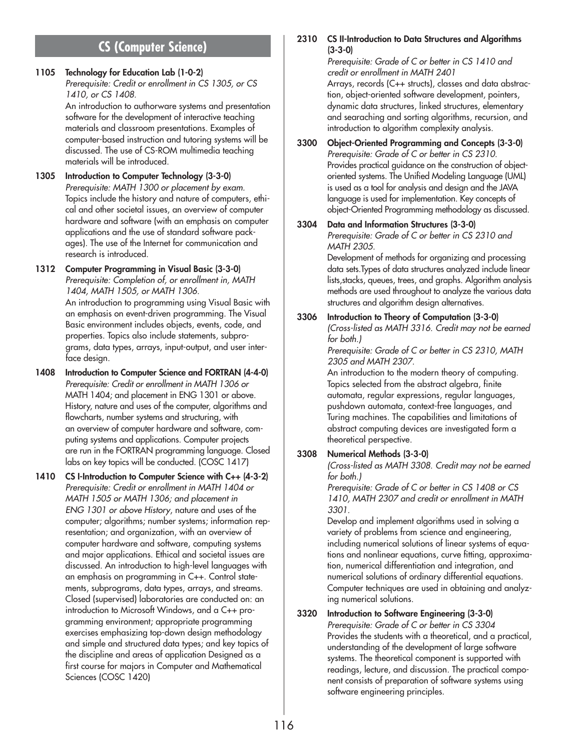## CS (Computer Science)

**1105 Technology for Education Lab (1-0-2)**
*Prerequisite: Credit or enrollment in CS 1305, or CS 1410, or CS 1408.*
An introduction to authorware systems and presentation software for the development of interactive teaching materials and classroom presentations. Examples of computer-based instruction and tutoring systems will be discussed. The use of CS-ROM multimedia teaching materials will be introduced.

**1305 Introduction to Computer Technology (3-3-0)**
*Prerequisite: MATH 1300 or placement by exam.*
Topics include the history and nature of computers, ethical and other societal issues, an overview of computer hardware and software (with an emphasis on computer applications and the use of standard software packages). The use of the Internet for communication and research is introduced.

**1312 Computer Programming in Visual Basic (3-3-0)**
*Prerequisite: Completion of, or enrollment in, MATH 1404, MATH 1505, or MATH 1306.*
An introduction to programming using Visual Basic with an emphasis on event-driven programming. The Visual Basic environment includes objects, events, code, and properties. Topics also include statements, subprograms, data types, arrays, input-output, and user interface design.

**1408 Introduction to Computer Science and FORTRAN (4-4-0)**
*Prerequisite: Credit or enrollment in MATH 1306 or* MATH 1404; and placement in ENG 1301 or above.
History, nature and uses of the computer, algorithms and flowcharts, number systems and structuring, with an overview of computer hardware and software, computing systems and applications. Computer projects are run in the FORTRAN programming language. Closed labs on key topics will be conducted. (COSC 1417)

**1410 CS I-Introduction to Computer Science with C++ (4-3-2)**
*Prerequisite: Credit or enrollment in MATH 1404 or MATH 1505 or MATH 1306; and placement in ENG 1301 or above History*, nature and uses of the computer; algorithms; number systems; information representation; and organization, with an overview of computer hardware and software, computing systems and major applications. Ethical and societal issues are discussed. An introduction to high-level languages with an emphasis on programming in C++. Control statements, subprograms, data types, arrays, and streams. Closed (supervised) laboratories are conducted on: an introduction to Microsoft Windows, and a C++ programming environment; appropriate programming exercises emphasizing top-down design methodology and simple and structured data types; and key topics of the discipline and areas of application Designed as a first course for majors in Computer and Mathematical Sciences (COSC 1420)

**2310 CS II-Introduction to Data Structures and Algorithms (3-3-0)**
*Prerequisite: Grade of C or better in CS 1410 and credit or enrollment in MATH 2401*
Arrays, records (C++ structs), classes and data abstraction, object-oriented software development, pointers, dynamic data structures, linked structures, elementary and searaching and sorting algorithms, recursion, and introduction to algorithm complexity analysis.

**3300 Object-Oriented Programming and Concepts (3-3-0)**
*Prerequisite: Grade of C or better in CS 2310.*
Provides practical guidance on the construction of object-oriented systems. The Unified Modeling Language (UML) is used as a tool for analysis and design and the JAVA language is used for implementation. Key concepts of object-Oriented Programming methodology as discussed.

**3304 Data and Information Structures (3-3-0)**
*Prerequisite: Grade of C or better in CS 2310 and MATH 2305.*
Development of methods for organizing and processing data sets.Types of data structures analyzed include linear lists,stacks, queues, trees, and graphs. Algorithm analysis methods are used throughout to analyze the various data structures and algorithm design alternatives.

**3306 Introduction to Theory of Computation (3-3-0)**
*(Cross-listed as MATH 3316. Credit may not be earned for both.)*
*Prerequisite: Grade of C or better in CS 2310, MATH 2305 and MATH 2307.*
An introduction to the modern theory of computing. Topics selected from the abstract algebra, finite automata, regular expressions, regular languages, pushdown automata, context-free languages, and Turing machines. The capabilities and limitations of abstract computing devices are investigated form a theoretical perspective.

**3308 Numerical Methods (3-3-0)**
*(Cross-listed as MATH 3308. Credit may not be earned for both.)*
*Prerequisite: Grade of C or better in CS 1408 or CS 1410, MATH 2307 and credit or enrollment in MATH 3301.*
Develop and implement algorithms used in solving a variety of problems from science and engineering, including numerical solutions of linear systems of equations and nonlinear equations, curve fitting, approximation, numerical differentiation and integration, and numerical solutions of ordinary differential equations. Computer techniques are used in obtaining and analyzing numerical solutions.

**3320 Introduction to Software Engineering (3-3-0)**
*Prerequisite: Grade of C or better in CS 3304*
Provides the students with a theoretical, and a practical, understanding of the development of large software systems. The theoretical component is supported with readings, lecture, and discussion. The practical component consists of preparation of software systems using software engineering principles.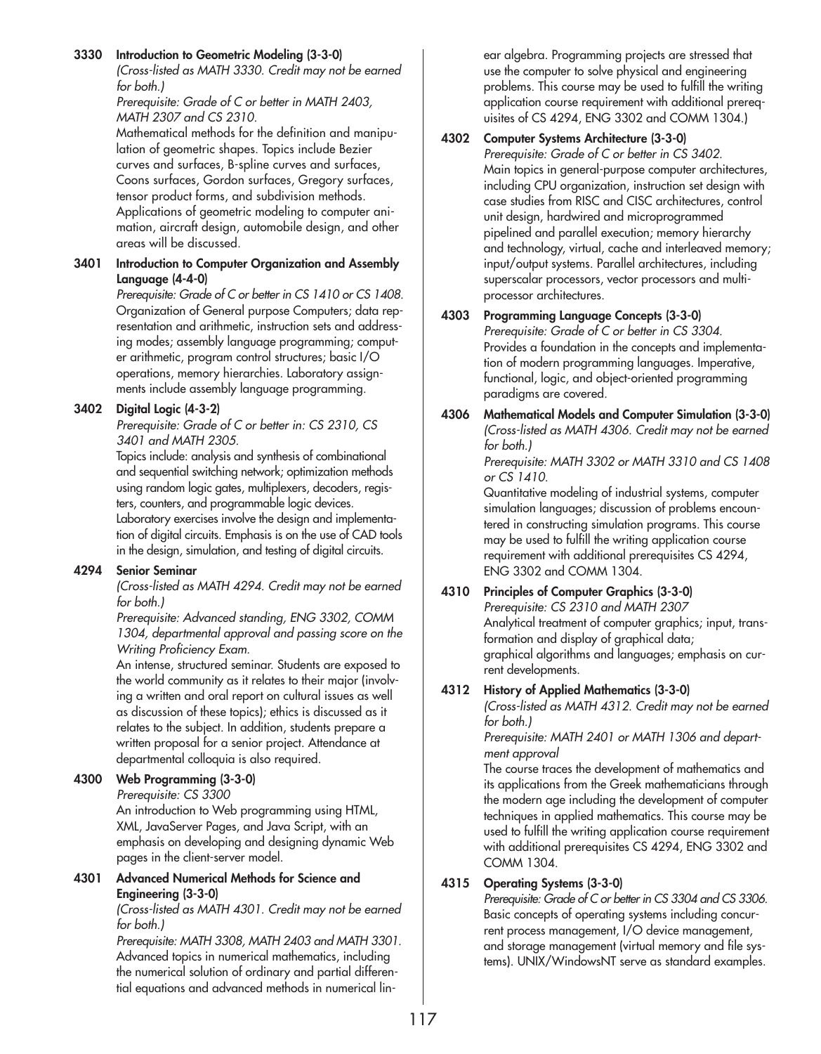**3330 Introduction to Geometric Modeling (3-3-0)**
*(Cross-listed as MATH 3330. Credit may not be earned for both.)*
*Prerequisite: Grade of C or better in MATH 2403, MATH 2307 and CS 2310.*
Mathematical methods for the definition and manipulation of geometric shapes. Topics include Bezier curves and surfaces, B-spline curves and surfaces, Coons surfaces, Gordon surfaces, Gregory surfaces, tensor product forms, and subdivision methods. Applications of geometric modeling to computer animation, aircraft design, automobile design, and other areas will be discussed.

**3401 Introduction to Computer Organization and Assembly Language (4-4-0)**
*Prerequisite: Grade of C or better in CS 1410 or CS 1408.*
Organization of General purpose Computers; data representation and arithmetic, instruction sets and addressing modes; assembly language programming; computer arithmetic, program control structures; basic I/O operations, memory hierarchies. Laboratory assignments include assembly language programming.

**3402 Digital Logic (4-3-2)**
*Prerequisite: Grade of C or better in: CS 2310, CS 3401 and MATH 2305.*
Topics include: analysis and synthesis of combinational and sequential switching network; optimization methods using random logic gates, multiplexers, decoders, registers, counters, and programmable logic devices. Laboratory exercises involve the design and implementation of digital circuits. Emphasis is on the use of CAD tools in the design, simulation, and testing of digital circuits.

**4294 Senior Seminar**
*(Cross-listed as MATH 4294. Credit may not be earned for both.)*
*Prerequisite: Advanced standing, ENG 3302, COMM 1304, departmental approval and passing score on the Writing Proficiency Exam.*
An intense, structured seminar. Students are exposed to the world community as it relates to their major (involving a written and oral report on cultural issues as well as discussion of these topics); ethics is discussed as it relates to the subject. In addition, students prepare a written proposal for a senior project. Attendance at departmental colloquia is also required.

**4300 Web Programming (3-3-0)**
*Prerequisite: CS 3300*
An introduction to Web programming using HTML, XML, JavaServer Pages, and Java Script, with an emphasis on developing and designing dynamic Web pages in the client-server model.

**4301 Advanced Numerical Methods for Science and Engineering (3-3-0)**
*(Cross-listed as MATH 4301. Credit may not be earned for both.)*
*Prerequisite: MATH 3308, MATH 2403 and MATH 3301.*
Advanced topics in numerical mathematics, including the numerical solution of ordinary and partial differential equations and advanced methods in numerical linear algebra. Programming projects are stressed that use the computer to solve physical and engineering problems. This course may be used to fulfill the writing application course requirement with additional prerequisites of CS 4294, ENG 3302 and COMM 1304.)

**4302 Computer Systems Architecture (3-3-0)**
*Prerequisite: Grade of C or better in CS 3402.*
Main topics in general-purpose computer architectures, including CPU organization, instruction set design with case studies from RISC and CISC architectures, control unit design, hardwired and microprogrammed pipelined and parallel execution; memory hierarchy and technology, virtual, cache and interleaved memory; input/output systems. Parallel architectures, including superscalar processors, vector processors and multiprocessor architectures.

**4303 Programming Language Concepts (3-3-0)**
*Prerequisite: Grade of C or better in CS 3304.*
Provides a foundation in the concepts and implementation of modern programming languages. Imperative, functional, logic, and object-oriented programming paradigms are covered.

**4306 Mathematical Models and Computer Simulation (3-3-0)**
*(Cross-listed as MATH 4306. Credit may not be earned for both.)*
*Prerequisite: MATH 3302 or MATH 3310 and CS 1408 or CS 1410.*
Quantitative modeling of industrial systems, computer simulation languages; discussion of problems encountered in constructing simulation programs. This course may be used to fulfill the writing application course requirement with additional prerequisites CS 4294, ENG 3302 and COMM 1304.

**4310 Principles of Computer Graphics (3-3-0)**
*Prerequisite: CS 2310 and MATH 2307*
Analytical treatment of computer graphics; input, transformation and display of graphical data; graphical algorithms and languages; emphasis on current developments.

**4312 History of Applied Mathematics (3-3-0)**
*(Cross-listed as MATH 4312. Credit may not be earned for both.)*
*Prerequisite: MATH 2401 or MATH 1306 and department approval*
The course traces the development of mathematics and its applications from the Greek mathematicians through the modern age including the development of computer techniques in applied mathematics. This course may be used to fulfill the writing application course requirement with additional prerequisites CS 4294, ENG 3302 and COMM 1304.

**4315 Operating Systems (3-3-0)**
*Prerequisite: Grade of C or better in CS 3304 and CS 3306.*
Basic concepts of operating systems including concurrent process management, I/O device management, and storage management (virtual memory and file systems). UNIX/WindowsNT serve as standard examples.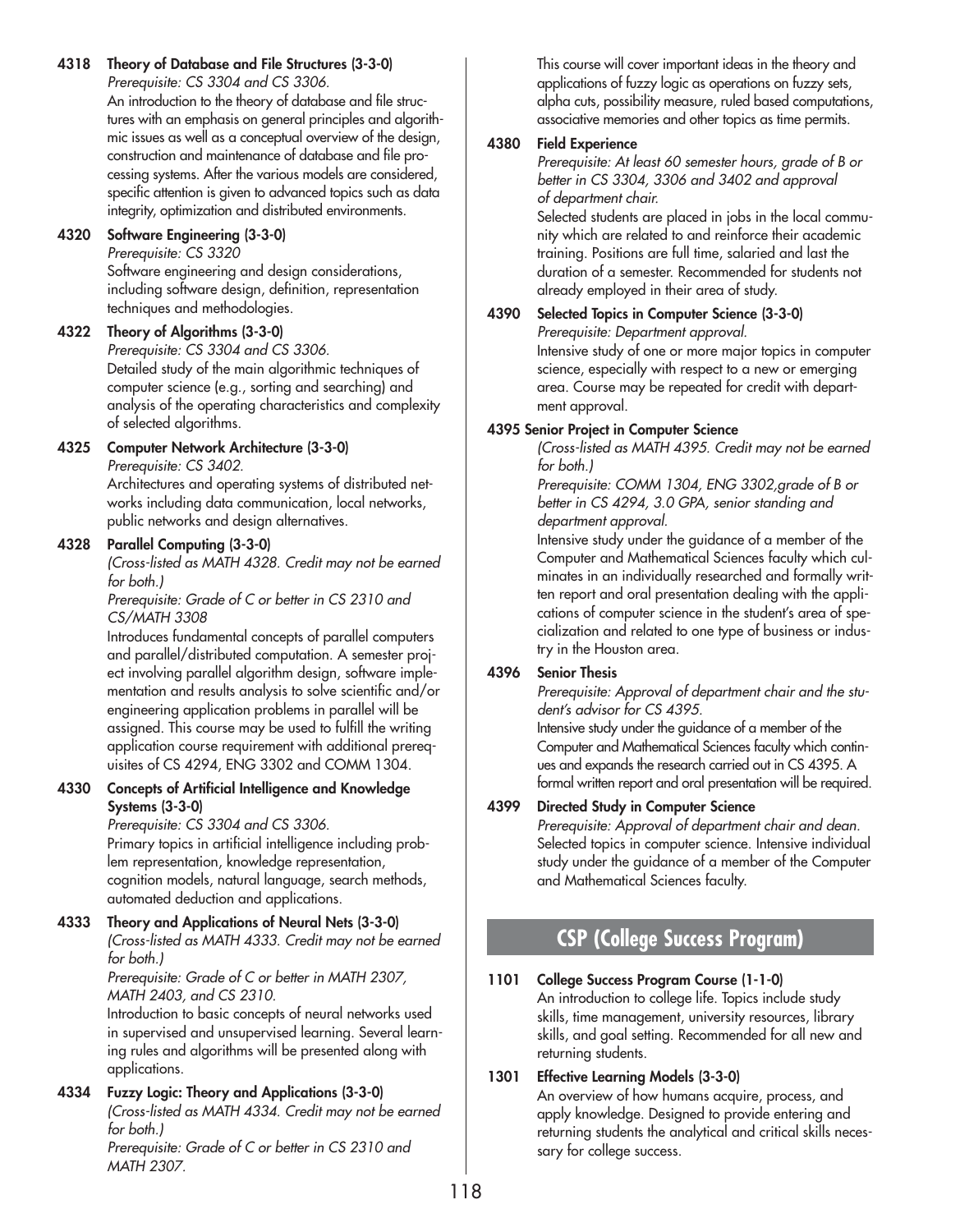**4318 Theory of Database and File Structures (3-3-0)**
*Prerequisite: CS 3304 and CS 3306.*
An introduction to the theory of database and file structures with an emphasis on general principles and algorithmic issues as well as a conceptual overview of the design, construction and maintenance of database and file processing systems. After the various models are considered, specific attention is given to advanced topics such as data integrity, optimization and distributed environments.

**4320 Software Engineering (3-3-0)**
*Prerequisite: CS 3320*
Software engineering and design considerations, including software design, definition, representation techniques and methodologies.

**4322 Theory of Algorithms (3-3-0)**
*Prerequisite: CS 3304 and CS 3306.*
Detailed study of the main algorithmic techniques of computer science (e.g., sorting and searching) and analysis of the operating characteristics and complexity of selected algorithms.

**4325 Computer Network Architecture (3-3-0)**
*Prerequisite: CS 3402.*
Architectures and operating systems of distributed networks including data communication, local networks, public networks and design alternatives.

**4328 Parallel Computing (3-3-0)**
*(Cross-listed as MATH 4328. Credit may not be earned for both.)*
*Prerequisite: Grade of C or better in CS 2310 and CS/MATH 3308*
Introduces fundamental concepts of parallel computers and parallel/distributed computation. A semester project involving parallel algorithm design, software implementation and results analysis to solve scientific and/or engineering application problems in parallel will be assigned. This course may be used to fulfill the writing application course requirement with additional prerequisites of CS 4294, ENG 3302 and COMM 1304.

**4330 Concepts of Artificial Intelligence and Knowledge Systems (3-3-0)**
*Prerequisite: CS 3304 and CS 3306.*
Primary topics in artificial intelligence including problem representation, knowledge representation, cognition models, natural language, search methods, automated deduction and applications.

**4333 Theory and Applications of Neural Nets (3-3-0)**
*(Cross-listed as MATH 4333. Credit may not be earned for both.)*
*Prerequisite: Grade of C or better in MATH 2307, MATH 2403, and CS 2310.*
Introduction to basic concepts of neural networks used in supervised and unsupervised learning. Several learning rules and algorithms will be presented along with applications.

**4334 Fuzzy Logic: Theory and Applications (3-3-0)**
*(Cross-listed as MATH 4334. Credit may not be earned for both.)*
*Prerequisite: Grade of C or better in CS 2310 and MATH 2307.*
This course will cover important ideas in the theory and applications of fuzzy logic as operations on fuzzy sets, alpha cuts, possibility measure, ruled based computations, associative memories and other topics as time permits.

**4380 Field Experience**
*Prerequisite: At least 60 semester hours, grade of B or better in CS 3304, 3306 and 3402 and approval of department chair.*
Selected students are placed in jobs in the local community which are related to and reinforce their academic training. Positions are full time, salaried and last the duration of a semester. Recommended for students not already employed in their area of study.

**4390 Selected Topics in Computer Science (3-3-0)**
*Prerequisite: Department approval.*
Intensive study of one or more major topics in computer science, especially with respect to a new or emerging area. Course may be repeated for credit with department approval.

**4395 Senior Project in Computer Science**
*(Cross-listed as MATH 4395. Credit may not be earned for both.)*
*Prerequisite: COMM 1304, ENG 3302,grade of B or better in CS 4294, 3.0 GPA, senior standing and department approval.*
Intensive study under the guidance of a member of the Computer and Mathematical Sciences faculty which culminates in an individually researched and formally written report and oral presentation dealing with the applications of computer science in the student's area of specialization and related to one type of business or industry in the Houston area.

**4396 Senior Thesis**
*Prerequisite: Approval of department chair and the student's advisor for CS 4395.*
Intensive study under the guidance of a member of the Computer and Mathematical Sciences faculty which continues and expands the research carried out in CS 4395. A formal written report and oral presentation will be required.

**4399 Directed Study in Computer Science**
*Prerequisite: Approval of department chair and dean.*
Selected topics in computer science. Intensive individual study under the guidance of a member of the Computer and Mathematical Sciences faculty.

## CSP (College Success Program)

**1101 College Success Program Course (1-1-0)**
An introduction to college life. Topics include study skills, time management, university resources, library skills, and goal setting. Recommended for all new and returning students.

**1301 Effective Learning Models (3-3-0)**
An overview of how humans acquire, process, and apply knowledge. Designed to provide entering and returning students the analytical and critical skills necessary for college success.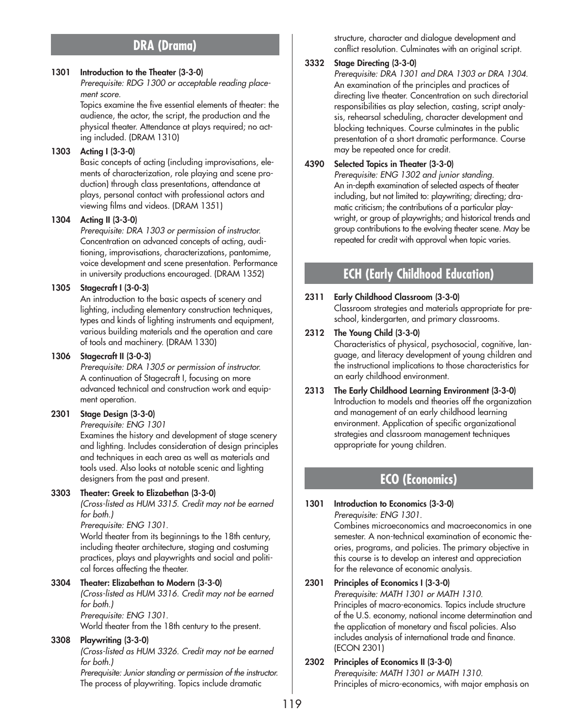## DRA (Drama)

**1301 Introduction to the Theater (3-3-0)**
*Prerequisite: RDG 1300 or acceptable reading placement score.*
Topics examine the five essential elements of theater: the audience, the actor, the script, the production and the physical theater. Attendance at plays required; no acting included. (DRAM 1310)

**1303 Acting I (3-3-0)**
Basic concepts of acting (including improvisations, elements of characterization, role playing and scene production) through class presentations, attendance at plays, personal contact with professional actors and viewing films and videos. (DRAM 1351)

**1304 Acting II (3-3-0)**
*Prerequisite: DRA 1303 or permission of instructor.*
Concentration on advanced concepts of acting, auditioning, improvisations, characterizations, pantomime, voice development and scene presentation. Performance in university productions encouraged. (DRAM 1352)

**1305 Stagecraft I (3-0-3)**
An introduction to the basic aspects of scenery and lighting, including elementary construction techniques, types and kinds of lighting instruments and equipment, various building materials and the operation and care of tools and machinery. (DRAM 1330)

**1306 Stagecraft II (3-0-3)**
*Prerequisite: DRA 1305 or permission of instructor.*
A continuation of Stagecraft I, focusing on more advanced technical and construction work and equipment operation.

**2301 Stage Design (3-3-0)**
*Prerequisite: ENG 1301*
Examines the history and development of stage scenery and lighting. Includes consideration of design principles and techniques in each area as well as materials and tools used. Also looks at notable scenic and lighting designers from the past and present.

**3303 Theater: Greek to Elizabethan (3-3-0)**
*(Cross-listed as HUM 3315. Credit may not be earned for both.)*
*Prerequisite: ENG 1301.*
World theater from its beginnings to the 18th century, including theater architecture, staging and costuming practices, plays and playwrights and social and political forces affecting the theater.

**3304 Theater: Elizabethan to Modern (3-3-0)**
*(Cross-listed as HUM 3316. Credit may not be earned for both.)*
*Prerequisite: ENG 1301.*
World theater from the 18th century to the present.

**3308 Playwriting (3-3-0)**
*(Cross-listed as HUM 3326. Credit may not be earned for both.)*
*Prerequisite: Junior standing or permission of the instructor.*
The process of playwriting. Topics include dramatic structure, character and dialogue development and conflict resolution. Culminates with an original script.

**3332 Stage Directing (3-3-0)**
*Prerequisite: DRA 1301 and DRA 1303 or DRA 1304.*
An examination of the principles and practices of directing live theater. Concentration on such directorial responsibilities as play selection, casting, script analysis, rehearsal scheduling, character development and blocking techniques. Course culminates in the public presentation of a short dramatic performance. Course may be repeated once for credit.

**4390 Selected Topics in Theater (3-3-0)**
*Prerequisite: ENG 1302 and junior standing.*
An in-depth examination of selected aspects of theater including, but not limited to: playwriting; directing; dramatic criticism; the contributions of a particular playwright, or group of playwrights; and historical trends and group contributions to the evolving theater scene. May be repeated for credit with approval when topic varies.

## ECH (Early Childhood Education)

**2311 Early Childhood Classroom (3-3-0)**
Classroom strategies and materials appropriate for preschool, kindergarten, and primary classrooms.

**2312 The Young Child (3-3-0)**
Characteristics of physical, psychosocial, cognitive, language, and literacy development of young children and the instructional implications to those characteristics for an early childhood environment.

**2313 The Early Childhood Learning Environment (3-3-0)**
Introduction to models and theories off the organization and management of an early childhood learning environment. Application of specific organizational strategies and classroom management techniques appropriate for young children.

## ECO (Economics)

**1301 Introduction to Economics (3-3-0)**
*Prerequisite: ENG 1301.*
Combines microeconomics and macroeconomics in one semester. A non-technical examination of economic theories, programs, and policies. The primary objective in this course is to develop an interest and appreciation for the relevance of economic analysis.

**2301 Principles of Economics I (3-3-0)**
*Prerequisite: MATH 1301 or MATH 1310.*
Principles of macro-economics. Topics include structure of the U.S. economy, national income determination and the application of monetary and fiscal policies. Also includes analysis of international trade and finance. (ECON 2301)

**2302 Principles of Economics II (3-3-0)**
*Prerequisite: MATH 1301 or MATH 1310.*
Principles of micro-economics, with major emphasis on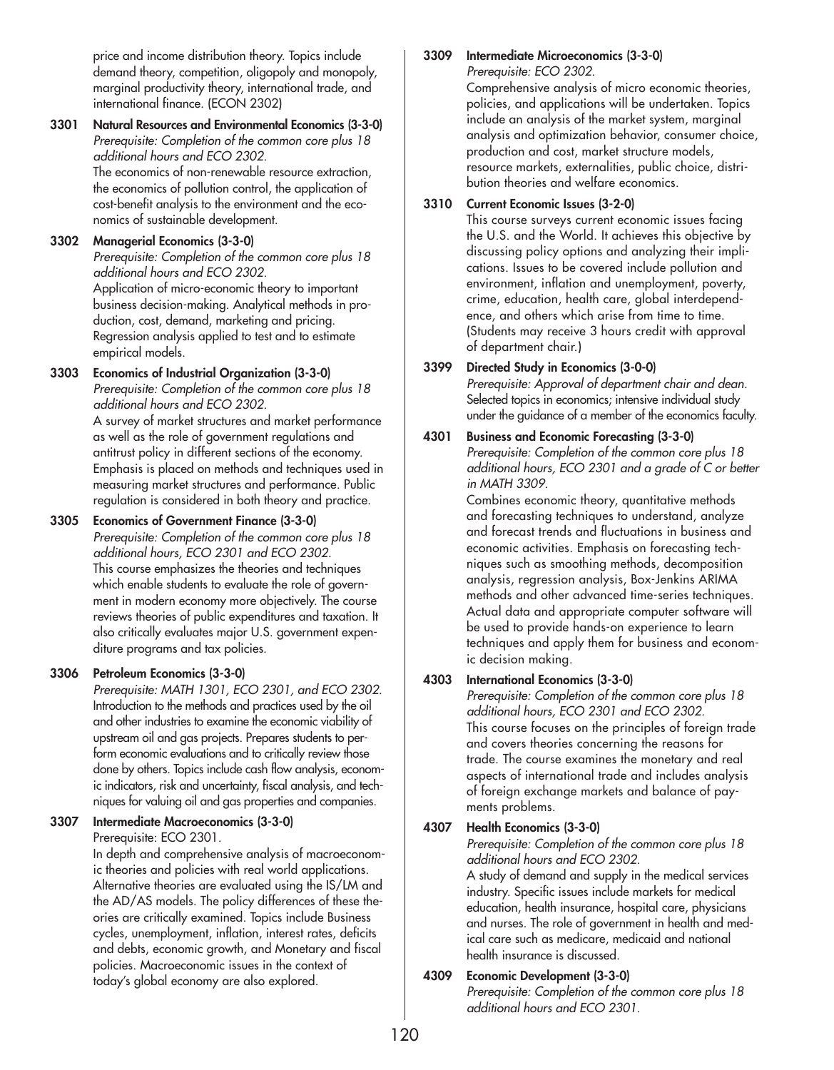price and income distribution theory. Topics include demand theory, competition, oligopoly and monopoly, marginal productivity theory, international trade, and international finance. (ECON 2302)

**3301 Natural Resources and Environmental Economics (3-3-0)**
*Prerequisite: Completion of the common core plus 18 additional hours and ECO 2302.*
The economics of non-renewable resource extraction, the economics of pollution control, the application of cost-benefit analysis to the environment and the economics of sustainable development.

**3302 Managerial Economics (3-3-0)**
*Prerequisite: Completion of the common core plus 18 additional hours and ECO 2302.*
Application of micro-economic theory to important business decision-making. Analytical methods in production, cost, demand, marketing and pricing. Regression analysis applied to test and to estimate empirical models.

**3303 Economics of Industrial Organization (3-3-0)**
*Prerequisite: Completion of the common core plus 18 additional hours and ECO 2302.*
A survey of market structures and market performance as well as the role of government regulations and antitrust policy in different sections of the economy. Emphasis is placed on methods and techniques used in measuring market structures and performance. Public regulation is considered in both theory and practice.

**3305 Economics of Government Finance (3-3-0)**
*Prerequisite: Completion of the common core plus 18 additional hours, ECO 2301 and ECO 2302.*
This course emphasizes the theories and techniques which enable students to evaluate the role of government in modern economy more objectively. The course reviews theories of public expenditures and taxation. It also critically evaluates major U.S. government expenditure programs and tax policies.

**3306 Petroleum Economics (3-3-0)**
*Prerequisite: MATH 1301, ECO 2301, and ECO 2302.*
Introduction to the methods and practices used by the oil and other industries to examine the economic viability of upstream oil and gas projects. Prepares students to perform economic evaluations and to critically review those done by others. Topics include cash flow analysis, economic indicators, risk and uncertainty, fiscal analysis, and techniques for valuing oil and gas properties and companies.

**3307 Intermediate Macroeconomics (3-3-0)**
Prerequisite: ECO 2301.
In depth and comprehensive analysis of macroeconomic theories and policies with real world applications. Alternative theories are evaluated using the IS/LM and the AD/AS models. The policy differences of these theories are critically examined. Topics include Business cycles, unemployment, inflation, interest rates, deficits and debts, economic growth, and Monetary and fiscal policies. Macroeconomic issues in the context of today's global economy are also explored.

**3309 Intermediate Microeconomics (3-3-0)**
*Prerequisite: ECO 2302.*
Comprehensive analysis of micro economic theories, policies, and applications will be undertaken. Topics include an analysis of the market system, marginal analysis and optimization behavior, consumer choice, production and cost, market structure models, resource markets, externalities, public choice, distribution theories and welfare economics.

**3310 Current Economic Issues (3-2-0)**
This course surveys current economic issues facing the U.S. and the World. It achieves this objective by discussing policy options and analyzing their implications. Issues to be covered include pollution and environment, inflation and unemployment, poverty, crime, education, health care, global interdependence, and others which arise from time to time. (Students may receive 3 hours credit with approval of department chair.)

**3399 Directed Study in Economics (3-0-0)**
*Prerequisite: Approval of department chair and dean.*
Selected topics in economics; intensive individual study under the guidance of a member of the economics faculty.

**4301 Business and Economic Forecasting (3-3-0)**
*Prerequisite: Completion of the common core plus 18 additional hours, ECO 2301 and a grade of C or better in MATH 3309.*
Combines economic theory, quantitative methods and forecasting techniques to understand, analyze and forecast trends and fluctuations in business and economic activities. Emphasis on forecasting techniques such as smoothing methods, decomposition analysis, regression analysis, Box-Jenkins ARIMA methods and other advanced time-series techniques. Actual data and appropriate computer software will be used to provide hands-on experience to learn techniques and apply them for business and economic decision making.

**4303 International Economics (3-3-0)**
*Prerequisite: Completion of the common core plus 18 additional hours, ECO 2301 and ECO 2302.*
This course focuses on the principles of foreign trade and covers theories concerning the reasons for trade. The course examines the monetary and real aspects of international trade and includes analysis of foreign exchange markets and balance of payments problems.

**4307 Health Economics (3-3-0)**
*Prerequisite: Completion of the common core plus 18 additional hours and ECO 2302.*
A study of demand and supply in the medical services industry. Specific issues include markets for medical education, health insurance, hospital care, physicians and nurses. The role of government in health and medical care such as medicare, medicaid and national health insurance is discussed.

**4309 Economic Development (3-3-0)**
*Prerequisite: Completion of the common core plus 18 additional hours and ECO 2301.*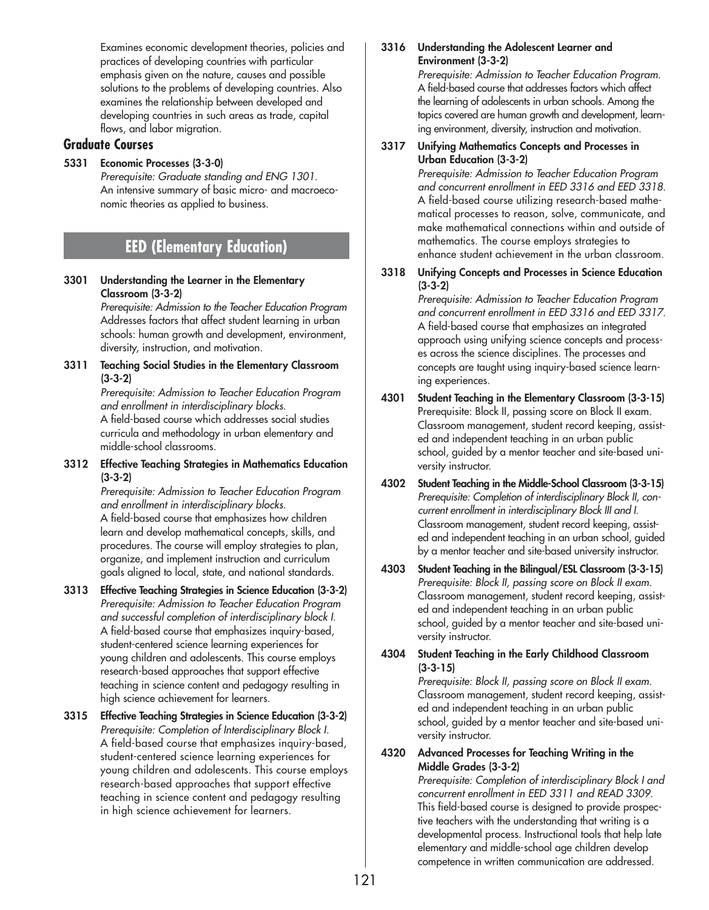Examines economic development theories, policies and practices of developing countries with particular emphasis given on the nature, causes and possible solutions to the problems of developing countries. Also examines the relationship between developed and developing countries in such areas as trade, capital flows, and labor migration.

### Graduate Courses

**5331 Economic Processes (3-3-0)**
*Prerequisite: Graduate standing and ENG 1301.*
An intensive summary of basic micro- and macroeconomic theories as applied to business.

## EED (Elementary Education)

**3301 Understanding the Learner in the Elementary Classroom (3-3-2)**
*Prerequisite: Admission to the Teacher Education Program*
Addresses factors that affect student learning in urban schools: human growth and development, environment, diversity, instruction, and motivation.

**3311 Teaching Social Studies in the Elementary Classroom (3-3-2)**
*Prerequisite: Admission to Teacher Education Program and enrollment in interdisciplinary blocks.*
A field-based course which addresses social studies curricula and methodology in urban elementary and middle-school classrooms.

**3312 Effective Teaching Strategies in Mathematics Education (3-3-2)**
*Prerequisite: Admission to Teacher Education Program and enrollment in interdisciplinary blocks.*
A field-based course that emphasizes how children learn and develop mathematical concepts, skills, and procedures. The course will employ strategies to plan, organize, and implement instruction and curriculum goals aligned to local, state, and national standards.

**3313 Effective Teaching Strategies in Science Education (3-3-2)**
*Prerequisite: Admission to Teacher Education Program and successful completion of interdisciplinary block I.*
A field-based course that emphasizes inquiry-based, student-centered science learning experiences for young children and adolescents. This course employs research-based approaches that support effective teaching in science content and pedagogy resulting in high science achievement for learners.

**3315 Effective Teaching Strategies in Science Education (3-3-2)**
*Prerequisite: Completion of Interdisciplinary Block I.*
A field-based course that emphasizes inquiry-based, student-centered science learning experiences for young children and adolescents. This course employs research-based approaches that support effective teaching in science content and pedagogy resulting in high science achievement for learners.

**3316 Understanding the Adolescent Learner and Environment (3-3-2)**
*Prerequisite: Admission to Teacher Education Program.*
A field-based course that addresses factors which affect the learning of adolescents in urban schools. Among the topics covered are human growth and development, learning environment, diversity, instruction and motivation.

**3317 Unifying Mathematics Concepts and Processes in Urban Education (3-3-2)**
*Prerequisite: Admission to Teacher Education Program and concurrent enrollment in EED 3316 and EED 3318.*
A field-based course utilizing research-based mathematical processes to reason, solve, communicate, and make mathematical connections within and outside of mathematics. The course employs strategies to enhance student achievement in the urban classroom.

**3318 Unifying Concepts and Processes in Science Education (3-3-2)**
*Prerequisite: Admission to Teacher Education Program and concurrent enrollment in EED 3316 and EED 3317.*
A field-based course that emphasizes an integrated approach using unifying science concepts and processes across the science disciplines. The processes and concepts are taught using inquiry-based science learning experiences.

**4301 Student Teaching in the Elementary Classroom (3-3-15)**
Prerequisite: Block II, passing score on Block II exam.
Classroom management, student record keeping, assisted and independent teaching in an urban public school, guided by a mentor teacher and site-based university instructor.

**4302 Student Teaching in the Middle-School Classroom (3-3-15)**
*Prerequisite: Completion of interdisciplinary Block II, concurrent enrollment in interdisciplinary Block III and I.*
Classroom management, student record keeping, assisted and independent teaching in an urban school, guided by a mentor teacher and site-based university instructor.

**4303 Student Teaching in the Bilingual/ESL Classroom (3-3-15)**
*Prerequisite: Block II, passing score on Block II exam.*
Classroom management, student record keeping, assisted and independent teaching in an urban public school, guided by a mentor teacher and site-based university instructor.

**4304 Student Teaching in the Early Childhood Classroom (3-3-15)**
*Prerequisite: Block II, passing score on Block II exam.*
Classroom management, student record keeping, assisted and independent teaching in an urban public school, guided by a mentor teacher and site-based university instructor.

**4320 Advanced Processes for Teaching Writing in the Middle Grades (3-3-2)**
*Prerequisite: Completion of interdisciplinary Block I and concurrent enrollment in EED 3311 and READ 3309.*
This field-based course is designed to provide prospective teachers with the understanding that writing is a developmental process. Instructional tools that help late elementary and middle-school age children develop competence in written communication are addressed.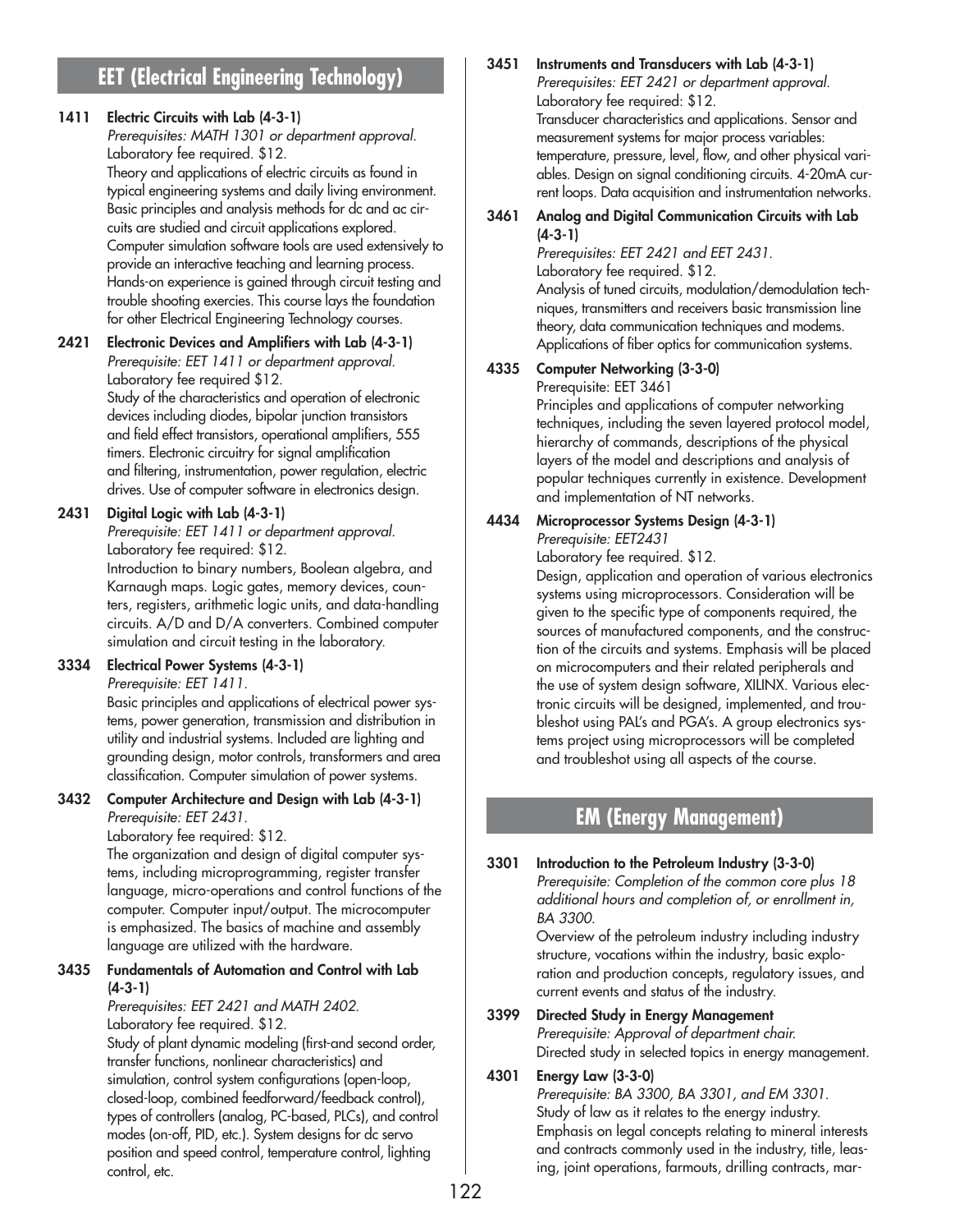## EET (Electrical Engineering Technology)

**1411 Electric Circuits with Lab (4-3-1)**
*Prerequisites: MATH 1301 or department approval.*
Laboratory fee required. $12.
Theory and applications of electric circuits as found in typical engineering systems and daily living environment. Basic principles and analysis methods for dc and ac circuits are studied and circuit applications explored. Computer simulation software tools are used extensively to provide an interactive teaching and learning process. Hands-on experience is gained through circuit testing and trouble shooting exercises. This course lays the foundation for other Electrical Engineering Technology courses.

**2421 Electronic Devices and Amplifiers with Lab (4-3-1)**
*Prerequisite: EET 1411 or department approval.*
Laboratory fee required $12.
Study of the characteristics and operation of electronic devices including diodes, bipolar junction transistors and field effect transistors, operational amplifiers, 555 timers. Electronic circuitry for signal amplification and filtering, instrumentation, power regulation, electric drives. Use of computer software in electronics design.

**2431 Digital Logic with Lab (4-3-1)**
*Prerequisite: EET 1411 or department approval.*
Laboratory fee required: $12.
Introduction to binary numbers, Boolean algebra, and Karnaugh maps. Logic gates, memory devices, counters, registers, arithmetic logic units, and data-handling circuits. A/D and D/A converters. Combined computer simulation and circuit testing in the laboratory.

**3334 Electrical Power Systems (4-3-1)**
*Prerequisite: EET 1411.*
Basic principles and applications of electrical power systems, power generation, transmission and distribution in utility and industrial systems. Included are lighting and grounding design, motor controls, transformers and area classification. Computer simulation of power systems.

**3432 Computer Architecture and Design with Lab (4-3-1)**
*Prerequisite: EET 2431.*
Laboratory fee required: $12.
The organization and design of digital computer systems, including microprogramming, register transfer language, micro-operations and control functions of the computer. Computer input/output. The microcomputer is emphasized. The basics of machine and assembly language are utilized with the hardware.

**3435 Fundamentals of Automation and Control with Lab (4-3-1)**
*Prerequisites: EET 2421 and MATH 2402.*
Laboratory fee required. $12.
Study of plant dynamic modeling (first-and second order, transfer functions, nonlinear characteristics) and simulation, control system configurations (open-loop, closed-loop, combined feedforward/feedback control), types of controllers (analog, PC-based, PLCs), and control modes (on-off, PID, etc.). System designs for dc servo position and speed control, temperature control, lighting control, etc.

**3451 Instruments and Transducers with Lab (4-3-1)**
*Prerequisites: EET 2421 or department approval.*
Laboratory fee required: $12.
Transducer characteristics and applications. Sensor and measurement systems for major process variables: temperature, pressure, level, flow, and other physical variables. Design on signal conditioning circuits. 4-20mA current loops. Data acquisition and instrumentation networks.

**3461 Analog and Digital Communication Circuits with Lab (4-3-1)**
*Prerequisites: EET 2421 and EET 2431.*
Laboratory fee required. $12.
Analysis of tuned circuits, modulation/demodulation techniques, transmitters and receivers basic transmission line theory, data communication techniques and modems. Applications of fiber optics for communication systems.

**4335 Computer Networking (3-3-0)**
Prerequisite: EET 3461
Principles and applications of computer networking techniques, including the seven layered protocol model, hierarchy of commands, descriptions of the physical layers of the model and descriptions and analysis of popular techniques currently in existence. Development and implementation of NT networks.

**4434 Microprocessor Systems Design (4-3-1)**
*Prerequisite: EET2431*
Laboratory fee required. $12.
Design, application and operation of various electronics systems using microprocessors. Consideration will be given to the specific type of components required, the sources of manufactured components, and the construction of the circuits and systems. Emphasis will be placed on microcomputers and their related peripherals and the use of system design software, XILINX. Various electronic circuits will be designed, implemented, and troubleshot using PAL's and PGA's. A group electronics systems project using microprocessors will be completed and troubleshot using all aspects of the course.

## EM (Energy Management)

**3301 Introduction to the Petroleum Industry (3-3-0)**
*Prerequisite: Completion of the common core plus 18 additional hours and completion of, or enrollment in, BA 3300.*
Overview of the petroleum industry including industry structure, vocations within the industry, basic exploration and production concepts, regulatory issues, and current events and status of the industry.

**3399 Directed Study in Energy Management**
*Prerequisite: Approval of department chair.*
Directed study in selected topics in energy management.

**4301 Energy Law (3-3-0)**
*Prerequisite: BA 3300, BA 3301, and EM 3301.*
Study of law as it relates to the energy industry. Emphasis on legal concepts relating to mineral interests and contracts commonly used in the industry, title, leasing, joint operations, farmouts, drilling contracts, mar-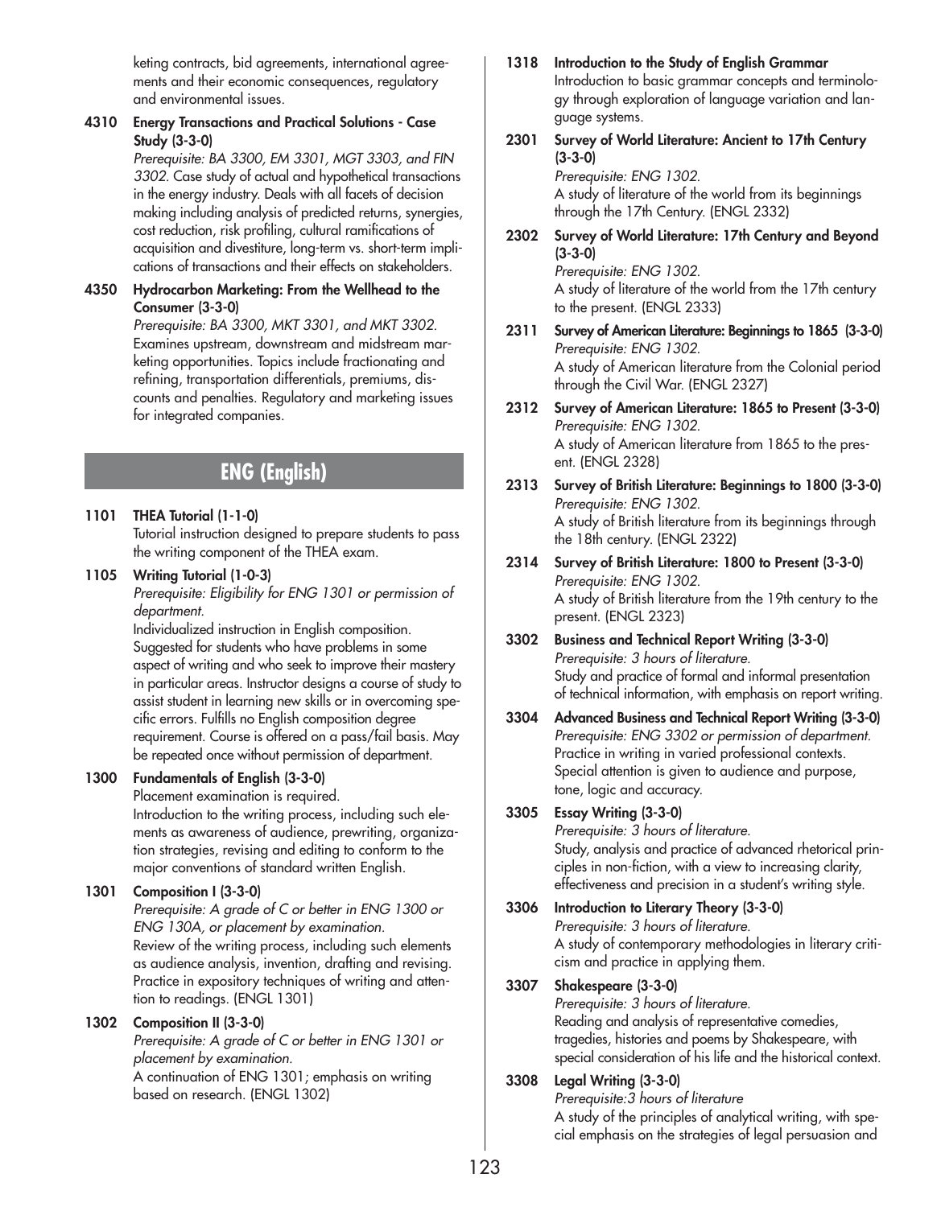keting contracts, bid agreements, international agreements and their economic consequences, regulatory and environmental issues.

**4310 Energy Transactions and Practical Solutions - Case Study (3-3-0)**
*Prerequisite: BA 3300, EM 3301, MGT 3303, and FIN 3302.* Case study of actual and hypothetical transactions in the energy industry. Deals with all facets of decision making including analysis of predicted returns, synergies, cost reduction, risk profiling, cultural ramifications of acquisition and divestiture, long-term vs. short-term implications of transactions and their effects on stakeholders.

**4350 Hydrocarbon Marketing: From the Wellhead to the Consumer (3-3-0)**
*Prerequisite: BA 3300, MKT 3301, and MKT 3302.* Examines upstream, downstream and midstream marketing opportunities. Topics include fractionating and refining, transportation differentials, premiums, discounts and penalties. Regulatory and marketing issues for integrated companies.

## ENG (English)

**1101 THEA Tutorial (1-1-0)**
Tutorial instruction designed to prepare students to pass the writing component of the THEA exam.

**1105 Writing Tutorial (1-0-3)**
*Prerequisite: Eligibility for ENG 1301 or permission of department.*
Individualized instruction in English composition. Suggested for students who have problems in some aspect of writing and who seek to improve their mastery in particular areas. Instructor designs a course of study to assist student in learning new skills or in overcoming specific errors. Fulfills no English composition degree requirement. Course is offered on a pass/fail basis. May be repeated once without permission of department.

**1300 Fundamentals of English (3-3-0)**
Placement examination is required.
Introduction to the writing process, including such elements as awareness of audience, prewriting, organization strategies, revising and editing to conform to the major conventions of standard written English.

**1301 Composition I (3-3-0)**
*Prerequisite: A grade of C or better in ENG 1300 or ENG 130A, or placement by examination.*
Review of the writing process, including such elements as audience analysis, invention, drafting and revising. Practice in expository techniques of writing and attention to readings. (ENGL 1301)

**1302 Composition II (3-3-0)**
*Prerequisite: A grade of C or better in ENG 1301 or placement by examination.*
A continuation of ENG 1301; emphasis on writing based on research. (ENGL 1302)

**1318 Introduction to the Study of English Grammar**
Introduction to basic grammar concepts and terminology through exploration of language variation and language systems.

**2301 Survey of World Literature: Ancient to 17th Century (3-3-0)**
*Prerequisite: ENG 1302.*
A study of literature of the world from its beginnings through the 17th Century. (ENGL 2332)

**2302 Survey of World Literature: 17th Century and Beyond (3-3-0)**
*Prerequisite: ENG 1302.*
A study of literature of the world from the 17th century to the present. (ENGL 2333)

**2311 Survey of American Literature: Beginnings to 1865 (3-3-0)**
*Prerequisite: ENG 1302.*
A study of American literature from the Colonial period through the Civil War. (ENGL 2327)

**2312 Survey of American Literature: 1865 to Present (3-3-0)**
*Prerequisite: ENG 1302.*
A study of American literature from 1865 to the present. (ENGL 2328)

**2313 Survey of British Literature: Beginnings to 1800 (3-3-0)**
*Prerequisite: ENG 1302.*
A study of British literature from its beginnings through the 18th century. (ENGL 2322)

**2314 Survey of British Literature: 1800 to Present (3-3-0)**
*Prerequisite: ENG 1302.*
A study of British literature from the 19th century to the present. (ENGL 2323)

**3302 Business and Technical Report Writing (3-3-0)**
*Prerequisite: 3 hours of literature.*
Study and practice of formal and informal presentation of technical information, with emphasis on report writing.

**3304 Advanced Business and Technical Report Writing (3-3-0)**
*Prerequisite: ENG 3302 or permission of department.*
Practice in writing in varied professional contexts. Special attention is given to audience and purpose, tone, logic and accuracy.

**3305 Essay Writing (3-3-0)**
*Prerequisite: 3 hours of literature.*
Study, analysis and practice of advanced rhetorical principles in non-fiction, with a view to increasing clarity, effectiveness and precision in a student's writing style.

**3306 Introduction to Literary Theory (3-3-0)**
*Prerequisite: 3 hours of literature.*
A study of contemporary methodologies in literary criticism and practice in applying them.

**3307 Shakespeare (3-3-0)**
*Prerequisite: 3 hours of literature.*
Reading and analysis of representative comedies, tragedies, histories and poems by Shakespeare, with special consideration of his life and the historical context.

**3308 Legal Writing (3-3-0)**
*Prerequisite:3 hours of literature*
A study of the principles of analytical writing, with special emphasis on the strategies of legal persuasion and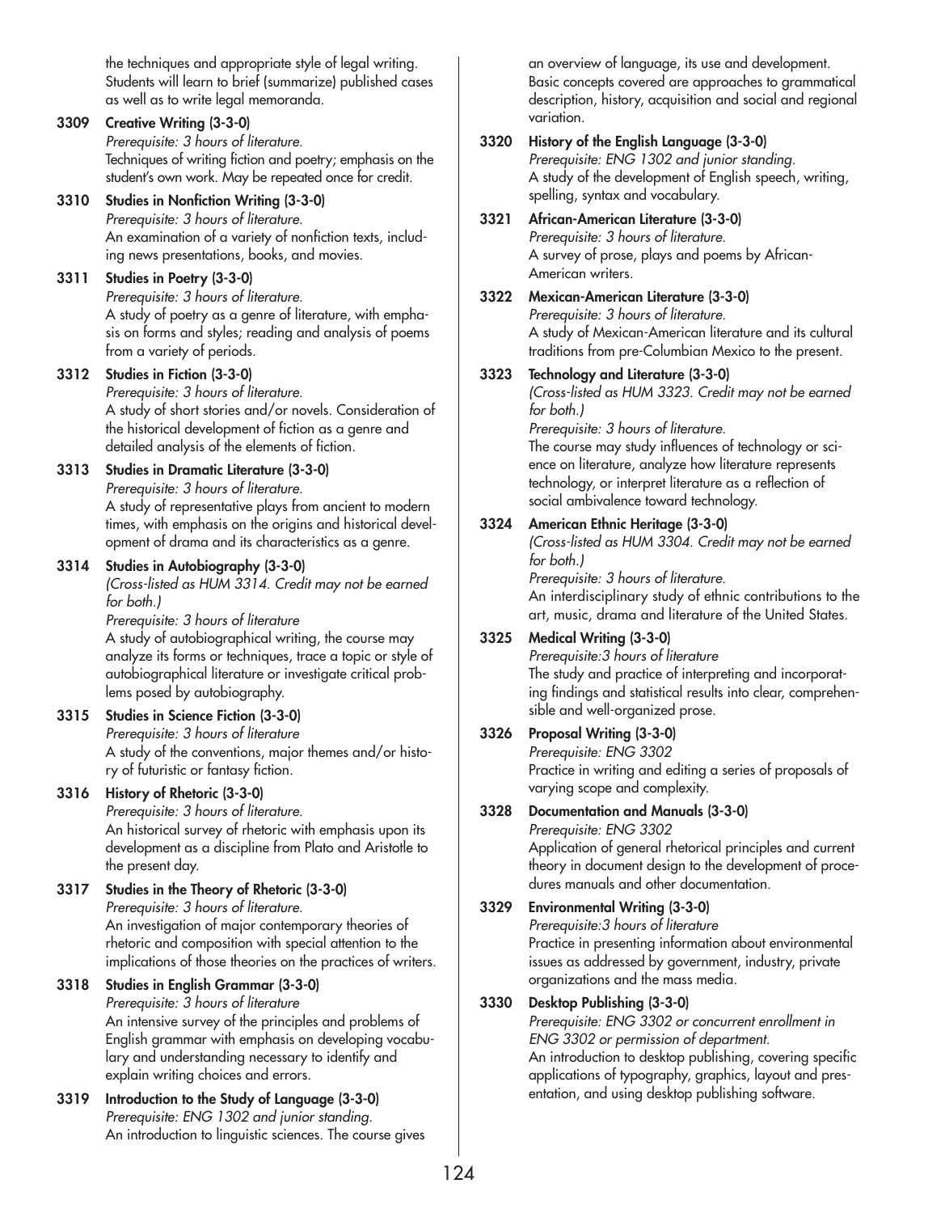the techniques and appropriate style of legal writing. Students will learn to brief (summarize) published cases as well as to write legal memoranda.

**3309 Creative Writing (3-3-0)**
*Prerequisite: 3 hours of literature.*
Techniques of writing fiction and poetry; emphasis on the student's own work. May be repeated once for credit.

**3310 Studies in Nonfiction Writing (3-3-0)**
*Prerequisite: 3 hours of literature.*
An examination of a variety of nonfiction texts, including news presentations, books, and movies.

**3311 Studies in Poetry (3-3-0)**
*Prerequisite: 3 hours of literature.*
A study of poetry as a genre of literature, with emphasis on forms and styles; reading and analysis of poems from a variety of periods.

**3312 Studies in Fiction (3-3-0)**
*Prerequisite: 3 hours of literature.*
A study of short stories and/or novels. Consideration of the historical development of fiction as a genre and detailed analysis of the elements of fiction.

**3313 Studies in Dramatic Literature (3-3-0)**
*Prerequisite: 3 hours of literature.*
A study of representative plays from ancient to modern times, with emphasis on the origins and historical development of drama and its characteristics as a genre.

**3314 Studies in Autobiography (3-3-0)**
*(Cross-listed as HUM 3314. Credit may not be earned for both.)*
*Prerequisite: 3 hours of literature*
A study of autobiographical writing, the course may analyze its forms or techniques, trace a topic or style of autobiographical literature or investigate critical problems posed by autobiography.

**3315 Studies in Science Fiction (3-3-0)**
*Prerequisite: 3 hours of literature*
A study of the conventions, major themes and/or history of futuristic or fantasy fiction.

**3316 History of Rhetoric (3-3-0)**
*Prerequisite: 3 hours of literature.*
An historical survey of rhetoric with emphasis upon its development as a discipline from Plato and Aristotle to the present day.

**3317 Studies in the Theory of Rhetoric (3-3-0)**
*Prerequisite: 3 hours of literature.*
An investigation of major contemporary theories of rhetoric and composition with special attention to the implications of those theories on the practices of writers.

**3318 Studies in English Grammar (3-3-0)**
*Prerequisite: 3 hours of literature*
An intensive survey of the principles and problems of English grammar with emphasis on developing vocabulary and understanding necessary to identify and explain writing choices and errors.

**3319 Introduction to the Study of Language (3-3-0)**
*Prerequisite: ENG 1302 and junior standing.*
An introduction to linguistic sciences. The course gives an overview of language, its use and development. Basic concepts covered are approaches to grammatical description, history, acquisition and social and regional variation.

**3320 History of the English Language (3-3-0)**
*Prerequisite: ENG 1302 and junior standing.*
A study of the development of English speech, writing, spelling, syntax and vocabulary.

**3321 African-American Literature (3-3-0)**
*Prerequisite: 3 hours of literature.*
A survey of prose, plays and poems by African-American writers.

**3322 Mexican-American Literature (3-3-0)**
*Prerequisite: 3 hours of literature.*
A study of Mexican-American literature and its cultural traditions from pre-Columbian Mexico to the present.

**3323 Technology and Literature (3-3-0)**
*(Cross-listed as HUM 3323. Credit may not be earned for both.)*
*Prerequisite: 3 hours of literature.*
The course may study influences of technology or science on literature, analyze how literature represents technology, or interpret literature as a reflection of social ambivalence toward technology.

**3324 American Ethnic Heritage (3-3-0)**
*(Cross-listed as HUM 3304. Credit may not be earned for both.)*
*Prerequisite: 3 hours of literature.*
An interdisciplinary study of ethnic contributions to the art, music, drama and literature of the United States.

**3325 Medical Writing (3-3-0)**
*Prerequisite:3 hours of literature*
The study and practice of interpreting and incorporating findings and statistical results into clear, comprehensible and well-organized prose.

**3326 Proposal Writing (3-3-0)**
*Prerequisite: ENG 3302*
Practice in writing and editing a series of proposals of varying scope and complexity.

**3328 Documentation and Manuals (3-3-0)**
*Prerequisite: ENG 3302*
Application of general rhetorical principles and current theory in document design to the development of procedures manuals and other documentation.

**3329 Environmental Writing (3-3-0)**
*Prerequisite:3 hours of literature*
Practice in presenting information about environmental issues as addressed by government, industry, private organizations and the mass media.

**3330 Desktop Publishing (3-3-0)**
*Prerequisite: ENG 3302 or concurrent enrollment in ENG 3302 or permission of department.*
An introduction to desktop publishing, covering specific applications of typography, graphics, layout and presentation, and using desktop publishing software.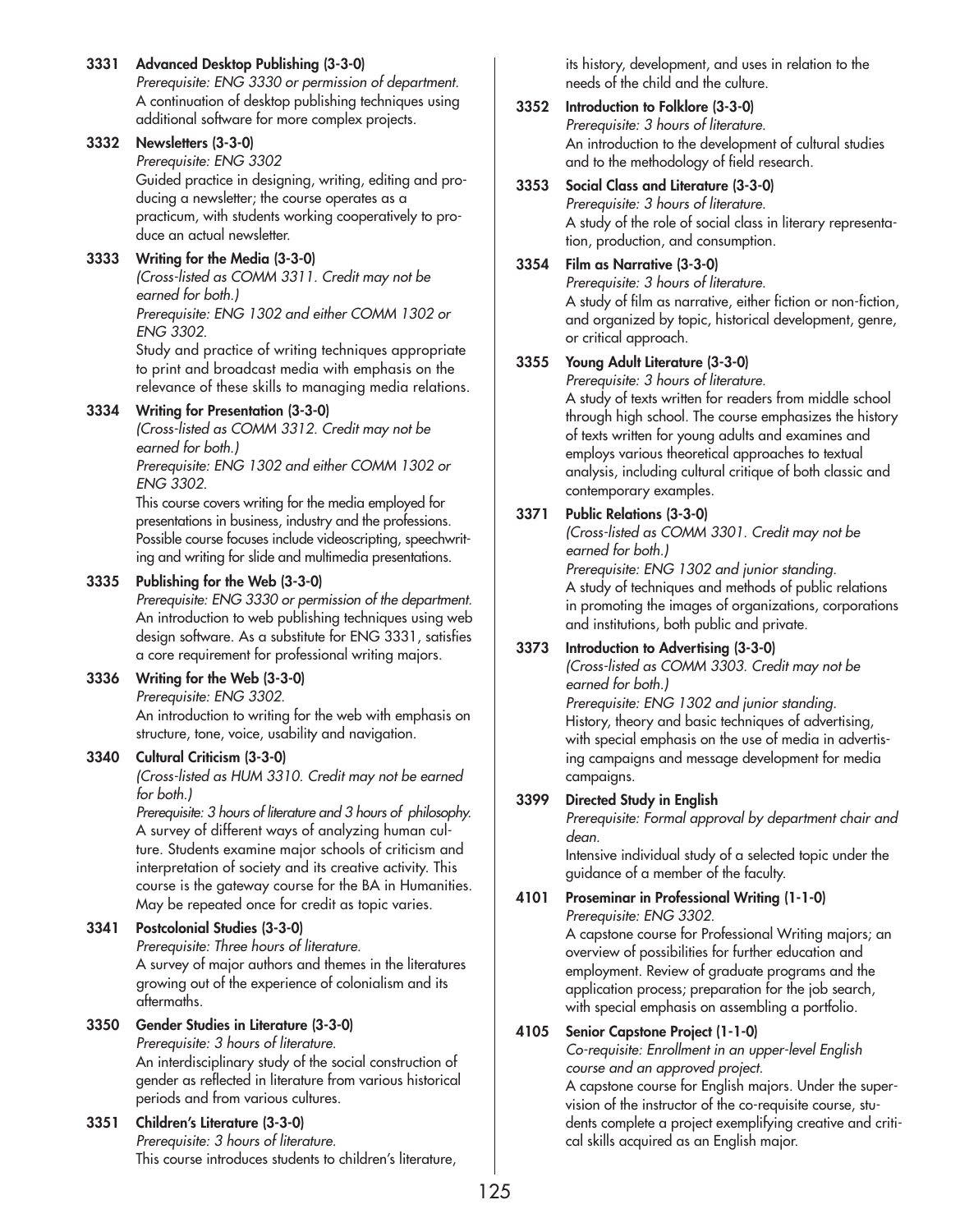**3331 Advanced Desktop Publishing (3-3-0)**
*Prerequisite: ENG 3330 or permission of department.*
A continuation of desktop publishing techniques using additional software for more complex projects.

**3332 Newsletters (3-3-0)**
*Prerequisite: ENG 3302*
Guided practice in designing, writing, editing and producing a newsletter; the course operates as a practicum, with students working cooperatively to produce an actual newsletter.

**3333 Writing for the Media (3-3-0)**
*(Cross-listed as COMM 3311. Credit may not be earned for both.)*
*Prerequisite: ENG 1302 and either COMM 1302 or ENG 3302.*
Study and practice of writing techniques appropriate to print and broadcast media with emphasis on the relevance of these skills to managing media relations.

**3334 Writing for Presentation (3-3-0)**
*(Cross-listed as COMM 3312. Credit may not be earned for both.)*
*Prerequisite: ENG 1302 and either COMM 1302 or ENG 3302.*
This course covers writing for the media employed for presentations in business, industry and the professions. Possible course focuses include videoscripting, speechwriting and writing for slide and multimedia presentations.

**3335 Publishing for the Web (3-3-0)**
*Prerequisite: ENG 3330 or permission of the department.*
An introduction to web publishing techniques using web design software. As a substitute for ENG 3331, satisfies a core requirement for professional writing majors.

**3336 Writing for the Web (3-3-0)**
*Prerequisite: ENG 3302.*
An introduction to writing for the web with emphasis on structure, tone, voice, usability and navigation.

**3340 Cultural Criticism (3-3-0)**
*(Cross-listed as HUM 3310. Credit may not be earned for both.)*
*Prerequisite: 3 hours of literature and 3 hours of philosophy.*
A survey of different ways of analyzing human culture. Students examine major schools of criticism and interpretation of society and its creative activity. This course is the gateway course for the BA in Humanities. May be repeated once for credit as topic varies.

**3341 Postcolonial Studies (3-3-0)**
*Prerequisite: Three hours of literature.*
A survey of major authors and themes in the literatures growing out of the experience of colonialism and its aftermaths.

**3350 Gender Studies in Literature (3-3-0)**
*Prerequisite: 3 hours of literature.*
An interdisciplinary study of the social construction of gender as reflected in literature from various historical periods and from various cultures.

**3351 Children's Literature (3-3-0)**
*Prerequisite: 3 hours of literature.*
This course introduces students to children's literature, its history, development, and uses in relation to the needs of the child and the culture.

**3352 Introduction to Folklore (3-3-0)**
*Prerequisite: 3 hours of literature.*
An introduction to the development of cultural studies and to the methodology of field research.

**3353 Social Class and Literature (3-3-0)**
*Prerequisite: 3 hours of literature.*
A study of the role of social class in literary representation, production, and consumption.

**3354 Film as Narrative (3-3-0)**
*Prerequisite: 3 hours of literature.*
A study of film as narrative, either fiction or non-fiction, and organized by topic, historical development, genre, or critical approach.

**3355 Young Adult Literature (3-3-0)**
*Prerequisite: 3 hours of literature.*
A study of texts written for readers from middle school through high school. The course emphasizes the history of texts written for young adults and examines and employs various theoretical approaches to textual analysis, including cultural critique of both classic and contemporary examples.

**3371 Public Relations (3-3-0)**
*(Cross-listed as COMM 3301. Credit may not be earned for both.)*
*Prerequisite: ENG 1302 and junior standing.*
A study of techniques and methods of public relations in promoting the images of organizations, corporations and institutions, both public and private.

**3373 Introduction to Advertising (3-3-0)**
*(Cross-listed as COMM 3303. Credit may not be earned for both.)*
*Prerequisite: ENG 1302 and junior standing.*
History, theory and basic techniques of advertising, with special emphasis on the use of media in advertising campaigns and message development for media campaigns.

**3399 Directed Study in English**
*Prerequisite: Formal approval by department chair and dean.*
Intensive individual study of a selected topic under the guidance of a member of the faculty.

**4101 Proseminar in Professional Writing (1-1-0)**
*Prerequisite: ENG 3302.*
A capstone course for Professional Writing majors; an overview of possibilities for further education and employment. Review of graduate programs and the application process; preparation for the job search, with special emphasis on assembling a portfolio.

**4105 Senior Capstone Project (1-1-0)**
*Co-requisite: Enrollment in an upper-level English course and an approved project.*
A capstone course for English majors. Under the supervision of the instructor of the co-requisite course, students complete a project exemplifying creative and critical skills acquired as an English major.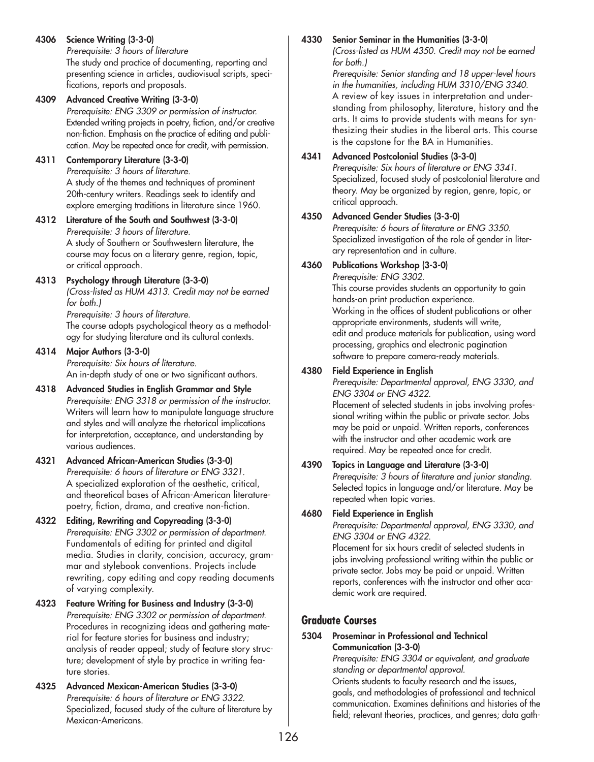**4306 Science Writing (3-3-0)**
*Prerequisite: 3 hours of literature*
The study and practice of documenting, reporting and presenting science in articles, audiovisual scripts, specifications, reports and proposals.

**4309 Advanced Creative Writing (3-3-0)**
*Prerequisite: ENG 3309 or permission of instructor.*
Extended writing projects in poetry, fiction, and/or creative non-fiction. Emphasis on the practice of editing and publication. May be repeated once for credit, with permission.

**4311 Contemporary Literature (3-3-0)**
*Prerequisite: 3 hours of literature.*
A study of the themes and techniques of prominent 20th-century writers. Readings seek to identify and explore emerging traditions in literature since 1960.

**4312 Literature of the South and Southwest (3-3-0)**
*Prerequisite: 3 hours of literature.*
A study of Southern or Southwestern literature, the course may focus on a literary genre, region, topic, or critical approach.

**4313 Psychology through Literature (3-3-0)**
*(Cross-listed as HUM 4313. Credit may not be earned for both.)*
*Prerequisite: 3 hours of literature.*
The course adopts psychological theory as a methodology for studying literature and its cultural contexts.

**4314 Major Authors (3-3-0)**
*Prerequisite: Six hours of literature.*
An in-depth study of one or two significant authors.

**4318 Advanced Studies in English Grammar and Style**
*Prerequisite: ENG 3318 or permission of the instructor.*
Writers will learn how to manipulate language structure and styles and will analyze the rhetorical implications for interpretation, acceptance, and understanding by various audiences.

**4321 Advanced African-American Studies (3-3-0)**
*Prerequisite: 6 hours of literature or ENG 3321.*
A specialized exploration of the aesthetic, critical, and theoretical bases of African-American literature-poetry, fiction, drama, and creative non-fiction.

**4322 Editing, Rewriting and Copyreading (3-3-0)**
*Prerequisite: ENG 3302 or permission of department.*
Fundamentals of editing for printed and digital media. Studies in clarity, concision, accuracy, grammar and stylebook conventions. Projects include rewriting, copy editing and copy reading documents of varying complexity.

**4323 Feature Writing for Business and Industry (3-3-0)**
*Prerequisite: ENG 3302 or permission of department.*
Procedures in recognizing ideas and gathering material for feature stories for business and industry; analysis of reader appeal; study of feature story structure; development of style by practice in writing feature stories.

**4325 Advanced Mexican-American Studies (3-3-0)**
*Prerequisite: 6 hours of literature or ENG 3322.*
Specialized, focused study of the culture of literature by Mexican-Americans.

**4330 Senior Seminar in the Humanities (3-3-0)**
*(Cross-listed as HUM 4350. Credit may not be earned for both.)*
*Prerequisite: Senior standing and 18 upper-level hours in the humanities, including HUM 3310/ENG 3340.*
A review of key issues in interpretation and understanding from philosophy, literature, history and the arts. It aims to provide students with means for synthesizing their studies in the liberal arts. This course is the capstone for the BA in Humanities.

**4341 Advanced Postcolonial Studies (3-3-0)**
*Prerequisite: Six hours of literature or ENG 3341.*
Specialized, focused study of postcolonial literature and theory. May be organized by region, genre, topic, or critical approach.

**4350 Advanced Gender Studies (3-3-0)**
*Prerequisite: 6 hours of literature or ENG 3350.*
Specialized investigation of the role of gender in literary representation and in culture.

**4360 Publications Workshop (3-3-0)**
*Prerequisite: ENG 3302.*
This course provides students an opportunity to gain hands-on print production experience.
Working in the offices of student publications or other appropriate environments, students will write, edit and produce materials for publication, using word processing, graphics and electronic pagination software to prepare camera-ready materials.

**4380 Field Experience in English**
*Prerequisite: Departmental approval, ENG 3330, and ENG 3304 or ENG 4322.*
Placement of selected students in jobs involving professional writing within the public or private sector. Jobs may be paid or unpaid. Written reports, conferences with the instructor and other academic work are required. May be repeated once for credit.

**4390 Topics in Language and Literature (3-3-0)**
*Prerequisite: 3 hours of literature and junior standing.*
Selected topics in language and/or literature. May be repeated when topic varies.

**4680 Field Experience in English**
*Prerequisite: Departmental approval, ENG 3330, and ENG 3304 or ENG 4322.*
Placement for six hours credit of selected students in jobs involving professional writing within the public or private sector. Jobs may be paid or unpaid. Written reports, conferences with the instructor and other academic work are required.

## Graduate Courses

**5304 Proseminar in Professional and Technical Communication (3-3-0)**
*Prerequisite: ENG 3304 or equivalent, and graduate standing or departmental approval.*
Orients students to faculty research and the issues, goals, and methodologies of professional and technical communication. Examines definitions and histories of the field; relevant theories, practices, and genres; data gath-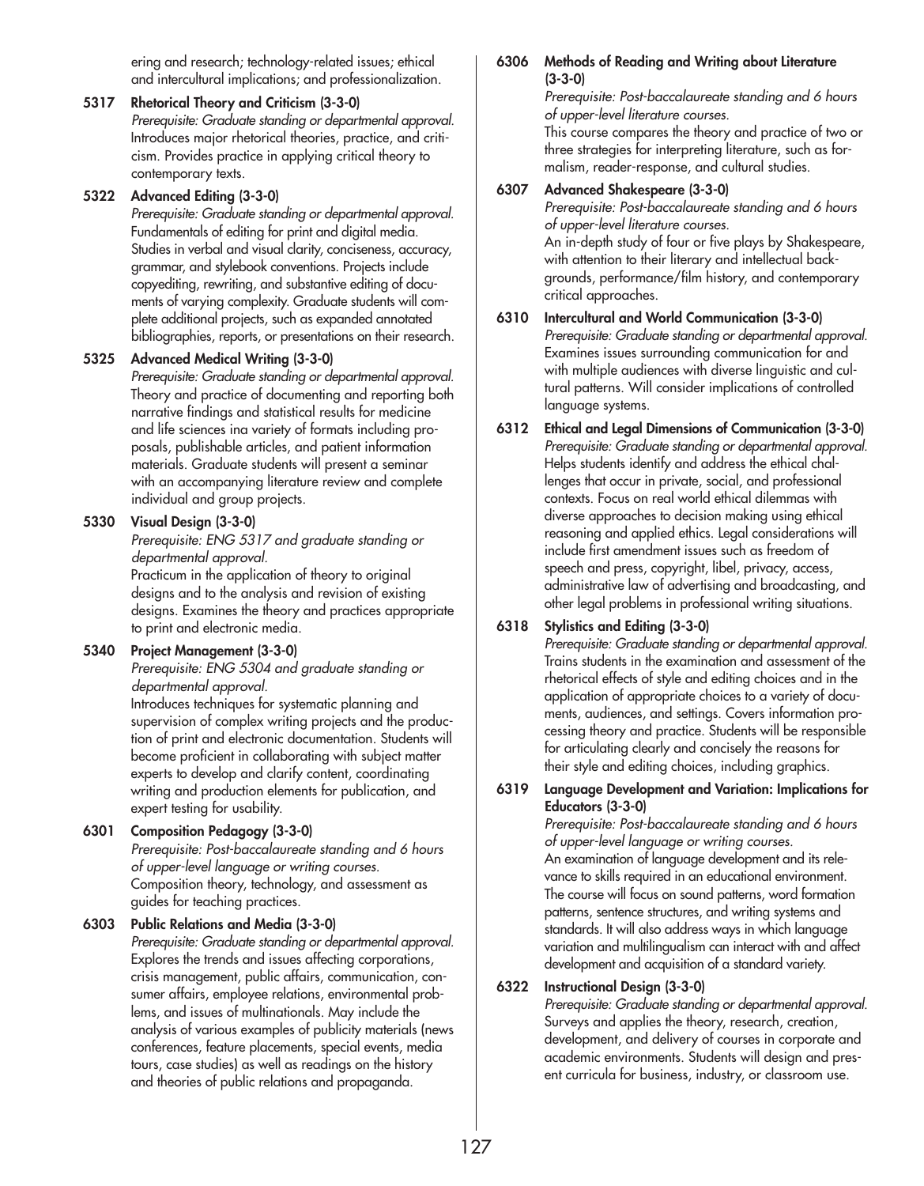ering and research; technology-related issues; ethical and intercultural implications; and professionalization.

**5317 Rhetorical Theory and Criticism (3-3-0)**
*Prerequisite: Graduate standing or departmental approval.*
Introduces major rhetorical theories, practice, and criticism. Provides practice in applying critical theory to contemporary texts.

**5322 Advanced Editing (3-3-0)**
*Prerequisite: Graduate standing or departmental approval.*
Fundamentals of editing for print and digital media. Studies in verbal and visual clarity, conciseness, accuracy, grammar, and stylebook conventions. Projects include copyediting, rewriting, and substantive editing of documents of varying complexity. Graduate students will complete additional projects, such as expanded annotated bibliographies, reports, or presentations on their research.

**5325 Advanced Medical Writing (3-3-0)**
*Prerequisite: Graduate standing or departmental approval.*
Theory and practice of documenting and reporting both narrative findings and statistical results for medicine and life sciences ina variety of formats including proposals, publishable articles, and patient information materials. Graduate students will present a seminar with an accompanying literature review and complete individual and group projects.

**5330 Visual Design (3-3-0)**
*Prerequisite: ENG 5317 and graduate standing or departmental approval.*
Practicum in the application of theory to original designs and to the analysis and revision of existing designs. Examines the theory and practices appropriate to print and electronic media.

**5340 Project Management (3-3-0)**
*Prerequisite: ENG 5304 and graduate standing or departmental approval.*
Introduces techniques for systematic planning and supervision of complex writing projects and the production of print and electronic documentation. Students will become proficient in collaborating with subject matter experts to develop and clarify content, coordinating writing and production elements for publication, and expert testing for usability.

**6301 Composition Pedagogy (3-3-0)**
*Prerequisite: Post-baccalaureate standing and 6 hours of upper-level language or writing courses.*
Composition theory, technology, and assessment as guides for teaching practices.

**6303 Public Relations and Media (3-3-0)**
*Prerequisite: Graduate standing or departmental approval.*
Explores the trends and issues affecting corporations, crisis management, public affairs, communication, consumer affairs, employee relations, environmental problems, and issues of multinationals. May include the analysis of various examples of publicity materials (news conferences, feature placements, special events, media tours, case studies) as well as readings on the history and theories of public relations and propaganda.

**6306 Methods of Reading and Writing about Literature (3-3-0)**
*Prerequisite: Post-baccalaureate standing and 6 hours of upper-level literature courses.*
This course compares the theory and practice of two or three strategies for interpreting literature, such as formalism, reader-response, and cultural studies.

**6307 Advanced Shakespeare (3-3-0)**
*Prerequisite: Post-baccalaureate standing and 6 hours of upper-level literature courses.*
An in-depth study of four or five plays by Shakespeare, with attention to their literary and intellectual backgrounds, performance/film history, and contemporary critical approaches.

**6310 Intercultural and World Communication (3-3-0)**
*Prerequisite: Graduate standing or departmental approval.*
Examines issues surrounding communication for and with multiple audiences with diverse linguistic and cultural patterns. Will consider implications of controlled language systems.

**6312 Ethical and Legal Dimensions of Communication (3-3-0)**
*Prerequisite: Graduate standing or departmental approval.*
Helps students identify and address the ethical challenges that occur in private, social, and professional contexts. Focus on real world ethical dilemmas with diverse approaches to decision making using ethical reasoning and applied ethics. Legal considerations will include first amendment issues such as freedom of speech and press, copyright, libel, privacy, access, administrative law of advertising and broadcasting, and other legal problems in professional writing situations.

**6318 Stylistics and Editing (3-3-0)**
*Prerequisite: Graduate standing or departmental approval.*
Trains students in the examination and assessment of the rhetorical effects of style and editing choices and in the application of appropriate choices to a variety of documents, audiences, and settings. Covers information processing theory and practice. Students will be responsible for articulating clearly and concisely the reasons for their style and editing choices, including graphics.

**6319 Language Development and Variation: Implications for Educators (3-3-0)**
*Prerequisite: Post-baccalaureate standing and 6 hours of upper-level language or writing courses.*
An examination of language development and its relevance to skills required in an educational environment. The course will focus on sound patterns, word formation patterns, sentence structures, and writing systems and standards. It will also address ways in which language variation and multilingualism can interact with and affect development and acquisition of a standard variety.

**6322 Instructional Design (3-3-0)**
*Prerequisite: Graduate standing or departmental approval.*
Surveys and applies the theory, research, creation, development, and delivery of courses in corporate and academic environments. Students will design and present curricula for business, industry, or classroom use.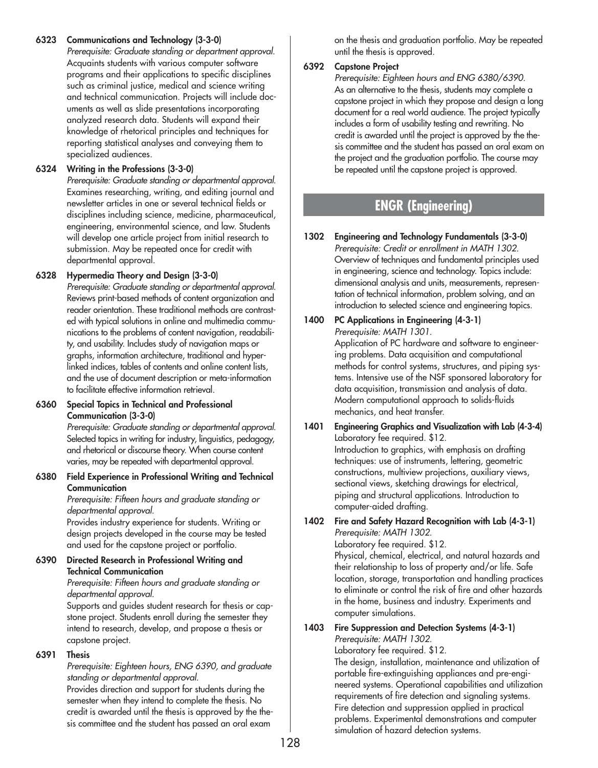**6323 Communications and Technology (3-3-0)**
*Prerequisite: Graduate standing or department approval.*
Acquaints students with various computer software programs and their applications to specific disciplines such as criminal justice, medical and science writing and technical communication. Projects will include documents as well as slide presentations incorporating analyzed research data. Students will expand their knowledge of rhetorical principles and techniques for reporting statistical analyses and conveying them to specialized audiences.

**6324 Writing in the Professions (3-3-0)**
*Prerequisite: Graduate standing or departmental approval.*
Examines researching, writing, and editing journal and newsletter articles in one or several technical fields or disciplines including science, medicine, pharmaceutical, engineering, environmental science, and law. Students will develop one article project from initial research to submission. May be repeated once for credit with departmental approval.

**6328 Hypermedia Theory and Design (3-3-0)**
*Prerequisite: Graduate standing or departmental approval.*
Reviews print-based methods of content organization and reader orientation. These traditional methods are contrasted with typical solutions in online and multimedia communications to the problems of content navigation, readability, and usability. Includes study of navigation maps or graphs, information architecture, traditional and hyperlinked indices, tables of contents and online content lists, and the use of document description or meta-information to facilitate effective information retrieval.

**6360 Special Topics in Technical and Professional Communication (3-3-0)**
*Prerequisite: Graduate standing or departmental approval.*
Selected topics in writing for industry, linguistics, pedagogy, and rhetorical or discourse theory. When course content varies, may be repeated with departmental approval.

**6380 Field Experience in Professional Writing and Technical Communication**
*Prerequisite: Fifteen hours and graduate standing or departmental approval.*
Provides industry experience for students. Writing or design projects developed in the course may be tested and used for the capstone project or portfolio.

**6390 Directed Research in Professional Writing and Technical Communication**
*Prerequisite: Fifteen hours and graduate standing or departmental approval.*
Supports and guides student research for thesis or capstone project. Students enroll during the semester they intend to research, develop, and propose a thesis or capstone project.

**6391 Thesis**
*Prerequisite: Eighteen hours, ENG 6390, and graduate standing or departmental approval.*
Provides direction and support for students during the semester when they intend to complete the thesis. No credit is awarded until the thesis is approved by the thesis committee and the student has passed an oral exam on the thesis and graduation portfolio. May be repeated until the thesis is approved.

**6392 Capstone Project**
*Prerequisite: Eighteen hours and ENG 6380/6390.*
As an alternative to the thesis, students may complete a capstone project in which they propose and design a long document for a real world audience. The project typically includes a form of usability testing and rewriting. No credit is awarded until the project is approved by the thesis committee and the student has passed an oral exam on the project and the graduation portfolio. The course may be repeated until the capstone project is approved.

## ENGR (Engineering)

**1302 Engineering and Technology Fundamentals (3-3-0)**
*Prerequisite: Credit or enrollment in MATH 1302.*
Overview of techniques and fundamental principles used in engineering, science and technology. Topics include: dimensional analysis and units, measurements, representation of technical information, problem solving, and an introduction to selected science and engineering topics.

**1400 PC Applications in Engineering (4-3-1)**
*Prerequisite: MATH 1301.*
Application of PC hardware and software to engineering problems. Data acquisition and computational methods for control systems, structures, and piping systems. Intensive use of the NSF sponsored laboratory for data acquisition, transmission and analysis of data. Modern computational approach to solids-fluids mechanics, and heat transfer.

**1401 Engineering Graphics and Visualization with Lab (4-3-4)**
Laboratory fee required. $12.
Introduction to graphics, with emphasis on drafting techniques: use of instruments, lettering, geometric constructions, multiview projections, auxiliary views, sectional views, sketching drawings for electrical, piping and structural applications. Introduction to computer-aided drafting.

**1402 Fire and Safety Hazard Recognition with Lab (4-3-1)**
*Prerequisite: MATH 1302.*
Laboratory fee required. $12.
Physical, chemical, electrical, and natural hazards and their relationship to loss of property and/or life. Safe location, storage, transportation and handling practices to eliminate or control the risk of fire and other hazards in the home, business and industry. Experiments and computer simulations.

**1403 Fire Suppression and Detection Systems (4-3-1)**
*Prerequisite: MATH 1302.*
Laboratory fee required. $12.
The design, installation, maintenance and utilization of portable fire-extinguishing appliances and pre-engineered systems. Operational capabilities and utilization requirements of fire detection and signaling systems. Fire detection and suppression applied in practical problems. Experimental demonstrations and computer simulation of hazard detection systems.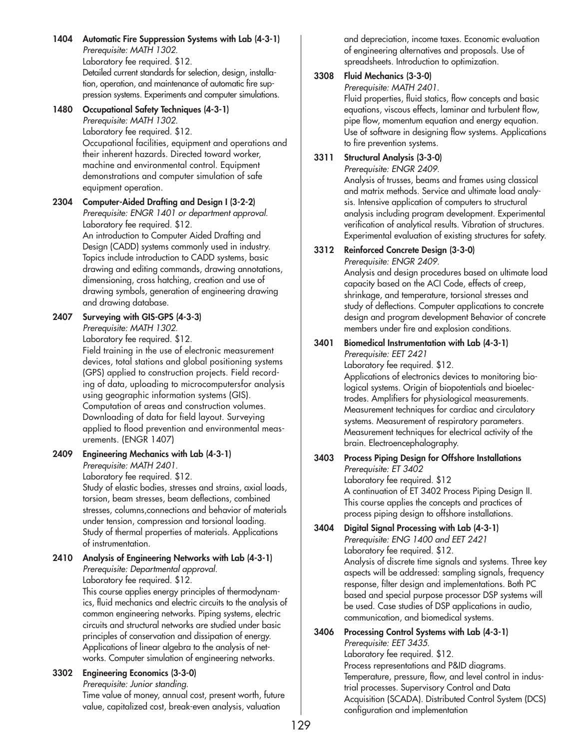**1404 Automatic Fire Suppression Systems with Lab (4-3-1)**
*Prerequisite: MATH 1302.*
Laboratory fee required. $12.
Detailed current standards for selection, design, installation, operation, and maintenance of automatic fire suppression systems. Experiments and computer simulations.

**1480 Occupational Safety Techniques (4-3-1)**
*Prerequisite: MATH 1302.*
Laboratory fee required. $12.
Occupational facilities, equipment and operations and their inherent hazards. Directed toward worker, machine and environmental control. Equipment demonstrations and computer simulation of safe equipment operation.

**2304 Computer-Aided Drafting and Design I (3-2-2)**
*Prerequisite: ENGR 1401 or department approval.*
Laboratory fee required. $12.
An introduction to Computer Aided Drafting and Design (CADD) systems commonly used in industry. Topics include introduction to CADD systems, basic drawing and editing commands, drawing annotations, dimensioning, cross hatching, creation and use of drawing symbols, generation of engineering drawing and drawing database.

**2407 Surveying with GIS-GPS (4-3-3)**
*Prerequisite: MATH 1302.*
Laboratory fee required. $12.
Field training in the use of electronic measurement devices, total stations and global positioning systems (GPS) applied to construction projects. Field recording of data, uploading to microcomputersfor analysis using geographic information systems (GIS). Computation of areas and construction volumes. Downloading of data for field layout. Surveying applied to flood prevention and environmental measurements. (ENGR 1407)

**2409 Engineering Mechanics with Lab (4-3-1)**
*Prerequisite: MATH 2401.*
Laboratory fee required. $12.
Study of elastic bodies, stresses and strains, axial loads, torsion, beam stresses, beam deflections, combined stresses, columns,connections and behavior of materials under tension, compression and torsional loading. Study of thermal properties of materials. Applications of instrumentation.

**2410 Analysis of Engineering Networks with Lab (4-3-1)**
*Prerequisite: Departmental approval.*
Laboratory fee required. $12.
This course applies energy principles of thermodynamics, fluid mechanics and electric circuits to the analysis of common engineering networks. Piping systems, electric circuits and structural networks are studied under basic principles of conservation and dissipation of energy. Applications of linear algebra to the analysis of networks. Computer simulation of engineering networks.

**3302 Engineering Economics (3-3-0)**
*Prerequisite: Junior standing.*
Time value of money, annual cost, present worth, future value, capitalized cost, break-even analysis, valuation and depreciation, income taxes. Economic evaluation of engineering alternatives and proposals. Use of spreadsheets. Introduction to optimization.

**3308 Fluid Mechanics (3-3-0)**
*Prerequisite: MATH 2401.*
Fluid properties, fluid statics, flow concepts and basic equations, viscous effects, laminar and turbulent flow, pipe flow, momentum equation and energy equation. Use of software in designing flow systems. Applications to fire prevention systems.

**3311 Structural Analysis (3-3-0)**
*Prerequisite: ENGR 2409.*
Analysis of trusses, beams and frames using classical and matrix methods. Service and ultimate load analysis. Intensive application of computers to structural analysis including program development. Experimental verification of analytical results. Vibration of structures. Experimental evaluation of existing structures for safety.

**3312 Reinforced Concrete Design (3-3-0)**
*Prerequisite: ENGR 2409.*
Analysis and design procedures based on ultimate load capacity based on the ACI Code, effects of creep, shrinkage, and temperature, torsional stresses and study of deflections. Computer applications to concrete design and program development Behavior of concrete members under fire and explosion conditions.

**3401 Biomedical Instrumentation with Lab (4-3-1)**
*Prerequisite: EET 2421*
Laboratory fee required. $12.
Applications of electronics devices to monitoring biological systems. Origin of biopotentials and bioelectrodes. Amplifiers for physiological measurements. Measurement techniques for cardiac and circulatory systems. Measurement of respiratory parameters. Measurement techniques for electrical activity of the brain. Electroencephalography.

**3403 Process Piping Design for Offshore Installations**
*Prerequisite: ET 3402*
Laboratory fee required. $12
A continuation of ET 3402 Process Piping Design II. This course applies the concepts and practices of process piping design to offshore installations.

**3404 Digital Signal Processing with Lab (4-3-1)**
*Prerequisite: ENG 1400 and EET 2421*
Laboratory fee required. $12.
Analysis of discrete time signals and systems. Three key aspects will be addressed: sampling signals, frequency response, filter design and implementations. Both PC based and special purpose processor DSP systems will be used. Case studies of DSP applications in audio, communication, and biomedical systems.

**3406 Processing Control Systems with Lab (4-3-1)**
*Prerequisite: EET 3435.*
Laboratory fee required. $12.
Process representations and P&ID diagrams. Temperature, pressure, flow, and level control in industrial processes. Supervisory Control and Data Acquisition (SCADA). Distributed Control System (DCS) configuration and implementation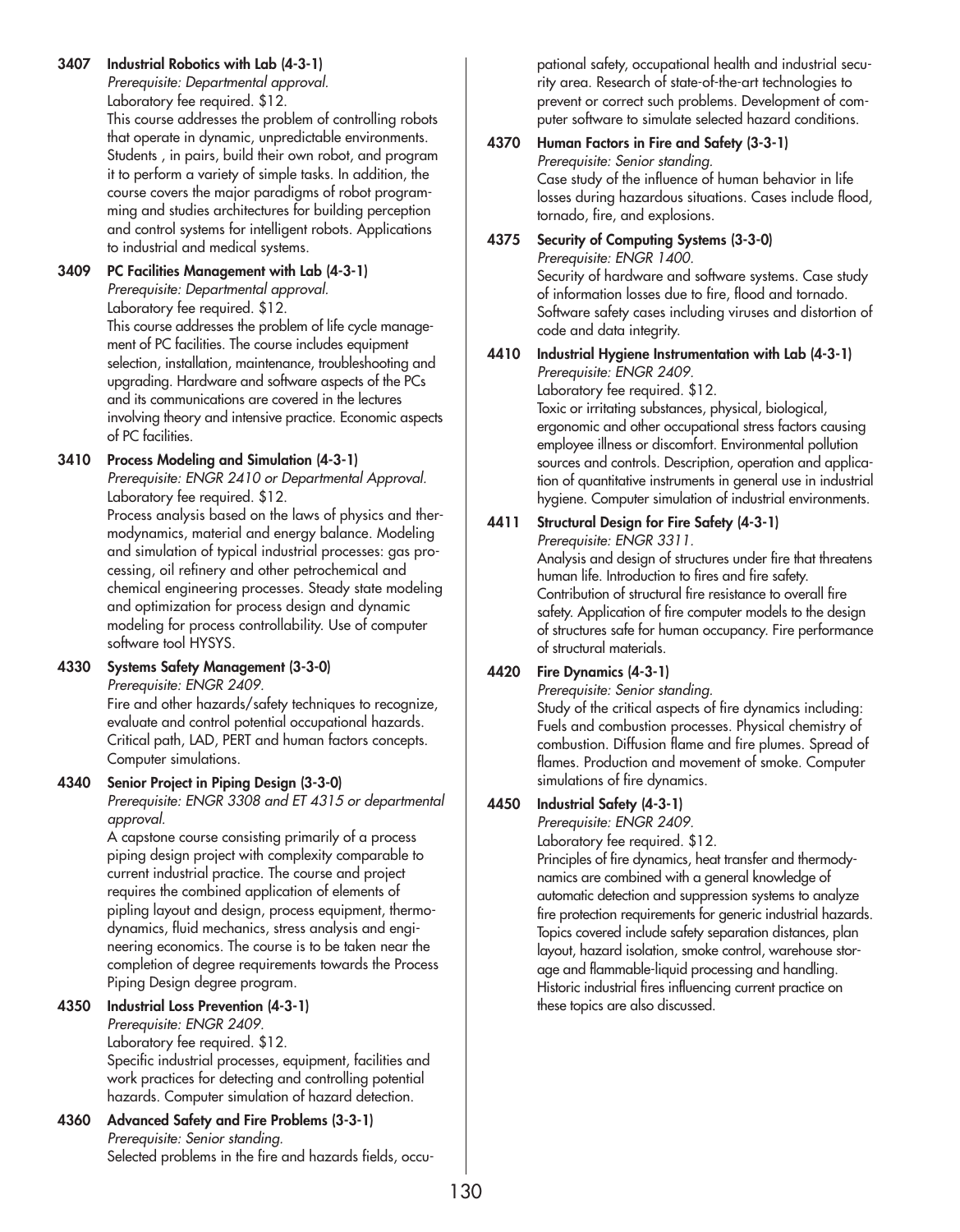**3407 Industrial Robotics with Lab (4-3-1)**
*Prerequisite: Departmental approval.*
Laboratory fee required. $12.
This course addresses the problem of controlling robots that operate in dynamic, unpredictable environments. Students , in pairs, build their own robot, and program it to perform a variety of simple tasks. In addition, the course covers the major paradigms of robot programming and studies architectures for building perception and control systems for intelligent robots. Applications to industrial and medical systems.

**3409 PC Facilities Management with Lab (4-3-1)**
*Prerequisite: Departmental approval.*
Laboratory fee required. $12.
This course addresses the problem of life cycle management of PC facilities. The course includes equipment selection, installation, maintenance, troubleshooting and upgrading. Hardware and software aspects of the PCs and its communications are covered in the lectures involving theory and intensive practice. Economic aspects of PC facilities.

**3410 Process Modeling and Simulation (4-3-1)**
*Prerequisite: ENGR 2410 or Departmental Approval.*
Laboratory fee required. $12.
Process analysis based on the laws of physics and thermodynamics, material and energy balance. Modeling and simulation of typical industrial processes: gas processing, oil refinery and other petrochemical and chemical engineering processes. Steady state modeling and optimization for process design and dynamic modeling for process controllability. Use of computer software tool HYSYS.

**4330 Systems Safety Management (3-3-0)**
*Prerequisite: ENGR 2409.*
Fire and other hazards/safety techniques to recognize, evaluate and control potential occupational hazards. Critical path, LAD, PERT and human factors concepts. Computer simulations.

**4340 Senior Project in Piping Design (3-3-0)**
*Prerequisite: ENGR 3308 and ET 4315 or departmental approval.*
A capstone course consisting primarily of a process piping design project with complexity comparable to current industrial practice. The course and project requires the combined application of elements of pipling layout and design, process equipment, thermodynamics, fluid mechanics, stress analysis and engineering economics. The course is to be taken near the completion of degree requirements towards the Process Piping Design degree program.

**4350 Industrial Loss Prevention (4-3-1)**
*Prerequisite: ENGR 2409.*
Laboratory fee required. $12.
Specific industrial processes, equipment, facilities and work practices for detecting and controlling potential hazards. Computer simulation of hazard detection.

**4360 Advanced Safety and Fire Problems (3-3-1)**
*Prerequisite: Senior standing.*
Selected problems in the fire and hazards fields, occupational safety, occupational health and industrial security area. Research of state-of-the-art technologies to prevent or correct such problems. Development of computer software to simulate selected hazard conditions.

**4370 Human Factors in Fire and Safety (3-3-1)**
*Prerequisite: Senior standing.*
Case study of the influence of human behavior in life losses during hazardous situations. Cases include flood, tornado, fire, and explosions.

**4375 Security of Computing Systems (3-3-0)**
*Prerequisite: ENGR 1400.*
Security of hardware and software systems. Case study of information losses due to fire, flood and tornado. Software safety cases including viruses and distortion of code and data integrity.

**4410 Industrial Hygiene Instrumentation with Lab (4-3-1)**
*Prerequisite: ENGR 2409.*
Laboratory fee required. $12.
Toxic or irritating substances, physical, biological, ergonomic and other occupational stress factors causing employee illness or discomfort. Environmental pollution sources and controls. Description, operation and application of quantitative instruments in general use in industrial hygiene. Computer simulation of industrial environments.

**4411 Structural Design for Fire Safety (4-3-1)**
*Prerequisite: ENGR 3311.*
Analysis and design of structures under fire that threatens human life. Introduction to fires and fire safety. Contribution of structural fire resistance to overall fire safety. Application of fire computer models to the design of structures safe for human occupancy. Fire performance of structural materials.

**4420 Fire Dynamics (4-3-1)**
*Prerequisite: Senior standing.*
Study of the critical aspects of fire dynamics including: Fuels and combustion processes. Physical chemistry of combustion. Diffusion flame and fire plumes. Spread of flames. Production and movement of smoke. Computer simulations of fire dynamics.

**4450 Industrial Safety (4-3-1)**
*Prerequisite: ENGR 2409.*
Laboratory fee required. $12.
Principles of fire dynamics, heat transfer and thermodynamics are combined with a general knowledge of automatic detection and suppression systems to analyze fire protection requirements for generic industrial hazards. Topics covered include safety separation distances, plan layout, hazard isolation, smoke control, warehouse storage and flammable-liquid processing and handling. Historic industrial fires influencing current practice on these topics are also discussed.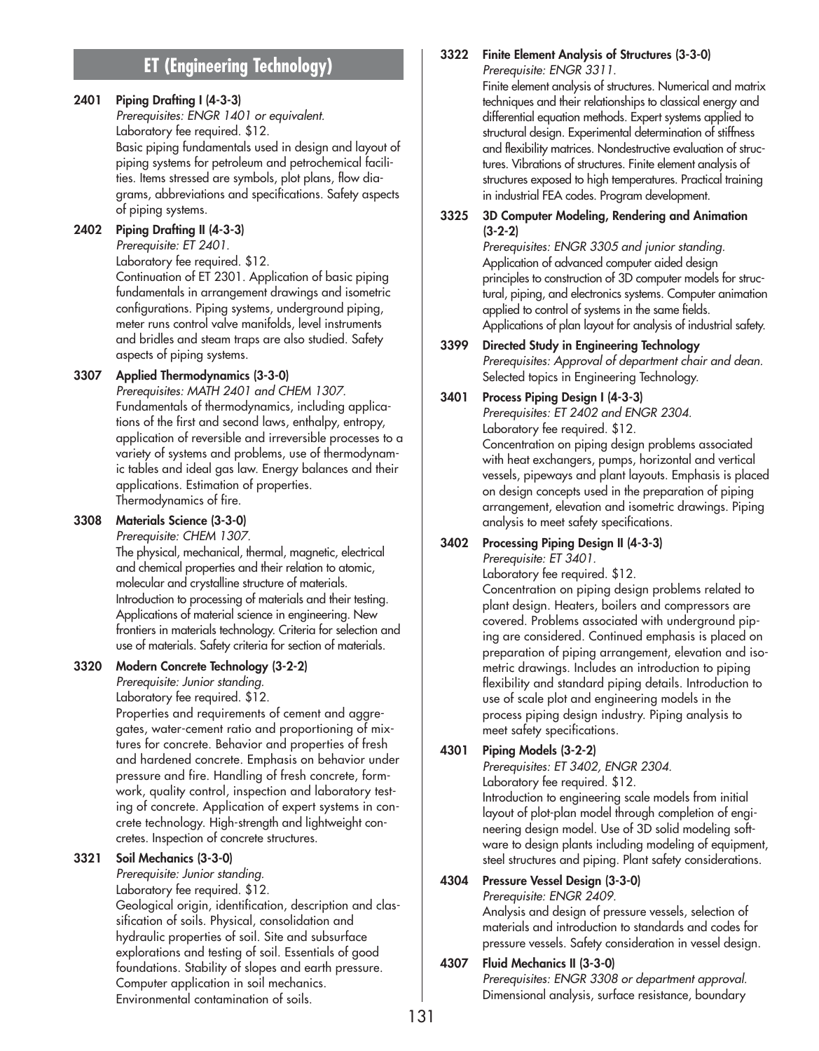## ET (Engineering Technology)

**2401 Piping Drafting I (4-3-3)**
*Prerequisites: ENGR 1401 or equivalent.*
Laboratory fee required. $12.
Basic piping fundamentals used in design and layout of piping systems for petroleum and petrochemical facilities. Items stressed are symbols, plot plans, flow diagrams, abbreviations and specifications. Safety aspects of piping systems.

**2402 Piping Drafting II (4-3-3)**
*Prerequisite: ET 2401.*
Laboratory fee required. $12.
Continuation of ET 2301. Application of basic piping fundamentals in arrangement drawings and isometric configurations. Piping systems, underground piping, meter runs control valve manifolds, level instruments and bridles and steam traps are also studied. Safety aspects of piping systems.

**3307 Applied Thermodynamics (3-3-0)**
*Prerequisites: MATH 2401 and CHEM 1307.*
Fundamentals of thermodynamics, including applications of the first and second laws, enthalpy, entropy, application of reversible and irreversible processes to a variety of systems and problems, use of thermodynamic tables and ideal gas law. Energy balances and their applications. Estimation of properties. Thermodynamics of fire.

**3308 Materials Science (3-3-0)**
*Prerequisite: CHEM 1307.*
The physical, mechanical, thermal, magnetic, electrical and chemical properties and their relation to atomic, molecular and crystalline structure of materials. Introduction to processing of materials and their testing. Applications of material science in engineering. New frontiers in materials technology. Criteria for selection and use of materials. Safety criteria for section of materials.

**3320 Modern Concrete Technology (3-2-2)**
*Prerequisite: Junior standing.*
Laboratory fee required. $12.
Properties and requirements of cement and aggregates, water-cement ratio and proportioning of mixtures for concrete. Behavior and properties of fresh and hardened concrete. Emphasis on behavior under pressure and fire. Handling of fresh concrete, formwork, quality control, inspection and laboratory testing of concrete. Application of expert systems in concrete technology. High-strength and lightweight concretes. Inspection of concrete structures.

**3321 Soil Mechanics (3-3-0)**
*Prerequisite: Junior standing.*
Laboratory fee required. $12.
Geological origin, identification, description and classification of soils. Physical, consolidation and hydraulic properties of soil. Site and subsurface explorations and testing of soil. Essentials of good foundations. Stability of slopes and earth pressure. Computer application in soil mechanics. Environmental contamination of soils.

**3322 Finite Element Analysis of Structures (3-3-0)**
*Prerequisite: ENGR 3311.*
Finite element analysis of structures. Numerical and matrix techniques and their relationships to classical energy and differential equation methods. Expert systems applied to structural design. Experimental determination of stiffness and flexibility matrices. Nondestructive evaluation of structures. Vibrations of structures. Finite element analysis of structures exposed to high temperatures. Practical training in industrial FEA codes. Program development.

**3325 3D Computer Modeling, Rendering and Animation (3-2-2)**
*Prerequisites: ENGR 3305 and junior standing.*
Application of advanced computer aided design principles to construction of 3D computer models for structural, piping, and electronics systems. Computer animation applied to control of systems in the same fields. Applications of plan layout for analysis of industrial safety.

**3399 Directed Study in Engineering Technology**
*Prerequisites: Approval of department chair and dean.*
Selected topics in Engineering Technology.

**3401 Process Piping Design I (4-3-3)**
*Prerequisites: ET 2402 and ENGR 2304.*
Laboratory fee required. $12.
Concentration on piping design problems associated with heat exchangers, pumps, horizontal and vertical vessels, pipeways and plant layouts. Emphasis is placed on design concepts used in the preparation of piping arrangement, elevation and isometric drawings. Piping analysis to meet safety specifications.

**3402 Processing Piping Design II (4-3-3)**
*Prerequisite: ET 3401.*
Laboratory fee required. $12.
Concentration on piping design problems related to plant design. Heaters, boilers and compressors are covered. Problems associated with underground piping are considered. Continued emphasis is placed on preparation of piping arrangement, elevation and isometric drawings. Includes an introduction to piping flexibility and standard piping details. Introduction to use of scale plot and engineering models in the process piping design industry. Piping analysis to meet safety specifications.

**4301 Piping Models (3-2-2)**
*Prerequisites: ET 3402, ENGR 2304.*
Laboratory fee required. $12.
Introduction to engineering scale models from initial layout of plot-plan model through completion of engineering design model. Use of 3D solid modeling software to design plants including modeling of equipment, steel structures and piping. Plant safety considerations.

**4304 Pressure Vessel Design (3-3-0)**
*Prerequisite: ENGR 2409.*
Analysis and design of pressure vessels, selection of materials and introduction to standards and codes for pressure vessels. Safety consideration in vessel design.

**4307 Fluid Mechanics II (3-3-0)**
*Prerequisites: ENGR 3308 or department approval.*
Dimensional analysis, surface resistance, boundary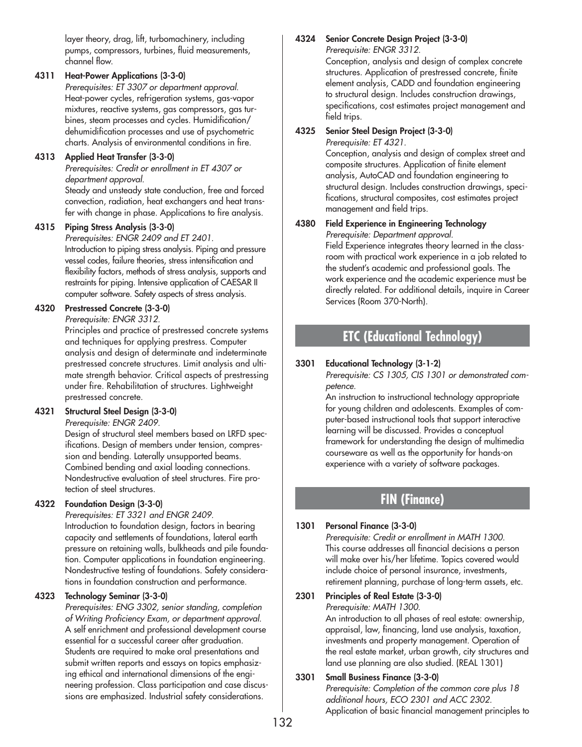layer theory, drag, lift, turbomachinery, including pumps, compressors, turbines, fluid measurements, channel flow.

**4311 Heat-Power Applications (3-3-0)**
*Prerequisites: ET 3307 or department approval.*
Heat-power cycles, refrigeration systems, gas-vapor mixtures, reactive systems, gas compressors, gas turbines, steam processes and cycles. Humidification/dehumidification processes and use of psychometric charts. Analysis of environmental conditions in fire.

**4313 Applied Heat Transfer (3-3-0)**
*Prerequisites: Credit or enrollment in ET 4307 or department approval.*
Steady and unsteady state conduction, free and forced convection, radiation, heat exchangers and heat transfer with change in phase. Applications to fire analysis.

**4315 Piping Stress Analysis (3-3-0)**
*Prerequisites: ENGR 2409 and ET 2401.*
Introduction to piping stress analysis. Piping and pressure vessel codes, failure theories, stress intensification and flexibility factors, methods of stress analysis, supports and restraints for piping. Intensive application of CAESAR II computer software. Safety aspects of stress analysis.

**4320 Prestressed Concrete (3-3-0)**
*Prerequisite: ENGR 3312.*
Principles and practice of prestressed concrete systems and techniques for applying prestress. Computer analysis and design of determinate and indeterminate prestressed concrete structures. Limit analysis and ultimate strength behavior. Critical aspects of prestressing under fire. Rehabilitation of structures. Lightweight prestressed concrete.

**4321 Structural Steel Design (3-3-0)**
*Prerequisite: ENGR 2409.*
Design of structural steel members based on LRFD specifications. Design of members under tension, compression and bending. Laterally unsupported beams. Combined bending and axial loading connections. Nondestructive evaluation of steel structures. Fire protection of steel structures.

**4322 Foundation Design (3-3-0)**
*Prerequisites: ET 3321 and ENGR 2409.*
Introduction to foundation design, factors in bearing capacity and settlements of foundations, lateral earth pressure on retaining walls, bulkheads and pile foundation. Computer applications in foundation engineering. Nondestructive testing of foundations. Safety considerations in foundation construction and performance.

**4323 Technology Seminar (3-3-0)**
*Prerequisites: ENG 3302, senior standing, completion of Writing Proficiency Exam, or department approval.*
A self enrichment and professional development course essential for a successful career after graduation. Students are required to make oral presentations and submit written reports and essays on topics emphasizing ethical and international dimensions of the engineering profession. Class participation and case discussions are emphasized. Industrial safety considerations.

**4324 Senior Concrete Design Project (3-3-0)**
*Prerequisite: ENGR 3312.*
Conception, analysis and design of complex concrete structures. Application of prestressed concrete, finite element analysis, CADD and foundation engineering to structural design. Includes construction drawings, specifications, cost estimates project management and field trips.

**4325 Senior Steel Design Project (3-3-0)**
*Prerequisite: ET 4321.*
Conception, analysis and design of complex street and composite structures. Application of finite element analysis, AutoCAD and foundation engineering to structural design. Includes construction drawings, specifications, structural composites, cost estimates project management and field trips.

**4380 Field Experience in Engineering Technology**
*Prerequisite: Department approval.*
Field Experience integrates theory learned in the classroom with practical work experience in a job related to the student's academic and professional goals. The work experience and the academic experience must be directly related. For additional details, inquire in Career Services (Room 370-North).

## ETC (Educational Technology)

**3301 Educational Technology (3-1-2)**
*Prerequisite: CS 1305, CIS 1301 or demonstrated competence.*
An instruction to instructional technology appropriate for young children and adolescents. Examples of computer-based instructional tools that support interactive learning will be discussed. Provides a conceptual framework for understanding the design of multimedia courseware as well as the opportunity for hands-on experience with a variety of software packages.

## FIN (Finance)

**1301 Personal Finance (3-3-0)**
*Prerequisite: Credit or enrollment in MATH 1300.*
This course addresses all financial decisions a person will make over his/her lifetime. Topics covered would include choice of personal insurance, investments, retirement planning, purchase of long-term assets, etc.

**2301 Principles of Real Estate (3-3-0)**
*Prerequisite: MATH 1300.*
An introduction to all phases of real estate: ownership, appraisal, law, financing, land use analysis, taxation, investments and property management. Operation of the real estate market, urban growth, city structures and land use planning are also studied. (REAL 1301)

**3301 Small Business Finance (3-3-0)**
*Prerequisite: Completion of the common core plus 18 additional hours, ECO 2301 and ACC 2302.*
Application of basic financial management principles to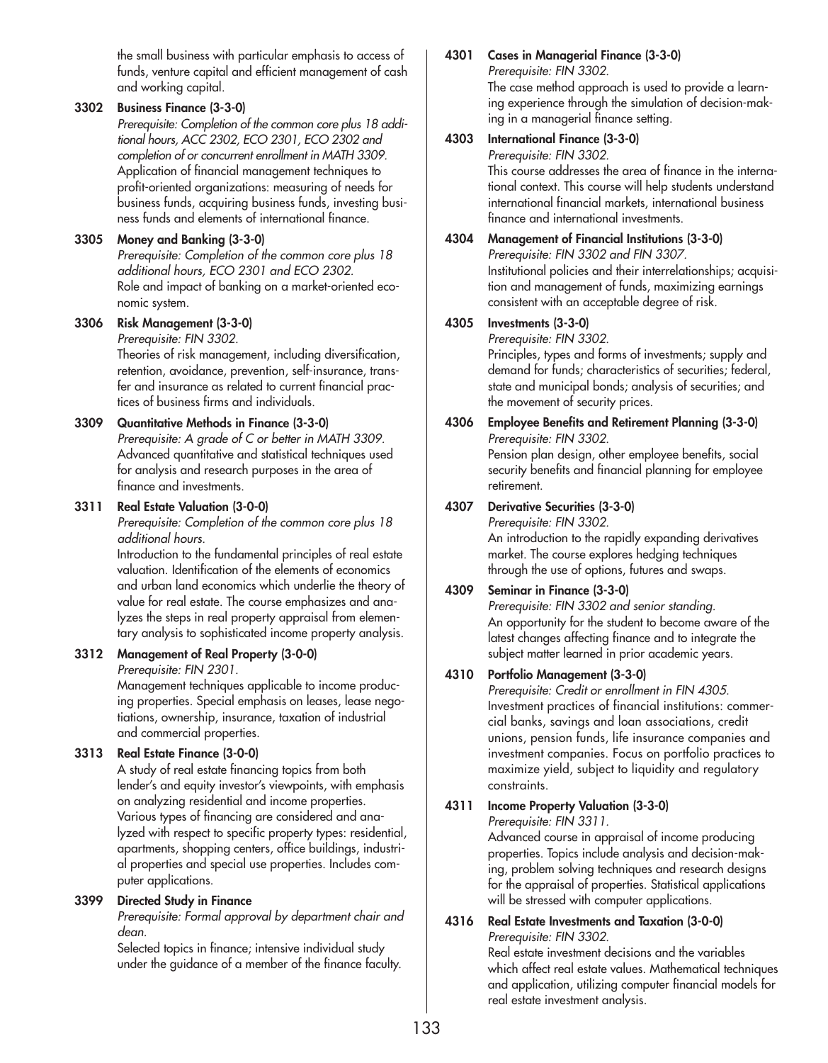the small business with particular emphasis to access of funds, venture capital and efficient management of cash and working capital.

**3302 Business Finance (3-3-0)**
*Prerequisite: Completion of the common core plus 18 additional hours, ACC 2302, ECO 2301, ECO 2302 and completion of or concurrent enrollment in MATH 3309.*
Application of financial management techniques to profit-oriented organizations: measuring of needs for business funds, acquiring business funds, investing business funds and elements of international finance.

**3305 Money and Banking (3-3-0)**
*Prerequisite: Completion of the common core plus 18 additional hours, ECO 2301 and ECO 2302.*
Role and impact of banking on a market-oriented economic system.

**3306 Risk Management (3-3-0)**
*Prerequisite: FIN 3302.*
Theories of risk management, including diversification, retention, avoidance, prevention, self-insurance, transfer and insurance as related to current financial practices of business firms and individuals.

**3309 Quantitative Methods in Finance (3-3-0)**
*Prerequisite: A grade of C or better in MATH 3309.*
Advanced quantitative and statistical techniques used for analysis and research purposes in the area of finance and investments.

**3311 Real Estate Valuation (3-0-0)**
*Prerequisite: Completion of the common core plus 18 additional hours.*
Introduction to the fundamental principles of real estate valuation. Identification of the elements of economics and urban land economics which underlie the theory of value for real estate. The course emphasizes and analyzes the steps in real property appraisal from elementary analysis to sophisticated income property analysis.

**3312 Management of Real Property (3-0-0)**
*Prerequisite: FIN 2301.*
Management techniques applicable to income producing properties. Special emphasis on leases, lease negotiations, ownership, insurance, taxation of industrial and commercial properties.

**3313 Real Estate Finance (3-0-0)**
A study of real estate financing topics from both lender's and equity investor's viewpoints, with emphasis on analyzing residential and income properties. Various types of financing are considered and analyzed with respect to specific property types: residential, apartments, shopping centers, office buildings, industrial properties and special use properties. Includes computer applications.

**3399 Directed Study in Finance**
*Prerequisite: Formal approval by department chair and dean.*
Selected topics in finance; intensive individual study under the guidance of a member of the finance faculty.

**4301 Cases in Managerial Finance (3-3-0)**
*Prerequisite: FIN 3302.*
The case method approach is used to provide a learning experience through the simulation of decision-making in a managerial finance setting.

**4303 International Finance (3-3-0)**
*Prerequisite: FIN 3302.*
This course addresses the area of finance in the international context. This course will help students understand international financial markets, international business finance and international investments.

**4304 Management of Financial Institutions (3-3-0)**
*Prerequisite: FIN 3302 and FIN 3307.*
Institutional policies and their interrelationships; acquisition and management of funds, maximizing earnings consistent with an acceptable degree of risk.

**4305 Investments (3-3-0)**
*Prerequisite: FIN 3302.*
Principles, types and forms of investments; supply and demand for funds; characteristics of securities; federal, state and municipal bonds; analysis of securities; and the movement of security prices.

**4306 Employee Benefits and Retirement Planning (3-3-0)**
*Prerequisite: FIN 3302.*
Pension plan design, other employee benefits, social security benefits and financial planning for employee retirement.

**4307 Derivative Securities (3-3-0)**
*Prerequisite: FIN 3302.*
An introduction to the rapidly expanding derivatives market. The course explores hedging techniques through the use of options, futures and swaps.

**4309 Seminar in Finance (3-3-0)**
*Prerequisite: FIN 3302 and senior standing.*
An opportunity for the student to become aware of the latest changes affecting finance and to integrate the subject matter learned in prior academic years.

**4310 Portfolio Management (3-3-0)**
*Prerequisite: Credit or enrollment in FIN 4305.*
Investment practices of financial institutions: commercial banks, savings and loan associations, credit unions, pension funds, life insurance companies and investment companies. Focus on portfolio practices to maximize yield, subject to liquidity and regulatory constraints.

**4311 Income Property Valuation (3-3-0)**
*Prerequisite: FIN 3311.*
Advanced course in appraisal of income producing properties. Topics include analysis and decision-making, problem solving techniques and research designs for the appraisal of properties. Statistical applications will be stressed with computer applications.

**4316 Real Estate Investments and Taxation (3-0-0)**
*Prerequisite: FIN 3302.*
Real estate investment decisions and the variables which affect real estate values. Mathematical techniques and application, utilizing computer financial models for real estate investment analysis.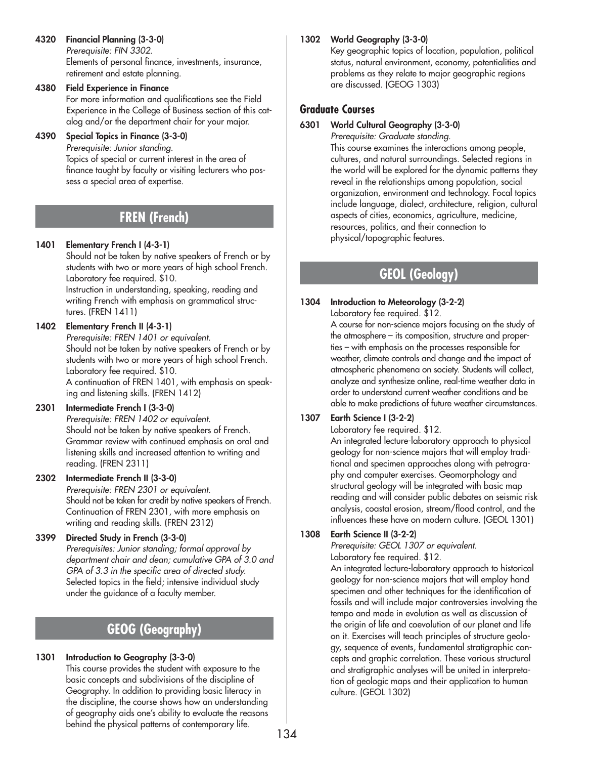**4320 Financial Planning (3-3-0)**
*Prerequisite: FIN 3302.*
Elements of personal finance, investments, insurance, retirement and estate planning.

**4380 Field Experience in Finance**
For more information and qualifications see the Field Experience in the College of Business section of this catalog and/or the department chair for your major.

**4390 Special Topics in Finance (3-3-0)**
*Prerequisite: Junior standing.*
Topics of special or current interest in the area of finance taught by faculty or visiting lecturers who possess a special area of expertise.

## FREN (French)

**1401 Elementary French I (4-3-1)**
Should not be taken by native speakers of French or by students with two or more years of high school French. Laboratory fee required. $10.
Instruction in understanding, speaking, reading and writing French with emphasis on grammatical structures. (FREN 1411)

**1402 Elementary French II (4-3-1)**
*Prerequisite: FREN 1401 or equivalent.*
Should not be taken by native speakers of French or by students with two or more years of high school French. Laboratory fee required. $10.
A continuation of FREN 1401, with emphasis on speaking and listening skills. (FREN 1412)

**2301 Intermediate French I (3-3-0)**
*Prerequisite: FREN 1402 or equivalent.*
Should not be taken by native speakers of French. Grammar review with continued emphasis on oral and listening skills and increased attention to writing and reading. (FREN 2311)

**2302 Intermediate French II (3-3-0)**
*Prerequisite: FREN 2301 or equivalent.*
Should not be taken for credit by native speakers of French. Continuation of FREN 2301, with more emphasis on writing and reading skills. (FREN 2312)

**3399 Directed Study in French (3-3-0)**
*Prerequisites: Junior standing; formal approval by department chair and dean; cumulative GPA of 3.0 and GPA of 3.3 in the specific area of directed study.*
Selected topics in the field; intensive individual study under the guidance of a faculty member.

## GEOG (Geography)

**1301 Introduction to Geography (3-3-0)**
This course provides the student with exposure to the basic concepts and subdivisions of the discipline of Geography. In addition to providing basic literacy in the discipline, the course shows how an understanding of geography aids one's ability to evaluate the reasons behind the physical patterns of contemporary life.

**1302 World Geography (3-3-0)**
Key geographic topics of location, population, political status, natural environment, economy, potentialities and problems as they relate to major geographic regions are discussed. (GEOG 1303)

### Graduate Courses

**6301 World Cultural Geography (3-3-0)**
*Prerequisite: Graduate standing.*
This course examines the interactions among people, cultures, and natural surroundings. Selected regions in the world will be explored for the dynamic patterns they reveal in the relationships among population, social organization, environment and technology. Focal topics include language, dialect, architecture, religion, cultural aspects of cities, economics, agriculture, medicine, resources, politics, and their connection to physical/topographic features.

## GEOL (Geology)

**1304 Introduction to Meteorology (3-2-2)**
Laboratory fee required. $12.
A course for non-science majors focusing on the study of the atmosphere – its composition, structure and properties – with emphasis on the processes responsible for weather, climate controls and change and the impact of atmospheric phenomena on society. Students will collect, analyze and synthesize online, real-time weather data in order to understand current weather conditions and be able to make predictions of future weather circumstances.

**1307 Earth Science I (3-2-2)**
Laboratory fee required. $12.
An integrated lecture-laboratory approach to physical geology for non-science majors that will employ traditional and specimen approaches along with petrography and computer exercises. Geomorphology and structural geology will be integrated with basic map reading and will consider public debates on seismic risk analysis, coastal erosion, stream/flood control, and the influences these have on modern culture. (GEOL 1301)

**1308 Earth Science II (3-2-2)**
*Prerequisite: GEOL 1307 or equivalent.*
Laboratory fee required. $12.
An integrated lecture-laboratory approach to historical geology for non-science majors that will employ hand specimen and other techniques for the identification of fossils and will include major controversies involving the tempo and mode in evolution as well as discussion of the origin of life and coevolution of our planet and life on it. Exercises will teach principles of structure geology, sequence of events, fundamental stratigraphic concepts and graphic correlation. These various structural and stratigraphic analyses will be united in interpretation of geologic maps and their application to human culture. (GEOL 1302)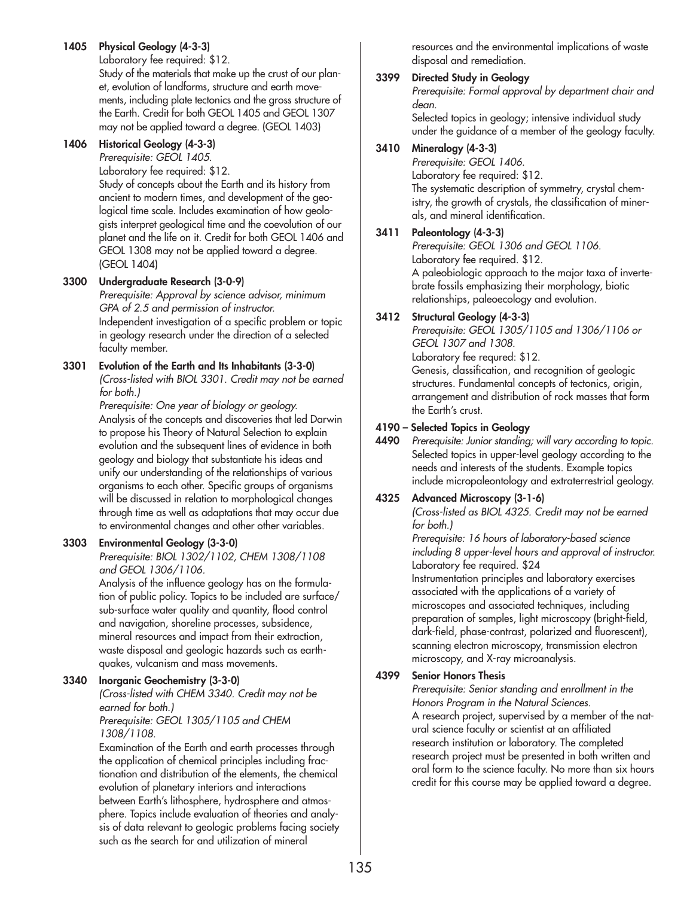**1405 Physical Geology (4-3-3)**
Laboratory fee required: $12.
Study of the materials that make up the crust of our planet, evolution of landforms, structure and earth movements, including plate tectonics and the gross structure of the Earth. Credit for both GEOL 1405 and GEOL 1307 may not be applied toward a degree. (GEOL 1403)

**1406 Historical Geology (4-3-3)**
*Prerequisite: GEOL 1405.*
Laboratory fee required: $12.
Study of concepts about the Earth and its history from ancient to modern times, and development of the geological time scale. Includes examination of how geologists interpret geological time and the coevolution of our planet and the life on it. Credit for both GEOL 1406 and GEOL 1308 may not be applied toward a degree. (GEOL 1404)

**3300 Undergraduate Research (3-0-9)**
*Prerequisite: Approval by science advisor, minimum GPA of 2.5 and permission of instructor.*
Independent investigation of a specific problem or topic in geology research under the direction of a selected faculty member.

**3301 Evolution of the Earth and Its Inhabitants (3-3-0)**
*(Cross-listed with BIOL 3301. Credit may not be earned for both.)*
*Prerequisite: One year of biology or geology.*
Analysis of the concepts and discoveries that led Darwin to propose his Theory of Natural Selection to explain evolution and the subsequent lines of evidence in both geology and biology that substantiate his ideas and unify our understanding of the relationships of various organisms to each other. Specific groups of organisms will be discussed in relation to morphological changes through time as well as adaptations that may occur due to environmental changes and other other variables.

**3303 Environmental Geology (3-3-0)**
*Prerequisite: BIOL 1302/1102, CHEM 1308/1108 and GEOL 1306/1106.*
Analysis of the influence geology has on the formulation of public policy. Topics to be included are surface/sub-surface water quality and quantity, flood control and navigation, shoreline processes, subsidence, mineral resources and impact from their extraction, waste disposal and geologic hazards such as earthquakes, vulcanism and mass movements.

**3340 Inorganic Geochemistry (3-3-0)**
*(Cross-listed with CHEM 3340. Credit may not be earned for both.)*
*Prerequisite: GEOL 1305/1105 and CHEM 1308/1108.*
Examination of the Earth and earth processes through the application of chemical principles including fractionation and distribution of the elements, the chemical evolution of planetary interiors and interactions between Earth's lithosphere, hydrosphere and atmosphere. Topics include evaluation of theories and analysis of data relevant to geologic problems facing society such as the search for and utilization of mineral resources and the environmental implications of waste disposal and remediation.

**3399 Directed Study in Geology**
*Prerequisite: Formal approval by department chair and dean.*
Selected topics in geology; intensive individual study under the guidance of a member of the geology faculty.

**3410 Mineralogy (4-3-3)**
*Prerequisite: GEOL 1406.*
Laboratory fee required: $12.
The systematic description of symmetry, crystal chemistry, the growth of crystals, the classification of minerals, and mineral identification.

**3411 Paleontology (4-3-3)**
*Prerequisite: GEOL 1306 and GEOL 1106.*
Laboratory fee required. $12.
A paleobiologic approach to the major taxa of invertebrate fossils emphasizing their morphology, biotic relationships, paleoecology and evolution.

**3412 Structural Geology (4-3-3)**
*Prerequisite: GEOL 1305/1105 and 1306/1106 or GEOL 1307 and 1308.*
Laboratory fee requred: $12.
Genesis, classification, and recognition of geologic structures. Fundamental concepts of tectonics, origin, arrangement and distribution of rock masses that form the Earth's crust.

**4190 – 4490 Selected Topics in Geology**
*Prerequisite: Junior standing; will vary according to topic.*
Selected topics in upper-level geology according to the needs and interests of the students. Example topics include micropaleontology and extraterrestrial geology.

**4325 Advanced Microscopy (3-1-6)**
*(Cross-listed as BIOL 4325. Credit may not be earned for both.)*
*Prerequisite: 16 hours of laboratory-based science including 8 upper-level hours and approval of instructor.*
Laboratory fee required. $24
Instrumentation principles and laboratory exercises associated with the applications of a variety of microscopes and associated techniques, including preparation of samples, light microscopy (bright-field, dark-field, phase-contrast, polarized and fluorescent), scanning electron microscopy, transmission electron microscopy, and X-ray microanalysis.

**4399 Senior Honors Thesis**
*Prerequisite: Senior standing and enrollment in the Honors Program in the Natural Sciences.*
A research project, supervised by a member of the natural science faculty or scientist at an affiliated research institution or laboratory. The completed research project must be presented in both written and oral form to the science faculty. No more than six hours credit for this course may be applied toward a degree.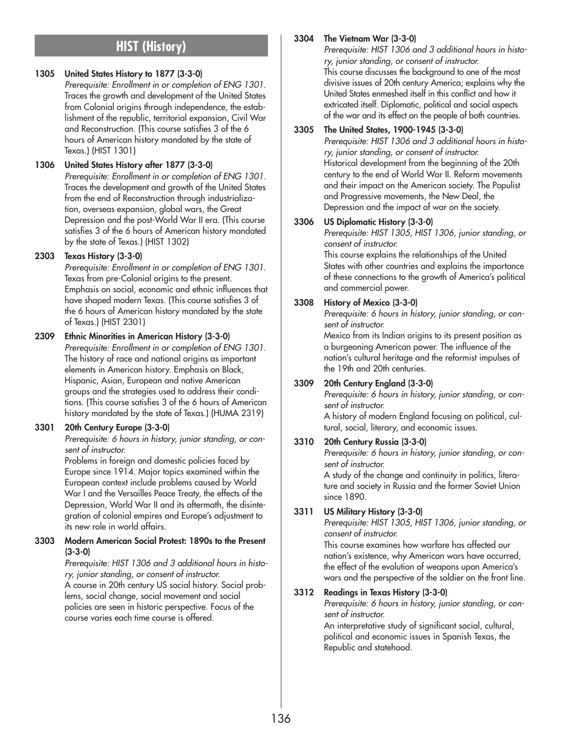## HIST (History)

**1305 United States History to 1877 (3-3-0)**
*Prerequisite: Enrollment in or completion of ENG 1301.*
Traces the growth and development of the United States from Colonial origins through independence, the establishment of the republic, territorial expansion, Civil War and Reconstruction. (This course satisfies 3 of the 6 hours of American history mandated by the state of Texas.) (HIST 1301)

**1306 United States History after 1877 (3-3-0)**
*Prerequisite: Enrollment in or completion of ENG 1301.*
Traces the development and growth of the United States from the end of Reconstruction through industrialization, overseas expansion, global wars, the Great Depression and the post-World War II era. (This course satisfies 3 of the 6 hours of American history mandated by the state of Texas.) (HIST 1302)

**2303 Texas History (3-3-0)**
*Prerequisite: Enrollment in or completion of ENG 1301.*
Texas from pre-Colonial origins to the present. Emphasis on social, economic and ethnic influences that have shaped modern Texas. (This course satisfies 3 of the 6 hours of American history mandated by the state of Texas.) (HIST 2301)

**2309 Ethnic Minorities in American History (3-3-0)**
*Prerequisite: Enrollment in or completion of ENG 1301.*
The history of race and national origins as important elements in American history. Emphasis on Black, Hispanic, Asian, European and native American groups and the strategies used to address their conditions. (This course satisfies 3 of the 6 hours of American history mandated by the state of Texas.) (HUMA 2319)

**3301 20th Century Europe (3-3-0)**
*Prerequisite: 6 hours in history, junior standing, or consent of instructor.*
Problems in foreign and domestic policies faced by Europe since 1914. Major topics examined within the European context include problems caused by World War I and the Versailles Peace Treaty, the effects of the Depression, World War II and its aftermath, the disintegration of colonial empires and Europe's adjustment to its new role in world affairs.

**3303 Modern American Social Protest: 1890s to the Present (3-3-0)**
*Prerequisite: HIST 1306 and 3 additional hours in history, junior standing, or consent of instructor.*
A course in 20th century US social history. Social problems, social change, social movement and social policies are seen in historic perspective. Focus of the course varies each time course is offered.

**3304 The Vietnam War (3-3-0)**
*Prerequisite: HIST 1306 and 3 additional hours in history, junior standing, or consent of instructor.*
This course discusses the background to one of the most divisive issues of 20th century America; explains why the United States enmeshed itself in this conflict and how it extricated itself. Diplomatic, political and social aspects of the war and its effect on the people of both countries.

**3305 The United States, 1900-1945 (3-3-0)**
*Prerequisite: HIST 1306 and 3 additional hours in history, junior standing, or consent of instructor.*
Historical development from the beginning of the 20th century to the end of World War II. Reform movements and their impact on the American society. The Populist and Progressive movements, the New Deal, the Depression and the impact of war on the society.

**3306 US Diplomatic History (3-3-0)**
*Prerequisite: HIST 1305, HIST 1306, junior standing, or consent of instructor.*
This course explains the relationships of the United States with other countries and explains the importance of these connections to the growth of America's political and commercial power.

**3308 History of Mexico (3-3-0)**
*Prerequisite: 6 hours in history, junior standing, or consent of instructor.*
Mexico from its Indian origins to its present position as a burgeoning American power. The influence of the nation's cultural heritage and the reformist impulses of the 19th and 20th centuries.

**3309 20th Century England (3-3-0)**
*Prerequisite: 6 hours in history, junior standing, or consent of instructor.*
A history of modern England focusing on political, cultural, social, literary, and economic issues.

**3310 20th Century Russia (3-3-0)**
*Prerequisite: 6 hours in history, junior standing, or consent of instructor.*
A study of the change and continuity in politics, literature and society in Russia and the former Soviet Union since 1890.

**3311 US Military History (3-3-0)**
*Prerequisite: HIST 1305, HIST 1306, junior standing, or consent of instructor.*
This course examines how warfare has affected our nation's existence, why American wars have occurred, the effect of the evolution of weapons upon America's wars and the perspective of the soldier on the front line.

**3312 Readings in Texas History (3-3-0)**
*Prerequisite: 6 hours in history, junior standing, or consent of instructor.*
An interpretative study of significant social, cultural, political and economic issues in Spanish Texas, the Republic and statehood.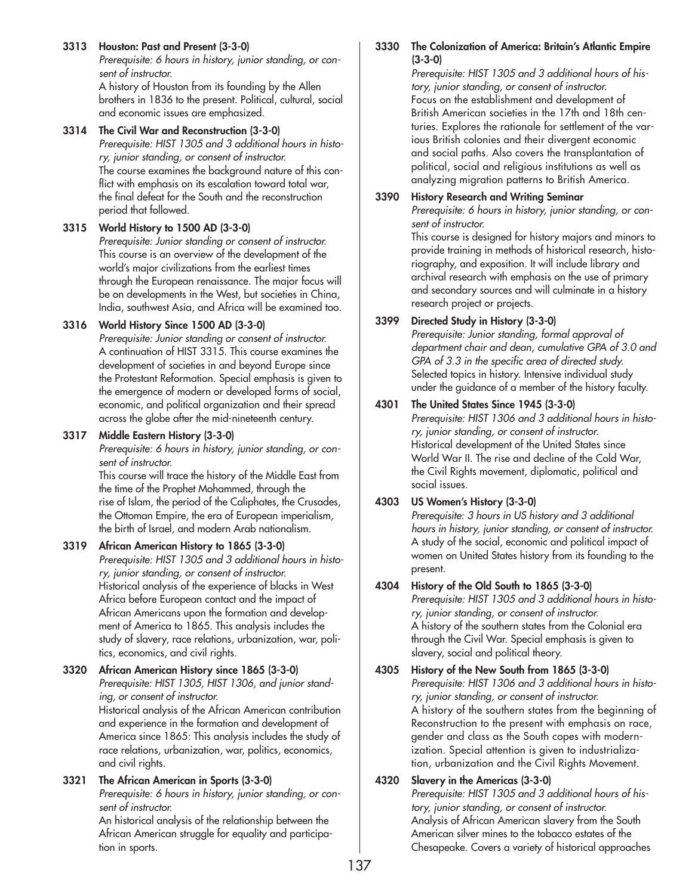**3313 Houston: Past and Present (3-3-0)**
*Prerequisite: 6 hours in history, junior standing, or consent of instructor.*
A history of Houston from its founding by the Allen brothers in 1836 to the present. Political, cultural, social and economic issues are emphasized.

**3314 The Civil War and Reconstruction (3-3-0)**
*Prerequisite: HIST 1305 and 3 additional hours in history, junior standing, or consent of instructor.*
The course examines the background nature of this conflict with emphasis on its escalation toward total war, the final defeat for the South and the reconstruction period that followed.

**3315 World History to 1500 AD (3-3-0)**
*Prerequisite: Junior standing or consent of instructor.*
This course is an overview of the development of the world's major civilizations from the earliest times through the European renaissance. The major focus will be on developments in the West, but societies in China, India, southwest Asia, and Africa will be examined too.

**3316 World History Since 1500 AD (3-3-0)**
*Prerequisite: Junior standing or consent of instructor.*
A continuation of HIST 3315. This course examines the development of societies in and beyond Europe since the Protestant Reformation. Special emphasis is given to the emergence of modern or developed forms of social, economic, and political organization and their spread across the globe after the mid-nineteenth century.

**3317 Middle Eastern History (3-3-0)**
*Prerequisite: 6 hours in history, junior standing, or consent of instructor.*
This course will trace the history of the Middle East from the time of the Prophet Mohammed, through the rise of Islam, the period of the Caliphates, the Crusades, the Ottoman Empire, the era of European imperialism, the birth of Israel, and modern Arab nationalism.

**3319 African American History to 1865 (3-3-0)**
*Prerequisite: HIST 1305 and 3 additional hours in history, junior standing, or consent of instructor.*
Historical analysis of the experience of blacks in West Africa before European contact and the impact of African Americans upon the formation and development of America to 1865. This analysis includes the study of slavery, race relations, urbanization, war, politics, economics, and civil rights.

**3320 African American History since 1865 (3-3-0)**
*Prerequisite: HIST 1305, HIST 1306, and junior standing, or consent of instructor.*
Historical analysis of the African American contribution and experience in the formation and development of America since 1865: This analysis includes the study of race relations, urbanization, war, politics, economics, and civil rights.

**3321 The African American in Sports (3-3-0)**
*Prerequisite: 6 hours in history, junior standing, or consent of instructor.*
An historical analysis of the relationship between the African American struggle for equality and participation in sports.

**3330 The Colonization of America: Britain's Atlantic Empire (3-3-0)**
*Prerequisite: HIST 1305 and 3 additional hours of history, junior standing, or consent of instructor.*
Focus on the establishment and development of British American societies in the 17th and 18th centuries. Explores the rationale for settlement of the various British colonies and their divergent economic and social paths. Also covers the transplantation of political, social and religious institutions as well as analyzing migration patterns to British America.

**3390 History Research and Writing Seminar**
*Prerequisite: 6 hours in history, junior standing, or consent of instructor.*
This course is designed for history majors and minors to provide training in methods of historical research, historiography, and exposition. It will include library and archival research with emphasis on the use of primary and secondary sources and will culminate in a history research project or projects.

**3399 Directed Study in History (3-3-0)**
*Prerequisite: Junior standing, formal approval of department chair and dean, cumulative GPA of 3.0 and GPA of 3.3 in the specific area of directed study.*
Selected topics in history. Intensive individual study under the guidance of a member of the history faculty.

**4301 The United States Since 1945 (3-3-0)**
*Prerequisite: HIST 1306 and 3 additional hours in history, junior standing, or consent of instructor.*
Historical development of the United States since World War II. The rise and decline of the Cold War, the Civil Rights movement, diplomatic, political and social issues.

**4303 US Women's History (3-3-0)**
*Prerequisite: 3 hours in US history and 3 additional hours in history, junior standing, or consent of instructor.*
A study of the social, economic and political impact of women on United States history from its founding to the present.

**4304 History of the Old South to 1865 (3-3-0)**
*Prerequisite: HIST 1305 and 3 additional hours in history, junior standing, or consent of instructor.*
A history of the southern states from the Colonial era through the Civil War. Special emphasis is given to slavery, social and political theory.

**4305 History of the New South from 1865 (3-3-0)**
*Prerequisite: HIST 1306 and 3 additional hours in history, junior standing, or consent of instructor.*
A history of the southern states from the beginning of Reconstruction to the present with emphasis on race, gender and class as the South copes with modernization. Special attention is given to industrialization, urbanization and the Civil Rights Movement.

**4320 Slavery in the Americas (3-3-0)**
*Prerequisite: HIST 1305 and 3 additional hours of history, junior standing, or consent of instructor.*
Analysis of African American slavery from the South American silver mines to the tobacco estates of the Chesapeake. Covers a variety of historical approaches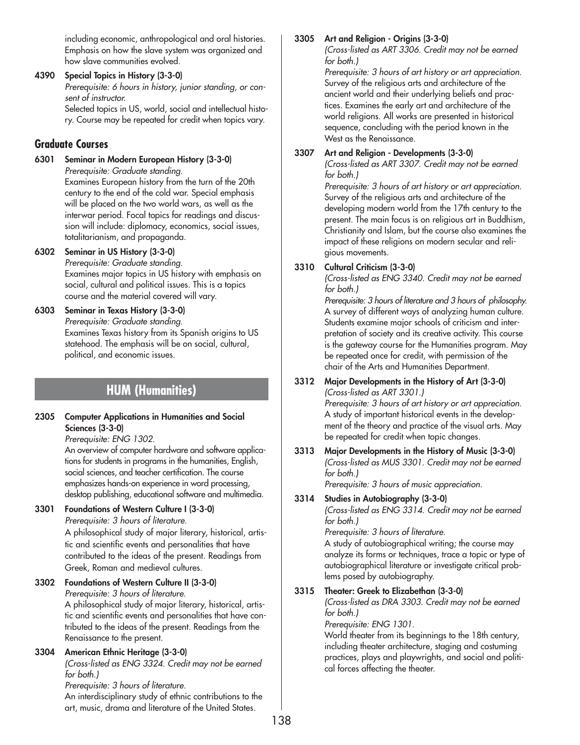including economic, anthropological and oral histories. Emphasis on how the slave system was organized and how slave communities evolved.

**4390 Special Topics in History (3-3-0)**
*Prerequisite: 6 hours in history, junior standing, or consent of instructor.*
Selected topics in US, world, social and intellectual history. Course may be repeated for credit when topics vary.

### Graduate Courses

**6301 Seminar in Modern European History (3-3-0)**
*Prerequisite: Graduate standing.*
Examines European history from the turn of the 20th century to the end of the cold war. Special emphasis will be placed on the two world wars, as well as the interwar period. Focal topics for readings and discussion will include: diplomacy, economics, social issues, totalitarianism, and propaganda.

**6302 Seminar in US History (3-3-0)**
*Prerequisite: Graduate standing.*
Examines major topics in US history with emphasis on social, cultural and political issues. This is a topics course and the material covered will vary.

**6303 Seminar in Texas History (3-3-0)**
*Prerequisite: Graduate standing.*
Examines Texas history from its Spanish origins to US statehood. The emphasis will be on social, cultural, political, and economic issues.

## HUM (Humanities)

**2305 Computer Applications in Humanities and Social Sciences (3-3-0)**
*Prerequisite: ENG 1302.*
An overview of computer hardware and software applications for students in programs in the humanities, English, social sciences, and teacher certification. The course emphasizes hands-on experience in word processing, desktop publishing, educational software and multimedia.

**3301 Foundations of Western Culture I (3-3-0)**
*Prerequisite: 3 hours of literature.*
A philosophical study of major literary, historical, artistic and scientific events and personalities that have contributed to the ideas of the present. Readings from Greek, Roman and medieval cultures.

**3302 Foundations of Western Culture II (3-3-0)**
*Prerequisite: 3 hours of literature.*
A philosophical study of major literary, historical, artistic and scientific events and personalities that have contributed to the ideas of the present. Readings from the Renaissance to the present.

**3304 American Ethnic Heritage (3-3-0)**
*(Cross-listed as ENG 3324. Credit may not be earned for both.)*
*Prerequisite: 3 hours of literature.*
An interdisciplinary study of ethnic contributions to the art, music, drama and literature of the United States.

**3305 Art and Religion - Origins (3-3-0)**
*(Cross-listed as ART 3306. Credit may not be earned for both.)*
*Prerequisite: 3 hours of art history or art appreciation.*
Survey of the religious arts and architecture of the ancient world and their underlying beliefs and practices. Examines the early art and architecture of the world religions. All works are presented in historical sequence, concluding with the period known in the West as the Renaissance.

**3307 Art and Religion - Developments (3-3-0)**
*(Cross-listed as ART 3307. Credit may not be earned for both.)*
*Prerequisite: 3 hours of art history or art appreciation.*
Survey of the religious arts and architecture of the developing modern world from the 17th century to the present. The main focus is on religious art in Buddhism, Christianity and Islam, but the course also examines the impact of these religions on modern secular and religious movements.

**3310 Cultural Criticism (3-3-0)**
*(Cross-listed as ENG 3340. Credit may not be earned for both.)*
*Prerequisite: 3 hours of literature and 3 hours of philosophy.*
A survey of different ways of analyzing human culture. Students examine major schools of criticism and interpretation of society and its creative activity. This course is the gateway course for the Humanities program. May be repeated once for credit, with permission of the chair of the Arts and Humanities Department.

**3312 Major Developments in the History of Art (3-3-0)**
*(Cross-listed as ART 3301.)*
*Prerequisite: 3 hours of art history or art appreciation.*
A study of important historical events in the development of the theory and practice of the visual arts. May be repeated for credit when topic changes.

**3313 Major Developments in the History of Music (3-3-0)**
*(Cross-listed as MUS 3301. Credit may not be earned for both.)*
*Prerequisite: 3 hours of music appreciation.*

**3314 Studies in Autobiography (3-3-0)**
*(Cross-listed as ENG 3314. Credit may not be earned for both.)*
*Prerequisite: 3 hours of literature.*
A study of autobiographical writing; the course may analyze its forms or techniques, trace a topic or type of autobiographical literature or investigate critical problems posed by autobiography.

**3315 Theater: Greek to Elizabethan (3-3-0)**
*(Cross-listed as DRA 3303. Credit may not be earned for both.)*
*Prerequisite: ENG 1301.*
World theater from its beginnings to the 18th century, including theater architecture, staging and costuming practices, plays and playwrights, and social and political forces affecting the theater.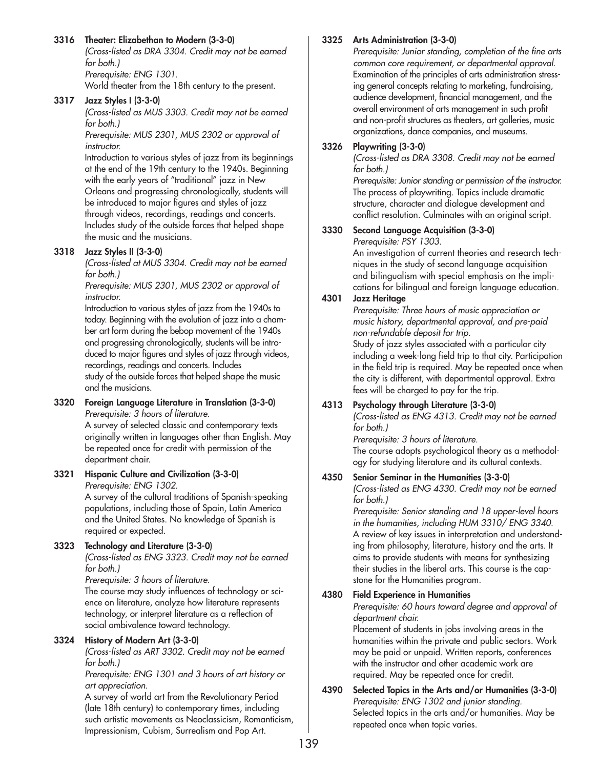**3316 Theater: Elizabethan to Modern (3-3-0)**
*(Cross-listed as DRA 3304. Credit may not be earned for both.)*
*Prerequisite: ENG 1301.*
World theater from the 18th century to the present.

**3317 Jazz Styles I (3-3-0)**
*(Cross-listed as MUS 3303. Credit may not be earned for both.)*
*Prerequisite: MUS 2301, MUS 2302 or approval of instructor.*
Introduction to various styles of jazz from its beginnings at the end of the 19th century to the 1940s. Beginning with the early years of "traditional" jazz in New Orleans and progressing chronologically, students will be introduced to major figures and styles of jazz through videos, recordings, readings and concerts. Includes study of the outside forces that helped shape the music and the musicians.

**3318 Jazz Styles II (3-3-0)**
*(Cross-listed at MUS 3304. Credit may not be earned for both.)*
*Prerequisite: MUS 2301, MUS 2302 or approval of instructor.*
Introduction to various styles of jazz from the 1940s to today. Beginning with the evolution of jazz into a chamber art form during the bebop movement of the 1940s and progressing chronologically, students will be introduced to major figures and styles of jazz through videos, recordings, readings and concerts. Includes study of the outside forces that helped shape the music and the musicians.

**3320 Foreign Language Literature in Translation (3-3-0)**
*Prerequisite: 3 hours of literature.*
A survey of selected classic and contemporary texts originally written in languages other than English. May be repeated once for credit with permission of the department chair.

**3321 Hispanic Culture and Civilization (3-3-0)**
*Prerequisite: ENG 1302.*
A survey of the cultural traditions of Spanish-speaking populations, including those of Spain, Latin America and the United States. No knowledge of Spanish is required or expected.

**3323 Technology and Literature (3-3-0)**
*(Cross-listed as ENG 3323. Credit may not be earned for both.)*
*Prerequisite: 3 hours of literature.*
The course may study influences of technology or science on literature, analyze how literature represents technology, or interpret literature as a reflection of social ambivalence toward technology.

**3324 History of Modern Art (3-3-0)**
*(Cross-listed as ART 3302. Credit may not be earned for both.)*
*Prerequisite: ENG 1301 and 3 hours of art history or art appreciation.*
A survey of world art from the Revolutionary Period (late 18th century) to contemporary times, including such artistic movements as Neoclassicism, Romanticism, Impressionism, Cubism, Surrealism and Pop Art.

**3325 Arts Administration (3-3-0)**
*Prerequisite: Junior standing, completion of the fine arts common core requirement, or departmental approval.*
Examination of the principles of arts administration stressing general concepts relating to marketing, fundraising, audience development, financial management, and the overall environment of arts management in such profit and non-profit structures as theaters, art galleries, music organizations, dance companies, and museums.

**3326 Playwriting (3-3-0)**
*(Cross-listed as DRA 3308. Credit may not be earned for both.)*
*Prerequisite: Junior standing or permission of the instructor.*
The process of playwriting. Topics include dramatic structure, character and dialogue development and conflict resolution. Culminates with an original script.

**3330 Second Language Acquisition (3-3-0)**
*Prerequisite: PSY 1303.*
An investigation of current theories and research techniques in the study of second language acquisition and bilingualism with special emphasis on the implications for bilingual and foreign language education.

**4301 Jazz Heritage**
*Prerequisite: Three hours of music appreciation or music history, departmental approval, and pre-paid non-refundable deposit for trip.*
Study of jazz styles associated with a particular city including a week-long field trip to that city. Participation in the field trip is required. May be repeated once when the city is different, with departmental approval. Extra fees will be charged to pay for the trip.

**4313 Psychology through Literature (3-3-0)**
*(Cross-listed as ENG 4313. Credit may not be earned for both.)*
*Prerequisite: 3 hours of literature.*
The course adopts psychological theory as a methodology for studying literature and its cultural contexts.

**4350 Senior Seminar in the Humanities (3-3-0)**
*(Cross-listed as ENG 4330. Credit may not be earned for both.)*
*Prerequisite: Senior standing and 18 upper-level hours in the humanities, including HUM 3310/ ENG 3340.*
A review of key issues in interpretation and understanding from philosophy, literature, history and the arts. It aims to provide students with means for synthesizing their studies in the liberal arts. This course is the capstone for the Humanities program.

**4380 Field Experience in Humanities**
*Prerequisite: 60 hours toward degree and approval of department chair.*
Placement of students in jobs involving areas in the humanities within the private and public sectors. Work may be paid or unpaid. Written reports, conferences with the instructor and other academic work are required. May be repeated once for credit.

**4390 Selected Topics in the Arts and/or Humanities (3-3-0)**
*Prerequisite: ENG 1302 and junior standing.*
Selected topics in the arts and/or humanities. May be repeated once when topic varies.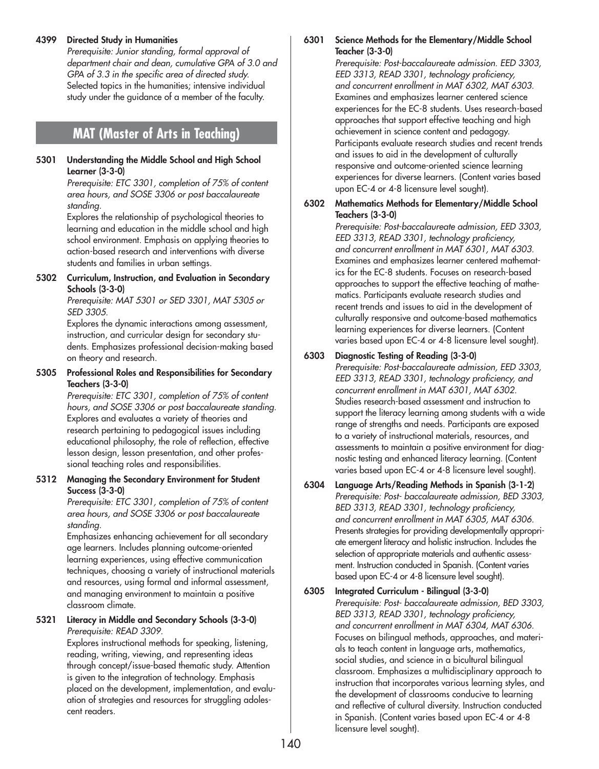**4399 Directed Study in Humanities**
*Prerequisite: Junior standing, formal approval of department chair and dean, cumulative GPA of 3.0 and GPA of 3.3 in the specific area of directed study.*
Selected topics in the humanities; intensive individual study under the guidance of a member of the faculty.

## MAT (Master of Arts in Teaching)

**5301 Understanding the Middle School and High School Learner (3-3-0)**
*Prerequisite: ETC 3301, completion of 75% of content area hours, and SOSE 3306 or post baccalaureate standing.*
Explores the relationship of psychological theories to learning and education in the middle school and high school environment. Emphasis on applying theories to action-based research and interventions with diverse students and families in urban settings.

**5302 Curriculum, Instruction, and Evaluation in Secondary Schools (3-3-0)**
*Prerequisite: MAT 5301 or SED 3301, MAT 5305 or SED 3305.*
Explores the dynamic interactions among assessment, instruction, and curricular design for secondary students. Emphasizes professional decision-making based on theory and research.

**5305 Professional Roles and Responsibilities for Secondary Teachers (3-3-0)**
*Prerequisite: ETC 3301, completion of 75% of content hours, and SOSE 3306 or post baccalaureate standing.*
Explores and evaluates a variety of theories and research pertaining to pedagogical issues including educational philosophy, the role of reflection, effective lesson design, lesson presentation, and other professional teaching roles and responsibilities.

**5312 Managing the Secondary Environment for Student Success (3-3-0)**
*Prerequisite: ETC 3301, completion of 75% of content area hours, and SOSE 3306 or post baccalaureate standing.*
Emphasizes enhancing achievement for all secondary age learners. Includes planning outcome-oriented learning experiences, using effective communication techniques, choosing a variety of instructional materials and resources, using formal and informal assessment, and managing environment to maintain a positive classroom climate.

**5321 Literacy in Middle and Secondary Schools (3-3-0)**
*Prerequisite: READ 3309.*
Explores instructional methods for speaking, listening, reading, writing, viewing, and representing ideas through concept/issue-based thematic study. Attention is given to the integration of technology. Emphasis placed on the development, implementation, and evaluation of strategies and resources for struggling adolescent readers.

**6301 Science Methods for the Elementary/Middle School Teacher (3-3-0)**
*Prerequisite: Post-baccalaureate admission. EED 3303, EED 3313, READ 3301, technology proficiency, and concurrent enrollment in MAT 6302, MAT 6303.*
Examines and emphasizes learner centered science experiences for the EC-8 students. Uses research-based approaches that support effective teaching and high achievement in science content and pedagogy. Participants evaluate research studies and recent trends and issues to aid in the development of culturally responsive and outcome-oriented science learning experiences for diverse learners. (Content varies based upon EC-4 or 4-8 licensure level sought).

**6302 Mathematics Methods for Elementary/Middle School Teachers (3-3-0)**
*Prerequisite: Post-baccalaureate admission, EED 3303, EED 3313, READ 3301, technology proficiency, and concurrent enrollment in MAT 6301, MAT 6303.*
Examines and emphasizes learner centered mathematics for the EC-8 students. Focuses on research-based approaches to support the effective teaching of mathematics. Participants evaluate research studies and recent trends and issues to aid in the development of culturally responsive and outcome-based mathematics learning experiences for diverse learners. (Content varies based upon EC-4 or 4-8 licensure level sought).

**6303 Diagnostic Testing of Reading (3-3-0)**
*Prerequisite: Post-baccalaureate admission, EED 3303, EED 3313, READ 3301, technology proficiency, and concurrent enrollment in MAT 6301, MAT 6302.*
Studies research-based assessment and instruction to support the literacy learning among students with a wide range of strengths and needs. Participants are exposed to a variety of instructional materials, resources, and assessments to maintain a positive environment for diagnostic testing and enhanced literacy learning. (Content varies based upon EC-4 or 4-8 licensure level sought).

**6304 Language Arts/Reading Methods in Spanish (3-1-2)**
*Prerequisite: Post- baccalaureate admission, BED 3303, BED 3313, READ 3301, technology proficiency, and concurrent enrollment in MAT 6305, MAT 6306.*
Presents strategies for providing developmentally appropriate emergent literacy and holistic instruction. Includes the selection of appropriate materials and authentic assessment. Instruction conducted in Spanish. (Content varies based upon EC-4 or 4-8 licensure level sought).

**6305 Integrated Curriculum - Bilingual (3-3-0)**
*Prerequisite: Post- baccalaureate admission, BED 3303, BED 3313, READ 3301, technology proficiency, and concurrent enrollment in MAT 6304, MAT 6306.*
Focuses on bilingual methods, approaches, and materials to teach content in language arts, mathematics, social studies, and science in a bicultural bilingual classroom. Emphasizes a multidisciplinary approach to instruction that incorporates various learning styles, and the development of classrooms conducive to learning and reflective of cultural diversity. Instruction conducted in Spanish. (Content varies based upon EC-4 or 4-8 licensure level sought).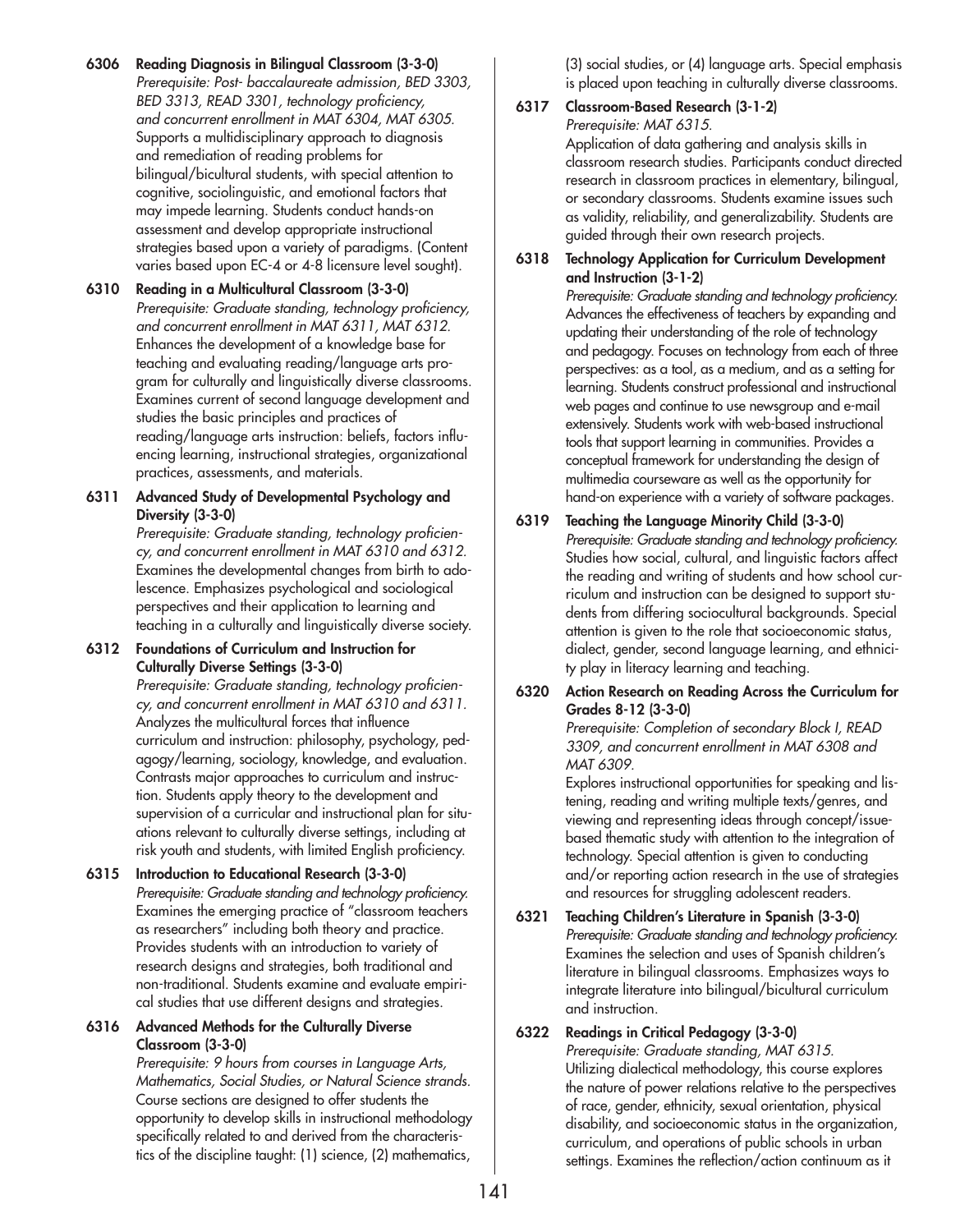**6306 Reading Diagnosis in Bilingual Classroom (3-3-0)**
*Prerequisite: Post- baccalaureate admission, BED 3303, BED 3313, READ 3301, technology proficiency, and concurrent enrollment in MAT 6304, MAT 6305.*
Supports a multidisciplinary approach to diagnosis and remediation of reading problems for bilingual/bicultural students, with special attention to cognitive, sociolinguistic, and emotional factors that may impede learning. Students conduct hands-on assessment and develop appropriate instructional strategies based upon a variety of paradigms. (Content varies based upon EC-4 or 4-8 licensure level sought).

**6310 Reading in a Multicultural Classroom (3-3-0)**
*Prerequisite: Graduate standing, technology proficiency, and concurrent enrollment in MAT 6311, MAT 6312.*
Enhances the development of a knowledge base for teaching and evaluating reading/language arts program for culturally and linguistically diverse classrooms. Examines current of second language development and studies the basic principles and practices of reading/language arts instruction: beliefs, factors influencing learning, instructional strategies, organizational practices, assessments, and materials.

**6311 Advanced Study of Developmental Psychology and Diversity (3-3-0)**
*Prerequisite: Graduate standing, technology proficiency, and concurrent enrollment in MAT 6310 and 6312.*
Examines the developmental changes from birth to adolescence. Emphasizes psychological and sociological perspectives and their application to learning and teaching in a culturally and linguistically diverse society.

**6312 Foundations of Curriculum and Instruction for Culturally Diverse Settings (3-3-0)**
*Prerequisite: Graduate standing, technology proficiency, and concurrent enrollment in MAT 6310 and 6311.*
Analyzes the multicultural forces that influence curriculum and instruction: philosophy, psychology, pedagogy/learning, sociology, knowledge, and evaluation. Contrasts major approaches to curriculum and instruction. Students apply theory to the development and supervision of a curricular and instructional plan for situations relevant to culturally diverse settings, including at risk youth and students, with limited English proficiency.

**6315 Introduction to Educational Research (3-3-0)**
*Prerequisite: Graduate standing and technology proficiency.*
Examines the emerging practice of "classroom teachers as researchers" including both theory and practice. Provides students with an introduction to variety of research designs and strategies, both traditional and non-traditional. Students examine and evaluate empirical studies that use different designs and strategies.

**6316 Advanced Methods for the Culturally Diverse Classroom (3-3-0)**
*Prerequisite: 9 hours from courses in Language Arts, Mathematics, Social Studies, or Natural Science strands.*
Course sections are designed to offer students the opportunity to develop skills in instructional methodology specifically related to and derived from the characteristics of the discipline taught: (1) science, (2) mathematics, (3) social studies, or (4) language arts. Special emphasis is placed upon teaching in culturally diverse classrooms.

**6317 Classroom-Based Research (3-1-2)**
*Prerequisite: MAT 6315.*
Application of data gathering and analysis skills in classroom research studies. Participants conduct directed research in classroom practices in elementary, bilingual, or secondary classrooms. Students examine issues such as validity, reliability, and generalizability. Students are guided through their own research projects.

**6318 Technology Application for Curriculum Development and Instruction (3-1-2)**
*Prerequisite: Graduate standing and technology proficiency.*
Advances the effectiveness of teachers by expanding and updating their understanding of the role of technology and pedagogy. Focuses on technology from each of three perspectives: as a tool, as a medium, and as a setting for learning. Students construct professional and instructional web pages and continue to use newsgroup and e-mail extensively. Students work with web-based instructional tools that support learning in communities. Provides a conceptual framework for understanding the design of multimedia courseware as well as the opportunity for hand-on experience with a variety of software packages.

**6319 Teaching the Language Minority Child (3-3-0)**
*Prerequisite: Graduate standing and technology proficiency.*
Studies how social, cultural, and linguistic factors affect the reading and writing of students and how school curriculum and instruction can be designed to support students from differing sociocultural backgrounds. Special attention is given to the role that socioeconomic status, dialect, gender, second language learning, and ethnicity play in literacy learning and teaching.

**6320 Action Research on Reading Across the Curriculum for Grades 8-12 (3-3-0)**
*Prerequisite: Completion of secondary Block I, READ 3309, and concurrent enrollment in MAT 6308 and MAT 6309.*
Explores instructional opportunities for speaking and listening, reading and writing multiple texts/genres, and viewing and representing ideas through concept/issue-based thematic study with attention to the integration of technology. Special attention is given to conducting and/or reporting action research in the use of strategies and resources for struggling adolescent readers.

**6321 Teaching Children's Literature in Spanish (3-3-0)**
*Prerequisite: Graduate standing and technology proficiency.*
Examines the selection and uses of Spanish children's literature in bilingual classrooms. Emphasizes ways to integrate literature into bilingual/bicultural curriculum and instruction.

**6322 Readings in Critical Pedagogy (3-3-0)**
*Prerequisite: Graduate standing, MAT 6315.*
Utilizing dialectical methodology, this course explores the nature of power relations relative to the perspectives of race, gender, ethnicity, sexual orientation, physical disability, and socioeconomic status in the organization, curriculum, and operations of public schools in urban settings. Examines the reflection/action continuum as it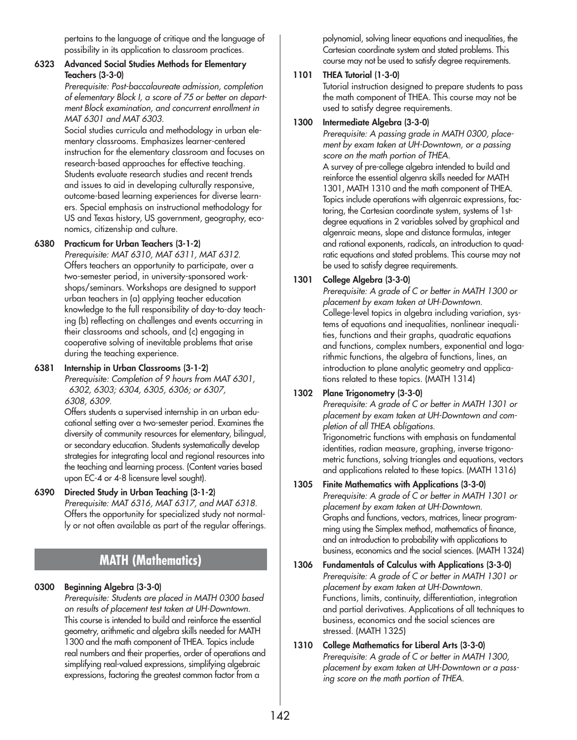pertains to the language of critique and the language of possibility in its application to classroom practices.

**6323 Advanced Social Studies Methods for Elementary Teachers (3-3-0)**
*Prerequisite: Post-baccalaureate admission, completion of elementary Block I, a score of 75 or better on department Block examination, and concurrent enrollment in MAT 6301 and MAT 6303.*
Social studies curricula and methodology in urban elementary classrooms. Emphasizes learner-centered instruction for the elementary classroom and focuses on research-based approaches for effective teaching. Students evaluate research studies and recent trends and issues to aid in developing culturally responsive, outcome-based learning experiences for diverse learners. Special emphasis on instructional methodology for US and Texas history, US government, geography, economics, citizenship and culture.

**6380 Practicum for Urban Teachers (3-1-2)**
*Prerequisite: MAT 6310, MAT 6311, MAT 6312.*
Offers teachers an opportunity to participate, over a two-semester period, in university-sponsored workshops/seminars. Workshops are designed to support urban teachers in (a) applying teacher education knowledge to the full responsibility of day-to-day teaching (b) reflecting on challenges and events occurring in their classrooms and schools, and (c) engaging in cooperative solving of inevitable problems that arise during the teaching experience.

**6381 Internship in Urban Classrooms (3-1-2)**
*Prerequisite: Completion of 9 hours from MAT 6301, 6302, 6303; 6304, 6305, 6306; or 6307, 6308, 6309.*
Offers students a supervised internship in an urban educational setting over a two-semester period. Examines the diversity of community resources for elementary, bilingual, or secondary education. Students systematically develop strategies for integrating local and regional resources into the teaching and learning process. (Content varies based upon EC-4 or 4-8 licensure level sought).

**6390 Directed Study in Urban Teaching (3-1-2)**
*Prerequisite: MAT 6316, MAT 6317, and MAT 6318.*
Offers the opportunity for specialized study not normally or not often available as part of the regular offerings.

## MATH (Mathematics)

**0300 Beginning Algebra (3-3-0)**
*Prerequisite: Students are placed in MATH 0300 based on results of placement test taken at UH-Downtown.*
This course is intended to build and reinforce the essential geometry, arithmetic and algebra skills needed for MATH 1300 and the math component of THEA. Topics include real numbers and their properties, order of operations and simplifying real-valued expressions, simplifying algebraic expressions, factoring the greatest common factor from a polynomial, solving linear equations and inequalities, the Cartesian coordinate system and stated problems. This course may not be used to satisfy degree requirements.

**1101 THEA Tutorial (1-3-0)**
Tutorial instruction designed to prepare students to pass the math component of THEA. This course may not be used to satisfy degree requirements.

**1300 Intermediate Algebra (3-3-0)**
*Prerequisite: A passing grade in MATH 0300, placement by exam taken at UH-Downtown, or a passing score on the math portion of THEA.*
A survey of pre-college algebra intended to build and reinforce the essential algenra skills needed for MATH 1301, MATH 1310 and the math component of THEA. Topics include operations with algenraic expressions, factoring, the Cartesian coordinate system, systems of 1st-degree equations in 2 variables solved by graphical and algenraic means, slope and distance formulas, integer and rational exponents, radicals, an introduction to quadratic equations and stated problems. This course may not be used to satisfy degree requirements.

**1301 College Algebra (3-3-0)**
*Prerequisite: A grade of C or better in MATH 1300 or placement by exam taken at UH-Downtown.*
College-level topics in algebra including variation, systems of equations and inequalities, nonlinear inequalities, functions and their graphs, quadratic equations and functions, complex numbers, exponential and logarithmic functions, the algebra of functions, lines, an introduction to plane analytic geometry and applications related to these topics. (MATH 1314)

**1302 Plane Trigonometry (3-3-0)**
*Prerequisite: A grade of C or better in MATH 1301 or placement by exam taken at UH-Downtown and completion of all THEA obligations.*
Trigonometric functions with emphasis on fundamental identities, radian measure, graphing, inverse trigonometric functions, solving triangles and equations, vectors and applications related to these topics. (MATH 1316)

**1305 Finite Mathematics with Applications (3-3-0)**
*Prerequisite: A grade of C or better in MATH 1301 or placement by exam taken at UH-Downtown.*
Graphs and functions, vectors, matrices, linear programming using the Simplex method, mathematics of finance, and an introduction to probability with applications to business, economics and the social sciences. (MATH 1324)

**1306 Fundamentals of Calculus with Applications (3-3-0)**
*Prerequisite: A grade of C or better in MATH 1301 or placement by exam taken at UH-Downtown.*
Functions, limits, continuity, differentiation, integration and partial derivatives. Applications of all techniques to business, economics and the social sciences are stressed. (MATH 1325)

**1310 College Mathematics for Liberal Arts (3-3-0)**
*Prerequisite: A grade of C or better in MATH 1300, placement by exam taken at UH-Downtown or a passing score on the math portion of THEA.*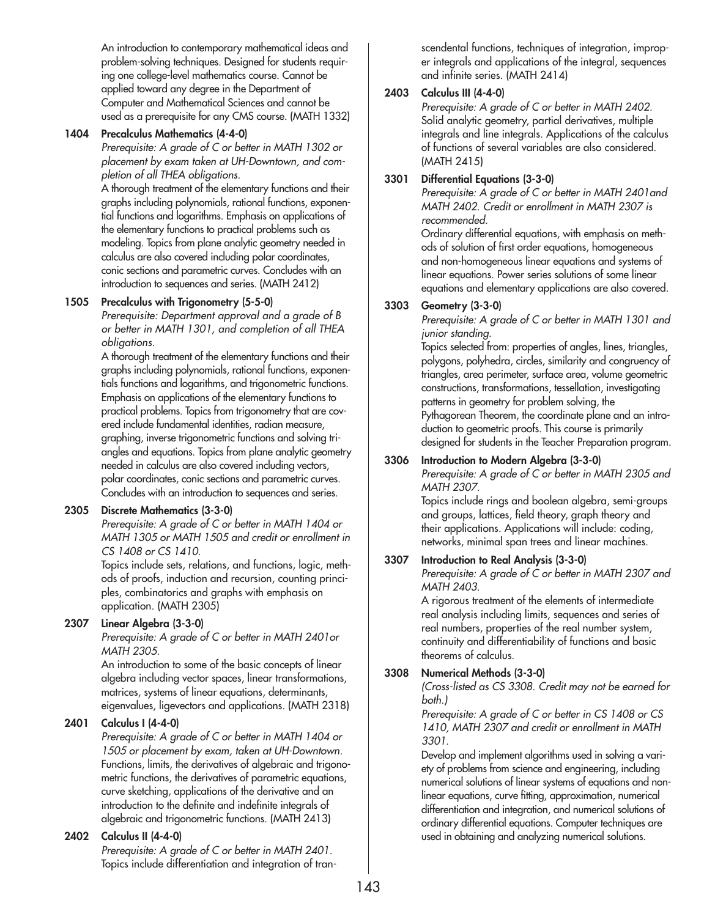An introduction to contemporary mathematical ideas and problem-solving techniques. Designed for students requiring one college-level mathematics course. Cannot be applied toward any degree in the Department of Computer and Mathematical Sciences and cannot be used as a prerequisite for any CMS course. (MATH 1332)

**1404 Precalculus Mathematics (4-4-0)**

*Prerequisite: A grade of C or better in MATH 1302 or placement by exam taken at UH-Downtown, and completion of all THEA obligations.*

A thorough treatment of the elementary functions and their graphs including polynomials, rational functions, exponential functions and logarithms. Emphasis on applications of the elementary functions to practical problems such as modeling. Topics from plane analytic geometry needed in calculus are also covered including polar coordinates, conic sections and parametric curves. Concludes with an introduction to sequences and series. (MATH 2412)

**1505 Precalculus with Trigonometry (5-5-0)**

*Prerequisite: Department approval and a grade of B or better in MATH 1301, and completion of all THEA obligations.*

A thorough treatment of the elementary functions and their graphs including polynomials, rational functions, exponentials functions and logarithms, and trigonometric functions. Emphasis on applications of the elementary functions to practical problems. Topics from trigonometry that are covered include fundamental identities, radian measure, graphing, inverse trigonometric functions and solving triangles and equations. Topics from plane analytic geometry needed in calculus are also covered including vectors, polar coordinates, conic sections and parametric curves. Concludes with an introduction to sequences and series.

**2305 Discrete Mathematics (3-3-0)**

*Prerequisite: A grade of C or better in MATH 1404 or MATH 1305 or MATH 1505 and credit or enrollment in CS 1408 or CS 1410.*

Topics include sets, relations, and functions, logic, methods of proofs, induction and recursion, counting principles, combinatorics and graphs with emphasis on application. (MATH 2305)

**2307 Linear Algebra (3-3-0)**

*Prerequisite: A grade of C or better in MATH 2401or MATH 2305.*

An introduction to some of the basic concepts of linear algebra including vector spaces, linear transformations, matrices, systems of linear equations, determinants, eigenvalues, ligevectors and applications. (MATH 2318)

**2401 Calculus I (4-4-0)**

*Prerequisite: A grade of C or better in MATH 1404 or 1505 or placement by exam, taken at UH-Downtown.*

Functions, limits, the derivatives of algebraic and trigonometric functions, the derivatives of parametric equations, curve sketching, applications of the derivative and an introduction to the definite and indefinite integrals of algebraic and trigonometric functions. (MATH 2413)

**2402 Calculus II (4-4-0)**

*Prerequisite: A grade of C or better in MATH 2401.*

Topics include differentiation and integration of transcendental functions, techniques of integration, improper integrals and applications of the integral, sequences and infinite series. (MATH 2414)

**2403 Calculus III (4-4-0)**

*Prerequisite: A grade of C or better in MATH 2402.*

Solid analytic geometry, partial derivatives, multiple integrals and line integrals. Applications of the calculus of functions of several variables are also considered. (MATH 2415)

**3301 Differential Equations (3-3-0)**

*Prerequisite: A grade of C or better in MATH 2401and MATH 2402. Credit or enrollment in MATH 2307 is recommended.*

Ordinary differential equations, with emphasis on methods of solution of first order equations, homogeneous and non-homogeneous linear equations and systems of linear equations. Power series solutions of some linear equations and elementary applications are also covered.

**3303 Geometry (3-3-0)**

*Prerequisite: A grade of C or better in MATH 1301 and junior standing.*

Topics selected from: properties of angles, lines, triangles, polygons, polyhedra, circles, similarity and congruency of triangles, area perimeter, surface area, volume geometric constructions, transformations, tessellation, investigating patterns in geometry for problem solving, the Pythagorean Theorem, the coordinate plane and an introduction to geometric proofs. This course is primarily designed for students in the Teacher Preparation program.

**3306 Introduction to Modern Algebra (3-3-0)**

*Prerequisite: A grade of C or better in MATH 2305 and MATH 2307.*

Topics include rings and boolean algebra, semi-groups and groups, lattices, field theory, graph theory and their applications. Applications will include: coding, networks, minimal span trees and linear machines.

**3307 Introduction to Real Analysis (3-3-0)**

*Prerequisite: A grade of C or better in MATH 2307 and MATH 2403.*

A rigorous treatment of the elements of intermediate real analysis including limits, sequences and series of real numbers, properties of the real number system, continuity and differentiability of functions and basic theorems of calculus.

**3308 Numerical Methods (3-3-0)**

*(Cross-listed as CS 3308. Credit may not be earned for both.)*

*Prerequisite: A grade of C or better in CS 1408 or CS 1410, MATH 2307 and credit or enrollment in MATH 3301.*

Develop and implement algorithms used in solving a variety of problems from science and engineering, including numerical solutions of linear systems of equations and nonlinear equations, curve fitting, approximation, numerical differentiation and integration, and numerical solutions of ordinary differential equations. Computer techniques are used in obtaining and analyzing numerical solutions.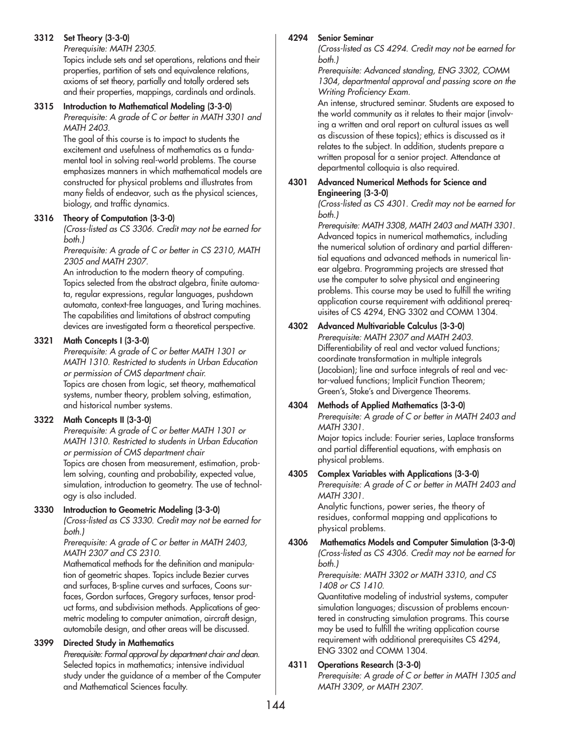**3312 Set Theory (3-3-0)**
*Prerequisite: MATH 2305.*
Topics include sets and set operations, relations and their properties, partition of sets and equivalence relations, axioms of set theory, partially and totally ordered sets and their properties, mappings, cardinals and ordinals.

**3315 Introduction to Mathematical Modeling (3-3-0)**
*Prerequisite: A grade of C or better in MATH 3301 and MATH 2403.*
The goal of this course is to impact to students the excitement and usefulness of mathematics as a fundamental tool in solving real-world problems. The course emphasizes manners in which mathematical models are constructed for physical problems and illustrates from many fields of endeavor, such as the physical sciences, biology, and traffic dynamics.

**3316 Theory of Computation (3-3-0)**
*(Cross-listed as CS 3306. Credit may not be earned for both.)*
*Prerequisite: A grade of C or better in CS 2310, MATH 2305 and MATH 2307.*
An introduction to the modern theory of computing. Topics selected from the abstract algebra, finite automata, regular expressions, regular languages, pushdown automata, context-free languages, and Turing machines. The capabilities and limitations of abstract computing devices are investigated form a theoretical perspective.

**3321 Math Concepts I (3-3-0)**
*Prerequisite: A grade of C or better MATH 1301 or MATH 1310. Restricted to students in Urban Education or permission of CMS department chair.*
Topics are chosen from logic, set theory, mathematical systems, number theory, problem solving, estimation, and historical number systems.

**3322 Math Concepts II (3-3-0)**
*Prerequisite: A grade of C or better MATH 1301 or MATH 1310. Restricted to students in Urban Education or permission of CMS department chair*
Topics are chosen from measurement, estimation, problem solving, counting and probability, expected value, simulation, introduction to geometry. The use of technology is also included.

**3330 Introduction to Geometric Modeling (3-3-0)**
*(Cross-listed as CS 3330. Credit may not be earned for both.)*
*Prerequisite: A grade of C or better in MATH 2403, MATH 2307 and CS 2310.*
Mathematical methods for the definition and manipulation of geometric shapes. Topics include Bezier curves and surfaces, B-spline curves and surfaces, Coons surfaces, Gordon surfaces, Gregory surfaces, tensor product forms, and subdivision methods. Applications of geometric modeling to computer animation, aircraft design, automobile design, and other areas will be discussed.

**3399 Directed Study in Mathematics**
*Prerequisite: Formal approval by department chair and dean.*
Selected topics in mathematics; intensive individual study under the guidance of a member of the Computer and Mathematical Sciences faculty.

**4294 Senior Seminar**
*(Cross-listed as CS 4294. Credit may not be earned for both.)*
*Prerequisite: Advanced standing, ENG 3302, COMM 1304, departmental approval and passing score on the Writing Proficiency Exam.*
An intense, structured seminar. Students are exposed to the world community as it relates to their major (involving a written and oral report on cultural issues as well as discussion of these topics); ethics is discussed as it relates to the subject. In addition, students prepare a written proposal for a senior project. Attendance at departmental colloquia is also required.

**4301 Advanced Numerical Methods for Science and Engineering (3-3-0)**
*(Cross-listed as CS 4301. Credit may not be earned for both.)*
*Prerequisite: MATH 3308, MATH 2403 and MATH 3301.*
Advanced topics in numerical mathematics, including the numerical solution of ordinary and partial differential equations and advanced methods in numerical linear algebra. Programming projects are stressed that use the computer to solve physical and engineering problems. This course may be used to fulfill the writing application course requirement with additional prerequisites of CS 4294, ENG 3302 and COMM 1304.

**4302 Advanced Multivariable Calculus (3-3-0)**
*Prerequisite: MATH 2307 and MATH 2403.*
Differentiability of real and vector valued functions; coordinate transformation in multiple integrals (Jacobian); line and surface integrals of real and vector-valued functions; Implicit Function Theorem; Green's, Stoke's and Divergence Theorems.

**4304 Methods of Applied Mathematics (3-3-0)**
*Prerequisite: A grade of C or better in MATH 2403 and MATH 3301.*
Major topics include: Fourier series, Laplace transforms and partial differential equations, with emphasis on physical problems.

**4305 Complex Variables with Applications (3-3-0)**
*Prerequisite: A grade of C or better in MATH 2403 and MATH 3301.*
Analytic functions, power series, the theory of residues, conformal mapping and applications to physical problems.

**4306 Mathematics Models and Computer Simulation (3-3-0)**
*(Cross-listed as CS 4306. Credit may not be earned for both.)*
*Prerequisite: MATH 3302 or MATH 3310, and CS 1408 or CS 1410.*
Quantitative modeling of industrial systems, computer simulation languages; discussion of problems encountered in constructing simulation programs. This course may be used to fulfill the writing application course requirement with additional prerequisites CS 4294, ENG 3302 and COMM 1304.

**4311 Operations Research (3-3-0)**
*Prerequisite: A grade of C or better in MATH 1305 and MATH 3309, or MATH 2307.*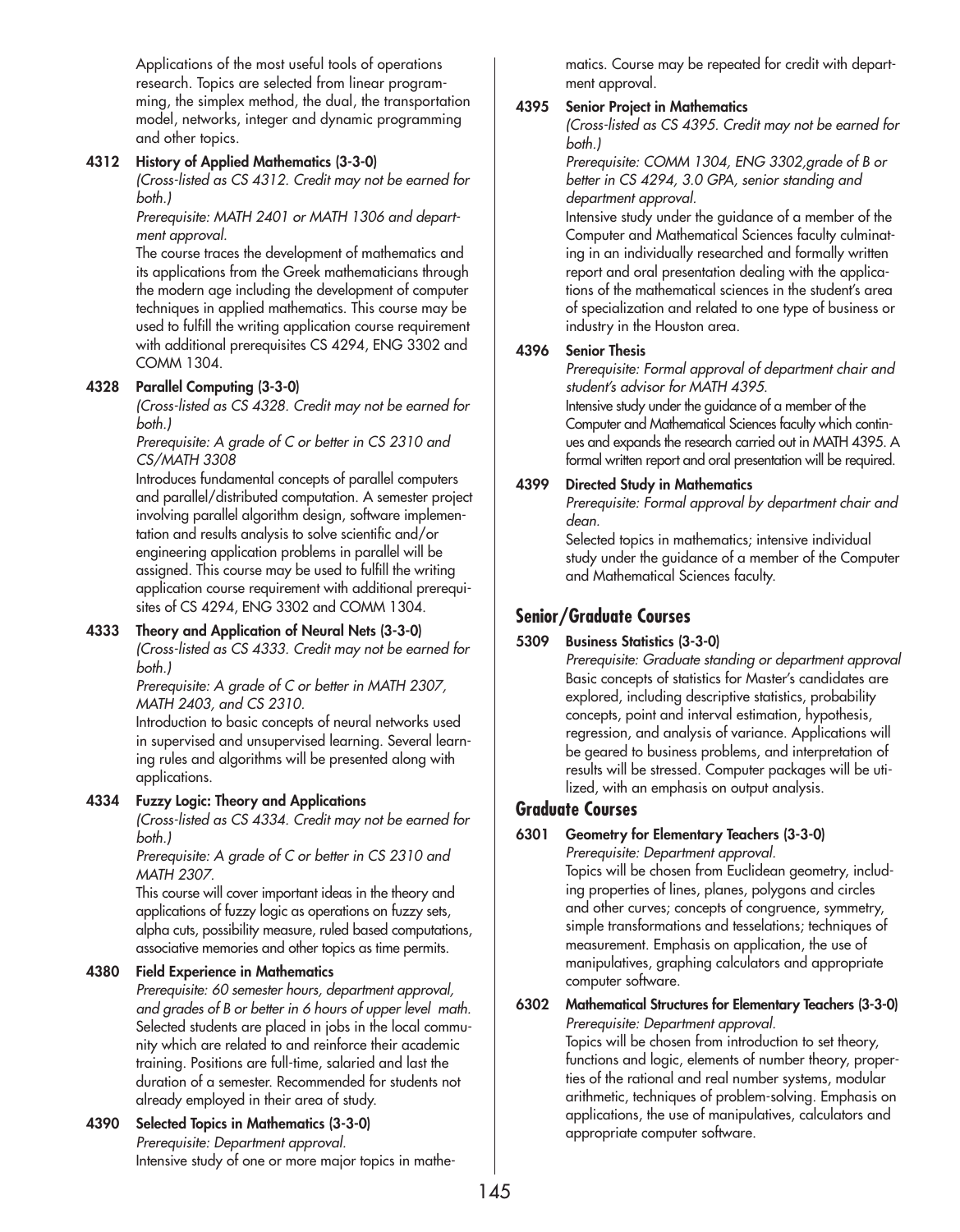Applications of the most useful tools of operations research. Topics are selected from linear programming, the simplex method, the dual, the transportation model, networks, integer and dynamic programming and other topics.

**4312 History of Applied Mathematics (3-3-0)**
*(Cross-listed as CS 4312. Credit may not be earned for both.)*
*Prerequisite: MATH 2401 or MATH 1306 and department approval.*
The course traces the development of mathematics and its applications from the Greek mathematicians through the modern age including the development of computer techniques in applied mathematics. This course may be used to fulfill the writing application course requirement with additional prerequisites CS 4294, ENG 3302 and COMM 1304.

**4328 Parallel Computing (3-3-0)**
*(Cross-listed as CS 4328. Credit may not be earned for both.)*
*Prerequisite: A grade of C or better in CS 2310 and CS/MATH 3308*
Introduces fundamental concepts of parallel computers and parallel/distributed computation. A semester project involving parallel algorithm design, software implementation and results analysis to solve scientific and/or engineering application problems in parallel will be assigned. This course may be used to fulfill the writing application course requirement with additional prerequisites of CS 4294, ENG 3302 and COMM 1304.

**4333 Theory and Application of Neural Nets (3-3-0)**
*(Cross-listed as CS 4333. Credit may not be earned for both.)*
*Prerequisite: A grade of C or better in MATH 2307, MATH 2403, and CS 2310.*
Introduction to basic concepts of neural networks used in supervised and unsupervised learning. Several learning rules and algorithms will be presented along with applications.

**4334 Fuzzy Logic: Theory and Applications**
*(Cross-listed as CS 4334. Credit may not be earned for both.)*
*Prerequisite: A grade of C or better in CS 2310 and MATH 2307.*
This course will cover important ideas in the theory and applications of fuzzy logic as operations on fuzzy sets, alpha cuts, possibility measure, ruled based computations, associative memories and other topics as time permits.

**4380 Field Experience in Mathematics**
*Prerequisite: 60 semester hours, department approval, and grades of B or better in 6 hours of upper level math.*
Selected students are placed in jobs in the local community which are related to and reinforce their academic training. Positions are full-time, salaried and last the duration of a semester. Recommended for students not already employed in their area of study.

**4390 Selected Topics in Mathematics (3-3-0)**
*Prerequisite: Department approval.*
Intensive study of one or more major topics in mathematics. Course may be repeated for credit with department approval.

**4395 Senior Project in Mathematics**
*(Cross-listed as CS 4395. Credit may not be earned for both.)*
*Prerequisite: COMM 1304, ENG 3302,grade of B or better in CS 4294, 3.0 GPA, senior standing and department approval.*
Intensive study under the guidance of a member of the Computer and Mathematical Sciences faculty culminating in an individually researched and formally written report and oral presentation dealing with the applications of the mathematical sciences in the student's area of specialization and related to one type of business or industry in the Houston area.

**4396 Senior Thesis**
*Prerequisite: Formal approval of department chair and student's advisor for MATH 4395.*
Intensive study under the guidance of a member of the Computer and Mathematical Sciences faculty which continues and expands the research carried out in MATH 4395. A formal written report and oral presentation will be required.

**4399 Directed Study in Mathematics**
*Prerequisite: Formal approval by department chair and dean.*
Selected topics in mathematics; intensive individual study under the guidance of a member of the Computer and Mathematical Sciences faculty.

## Senior/Graduate Courses

**5309 Business Statistics (3-3-0)**
*Prerequisite: Graduate standing or department approval*
Basic concepts of statistics for Master's candidates are explored, including descriptive statistics, probability concepts, point and interval estimation, hypothesis, regression, and analysis of variance. Applications will be geared to business problems, and interpretation of results will be stressed. Computer packages will be utilized, with an emphasis on output analysis.

## Graduate Courses

**6301 Geometry for Elementary Teachers (3-3-0)**
*Prerequisite: Department approval.*
Topics will be chosen from Euclidean geometry, including properties of lines, planes, polygons and circles and other curves; concepts of congruence, symmetry, simple transformations and tesselations; techniques of measurement. Emphasis on application, the use of manipulatives, graphing calculators and appropriate computer software.

**6302 Mathematical Structures for Elementary Teachers (3-3-0)**
*Prerequisite: Department approval.*
Topics will be chosen from introduction to set theory, functions and logic, elements of number theory, properties of the rational and real number systems, modular arithmetic, techniques of problem-solving. Emphasis on applications, the use of manipulatives, calculators and appropriate computer software.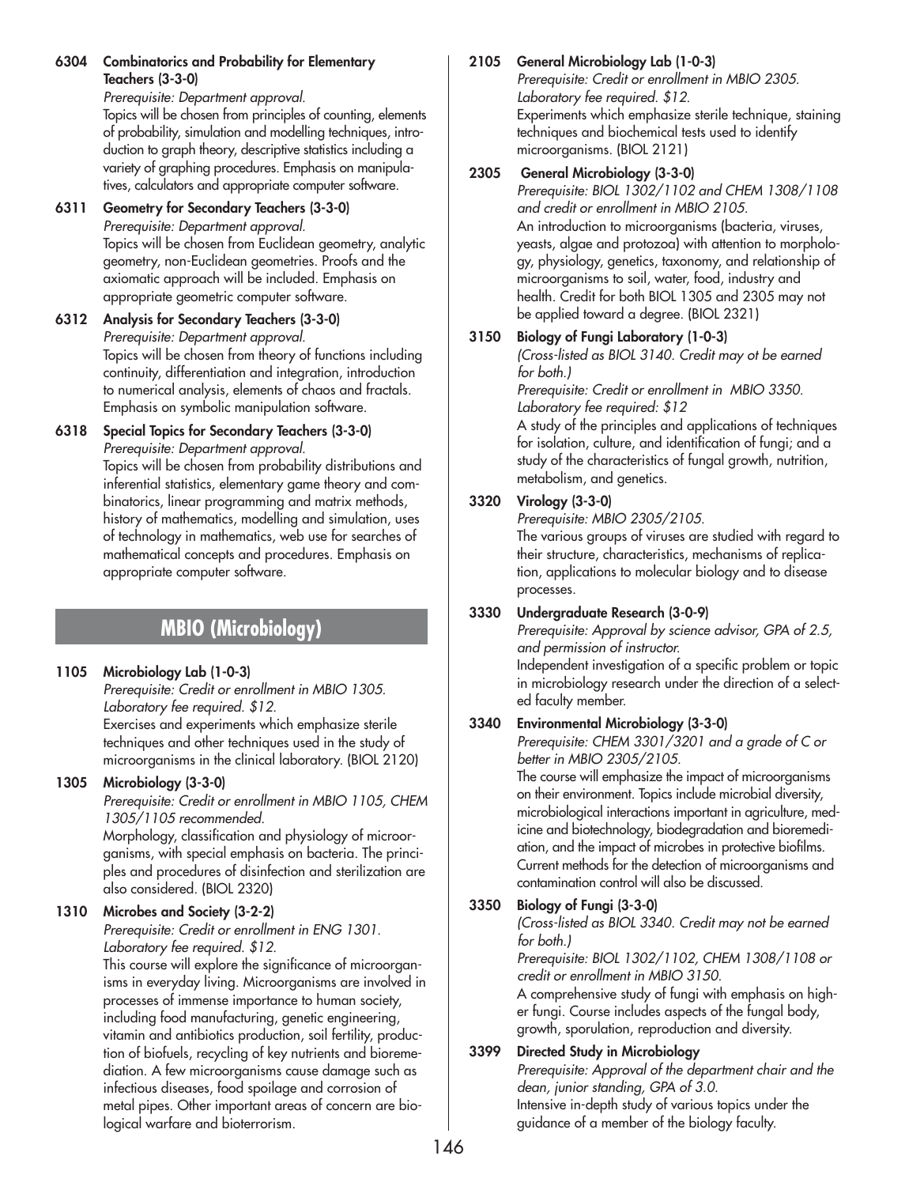**6304 Combinatorics and Probability for Elementary Teachers (3-3-0)**
*Prerequisite: Department approval.*
Topics will be chosen from principles of counting, elements of probability, simulation and modelling techniques, introduction to graph theory, descriptive statistics including a variety of graphing procedures. Emphasis on manipulatives, calculators and appropriate computer software.

**6311 Geometry for Secondary Teachers (3-3-0)**
*Prerequisite: Department approval.*
Topics will be chosen from Euclidean geometry, analytic geometry, non-Euclidean geometries. Proofs and the axiomatic approach will be included. Emphasis on appropriate geometric computer software.

**6312 Analysis for Secondary Teachers (3-3-0)**
*Prerequisite: Department approval.*
Topics will be chosen from theory of functions including continuity, differentiation and integration, introduction to numerical analysis, elements of chaos and fractals. Emphasis on symbolic manipulation software.

**6318 Special Topics for Secondary Teachers (3-3-0)**
*Prerequisite: Department approval.*
Topics will be chosen from probability distributions and inferential statistics, elementary game theory and combinatorics, linear programming and matrix methods, history of mathematics, modelling and simulation, uses of technology in mathematics, web use for searches of mathematical concepts and procedures. Emphasis on appropriate computer software.

## MBIO (Microbiology)

**1105 Microbiology Lab (1-0-3)**
*Prerequisite: Credit or enrollment in MBIO 1305. Laboratory fee required. $12.*
Exercises and experiments which emphasize sterile techniques and other techniques used in the study of microorganisms in the clinical laboratory. (BIOL 2120)

**1305 Microbiology (3-3-0)**
*Prerequisite: Credit or enrollment in MBIO 1105, CHEM 1305/1105 recommended.*
Morphology, classification and physiology of microorganisms, with special emphasis on bacteria. The principles and procedures of disinfection and sterilization are also considered. (BIOL 2320)

**1310 Microbes and Society (3-2-2)**
*Prerequisite: Credit or enrollment in ENG 1301. Laboratory fee required. $12.*
This course will explore the significance of microorganisms in everyday living. Microorganisms are involved in processes of immense importance to human society, including food manufacturing, genetic engineering, vitamin and antibiotics production, soil fertility, production of biofuels, recycling of key nutrients and bioremediation. A few microorganisms cause damage such as infectious diseases, food spoilage and corrosion of metal pipes. Other important areas of concern are biological warfare and bioterrorism.

**2105 General Microbiology Lab (1-0-3)**
*Prerequisite: Credit or enrollment in MBIO 2305. Laboratory fee required. $12.*
Experiments which emphasize sterile technique, staining techniques and biochemical tests used to identify microorganisms. (BIOL 2121)

**2305 General Microbiology (3-3-0)**
*Prerequisite: BIOL 1302/1102 and CHEM 1308/1108 and credit or enrollment in MBIO 2105.*
An introduction to microorganisms (bacteria, viruses, yeasts, algae and protozoa) with attention to morphology, physiology, genetics, taxonomy, and relationship of microorganisms to soil, water, food, industry and health. Credit for both BIOL 1305 and 2305 may not be applied toward a degree. (BIOL 2321)

**3150 Biology of Fungi Laboratory (1-0-3)**
*(Cross-listed as BIOL 3140. Credit may ot be earned for both.)*
*Prerequisite: Credit or enrollment in MBIO 3350. Laboratory fee required: $12*
A study of the principles and applications of techniques for isolation, culture, and identification of fungi; and a study of the characteristics of fungal growth, nutrition, metabolism, and genetics.

**3320 Virology (3-3-0)**
*Prerequisite: MBIO 2305/2105.*
The various groups of viruses are studied with regard to their structure, characteristics, mechanisms of replication, applications to molecular biology and to disease processes.

**3330 Undergraduate Research (3-0-9)**
*Prerequisite: Approval by science advisor, GPA of 2.5, and permission of instructor.*
Independent investigation of a specific problem or topic in microbiology research under the direction of a selected faculty member.

**3340 Environmental Microbiology (3-3-0)**
*Prerequisite: CHEM 3301/3201 and a grade of C or better in MBIO 2305/2105.*
The course will emphasize the impact of microorganisms on their environment. Topics include microbial diversity, microbiological interactions important in agriculture, medicine and biotechnology, biodegradation and bioremediation, and the impact of microbes in protective biofilms. Current methods for the detection of microorganisms and contamination control will also be discussed.

**3350 Biology of Fungi (3-3-0)**
*(Cross-listed as BIOL 3340. Credit may not be earned for both.)*
*Prerequisite: BIOL 1302/1102, CHEM 1308/1108 or credit or enrollment in MBIO 3150.*
A comprehensive study of fungi with emphasis on higher fungi. Course includes aspects of the fungal body, growth, sporulation, reproduction and diversity.

**3399 Directed Study in Microbiology**
*Prerequisite: Approval of the department chair and the dean, junior standing, GPA of 3.0.*
Intensive in-depth study of various topics under the guidance of a member of the biology faculty.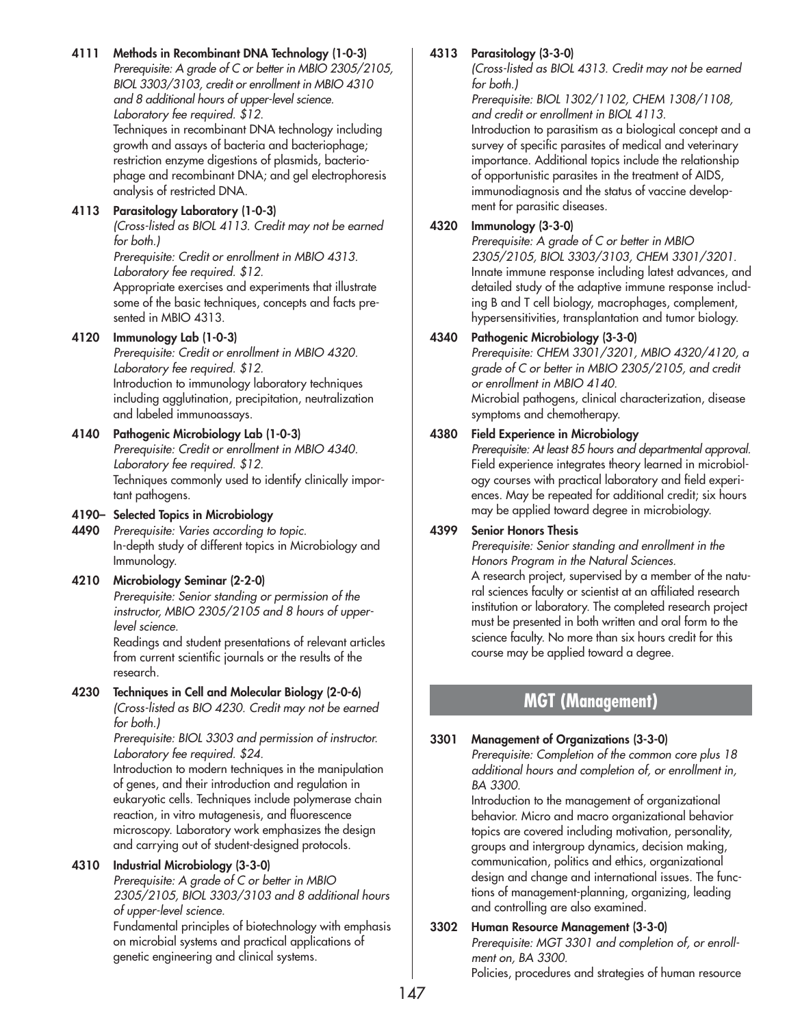**4111 Methods in Recombinant DNA Technology (1-0-3)**
*Prerequisite: A grade of C or better in MBIO 2305/2105, BIOL 3303/3103, credit or enrollment in MBIO 4310 and 8 additional hours of upper-level science. Laboratory fee required. $12.*
Techniques in recombinant DNA technology including growth and assays of bacteria and bacteriophage; restriction enzyme digestions of plasmids, bacteriophage and recombinant DNA; and gel electrophoresis analysis of restricted DNA.

**4113 Parasitology Laboratory (1-0-3)**
*(Cross-listed as BIOL 4113. Credit may not be earned for both.)*
*Prerequisite: Credit or enrollment in MBIO 4313. Laboratory fee required. $12.*
Appropriate exercises and experiments that illustrate some of the basic techniques, concepts and facts presented in MBIO 4313.

**4120 Immunology Lab (1-0-3)**
*Prerequisite: Credit or enrollment in MBIO 4320. Laboratory fee required. $12.*
Introduction to immunology laboratory techniques including agglutination, precipitation, neutralization and labeled immunoassays.

**4140 Pathogenic Microbiology Lab (1-0-3)**
*Prerequisite: Credit or enrollment in MBIO 4340. Laboratory fee required. $12.*
Techniques commonly used to identify clinically important pathogens.

**4190–4490 Selected Topics in Microbiology**
*Prerequisite: Varies according to topic.*
In-depth study of different topics in Microbiology and Immunology.

**4210 Microbiology Seminar (2-2-0)**
*Prerequisite: Senior standing or permission of the instructor, MBIO 2305/2105 and 8 hours of upper-level science.*
Readings and student presentations of relevant articles from current scientific journals or the results of the research.

**4230 Techniques in Cell and Molecular Biology (2-0-6)**
*(Cross-listed as BIO 4230. Credit may not be earned for both.)*
*Prerequisite: BIOL 3303 and permission of instructor. Laboratory fee required. $24.*
Introduction to modern techniques in the manipulation of genes, and their introduction and regulation in eukaryotic cells. Techniques include polymerase chain reaction, in vitro mutagenesis, and fluorescence microscopy. Laboratory work emphasizes the design and carrying out of student-designed protocols.

**4310 Industrial Microbiology (3-3-0)**
*Prerequisite: A grade of C or better in MBIO 2305/2105, BIOL 3303/3103 and 8 additional hours of upper-level science.*
Fundamental principles of biotechnology with emphasis on microbial systems and practical applications of genetic engineering and clinical systems.

**4313 Parasitology (3-3-0)**
*(Cross-listed as BIOL 4313. Credit may not be earned for both.)*
*Prerequisite: BIOL 1302/1102, CHEM 1308/1108, and credit or enrollment in BIOL 4113.*
Introduction to parasitism as a biological concept and a survey of specific parasites of medical and veterinary importance. Additional topics include the relationship of opportunistic parasites in the treatment of AIDS, immunodiagnosis and the status of vaccine development for parasitic diseases.

**4320 Immunology (3-3-0)**
*Prerequisite: A grade of C or better in MBIO 2305/2105, BIOL 3303/3103, CHEM 3301/3201.*
Innate immune response including latest advances, and detailed study of the adaptive immune response including B and T cell biology, macrophages, complement, hypersensitivities, transplantation and tumor biology.

**4340 Pathogenic Microbiology (3-3-0)**
*Prerequisite: CHEM 3301/3201, MBIO 4320/4120, a grade of C or better in MBIO 2305/2105, and credit or enrollment in MBIO 4140.*
Microbial pathogens, clinical characterization, disease symptoms and chemotherapy.

**4380 Field Experience in Microbiology**
*Prerequisite: At least 85 hours and departmental approval.*
Field experience integrates theory learned in microbiology courses with practical laboratory and field experiences. May be repeated for additional credit; six hours may be applied toward degree in microbiology.

**4399 Senior Honors Thesis**
*Prerequisite: Senior standing and enrollment in the Honors Program in the Natural Sciences.*
A research project, supervised by a member of the natural sciences faculty or scientist at an affiliated research institution or laboratory. The completed research project must be presented in both written and oral form to the science faculty. No more than six hours credit for this course may be applied toward a degree.

## MGT (Management)

**3301 Management of Organizations (3-3-0)**
*Prerequisite: Completion of the common core plus 18 additional hours and completion of, or enrollment in, BA 3300.*
Introduction to the management of organizational behavior. Micro and macro organizational behavior topics are covered including motivation, personality, groups and intergroup dynamics, decision making, communication, politics and ethics, organizational design and change and international issues. The functions of management-planning, organizing, leading and controlling are also examined.

**3302 Human Resource Management (3-3-0)**
*Prerequisite: MGT 3301 and completion of, or enrollment on, BA 3300.*
Policies, procedures and strategies of human resource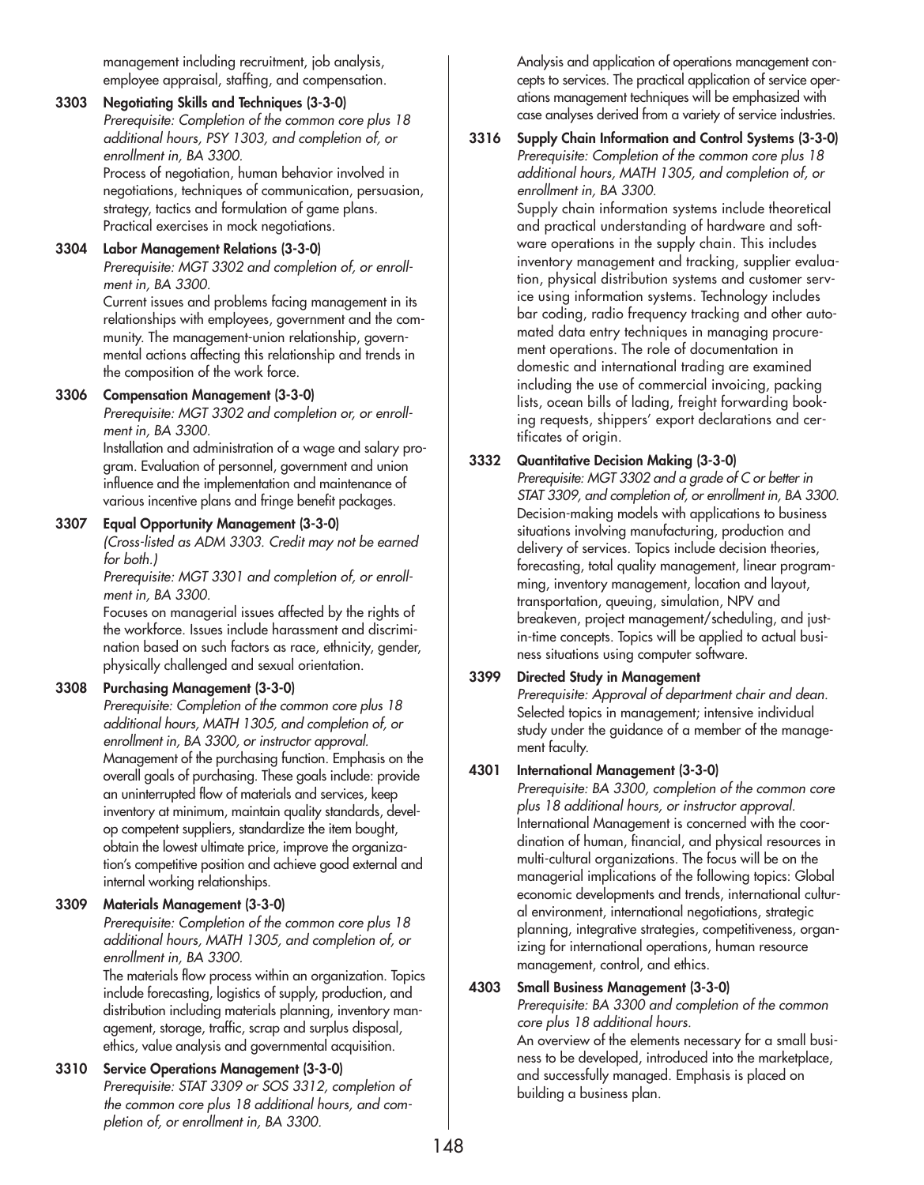management including recruitment, job analysis, employee appraisal, staffing, and compensation.

**3303 Negotiating Skills and Techniques (3-3-0)**
*Prerequisite: Completion of the common core plus 18 additional hours, PSY 1303, and completion of, or enrollment in, BA 3300.*
Process of negotiation, human behavior involved in negotiations, techniques of communication, persuasion, strategy, tactics and formulation of game plans. Practical exercises in mock negotiations.

**3304 Labor Management Relations (3-3-0)**
*Prerequisite: MGT 3302 and completion of, or enrollment in, BA 3300.*
Current issues and problems facing management in its relationships with employees, government and the community. The management-union relationship, governmental actions affecting this relationship and trends in the composition of the work force.

**3306 Compensation Management (3-3-0)**
*Prerequisite: MGT 3302 and completion or, or enrollment in, BA 3300.*
Installation and administration of a wage and salary program. Evaluation of personnel, government and union influence and the implementation and maintenance of various incentive plans and fringe benefit packages.

**3307 Equal Opportunity Management (3-3-0)**
*(Cross-listed as ADM 3303. Credit may not be earned for both.)*
*Prerequisite: MGT 3301 and completion of, or enrollment in, BA 3300.*
Focuses on managerial issues affected by the rights of the workforce. Issues include harassment and discrimination based on such factors as race, ethnicity, gender, physically challenged and sexual orientation.

**3308 Purchasing Management (3-3-0)**
*Prerequisite: Completion of the common core plus 18 additional hours, MATH 1305, and completion of, or enrollment in, BA 3300, or instructor approval.*
Management of the purchasing function. Emphasis on the overall goals of purchasing. These goals include: provide an uninterrupted flow of materials and services, keep inventory at minimum, maintain quality standards, develop competent suppliers, standardize the item bought, obtain the lowest ultimate price, improve the organization's competitive position and achieve good external and internal working relationships.

**3309 Materials Management (3-3-0)**
*Prerequisite: Completion of the common core plus 18 additional hours, MATH 1305, and completion of, or enrollment in, BA 3300.*
The materials flow process within an organization. Topics include forecasting, logistics of supply, production, and distribution including materials planning, inventory management, storage, traffic, scrap and surplus disposal, ethics, value analysis and governmental acquisition.

**3310 Service Operations Management (3-3-0)**
*Prerequisite: STAT 3309 or SOS 3312, completion of the common core plus 18 additional hours, and completion of, or enrollment in, BA 3300.*
Analysis and application of operations management concepts to services. The practical application of service operations management techniques will be emphasized with case analyses derived from a variety of service industries.

**3316 Supply Chain Information and Control Systems (3-3-0)**
*Prerequisite: Completion of the common core plus 18 additional hours, MATH 1305, and completion of, or enrollment in, BA 3300.*
Supply chain information systems include theoretical and practical understanding of hardware and software operations in the supply chain. This includes inventory management and tracking, supplier evaluation, physical distribution systems and customer service using information systems. Technology includes bar coding, radio frequency tracking and other automated data entry techniques in managing procurement operations. The role of documentation in domestic and international trading are examined including the use of commercial invoicing, packing lists, ocean bills of lading, freight forwarding booking requests, shippers' export declarations and certificates of origin.

**3332 Quantitative Decision Making (3-3-0)**
*Prerequisite: MGT 3302 and a grade of C or better in STAT 3309, and completion of, or enrollment in, BA 3300.*
Decision-making models with applications to business situations involving manufacturing, production and delivery of services. Topics include decision theories, forecasting, total quality management, linear programming, inventory management, location and layout, transportation, queuing, simulation, NPV and breakeven, project management/scheduling, and just-in-time concepts. Topics will be applied to actual business situations using computer software.

**3399 Directed Study in Management**
*Prerequisite: Approval of department chair and dean.*
Selected topics in management; intensive individual study under the guidance of a member of the management faculty.

**4301 International Management (3-3-0)**
*Prerequisite: BA 3300, completion of the common core plus 18 additional hours, or instructor approval.*
International Management is concerned with the coordination of human, financial, and physical resources in multi-cultural organizations. The focus will be on the managerial implications of the following topics: Global economic developments and trends, international cultural environment, international negotiations, strategic planning, integrative strategies, competitiveness, organizing for international operations, human resource management, control, and ethics.

**4303 Small Business Management (3-3-0)**
*Prerequisite: BA 3300 and completion of the common core plus 18 additional hours.*
An overview of the elements necessary for a small business to be developed, introduced into the marketplace, and successfully managed. Emphasis is placed on building a business plan.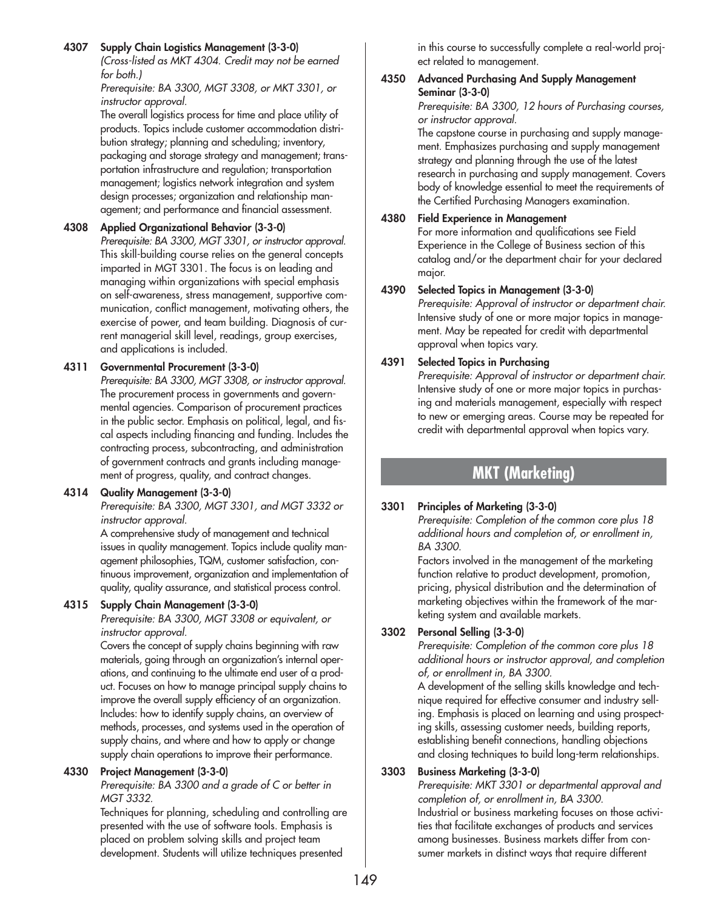**4307 Supply Chain Logistics Management (3-3-0)**
*(Cross-listed as MKT 4304. Credit may not be earned for both.)*
*Prerequisite: BA 3300, MGT 3308, or MKT 3301, or instructor approval.*
The overall logistics process for time and place utility of products. Topics include customer accommodation distribution strategy; planning and scheduling; inventory, packaging and storage strategy and management; transportation infrastructure and regulation; transportation management; logistics network integration and system design processes; organization and relationship management; and performance and financial assessment.

**4308 Applied Organizational Behavior (3-3-0)**
*Prerequisite: BA 3300, MGT 3301, or instructor approval.*
This skill-building course relies on the general concepts imparted in MGT 3301. The focus is on leading and managing within organizations with special emphasis on self-awareness, stress management, supportive communication, conflict management, motivating others, the exercise of power, and team building. Diagnosis of current managerial skill level, readings, group exercises, and applications is included.

**4311 Governmental Procurement (3-3-0)**
*Prerequisite: BA 3300, MGT 3308, or instructor approval.*
The procurement process in governments and governmental agencies. Comparison of procurement practices in the public sector. Emphasis on political, legal, and fiscal aspects including financing and funding. Includes the contracting process, subcontracting, and administration of government contracts and grants including management of progress, quality, and contract changes.

**4314 Quality Management (3-3-0)**
*Prerequisite: BA 3300, MGT 3301, and MGT 3332 or instructor approval.*
A comprehensive study of management and technical issues in quality management. Topics include quality management philosophies, TQM, customer satisfaction, continuous improvement, organization and implementation of quality, quality assurance, and statistical process control.

**4315 Supply Chain Management (3-3-0)**
*Prerequisite: BA 3300, MGT 3308 or equivalent, or instructor approval.*
Covers the concept of supply chains beginning with raw materials, going through an organization's internal operations, and continuing to the ultimate end user of a product. Focuses on how to manage principal supply chains to improve the overall supply efficiency of an organization. Includes: how to identify supply chains, an overview of methods, processes, and systems used in the operation of supply chains, and where and how to apply or change supply chain operations to improve their performance.

**4330 Project Management (3-3-0)**
*Prerequisite: BA 3300 and a grade of C or better in MGT 3332.*
Techniques for planning, scheduling and controlling are presented with the use of software tools. Emphasis is placed on problem solving skills and project team development. Students will utilize techniques presented in this course to successfully complete a real-world project related to management.

**4350 Advanced Purchasing And Supply Management Seminar (3-3-0)**
*Prerequisite: BA 3300, 12 hours of Purchasing courses, or instructor approval.*
The capstone course in purchasing and supply management. Emphasizes purchasing and supply management strategy and planning through the use of the latest research in purchasing and supply management. Covers body of knowledge essential to meet the requirements of the Certified Purchasing Managers examination.

**4380 Field Experience in Management**
For more information and qualifications see Field Experience in the College of Business section of this catalog and/or the department chair for your declared major.

**4390 Selected Topics in Management (3-3-0)**
*Prerequisite: Approval of instructor or department chair.*
Intensive study of one or more major topics in management. May be repeated for credit with departmental approval when topics vary.

**4391 Selected Topics in Purchasing**
*Prerequisite: Approval of instructor or department chair.*
Intensive study of one or more major topics in purchasing and materials management, especially with respect to new or emerging areas. Course may be repeated for credit with departmental approval when topics vary.

## MKT (Marketing)

**3301 Principles of Marketing (3-3-0)**
*Prerequisite: Completion of the common core plus 18 additional hours and completion of, or enrollment in, BA 3300.*
Factors involved in the management of the marketing function relative to product development, promotion, pricing, physical distribution and the determination of marketing objectives within the framework of the marketing system and available markets.

**3302 Personal Selling (3-3-0)**
*Prerequisite: Completion of the common core plus 18 additional hours or instructor approval, and completion of, or enrollment in, BA 3300.*
A development of the selling skills knowledge and technique required for effective consumer and industry selling. Emphasis is placed on learning and using prospecting skills, assessing customer needs, building reports, establishing benefit connections, handling objections and closing techniques to build long-term relationships.

**3303 Business Marketing (3-3-0)**
*Prerequisite: MKT 3301 or departmental approval and completion of, or enrollment in, BA 3300.*
Industrial or business marketing focuses on those activities that facilitate exchanges of products and services among businesses. Business markets differ from consumer markets in distinct ways that require different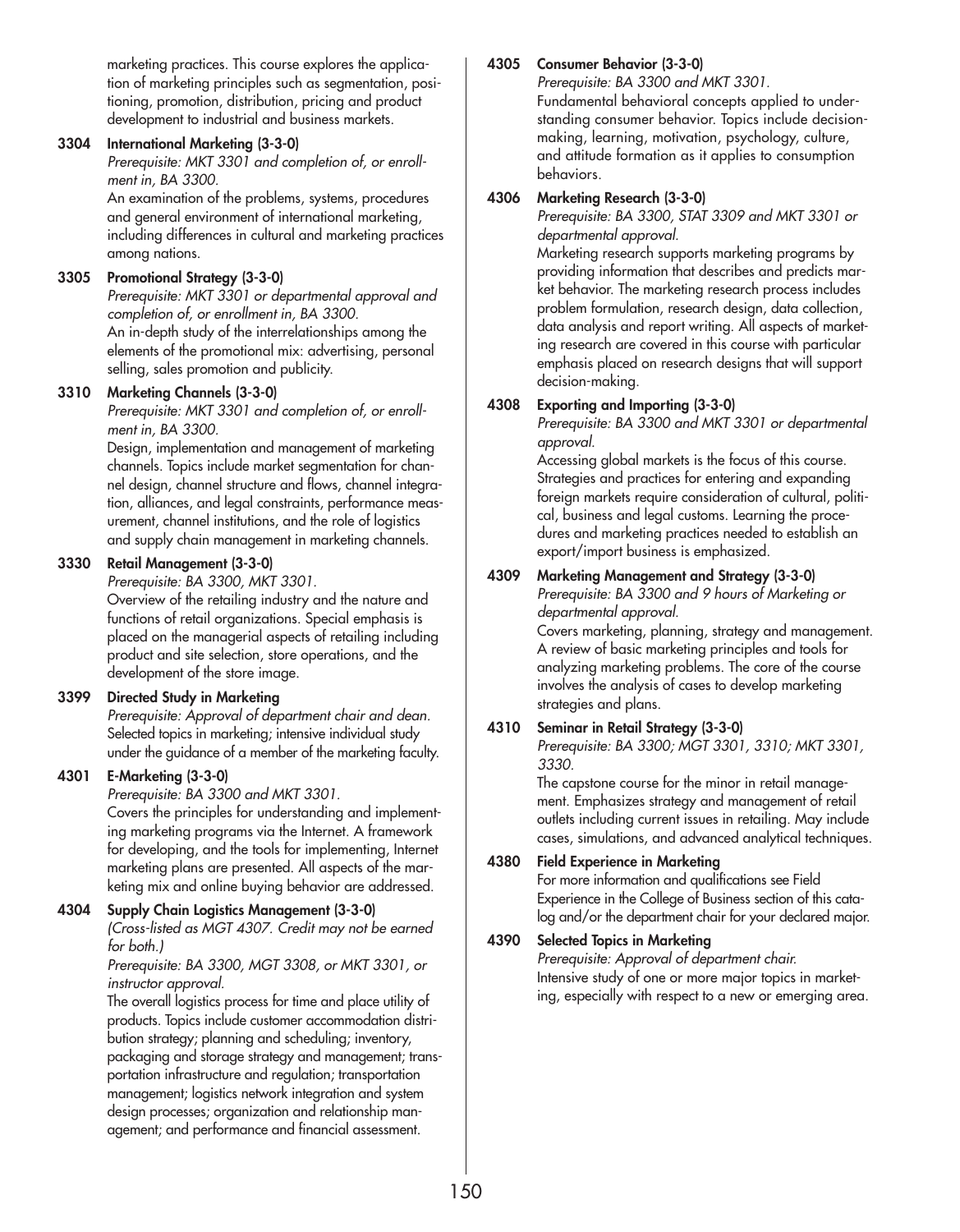marketing practices. This course explores the application of marketing principles such as segmentation, positioning, promotion, distribution, pricing and product development to industrial and business markets.

**3304 International Marketing (3-3-0)**
*Prerequisite: MKT 3301 and completion of, or enrollment in, BA 3300.*
An examination of the problems, systems, procedures and general environment of international marketing, including differences in cultural and marketing practices among nations.

**3305 Promotional Strategy (3-3-0)**
*Prerequisite: MKT 3301 or departmental approval and completion of, or enrollment in, BA 3300.*
An in-depth study of the interrelationships among the elements of the promotional mix: advertising, personal selling, sales promotion and publicity.

**3310 Marketing Channels (3-3-0)**
*Prerequisite: MKT 3301 and completion of, or enrollment in, BA 3300.*
Design, implementation and management of marketing channels. Topics include market segmentation for channel design, channel structure and flows, channel integration, alliances, and legal constraints, performance measurement, channel institutions, and the role of logistics and supply chain management in marketing channels.

**3330 Retail Management (3-3-0)**
*Prerequisite: BA 3300, MKT 3301.*
Overview of the retailing industry and the nature and functions of retail organizations. Special emphasis is placed on the managerial aspects of retailing including product and site selection, store operations, and the development of the store image.

**3399 Directed Study in Marketing**
*Prerequisite: Approval of department chair and dean.*
Selected topics in marketing; intensive individual study under the guidance of a member of the marketing faculty.

**4301 E-Marketing (3-3-0)**
*Prerequisite: BA 3300 and MKT 3301.*
Covers the principles for understanding and implementing marketing programs via the Internet. A framework for developing, and the tools for implementing, Internet marketing plans are presented. All aspects of the marketing mix and online buying behavior are addressed.

**4304 Supply Chain Logistics Management (3-3-0)**
*(Cross-listed as MGT 4307. Credit may not be earned for both.)*
*Prerequisite: BA 3300, MGT 3308, or MKT 3301, or instructor approval.*
The overall logistics process for time and place utility of products. Topics include customer accommodation distribution strategy; planning and scheduling; inventory, packaging and storage strategy and management; transportation infrastructure and regulation; transportation management; logistics network integration and system design processes; organization and relationship management; and performance and financial assessment.

**4305 Consumer Behavior (3-3-0)**
*Prerequisite: BA 3300 and MKT 3301.*
Fundamental behavioral concepts applied to understanding consumer behavior. Topics include decision-making, learning, motivation, psychology, culture, and attitude formation as it applies to consumption behaviors.

**4306 Marketing Research (3-3-0)**
*Prerequisite: BA 3300, STAT 3309 and MKT 3301 or departmental approval.*
Marketing research supports marketing programs by providing information that describes and predicts market behavior. The marketing research process includes problem formulation, research design, data collection, data analysis and report writing. All aspects of marketing research are covered in this course with particular emphasis placed on research designs that will support decision-making.

**4308 Exporting and Importing (3-3-0)**
*Prerequisite: BA 3300 and MKT 3301 or departmental approval.*
Accessing global markets is the focus of this course. Strategies and practices for entering and expanding foreign markets require consideration of cultural, political, business and legal customs. Learning the procedures and marketing practices needed to establish an export/import business is emphasized.

**4309 Marketing Management and Strategy (3-3-0)**
*Prerequisite: BA 3300 and 9 hours of Marketing or departmental approval.*
Covers marketing, planning, strategy and management. A review of basic marketing principles and tools for analyzing marketing problems. The core of the course involves the analysis of cases to develop marketing strategies and plans.

**4310 Seminar in Retail Strategy (3-3-0)**
*Prerequisite: BA 3300; MGT 3301, 3310; MKT 3301, 3330.*
The capstone course for the minor in retail management. Emphasizes strategy and management of retail outlets including current issues in retailing. May include cases, simulations, and advanced analytical techniques.

**4380 Field Experience in Marketing**
For more information and qualifications see Field Experience in the College of Business section of this catalog and/or the department chair for your declared major.

**4390 Selected Topics in Marketing**
*Prerequisite: Approval of department chair.*
Intensive study of one or more major topics in marketing, especially with respect to a new or emerging area.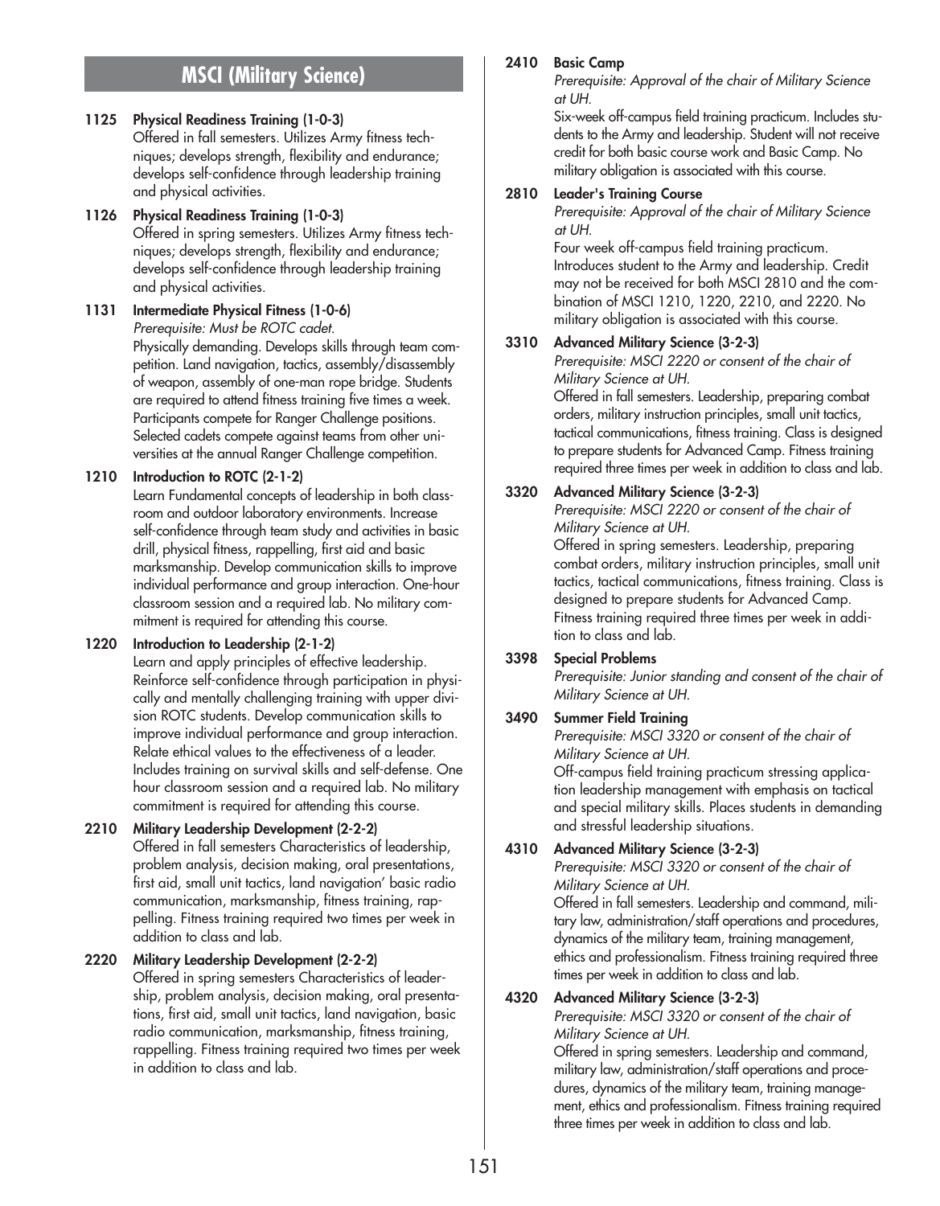## MSCI (Military Science)

**1125 Physical Readiness Training (1-0-3)**
Offered in fall semesters. Utilizes Army fitness techniques; develops strength, flexibility and endurance; develops self-confidence through leadership training and physical activities.

**1126 Physical Readiness Training (1-0-3)**
Offered in spring semesters. Utilizes Army fitness techniques; develops strength, flexibility and endurance; develops self-confidence through leadership training and physical activities.

**1131 Intermediate Physical Fitness (1-0-6)**
*Prerequisite: Must be ROTC cadet.*
Physically demanding. Develops skills through team competition. Land navigation, tactics, assembly/disassembly of weapon, assembly of one-man rope bridge. Students are required to attend fitness training five times a week. Participants compete for Ranger Challenge positions. Selected cadets compete against teams from other universities at the annual Ranger Challenge competition.

**1210 Introduction to ROTC (2-1-2)**
Learn Fundamental concepts of leadership in both classroom and outdoor laboratory environments. Increase self-confidence through team study and activities in basic drill, physical fitness, rappelling, first aid and basic marksmanship. Develop communication skills to improve individual performance and group interaction. One-hour classroom session and a required lab. No military commitment is required for attending this course.

**1220 Introduction to Leadership (2-1-2)**
Learn and apply principles of effective leadership. Reinforce self-confidence through participation in physically and mentally challenging training with upper division ROTC students. Develop communication skills to improve individual performance and group interaction. Relate ethical values to the effectiveness of a leader. Includes training on survival skills and self-defense. One hour classroom session and a required lab. No military commitment is required for attending this course.

**2210 Military Leadership Development (2-2-2)**
Offered in fall semesters Characteristics of leadership, problem analysis, decision making, oral presentations, first aid, small unit tactics, land navigation' basic radio communication, marksmanship, fitness training, rappelling. Fitness training required two times per week in addition to class and lab.

**2220 Military Leadership Development (2-2-2)**
Offered in spring semesters Characteristics of leadership, problem analysis, decision making, oral presentations, first aid, small unit tactics, land navigation, basic radio communication, marksmanship, fitness training, rappelling. Fitness training required two times per week in addition to class and lab.

**2410 Basic Camp**
*Prerequisite: Approval of the chair of Military Science at UH.*
Six-week off-campus field training practicum. Includes students to the Army and leadership. Student will not receive credit for both basic course work and Basic Camp. No military obligation is associated with this course.

**2810 Leader's Training Course**
*Prerequisite: Approval of the chair of Military Science at UH.*
Four week off-campus field training practicum. Introduces student to the Army and leadership. Credit may not be received for both MSCI 2810 and the combination of MSCI 1210, 1220, 2210, and 2220. No military obligation is associated with this course.

**3310 Advanced Military Science (3-2-3)**
*Prerequisite: MSCI 2220 or consent of the chair of Military Science at UH.*
Offered in fall semesters. Leadership, preparing combat orders, military instruction principles, small unit tactics, tactical communications, fitness training. Class is designed to prepare students for Advanced Camp. Fitness training required three times per week in addition to class and lab.

**3320 Advanced Military Science (3-2-3)**
*Prerequisite: MSCI 2220 or consent of the chair of Military Science at UH.*
Offered in spring semesters. Leadership, preparing combat orders, military instruction principles, small unit tactics, tactical communications, fitness training. Class is designed to prepare students for Advanced Camp. Fitness training required three times per week in addition to class and lab.

**3398 Special Problems**
*Prerequisite: Junior standing and consent of the chair of Military Science at UH.*

**3490 Summer Field Training**
*Prerequisite: MSCI 3320 or consent of the chair of Military Science at UH.*
Off-campus field training practicum stressing application leadership management with emphasis on tactical and special military skills. Places students in demanding and stressful leadership situations.

**4310 Advanced Military Science (3-2-3)**
*Prerequisite: MSCI 3320 or consent of the chair of Military Science at UH.*
Offered in fall semesters. Leadership and command, military law, administration/staff operations and procedures, dynamics of the military team, training management, ethics and professionalism. Fitness training required three times per week in addition to class and lab.

**4320 Advanced Military Science (3-2-3)**
*Prerequisite: MSCI 3320 or consent of the chair of Military Science at UH.*
Offered in spring semesters. Leadership and command, military law, administration/staff operations and procedures, dynamics of the military team, training management, ethics and professionalism. Fitness training required three times per week in addition to class and lab.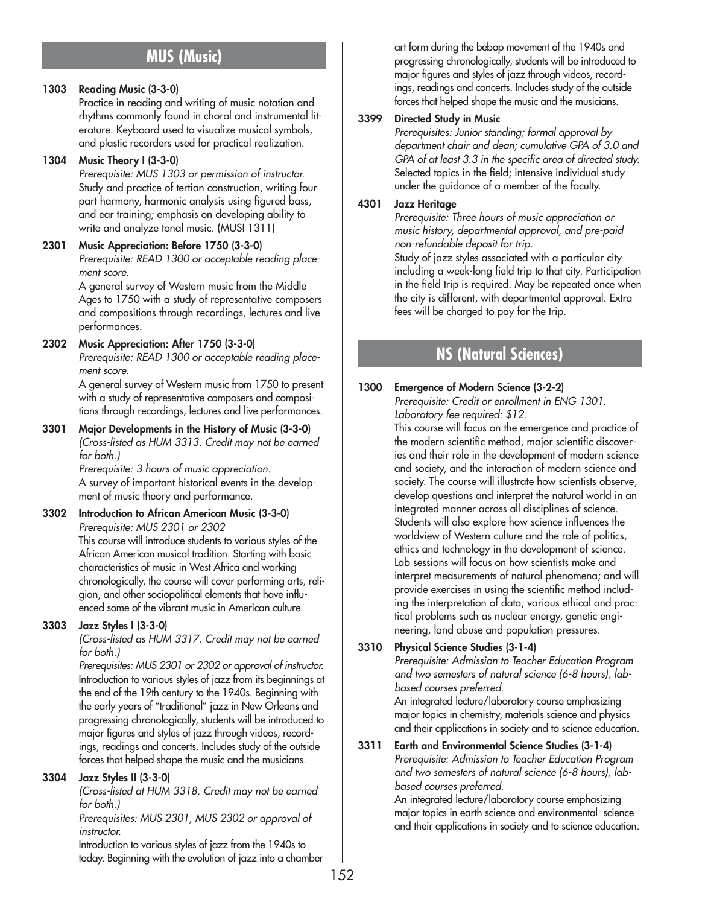## MUS (Music)

**1303 Reading Music (3-3-0)**
Practice in reading and writing of music notation and rhythms commonly found in choral and instrumental literature. Keyboard used to visualize musical symbols, and plastic recorders used for practical realization.

**1304 Music Theory I (3-3-0)**
*Prerequisite: MUS 1303 or permission of instructor.*
Study and practice of tertian construction, writing four part harmony, harmonic analysis using figured bass, and ear training; emphasis on developing ability to write and analyze tonal music. (MUSI 1311)

**2301 Music Appreciation: Before 1750 (3-3-0)**
*Prerequisite: READ 1300 or acceptable reading placement score.*
A general survey of Western music from the Middle Ages to 1750 with a study of representative composers and compositions through recordings, lectures and live performances.

**2302 Music Appreciation: After 1750 (3-3-0)**
*Prerequisite: READ 1300 or acceptable reading placement score.*
A general survey of Western music from 1750 to present with a study of representative composers and compositions through recordings, lectures and live performances.

**3301 Major Developments in the History of Music (3-3-0)**
*(Cross-listed as HUM 3313. Credit may not be earned for both.)*
*Prerequisite: 3 hours of music appreciation.*
A survey of important historical events in the development of music theory and performance.

**3302 Introduction to African American Music (3-3-0)**
*Prerequisite: MUS 2301 or 2302*
This course will introduce students to various styles of the African American musical tradition. Starting with basic characteristics of music in West Africa and working chronologically, the course will cover performing arts, religion, and other sociopolitical elements that have influenced some of the vibrant music in American culture.

**3303 Jazz Styles I (3-3-0)**
*(Cross-listed as HUM 3317. Credit may not be earned for both.)*
*Prerequisites: MUS 2301 or 2302 or approval of instructor.*
Introduction to various styles of jazz from its beginnings at the end of the 19th century to the 1940s. Beginning with the early years of "traditional" jazz in New Orleans and progressing chronologically, students will be introduced to major figures and styles of jazz through videos, recordings, readings and concerts. Includes study of the outside forces that helped shape the music and the musicians.

**3304 Jazz Styles II (3-3-0)**
*(Cross-listed at HUM 3318. Credit may not be earned for both.)*
*Prerequisites: MUS 2301, MUS 2302 or approval of instructor.*
Introduction to various styles of jazz from the 1940s to today. Beginning with the evolution of jazz into a chamber art form during the bebop movement of the 1940s and progressing chronologically, students will be introduced to major figures and styles of jazz through videos, recordings, readings and concerts. Includes study of the outside forces that helped shape the music and the musicians.

**3399 Directed Study in Music**
*Prerequisites: Junior standing; formal approval by department chair and dean; cumulative GPA of 3.0 and GPA of at least 3.3 in the specific area of directed study.*
Selected topics in the field; intensive individual study under the guidance of a member of the faculty.

**4301 Jazz Heritage**
*Prerequisite: Three hours of music appreciation or music history, departmental approval, and pre-paid non-refundable deposit for trip.*
Study of jazz styles associated with a particular city including a week-long field trip to that city. Participation in the field trip is required. May be repeated once when the city is different, with departmental approval. Extra fees will be charged to pay for the trip.

## NS (Natural Sciences)

**1300 Emergence of Modern Science (3-2-2)**
*Prerequisite: Credit or enrollment in ENG 1301.*
*Laboratory fee required: $12.*
This course will focus on the emergence and practice of the modern scientific method, major scientific discoveries and their role in the development of modern science and society, and the interaction of modern science and society. The course will illustrate how scientists observe, develop questions and interpret the natural world in an integrated manner across all disciplines of science. Students will also explore how science influences the worldview of Western culture and the role of politics, ethics and technology in the development of science. Lab sessions will focus on how scientists make and interpret measurements of natural phenomena; and will provide exercises in using the scientific method including the interpretation of data; various ethical and practical problems such as nuclear energy, genetic engineering, land abuse and population pressures.

**3310 Physical Science Studies (3-1-4)**
*Prerequisite: Admission to Teacher Education Program and two semesters of natural science (6-8 hours), lab-based courses preferred.*
An integrated lecture/laboratory course emphasizing major topics in chemistry, materials science and physics and their applications in society and to science education.

**3311 Earth and Environmental Science Studies (3-1-4)**
*Prerequisite: Admission to Teacher Education Program and two semesters of natural science (6-8 hours), lab-based courses preferred.*
An integrated lecture/laboratory course emphasizing major topics in earth science and environmental science and their applications in society and to science education.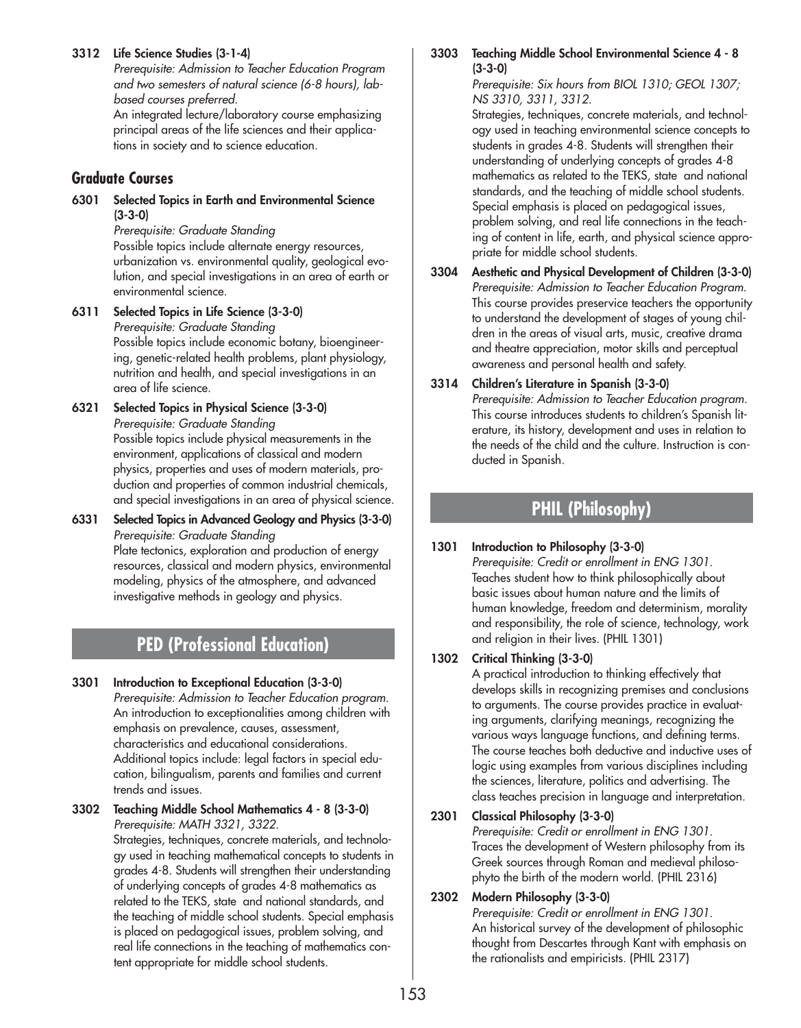**3312 Life Science Studies (3-1-4)**
*Prerequisite: Admission to Teacher Education Program and two semesters of natural science (6-8 hours), lab-based courses preferred.*
An integrated lecture/laboratory course emphasizing principal areas of the life sciences and their applications in society and to science education.

### Graduate Courses

**6301 Selected Topics in Earth and Environmental Science (3-3-0)**
*Prerequisite: Graduate Standing*
Possible topics include alternate energy resources, urbanization vs. environmental quality, geological evolution, and special investigations in an area of earth or environmental science.

**6311 Selected Topics in Life Science (3-3-0)**
*Prerequisite: Graduate Standing*
Possible topics include economic botany, bioengineering, genetic-related health problems, plant physiology, nutrition and health, and special investigations in an area of life science.

**6321 Selected Topics in Physical Science (3-3-0)**
*Prerequisite: Graduate Standing*
Possible topics include physical measurements in the environment, applications of classical and modern physics, properties and uses of modern materials, production and properties of common industrial chemicals, and special investigations in an area of physical science.

**6331 Selected Topics in Advanced Geology and Physics (3-3-0)**
*Prerequisite: Graduate Standing*
Plate tectonics, exploration and production of energy resources, classical and modern physics, environmental modeling, physics of the atmosphere, and advanced investigative methods in geology and physics.

## PED (Professional Education)

**3301 Introduction to Exceptional Education (3-3-0)**
*Prerequisite: Admission to Teacher Education program.*
An introduction to exceptionalities among children with emphasis on prevalence, causes, assessment, characteristics and educational considerations. Additional topics include: legal factors in special education, bilingualism, parents and families and current trends and issues.

**3302 Teaching Middle School Mathematics 4 - 8 (3-3-0)**
*Prerequisite: MATH 3321, 3322.*
Strategies, techniques, concrete materials, and technology used in teaching mathematical concepts to students in grades 4-8. Students will strengthen their understanding of underlying concepts of grades 4-8 mathematics as related to the TEKS, state and national standards, and the teaching of middle school students. Special emphasis is placed on pedagogical issues, problem solving, and real life connections in the teaching of mathematics content appropriate for middle school students.

**3303 Teaching Middle School Environmental Science 4 - 8 (3-3-0)**
*Prerequisite: Six hours from BIOL 1310; GEOL 1307; NS 3310, 3311, 3312.*
Strategies, techniques, concrete materials, and technology used in teaching environmental science concepts to students in grades 4-8. Students will strengthen their understanding of underlying concepts of grades 4-8 mathematics as related to the TEKS, state and national standards, and the teaching of middle school students. Special emphasis is placed on pedagogical issues, problem solving, and real life connections in the teaching of content in life, earth, and physical science appropriate for middle school students.

**3304 Aesthetic and Physical Development of Children (3-3-0)**
*Prerequisite: Admission to Teacher Education Program.*
This course provides preservice teachers the opportunity to understand the development of stages of young children in the areas of visual arts, music, creative drama and theatre appreciation, motor skills and perceptual awareness and personal health and safety.

**3314 Children's Literature in Spanish (3-3-0)**
*Prerequisite: Admission to Teacher Education program.*
This course introduces students to children's Spanish literature, its history, development and uses in relation to the needs of the child and the culture. Instruction is conducted in Spanish.

## PHIL (Philosophy)

**1301 Introduction to Philosophy (3-3-0)**
*Prerequisite: Credit or enrollment in ENG 1301.*
Teaches student how to think philosophically about basic issues about human nature and the limits of human knowledge, freedom and determinism, morality and responsibility, the role of science, technology, work and religion in their lives. (PHIL 1301)

**1302 Critical Thinking (3-3-0)**
A practical introduction to thinking effectively that develops skills in recognizing premises and conclusions to arguments. The course provides practice in evaluating arguments, clarifying meanings, recognizing the various ways language functions, and defining terms. The course teaches both deductive and inductive uses of logic using examples from various disciplines including the sciences, literature, politics and advertising. The class teaches precision in language and interpretation.

**2301 Classical Philosophy (3-3-0)**
*Prerequisite: Credit or enrollment in ENG 1301.*
Traces the development of Western philosophy from its Greek sources through Roman and medieval philosophyto the birth of the modern world. (PHIL 2316)

**2302 Modern Philosophy (3-3-0)**
*Prerequisite: Credit or enrollment in ENG 1301.*
An historical survey of the development of philosophic thought from Descartes through Kant with emphasis on the rationalists and empiricists. (PHIL 2317)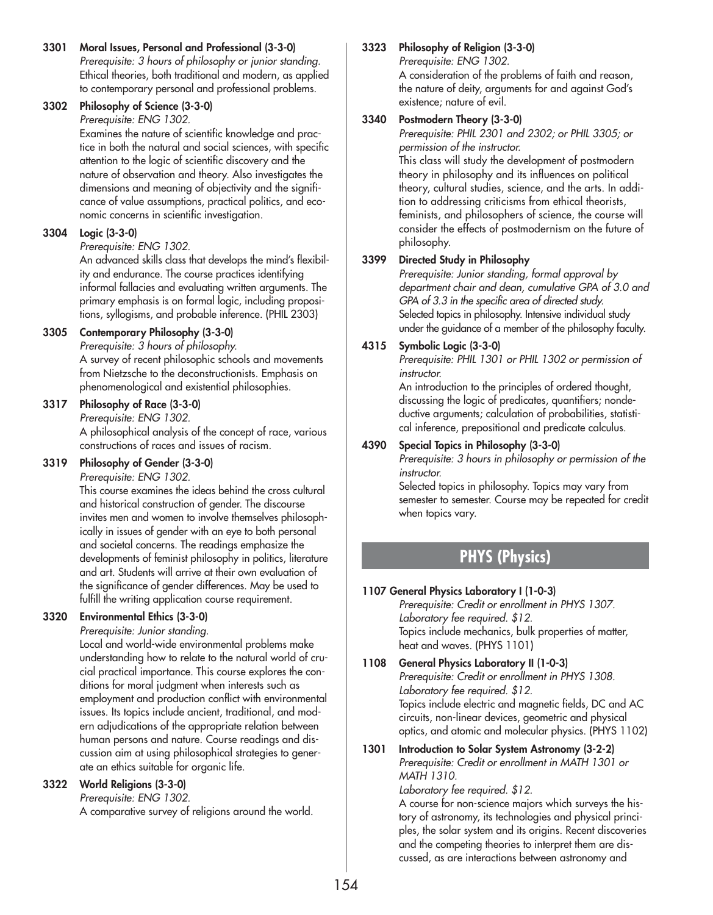**3301 Moral Issues, Personal and Professional (3-3-0)**
*Prerequisite: 3 hours of philosophy or junior standing.*
Ethical theories, both traditional and modern, as applied to contemporary personal and professional problems.

**3302 Philosophy of Science (3-3-0)**
*Prerequisite: ENG 1302.*
Examines the nature of scientific knowledge and practice in both the natural and social sciences, with specific attention to the logic of scientific discovery and the nature of observation and theory. Also investigates the dimensions and meaning of objectivity and the significance of value assumptions, practical politics, and economic concerns in scientific investigation.

**3304 Logic (3-3-0)**
*Prerequisite: ENG 1302.*
An advanced skills class that develops the mind's flexibility and endurance. The course practices identifying informal fallacies and evaluating written arguments. The primary emphasis is on formal logic, including propositions, syllogisms, and probable inference. (PHIL 2303)

**3305 Contemporary Philosophy (3-3-0)**
*Prerequisite: 3 hours of philosophy.*
A survey of recent philosophic schools and movements from Nietzsche to the deconstructionists. Emphasis on phenomenological and existential philosophies.

**3317 Philosophy of Race (3-3-0)**
*Prerequisite: ENG 1302.*
A philosophical analysis of the concept of race, various constructions of races and issues of racism.

**3319 Philosophy of Gender (3-3-0)**
*Prerequisite: ENG 1302.*
This course examines the ideas behind the cross cultural and historical construction of gender. The discourse invites men and women to involve themselves philosophically in issues of gender with an eye to both personal and societal concerns. The readings emphasize the developments of feminist philosophy in politics, literature and art. Students will arrive at their own evaluation of the significance of gender differences. May be used to fulfill the writing application course requirement.

**3320 Environmental Ethics (3-3-0)**
*Prerequisite: Junior standing.*
Local and world-wide environmental problems make understanding how to relate to the natural world of crucial practical importance. This course explores the conditions for moral judgment when interests such as employment and production conflict with environmental issues. Its topics include ancient, traditional, and modern adjudications of the appropriate relation between human persons and nature. Course readings and discussion aim at using philosophical strategies to generate an ethics suitable for organic life.

**3322 World Religions (3-3-0)**
*Prerequisite: ENG 1302.*
A comparative survey of religions around the world.

**3323 Philosophy of Religion (3-3-0)**
*Prerequisite: ENG 1302.*
A consideration of the problems of faith and reason, the nature of deity, arguments for and against God's existence; nature of evil.

**3340 Postmodern Theory (3-3-0)**
*Prerequisite: PHIL 2301 and 2302; or PHIL 3305; or permission of the instructor.*
This class will study the development of postmodern theory in philosophy and its influences on political theory, cultural studies, science, and the arts. In addition to addressing criticisms from ethical theorists, feminists, and philosophers of science, the course will consider the effects of postmodernism on the future of philosophy.

**3399 Directed Study in Philosophy**
*Prerequisite: Junior standing, formal approval by department chair and dean, cumulative GPA of 3.0 and GPA of 3.3 in the specific area of directed study.*
Selected topics in philosophy. Intensive individual study under the guidance of a member of the philosophy faculty.

**4315 Symbolic Logic (3-3-0)**
*Prerequisite: PHIL 1301 or PHIL 1302 or permission of instructor.*
An introduction to the principles of ordered thought, discussing the logic of predicates, quantifiers; nondeductive arguments; calculation of probabilities, statistical inference, prepositional and predicate calculus.

**4390 Special Topics in Philosophy (3-3-0)**
*Prerequisite: 3 hours in philosophy or permission of the instructor.*
Selected topics in philosophy. Topics may vary from semester to semester. Course may be repeated for credit when topics vary.

## PHYS (Physics)

**1107 General Physics Laboratory I (1-0-3)**
*Prerequisite: Credit or enrollment in PHYS 1307.*
*Laboratory fee required. $12.*
Topics include mechanics, bulk properties of matter, heat and waves. (PHYS 1101)

**1108 General Physics Laboratory II (1-0-3)**
*Prerequisite: Credit or enrollment in PHYS 1308.*
*Laboratory fee required. $12.*
Topics include electric and magnetic fields, DC and AC circuits, non-linear devices, geometric and physical optics, and atomic and molecular physics. (PHYS 1102)

**1301 Introduction to Solar System Astronomy (3-2-2)**
*Prerequisite: Credit or enrollment in MATH 1301 or MATH 1310.*
*Laboratory fee required. $12.*
A course for non-science majors which surveys the history of astronomy, its technologies and physical principles, the solar system and its origins. Recent discoveries and the competing theories to interpret them are discussed, as are interactions between astronomy and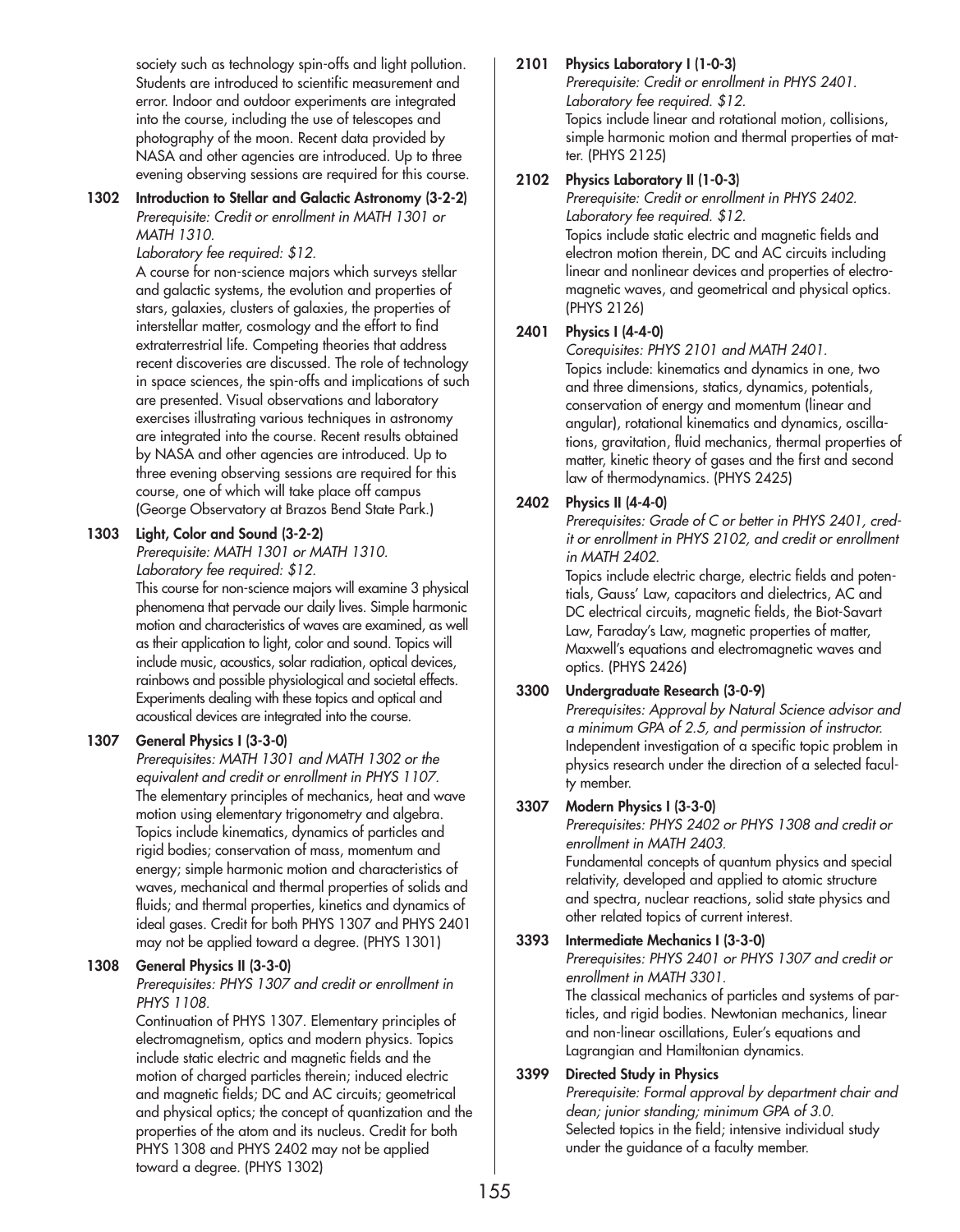society such as technology spin-offs and light pollution. Students are introduced to scientific measurement and error. Indoor and outdoor experiments are integrated into the course, including the use of telescopes and photography of the moon. Recent data provided by NASA and other agencies are introduced. Up to three evening observing sessions are required for this course.

**1302 Introduction to Stellar and Galactic Astronomy (3-2-2)**
*Prerequisite: Credit or enrollment in MATH 1301 or MATH 1310.*
*Laboratory fee required: $12.*
A course for non-science majors which surveys stellar and galactic systems, the evolution and properties of stars, galaxies, clusters of galaxies, the properties of interstellar matter, cosmology and the effort to find extraterrestrial life. Competing theories that address recent discoveries are discussed. The role of technology in space sciences, the spin-offs and implications of such are presented. Visual observations and laboratory exercises illustrating various techniques in astronomy are integrated into the course. Recent results obtained by NASA and other agencies are introduced. Up to three evening observing sessions are required for this course, one of which will take place off campus (George Observatory at Brazos Bend State Park.)

**1303 Light, Color and Sound (3-2-2)**
*Prerequisite: MATH 1301 or MATH 1310.*
*Laboratory fee required: $12.*
This course for non-science majors will examine 3 physical phenomena that pervade our daily lives. Simple harmonic motion and characteristics of waves are examined, as well as their application to light, color and sound. Topics will include music, acoustics, solar radiation, optical devices, rainbows and possible physiological and societal effects. Experiments dealing with these topics and optical and acoustical devices are integrated into the course.

**1307 General Physics I (3-3-0)**
*Prerequisites: MATH 1301 and MATH 1302 or the equivalent and credit or enrollment in PHYS 1107.*
The elementary principles of mechanics, heat and wave motion using elementary trigonometry and algebra. Topics include kinematics, dynamics of particles and rigid bodies; conservation of mass, momentum and energy; simple harmonic motion and characteristics of waves, mechanical and thermal properties of solids and fluids; and thermal properties, kinetics and dynamics of ideal gases. Credit for both PHYS 1307 and PHYS 2401 may not be applied toward a degree. (PHYS 1301)

**1308 General Physics II (3-3-0)**
*Prerequisites: PHYS 1307 and credit or enrollment in PHYS 1108.*
Continuation of PHYS 1307. Elementary principles of electromagnetism, optics and modern physics. Topics include static electric and magnetic fields and the motion of charged particles therein; induced electric and magnetic fields; DC and AC circuits; geometrical and physical optics; the concept of quantization and the properties of the atom and its nucleus. Credit for both PHYS 1308 and PHYS 2402 may not be applied toward a degree. (PHYS 1302)

**2101 Physics Laboratory I (1-0-3)**
*Prerequisite: Credit or enrollment in PHYS 2401.*
*Laboratory fee required. $12.*
Topics include linear and rotational motion, collisions, simple harmonic motion and thermal properties of matter. (PHYS 2125)

**2102 Physics Laboratory II (1-0-3)**
*Prerequisite: Credit or enrollment in PHYS 2402.*
*Laboratory fee required. $12.*
Topics include static electric and magnetic fields and electron motion therein, DC and AC circuits including linear and nonlinear devices and properties of electromagnetic waves, and geometrical and physical optics. (PHYS 2126)

**2401 Physics I (4-4-0)**
*Corequisites: PHYS 2101 and MATH 2401.*
Topics include: kinematics and dynamics in one, two and three dimensions, statics, dynamics, potentials, conservation of energy and momentum (linear and angular), rotational kinematics and dynamics, oscillations, gravitation, fluid mechanics, thermal properties of matter, kinetic theory of gases and the first and second law of thermodynamics. (PHYS 2425)

**2402 Physics II (4-4-0)**
*Prerequisites: Grade of C or better in PHYS 2401, credit or enrollment in PHYS 2102, and credit or enrollment in MATH 2402.*
Topics include electric charge, electric fields and potentials, Gauss' Law, capacitors and dielectrics, AC and DC electrical circuits, magnetic fields, the Biot-Savart Law, Faraday's Law, magnetic properties of matter, Maxwell's equations and electromagnetic waves and optics. (PHYS 2426)

**3300 Undergraduate Research (3-0-9)**
*Prerequisites: Approval by Natural Science advisor and a minimum GPA of 2.5, and permission of instructor.*
Independent investigation of a specific topic problem in physics research under the direction of a selected faculty member.

**3307 Modern Physics I (3-3-0)**
*Prerequisites: PHYS 2402 or PHYS 1308 and credit or enrollment in MATH 2403.*
Fundamental concepts of quantum physics and special relativity, developed and applied to atomic structure and spectra, nuclear reactions, solid state physics and other related topics of current interest.

**3393 Intermediate Mechanics I (3-3-0)**
*Prerequisites: PHYS 2401 or PHYS 1307 and credit or enrollment in MATH 3301.*
The classical mechanics of particles and systems of particles, and rigid bodies. Newtonian mechanics, linear and non-linear oscillations, Euler's equations and Lagrangian and Hamiltonian dynamics.

**3399 Directed Study in Physics**
*Prerequisite: Formal approval by department chair and dean; junior standing; minimum GPA of 3.0.*
Selected topics in the field; intensive individual study under the guidance of a faculty member.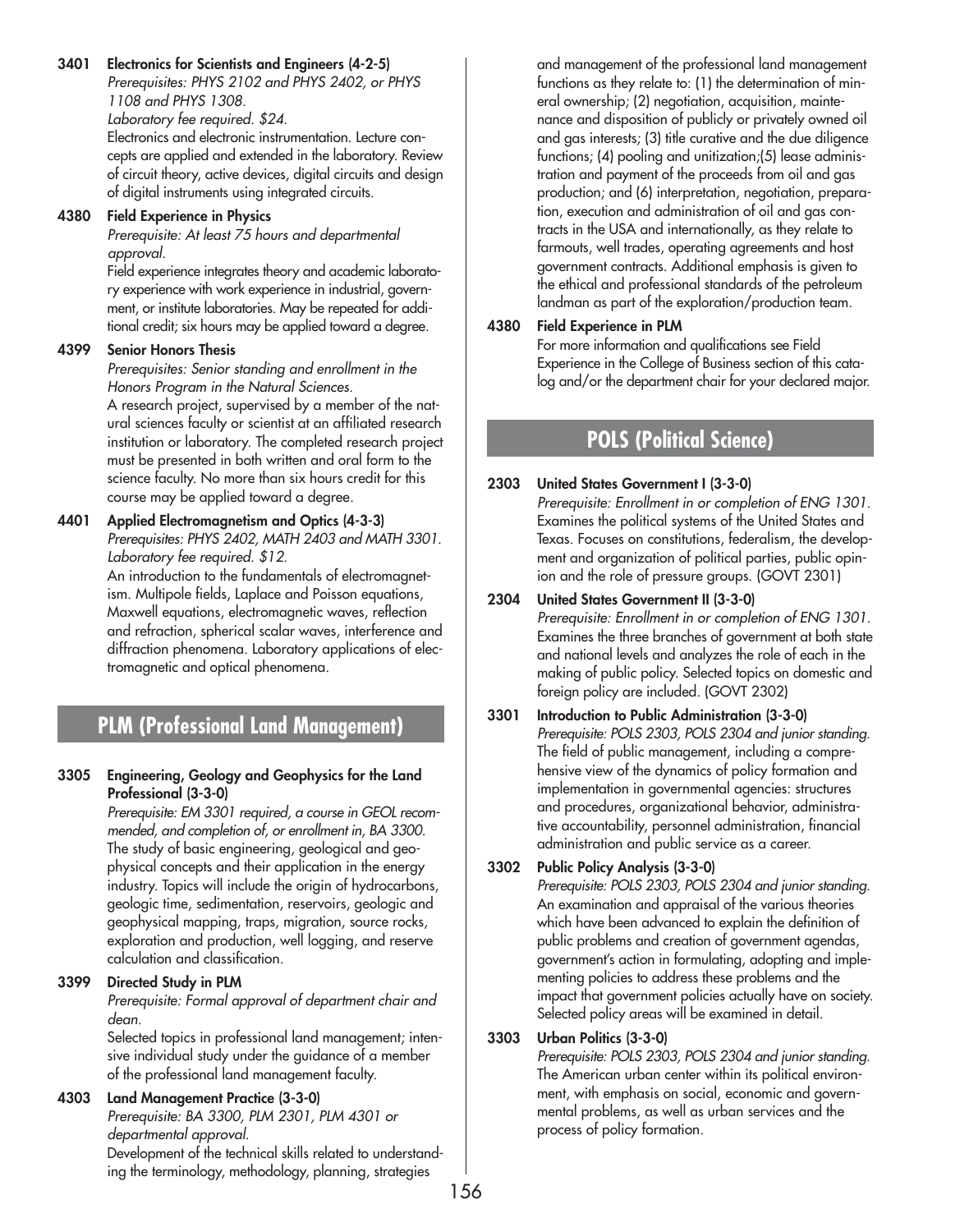**3401 Electronics for Scientists and Engineers (4-2-5)**
*Prerequisites: PHYS 2102 and PHYS 2402, or PHYS 1108 and PHYS 1308.*
*Laboratory fee required. $24.*
Electronics and electronic instrumentation. Lecture concepts are applied and extended in the laboratory. Review of circuit theory, active devices, digital circuits and design of digital instruments using integrated circuits.

**4380 Field Experience in Physics**
*Prerequisite: At least 75 hours and departmental approval.*
Field experience integrates theory and academic laboratory experience with work experience in industrial, government, or institute laboratories. May be repeated for additional credit; six hours may be applied toward a degree.

**4399 Senior Honors Thesis**
*Prerequisites: Senior standing and enrollment in the Honors Program in the Natural Sciences.*
A research project, supervised by a member of the natural sciences faculty or scientist at an affiliated research institution or laboratory. The completed research project must be presented in both written and oral form to the science faculty. No more than six hours credit for this course may be applied toward a degree.

**4401 Applied Electromagnetism and Optics (4-3-3)**
*Prerequisites: PHYS 2402, MATH 2403 and MATH 3301.*
*Laboratory fee required. $12.*
An introduction to the fundamentals of electromagnetism. Multipole fields, Laplace and Poisson equations, Maxwell equations, electromagnetic waves, reflection and refraction, spherical scalar waves, interference and diffraction phenomena. Laboratory applications of electromagnetic and optical phenomena.

## PLM (Professional Land Management)

**3305 Engineering, Geology and Geophysics for the Land Professional (3-3-0)**
*Prerequisite: EM 3301 required, a course in GEOL recommended, and completion of, or enrollment in, BA 3300.*
The study of basic engineering, geological and geophysical concepts and their application in the energy industry. Topics will include the origin of hydrocarbons, geologic time, sedimentation, reservoirs, geologic and geophysical mapping, traps, migration, source rocks, exploration and production, well logging, and reserve calculation and classification.

**3399 Directed Study in PLM**
*Prerequisite: Formal approval of department chair and dean.*
Selected topics in professional land management; intensive individual study under the guidance of a member of the professional land management faculty.

**4303 Land Management Practice (3-3-0)**
*Prerequisite: BA 3300, PLM 2301, PLM 4301 or departmental approval.*
Development of the technical skills related to understanding the terminology, methodology, planning, strategies and management of the professional land management functions as they relate to: (1) the determination of mineral ownership; (2) negotiation, acquisition, maintenance and disposition of publicly or privately owned oil and gas interests; (3) title curative and the due diligence functions; (4) pooling and unitization;(5) lease administration and payment of the proceeds from oil and gas production; and (6) interpretation, negotiation, preparation, execution and administration of oil and gas contracts in the USA and internationally, as they relate to farmouts, well trades, operating agreements and host government contracts. Additional emphasis is given to the ethical and professional standards of the petroleum landman as part of the exploration/production team.

**4380 Field Experience in PLM**
For more information and qualifications see Field Experience in the College of Business section of this catalog and/or the department chair for your declared major.

## POLS (Political Science)

**2303 United States Government I (3-3-0)**
*Prerequisite: Enrollment in or completion of ENG 1301.*
Examines the political systems of the United States and Texas. Focuses on constitutions, federalism, the development and organization of political parties, public opinion and the role of pressure groups. (GOVT 2301)

**2304 United States Government II (3-3-0)**
*Prerequisite: Enrollment in or completion of ENG 1301.*
Examines the three branches of government at both state and national levels and analyzes the role of each in the making of public policy. Selected topics on domestic and foreign policy are included. (GOVT 2302)

**3301 Introduction to Public Administration (3-3-0)**
*Prerequisite: POLS 2303, POLS 2304 and junior standing.*
The field of public management, including a comprehensive view of the dynamics of policy formation and implementation in governmental agencies: structures and procedures, organizational behavior, administrative accountability, personnel administration, financial administration and public service as a career.

**3302 Public Policy Analysis (3-3-0)**
*Prerequisite: POLS 2303, POLS 2304 and junior standing.*
An examination and appraisal of the various theories which have been advanced to explain the definition of public problems and creation of government agendas, government's action in formulating, adopting and implementing policies to address these problems and the impact that government policies actually have on society. Selected policy areas will be examined in detail.

**3303 Urban Politics (3-3-0)**
*Prerequisite: POLS 2303, POLS 2304 and junior standing.*
The American urban center within its political environment, with emphasis on social, economic and governmental problems, as well as urban services and the process of policy formation.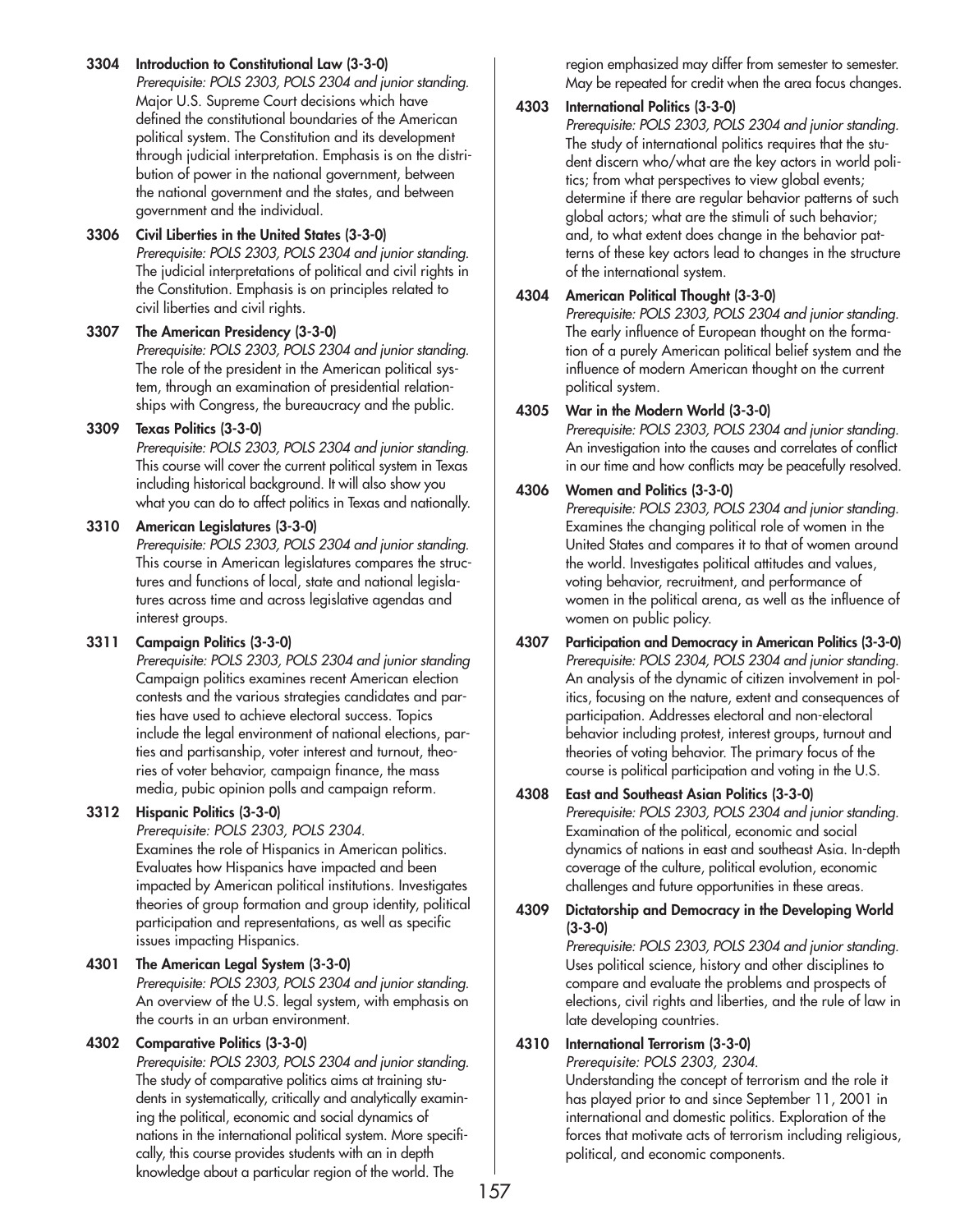**3304 Introduction to Constitutional Law (3-3-0)**
*Prerequisite: POLS 2303, POLS 2304 and junior standing.* Major U.S. Supreme Court decisions which have defined the constitutional boundaries of the American political system. The Constitution and its development through judicial interpretation. Emphasis is on the distribution of power in the national government, between the national government and the states, and between government and the individual.

**3306 Civil Liberties in the United States (3-3-0)**
*Prerequisite: POLS 2303, POLS 2304 and junior standing.* The judicial interpretations of political and civil rights in the Constitution. Emphasis is on principles related to civil liberties and civil rights.

**3307 The American Presidency (3-3-0)**
*Prerequisite: POLS 2303, POLS 2304 and junior standing.* The role of the president in the American political system, through an examination of presidential relationships with Congress, the bureaucracy and the public.

**3309 Texas Politics (3-3-0)**
*Prerequisite: POLS 2303, POLS 2304 and junior standing.* This course will cover the current political system in Texas including historical background. It will also show you what you can do to affect politics in Texas and nationally.

**3310 American Legislatures (3-3-0)**
*Prerequisite: POLS 2303, POLS 2304 and junior standing.* This course in American legislatures compares the structures and functions of local, state and national legislatures across time and across legislative agendas and interest groups.

**3311 Campaign Politics (3-3-0)**
*Prerequisite: POLS 2303, POLS 2304 and junior standing* Campaign politics examines recent American election contests and the various strategies candidates and parties have used to achieve electoral success. Topics include the legal environment of national elections, parties and partisanship, voter interest and turnout, theories of voter behavior, campaign finance, the mass media, pubic opinion polls and campaign reform.

**3312 Hispanic Politics (3-3-0)**
*Prerequisite: POLS 2303, POLS 2304.*
Examines the role of Hispanics in American politics. Evaluates how Hispanics have impacted and been impacted by American political institutions. Investigates theories of group formation and group identity, political participation and representations, as well as specific issues impacting Hispanics.

**4301 The American Legal System (3-3-0)**
*Prerequisite: POLS 2303, POLS 2304 and junior standing.* An overview of the U.S. legal system, with emphasis on the courts in an urban environment.

**4302 Comparative Politics (3-3-0)**
*Prerequisite: POLS 2303, POLS 2304 and junior standing.* The study of comparative politics aims at training students in systematically, critically and analytically examining the political, economic and social dynamics of nations in the international political system. More specifically, this course provides students with an in depth knowledge about a particular region of the world. The region emphasized may differ from semester to semester. May be repeated for credit when the area focus changes.

**4303 International Politics (3-3-0)**
*Prerequisite: POLS 2303, POLS 2304 and junior standing.* The study of international politics requires that the student discern who/what are the key actors in world politics; from what perspectives to view global events; determine if there are regular behavior patterns of such global actors; what are the stimuli of such behavior; and, to what extent does change in the behavior patterns of these key actors lead to changes in the structure of the international system.

**4304 American Political Thought (3-3-0)**
*Prerequisite: POLS 2303, POLS 2304 and junior standing.* The early influence of European thought on the formation of a purely American political belief system and the influence of modern American thought on the current political system.

**4305 War in the Modern World (3-3-0)**
*Prerequisite: POLS 2303, POLS 2304 and junior standing.* An investigation into the causes and correlates of conflict in our time and how conflicts may be peacefully resolved.

**4306 Women and Politics (3-3-0)**
*Prerequisite: POLS 2303, POLS 2304 and junior standing.* Examines the changing political role of women in the United States and compares it to that of women around the world. Investigates political attitudes and values, voting behavior, recruitment, and performance of women in the political arena, as well as the influence of women on public policy.

**4307 Participation and Democracy in American Politics (3-3-0)**
*Prerequisite: POLS 2304, POLS 2304 and junior standing.* An analysis of the dynamic of citizen involvement in politics, focusing on the nature, extent and consequences of participation. Addresses electoral and non-electoral behavior including protest, interest groups, turnout and theories of voting behavior. The primary focus of the course is political participation and voting in the U.S.

**4308 East and Southeast Asian Politics (3-3-0)**
*Prerequisite: POLS 2303, POLS 2304 and junior standing.* Examination of the political, economic and social dynamics of nations in east and southeast Asia. In-depth coverage of the culture, political evolution, economic challenges and future opportunities in these areas.

**4309 Dictatorship and Democracy in the Developing World (3-3-0)**
*Prerequisite: POLS 2303, POLS 2304 and junior standing.* Uses political science, history and other disciplines to compare and evaluate the problems and prospects of elections, civil rights and liberties, and the rule of law in late developing countries.

**4310 International Terrorism (3-3-0)**
*Prerequisite: POLS 2303, 2304.*
Understanding the concept of terrorism and the role it has played prior to and since September 11, 2001 in international and domestic politics. Exploration of the forces that motivate acts of terrorism including religious, political, and economic components.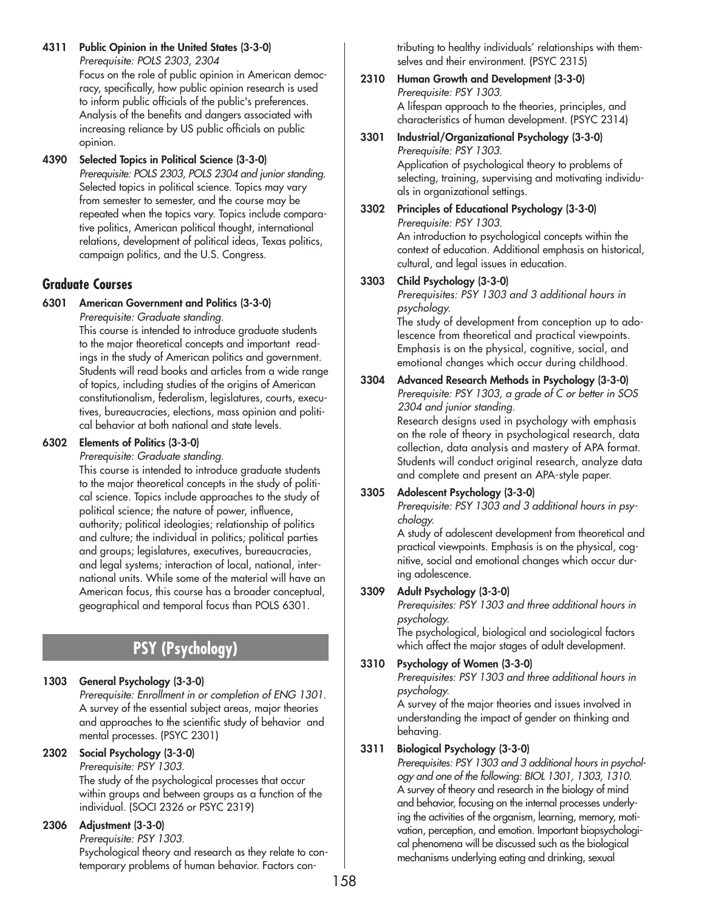**4311 Public Opinion in the United States (3-3-0)**
*Prerequisite: POLS 2303, 2304*
Focus on the role of public opinion in American democracy, specifically, how public opinion research is used to inform public officials of the public's preferences. Analysis of the benefits and dangers associated with increasing reliance by US public officials on public opinion.

**4390 Selected Topics in Political Science (3-3-0)**
*Prerequisite: POLS 2303, POLS 2304 and junior standing.*
Selected topics in political science. Topics may vary from semester to semester, and the course may be repeated when the topics vary. Topics include comparative politics, American political thought, international relations, development of political ideas, Texas politics, campaign politics, and the U.S. Congress.

## Graduate Courses

**6301 American Government and Politics (3-3-0)**
*Prerequisite: Graduate standing.*
This course is intended to introduce graduate students to the major theoretical concepts and important readings in the study of American politics and government. Students will read books and articles from a wide range of topics, including studies of the origins of American constitutionalism, federalism, legislatures, courts, executives, bureaucracies, elections, mass opinion and political behavior at both national and state levels.

**6302 Elements of Politics (3-3-0)**
*Prerequisite: Graduate standing.*
This course is intended to introduce graduate students to the major theoretical concepts in the study of political science. Topics include approaches to the study of political science; the nature of power, influence, authority; political ideologies; relationship of politics and culture; the individual in politics; political parties and groups; legislatures, executives, bureaucracies, and legal systems; interaction of local, national, international units. While some of the material will have an American focus, this course has a broader conceptual, geographical and temporal focus than POLS 6301.

# PSY (Psychology)

**1303 General Psychology (3-3-0)**
*Prerequisite: Enrollment in or completion of ENG 1301.*
A survey of the essential subject areas, major theories and approaches to the scientific study of behavior and mental processes. (PSYC 2301)

**2302 Social Psychology (3-3-0)**
*Prerequisite: PSY 1303.*
The study of the psychological processes that occur within groups and between groups as a function of the individual. (SOCI 2326 or PSYC 2319)

**2306 Adjustment (3-3-0)**
*Prerequisite: PSY 1303.*
Psychological theory and research as they relate to contemporary problems of human behavior. Factors contributing to healthy individuals' relationships with themselves and their environment. (PSYC 2315)

**2310 Human Growth and Development (3-3-0)**
*Prerequisite: PSY 1303.*
A lifespan approach to the theories, principles, and characteristics of human development. (PSYC 2314)

**3301 Industrial/Organizational Psychology (3-3-0)**
*Prerequisite: PSY 1303.*
Application of psychological theory to problems of selecting, training, supervising and motivating individuals in organizational settings.

**3302 Principles of Educational Psychology (3-3-0)**
*Prerequisite: PSY 1303.*
An introduction to psychological concepts within the context of education. Additional emphasis on historical, cultural, and legal issues in education.

**3303 Child Psychology (3-3-0)**
*Prerequisites: PSY 1303 and 3 additional hours in psychology.*
The study of development from conception up to adolescence from theoretical and practical viewpoints. Emphasis is on the physical, cognitive, social, and emotional changes which occur during childhood.

**3304 Advanced Research Methods in Psychology (3-3-0)**
*Prerequisite: PSY 1303, a grade of C or better in SOS 2304 and junior standing.*
Research designs used in psychology with emphasis on the role of theory in psychological research, data collection, data analysis and mastery of APA format. Students will conduct original research, analyze data and complete and present an APA-style paper.

**3305 Adolescent Psychology (3-3-0)**
*Prerequisite: PSY 1303 and 3 additional hours in psychology.*
A study of adolescent development from theoretical and practical viewpoints. Emphasis is on the physical, cognitive, social and emotional changes which occur during adolescence.

**3309 Adult Psychology (3-3-0)**
*Prerequisites: PSY 1303 and three additional hours in psychology.*
The psychological, biological and sociological factors which affect the major stages of adult development.

**3310 Psychology of Women (3-3-0)**
*Prerequisites: PSY 1303 and three additional hours in psychology.*
A survey of the major theories and issues involved in understanding the impact of gender on thinking and behaving.

**3311 Biological Psychology (3-3-0)**
*Prerequisites: PSY 1303 and 3 additional hours in psychology and one of the following: BIOL 1301, 1303, 1310.*
A survey of theory and research in the biology of mind and behavior, focusing on the internal processes underlying the activities of the organism, learning, memory, motivation, perception, and emotion. Important biopsychological phenomena will be discussed such as the biological mechanisms underlying eating and drinking, sexual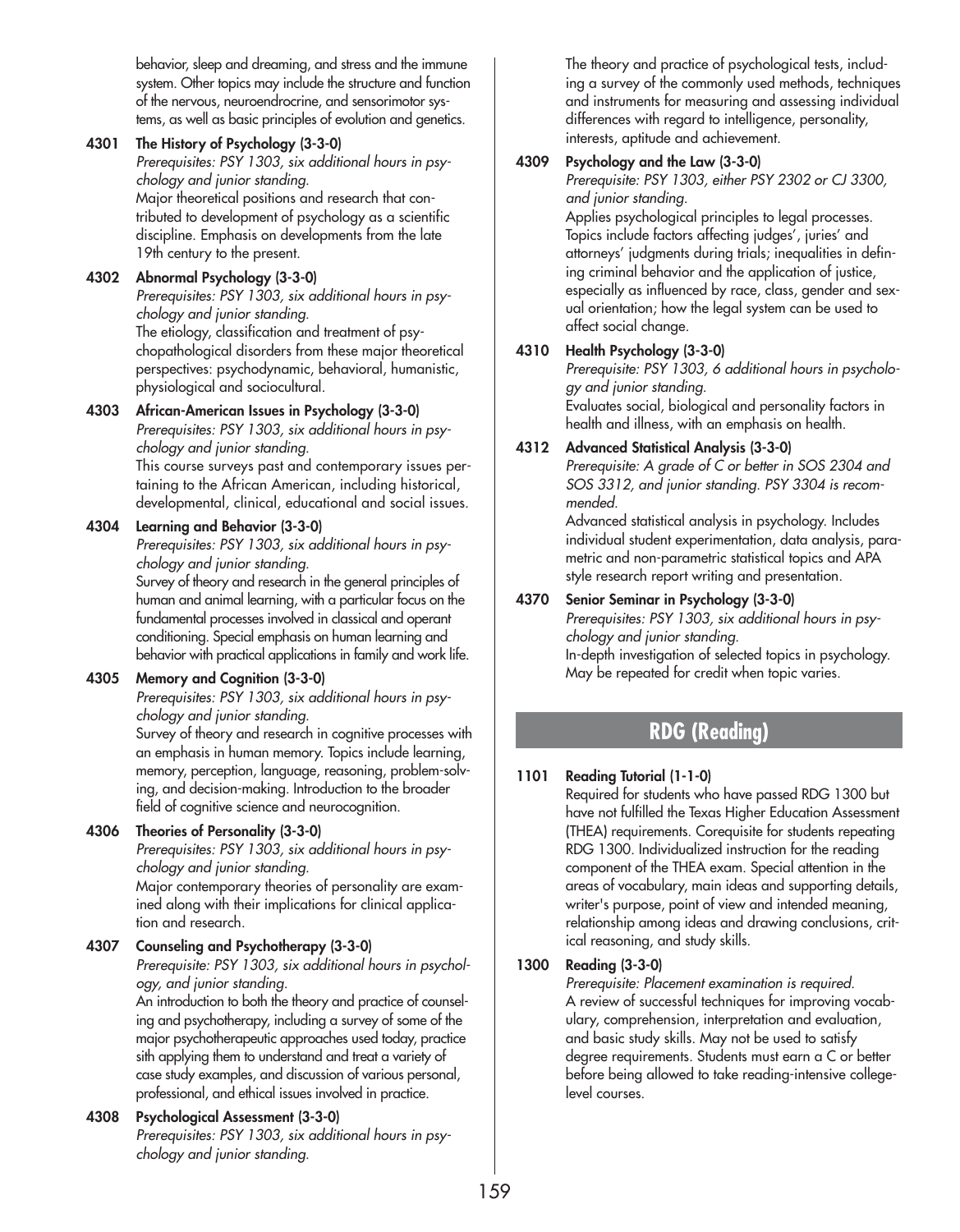behavior, sleep and dreaming, and stress and the immune system. Other topics may include the structure and function of the nervous, neuroendocrine, and sensorimotor systems, as well as basic principles of evolution and genetics.

**4301 The History of Psychology (3-3-0)**
*Prerequisites: PSY 1303, six additional hours in psychology and junior standing.*
Major theoretical positions and research that contributed to development of psychology as a scientific discipline. Emphasis on developments from the late 19th century to the present.

**4302 Abnormal Psychology (3-3-0)**
*Prerequisites: PSY 1303, six additional hours in psychology and junior standing.*
The etiology, classification and treatment of psychopathological disorders from these major theoretical perspectives: psychodynamic, behavioral, humanistic, physiological and sociocultural.

**4303 African-American Issues in Psychology (3-3-0)**
*Prerequisites: PSY 1303, six additional hours in psychology and junior standing.*
This course surveys past and contemporary issues pertaining to the African American, including historical, developmental, clinical, educational and social issues.

**4304 Learning and Behavior (3-3-0)**
*Prerequisites: PSY 1303, six additional hours in psychology and junior standing.*
Survey of theory and research in the general principles of human and animal learning, with a particular focus on the fundamental processes involved in classical and operant conditioning. Special emphasis on human learning and behavior with practical applications in family and work life.

**4305 Memory and Cognition (3-3-0)**
*Prerequisites: PSY 1303, six additional hours in psychology and junior standing.*
Survey of theory and research in cognitive processes with an emphasis in human memory. Topics include learning, memory, perception, language, reasoning, problem-solving, and decision-making. Introduction to the broader field of cognitive science and neurocognition.

**4306 Theories of Personality (3-3-0)**
*Prerequisites: PSY 1303, six additional hours in psychology and junior standing.*
Major contemporary theories of personality are examined along with their implications for clinical application and research.

**4307 Counseling and Psychotherapy (3-3-0)**
*Prerequisite: PSY 1303, six additional hours in psychology, and junior standing.*
An introduction to both the theory and practice of counseling and psychotherapy, including a survey of some of the major psychotherapeutic approaches used today, practice sith applying them to understand and treat a variety of case study examples, and discussion of various personal, professional, and ethical issues involved in practice.

**4308 Psychological Assessment (3-3-0)**
*Prerequisites: PSY 1303, six additional hours in psychology and junior standing.*
The theory and practice of psychological tests, including a survey of the commonly used methods, techniques and instruments for measuring and assessing individual differences with regard to intelligence, personality, interests, aptitude and achievement.

**4309 Psychology and the Law (3-3-0)**
*Prerequisite: PSY 1303, either PSY 2302 or CJ 3300, and junior standing.*
Applies psychological principles to legal processes. Topics include factors affecting judges', juries' and attorneys' judgments during trials; inequalities in defining criminal behavior and the application of justice, especially as influenced by race, class, gender and sexual orientation; how the legal system can be used to affect social change.

**4310 Health Psychology (3-3-0)**
*Prerequisite: PSY 1303, 6 additional hours in psychology and junior standing.*
Evaluates social, biological and personality factors in health and illness, with an emphasis on health.

**4312 Advanced Statistical Analysis (3-3-0)**
*Prerequisite: A grade of C or better in SOS 2304 and SOS 3312, and junior standing. PSY 3304 is recommended.*
Advanced statistical analysis in psychology. Includes individual student experimentation, data analysis, parametric and non-parametric statistical topics and APA style research report writing and presentation.

**4370 Senior Seminar in Psychology (3-3-0)**
*Prerequisites: PSY 1303, six additional hours in psychology and junior standing.*
In-depth investigation of selected topics in psychology. May be repeated for credit when topic varies.

## RDG (Reading)

**1101 Reading Tutorial (1-1-0)**
Required for students who have passed RDG 1300 but have not fulfilled the Texas Higher Education Assessment (THEA) requirements. Corequisite for students repeating RDG 1300. Individualized instruction for the reading component of the THEA exam. Special attention in the areas of vocabulary, main ideas and supporting details, writer's purpose, point of view and intended meaning, relationship among ideas and drawing conclusions, critical reasoning, and study skills.

**1300 Reading (3-3-0)**
*Prerequisite: Placement examination is required.*
A review of successful techniques for improving vocabulary, comprehension, interpretation and evaluation, and basic study skills. May not be used to satisfy degree requirements. Students must earn a C or better before being allowed to take reading-intensive college-level courses.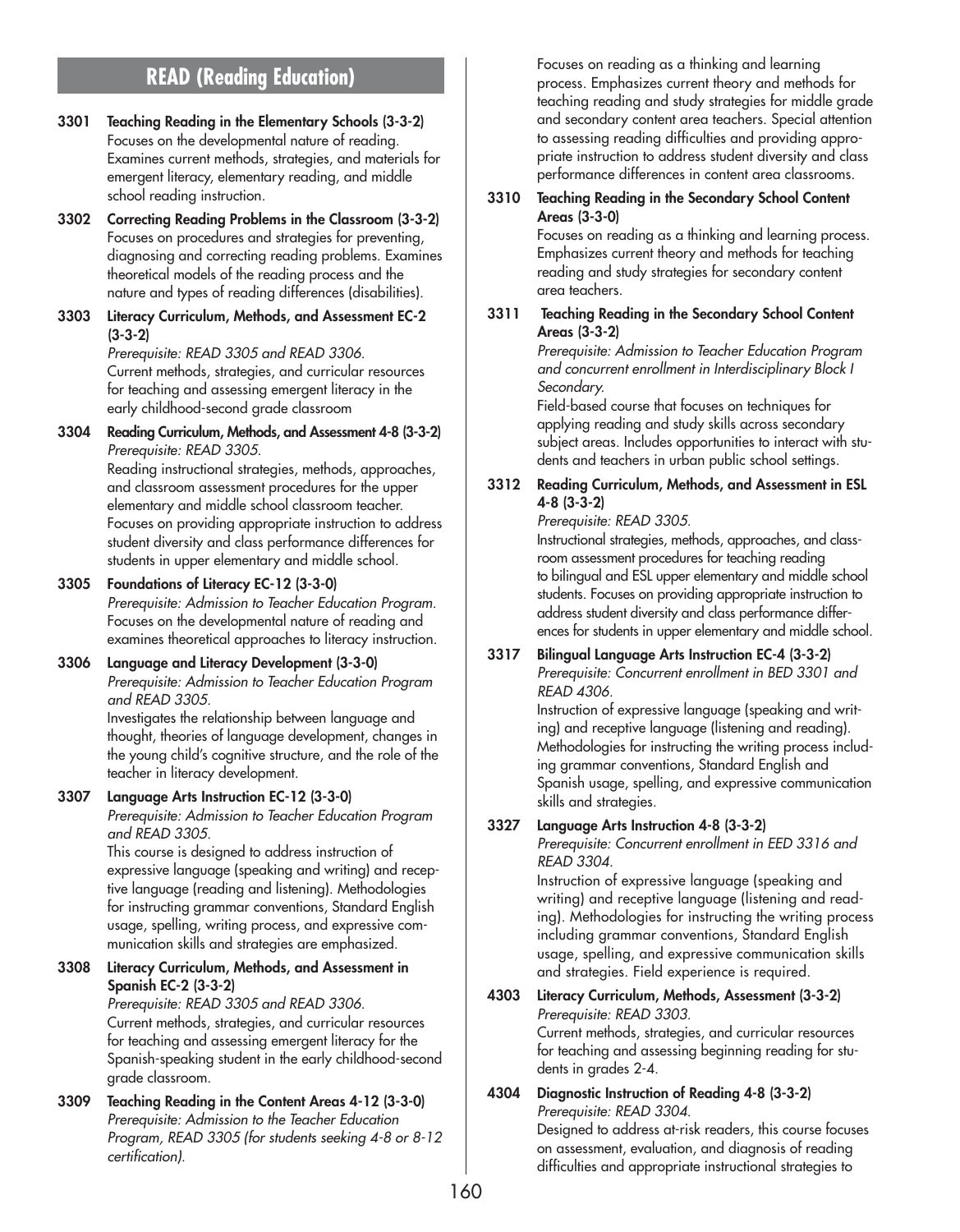## READ (Reading Education)

**3301 Teaching Reading in the Elementary Schools (3-3-2)**
Focuses on the developmental nature of reading. Examines current methods, strategies, and materials for emergent literacy, elementary reading, and middle school reading instruction.

**3302 Correcting Reading Problems in the Classroom (3-3-2)**
Focuses on procedures and strategies for preventing, diagnosing and correcting reading problems. Examines theoretical models of the reading process and the nature and types of reading differences (disabilities).

**3303 Literacy Curriculum, Methods, and Assessment EC-2 (3-3-2)**
*Prerequisite: READ 3305 and READ 3306.*
Current methods, strategies, and curricular resources for teaching and assessing emergent literacy in the early childhood-second grade classroom

**3304 Reading Curriculum, Methods, and Assessment 4-8 (3-3-2)**
*Prerequisite: READ 3305.*
Reading instructional strategies, methods, approaches, and classroom assessment procedures for the upper elementary and middle school classroom teacher. Focuses on providing appropriate instruction to address student diversity and class performance differences for students in upper elementary and middle school.

**3305 Foundations of Literacy EC-12 (3-3-0)**
*Prerequisite: Admission to Teacher Education Program.*
Focuses on the developmental nature of reading and examines theoretical approaches to literacy instruction.

**3306 Language and Literacy Development (3-3-0)**
*Prerequisite: Admission to Teacher Education Program and READ 3305.*
Investigates the relationship between language and thought, theories of language development, changes in the young child's cognitive structure, and the role of the teacher in literacy development.

**3307 Language Arts Instruction EC-12 (3-3-0)**
*Prerequisite: Admission to Teacher Education Program and READ 3305.*
This course is designed to address instruction of expressive language (speaking and writing) and receptive language (reading and listening). Methodologies for instructing grammar conventions, Standard English usage, spelling, writing process, and expressive communication skills and strategies are emphasized.

**3308 Literacy Curriculum, Methods, and Assessment in Spanish EC-2 (3-3-2)**
*Prerequisite: READ 3305 and READ 3306.*
Current methods, strategies, and curricular resources for teaching and assessing emergent literacy for the Spanish-speaking student in the early childhood-second grade classroom.

**3309 Teaching Reading in the Content Areas 4-12 (3-3-0)**
*Prerequisite: Admission to the Teacher Education Program, READ 3305 (for students seeking 4-8 or 8-12 certification).*
Focuses on reading as a thinking and learning process. Emphasizes current theory and methods for teaching reading and study strategies for middle grade and secondary content area teachers. Special attention to assessing reading difficulties and providing appropriate instruction to address student diversity and class performance differences in content area classrooms.

**3310 Teaching Reading in the Secondary School Content Areas (3-3-0)**
Focuses on reading as a thinking and learning process. Emphasizes current theory and methods for teaching reading and study strategies for secondary content area teachers.

**3311 Teaching Reading in the Secondary School Content Areas (3-3-2)**
*Prerequisite: Admission to Teacher Education Program and concurrent enrollment in Interdisciplinary Block I Secondary.*
Field-based course that focuses on techniques for applying reading and study skills across secondary subject areas. Includes opportunities to interact with students and teachers in urban public school settings.

**3312 Reading Curriculum, Methods, and Assessment in ESL 4-8 (3-3-2)**
*Prerequisite: READ 3305.*
Instructional strategies, methods, approaches, and classroom assessment procedures for teaching reading to bilingual and ESL upper elementary and middle school students. Focuses on providing appropriate instruction to address student diversity and class performance differences for students in upper elementary and middle school.

**3317 Bilingual Language Arts Instruction EC-4 (3-3-2)**
*Prerequisite: Concurrent enrollment in BED 3301 and READ 4306.*
Instruction of expressive language (speaking and writing) and receptive language (listening and reading). Methodologies for instructing the writing process including grammar conventions, Standard English and Spanish usage, spelling, and expressive communication skills and strategies.

**3327 Language Arts Instruction 4-8 (3-3-2)**
*Prerequisite: Concurrent enrollment in EED 3316 and READ 3304.*
Instruction of expressive language (speaking and writing) and receptive language (listening and reading). Methodologies for instructing the writing process including grammar conventions, Standard English usage, spelling, and expressive communication skills and strategies. Field experience is required.

**4303 Literacy Curriculum, Methods, Assessment (3-3-2)**
*Prerequisite: READ 3303.*
Current methods, strategies, and curricular resources for teaching and assessing beginning reading for students in grades 2-4.

**4304 Diagnostic Instruction of Reading 4-8 (3-3-2)**
*Prerequisite: READ 3304.*
Designed to address at-risk readers, this course focuses on assessment, evaluation, and diagnosis of reading difficulties and appropriate instructional strategies to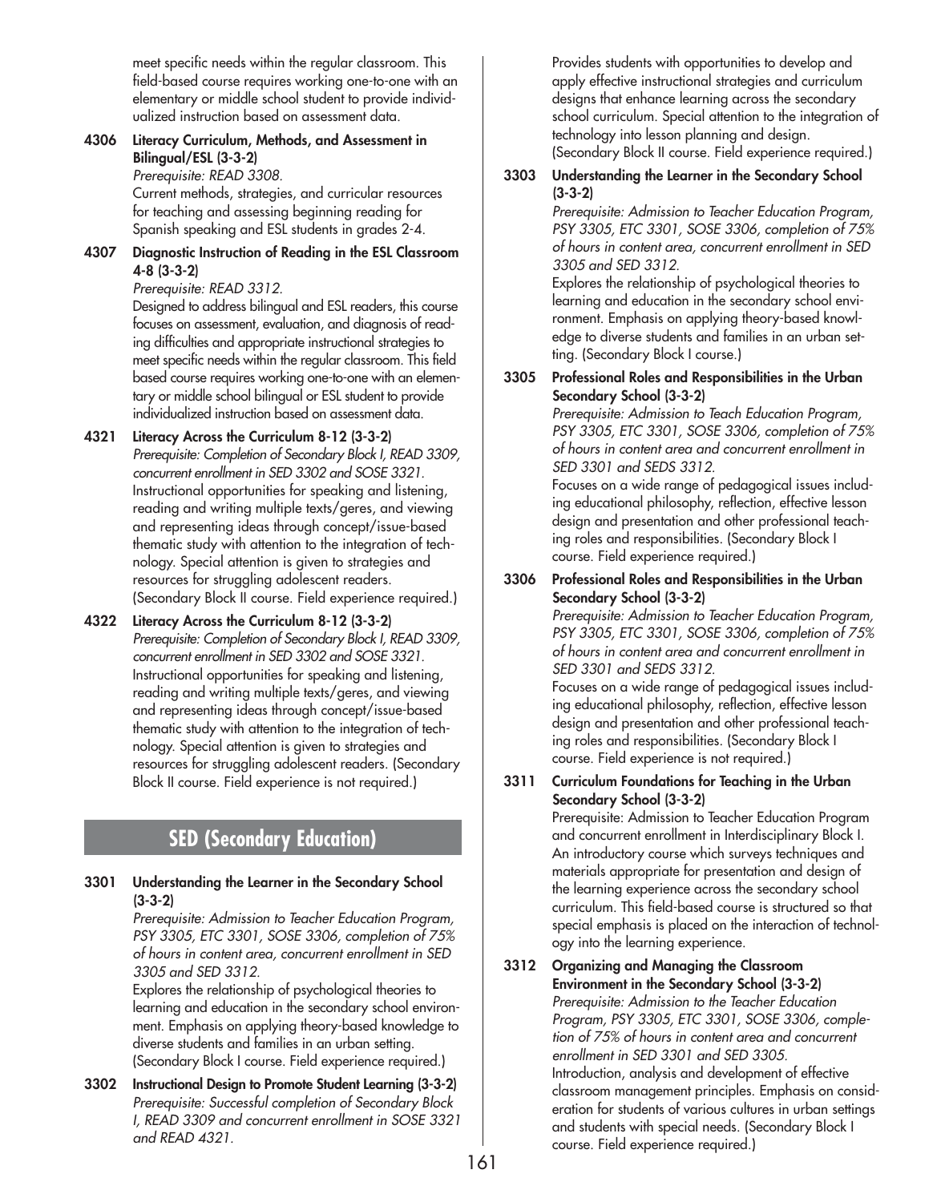meet specific needs within the regular classroom. This field-based course requires working one-to-one with an elementary or middle school student to provide individualized instruction based on assessment data.

**4306 Literacy Curriculum, Methods, and Assessment in Bilingual/ESL (3-3-2)**
*Prerequisite: READ 3308.*
Current methods, strategies, and curricular resources for teaching and assessing beginning reading for Spanish speaking and ESL students in grades 2-4.

**4307 Diagnostic Instruction of Reading in the ESL Classroom 4-8 (3-3-2)**
*Prerequisite: READ 3312.*
Designed to address bilingual and ESL readers, this course focuses on assessment, evaluation, and diagnosis of reading difficulties and appropriate instructional strategies to meet specific needs within the regular classroom. This field based course requires working one-to-one with an elementary or middle school bilingual or ESL student to provide individualized instruction based on assessment data.

**4321 Literacy Across the Curriculum 8-12 (3-3-2)**
*Prerequisite: Completion of Secondary Block I, READ 3309, concurrent enrollment in SED 3302 and SOSE 3321.*
Instructional opportunities for speaking and listening, reading and writing multiple texts/geres, and viewing and representing ideas through concept/issue-based thematic study with attention to the integration of technology. Special attention is given to strategies and resources for struggling adolescent readers. (Secondary Block II course. Field experience required.)

**4322 Literacy Across the Curriculum 8-12 (3-3-2)**
*Prerequisite: Completion of Secondary Block I, READ 3309, concurrent enrollment in SED 3302 and SOSE 3321.*
Instructional opportunities for speaking and listening, reading and writing multiple texts/geres, and viewing and representing ideas through concept/issue-based thematic study with attention to the integration of technology. Special attention is given to strategies and resources for struggling adolescent readers. (Secondary Block II course. Field experience is not required.)

## SED (Secondary Education)

**3301 Understanding the Learner in the Secondary School (3-3-2)**
*Prerequisite: Admission to Teacher Education Program, PSY 3305, ETC 3301, SOSE 3306, completion of 75% of hours in content area, concurrent enrollment in SED 3305 and SED 3312.*
Explores the relationship of psychological theories to learning and education in the secondary school environment. Emphasis on applying theory-based knowledge to diverse students and families in an urban setting. (Secondary Block I course. Field experience required.)

**3302 Instructional Design to Promote Student Learning (3-3-2)**
*Prerequisite: Successful completion of Secondary Block I, READ 3309 and concurrent enrollment in SOSE 3321 and READ 4321.*
Provides students with opportunities to develop and apply effective instructional strategies and curriculum designs that enhance learning across the secondary school curriculum. Special attention to the integration of technology into lesson planning and design. (Secondary Block II course. Field experience required.)

**3303 Understanding the Learner in the Secondary School (3-3-2)**
*Prerequisite: Admission to Teacher Education Program, PSY 3305, ETC 3301, SOSE 3306, completion of 75% of hours in content area, concurrent enrollment in SED 3305 and SED 3312.*
Explores the relationship of psychological theories to learning and education in the secondary school environment. Emphasis on applying theory-based knowledge to diverse students and families in an urban setting. (Secondary Block I course.)

**3305 Professional Roles and Responsibilities in the Urban Secondary School (3-3-2)**
*Prerequisite: Admission to Teach Education Program, PSY 3305, ETC 3301, SOSE 3306, completion of 75% of hours in content area and concurrent enrollment in SED 3301 and SEDS 3312.*
Focuses on a wide range of pedagogical issues including educational philosophy, reflection, effective lesson design and presentation and other professional teaching roles and responsibilities. (Secondary Block I course. Field experience required.)

**3306 Professional Roles and Responsibilities in the Urban Secondary School (3-3-2)**
*Prerequisite: Admission to Teacher Education Program, PSY 3305, ETC 3301, SOSE 3306, completion of 75% of hours in content area and concurrent enrollment in SED 3301 and SEDS 3312.*
Focuses on a wide range of pedagogical issues including educational philosophy, reflection, effective lesson design and presentation and other professional teaching roles and responsibilities. (Secondary Block I course. Field experience is not required.)

**3311 Curriculum Foundations for Teaching in the Urban Secondary School (3-3-2)**
Prerequisite: Admission to Teacher Education Program and concurrent enrollment in Interdisciplinary Block I.
An introductory course which surveys techniques and materials appropriate for presentation and design of the learning experience across the secondary school curriculum. This field-based course is structured so that special emphasis is placed on the interaction of technology into the learning experience.

**3312 Organizing and Managing the Classroom Environment in the Secondary School (3-3-2)**
*Prerequisite: Admission to the Teacher Education Program, PSY 3305, ETC 3301, SOSE 3306, completion of 75% of hours in content area and concurrent enrollment in SED 3301 and SED 3305.*
Introduction, analysis and development of effective classroom management principles. Emphasis on consideration for students of various cultures in urban settings and students with special needs. (Secondary Block I course. Field experience required.)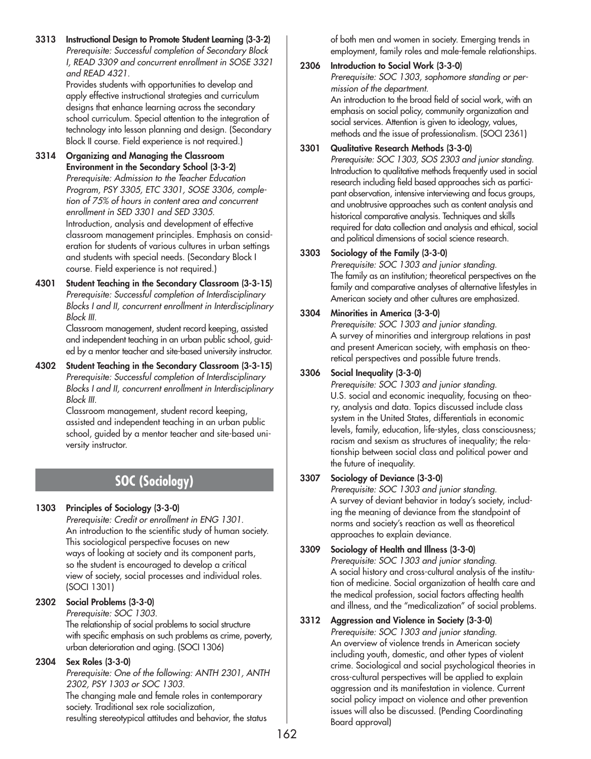**3313 Instructional Design to Promote Student Learning (3-3-2)**
*Prerequisite: Successful completion of Secondary Block I, READ 3309 and concurrent enrollment in SOSE 3321 and READ 4321.*
Provides students with opportunities to develop and apply effective instructional strategies and curriculum designs that enhance learning across the secondary school curriculum. Special attention to the integration of technology into lesson planning and design. (Secondary Block II course. Field experience is not required.)

**3314 Organizing and Managing the Classroom Environment in the Secondary School (3-3-2)**
*Prerequisite: Admission to the Teacher Education Program, PSY 3305, ETC 3301, SOSE 3306, completion of 75% of hours in content area and concurrent enrollment in SED 3301 and SED 3305.*
Introduction, analysis and development of effective classroom management principles. Emphasis on consideration for students of various cultures in urban settings and students with special needs. (Secondary Block I course. Field experience is not required.)

**4301 Student Teaching in the Secondary Classroom (3-3-15)**
*Prerequisite: Successful completion of Interdisciplinary Blocks I and II, concurrent enrollment in Interdisciplinary Block III.*
Classroom management, student record keeping, assisted and independent teaching in an urban public school, guided by a mentor teacher and site-based university instructor.

**4302 Student Teaching in the Secondary Classroom (3-3-15)**
*Prerequisite: Successful completion of Interdisciplinary Blocks I and II, concurrent enrollment in Interdisciplinary Block III.*
Classroom management, student record keeping, assisted and independent teaching in an urban public school, guided by a mentor teacher and site-based university instructor.

## SOC (Sociology)

**1303 Principles of Sociology (3-3-0)**
*Prerequisite: Credit or enrollment in ENG 1301.*
An introduction to the scientific study of human society. This sociological perspective focuses on new ways of looking at society and its component parts, so the student is encouraged to develop a critical view of society, social processes and individual roles. (SOCI 1301)

**2302 Social Problems (3-3-0)**
*Prerequisite: SOC 1303.*
The relationship of social problems to social structure with specific emphasis on such problems as crime, poverty, urban deterioration and aging. (SOCI 1306)

**2304 Sex Roles (3-3-0)**
*Prerequisite: One of the following: ANTH 2301, ANTH 2302, PSY 1303 or SOC 1303.*
The changing male and female roles in contemporary society. Traditional sex role socialization, resulting stereotypical attitudes and behavior, the status of both men and women in society. Emerging trends in employment, family roles and male-female relationships.

**2306 Introduction to Social Work (3-3-0)**
*Prerequisite: SOC 1303, sophomore standing or permission of the department.*
An introduction to the broad field of social work, with an emphasis on social policy, community organization and social services. Attention is given to ideology, values, methods and the issue of professionalism. (SOCI 2361)

**3301 Qualitative Research Methods (3-3-0)**
*Prerequisite: SOC 1303, SOS 2303 and junior standing.*
Introduction to qualitative methods frequently used in social research including field based approaches sich as participant observation, intensive interviewing and focus groups, and unobtrusive approaches such as content analysis and historical comparative analysis. Techniques and skills required for data collection and analysis and ethical, social and political dimensions of social science research.

**3303 Sociology of the Family (3-3-0)**
*Prerequisite: SOC 1303 and junior standing.*
The family as an institution; theoretical perspectives on the family and comparative analyses of alternative lifestyles in American society and other cultures are emphasized.

**3304 Minorities in America (3-3-0)**
*Prerequisite: SOC 1303 and junior standing.*
A survey of minorities and intergroup relations in past and present American society, with emphasis on theoretical perspectives and possible future trends.

**3306 Social Inequality (3-3-0)**
*Prerequisite: SOC 1303 and junior standing.*
U.S. social and economic inequality, focusing on theory, analysis and data. Topics discussed include class system in the United States, differentials in economic levels, family, education, life-styles, class consciousness; racism and sexism as structures of inequality; the relationship between social class and political power and the future of inequality.

**3307 Sociology of Deviance (3-3-0)**
*Prerequisite: SOC 1303 and junior standing.*
A survey of deviant behavior in today's society, including the meaning of deviance from the standpoint of norms and society's reaction as well as theoretical approaches to explain deviance.

**3309 Sociology of Health and Illness (3-3-0)**
*Prerequisite: SOC 1303 and junior standing.*
A social history and cross-cultural analysis of the institution of medicine. Social organization of health care and the medical profession, social factors affecting health and illness, and the "medicalization" of social problems.

**3312 Aggression and Violence in Society (3-3-0)**
*Prerequisite: SOC 1303 and junior standing.*
An overview of violence trends in American society including youth, domestic, and other types of violent crime. Sociological and social psychological theories in cross-cultural perspectives will be applied to explain aggression and its manifestation in violence. Current social policy impact on violence and other prevention issues will also be discussed. (Pending Coordinating Board approval)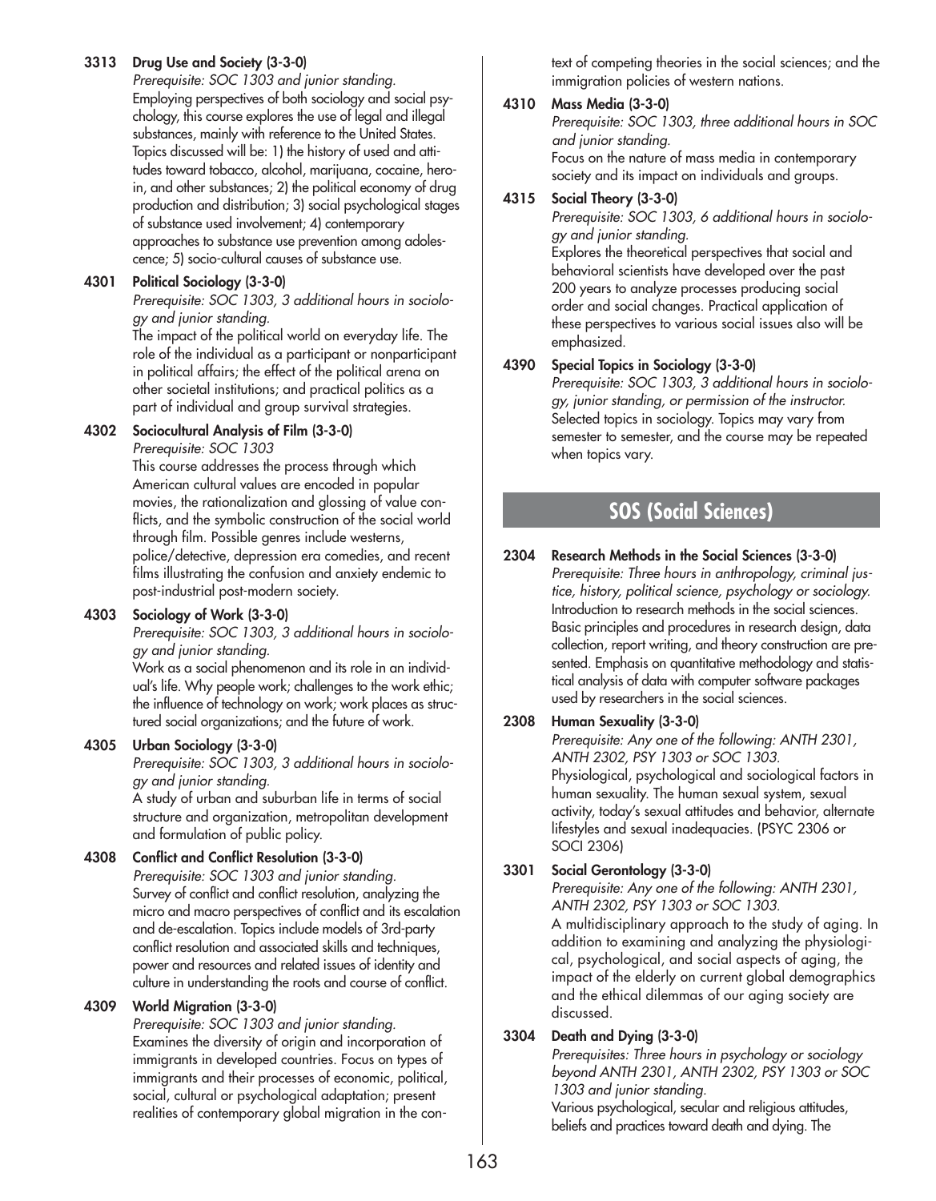**3313 Drug Use and Society (3-3-0)**
*Prerequisite: SOC 1303 and junior standing.*
Employing perspectives of both sociology and social psychology, this course explores the use of legal and illegal substances, mainly with reference to the United States. Topics discussed will be: 1) the history of used and attitudes toward tobacco, alcohol, marijuana, cocaine, heroin, and other substances; 2) the political economy of drug production and distribution; 3) social psychological stages of substance used involvement; 4) contemporary approaches to substance use prevention among adolescence; 5) socio-cultural causes of substance use.

**4301 Political Sociology (3-3-0)**
*Prerequisite: SOC 1303, 3 additional hours in sociology and junior standing.*
The impact of the political world on everyday life. The role of the individual as a participant or nonparticipant in political affairs; the effect of the political arena on other societal institutions; and practical politics as a part of individual and group survival strategies.

**4302 Sociocultural Analysis of Film (3-3-0)**
*Prerequisite: SOC 1303*
This course addresses the process through which American cultural values are encoded in popular movies, the rationalization and glossing of value conflicts, and the symbolic construction of the social world through film. Possible genres include westerns, police/detective, depression era comedies, and recent films illustrating the confusion and anxiety endemic to post-industrial post-modern society.

**4303 Sociology of Work (3-3-0)**
*Prerequisite: SOC 1303, 3 additional hours in sociology and junior standing.*
Work as a social phenomenon and its role in an individual's life. Why people work; challenges to the work ethic; the influence of technology on work; work places as structured social organizations; and the future of work.

**4305 Urban Sociology (3-3-0)**
*Prerequisite: SOC 1303, 3 additional hours in sociology and junior standing.*
A study of urban and suburban life in terms of social structure and organization, metropolitan development and formulation of public policy.

**4308 Conflict and Conflict Resolution (3-3-0)**
*Prerequisite: SOC 1303 and junior standing.*
Survey of conflict and conflict resolution, analyzing the micro and macro perspectives of conflict and its escalation and de-escalation. Topics include models of 3rd-party conflict resolution and associated skills and techniques, power and resources and related issues of identity and culture in understanding the roots and course of conflict.

**4309 World Migration (3-3-0)**
*Prerequisite: SOC 1303 and junior standing.*
Examines the diversity of origin and incorporation of immigrants in developed countries. Focus on types of immigrants and their processes of economic, political, social, cultural or psychological adaptation; present realities of contemporary global migration in the context of competing theories in the social sciences; and the immigration policies of western nations.

**4310 Mass Media (3-3-0)**
*Prerequisite: SOC 1303, three additional hours in SOC and junior standing.*
Focus on the nature of mass media in contemporary society and its impact on individuals and groups.

**4315 Social Theory (3-3-0)**
*Prerequisite: SOC 1303, 6 additional hours in sociology and junior standing.*
Explores the theoretical perspectives that social and behavioral scientists have developed over the past 200 years to analyze processes producing social order and social changes. Practical application of these perspectives to various social issues also will be emphasized.

**4390 Special Topics in Sociology (3-3-0)**
*Prerequisite: SOC 1303, 3 additional hours in sociology, junior standing, or permission of the instructor.*
Selected topics in sociology. Topics may vary from semester to semester, and the course may be repeated when topics vary.

## SOS (Social Sciences)

**2304 Research Methods in the Social Sciences (3-3-0)**
*Prerequisite: Three hours in anthropology, criminal justice, history, political science, psychology or sociology.*
Introduction to research methods in the social sciences. Basic principles and procedures in research design, data collection, report writing, and theory construction are presented. Emphasis on quantitative methodology and statistical analysis of data with computer software packages used by researchers in the social sciences.

**2308 Human Sexuality (3-3-0)**
*Prerequisite: Any one of the following: ANTH 2301, ANTH 2302, PSY 1303 or SOC 1303.*
Physiological, psychological and sociological factors in human sexuality. The human sexual system, sexual activity, today's sexual attitudes and behavior, alternate lifestyles and sexual inadequacies. (PSYC 2306 or SOCI 2306)

**3301 Social Gerontology (3-3-0)**
*Prerequisite: Any one of the following: ANTH 2301, ANTH 2302, PSY 1303 or SOC 1303.*
A multidisciplinary approach to the study of aging. In addition to examining and analyzing the physiological, psychological, and social aspects of aging, the impact of the elderly on current global demographics and the ethical dilemmas of our aging society are discussed.

**3304 Death and Dying (3-3-0)**
*Prerequisites: Three hours in psychology or sociology beyond ANTH 2301, ANTH 2302, PSY 1303 or SOC 1303 and junior standing.*
Various psychological, secular and religious attitudes, beliefs and practices toward death and dying. The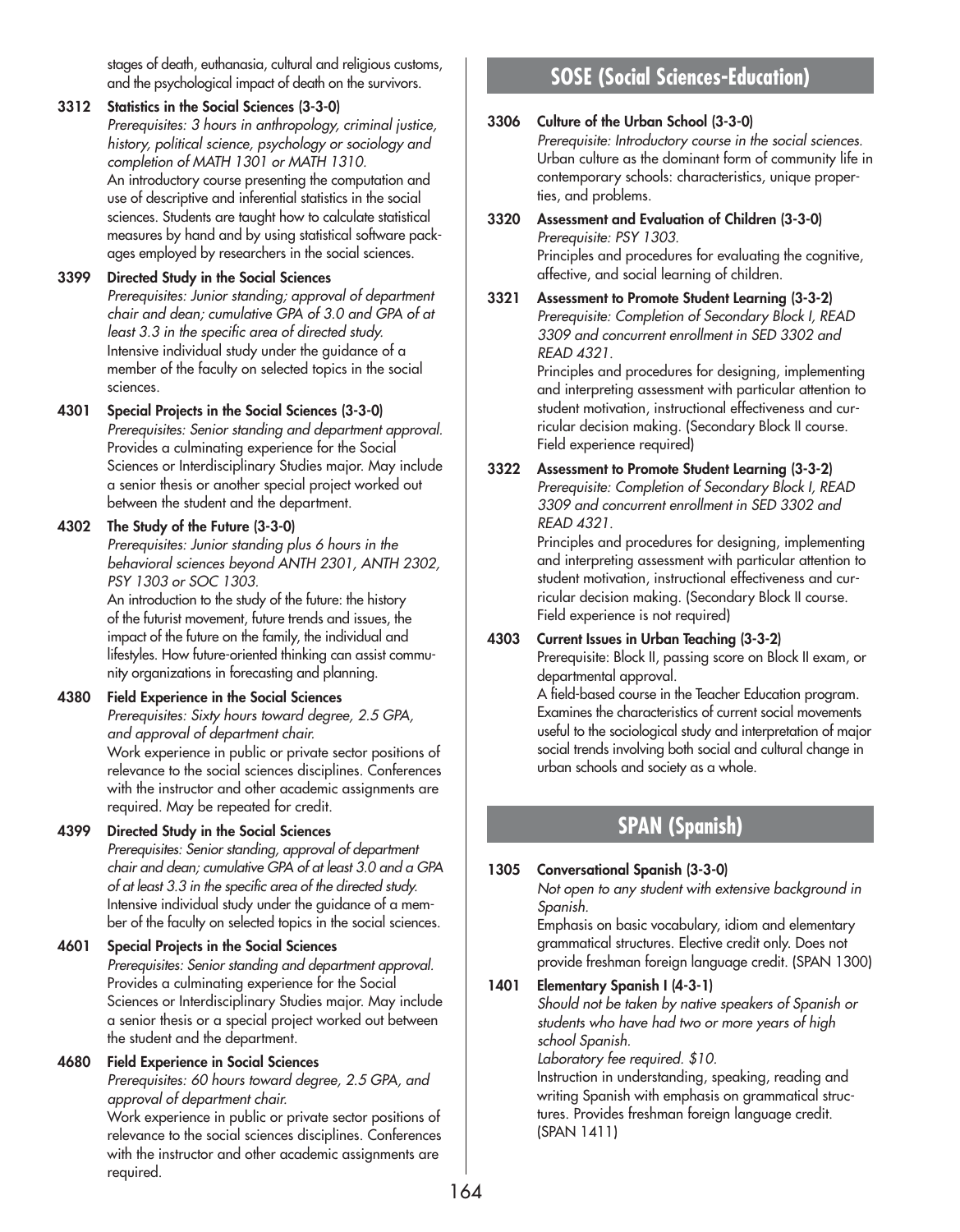stages of death, euthanasia, cultural and religious customs, and the psychological impact of death on the survivors.

**3312 Statistics in the Social Sciences (3-3-0)**
*Prerequisites: 3 hours in anthropology, criminal justice, history, political science, psychology or sociology and completion of MATH 1301 or MATH 1310.*
An introductory course presenting the computation and use of descriptive and inferential statistics in the social sciences. Students are taught how to calculate statistical measures by hand and by using statistical software packages employed by researchers in the social sciences.

**3399 Directed Study in the Social Sciences**
*Prerequisites: Junior standing; approval of department chair and dean; cumulative GPA of 3.0 and GPA of at least 3.3 in the specific area of directed study.*
Intensive individual study under the guidance of a member of the faculty on selected topics in the social sciences.

**4301 Special Projects in the Social Sciences (3-3-0)**
*Prerequisites: Senior standing and department approval.*
Provides a culminating experience for the Social Sciences or Interdisciplinary Studies major. May include a senior thesis or another special project worked out between the student and the department.

**4302 The Study of the Future (3-3-0)**
*Prerequisites: Junior standing plus 6 hours in the behavioral sciences beyond ANTH 2301, ANTH 2302, PSY 1303 or SOC 1303.*
An introduction to the study of the future: the history of the futurist movement, future trends and issues, the impact of the future on the family, the individual and lifestyles. How future-oriented thinking can assist community organizations in forecasting and planning.

**4380 Field Experience in the Social Sciences**
*Prerequisites: Sixty hours toward degree, 2.5 GPA, and approval of department chair.*
Work experience in public or private sector positions of relevance to the social sciences disciplines. Conferences with the instructor and other academic assignments are required. May be repeated for credit.

**4399 Directed Study in the Social Sciences**
*Prerequisites: Senior standing, approval of department chair and dean; cumulative GPA of at least 3.0 and a GPA of at least 3.3 in the specific area of the directed study.*
Intensive individual study under the guidance of a member of the faculty on selected topics in the social sciences.

**4601 Special Projects in the Social Sciences**
*Prerequisites: Senior standing and department approval.*
Provides a culminating experience for the Social Sciences or Interdisciplinary Studies major. May include a senior thesis or a special project worked out between the student and the department.

**4680 Field Experience in Social Sciences**
*Prerequisites: 60 hours toward degree, 2.5 GPA, and approval of department chair.*
Work experience in public or private sector positions of relevance to the social sciences disciplines. Conferences with the instructor and other academic assignments are required.

## SOSE (Social Sciences-Education)

**3306 Culture of the Urban School (3-3-0)**
*Prerequisite: Introductory course in the social sciences.*
Urban culture as the dominant form of community life in contemporary schools: characteristics, unique properties, and problems.

**3320 Assessment and Evaluation of Children (3-3-0)**
*Prerequisite: PSY 1303.*
Principles and procedures for evaluating the cognitive, affective, and social learning of children.

**3321 Assessment to Promote Student Learning (3-3-2)**
*Prerequisite: Completion of Secondary Block I, READ 3309 and concurrent enrollment in SED 3302 and READ 4321.*
Principles and procedures for designing, implementing and interpreting assessment with particular attention to student motivation, instructional effectiveness and curricular decision making. (Secondary Block II course. Field experience required)

**3322 Assessment to Promote Student Learning (3-3-2)**
*Prerequisite: Completion of Secondary Block I, READ 3309 and concurrent enrollment in SED 3302 and READ 4321.*
Principles and procedures for designing, implementing and interpreting assessment with particular attention to student motivation, instructional effectiveness and curricular decision making. (Secondary Block II course. Field experience is not required)

**4303 Current Issues in Urban Teaching (3-3-2)**
Prerequisite: Block II, passing score on Block II exam, or departmental approval.
A field-based course in the Teacher Education program. Examines the characteristics of current social movements useful to the sociological study and interpretation of major social trends involving both social and cultural change in urban schools and society as a whole.

## SPAN (Spanish)

**1305 Conversational Spanish (3-3-0)**
*Not open to any student with extensive background in Spanish.*
Emphasis on basic vocabulary, idiom and elementary grammatical structures. Elective credit only. Does not provide freshman foreign language credit. (SPAN 1300)

**1401 Elementary Spanish I (4-3-1)**
*Should not be taken by native speakers of Spanish or students who have had two or more years of high school Spanish.*
*Laboratory fee required. $10.*
Instruction in understanding, speaking, reading and writing Spanish with emphasis on grammatical structures. Provides freshman foreign language credit. (SPAN 1411)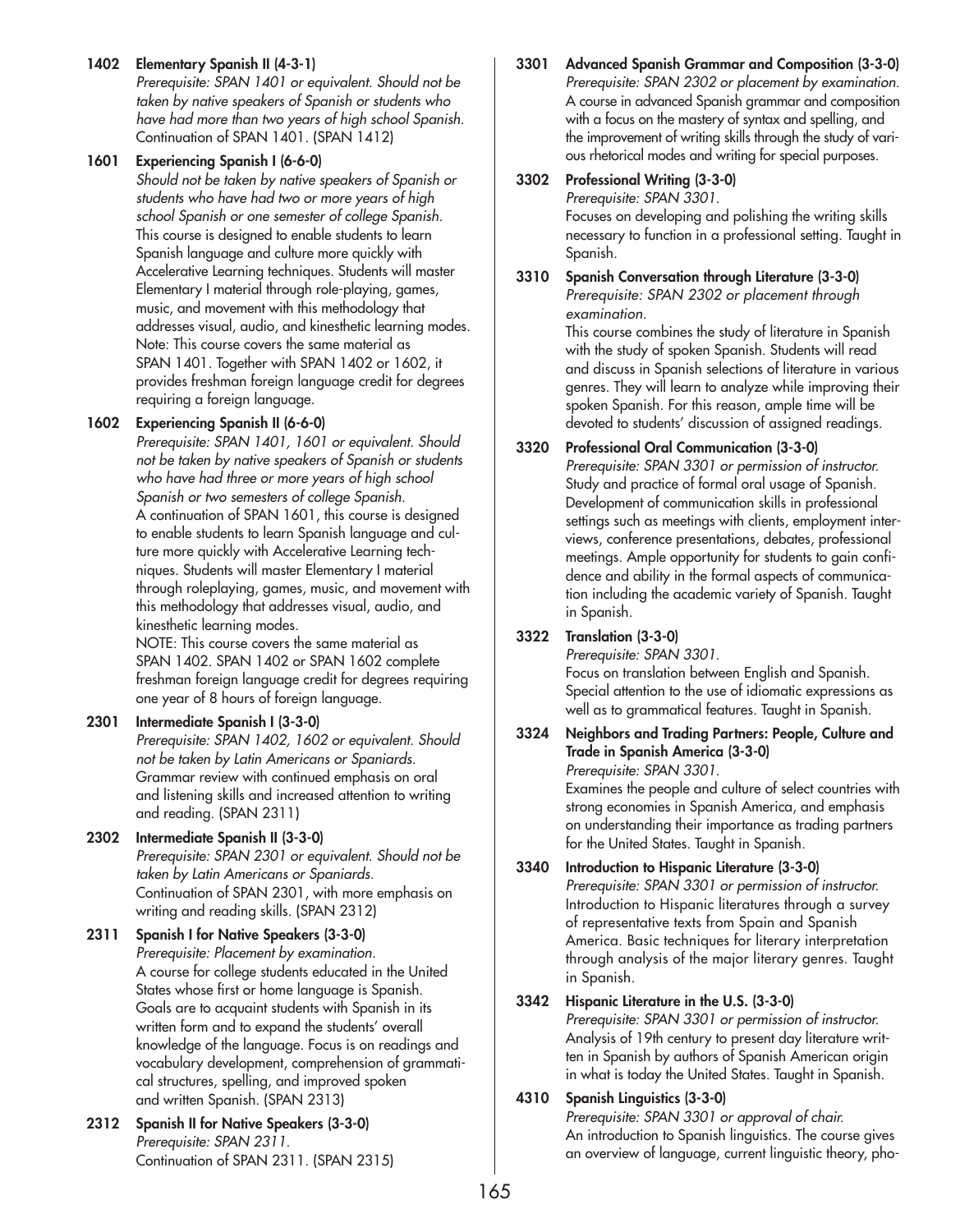**1402 Elementary Spanish II (4-3-1)**
*Prerequisite: SPAN 1401 or equivalent. Should not be taken by native speakers of Spanish or students who have had more than two years of high school Spanish.*
Continuation of SPAN 1401. (SPAN 1412)

**1601 Experiencing Spanish I (6-6-0)**
*Should not be taken by native speakers of Spanish or students who have had two or more years of high school Spanish or one semester of college Spanish.*
This course is designed to enable students to learn Spanish language and culture more quickly with Accelerative Learning techniques. Students will master Elementary I material through role-playing, games, music, and movement with this methodology that addresses visual, audio, and kinesthetic learning modes. Note: This course covers the same material as SPAN 1401. Together with SPAN 1402 or 1602, it provides freshman foreign language credit for degrees requiring a foreign language.

**1602 Experiencing Spanish II (6-6-0)**
*Prerequisite: SPAN 1401, 1601 or equivalent. Should not be taken by native speakers of Spanish or students who have had three or more years of high school Spanish or two semesters of college Spanish.*
A continuation of SPAN 1601, this course is designed to enable students to learn Spanish language and culture more quickly with Accelerative Learning techniques. Students will master Elementary I material through roleplaying, games, music, and movement with this methodology that addresses visual, audio, and kinesthetic learning modes.
NOTE: This course covers the same material as SPAN 1402. SPAN 1402 or SPAN 1602 complete freshman foreign language credit for degrees requiring one year of 8 hours of foreign language.

**2301 Intermediate Spanish I (3-3-0)**
*Prerequisite: SPAN 1402, 1602 or equivalent. Should not be taken by Latin Americans or Spaniards.*
Grammar review with continued emphasis on oral and listening skills and increased attention to writing and reading. (SPAN 2311)

**2302 Intermediate Spanish II (3-3-0)**
*Prerequisite: SPAN 2301 or equivalent. Should not be taken by Latin Americans or Spaniards.*
Continuation of SPAN 2301, with more emphasis on writing and reading skills. (SPAN 2312)

**2311 Spanish I for Native Speakers (3-3-0)**
*Prerequisite: Placement by examination.*
A course for college students educated in the United States whose first or home language is Spanish. Goals are to acquaint students with Spanish in its written form and to expand the students' overall knowledge of the language. Focus is on readings and vocabulary development, comprehension of grammatical structures, spelling, and improved spoken and written Spanish. (SPAN 2313)

**2312 Spanish II for Native Speakers (3-3-0)**
*Prerequisite: SPAN 2311.*
Continuation of SPAN 2311. (SPAN 2315)

**3301 Advanced Spanish Grammar and Composition (3-3-0)**
*Prerequisite: SPAN 2302 or placement by examination.*
A course in advanced Spanish grammar and composition with a focus on the mastery of syntax and spelling, and the improvement of writing skills through the study of various rhetorical modes and writing for special purposes.

**3302 Professional Writing (3-3-0)**
*Prerequisite: SPAN 3301.*
Focuses on developing and polishing the writing skills necessary to function in a professional setting. Taught in Spanish.

**3310 Spanish Conversation through Literature (3-3-0)**
*Prerequisite: SPAN 2302 or placement through examination.*
This course combines the study of literature in Spanish with the study of spoken Spanish. Students will read and discuss in Spanish selections of literature in various genres. They will learn to analyze while improving their spoken Spanish. For this reason, ample time will be devoted to students' discussion of assigned readings.

**3320 Professional Oral Communication (3-3-0)**
*Prerequisite: SPAN 3301 or permission of instructor.*
Study and practice of formal oral usage of Spanish. Development of communication skills in professional settings such as meetings with clients, employment interviews, conference presentations, debates, professional meetings. Ample opportunity for students to gain confidence and ability in the formal aspects of communication including the academic variety of Spanish. Taught in Spanish.

**3322 Translation (3-3-0)**
*Prerequisite: SPAN 3301.*
Focus on translation between English and Spanish. Special attention to the use of idiomatic expressions as well as to grammatical features. Taught in Spanish.

**3324 Neighbors and Trading Partners: People, Culture and Trade in Spanish America (3-3-0)**
*Prerequisite: SPAN 3301.*
Examines the people and culture of select countries with strong economies in Spanish America, and emphasis on understanding their importance as trading partners for the United States. Taught in Spanish.

**3340 Introduction to Hispanic Literature (3-3-0)**
*Prerequisite: SPAN 3301 or permission of instructor.*
Introduction to Hispanic literatures through a survey of representative texts from Spain and Spanish America. Basic techniques for literary interpretation through analysis of the major literary genres. Taught in Spanish.

**3342 Hispanic Literature in the U.S. (3-3-0)**
*Prerequisite: SPAN 3301 or permission of instructor.*
Analysis of 19th century to present day literature written in Spanish by authors of Spanish American origin in what is today the United States. Taught in Spanish.

**4310 Spanish Linguistics (3-3-0)**
*Prerequisite: SPAN 3301 or approval of chair.*
An introduction to Spanish linguistics. The course gives an overview of language, current linguistic theory, pho-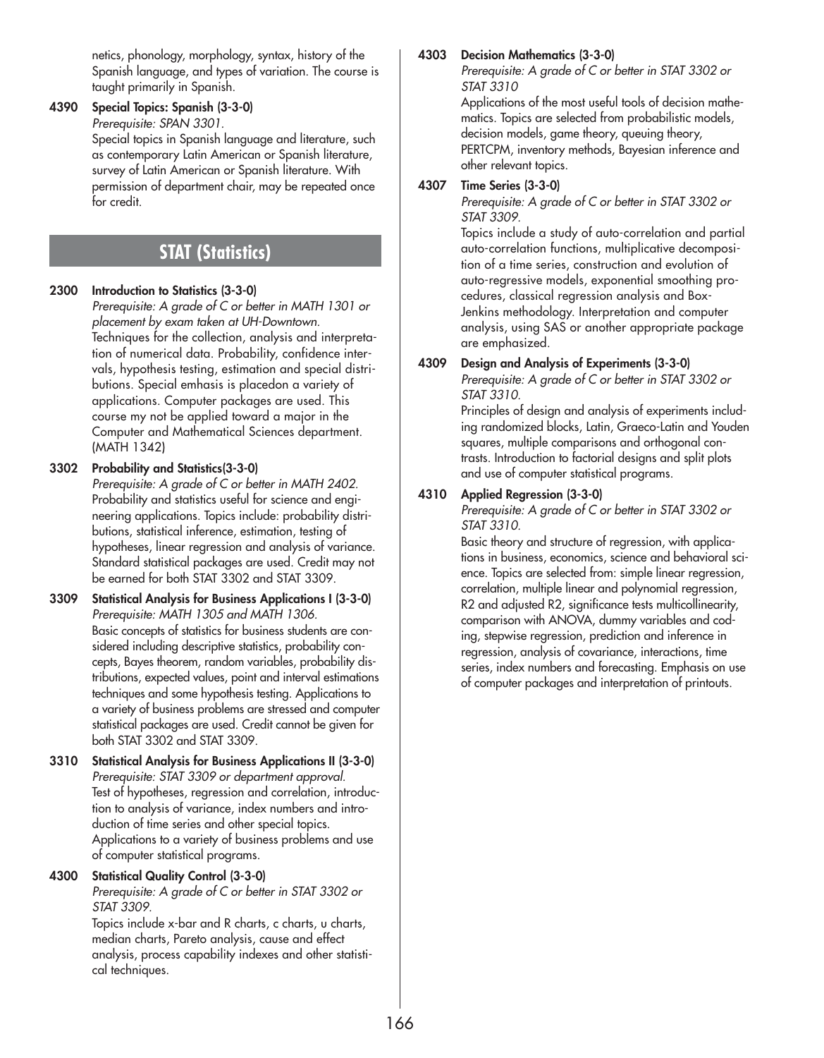netics, phonology, morphology, syntax, history of the Spanish language, and types of variation. The course is taught primarily in Spanish.

**4390 Special Topics: Spanish (3-3-0)**
*Prerequisite: SPAN 3301.*
Special topics in Spanish language and literature, such as contemporary Latin American or Spanish literature, survey of Latin American or Spanish literature. With permission of department chair, may be repeated once for credit.

## STAT (Statistics)

**2300 Introduction to Statistics (3-3-0)**
*Prerequisite: A grade of C or better in MATH 1301 or placement by exam taken at UH-Downtown.*
Techniques for the collection, analysis and interpretation of numerical data. Probability, confidence intervals, hypothesis testing, estimation and special distributions. Special emhasis is placedon a variety of applications. Computer packages are used. This course my not be applied toward a major in the Computer and Mathematical Sciences department. (MATH 1342)

**3302 Probability and Statistics(3-3-0)**
*Prerequisite: A grade of C or better in MATH 2402.*
Probability and statistics useful for science and engineering applications. Topics include: probability distributions, statistical inference, estimation, testing of hypotheses, linear regression and analysis of variance. Standard statistical packages are used. Credit may not be earned for both STAT 3302 and STAT 3309.

**3309 Statistical Analysis for Business Applications I (3-3-0)**
*Prerequisite: MATH 1305 and MATH 1306.*
Basic concepts of statistics for business students are considered including descriptive statistics, probability concepts, Bayes theorem, random variables, probability distributions, expected values, point and interval estimations techniques and some hypothesis testing. Applications to a variety of business problems are stressed and computer statistical packages are used. Credit cannot be given for both STAT 3302 and STAT 3309.

**3310 Statistical Analysis for Business Applications II (3-3-0)**
*Prerequisite: STAT 3309 or department approval.*
Test of hypotheses, regression and correlation, introduction to analysis of variance, index numbers and introduction of time series and other special topics. Applications to a variety of business problems and use of computer statistical programs.

**4300 Statistical Quality Control (3-3-0)**
*Prerequisite: A grade of C or better in STAT 3302 or STAT 3309.*
Topics include x-bar and R charts, c charts, u charts, median charts, Pareto analysis, cause and effect analysis, process capability indexes and other statistical techniques.

**4303 Decision Mathematics (3-3-0)**
*Prerequisite: A grade of C or better in STAT 3302 or STAT 3310*
Applications of the most useful tools of decision mathematics. Topics are selected from probabilistic models, decision models, game theory, queuing theory, PERTCPM, inventory methods, Bayesian inference and other relevant topics.

**4307 Time Series (3-3-0)**
*Prerequisite: A grade of C or better in STAT 3302 or STAT 3309.*
Topics include a study of auto-correlation and partial auto-correlation functions, multiplicative decomposition of a time series, construction and evolution of auto-regressive models, exponential smoothing procedures, classical regression analysis and Box-Jenkins methodology. Interpretation and computer analysis, using SAS or another appropriate package are emphasized.

**4309 Design and Analysis of Experiments (3-3-0)**
*Prerequisite: A grade of C or better in STAT 3302 or STAT 3310.*
Principles of design and analysis of experiments including randomized blocks, Latin, Graeco-Latin and Youden squares, multiple comparisons and orthogonal contrasts. Introduction to factorial designs and split plots and use of computer statistical programs.

**4310 Applied Regression (3-3-0)**
*Prerequisite: A grade of C or better in STAT 3302 or STAT 3310.*
Basic theory and structure of regression, with applications in business, economics, science and behavioral science. Topics are selected from: simple linear regression, correlation, multiple linear and polynomial regression, R2 and adjusted R2, significance tests multicollinearity, comparison with ANOVA, dummy variables and coding, stepwise regression, prediction and inference in regression, analysis of covariance, interactions, time series, index numbers and forecasting. Emphasis on use of computer packages and interpretation of printouts.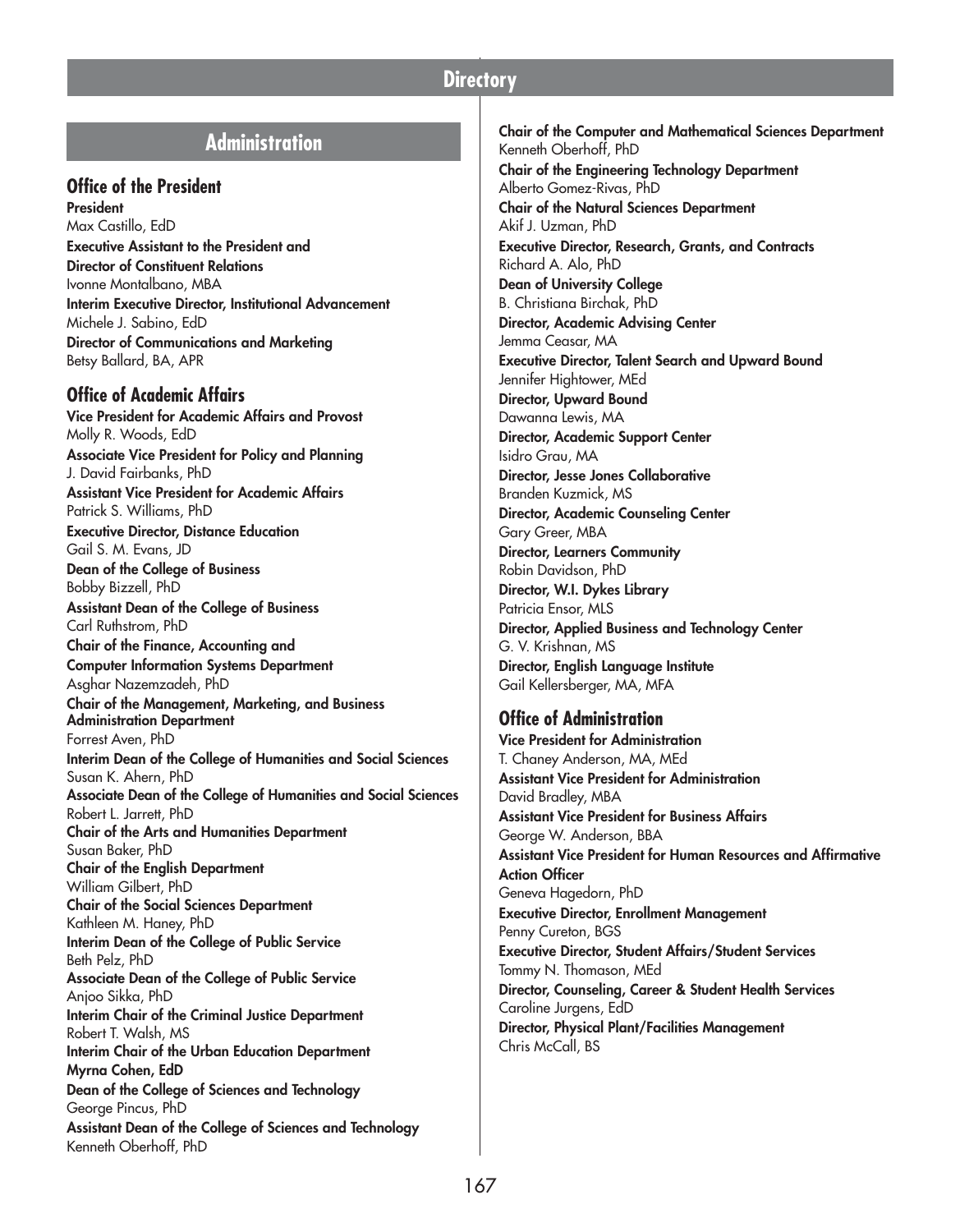# Directory

## Administration

### Office of the President

**President**
Max Castillo, EdD

**Executive Assistant to the President and Director of Constituent Relations**
Ivonne Montalbano, MBA

**Interim Executive Director, Institutional Advancement**
Michele J. Sabino, EdD

**Director of Communications and Marketing**
Betsy Ballard, BA, APR

### Office of Academic Affairs

**Vice President for Academic Affairs and Provost**
Molly R. Woods, EdD

**Associate Vice President for Policy and Planning**
J. David Fairbanks, PhD

**Assistant Vice President for Academic Affairs**
Patrick S. Williams, PhD

**Executive Director, Distance Education**
Gail S. M. Evans, JD

**Dean of the College of Business**
Bobby Bizzell, PhD

**Assistant Dean of the College of Business**
Carl Ruthstrom, PhD

**Chair of the Finance, Accounting and Computer Information Systems Department**
Asghar Nazemzadeh, PhD

**Chair of the Management, Marketing, and Business Administration Department**
Forrest Aven, PhD

**Interim Dean of the College of Humanities and Social Sciences**
Susan K. Ahern, PhD

**Associate Dean of the College of Humanities and Social Sciences**
Robert L. Jarrett, PhD

**Chair of the Arts and Humanities Department**
Susan Baker, PhD

**Chair of the English Department**
William Gilbert, PhD

**Chair of the Social Sciences Department**
Kathleen M. Haney, PhD

**Interim Dean of the College of Public Service**
Beth Pelz, PhD

**Associate Dean of the College of Public Service**
Anjoo Sikka, PhD

**Interim Chair of the Criminal Justice Department**
Robert T. Walsh, MS

**Interim Chair of the Urban Education Department**
**Myrna Cohen, EdD**

**Dean of the College of Sciences and Technology**
George Pincus, PhD

**Assistant Dean of the College of Sciences and Technology**
Kenneth Oberhoff, PhD

**Chair of the Computer and Mathematical Sciences Department**
Kenneth Oberhoff, PhD

**Chair of the Engineering Technology Department**
Alberto Gomez-Rivas, PhD

**Chair of the Natural Sciences Department**
Akif J. Uzman, PhD

**Executive Director, Research, Grants, and Contracts**
Richard A. Alo, PhD

**Dean of University College**
B. Christiana Birchak, PhD

**Director, Academic Advising Center**
Jemma Ceasar, MA

**Executive Director, Talent Search and Upward Bound**
Jennifer Hightower, MEd

**Director, Upward Bound**
Dawanna Lewis, MA

**Director, Academic Support Center**
Isidro Grau, MA

**Director, Jesse Jones Collaborative**
Branden Kuzmick, MS

**Director, Academic Counseling Center**
Gary Greer, MBA

**Director, Learners Community**
Robin Davidson, PhD

**Director, W.I. Dykes Library**
Patricia Ensor, MLS

**Director, Applied Business and Technology Center**
G. V. Krishnan, MS

**Director, English Language Institute**
Gail Kellersberger, MA, MFA

### Office of Administration

**Vice President for Administration**
T. Chaney Anderson, MA, MEd

**Assistant Vice President for Administration**
David Bradley, MBA

**Assistant Vice President for Business Affairs**
George W. Anderson, BBA

**Assistant Vice President for Human Resources and Affirmative Action Officer**
Geneva Hagedorn, PhD

**Executive Director, Enrollment Management**
Penny Cureton, BGS

**Executive Director, Student Affairs/Student Services**
Tommy N. Thomason, MEd

**Director, Counseling, Career & Student Health Services**
Caroline Jurgens, EdD

**Director, Physical Plant/Facilities Management**
Chris McCall, BS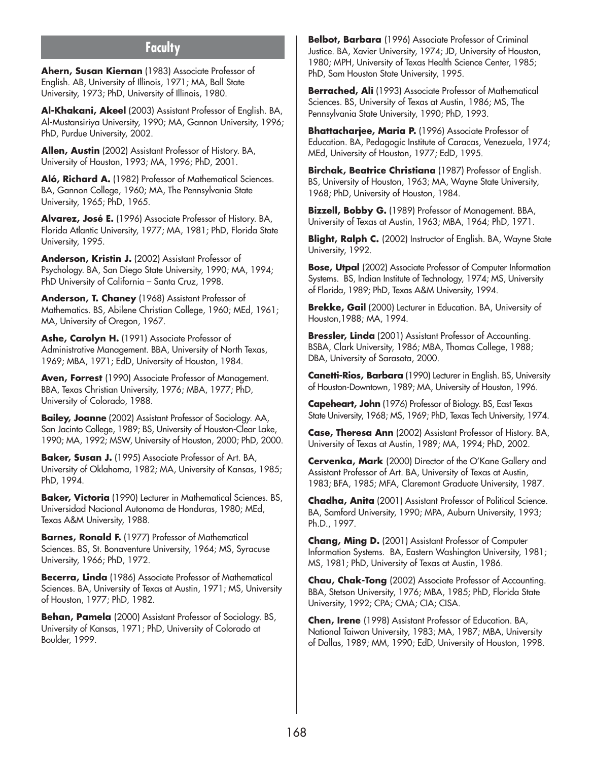# Faculty

**Ahern, Susan Kiernan** (1983) Associate Professor of English. AB, University of Illinois, 1971; MA, Ball State University, 1973; PhD, University of Illinois, 1980.

**Al-Khakani, Akeel** (2003) Assistant Professor of English. BA, Al-Mustansiriya University, 1990; MA, Gannon University, 1996; PhD, Purdue University, 2002.

**Allen, Austin** (2002) Assistant Professor of History. BA, University of Houston, 1993; MA, 1996; PhD, 2001.

**Aló, Richard A.** (1982) Professor of Mathematical Sciences. BA, Gannon College, 1960; MA, The Pennsylvania State University, 1965; PhD, 1965.

**Alvarez, José E.** (1996) Associate Professor of History. BA, Florida Atlantic University, 1977; MA, 1981; PhD, Florida State University, 1995.

**Anderson, Kristin J.** (2002) Assistant Professor of Psychology. BA, San Diego State University, 1990; MA, 1994; PhD University of California – Santa Cruz, 1998.

**Anderson, T. Chaney** (1968) Assistant Professor of Mathematics. BS, Abilene Christian College, 1960; MEd, 1961; MA, University of Oregon, 1967.

**Ashe, Carolyn H.** (1991) Associate Professor of Administrative Management. BBA, University of North Texas, 1969; MBA, 1971; EdD, University of Houston, 1984.

**Aven, Forrest** (1990) Associate Professor of Management. BBA, Texas Christian University, 1976; MBA, 1977; PhD, University of Colorado, 1988.

**Bailey, Joanne** (2002) Assistant Professor of Sociology. AA, San Jacinto College, 1989; BS, University of Houston-Clear Lake, 1990; MA, 1992; MSW, University of Houston, 2000; PhD, 2000.

**Baker, Susan J.** (1995) Associate Professor of Art. BA, University of Oklahoma, 1982; MA, University of Kansas, 1985; PhD, 1994.

**Baker, Victoria** (1990) Lecturer in Mathematical Sciences. BS, Universidad Nacional Autonoma de Honduras, 1980; MEd, Texas A&M University, 1988.

**Barnes, Ronald F.** (1977) Professor of Mathematical Sciences. BS, St. Bonaventure University, 1964; MS, Syracuse University, 1966; PhD, 1972.

**Becerra, Linda** (1986) Associate Professor of Mathematical Sciences. BA, University of Texas at Austin, 1971; MS, University of Houston, 1977; PhD, 1982.

**Behan, Pamela** (2000) Assistant Professor of Sociology. BS, University of Kansas, 1971; PhD, University of Colorado at Boulder, 1999.

**Belbot, Barbara** (1996) Associate Professor of Criminal Justice. BA, Xavier University, 1974; JD, University of Houston, 1980; MPH, University of Texas Health Science Center, 1985; PhD, Sam Houston State University, 1995.

**Berrached, Ali** (1993) Associate Professor of Mathematical Sciences. BS, University of Texas at Austin, 1986; MS, The Pennsylvania State University, 1990; PhD, 1993.

**Bhattacharjee, Maria P.** (1996) Associate Professor of Education. BA, Pedagogic Institute of Caracas, Venezuela, 1974; MEd, University of Houston, 1977; EdD, 1995.

**Birchak, Beatrice Christiana** (1987) Professor of English. BS, University of Houston, 1963; MA, Wayne State University, 1968; PhD, University of Houston, 1984.

**Bizzell, Bobby G.** (1989) Professor of Management. BBA, University of Texas at Austin, 1963; MBA, 1964; PhD, 1971.

**Blight, Ralph C.** (2002) Instructor of English. BA, Wayne State University, 1992.

**Bose, Utpal** (2002) Associate Professor of Computer Information Systems. BS, Indian Institute of Technology, 1974; MS, University of Florida, 1989; PhD, Texas A&M University, 1994.

**Brekke, Gail** (2000) Lecturer in Education. BA, University of Houston,1988; MA, 1994.

**Bressler, Linda** (2001) Assistant Professor of Accounting. BSBA, Clark University, 1986; MBA, Thomas College, 1988; DBA, University of Sarasota, 2000.

**Canetti-Rios, Barbara** (1990) Lecturer in English. BS, University of Houston-Downtown, 1989; MA, University of Houston, 1996.

**Capeheart, John** (1976) Professor of Biology. BS, East Texas State University, 1968; MS, 1969; PhD, Texas Tech University, 1974.

**Case, Theresa Ann** (2002) Assistant Professor of History. BA, University of Texas at Austin, 1989; MA, 1994; PhD, 2002.

**Cervenka, Mark** (2000) Director of the O'Kane Gallery and Assistant Professor of Art. BA, University of Texas at Austin, 1983; BFA, 1985; MFA, Claremont Graduate University, 1987.

**Chadha, Anita** (2001) Assistant Professor of Political Science. BA, Samford University, 1990; MPA, Auburn University, 1993; Ph.D., 1997.

**Chang, Ming D.** (2001) Assistant Professor of Computer Information Systems. BA, Eastern Washington University, 1981; MS, 1981; PhD, University of Texas at Austin, 1986.

**Chau, Chak-Tong** (2002) Associate Professor of Accounting. BBA, Stetson University, 1976; MBA, 1985; PhD, Florida State University, 1992; CPA; CMA; CIA; CISA.

**Chen, Irene** (1998) Assistant Professor of Education. BA, National Taiwan University, 1983; MA, 1987; MBA, University of Dallas, 1989; MM, 1990; EdD, University of Houston, 1998.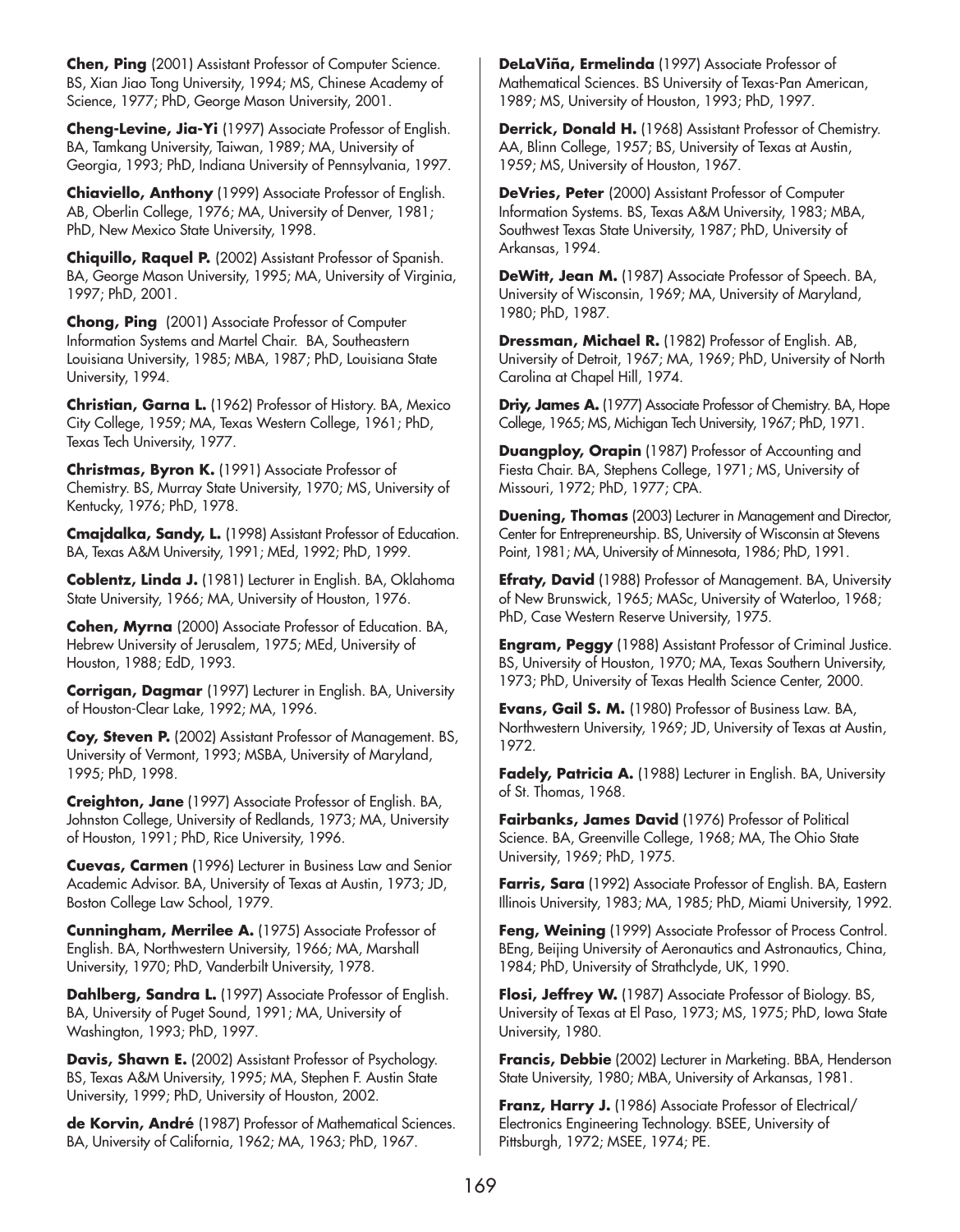**Chen, Ping** (2001) Assistant Professor of Computer Science. BS, Xian Jiao Tong University, 1994; MS, Chinese Academy of Science, 1977; PhD, George Mason University, 2001.

**Cheng-Levine, Jia-Yi** (1997) Associate Professor of English. BA, Tamkang University, Taiwan, 1989; MA, University of Georgia, 1993; PhD, Indiana University of Pennsylvania, 1997.

**Chiaviello, Anthony** (1999) Associate Professor of English. AB, Oberlin College, 1976; MA, University of Denver, 1981; PhD, New Mexico State University, 1998.

**Chiquillo, Raquel P.** (2002) Assistant Professor of Spanish. BA, George Mason University, 1995; MA, University of Virginia, 1997; PhD, 2001.

**Chong, Ping** (2001) Associate Professor of Computer Information Systems and Martel Chair. BA, Southeastern Louisiana University, 1985; MBA, 1987; PhD, Louisiana State University, 1994.

**Christian, Garna L.** (1962) Professor of History. BA, Mexico City College, 1959; MA, Texas Western College, 1961; PhD, Texas Tech University, 1977.

**Christmas, Byron K.** (1991) Associate Professor of Chemistry. BS, Murray State University, 1970; MS, University of Kentucky, 1976; PhD, 1978.

**Cmajdalka, Sandy, L.** (1998) Assistant Professor of Education. BA, Texas A&M University, 1991; MEd, 1992; PhD, 1999.

**Coblentz, Linda J.** (1981) Lecturer in English. BA, Oklahoma State University, 1966; MA, University of Houston, 1976.

**Cohen, Myrna** (2000) Associate Professor of Education. BA, Hebrew University of Jerusalem, 1975; MEd, University of Houston, 1988; EdD, 1993.

**Corrigan, Dagmar** (1997) Lecturer in English. BA, University of Houston-Clear Lake, 1992; MA, 1996.

**Coy, Steven P.** (2002) Assistant Professor of Management. BS, University of Vermont, 1993; MSBA, University of Maryland, 1995; PhD, 1998.

**Creighton, Jane** (1997) Associate Professor of English. BA, Johnston College, University of Redlands, 1973; MA, University of Houston, 1991; PhD, Rice University, 1996.

**Cuevas, Carmen** (1996) Lecturer in Business Law and Senior Academic Advisor. BA, University of Texas at Austin, 1973; JD, Boston College Law School, 1979.

**Cunningham, Merrilee A.** (1975) Associate Professor of English. BA, Northwestern University, 1966; MA, Marshall University, 1970; PhD, Vanderbilt University, 1978.

**Dahlberg, Sandra L.** (1997) Associate Professor of English. BA, University of Puget Sound, 1991; MA, University of Washington, 1993; PhD, 1997.

**Davis, Shawn E.** (2002) Assistant Professor of Psychology. BS, Texas A&M University, 1995; MA, Stephen F. Austin State University, 1999; PhD, University of Houston, 2002.

**de Korvin, André** (1987) Professor of Mathematical Sciences. BA, University of California, 1962; MA, 1963; PhD, 1967.

**DeLaViña, Ermelinda** (1997) Associate Professor of Mathematical Sciences. BS University of Texas-Pan American, 1989; MS, University of Houston, 1993; PhD, 1997.

**Derrick, Donald H.** (1968) Assistant Professor of Chemistry. AA, Blinn College, 1957; BS, University of Texas at Austin, 1959; MS, University of Houston, 1967.

**DeVries, Peter** (2000) Assistant Professor of Computer Information Systems. BS, Texas A&M University, 1983; MBA, Southwest Texas State University, 1987; PhD, University of Arkansas, 1994.

**DeWitt, Jean M.** (1987) Associate Professor of Speech. BA, University of Wisconsin, 1969; MA, University of Maryland, 1980; PhD, 1987.

**Dressman, Michael R.** (1982) Professor of English. AB, University of Detroit, 1967; MA, 1969; PhD, University of North Carolina at Chapel Hill, 1974.

**Driy, James A.** (1977) Associate Professor of Chemistry. BA, Hope College, 1965; MS, Michigan Tech University, 1967; PhD, 1971.

**Duangploy, Orapin** (1987) Professor of Accounting and Fiesta Chair. BA, Stephens College, 1971; MS, University of Missouri, 1972; PhD, 1977; CPA.

**Duening, Thomas** (2003) Lecturer in Management and Director, Center for Entrepreneurship. BS, University of Wisconsin at Stevens Point, 1981; MA, University of Minnesota, 1986; PhD, 1991.

**Efraty, David** (1988) Professor of Management. BA, University of New Brunswick, 1965; MASc, University of Waterloo, 1968; PhD, Case Western Reserve University, 1975.

**Engram, Peggy** (1988) Assistant Professor of Criminal Justice. BS, University of Houston, 1970; MA, Texas Southern University, 1973; PhD, University of Texas Health Science Center, 2000.

**Evans, Gail S. M.** (1980) Professor of Business Law. BA, Northwestern University, 1969; JD, University of Texas at Austin, 1972.

**Fadely, Patricia A.** (1988) Lecturer in English. BA, University of St. Thomas, 1968.

**Fairbanks, James David** (1976) Professor of Political Science. BA, Greenville College, 1968; MA, The Ohio State University, 1969; PhD, 1975.

**Farris, Sara** (1992) Associate Professor of English. BA, Eastern Illinois University, 1983; MA, 1985; PhD, Miami University, 1992.

**Feng, Weining** (1999) Associate Professor of Process Control. BEng, Beijing University of Aeronautics and Astronautics, China, 1984; PhD, University of Strathclyde, UK, 1990.

**Flosi, Jeffrey W.** (1987) Associate Professor of Biology. BS, University of Texas at El Paso, 1973; MS, 1975; PhD, Iowa State University, 1980.

**Francis, Debbie** (2002) Lecturer in Marketing. BBA, Henderson State University, 1980; MBA, University of Arkansas, 1981.

**Franz, Harry J.** (1986) Associate Professor of Electrical/Electronics Engineering Technology. BSEE, University of Pittsburgh, 1972; MSEE, 1974; PE.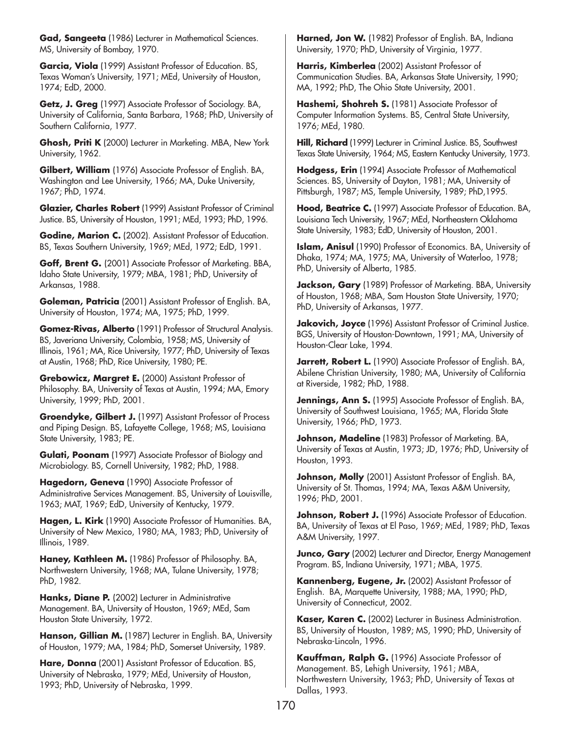**Gad, Sangeeta** (1986) Lecturer in Mathematical Sciences. MS, University of Bombay, 1970.

**Garcia, Viola** (1999) Assistant Professor of Education. BS, Texas Woman's University, 1971; MEd, University of Houston, 1974; EdD, 2000.

**Getz, J. Greg** (1997) Associate Professor of Sociology. BA, University of California, Santa Barbara, 1968; PhD, University of Southern California, 1977.

**Ghosh, Priti K** (2000) Lecturer in Marketing. MBA, New York University, 1962.

**Gilbert, William** (1976) Associate Professor of English. BA, Washington and Lee University, 1966; MA, Duke University, 1967; PhD, 1974.

**Glazier, Charles Robert** (1999) Assistant Professor of Criminal Justice. BS, University of Houston, 1991; MEd, 1993; PhD, 1996.

**Godine, Marion C.** (2002). Assistant Professor of Education. BS, Texas Southern University, 1969; MEd, 1972; EdD, 1991.

**Goff, Brent G.** (2001) Associate Professor of Marketing. BBA, Idaho State University, 1979; MBA, 1981; PhD, University of Arkansas, 1988.

**Goleman, Patricia** (2001) Assistant Professor of English. BA, University of Houston, 1974; MA, 1975; PhD, 1999.

**Gomez-Rivas, Alberto** (1991) Professor of Structural Analysis. BS, Javeriana University, Colombia, 1958; MS, University of Illinois, 1961; MA, Rice University, 1977; PhD, University of Texas at Austin, 1968; PhD, Rice University, 1980; PE.

**Grebowicz, Margret E.** (2000) Assistant Professor of Philosophy. BA, University of Texas at Austin, 1994; MA, Emory University, 1999; PhD, 2001.

**Groendyke, Gilbert J.** (1997) Assistant Professor of Process and Piping Design. BS, Lafayette College, 1968; MS, Louisiana State University, 1983; PE.

**Gulati, Poonam** (1997) Associate Professor of Biology and Microbiology. BS, Cornell University, 1982; PhD, 1988.

**Hagedorn, Geneva** (1990) Associate Professor of Administrative Services Management. BS, University of Louisville, 1963; MAT, 1969; EdD, University of Kentucky, 1979.

**Hagen, L. Kirk** (1990) Associate Professor of Humanities. BA, University of New Mexico, 1980; MA, 1983; PhD, University of Illinois, 1989.

**Haney, Kathleen M.** (1986) Professor of Philosophy. BA, Northwestern University, 1968; MA, Tulane University, 1978; PhD, 1982.

**Hanks, Diane P.** (2002) Lecturer in Administrative Management. BA, University of Houston, 1969; MEd, Sam Houston State University, 1972.

**Hanson, Gillian M.** (1987) Lecturer in English. BA, University of Houston, 1979; MA, 1984; PhD, Somerset University, 1989.

**Hare, Donna** (2001) Assistant Professor of Education. BS, University of Nebraska, 1979; MEd, University of Houston, 1993; PhD, University of Nebraska, 1999.

**Harned, Jon W.** (1982) Professor of English. BA, Indiana University, 1970; PhD, University of Virginia, 1977.

**Harris, Kimberlea** (2002) Assistant Professor of Communication Studies. BA, Arkansas State University, 1990; MA, 1992; PhD, The Ohio State University, 2001.

**Hashemi, Shohreh S.** (1981) Associate Professor of Computer Information Systems. BS, Central State University, 1976; MEd, 1980.

**Hill, Richard** (1999) Lecturer in Criminal Justice. BS, Southwest Texas State University, 1964; MS, Eastern Kentucky University, 1973.

**Hodgess, Erin** (1994) Associate Professor of Mathematical Sciences. BS, University of Dayton, 1981; MA, University of Pittsburgh, 1987; MS, Temple University, 1989; PhD,1995.

**Hood, Beatrice C.** (1997) Associate Professor of Education. BA, Louisiana Tech University, 1967; MEd, Northeastern Oklahoma State University, 1983; EdD, University of Houston, 2001.

**Islam, Anisul** (1990) Professor of Economics. BA, University of Dhaka, 1974; MA, 1975; MA, University of Waterloo, 1978; PhD, University of Alberta, 1985.

**Jackson, Gary** (1989) Professor of Marketing. BBA, University of Houston, 1968; MBA, Sam Houston State University, 1970; PhD, University of Arkansas, 1977.

**Jakovich, Joyce** (1996) Assistant Professor of Criminal Justice. BGS, University of Houston-Downtown, 1991; MA, University of Houston-Clear Lake, 1994.

**Jarrett, Robert L.** (1990) Associate Professor of English. BA, Abilene Christian University, 1980; MA, University of California at Riverside, 1982; PhD, 1988.

**Jennings, Ann S.** (1995) Associate Professor of English. BA, University of Southwest Louisiana, 1965; MA, Florida State University, 1966; PhD, 1973.

**Johnson, Madeline** (1983) Professor of Marketing. BA, University of Texas at Austin, 1973; JD, 1976; PhD, University of Houston, 1993.

**Johnson, Molly** (2001) Assistant Professor of English. BA, University of St. Thomas, 1994; MA, Texas A&M University, 1996; PhD, 2001.

**Johnson, Robert J.** (1996) Associate Professor of Education. BA, University of Texas at El Paso, 1969; MEd, 1989; PhD, Texas A&M University, 1997.

**Junco, Gary** (2002) Lecturer and Director, Energy Management Program. BS, Indiana University, 1971; MBA, 1975.

**Kannenberg, Eugene, Jr.** (2002) Assistant Professor of English. BA, Marquette University, 1988; MA, 1990; PhD, University of Connecticut, 2002.

**Kaser, Karen C.** (2002) Lecturer in Business Administration. BS, University of Houston, 1989; MS, 1990; PhD, University of Nebraska-Lincoln, 1996.

**Kauffman, Ralph G.** (1996) Associate Professor of Management. BS, Lehigh University, 1961; MBA, Northwestern University, 1963; PhD, University of Texas at Dallas, 1993.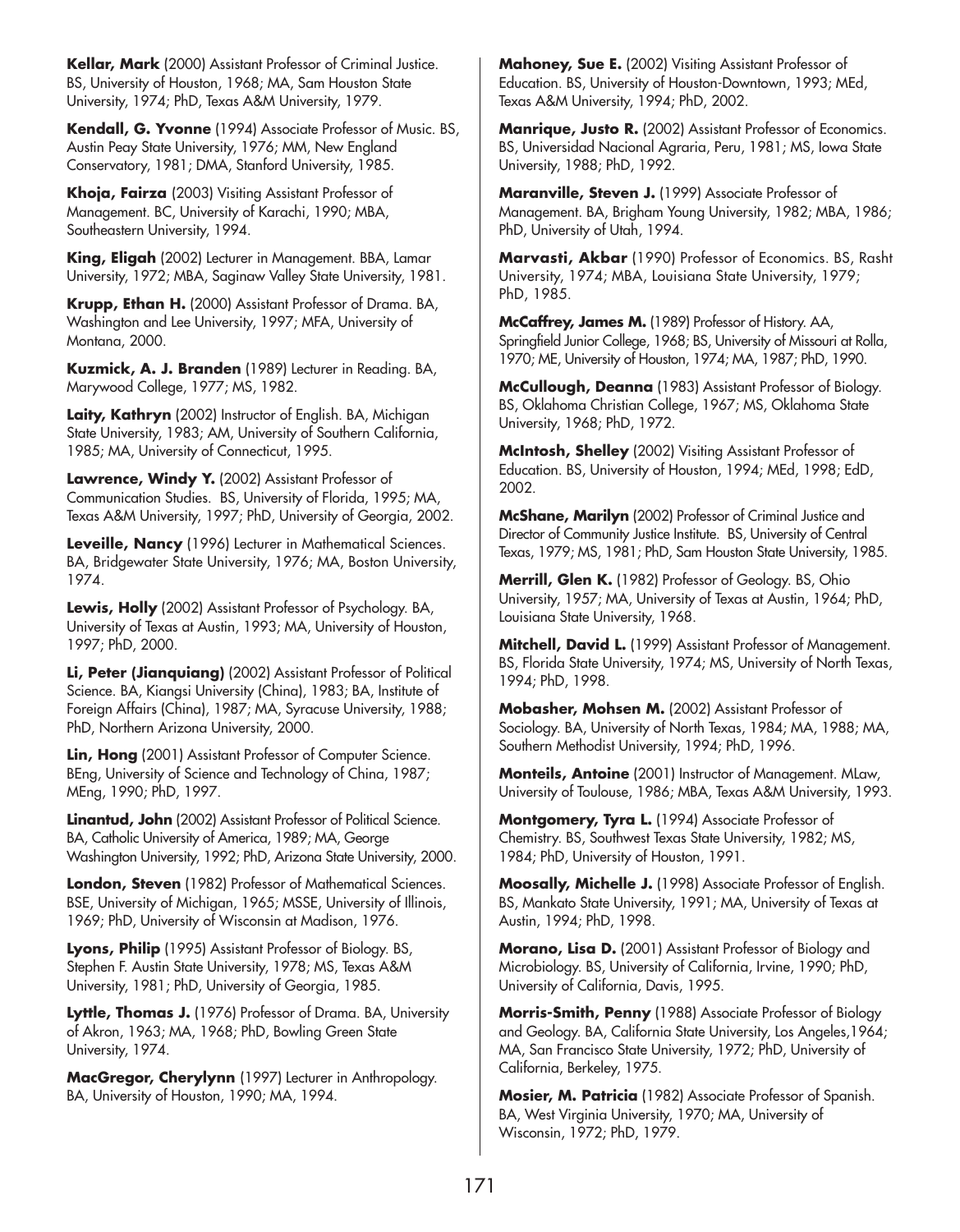**Kellar, Mark** (2000) Assistant Professor of Criminal Justice. BS, University of Houston, 1968; MA, Sam Houston State University, 1974; PhD, Texas A&M University, 1979.

**Kendall, G. Yvonne** (1994) Associate Professor of Music. BS, Austin Peay State University, 1976; MM, New England Conservatory, 1981; DMA, Stanford University, 1985.

**Khoja, Fairza** (2003) Visiting Assistant Professor of Management. BC, University of Karachi, 1990; MBA, Southeastern University, 1994.

**King, Eligah** (2002) Lecturer in Management. BBA, Lamar University, 1972; MBA, Saginaw Valley State University, 1981.

**Krupp, Ethan H.** (2000) Assistant Professor of Drama. BA, Washington and Lee University, 1997; MFA, University of Montana, 2000.

**Kuzmick, A. J. Branden** (1989) Lecturer in Reading. BA, Marywood College, 1977; MS, 1982.

**Laity, Kathryn** (2002) Instructor of English. BA, Michigan State University, 1983; AM, University of Southern California, 1985; MA, University of Connecticut, 1995.

**Lawrence, Windy Y.** (2002) Assistant Professor of Communication Studies. BS, University of Florida, 1995; MA, Texas A&M University, 1997; PhD, University of Georgia, 2002.

**Leveille, Nancy** (1996) Lecturer in Mathematical Sciences. BA, Bridgewater State University, 1976; MA, Boston University, 1974.

**Lewis, Holly** (2002) Assistant Professor of Psychology. BA, University of Texas at Austin, 1993; MA, University of Houston, 1997; PhD, 2000.

**Li, Peter (Jianquiang)** (2002) Assistant Professor of Political Science. BA, Kiangsi University (China), 1983; BA, Institute of Foreign Affairs (China), 1987; MA, Syracuse University, 1988; PhD, Northern Arizona University, 2000.

**Lin, Hong** (2001) Assistant Professor of Computer Science. BEng, University of Science and Technology of China, 1987; MEng, 1990; PhD, 1997.

**Linantud, John** (2002) Assistant Professor of Political Science. BA, Catholic University of America, 1989; MA, George Washington University, 1992; PhD, Arizona State University, 2000.

**London, Steven** (1982) Professor of Mathematical Sciences. BSE, University of Michigan, 1965; MSSE, University of Illinois, 1969; PhD, University of Wisconsin at Madison, 1976.

**Lyons, Philip** (1995) Assistant Professor of Biology. BS, Stephen F. Austin State University, 1978; MS, Texas A&M University, 1981; PhD, University of Georgia, 1985.

**Lyttle, Thomas J.** (1976) Professor of Drama. BA, University of Akron, 1963; MA, 1968; PhD, Bowling Green State University, 1974.

**MacGregor, Cherylynn** (1997) Lecturer in Anthropology. BA, University of Houston, 1990; MA, 1994.

**Mahoney, Sue E.** (2002) Visiting Assistant Professor of Education. BS, University of Houston-Downtown, 1993; MEd, Texas A&M University, 1994; PhD, 2002.

**Manrique, Justo R.** (2002) Assistant Professor of Economics. BS, Universidad Nacional Agraria, Peru, 1981; MS, Iowa State University, 1988; PhD, 1992.

**Maranville, Steven J.** (1999) Associate Professor of Management. BA, Brigham Young University, 1982; MBA, 1986; PhD, University of Utah, 1994.

**Marvasti, Akbar** (1990) Professor of Economics. BS, Rasht University, 1974; MBA, Louisiana State University, 1979; PhD, 1985.

**McCaffrey, James M.** (1989) Professor of History. AA, Springfield Junior College, 1968; BS, University of Missouri at Rolla, 1970; ME, University of Houston, 1974; MA, 1987; PhD, 1990.

**McCullough, Deanna** (1983) Assistant Professor of Biology. BS, Oklahoma Christian College, 1967; MS, Oklahoma State University, 1968; PhD, 1972.

**McIntosh, Shelley** (2002) Visiting Assistant Professor of Education. BS, University of Houston, 1994; MEd, 1998; EdD, 2002.

**McShane, Marilyn** (2002) Professor of Criminal Justice and Director of Community Justice Institute. BS, University of Central Texas, 1979; MS, 1981; PhD, Sam Houston State University, 1985.

**Merrill, Glen K.** (1982) Professor of Geology. BS, Ohio University, 1957; MA, University of Texas at Austin, 1964; PhD, Louisiana State University, 1968.

**Mitchell, David L.** (1999) Assistant Professor of Management. BS, Florida State University, 1974; MS, University of North Texas, 1994; PhD, 1998.

**Mobasher, Mohsen M.** (2002) Assistant Professor of Sociology. BA, University of North Texas, 1984; MA, 1988; MA, Southern Methodist University, 1994; PhD, 1996.

**Monteils, Antoine** (2001) Instructor of Management. MLaw, University of Toulouse, 1986; MBA, Texas A&M University, 1993.

**Montgomery, Tyra L.** (1994) Associate Professor of Chemistry. BS, Southwest Texas State University, 1982; MS, 1984; PhD, University of Houston, 1991.

**Moosally, Michelle J.** (1998) Associate Professor of English. BS, Mankato State University, 1991; MA, University of Texas at Austin, 1994; PhD, 1998.

**Morano, Lisa D.** (2001) Assistant Professor of Biology and Microbiology. BS, University of California, Irvine, 1990; PhD, University of California, Davis, 1995.

**Morris-Smith, Penny** (1988) Associate Professor of Biology and Geology. BA, California State University, Los Angeles,1964; MA, San Francisco State University, 1972; PhD, University of California, Berkeley, 1975.

**Mosier, M. Patricia** (1982) Associate Professor of Spanish. BA, West Virginia University, 1970; MA, University of Wisconsin, 1972; PhD, 1979.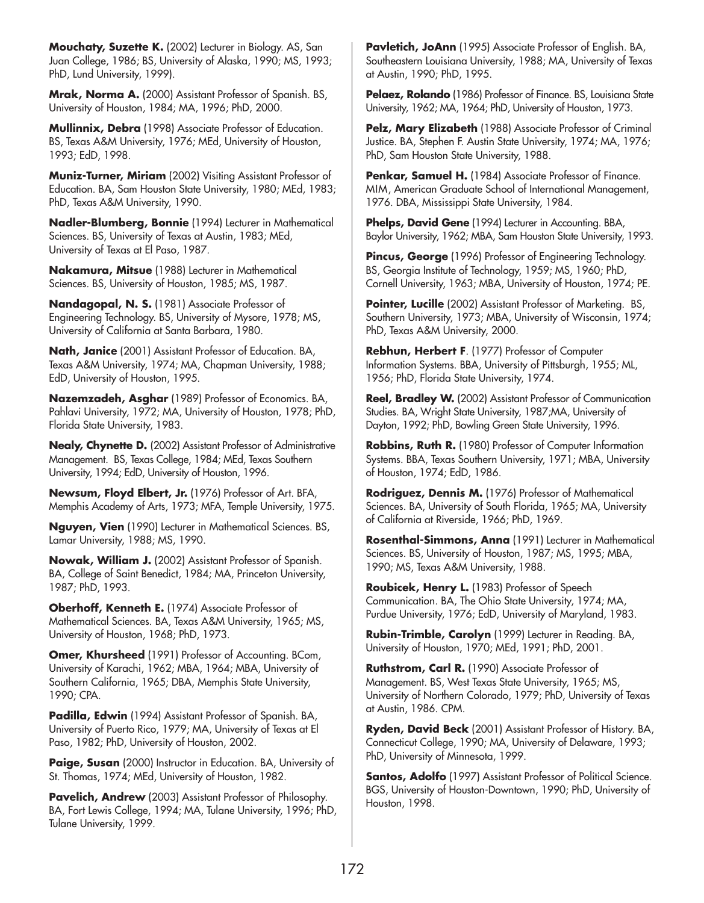**Mouchaty, Suzette K.** (2002) Lecturer in Biology. AS, San Juan College, 1986; BS, University of Alaska, 1990; MS, 1993; PhD, Lund University, 1999).

**Mrak, Norma A.** (2000) Assistant Professor of Spanish. BS, University of Houston, 1984; MA, 1996; PhD, 2000.

**Mullinnix, Debra** (1998) Associate Professor of Education. BS, Texas A&M University, 1976; MEd, University of Houston, 1993; EdD, 1998.

**Muniz-Turner, Miriam** (2002) Visiting Assistant Professor of Education. BA, Sam Houston State University, 1980; MEd, 1983; PhD, Texas A&M University, 1990.

**Nadler-Blumberg, Bonnie** (1994) Lecturer in Mathematical Sciences. BS, University of Texas at Austin, 1983; MEd, University of Texas at El Paso, 1987.

**Nakamura, Mitsue** (1988) Lecturer in Mathematical Sciences. BS, University of Houston, 1985; MS, 1987.

**Nandagopal, N. S.** (1981) Associate Professor of Engineering Technology. BS, University of Mysore, 1978; MS, University of California at Santa Barbara, 1980.

**Nath, Janice** (2001) Assistant Professor of Education. BA, Texas A&M University, 1974; MA, Chapman University, 1988; EdD, University of Houston, 1995.

**Nazemzadeh, Asghar** (1989) Professor of Economics. BA, Pahlavi University, 1972; MA, University of Houston, 1978; PhD, Florida State University, 1983.

**Nealy, Chynette D.** (2002) Assistant Professor of Administrative Management. BS, Texas College, 1984; MEd, Texas Southern University, 1994; EdD, University of Houston, 1996.

**Newsum, Floyd Elbert, Jr.** (1976) Professor of Art. BFA, Memphis Academy of Arts, 1973; MFA, Temple University, 1975.

**Nguyen, Vien** (1990) Lecturer in Mathematical Sciences. BS, Lamar University, 1988; MS, 1990.

**Nowak, William J.** (2002) Assistant Professor of Spanish. BA, College of Saint Benedict, 1984; MA, Princeton University, 1987; PhD, 1993.

**Oberhoff, Kenneth E.** (1974) Associate Professor of Mathematical Sciences. BA, Texas A&M University, 1965; MS, University of Houston, 1968; PhD, 1973.

**Omer, Khursheed** (1991) Professor of Accounting. BCom, University of Karachi, 1962; MBA, 1964; MBA, University of Southern California, 1965; DBA, Memphis State University, 1990; CPA.

**Padilla, Edwin** (1994) Assistant Professor of Spanish. BA, University of Puerto Rico, 1979; MA, University of Texas at El Paso, 1982; PhD, University of Houston, 2002.

**Paige, Susan** (2000) Instructor in Education. BA, University of St. Thomas, 1974; MEd, University of Houston, 1982.

**Pavelich, Andrew** (2003) Assistant Professor of Philosophy. BA, Fort Lewis College, 1994; MA, Tulane University, 1996; PhD, Tulane University, 1999.

**Pavletich, JoAnn** (1995) Associate Professor of English. BA, Southeastern Louisiana University, 1988; MA, University of Texas at Austin, 1990; PhD, 1995.

**Pelaez, Rolando** (1986) Professor of Finance. BS, Louisiana State University, 1962; MA, 1964; PhD, University of Houston, 1973.

**Pelz, Mary Elizabeth** (1988) Associate Professor of Criminal Justice. BA, Stephen F. Austin State University, 1974; MA, 1976; PhD, Sam Houston State University, 1988.

**Penkar, Samuel H.** (1984) Associate Professor of Finance. MIM, American Graduate School of International Management, 1976. DBA, Mississippi State University, 1984.

**Phelps, David Gene** (1994) Lecturer in Accounting. BBA, Baylor University, 1962; MBA, Sam Houston State University, 1993.

**Pincus, George** (1996) Professor of Engineering Technology. BS, Georgia Institute of Technology, 1959; MS, 1960; PhD, Cornell University, 1963; MBA, University of Houston, 1974; PE.

**Pointer, Lucille** (2002) Assistant Professor of Marketing. BS, Southern University, 1973; MBA, University of Wisconsin, 1974; PhD, Texas A&M University, 2000.

**Rebhun, Herbert F**. (1977) Professor of Computer Information Systems. BBA, University of Pittsburgh, 1955; ML, 1956; PhD, Florida State University, 1974.

**Reel, Bradley W.** (2002) Assistant Professor of Communication Studies. BA, Wright State University, 1987;MA, University of Dayton, 1992; PhD, Bowling Green State University, 1996.

**Robbins, Ruth R.** (1980) Professor of Computer Information Systems. BBA, Texas Southern University, 1971; MBA, University of Houston, 1974; EdD, 1986.

**Rodriguez, Dennis M.** (1976) Professor of Mathematical Sciences. BA, University of South Florida, 1965; MA, University of California at Riverside, 1966; PhD, 1969.

**Rosenthal-Simmons, Anna** (1991) Lecturer in Mathematical Sciences. BS, University of Houston, 1987; MS, 1995; MBA, 1990; MS, Texas A&M University, 1988.

**Roubicek, Henry L.** (1983) Professor of Speech Communication. BA, The Ohio State University, 1974; MA, Purdue University, 1976; EdD, University of Maryland, 1983.

**Rubin-Trimble, Carolyn** (1999) Lecturer in Reading. BA, University of Houston, 1970; MEd, 1991; PhD, 2001.

**Ruthstrom, Carl R.** (1990) Associate Professor of Management. BS, West Texas State University, 1965; MS, University of Northern Colorado, 1979; PhD, University of Texas at Austin, 1986. CPM.

**Ryden, David Beck** (2001) Assistant Professor of History. BA, Connecticut College, 1990; MA, University of Delaware, 1993; PhD, University of Minnesota, 1999.

**Santos, Adolfo** (1997) Assistant Professor of Political Science. BGS, University of Houston-Downtown, 1990; PhD, University of Houston, 1998.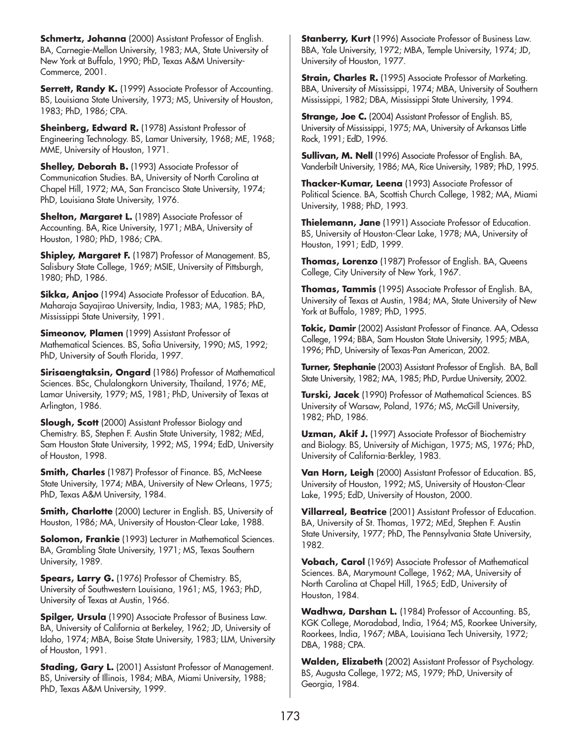**Schmertz, Johanna** (2000) Assistant Professor of English. BA, Carnegie-Mellon University, 1983; MA, State University of New York at Buffalo, 1990; PhD, Texas A&M University-Commerce, 2001.

**Serrett, Randy K.** (1999) Associate Professor of Accounting. BS, Louisiana State University, 1973; MS, University of Houston, 1983; PhD, 1986; CPA.

**Sheinberg, Edward R.** (1978) Assistant Professor of Engineering Technology. BS, Lamar University, 1968; ME, 1968; MME, University of Houston, 1971.

**Shelley, Deborah B.** (1993) Associate Professor of Communication Studies. BA, University of North Carolina at Chapel Hill, 1972; MA, San Francisco State University, 1974; PhD, Louisiana State University, 1976.

**Shelton, Margaret L.** (1989) Associate Professor of Accounting. BA, Rice University, 1971; MBA, University of Houston, 1980; PhD, 1986; CPA.

**Shipley, Margaret F.** (1987) Professor of Management. BS, Salisbury State College, 1969; MSIE, University of Pittsburgh, 1980; PhD, 1986.

**Sikka, Anjoo** (1994) Associate Professor of Education. BA, Maharaja Sayajirao University, India, 1983; MA, 1985; PhD, Mississippi State University, 1991.

**Simeonov, Plamen** (1999) Assistant Professor of Mathematical Sciences. BS, Sofia University, 1990; MS, 1992; PhD, University of South Florida, 1997.

**Sirisaengtaksin, Ongard** (1986) Professor of Mathematical Sciences. BSc, Chulalongkorn University, Thailand, 1976; ME, Lamar University, 1979; MS, 1981; PhD, University of Texas at Arlington, 1986.

**Slough, Scott** (2000) Assistant Professor Biology and Chemistry. BS, Stephen F. Austin State University, 1982; MEd, Sam Houston State University, 1992; MS, 1994; EdD, University of Houston, 1998.

**Smith, Charles** (1987) Professor of Finance. BS, McNeese State University, 1974; MBA, University of New Orleans, 1975; PhD, Texas A&M University, 1984.

**Smith, Charlotte** (2000) Lecturer in English. BS, University of Houston, 1986; MA, University of Houston-Clear Lake, 1988.

**Solomon, Frankie** (1993) Lecturer in Mathematical Sciences. BA, Grambling State University, 1971; MS, Texas Southern University, 1989.

**Spears, Larry G.** (1976) Professor of Chemistry. BS, University of Southwestern Louisiana, 1961; MS, 1963; PhD, University of Texas at Austin, 1966.

**Spilger, Ursula** (1990) Associate Professor of Business Law. BA, University of California at Berkeley, 1962; JD, University of Idaho, 1974; MBA, Boise State University, 1983; LLM, University of Houston, 1991.

**Stading, Gary L.** (2001) Assistant Professor of Management. BS, University of Illinois, 1984; MBA, Miami University, 1988; PhD, Texas A&M University, 1999.

**Stanberry, Kurt** (1996) Associate Professor of Business Law. BBA, Yale University, 1972; MBA, Temple University, 1974; JD, University of Houston, 1977.

**Strain, Charles R.** (1995) Associate Professor of Marketing. BBA, University of Mississippi, 1974; MBA, University of Southern Mississippi, 1982; DBA, Mississippi State University, 1994.

**Strange, Joe C.** (2004) Assistant Professor of English. BS, University of Mississippi, 1975; MA, University of Arkansas Little Rock, 1991; EdD, 1996.

**Sullivan, M. Nell** (1996) Associate Professor of English. BA, Vanderbilt University, 1986; MA, Rice University, 1989; PhD, 1995.

**Thacker-Kumar, Leena** (1993) Associate Professor of Political Science. BA, Scottish Church College, 1982; MA, Miami University, 1988; PhD, 1993.

**Thielemann, Jane** (1991) Associate Professor of Education. BS, University of Houston-Clear Lake, 1978; MA, University of Houston, 1991; EdD, 1999.

**Thomas, Lorenzo** (1987) Professor of English. BA, Queens College, City University of New York, 1967.

**Thomas, Tammis** (1995) Associate Professor of English. BA, University of Texas at Austin, 1984; MA, State University of New York at Buffalo, 1989; PhD, 1995.

**Tokic, Damir** (2002) Assistant Professor of Finance. AA, Odessa College, 1994; BBA, Sam Houston State University, 1995; MBA, 1996; PhD, University of Texas-Pan American, 2002.

**Turner, Stephanie** (2003) Assistant Professor of English. BA, Ball State University, 1982; MA, 1985; PhD, Purdue University, 2002.

**Turski, Jacek** (1990) Professor of Mathematical Sciences. BS University of Warsaw, Poland, 1976; MS, McGill University, 1982; PhD, 1986.

**Uzman, Akif J.** (1997) Associate Professor of Biochemistry and Biology. BS, University of Michigan, 1975; MS, 1976; PhD, University of California-Berkley, 1983.

**Van Horn, Leigh** (2000) Assistant Professor of Education. BS, University of Houston, 1992; MS, University of Houston-Clear Lake, 1995; EdD, University of Houston, 2000.

**Villarreal, Beatrice** (2001) Assistant Professor of Education. BA, University of St. Thomas, 1972; MEd, Stephen F. Austin State University, 1977; PhD, The Pennsylvania State University, 1982.

**Vobach, Carol** (1969) Associate Professor of Mathematical Sciences. BA, Marymount College, 1962; MA, University of North Carolina at Chapel Hill, 1965; EdD, University of Houston, 1984.

**Wadhwa, Darshan L.** (1984) Professor of Accounting. BS, KGK College, Moradabad, India, 1964; MS, Roorkee University, Roorkees, India, 1967; MBA, Louisiana Tech University, 1972; DBA, 1988; CPA.

**Walden, Elizabeth** (2002) Assistant Professor of Psychology. BS, Augusta College, 1972; MS, 1979; PhD, University of Georgia, 1984.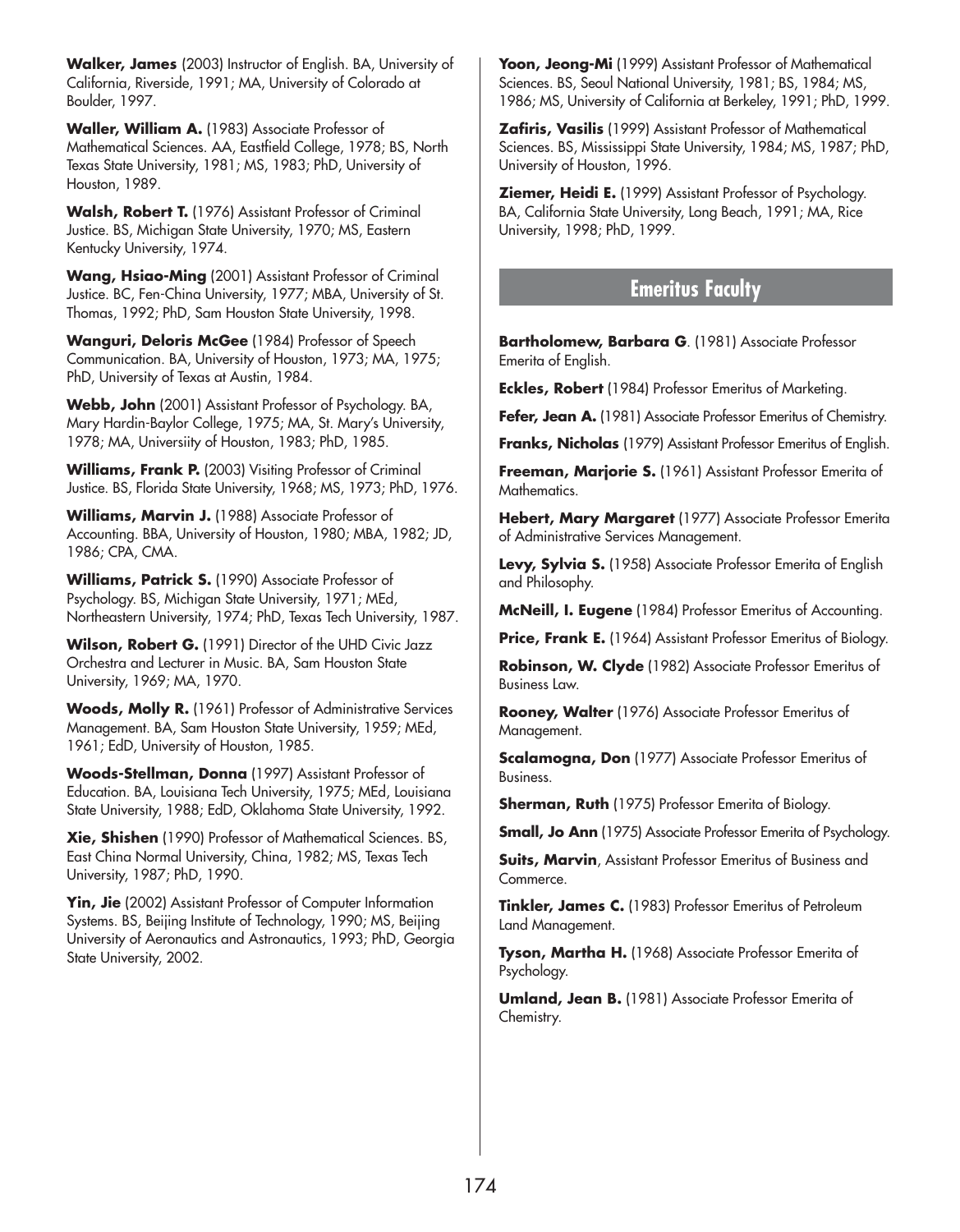**Walker, James** (2003) Instructor of English. BA, University of California, Riverside, 1991; MA, University of Colorado at Boulder, 1997.

**Waller, William A.** (1983) Associate Professor of Mathematical Sciences. AA, Eastfield College, 1978; BS, North Texas State University, 1981; MS, 1983; PhD, University of Houston, 1989.

**Walsh, Robert T.** (1976) Assistant Professor of Criminal Justice. BS, Michigan State University, 1970; MS, Eastern Kentucky University, 1974.

**Wang, Hsiao-Ming** (2001) Assistant Professor of Criminal Justice. BC, Fen-China University, 1977; MBA, University of St. Thomas, 1992; PhD, Sam Houston State University, 1998.

**Wanguri, Deloris McGee** (1984) Professor of Speech Communication. BA, University of Houston, 1973; MA, 1975; PhD, University of Texas at Austin, 1984.

**Webb, John** (2001) Assistant Professor of Psychology. BA, Mary Hardin-Baylor College, 1975; MA, St. Mary's University, 1978; MA, Universiity of Houston, 1983; PhD, 1985.

**Williams, Frank P.** (2003) Visiting Professor of Criminal Justice. BS, Florida State University, 1968; MS, 1973; PhD, 1976.

**Williams, Marvin J.** (1988) Associate Professor of Accounting. BBA, University of Houston, 1980; MBA, 1982; JD, 1986; CPA, CMA.

**Williams, Patrick S.** (1990) Associate Professor of Psychology. BS, Michigan State University, 1971; MEd, Northeastern University, 1974; PhD, Texas Tech University, 1987.

**Wilson, Robert G.** (1991) Director of the UHD Civic Jazz Orchestra and Lecturer in Music. BA, Sam Houston State University, 1969; MA, 1970.

**Woods, Molly R.** (1961) Professor of Administrative Services Management. BA, Sam Houston State University, 1959; MEd, 1961; EdD, University of Houston, 1985.

**Woods-Stellman, Donna** (1997) Assistant Professor of Education. BA, Louisiana Tech University, 1975; MEd, Louisiana State University, 1988; EdD, Oklahoma State University, 1992.

**Xie, Shishen** (1990) Professor of Mathematical Sciences. BS, East China Normal University, China, 1982; MS, Texas Tech University, 1987; PhD, 1990.

**Yin, Jie** (2002) Assistant Professor of Computer Information Systems. BS, Beijing Institute of Technology, 1990; MS, Beijing University of Aeronautics and Astronautics, 1993; PhD, Georgia State University, 2002.

**Yoon, Jeong-Mi** (1999) Assistant Professor of Mathematical Sciences. BS, Seoul National University, 1981; BS, 1984; MS, 1986; MS, University of California at Berkeley, 1991; PhD, 1999.

**Zafiris, Vasilis** (1999) Assistant Professor of Mathematical Sciences. BS, Mississippi State University, 1984; MS, 1987; PhD, University of Houston, 1996.

**Ziemer, Heidi E.** (1999) Assistant Professor of Psychology. BA, California State University, Long Beach, 1991; MA, Rice University, 1998; PhD, 1999.

## Emeritus Faculty

**Bartholomew, Barbara G**. (1981) Associate Professor Emerita of English.

**Eckles, Robert** (1984) Professor Emeritus of Marketing.

**Fefer, Jean A.** (1981) Associate Professor Emeritus of Chemistry.

**Franks, Nicholas** (1979) Assistant Professor Emeritus of English.

**Freeman, Marjorie S.** (1961) Assistant Professor Emerita of Mathematics.

**Hebert, Mary Margaret** (1977) Associate Professor Emerita of Administrative Services Management.

**Levy, Sylvia S.** (1958) Associate Professor Emerita of English and Philosophy.

**McNeill, I. Eugene** (1984) Professor Emeritus of Accounting.

**Price, Frank E.** (1964) Assistant Professor Emeritus of Biology.

**Robinson, W. Clyde** (1982) Associate Professor Emeritus of Business Law.

**Rooney, Walter** (1976) Associate Professor Emeritus of Management.

**Scalamogna, Don** (1977) Associate Professor Emeritus of Business.

**Sherman, Ruth** (1975) Professor Emerita of Biology.

**Small, Jo Ann** (1975) Associate Professor Emerita of Psychology.

**Suits, Marvin**, Assistant Professor Emeritus of Business and Commerce.

**Tinkler, James C.** (1983) Professor Emeritus of Petroleum Land Management.

**Tyson, Martha H.** (1968) Associate Professor Emerita of Psychology.

**Umland, Jean B.** (1981) Associate Professor Emerita of Chemistry.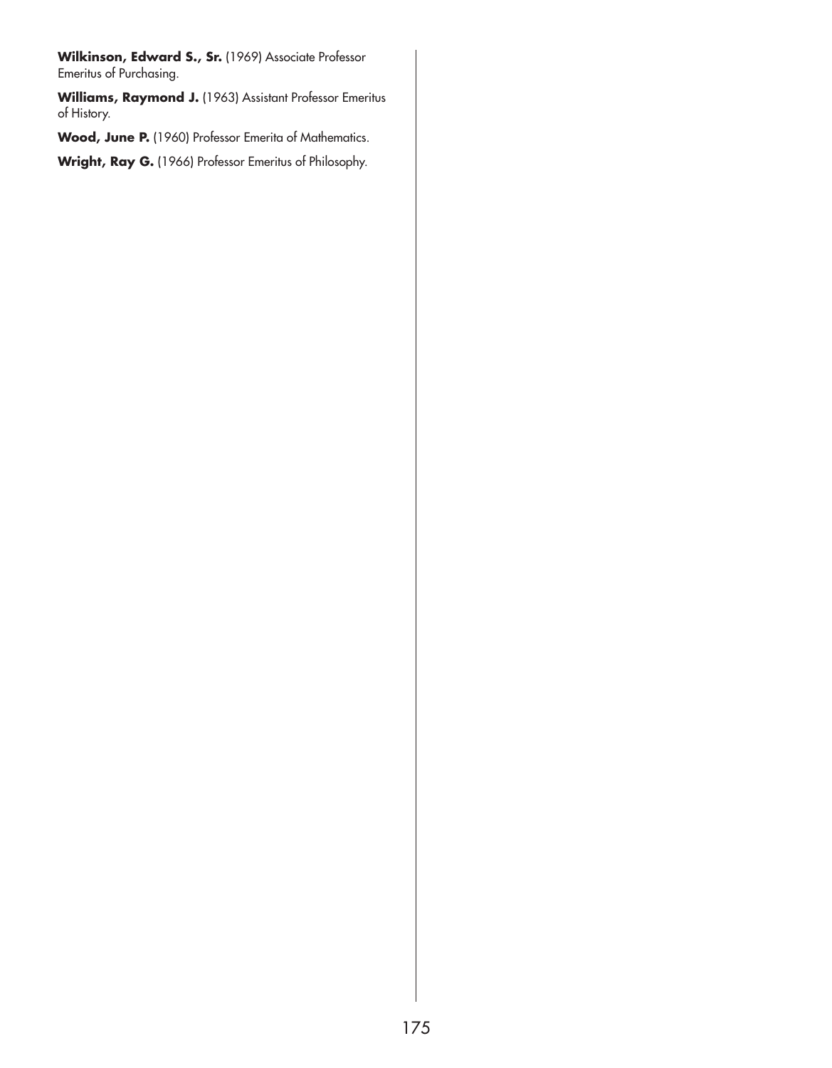**Wilkinson, Edward S., Sr.** (1969) Associate Professor Emeritus of Purchasing.

**Williams, Raymond J.** (1963) Assistant Professor Emeritus of History.

**Wood, June P.** (1960) Professor Emerita of Mathematics.

**Wright, Ray G.** (1966) Professor Emeritus of Philosophy.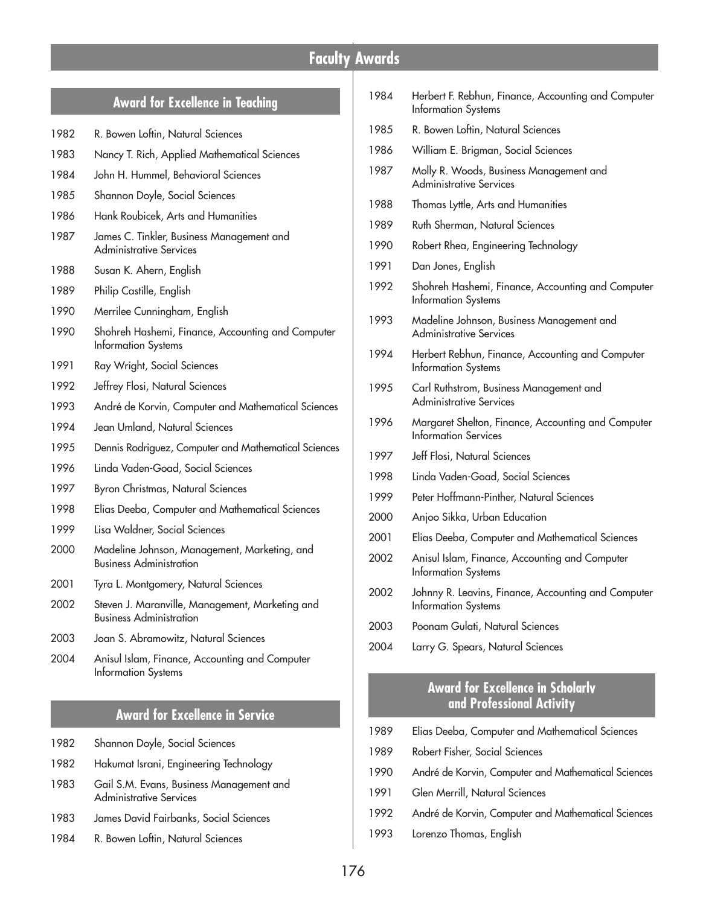# Faculty Awards

## Award for Excellence in Teaching

1982 R. Bowen Loftin, Natural Sciences

1983 Nancy T. Rich, Applied Mathematical Sciences

1984 John H. Hummel, Behavioral Sciences

1985 Shannon Doyle, Social Sciences

1986 Hank Roubicek, Arts and Humanities

1987 James C. Tinkler, Business Management and Administrative Services

1988 Susan K. Ahern, English

1989 Philip Castille, English

1990 Merrilee Cunningham, English

1990 Shohreh Hashemi, Finance, Accounting and Computer Information Systems

1991 Ray Wright, Social Sciences

1992 Jeffrey Flosi, Natural Sciences

1993 André de Korvin, Computer and Mathematical Sciences

1994 Jean Umland, Natural Sciences

1995 Dennis Rodriguez, Computer and Mathematical Sciences

1996 Linda Vaden-Goad, Social Sciences

1997 Byron Christmas, Natural Sciences

1998 Elias Deeba, Computer and Mathematical Sciences

1999 Lisa Waldner, Social Sciences

2000 Madeline Johnson, Management, Marketing, and Business Administration

2001 Tyra L. Montgomery, Natural Sciences

2002 Steven J. Maranville, Management, Marketing and Business Administration

2003 Joan S. Abramowitz, Natural Sciences

2004 Anisul Islam, Finance, Accounting and Computer Information Systems

## Award for Excellence in Service

1982 Shannon Doyle, Social Sciences

1982 Hakumat Israni, Engineering Technology

1983 Gail S.M. Evans, Business Management and Administrative Services

1983 James David Fairbanks, Social Sciences

1984 R. Bowen Loftin, Natural Sciences

1984 Herbert F. Rebhun, Finance, Accounting and Computer Information Systems

1985 R. Bowen Loftin, Natural Sciences

1986 William E. Brigman, Social Sciences

1987 Molly R. Woods, Business Management and Administrative Services

1988 Thomas Lyttle, Arts and Humanities

1989 Ruth Sherman, Natural Sciences

1990 Robert Rhea, Engineering Technology

1991 Dan Jones, English

1992 Shohreh Hashemi, Finance, Accounting and Computer Information Systems

1993 Madeline Johnson, Business Management and Administrative Services

1994 Herbert Rebhun, Finance, Accounting and Computer Information Systems

1995 Carl Ruthstrom, Business Management and Administrative Services

1996 Margaret Shelton, Finance, Accounting and Computer Information Services

1997 Jeff Flosi, Natural Sciences

1998 Linda Vaden-Goad, Social Sciences

1999 Peter Hoffmann-Pinther, Natural Sciences

2000 Anjoo Sikka, Urban Education

2001 Elias Deeba, Computer and Mathematical Sciences

2002 Anisul Islam, Finance, Accounting and Computer Information Systems

2002 Johnny R. Leavins, Finance, Accounting and Computer Information Systems

2003 Poonam Gulati, Natural Sciences

2004 Larry G. Spears, Natural Sciences

## Award for Excellence in Scholarly and Professional Activity

1989 Elias Deeba, Computer and Mathematical Sciences

1989 Robert Fisher, Social Sciences

1990 André de Korvin, Computer and Mathematical Sciences

1991 Glen Merrill, Natural Sciences

1992 André de Korvin, Computer and Mathematical Sciences

1993 Lorenzo Thomas, English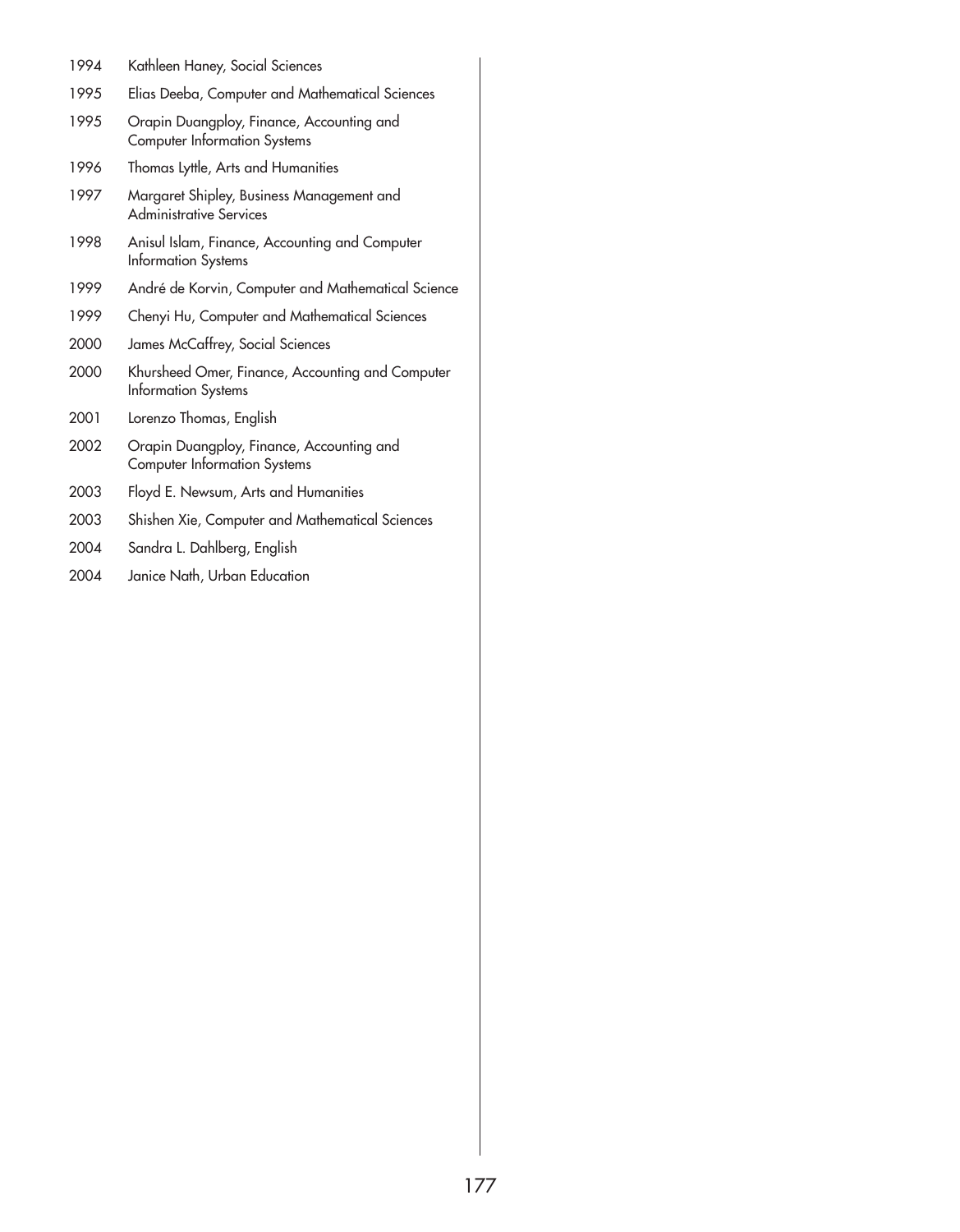1994 Kathleen Haney, Social Sciences

1995 Elias Deeba, Computer and Mathematical Sciences

1995 Orapin Duangploy, Finance, Accounting and Computer Information Systems

1996 Thomas Lyttle, Arts and Humanities

1997 Margaret Shipley, Business Management and Administrative Services

1998 Anisul Islam, Finance, Accounting and Computer Information Systems

1999 André de Korvin, Computer and Mathematical Science

1999 Chenyi Hu, Computer and Mathematical Sciences

2000 James McCaffrey, Social Sciences

2000 Khursheed Omer, Finance, Accounting and Computer Information Systems

2001 Lorenzo Thomas, English

2002 Orapin Duangploy, Finance, Accounting and Computer Information Systems

2003 Floyd E. Newsum, Arts and Humanities

2003 Shishen Xie, Computer and Mathematical Sciences

2004 Sandra L. Dahlberg, English

2004 Janice Nath, Urban Education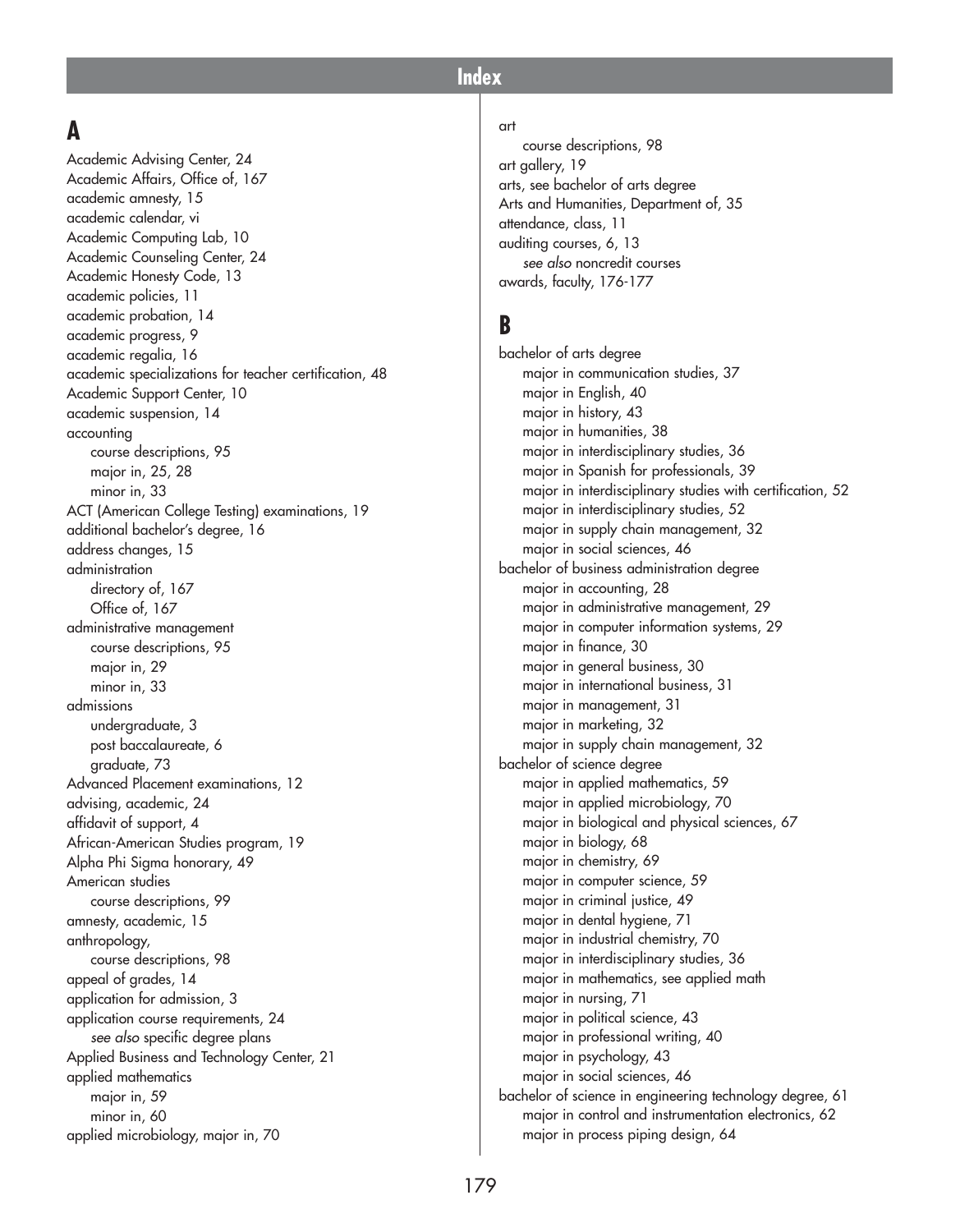# Index

## A

Academic Advising Center, 24
Academic Affairs, Office of, 167
academic amnesty, 15
academic calendar, vi
Academic Computing Lab, 10
Academic Counseling Center, 24
Academic Honesty Code, 13
academic policies, 11
academic probation, 14
academic progress, 9
academic regalia, 16
academic specializations for teacher certification, 48
Academic Support Center, 10
academic suspension, 14
accounting
    course descriptions, 95
    major in, 25, 28
    minor in, 33
ACT (American College Testing) examinations, 19
additional bachelor's degree, 16
address changes, 15
administration
    directory of, 167
    Office of, 167
administrative management
    course descriptions, 95
    major in, 29
    minor in, 33
admissions
    undergraduate, 3
    post baccalaureate, 6
    graduate, 73
Advanced Placement examinations, 12
advising, academic, 24
affidavit of support, 4
African-American Studies program, 19
Alpha Phi Sigma honorary, 49
American studies
    course descriptions, 99
amnesty, academic, 15
anthropology,
    course descriptions, 98
appeal of grades, 14
application for admission, 3
application course requirements, 24
    *see also* specific degree plans
Applied Business and Technology Center, 21
applied mathematics
    major in, 59
    minor in, 60
applied microbiology, major in, 70
art
    course descriptions, 98
art gallery, 19
arts, see bachelor of arts degree
Arts and Humanities, Department of, 35
attendance, class, 11
auditing courses, 6, 13
    *see also* noncredit courses
awards, faculty, 176-177

## B

bachelor of arts degree
    major in communication studies, 37
    major in English, 40
    major in history, 43
    major in humanities, 38
    major in interdisciplinary studies, 36
    major in Spanish for professionals, 39
    major in interdisciplinary studies with certification, 52
    major in interdisciplinary studies, 52
    major in supply chain management, 32
    major in social sciences, 46
bachelor of business administration degree
    major in accounting, 28
    major in administrative management, 29
    major in computer information systems, 29
    major in finance, 30
    major in general business, 30
    major in international business, 31
    major in management, 31
    major in marketing, 32
    major in supply chain management, 32
bachelor of science degree
    major in applied mathematics, 59
    major in applied microbiology, 70
    major in biological and physical sciences, 67
    major in biology, 68
    major in chemistry, 69
    major in computer science, 59
    major in criminal justice, 49
    major in dental hygiene, 71
    major in industrial chemistry, 70
    major in interdisciplinary studies, 36
    major in mathematics, see applied math
    major in nursing, 71
    major in political science, 43
    major in professional writing, 40
    major in psychology, 43
    major in social sciences, 46
bachelor of science in engineering technology degree, 61
    major in control and instrumentation electronics, 62
    major in process piping design, 64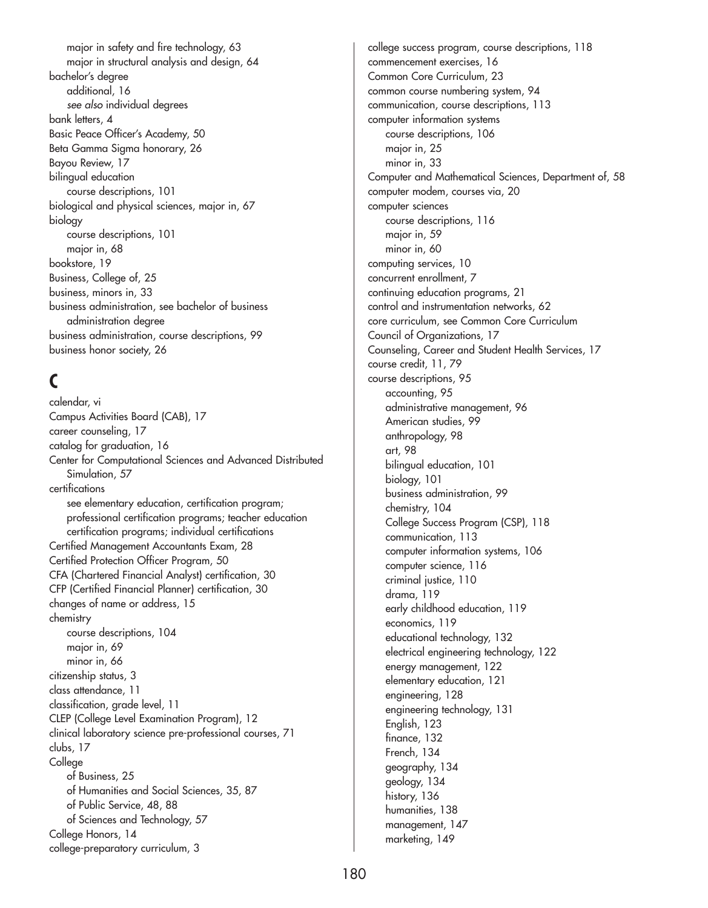major in safety and fire technology, 63
major in structural analysis and design, 64

bachelor's degree
- additional, 16
- *see also* individual degrees

bank letters, 4
Basic Peace Officer's Academy, 50
Beta Gamma Sigma honorary, 26
Bayou Review, 17
bilingual education
- course descriptions, 101

biological and physical sciences, major in, 67
biology
- course descriptions, 101
- major in, 68

bookstore, 19
Business, College of, 25
business, minors in, 33
business administration, see bachelor of business administration degree
business administration, course descriptions, 99
business honor society, 26

## C

calendar, vi
Campus Activities Board (CAB), 17
career counseling, 17
catalog for graduation, 16
Center for Computational Sciences and Advanced Distributed Simulation, 57
certifications
- see elementary education, certification program; professional certification programs; teacher education certification programs; individual certifications

Certified Management Accountants Exam, 28
Certified Protection Officer Program, 50
CFA (Chartered Financial Analyst) certification, 30
CFP (Certified Financial Planner) certification, 30
changes of name or address, 15
chemistry
- course descriptions, 104
- major in, 69
- minor in, 66

citizenship status, 3
class attendance, 11
classification, grade level, 11
CLEP (College Level Examination Program), 12
clinical laboratory science pre-professional courses, 71
clubs, 17
College
- of Business, 25
- of Humanities and Social Sciences, 35, 87
- of Public Service, 48, 88
- of Sciences and Technology, 57

College Honors, 14
college-preparatory curriculum, 3
college success program, course descriptions, 118
commencement exercises, 16
Common Core Curriculum, 23
common course numbering system, 94
communication, course descriptions, 113
computer information systems
- course descriptions, 106
- major in, 25
- minor in, 33

Computer and Mathematical Sciences, Department of, 58
computer modem, courses via, 20
computer sciences
- course descriptions, 116
- major in, 59
- minor in, 60

computing services, 10
concurrent enrollment, 7
continuing education programs, 21
control and instrumentation networks, 62
core curriculum, see Common Core Curriculum
Council of Organizations, 17
Counseling, Career and Student Health Services, 17
course credit, 11, 79
course descriptions, 95
- accounting, 95
- administrative management, 96
- American studies, 99
- anthropology, 98
- art, 98
- bilingual education, 101
- biology, 101
- business administration, 99
- chemistry, 104
- College Success Program (CSP), 118
- communication, 113
- computer information systems, 106
- computer science, 116
- criminal justice, 110
- drama, 119
- early childhood education, 119
- economics, 119
- educational technology, 132
- electrical engineering technology, 122
- energy management, 122
- elementary education, 121
- engineering, 128
- engineering technology, 131
- English, 123
- finance, 132
- French, 134
- geography, 134
- geology, 134
- history, 136
- humanities, 138
- management, 147
- marketing, 149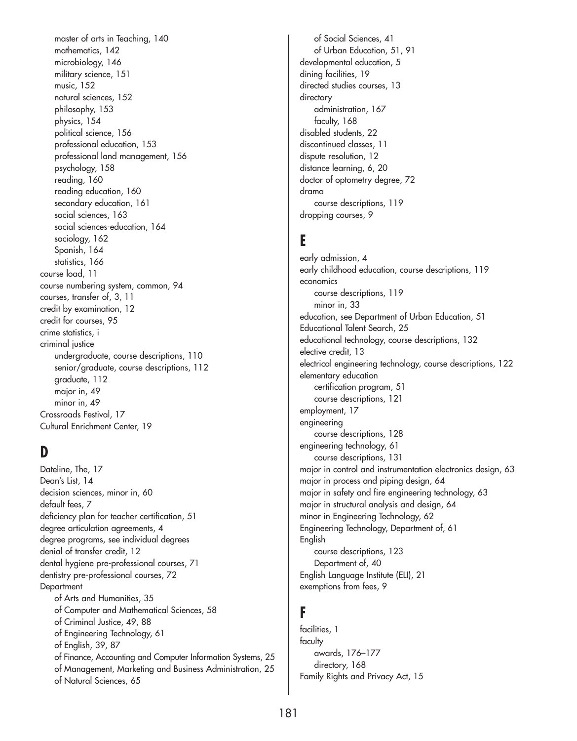master of arts in Teaching, 140
mathematics, 142
microbiology, 146
military science, 151
music, 152
natural sciences, 152
philosophy, 153
physics, 154
political science, 156
professional education, 153
professional land management, 156
psychology, 158
reading, 160
reading education, 160
secondary education, 161
social sciences, 163
social sciences-education, 164
sociology, 162
Spanish, 164
statistics, 166

course load, 11
course numbering system, common, 94
courses, transfer of, 3, 11
credit by examination, 12
credit for courses, 95
crime statistics, i
criminal justice
undergraduate, course descriptions, 110
senior/graduate, course descriptions, 112
graduate, 112
major in, 49
minor in, 49
Crossroads Festival, 17
Cultural Enrichment Center, 19

## D

Dateline, The, 17
Dean's List, 14
decision sciences, minor in, 60
default fees, 7
deficiency plan for teacher certification, 51
degree articulation agreements, 4
degree programs, see individual degrees
denial of transfer credit, 12
dental hygiene pre-professional courses, 71
dentistry pre-professional courses, 72
Department
of Arts and Humanities, 35
of Computer and Mathematical Sciences, 58
of Criminal Justice, 49, 88
of Engineering Technology, 61
of English, 39, 87
of Finance, Accounting and Computer Information Systems, 25
of Management, Marketing and Business Administration, 25
of Natural Sciences, 65
of Social Sciences, 41
of Urban Education, 51, 91
developmental education, 5
dining facilities, 19
directed studies courses, 13
directory
administration, 167
faculty, 168
disabled students, 22
discontinued classes, 11
dispute resolution, 12
distance learning, 6, 20
doctor of optometry degree, 72
drama
course descriptions, 119
dropping courses, 9

## E

early admission, 4
early childhood education, course descriptions, 119
economics
course descriptions, 119
minor in, 33
education, see Department of Urban Education, 51
Educational Talent Search, 25
educational technology, course descriptions, 132
elective credit, 13
electrical engineering technology, course descriptions, 122
elementary education
certification program, 51
course descriptions, 121
employment, 17
engineering
course descriptions, 128
engineering technology, 61
course descriptions, 131
major in control and instrumentation electronics design, 63
major in process and piping design, 64
major in safety and fire engineering technology, 63
major in structural analysis and design, 64
minor in Engineering Technology, 62
Engineering Technology, Department of, 61
English
course descriptions, 123
Department of, 40
English Language Institute (ELI), 21
exemptions from fees, 9

## F

facilities, 1
faculty
awards, 176–177
directory, 168
Family Rights and Privacy Act, 15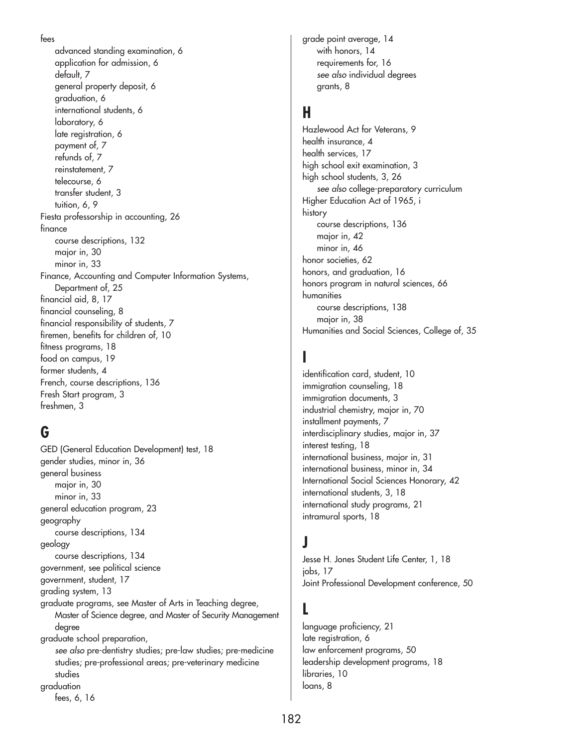fees
- advanced standing examination, 6
- application for admission, 6
- default, 7
- general property deposit, 6
- graduation, 6
- international students, 6
- laboratory, 6
- late registration, 6
- payment of, 7
- refunds of, 7
- reinstatement, 7
- telecourse, 6
- transfer student, 3
- tuition, 6, 9

Fiesta professorship in accounting, 26

finance
- course descriptions, 132
- major in, 30
- minor in, 33

Finance, Accounting and Computer Information Systems, Department of, 25

financial aid, 8, 17

financial counseling, 8

financial responsibility of students, 7

firemen, benefits for children of, 10

fitness programs, 18

food on campus, 19

former students, 4

French, course descriptions, 136

Fresh Start program, 3

freshmen, 3

## G

GED (General Education Development) test, 18

gender studies, minor in, 36

general business
- major in, 30
- minor in, 33

general education program, 23

geography
- course descriptions, 134

geology
- course descriptions, 134

government, see political science

government, student, 17

grading system, 13

graduate programs, see Master of Arts in Teaching degree, Master of Science degree, and Master of Security Management degree

graduate school preparation,
*see also* pre-dentistry studies; pre-law studies; pre-medicine studies; pre-professional areas; pre-veterinary medicine studies

graduation
- fees, 6, 16

grade point average, 14
- with honors, 14
- requirements for, 16
- *see also* individual degrees
- grants, 8

## H

Hazlewood Act for Veterans, 9

health insurance, 4

health services, 17

high school exit examination, 3

high school students, 3, 26
- *see also* college-preparatory curriculum

Higher Education Act of 1965, i

history
- course descriptions, 136
- major in, 42
- minor in, 46

honor societies, 62

honors, and graduation, 16

honors program in natural sciences, 66

humanities
- course descriptions, 138
- major in, 38

Humanities and Social Sciences, College of, 35

## I

identification card, student, 10

immigration counseling, 18

immigration documents, 3

industrial chemistry, major in, 70

installment payments, 7

interdisciplinary studies, major in, 37

interest testing, 18

international business, major in, 31

international business, minor in, 34

International Social Sciences Honorary, 42

international students, 3, 18

international study programs, 21

intramural sports, 18

## J

Jesse H. Jones Student Life Center, 1, 18

jobs, 17

Joint Professional Development conference, 50

## L

language proficiency, 21

late registration, 6

law enforcement programs, 50

leadership development programs, 18

libraries, 10

loans, 8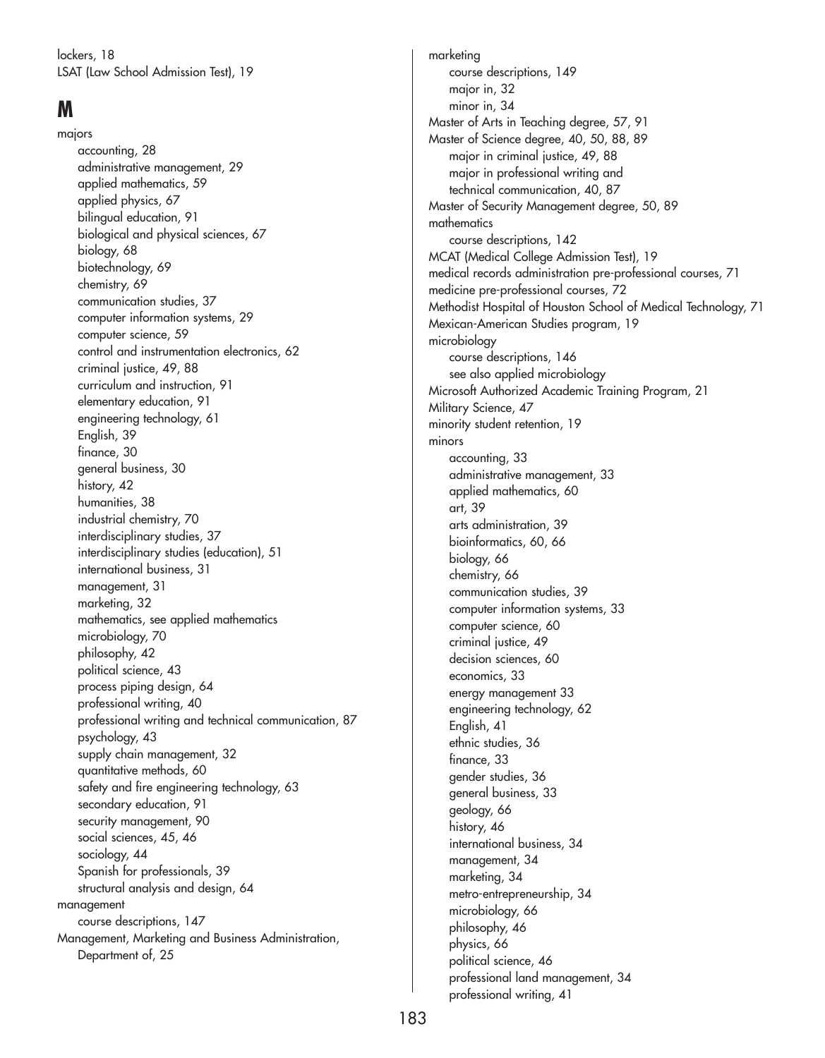lockers, 18
LSAT (Law School Admission Test), 19

## M

majors
- accounting, 28
- administrative management, 29
- applied mathematics, 59
- applied physics, 67
- bilingual education, 91
- biological and physical sciences, 67
- biology, 68
- biotechnology, 69
- chemistry, 69
- communication studies, 37
- computer information systems, 29
- computer science, 59
- control and instrumentation electronics, 62
- criminal justice, 49, 88
- curriculum and instruction, 91
- elementary education, 91
- engineering technology, 61
- English, 39
- finance, 30
- general business, 30
- history, 42
- humanities, 38
- industrial chemistry, 70
- interdisciplinary studies, 37
- interdisciplinary studies (education), 51
- international business, 31
- management, 31
- marketing, 32
- mathematics, see applied mathematics
- microbiology, 70
- philosophy, 42
- political science, 43
- process piping design, 64
- professional writing, 40
- professional writing and technical communication, 87
- psychology, 43
- supply chain management, 32
- quantitative methods, 60
- safety and fire engineering technology, 63
- secondary education, 91
- security management, 90
- social sciences, 45, 46
- sociology, 44
- Spanish for professionals, 39
- structural analysis and design, 64

management
- course descriptions, 147

Management, Marketing and Business Administration, Department of, 25

marketing
- course descriptions, 149
- major in, 32
- minor in, 34

Master of Arts in Teaching degree, 57, 91
Master of Science degree, 40, 50, 88, 89
- major in criminal justice, 49, 88
- major in professional writing and technical communication, 40, 87

Master of Security Management degree, 50, 89
mathematics
- course descriptions, 142

MCAT (Medical College Admission Test), 19
medical records administration pre-professional courses, 71
medicine pre-professional courses, 72
Methodist Hospital of Houston School of Medical Technology, 71
Mexican-American Studies program, 19
microbiology
- course descriptions, 146
- see also applied microbiology

Microsoft Authorized Academic Training Program, 21
Military Science, 47
minority student retention, 19
minors
- accounting, 33
- administrative management, 33
- applied mathematics, 60
- art, 39
- arts administration, 39
- bioinformatics, 60, 66
- biology, 66
- chemistry, 66
- communication studies, 39
- computer information systems, 33
- computer science, 60
- criminal justice, 49
- decision sciences, 60
- economics, 33
- energy management 33
- engineering technology, 62
- English, 41
- ethnic studies, 36
- finance, 33
- gender studies, 36
- general business, 33
- geology, 66
- history, 46
- international business, 34
- management, 34
- marketing, 34
- metro-entrepreneurship, 34
- microbiology, 66
- philosophy, 46
- physics, 66
- political science, 46
- professional land management, 34
- professional writing, 41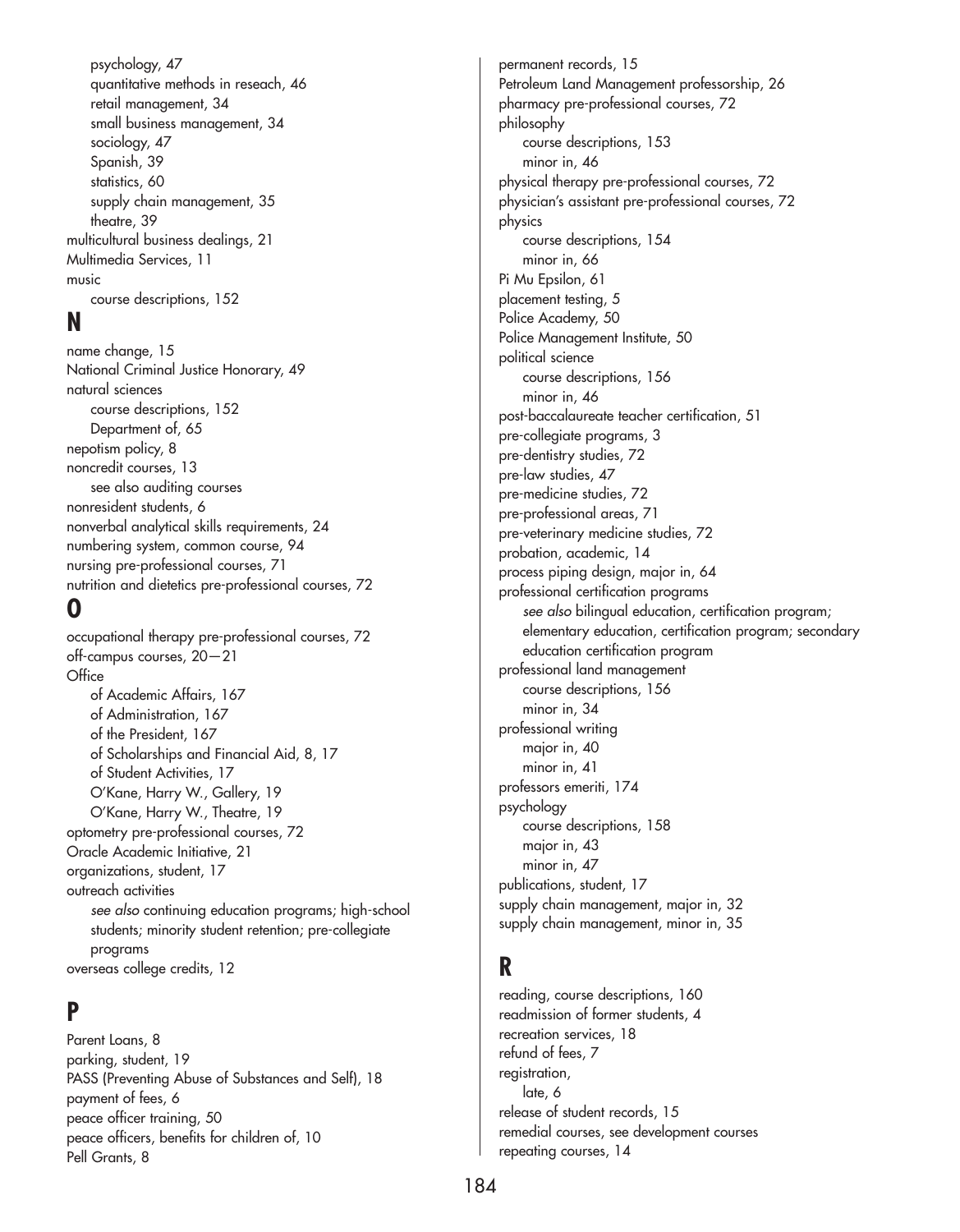- psychology, 47
- quantitative methods in reseach, 46
- retail management, 34
- small business management, 34
- sociology, 47
- Spanish, 39
- statistics, 60
- supply chain management, 35
- theatre, 39

multicultural business dealings, 21
Multimedia Services, 11
music
- course descriptions, 152

## N

name change, 15
National Criminal Justice Honorary, 49
natural sciences
- course descriptions, 152
- Department of, 65

nepotism policy, 8
noncredit courses, 13
- see also auditing courses

nonresident students, 6
nonverbal analytical skills requirements, 24
numbering system, common course, 94
nursing pre-professional courses, 71
nutrition and dietetics pre-professional courses, 72

## O

occupational therapy pre-professional courses, 72
off-campus courses, 20—21
Office
- of Academic Affairs, 167
- of Administration, 167
- of the President, 167
- of Scholarships and Financial Aid, 8, 17
- of Student Activities, 17
- O'Kane, Harry W., Gallery, 19
- O'Kane, Harry W., Theatre, 19

optometry pre-professional courses, 72
Oracle Academic Initiative, 21
organizations, student, 17
outreach activities
- *see also* continuing education programs; high-school students; minority student retention; pre-collegiate programs

overseas college credits, 12

## P

Parent Loans, 8
parking, student, 19
PASS (Preventing Abuse of Substances and Self), 18
payment of fees, 6
peace officer training, 50
peace officers, benefits for children of, 10
Pell Grants, 8
permanent records, 15
Petroleum Land Management professorship, 26
pharmacy pre-professional courses, 72
philosophy
- course descriptions, 153
- minor in, 46

physical therapy pre-professional courses, 72
physician's assistant pre-professional courses, 72
physics
- course descriptions, 154
- minor in, 66

Pi Mu Epsilon, 61
placement testing, 5
Police Academy, 50
Police Management Institute, 50
political science
- course descriptions, 156
- minor in, 46

post-baccalaureate teacher certification, 51
pre-collegiate programs, 3
pre-dentistry studies, 72
pre-law studies, 47
pre-medicine studies, 72
pre-professional areas, 71
pre-veterinary medicine studies, 72
probation, academic, 14
process piping design, major in, 64
professional certification programs
- *see also* bilingual education, certification program; elementary education, certification program; secondary education certification program

professional land management
- course descriptions, 156
- minor in, 34

professional writing
- major in, 40
- minor in, 41

professors emeriti, 174
psychology
- course descriptions, 158
- major in, 43
- minor in, 47

publications, student, 17
supply chain management, major in, 32
supply chain management, minor in, 35

## R

reading, course descriptions, 160
readmission of former students, 4
recreation services, 18
refund of fees, 7
registration,
- late, 6

release of student records, 15
remedial courses, see development courses
repeating courses, 14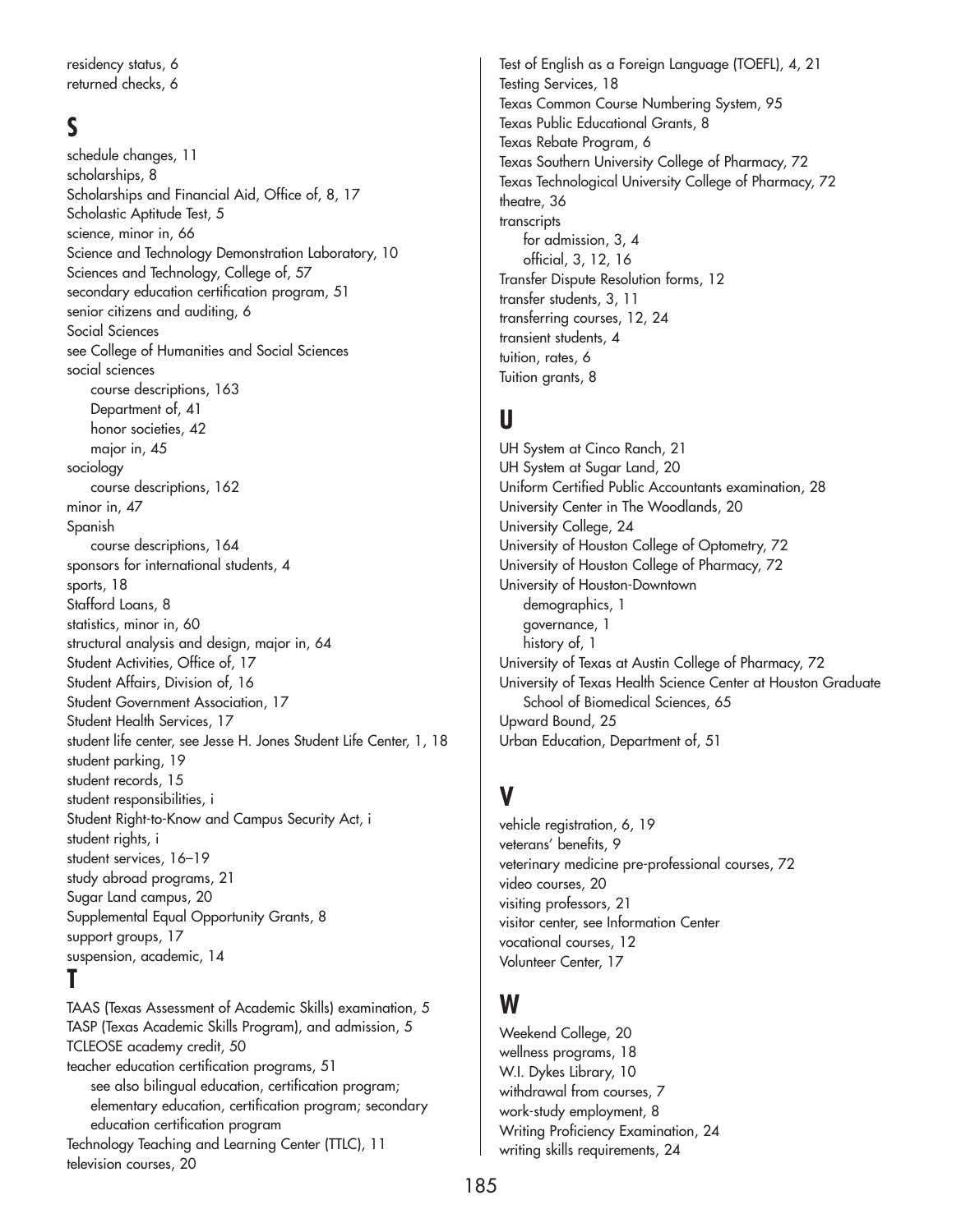residency status, 6
returned checks, 6

## S

schedule changes, 11
scholarships, 8
Scholarships and Financial Aid, Office of, 8, 17
Scholastic Aptitude Test, 5
science, minor in, 66
Science and Technology Demonstration Laboratory, 10
Sciences and Technology, College of, 57
secondary education certification program, 51
senior citizens and auditing, 6
Social Sciences
see College of Humanities and Social Sciences
social sciences
- course descriptions, 163
- Department of, 41
- honor societies, 42
- major in, 45

sociology
- course descriptions, 162

minor in, 47
Spanish
- course descriptions, 164

sponsors for international students, 4
sports, 18
Stafford Loans, 8
statistics, minor in, 60
structural analysis and design, major in, 64
Student Activities, Office of, 17
Student Affairs, Division of, 16
Student Government Association, 17
Student Health Services, 17
student life center, see Jesse H. Jones Student Life Center, 1, 18
student parking, 19
student records, 15
student responsibilities, i
Student Right-to-Know and Campus Security Act, i
student rights, i
student services, 16–19
study abroad programs, 21
Sugar Land campus, 20
Supplemental Equal Opportunity Grants, 8
support groups, 17
suspension, academic, 14

## T

TAAS (Texas Assessment of Academic Skills) examination, 5
TASP (Texas Academic Skills Program), and admission, 5
TCLEOSE academy credit, 50
teacher education certification programs, 51
- see also bilingual education, certification program; elementary education, certification program; secondary education certification program

Technology Teaching and Learning Center (TTLC), 11
television courses, 20
Test of English as a Foreign Language (TOEFL), 4, 21
Testing Services, 18
Texas Common Course Numbering System, 95
Texas Public Educational Grants, 8
Texas Rebate Program, 6
Texas Southern University College of Pharmacy, 72
Texas Technological University College of Pharmacy, 72
theatre, 36
transcripts
- for admission, 3, 4
- official, 3, 12, 16

Transfer Dispute Resolution forms, 12
transfer students, 3, 11
transferring courses, 12, 24
transient students, 4
tuition, rates, 6
Tuition grants, 8

## U

UH System at Cinco Ranch, 21
UH System at Sugar Land, 20
Uniform Certified Public Accountants examination, 28
University Center in The Woodlands, 20
University College, 24
University of Houston College of Optometry, 72
University of Houston College of Pharmacy, 72
University of Houston-Downtown
- demographics, 1
- governance, 1
- history of, 1

University of Texas at Austin College of Pharmacy, 72
University of Texas Health Science Center at Houston Graduate School of Biomedical Sciences, 65
Upward Bound, 25
Urban Education, Department of, 51

## V

vehicle registration, 6, 19
veterans' benefits, 9
veterinary medicine pre-professional courses, 72
video courses, 20
visiting professors, 21
visitor center, see Information Center
vocational courses, 12
Volunteer Center, 17

## W

Weekend College, 20
wellness programs, 18
W.I. Dykes Library, 10
withdrawal from courses, 7
work-study employment, 8
Writing Proficiency Examination, 24
writing skills requirements, 24